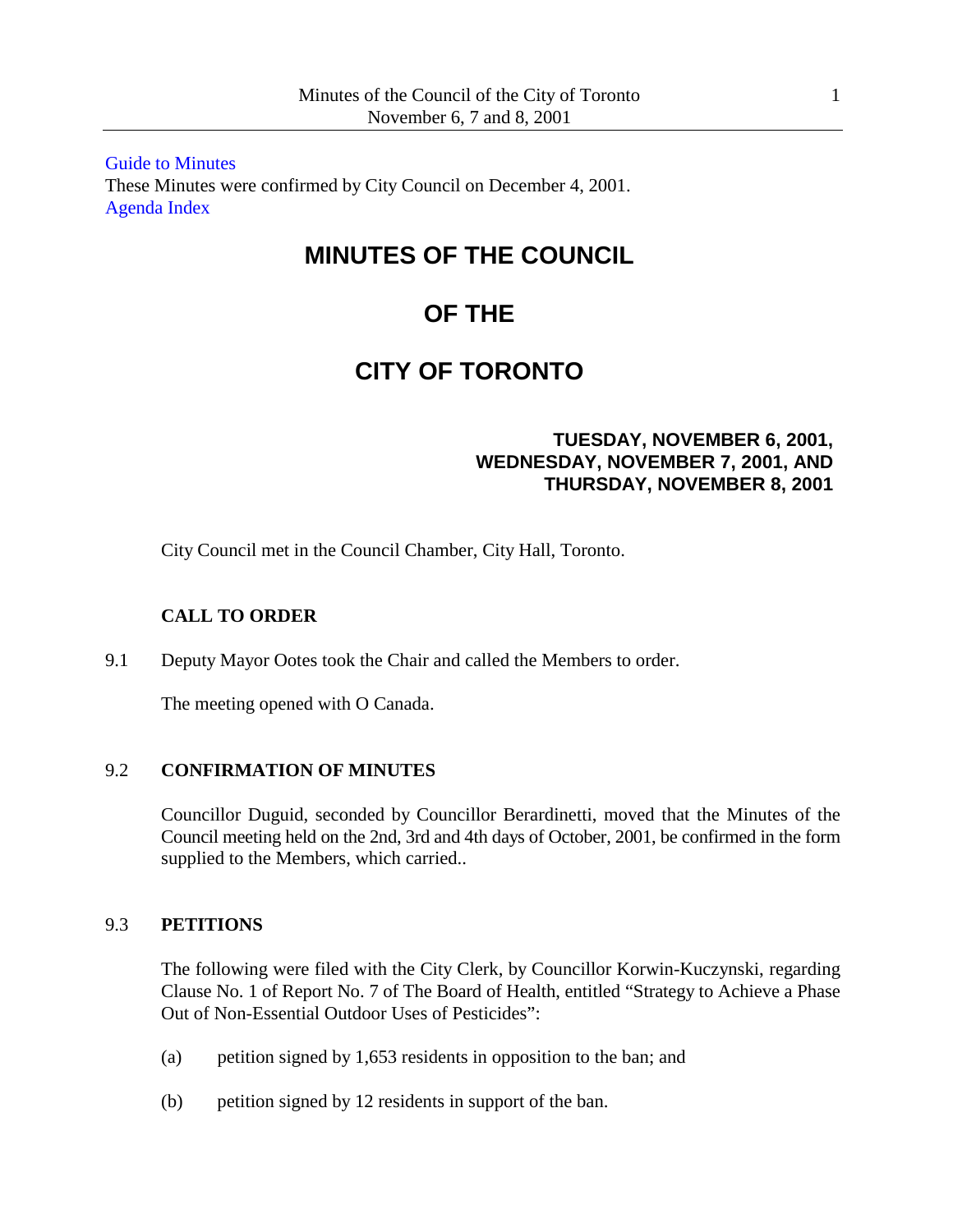Guide to Minutes
These Minutes were confirmed by City Council on December 4, 2001.
Agenda Index

# MINUTES OF THE COUNCIL

# OF THE

# CITY OF TORONTO

**TUESDAY, NOVEMBER 6, 2001,**
**WEDNESDAY, NOVEMBER 7, 2001, AND**
**THURSDAY, NOVEMBER 8, 2001**

City Council met in the Council Chamber, City Hall, Toronto.

**CALL TO ORDER**

9.1 Deputy Mayor Ootes took the Chair and called the Members to order.

The meeting opened with O Canada.

9.2 **CONFIRMATION OF MINUTES**

Councillor Duguid, seconded by Councillor Berardinetti, moved that the Minutes of the Council meeting held on the 2nd, 3rd and 4th days of October, 2001, be confirmed in the form supplied to the Members, which carried..

9.3 **PETITIONS**

The following were filed with the City Clerk, by Councillor Korwin-Kuczynski, regarding Clause No. 1 of Report No. 7 of The Board of Health, entitled "Strategy to Achieve a Phase Out of Non-Essential Outdoor Uses of Pesticides":

(a) petition signed by 1,653 residents in opposition to the ban; and

(b) petition signed by 12 residents in support of the ban.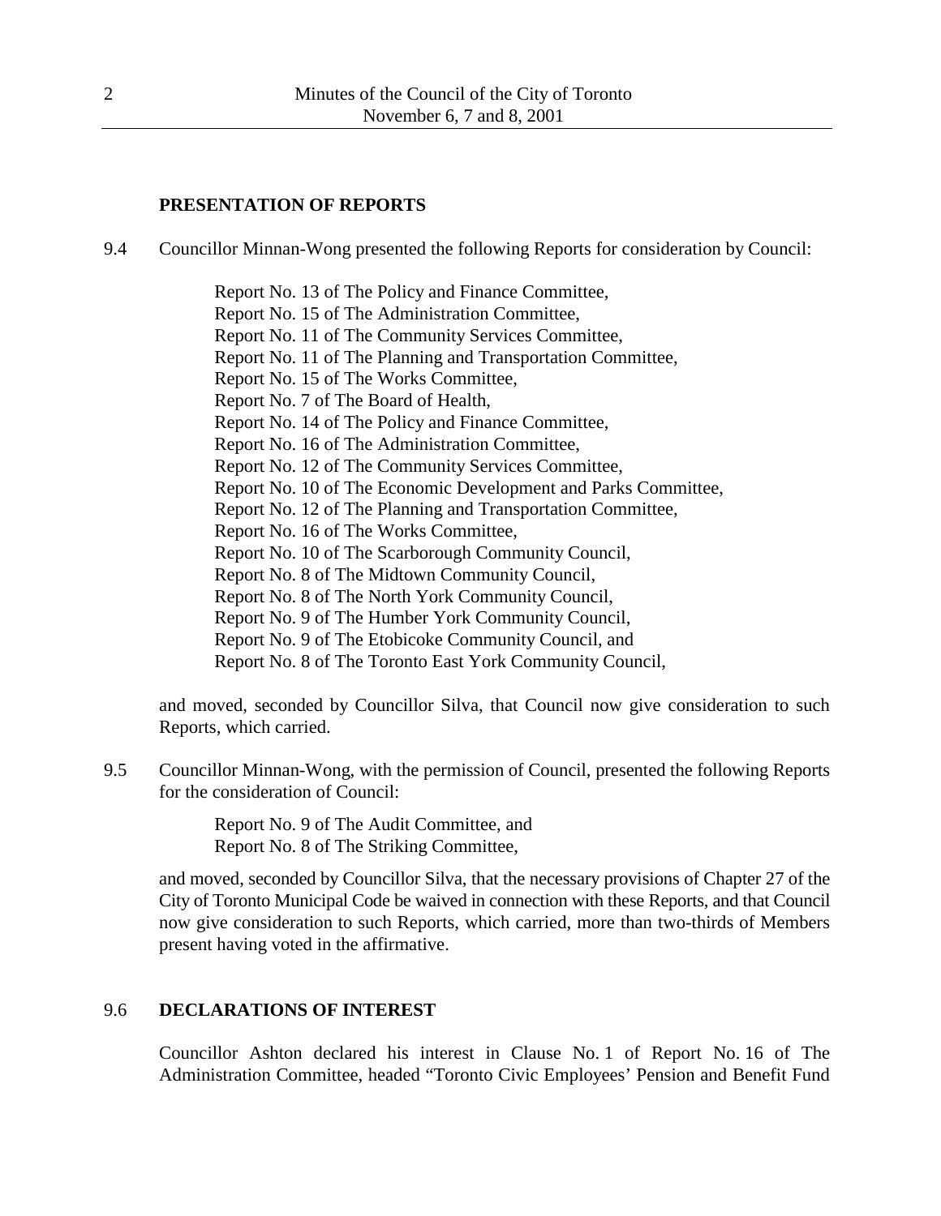## PRESENTATION OF REPORTS

9.4 Councillor Minnan-Wong presented the following Reports for consideration by Council:

Report No. 13 of The Policy and Finance Committee,
Report No. 15 of The Administration Committee,
Report No. 11 of The Community Services Committee,
Report No. 11 of The Planning and Transportation Committee,
Report No. 15 of The Works Committee,
Report No. 7 of The Board of Health,
Report No. 14 of The Policy and Finance Committee,
Report No. 16 of The Administration Committee,
Report No. 12 of The Community Services Committee,
Report No. 10 of The Economic Development and Parks Committee,
Report No. 12 of The Planning and Transportation Committee,
Report No. 16 of The Works Committee,
Report No. 10 of The Scarborough Community Council,
Report No. 8 of The Midtown Community Council,
Report No. 8 of The North York Community Council,
Report No. 9 of The Humber York Community Council,
Report No. 9 of The Etobicoke Community Council, and
Report No. 8 of The Toronto East York Community Council,

and moved, seconded by Councillor Silva, that Council now give consideration to such Reports, which carried.

9.5 Councillor Minnan-Wong, with the permission of Council, presented the following Reports for the consideration of Council:

Report No. 9 of The Audit Committee, and
Report No. 8 of The Striking Committee,

and moved, seconded by Councillor Silva, that the necessary provisions of Chapter 27 of the City of Toronto Municipal Code be waived in connection with these Reports, and that Council now give consideration to such Reports, which carried, more than two-thirds of Members present having voted in the affirmative.

## 9.6 DECLARATIONS OF INTEREST

Councillor Ashton declared his interest in Clause No. 1 of Report No. 16 of The Administration Committee, headed "Toronto Civic Employees' Pension and Benefit Fund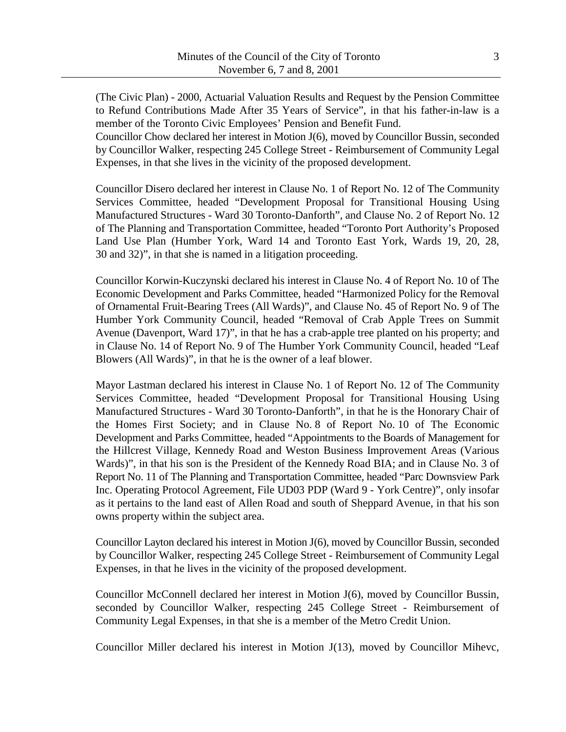(The Civic Plan) - 2000, Actuarial Valuation Results and Request by the Pension Committee to Refund Contributions Made After 35 Years of Service", in that his father-in-law is a member of the Toronto Civic Employees' Pension and Benefit Fund.

Councillor Chow declared her interest in Motion J(6), moved by Councillor Bussin, seconded by Councillor Walker, respecting 245 College Street - Reimbursement of Community Legal Expenses, in that she lives in the vicinity of the proposed development.

Councillor Disero declared her interest in Clause No. 1 of Report No. 12 of The Community Services Committee, headed "Development Proposal for Transitional Housing Using Manufactured Structures - Ward 30 Toronto-Danforth", and Clause No. 2 of Report No. 12 of The Planning and Transportation Committee, headed "Toronto Port Authority's Proposed Land Use Plan (Humber York, Ward 14 and Toronto East York, Wards 19, 20, 28, 30 and 32)", in that she is named in a litigation proceeding.

Councillor Korwin-Kuczynski declared his interest in Clause No. 4 of Report No. 10 of The Economic Development and Parks Committee, headed "Harmonized Policy for the Removal of Ornamental Fruit-Bearing Trees (All Wards)", and Clause No. 45 of Report No. 9 of The Humber York Community Council, headed "Removal of Crab Apple Trees on Summit Avenue (Davenport, Ward 17)", in that he has a crab-apple tree planted on his property; and in Clause No. 14 of Report No. 9 of The Humber York Community Council, headed "Leaf Blowers (All Wards)", in that he is the owner of a leaf blower.

Mayor Lastman declared his interest in Clause No. 1 of Report No. 12 of The Community Services Committee, headed "Development Proposal for Transitional Housing Using Manufactured Structures - Ward 30 Toronto-Danforth", in that he is the Honorary Chair of the Homes First Society; and in Clause No. 8 of Report No. 10 of The Economic Development and Parks Committee, headed "Appointments to the Boards of Management for the Hillcrest Village, Kennedy Road and Weston Business Improvement Areas (Various Wards)", in that his son is the President of the Kennedy Road BIA; and in Clause No. 3 of Report No. 11 of The Planning and Transportation Committee, headed "Parc Downsview Park Inc. Operating Protocol Agreement, File UD03 PDP (Ward 9 - York Centre)", only insofar as it pertains to the land east of Allen Road and south of Sheppard Avenue, in that his son owns property within the subject area.

Councillor Layton declared his interest in Motion J(6), moved by Councillor Bussin, seconded by Councillor Walker, respecting 245 College Street - Reimbursement of Community Legal Expenses, in that he lives in the vicinity of the proposed development.

Councillor McConnell declared her interest in Motion J(6), moved by Councillor Bussin, seconded by Councillor Walker, respecting 245 College Street - Reimbursement of Community Legal Expenses, in that she is a member of the Metro Credit Union.

Councillor Miller declared his interest in Motion J(13), moved by Councillor Mihevc,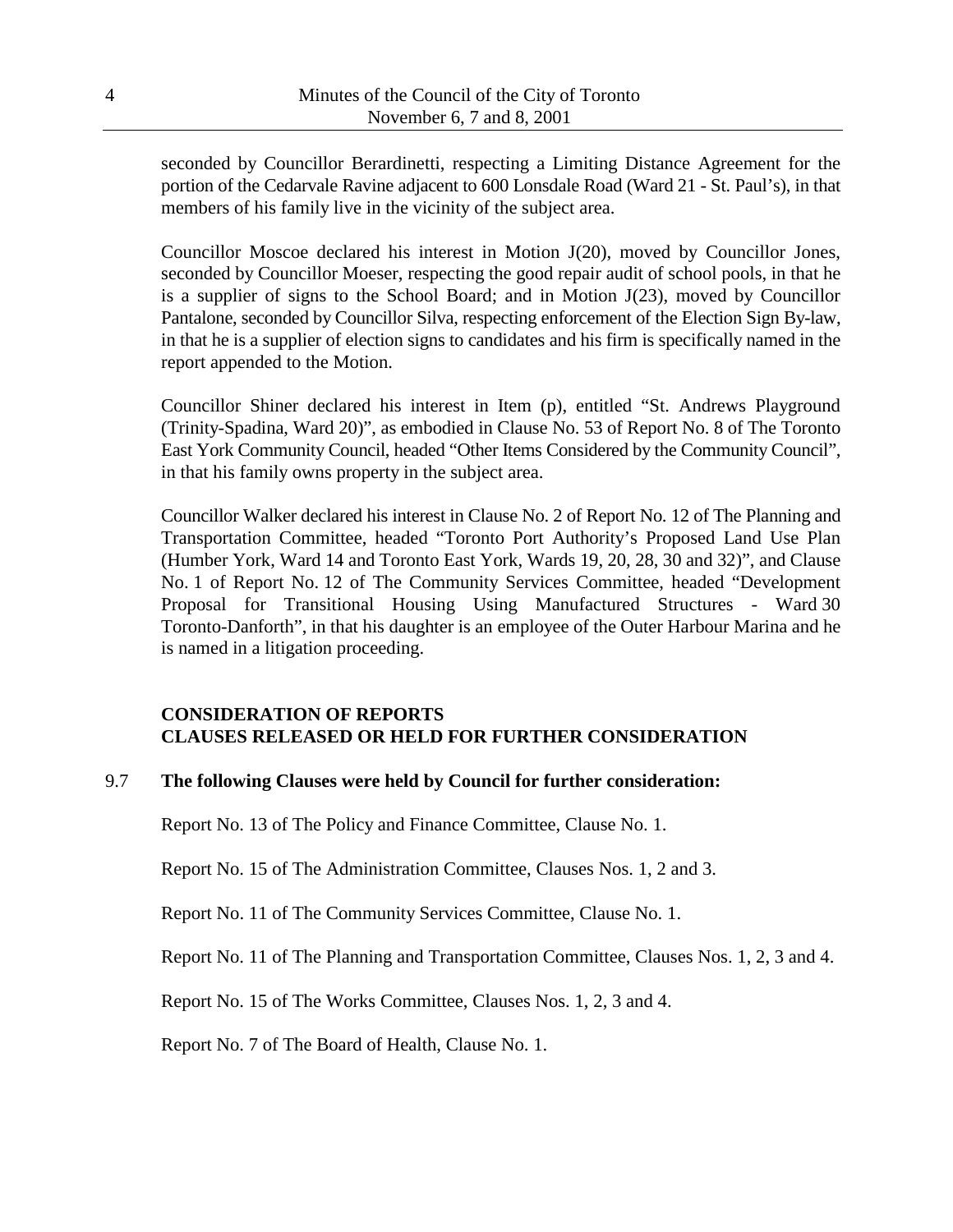seconded by Councillor Berardinetti, respecting a Limiting Distance Agreement for the portion of the Cedarvale Ravine adjacent to 600 Lonsdale Road (Ward 21 - St. Paul's), in that members of his family live in the vicinity of the subject area.

Councillor Moscoe declared his interest in Motion J(20), moved by Councillor Jones, seconded by Councillor Moeser, respecting the good repair audit of school pools, in that he is a supplier of signs to the School Board; and in Motion J(23), moved by Councillor Pantalone, seconded by Councillor Silva, respecting enforcement of the Election Sign By-law, in that he is a supplier of election signs to candidates and his firm is specifically named in the report appended to the Motion.

Councillor Shiner declared his interest in Item (p), entitled "St. Andrews Playground (Trinity-Spadina, Ward 20)", as embodied in Clause No. 53 of Report No. 8 of The Toronto East York Community Council, headed "Other Items Considered by the Community Council", in that his family owns property in the subject area.

Councillor Walker declared his interest in Clause No. 2 of Report No. 12 of The Planning and Transportation Committee, headed "Toronto Port Authority's Proposed Land Use Plan (Humber York, Ward 14 and Toronto East York, Wards 19, 20, 28, 30 and 32)", and Clause No. 1 of Report No. 12 of The Community Services Committee, headed "Development Proposal for Transitional Housing Using Manufactured Structures - Ward 30 Toronto-Danforth", in that his daughter is an employee of the Outer Harbour Marina and he is named in a litigation proceeding.

**CONSIDERATION OF REPORTS**
**CLAUSES RELEASED OR HELD FOR FURTHER CONSIDERATION**

9.7 **The following Clauses were held by Council for further consideration:**

Report No. 13 of The Policy and Finance Committee, Clause No. 1.

Report No. 15 of The Administration Committee, Clauses Nos. 1, 2 and 3.

Report No. 11 of The Community Services Committee, Clause No. 1.

Report No. 11 of The Planning and Transportation Committee, Clauses Nos. 1, 2, 3 and 4.

Report No. 15 of The Works Committee, Clauses Nos. 1, 2, 3 and 4.

Report No. 7 of The Board of Health, Clause No. 1.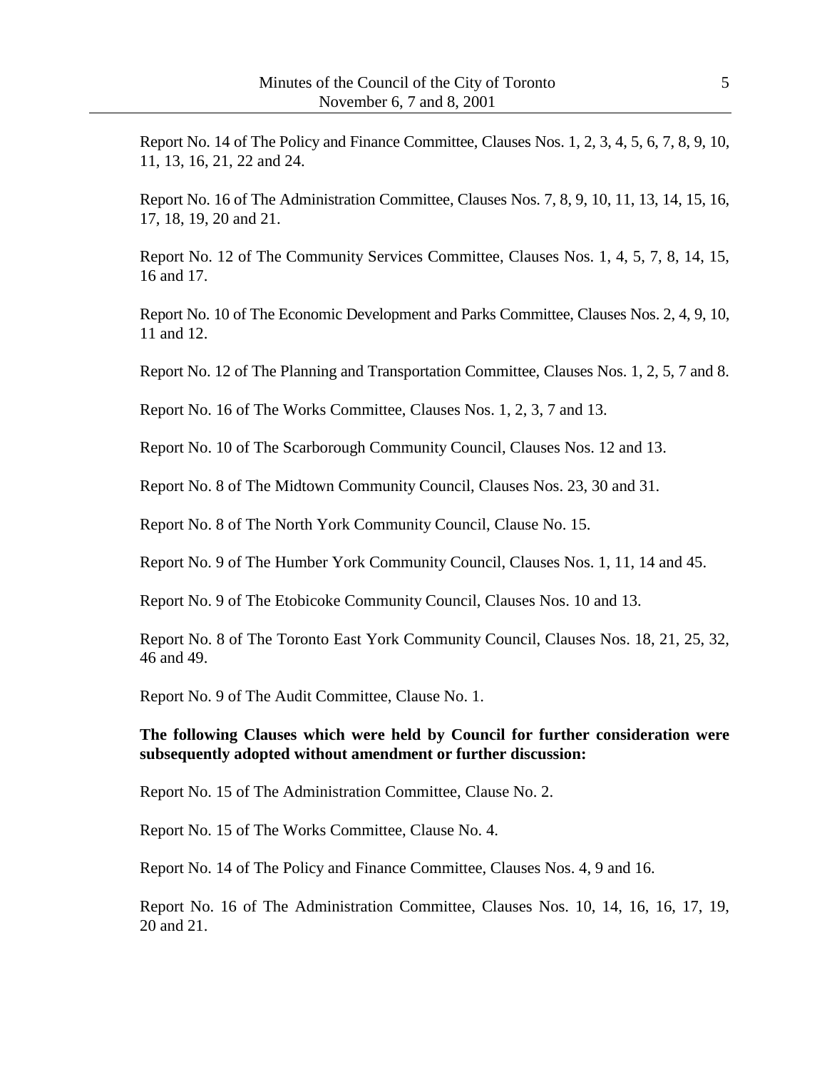Report No. 14 of The Policy and Finance Committee, Clauses Nos. 1, 2, 3, 4, 5, 6, 7, 8, 9, 10, 11, 13, 16, 21, 22 and 24.

Report No. 16 of The Administration Committee, Clauses Nos. 7, 8, 9, 10, 11, 13, 14, 15, 16, 17, 18, 19, 20 and 21.

Report No. 12 of The Community Services Committee, Clauses Nos. 1, 4, 5, 7, 8, 14, 15, 16 and 17.

Report No. 10 of The Economic Development and Parks Committee, Clauses Nos. 2, 4, 9, 10, 11 and 12.

Report No. 12 of The Planning and Transportation Committee, Clauses Nos. 1, 2, 5, 7 and 8.

Report No. 16 of The Works Committee, Clauses Nos. 1, 2, 3, 7 and 13.

Report No. 10 of The Scarborough Community Council, Clauses Nos. 12 and 13.

Report No. 8 of The Midtown Community Council, Clauses Nos. 23, 30 and 31.

Report No. 8 of The North York Community Council, Clause No. 15.

Report No. 9 of The Humber York Community Council, Clauses Nos. 1, 11, 14 and 45.

Report No. 9 of The Etobicoke Community Council, Clauses Nos. 10 and 13.

Report No. 8 of The Toronto East York Community Council, Clauses Nos. 18, 21, 25, 32, 46 and 49.

Report No. 9 of The Audit Committee, Clause No. 1.

**The following Clauses which were held by Council for further consideration were subsequently adopted without amendment or further discussion:**

Report No. 15 of The Administration Committee, Clause No. 2.

Report No. 15 of The Works Committee, Clause No. 4.

Report No. 14 of The Policy and Finance Committee, Clauses Nos. 4, 9 and 16.

Report No. 16 of The Administration Committee, Clauses Nos. 10, 14, 16, 16, 17, 19, 20 and 21.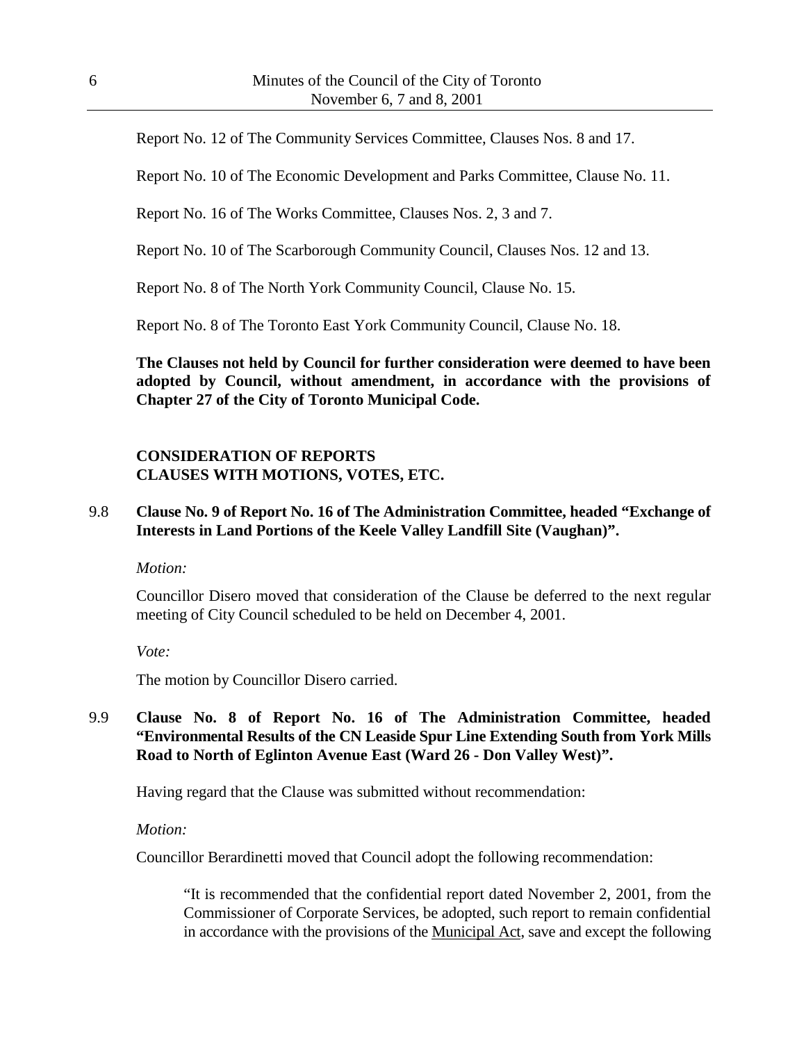Report No. 12 of The Community Services Committee, Clauses Nos. 8 and 17.

Report No. 10 of The Economic Development and Parks Committee, Clause No. 11.

Report No. 16 of The Works Committee, Clauses Nos. 2, 3 and 7.

Report No. 10 of The Scarborough Community Council, Clauses Nos. 12 and 13.

Report No. 8 of The North York Community Council, Clause No. 15.

Report No. 8 of The Toronto East York Community Council, Clause No. 18.

**The Clauses not held by Council for further consideration were deemed to have been adopted by Council, without amendment, in accordance with the provisions of Chapter 27 of the City of Toronto Municipal Code.**

**CONSIDERATION OF REPORTS**
**CLAUSES WITH MOTIONS, VOTES, ETC.**

9.8 **Clause No. 9 of Report No. 16 of The Administration Committee, headed "Exchange of Interests in Land Portions of the Keele Valley Landfill Site (Vaughan)".**

*Motion:*

Councillor Disero moved that consideration of the Clause be deferred to the next regular meeting of City Council scheduled to be held on December 4, 2001.

*Vote:*

The motion by Councillor Disero carried.

9.9 **Clause No. 8 of Report No. 16 of The Administration Committee, headed "Environmental Results of the CN Leaside Spur Line Extending South from York Mills Road to North of Eglinton Avenue East (Ward 26 - Don Valley West)".**

Having regard that the Clause was submitted without recommendation:

*Motion:*

Councillor Berardinetti moved that Council adopt the following recommendation:

> "It is recommended that the confidential report dated November 2, 2001, from the Commissioner of Corporate Services, be adopted, such report to remain confidential in accordance with the provisions of the Municipal Act, save and except the following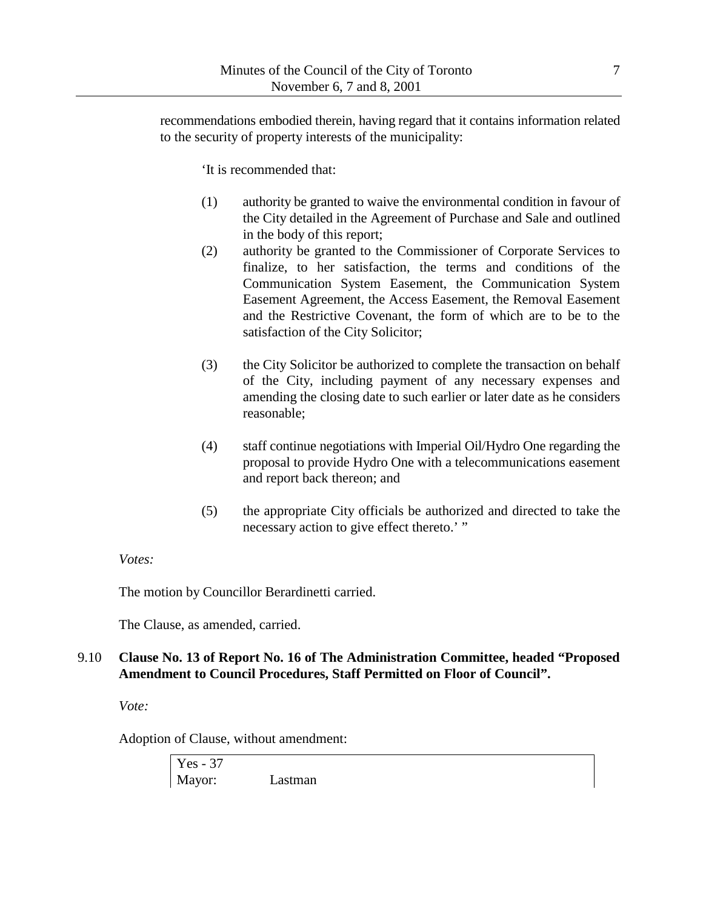recommendations embodied therein, having regard that it contains information related to the security of property interests of the municipality:

'It is recommended that:

(1) authority be granted to waive the environmental condition in favour of the City detailed in the Agreement of Purchase and Sale and outlined in the body of this report;

(2) authority be granted to the Commissioner of Corporate Services to finalize, to her satisfaction, the terms and conditions of the Communication System Easement, the Communication System Easement Agreement, the Access Easement, the Removal Easement and the Restrictive Covenant, the form of which are to be to the satisfaction of the City Solicitor;

(3) the City Solicitor be authorized to complete the transaction on behalf of the City, including payment of any necessary expenses and amending the closing date to such earlier or later date as he considers reasonable;

(4) staff continue negotiations with Imperial Oil/Hydro One regarding the proposal to provide Hydro One with a telecommunications easement and report back thereon; and

(5) the appropriate City officials be authorized and directed to take the necessary action to give effect thereto.' "

*Votes:*

The motion by Councillor Berardinetti carried.

The Clause, as amended, carried.

9.10 **Clause No. 13 of Report No. 16 of The Administration Committee, headed "Proposed Amendment to Council Procedures, Staff Permitted on Floor of Council".**

*Vote:*

Adoption of Clause, without amendment:

| Yes - 37 | |
|---|---|
| Mayor: | Lastman |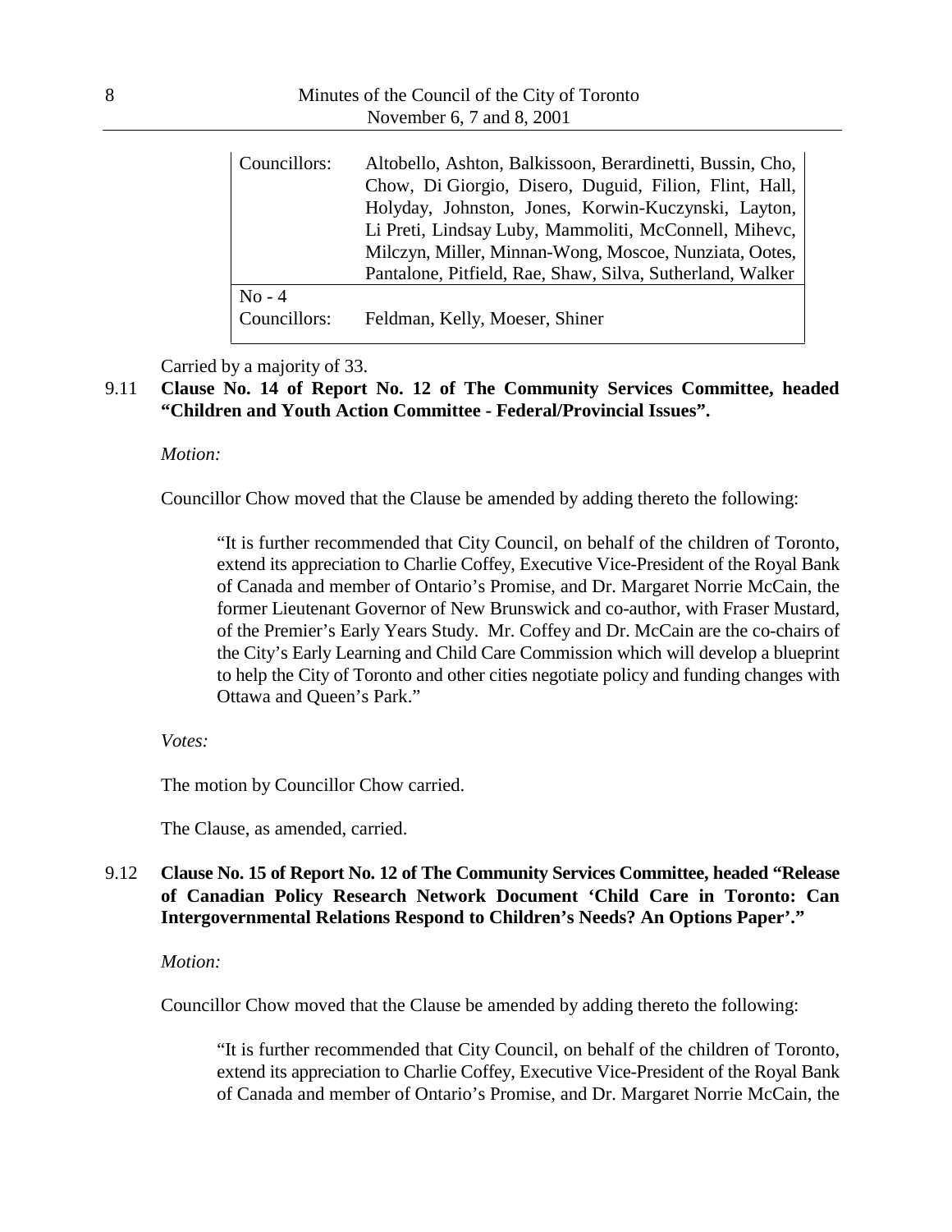| | |
|---|---|
| Councillors: | Altobello, Ashton, Balkissoon, Berardinetti, Bussin, Cho, Chow, Di Giorgio, Disero, Duguid, Filion, Flint, Hall, Holyday, Johnston, Jones, Korwin-Kuczynski, Layton, Li Preti, Lindsay Luby, Mammoliti, McConnell, Mihevc, Milczyn, Miller, Minnan-Wong, Moscoe, Nunziata, Ootes, Pantalone, Pitfield, Rae, Shaw, Silva, Sutherland, Walker |
| No - 4 | |
| Councillors: | Feldman, Kelly, Moeser, Shiner |

Carried by a majority of 33.

9.11 **Clause No. 14 of Report No. 12 of The Community Services Committee, headed "Children and Youth Action Committee - Federal/Provincial Issues".**

*Motion:*

Councillor Chow moved that the Clause be amended by adding thereto the following:

> "It is further recommended that City Council, on behalf of the children of Toronto, extend its appreciation to Charlie Coffey, Executive Vice-President of the Royal Bank of Canada and member of Ontario's Promise, and Dr. Margaret Norrie McCain, the former Lieutenant Governor of New Brunswick and co-author, with Fraser Mustard, of the Premier's Early Years Study. Mr. Coffey and Dr. McCain are the co-chairs of the City's Early Learning and Child Care Commission which will develop a blueprint to help the City of Toronto and other cities negotiate policy and funding changes with Ottawa and Queen's Park."

*Votes:*

The motion by Councillor Chow carried.

The Clause, as amended, carried.

9.12 **Clause No. 15 of Report No. 12 of The Community Services Committee, headed "Release of Canadian Policy Research Network Document 'Child Care in Toronto: Can Intergovernmental Relations Respond to Children's Needs? An Options Paper'."**

*Motion:*

Councillor Chow moved that the Clause be amended by adding thereto the following:

> "It is further recommended that City Council, on behalf of the children of Toronto, extend its appreciation to Charlie Coffey, Executive Vice-President of the Royal Bank of Canada and member of Ontario's Promise, and Dr. Margaret Norrie McCain, the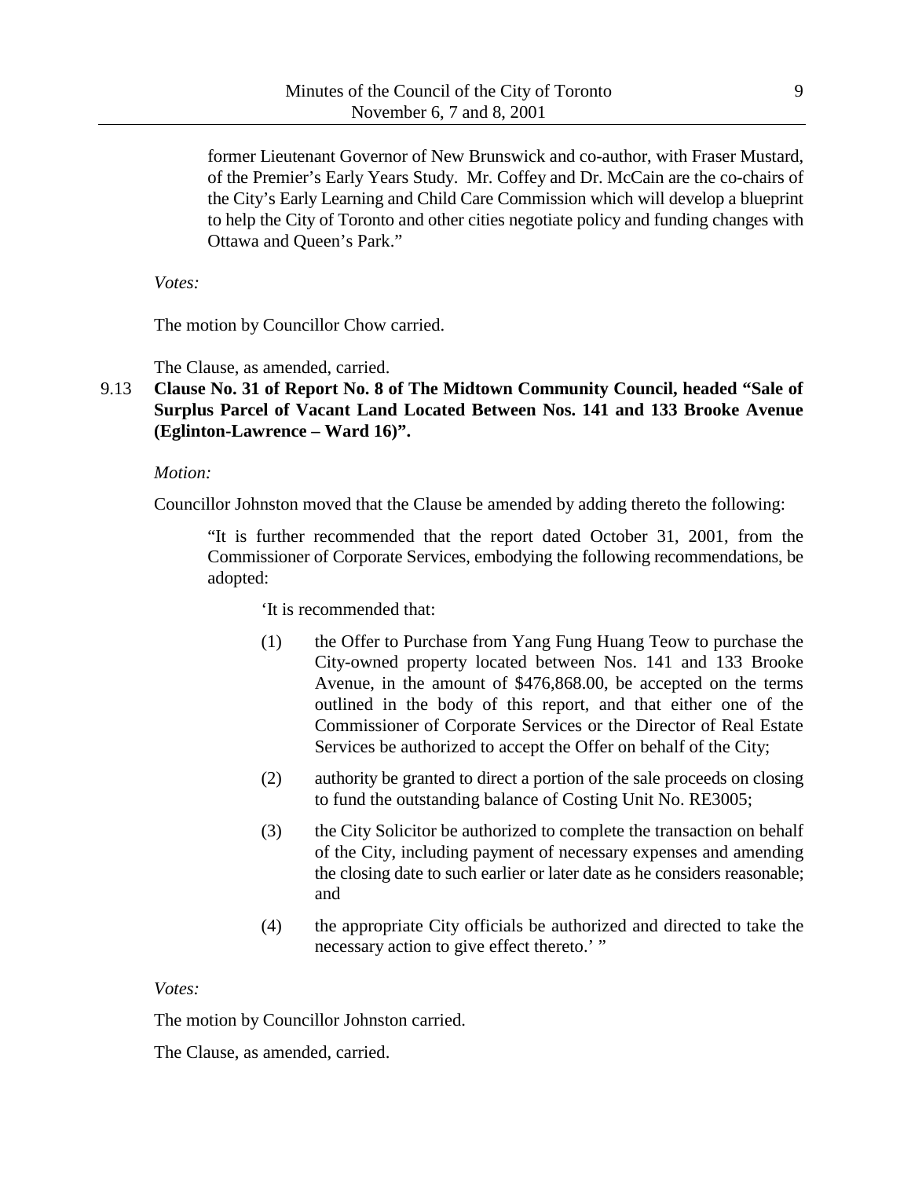former Lieutenant Governor of New Brunswick and co-author, with Fraser Mustard, of the Premier's Early Years Study. Mr. Coffey and Dr. McCain are the co-chairs of the City's Early Learning and Child Care Commission which will develop a blueprint to help the City of Toronto and other cities negotiate policy and funding changes with Ottawa and Queen's Park."

*Votes:*

The motion by Councillor Chow carried.

The Clause, as amended, carried.

**9.13 Clause No. 31 of Report No. 8 of The Midtown Community Council, headed "Sale of Surplus Parcel of Vacant Land Located Between Nos. 141 and 133 Brooke Avenue (Eglinton-Lawrence – Ward 16)".**

*Motion:*

Councillor Johnston moved that the Clause be amended by adding thereto the following:

> "It is further recommended that the report dated October 31, 2001, from the Commissioner of Corporate Services, embodying the following recommendations, be adopted:
>
> 'It is recommended that:
>
> (1) the Offer to Purchase from Yang Fung Huang Teow to purchase the City-owned property located between Nos. 141 and 133 Brooke Avenue, in the amount of $476,868.00, be accepted on the terms outlined in the body of this report, and that either one of the Commissioner of Corporate Services or the Director of Real Estate Services be authorized to accept the Offer on behalf of the City;
>
> (2) authority be granted to direct a portion of the sale proceeds on closing to fund the outstanding balance of Costing Unit No. RE3005;
>
> (3) the City Solicitor be authorized to complete the transaction on behalf of the City, including payment of necessary expenses and amending the closing date to such earlier or later date as he considers reasonable; and
>
> (4) the appropriate City officials be authorized and directed to take the necessary action to give effect thereto.' "

*Votes:*

The motion by Councillor Johnston carried.

The Clause, as amended, carried.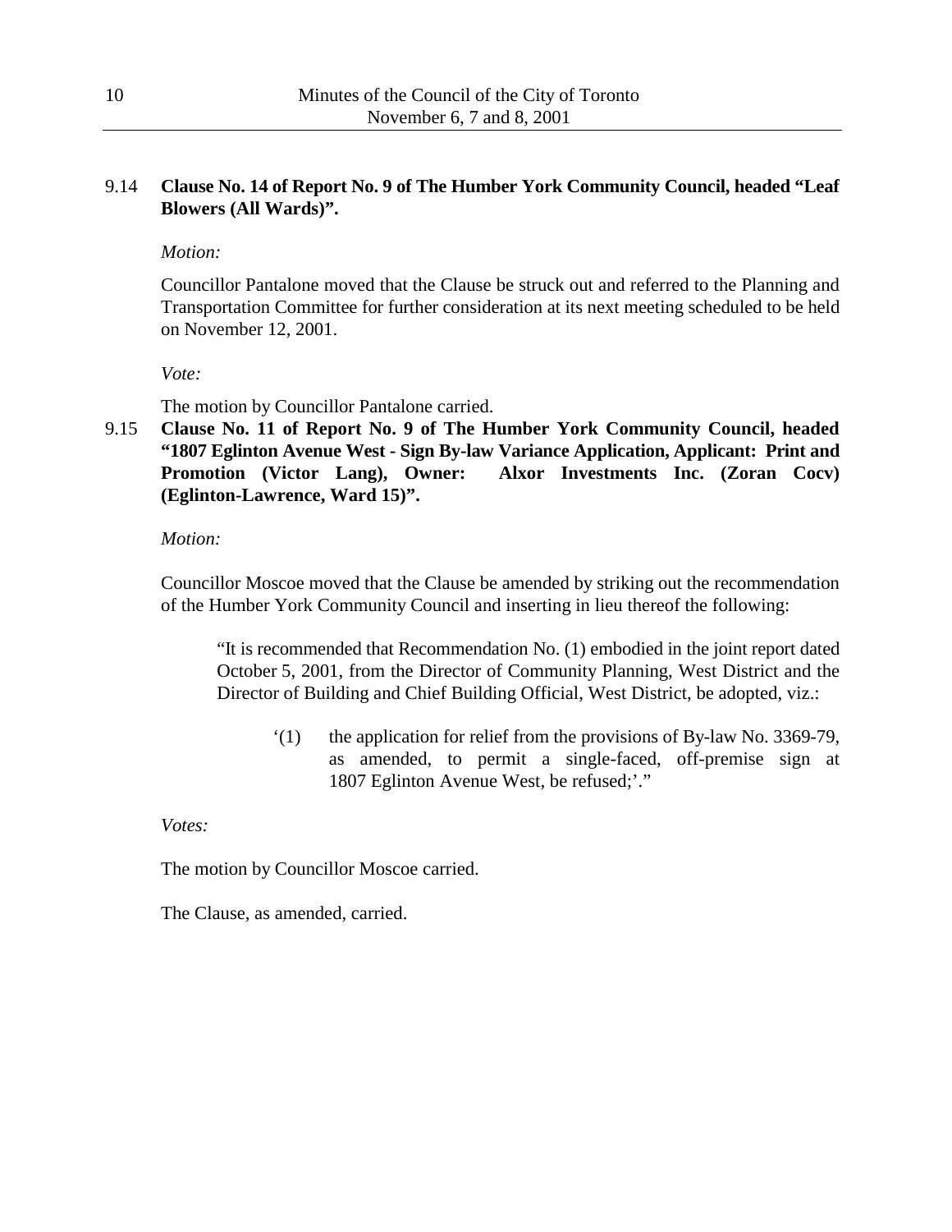9.14 **Clause No. 14 of Report No. 9 of The Humber York Community Council, headed "Leaf Blowers (All Wards)".**

*Motion:*

Councillor Pantalone moved that the Clause be struck out and referred to the Planning and Transportation Committee for further consideration at its next meeting scheduled to be held on November 12, 2001.

*Vote:*

The motion by Councillor Pantalone carried.

9.15 **Clause No. 11 of Report No. 9 of The Humber York Community Council, headed "1807 Eglinton Avenue West - Sign By-law Variance Application, Applicant: Print and Promotion (Victor Lang), Owner: Alxor Investments Inc. (Zoran Cocv) (Eglinton-Lawrence, Ward 15)".**

*Motion:*

Councillor Moscoe moved that the Clause be amended by striking out the recommendation of the Humber York Community Council and inserting in lieu thereof the following:

> "It is recommended that Recommendation No. (1) embodied in the joint report dated October 5, 2001, from the Director of Community Planning, West District and the Director of Building and Chief Building Official, West District, be adopted, viz.:
>
> > '(1) the application for relief from the provisions of By-law No. 3369-79, as amended, to permit a single-faced, off-premise sign at 1807 Eglinton Avenue West, be refused;'."

*Votes:*

The motion by Councillor Moscoe carried.

The Clause, as amended, carried.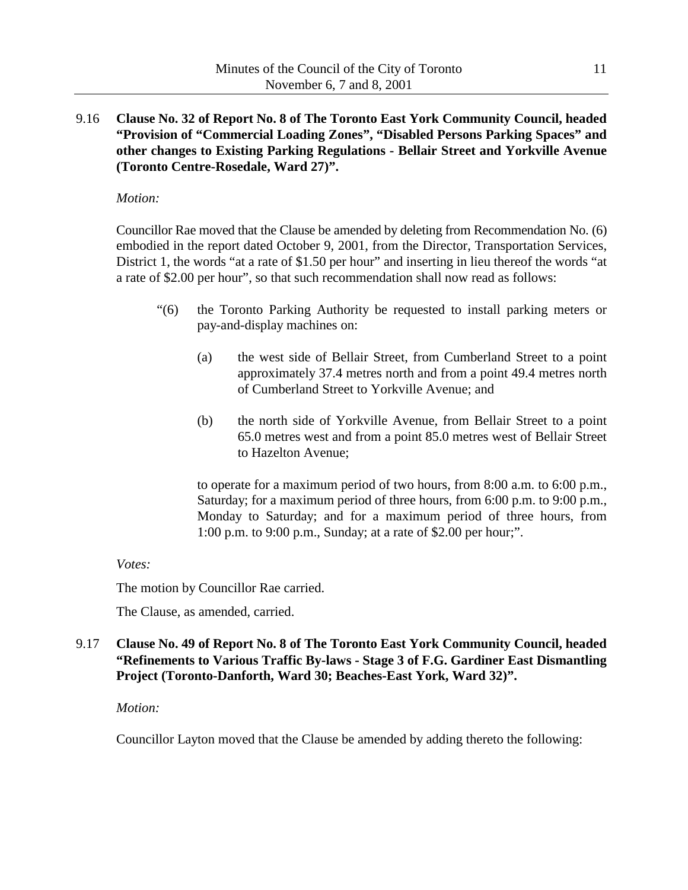9.16 **Clause No. 32 of Report No. 8 of The Toronto East York Community Council, headed "Provision of "Commercial Loading Zones", "Disabled Persons Parking Spaces" and other changes to Existing Parking Regulations - Bellair Street and Yorkville Avenue (Toronto Centre-Rosedale, Ward 27)".**

*Motion:*

Councillor Rae moved that the Clause be amended by deleting from Recommendation No. (6) embodied in the report dated October 9, 2001, from the Director, Transportation Services, District 1, the words "at a rate of $1.50 per hour" and inserting in lieu thereof the words "at a rate of $2.00 per hour", so that such recommendation shall now read as follows:

> "(6) the Toronto Parking Authority be requested to install parking meters or pay-and-display machines on:
>
> (a) the west side of Bellair Street, from Cumberland Street to a point approximately 37.4 metres north and from a point 49.4 metres north of Cumberland Street to Yorkville Avenue; and
>
> (b) the north side of Yorkville Avenue, from Bellair Street to a point 65.0 metres west and from a point 85.0 metres west of Bellair Street to Hazelton Avenue;
>
> to operate for a maximum period of two hours, from 8:00 a.m. to 6:00 p.m., Saturday; for a maximum period of three hours, from 6:00 p.m. to 9:00 p.m., Monday to Saturday; and for a maximum period of three hours, from 1:00 p.m. to 9:00 p.m., Sunday; at a rate of $2.00 per hour;".

*Votes:*

The motion by Councillor Rae carried.

The Clause, as amended, carried.

9.17 **Clause No. 49 of Report No. 8 of The Toronto East York Community Council, headed "Refinements to Various Traffic By-laws - Stage 3 of F.G. Gardiner East Dismantling Project (Toronto-Danforth, Ward 30; Beaches-East York, Ward 32)".**

*Motion:*

Councillor Layton moved that the Clause be amended by adding thereto the following: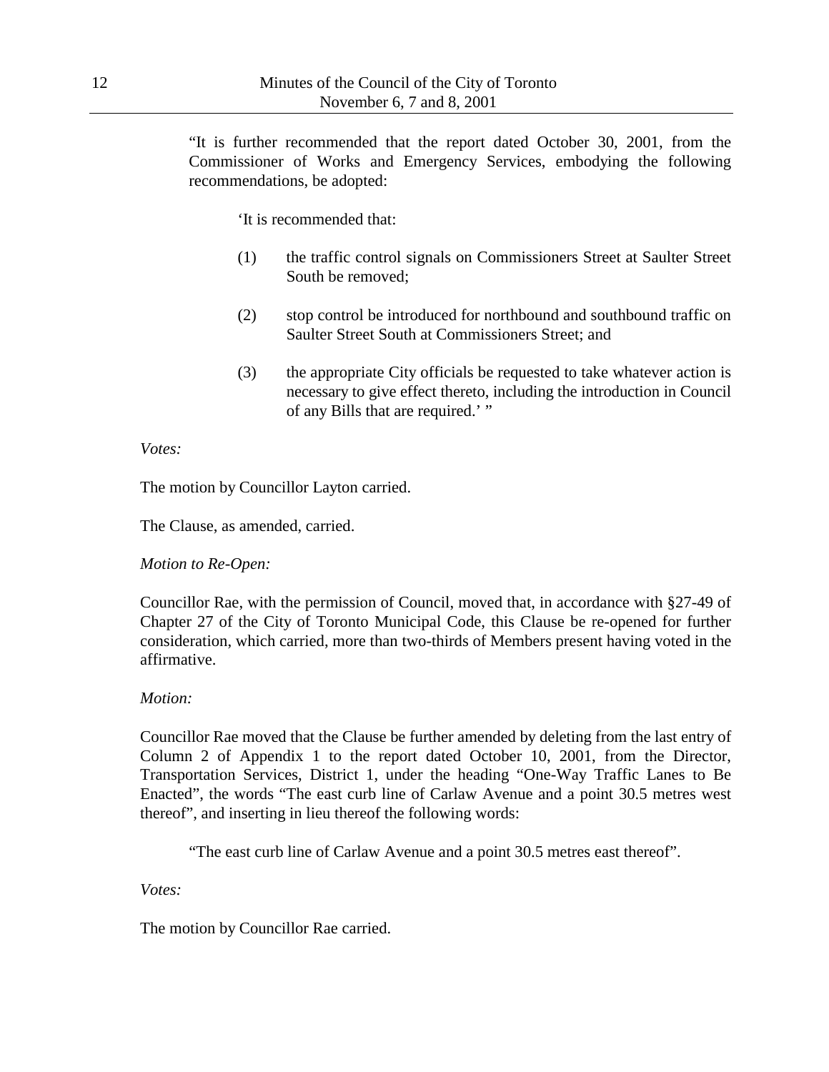"It is further recommended that the report dated October 30, 2001, from the Commissioner of Works and Emergency Services, embodying the following recommendations, be adopted:

> 'It is recommended that:
>
> (1) the traffic control signals on Commissioners Street at Saulter Street South be removed;
>
> (2) stop control be introduced for northbound and southbound traffic on Saulter Street South at Commissioners Street; and
>
> (3) the appropriate City officials be requested to take whatever action is necessary to give effect thereto, including the introduction in Council of any Bills that are required.' "

*Votes:*

The motion by Councillor Layton carried.

The Clause, as amended, carried.

*Motion to Re-Open:*

Councillor Rae, with the permission of Council, moved that, in accordance with §27-49 of Chapter 27 of the City of Toronto Municipal Code, this Clause be re-opened for further consideration, which carried, more than two-thirds of Members present having voted in the affirmative.

*Motion:*

Councillor Rae moved that the Clause be further amended by deleting from the last entry of Column 2 of Appendix 1 to the report dated October 10, 2001, from the Director, Transportation Services, District 1, under the heading "One-Way Traffic Lanes to Be Enacted", the words "The east curb line of Carlaw Avenue and a point 30.5 metres west thereof", and inserting in lieu thereof the following words:

> "The east curb line of Carlaw Avenue and a point 30.5 metres east thereof".

*Votes:*

The motion by Councillor Rae carried.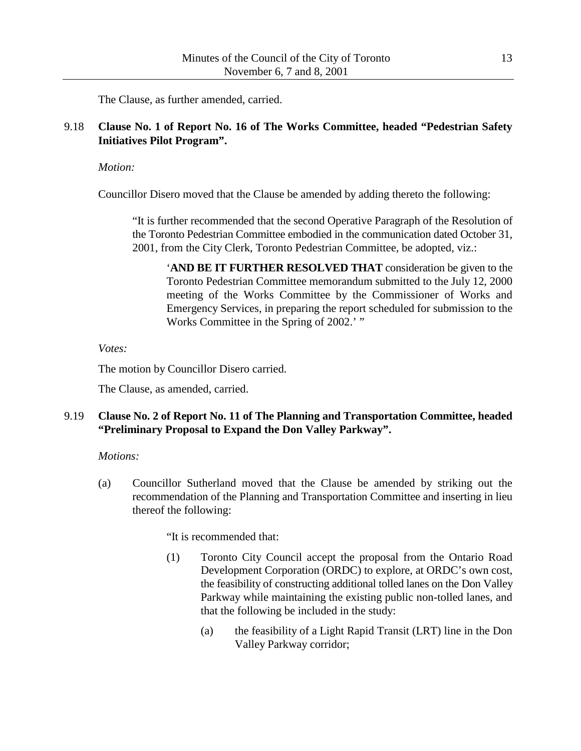The Clause, as further amended, carried.

9.18 **Clause No. 1 of Report No. 16 of The Works Committee, headed "Pedestrian Safety Initiatives Pilot Program".**

*Motion:*

Councillor Disero moved that the Clause be amended by adding thereto the following:

> "It is further recommended that the second Operative Paragraph of the Resolution of the Toronto Pedestrian Committee embodied in the communication dated October 31, 2001, from the City Clerk, Toronto Pedestrian Committee, be adopted, viz.:
>
> > '**AND BE IT FURTHER RESOLVED THAT** consideration be given to the Toronto Pedestrian Committee memorandum submitted to the July 12, 2000 meeting of the Works Committee by the Commissioner of Works and Emergency Services, in preparing the report scheduled for submission to the Works Committee in the Spring of 2002.' "

*Votes:*

The motion by Councillor Disero carried.

The Clause, as amended, carried.

9.19 **Clause No. 2 of Report No. 11 of The Planning and Transportation Committee, headed "Preliminary Proposal to Expand the Don Valley Parkway".**

*Motions:*

(a) Councillor Sutherland moved that the Clause be amended by striking out the recommendation of the Planning and Transportation Committee and inserting in lieu thereof the following:

> "It is recommended that:
>
> (1) Toronto City Council accept the proposal from the Ontario Road Development Corporation (ORDC) to explore, at ORDC's own cost, the feasibility of constructing additional tolled lanes on the Don Valley Parkway while maintaining the existing public non-tolled lanes, and that the following be included in the study:
>
> > (a) the feasibility of a Light Rapid Transit (LRT) line in the Don Valley Parkway corridor;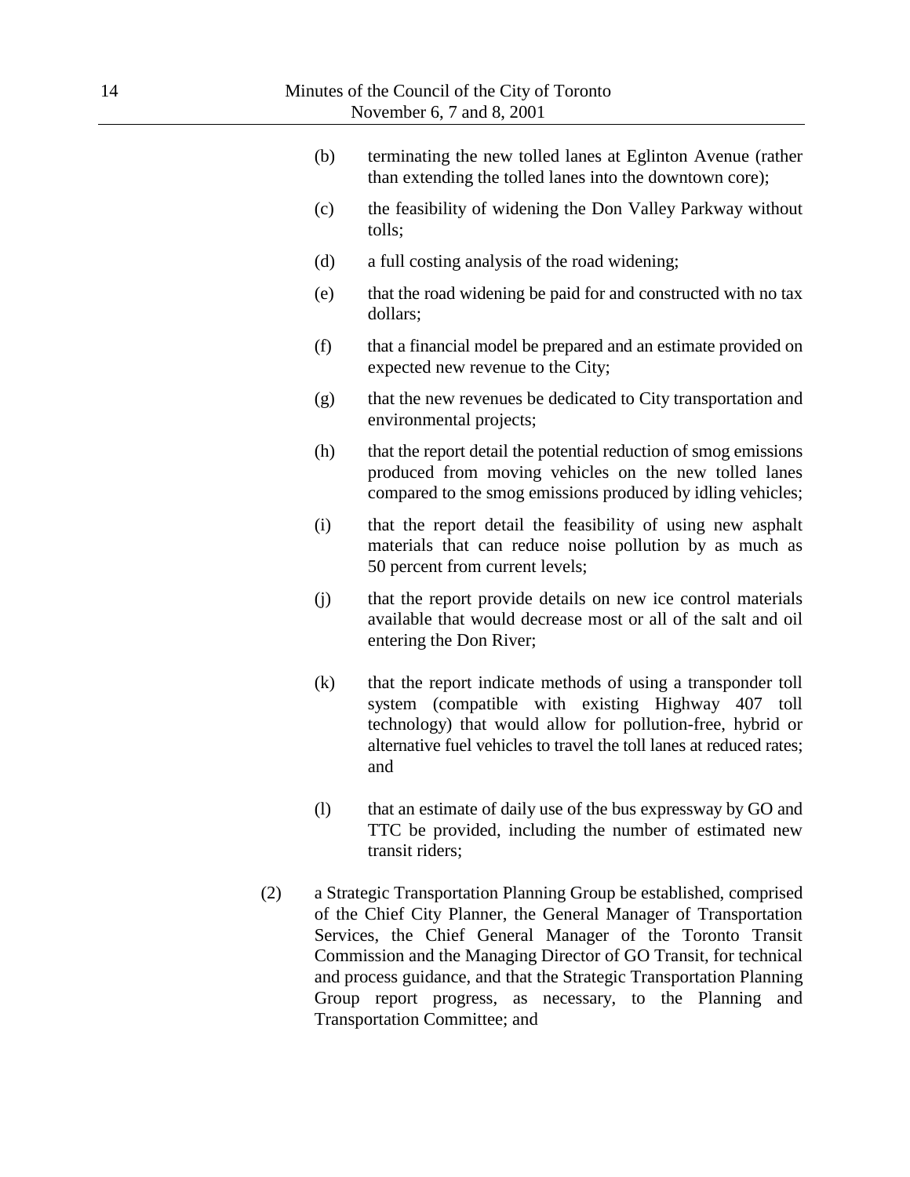(b) terminating the new tolled lanes at Eglinton Avenue (rather than extending the tolled lanes into the downtown core);

(c) the feasibility of widening the Don Valley Parkway without tolls;

(d) a full costing analysis of the road widening;

(e) that the road widening be paid for and constructed with no tax dollars;

(f) that a financial model be prepared and an estimate provided on expected new revenue to the City;

(g) that the new revenues be dedicated to City transportation and environmental projects;

(h) that the report detail the potential reduction of smog emissions produced from moving vehicles on the new tolled lanes compared to the smog emissions produced by idling vehicles;

(i) that the report detail the feasibility of using new asphalt materials that can reduce noise pollution by as much as 50 percent from current levels;

(j) that the report provide details on new ice control materials available that would decrease most or all of the salt and oil entering the Don River;

(k) that the report indicate methods of using a transponder toll system (compatible with existing Highway 407 toll technology) that would allow for pollution-free, hybrid or alternative fuel vehicles to travel the toll lanes at reduced rates; and

(l) that an estimate of daily use of the bus expressway by GO and TTC be provided, including the number of estimated new transit riders;

(2) a Strategic Transportation Planning Group be established, comprised of the Chief City Planner, the General Manager of Transportation Services, the Chief General Manager of the Toronto Transit Commission and the Managing Director of GO Transit, for technical and process guidance, and that the Strategic Transportation Planning Group report progress, as necessary, to the Planning and Transportation Committee; and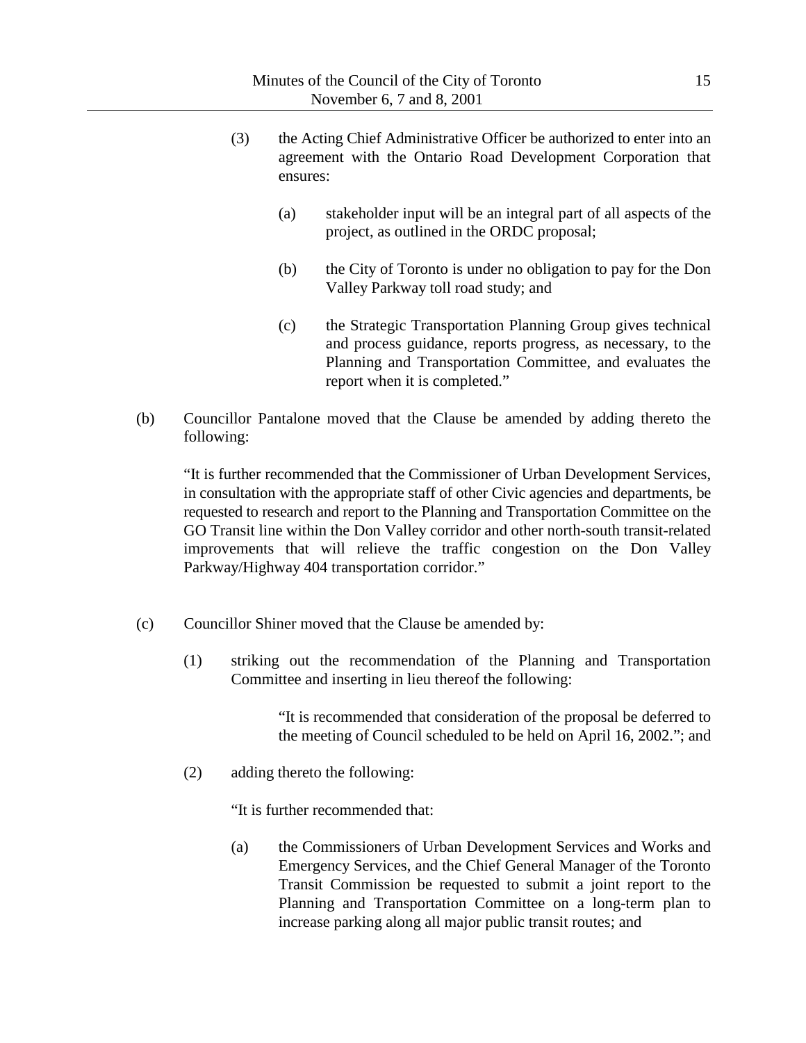(3) the Acting Chief Administrative Officer be authorized to enter into an agreement with the Ontario Road Development Corporation that ensures:

   (a) stakeholder input will be an integral part of all aspects of the project, as outlined in the ORDC proposal;

   (b) the City of Toronto is under no obligation to pay for the Don Valley Parkway toll road study; and

   (c) the Strategic Transportation Planning Group gives technical and process guidance, reports progress, as necessary, to the Planning and Transportation Committee, and evaluates the report when it is completed."

(b) Councillor Pantalone moved that the Clause be amended by adding thereto the following:

"It is further recommended that the Commissioner of Urban Development Services, in consultation with the appropriate staff of other Civic agencies and departments, be requested to research and report to the Planning and Transportation Committee on the GO Transit line within the Don Valley corridor and other north-south transit-related improvements that will relieve the traffic congestion on the Don Valley Parkway/Highway 404 transportation corridor."

(c) Councillor Shiner moved that the Clause be amended by:

(1) striking out the recommendation of the Planning and Transportation Committee and inserting in lieu thereof the following:

   "It is recommended that consideration of the proposal be deferred to the meeting of Council scheduled to be held on April 16, 2002."; and

(2) adding thereto the following:

   "It is further recommended that:

   (a) the Commissioners of Urban Development Services and Works and Emergency Services, and the Chief General Manager of the Toronto Transit Commission be requested to submit a joint report to the Planning and Transportation Committee on a long-term plan to increase parking along all major public transit routes; and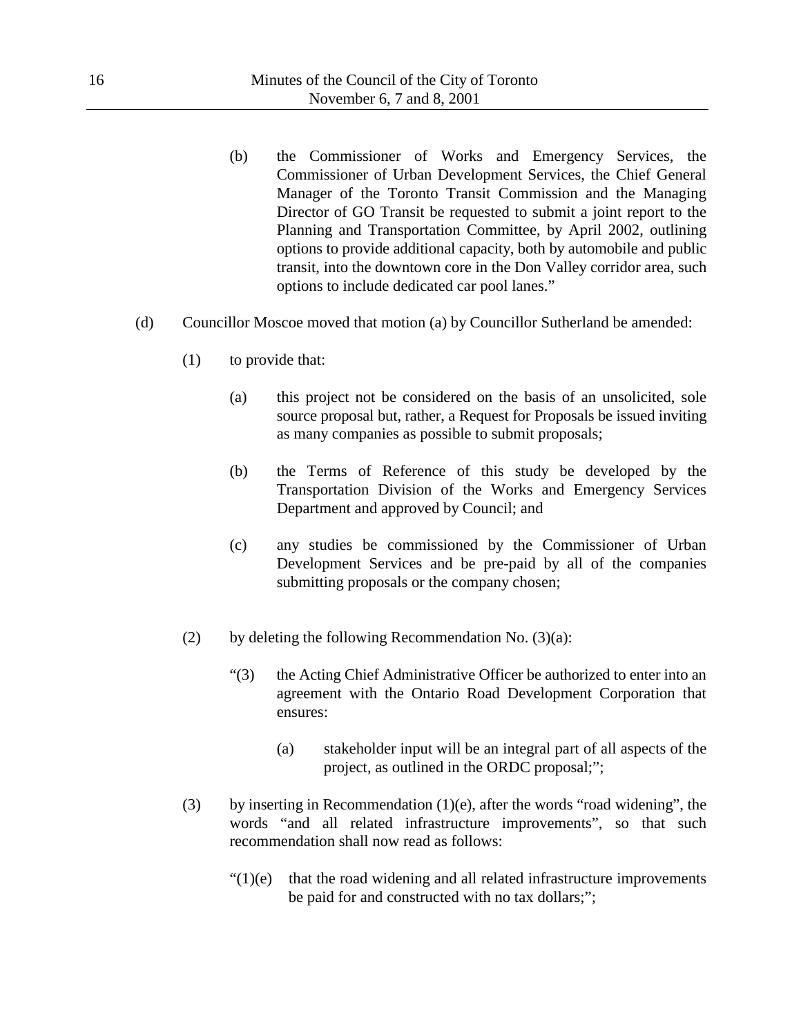(b) the Commissioner of Works and Emergency Services, the Commissioner of Urban Development Services, the Chief General Manager of the Toronto Transit Commission and the Managing Director of GO Transit be requested to submit a joint report to the Planning and Transportation Committee, by April 2002, outlining options to provide additional capacity, both by automobile and public transit, into the downtown core in the Don Valley corridor area, such options to include dedicated car pool lanes."

(d) Councillor Moscoe moved that motion (a) by Councillor Sutherland be amended:

(1) to provide that:

(a) this project not be considered on the basis of an unsolicited, sole source proposal but, rather, a Request for Proposals be issued inviting as many companies as possible to submit proposals;

(b) the Terms of Reference of this study be developed by the Transportation Division of the Works and Emergency Services Department and approved by Council; and

(c) any studies be commissioned by the Commissioner of Urban Development Services and be pre-paid by all of the companies submitting proposals or the company chosen;

(2) by deleting the following Recommendation No. (3)(a):

"(3) the Acting Chief Administrative Officer be authorized to enter into an agreement with the Ontario Road Development Corporation that ensures:

(a) stakeholder input will be an integral part of all aspects of the project, as outlined in the ORDC proposal;";

(3) by inserting in Recommendation (1)(e), after the words "road widening", the words "and all related infrastructure improvements", so that such recommendation shall now read as follows:

"(1)(e) that the road widening and all related infrastructure improvements be paid for and constructed with no tax dollars;";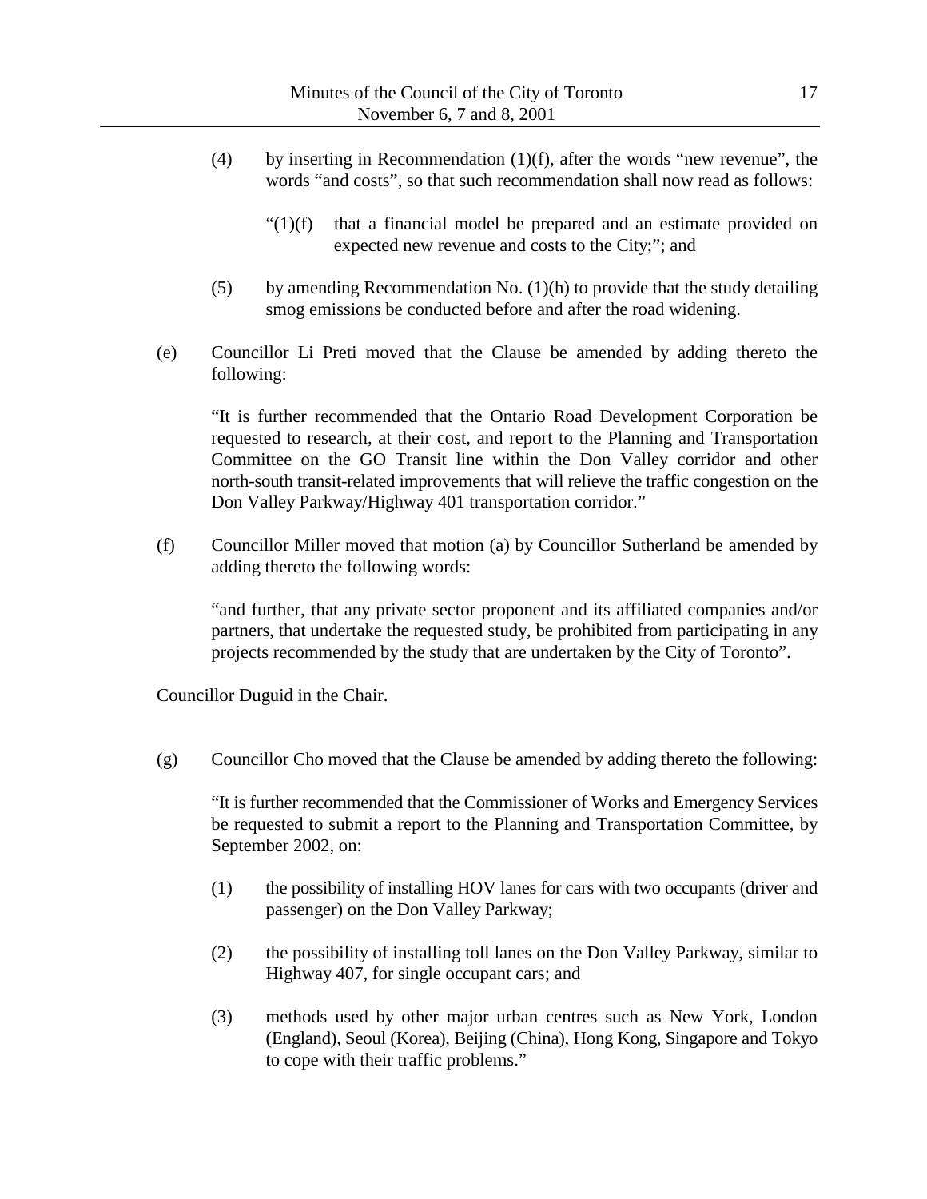(4) by inserting in Recommendation (1)(f), after the words "new revenue", the words "and costs", so that such recommendation shall now read as follows:

"(1)(f) that a financial model be prepared and an estimate provided on expected new revenue and costs to the City;"; and

(5) by amending Recommendation No. (1)(h) to provide that the study detailing smog emissions be conducted before and after the road widening.

(e) Councillor Li Preti moved that the Clause be amended by adding thereto the following:

"It is further recommended that the Ontario Road Development Corporation be requested to research, at their cost, and report to the Planning and Transportation Committee on the GO Transit line within the Don Valley corridor and other north-south transit-related improvements that will relieve the traffic congestion on the Don Valley Parkway/Highway 401 transportation corridor."

(f) Councillor Miller moved that motion (a) by Councillor Sutherland be amended by adding thereto the following words:

"and further, that any private sector proponent and its affiliated companies and/or partners, that undertake the requested study, be prohibited from participating in any projects recommended by the study that are undertaken by the City of Toronto".

Councillor Duguid in the Chair.

(g) Councillor Cho moved that the Clause be amended by adding thereto the following:

"It is further recommended that the Commissioner of Works and Emergency Services be requested to submit a report to the Planning and Transportation Committee, by September 2002, on:

(1) the possibility of installing HOV lanes for cars with two occupants (driver and passenger) on the Don Valley Parkway;

(2) the possibility of installing toll lanes on the Don Valley Parkway, similar to Highway 407, for single occupant cars; and

(3) methods used by other major urban centres such as New York, London (England), Seoul (Korea), Beijing (China), Hong Kong, Singapore and Tokyo to cope with their traffic problems."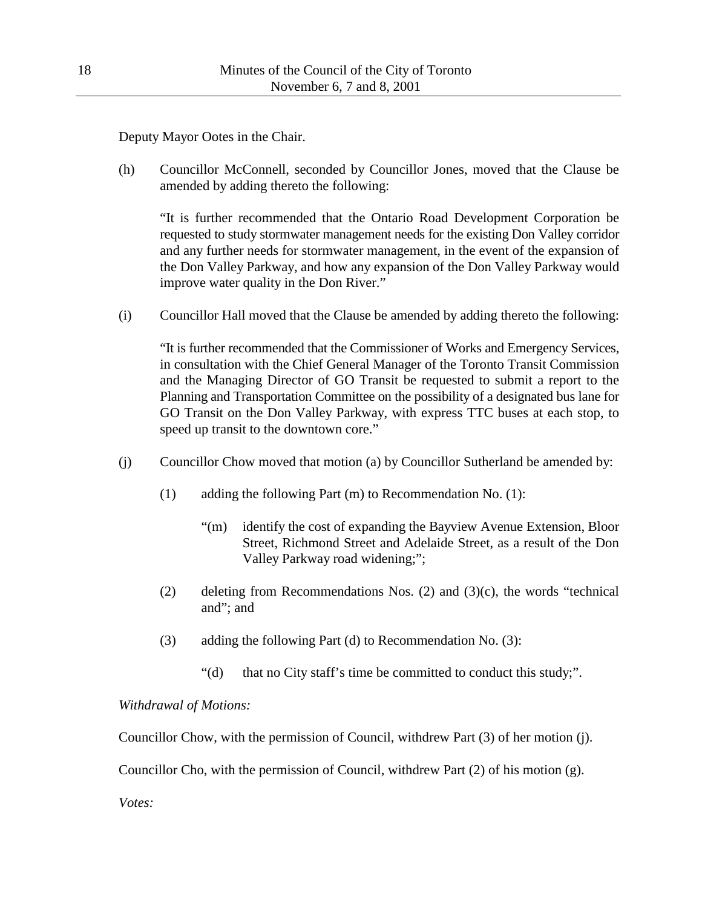Deputy Mayor Ootes in the Chair.

(h) Councillor McConnell, seconded by Councillor Jones, moved that the Clause be amended by adding thereto the following:

"It is further recommended that the Ontario Road Development Corporation be requested to study stormwater management needs for the existing Don Valley corridor and any further needs for stormwater management, in the event of the expansion of the Don Valley Parkway, and how any expansion of the Don Valley Parkway would improve water quality in the Don River."

(i) Councillor Hall moved that the Clause be amended by adding thereto the following:

"It is further recommended that the Commissioner of Works and Emergency Services, in consultation with the Chief General Manager of the Toronto Transit Commission and the Managing Director of GO Transit be requested to submit a report to the Planning and Transportation Committee on the possibility of a designated bus lane for GO Transit on the Don Valley Parkway, with express TTC buses at each stop, to speed up transit to the downtown core."

(j) Councillor Chow moved that motion (a) by Councillor Sutherland be amended by:

(1) adding the following Part (m) to Recommendation No. (1):

"(m) identify the cost of expanding the Bayview Avenue Extension, Bloor Street, Richmond Street and Adelaide Street, as a result of the Don Valley Parkway road widening;";

(2) deleting from Recommendations Nos. (2) and (3)(c), the words "technical and"; and

(3) adding the following Part (d) to Recommendation No. (3):

"(d) that no City staff's time be committed to conduct this study;".

*Withdrawal of Motions:*

Councillor Chow, with the permission of Council, withdrew Part (3) of her motion (j).

Councillor Cho, with the permission of Council, withdrew Part (2) of his motion (g).

*Votes:*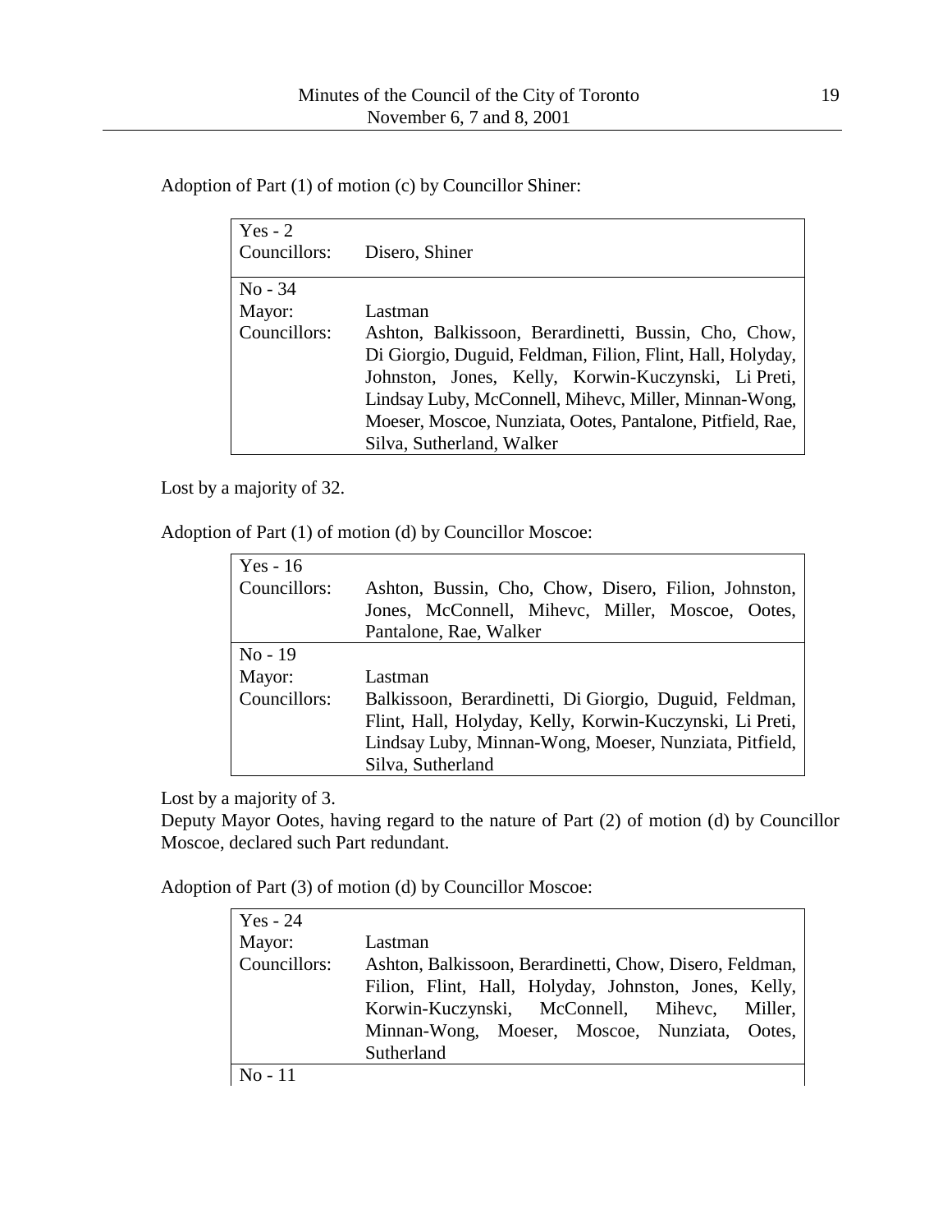Adoption of Part (1) of motion (c) by Councillor Shiner:

| | |
|---|---|
| Yes - 2 | |
| Councillors: | Disero, Shiner |
| No - 34 | |
| Mayor: | Lastman |
| Councillors: | Ashton, Balkissoon, Berardinetti, Bussin, Cho, Chow, Di Giorgio, Duguid, Feldman, Filion, Flint, Hall, Holyday, Johnston, Jones, Kelly, Korwin-Kuczynski, Li Preti, Lindsay Luby, McConnell, Mihevc, Miller, Minnan-Wong, Moeser, Moscoe, Nunziata, Ootes, Pantalone, Pitfield, Rae, Silva, Sutherland, Walker |

Lost by a majority of 32.

Adoption of Part (1) of motion (d) by Councillor Moscoe:

| | |
|---|---|
| Yes - 16 | |
| Councillors: | Ashton, Bussin, Cho, Chow, Disero, Filion, Johnston, Jones, McConnell, Mihevc, Miller, Moscoe, Ootes, Pantalone, Rae, Walker |
| No - 19 | |
| Mayor: | Lastman |
| Councillors: | Balkissoon, Berardinetti, Di Giorgio, Duguid, Feldman, Flint, Hall, Holyday, Kelly, Korwin-Kuczynski, Li Preti, Lindsay Luby, Minnan-Wong, Moeser, Nunziata, Pitfield, Silva, Sutherland |

Lost by a majority of 3.

Deputy Mayor Ootes, having regard to the nature of Part (2) of motion (d) by Councillor Moscoe, declared such Part redundant.

Adoption of Part (3) of motion (d) by Councillor Moscoe:

| | |
|---|---|
| Yes - 24 | |
| Mayor: | Lastman |
| Councillors: | Ashton, Balkissoon, Berardinetti, Chow, Disero, Feldman, Filion, Flint, Hall, Holyday, Johnston, Jones, Kelly, Korwin-Kuczynski, McConnell, Mihevc, Miller, Minnan-Wong, Moeser, Moscoe, Nunziata, Ootes, Sutherland |
| No - 11 | |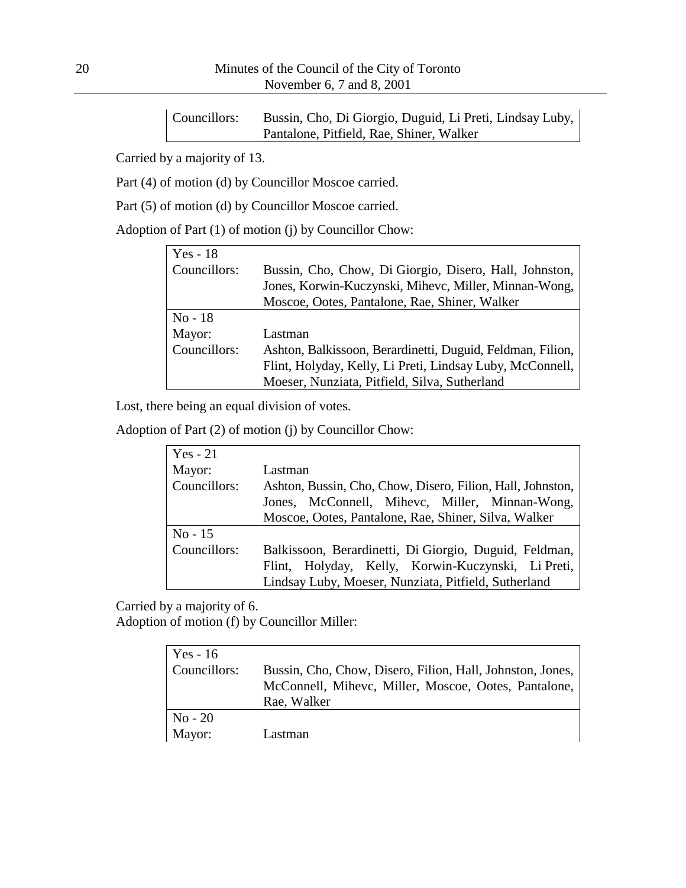| | |
|---|---|
| Councillors: | Bussin, Cho, Di Giorgio, Duguid, Li Preti, Lindsay Luby, Pantalone, Pitfield, Rae, Shiner, Walker |

Carried by a majority of 13.

Part (4) of motion (d) by Councillor Moscoe carried.

Part (5) of motion (d) by Councillor Moscoe carried.

Adoption of Part (1) of motion (j) by Councillor Chow:

| | |
|---|---|
| Yes - 18 | |
| Councillors: | Bussin, Cho, Chow, Di Giorgio, Disero, Hall, Johnston, Jones, Korwin-Kuczynski, Mihevc, Miller, Minnan-Wong, Moscoe, Ootes, Pantalone, Rae, Shiner, Walker |
| No - 18 | |
| Mayor: | Lastman |
| Councillors: | Ashton, Balkissoon, Berardinetti, Duguid, Feldman, Filion, Flint, Holyday, Kelly, Li Preti, Lindsay Luby, McConnell, Moeser, Nunziata, Pitfield, Silva, Sutherland |

Lost, there being an equal division of votes.

Adoption of Part (2) of motion (j) by Councillor Chow:

| | |
|---|---|
| Yes - 21 | |
| Mayor: | Lastman |
| Councillors: | Ashton, Bussin, Cho, Chow, Disero, Filion, Hall, Johnston, Jones, McConnell, Mihevc, Miller, Minnan-Wong, Moscoe, Ootes, Pantalone, Rae, Shiner, Silva, Walker |
| No - 15 | |
| Councillors: | Balkissoon, Berardinetti, Di Giorgio, Duguid, Feldman, Flint, Holyday, Kelly, Korwin-Kuczynski, Li Preti, Lindsay Luby, Moeser, Nunziata, Pitfield, Sutherland |

Carried by a majority of 6.

Adoption of motion (f) by Councillor Miller:

| | |
|---|---|
| Yes - 16 | |
| Councillors: | Bussin, Cho, Chow, Disero, Filion, Hall, Johnston, Jones, McConnell, Mihevc, Miller, Moscoe, Ootes, Pantalone, Rae, Walker |
| No - 20 | |
| Mayor: | Lastman |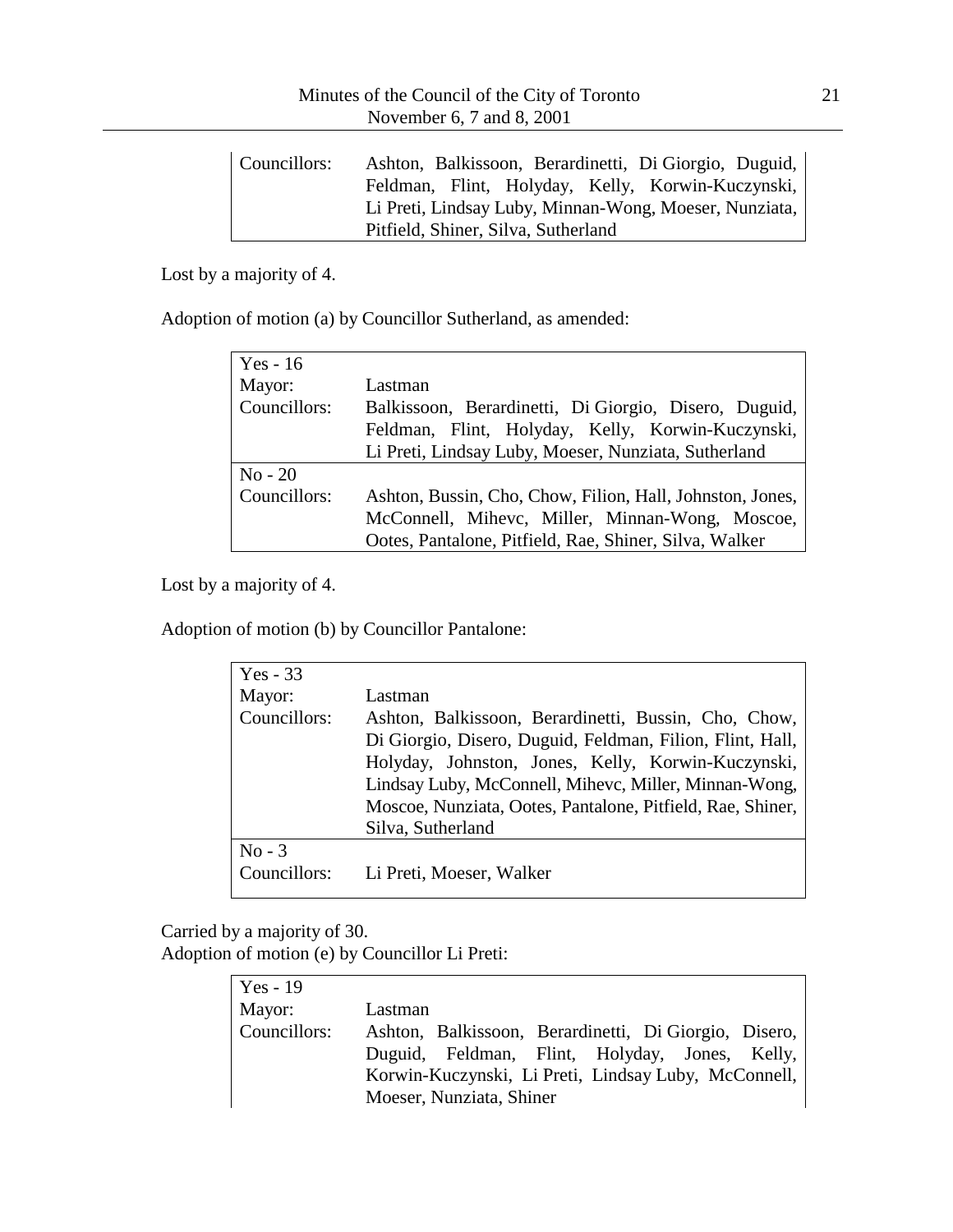| | |
|---|---|
| Councillors: | Ashton, Balkissoon, Berardinetti, Di Giorgio, Duguid, Feldman, Flint, Holyday, Kelly, Korwin-Kuczynski, Li Preti, Lindsay Luby, Minnan-Wong, Moeser, Nunziata, Pitfield, Shiner, Silva, Sutherland |

Lost by a majority of 4.

Adoption of motion (a) by Councillor Sutherland, as amended:

| | |
|---|---|
| Yes - 16 | |
| Mayor: | Lastman |
| Councillors: | Balkissoon, Berardinetti, Di Giorgio, Disero, Duguid, Feldman, Flint, Holyday, Kelly, Korwin-Kuczynski, Li Preti, Lindsay Luby, Moeser, Nunziata, Sutherland |
| No - 20 | |
| Councillors: | Ashton, Bussin, Cho, Chow, Filion, Hall, Johnston, Jones, McConnell, Mihevc, Miller, Minnan-Wong, Moscoe, Ootes, Pantalone, Pitfield, Rae, Shiner, Silva, Walker |

Lost by a majority of 4.

Adoption of motion (b) by Councillor Pantalone:

| | |
|---|---|
| Yes - 33 | |
| Mayor: | Lastman |
| Councillors: | Ashton, Balkissoon, Berardinetti, Bussin, Cho, Chow, Di Giorgio, Disero, Duguid, Feldman, Filion, Flint, Hall, Holyday, Johnston, Jones, Kelly, Korwin-Kuczynski, Lindsay Luby, McConnell, Mihevc, Miller, Minnan-Wong, Moscoe, Nunziata, Ootes, Pantalone, Pitfield, Rae, Shiner, Silva, Sutherland |
| No - 3 | |
| Councillors: | Li Preti, Moeser, Walker |

Carried by a majority of 30.

Adoption of motion (e) by Councillor Li Preti:

| | |
|---|---|
| Yes - 19 | |
| Mayor: | Lastman |
| Councillors: | Ashton, Balkissoon, Berardinetti, Di Giorgio, Disero, Duguid, Feldman, Flint, Holyday, Jones, Kelly, Korwin-Kuczynski, Li Preti, Lindsay Luby, McConnell, Moeser, Nunziata, Shiner |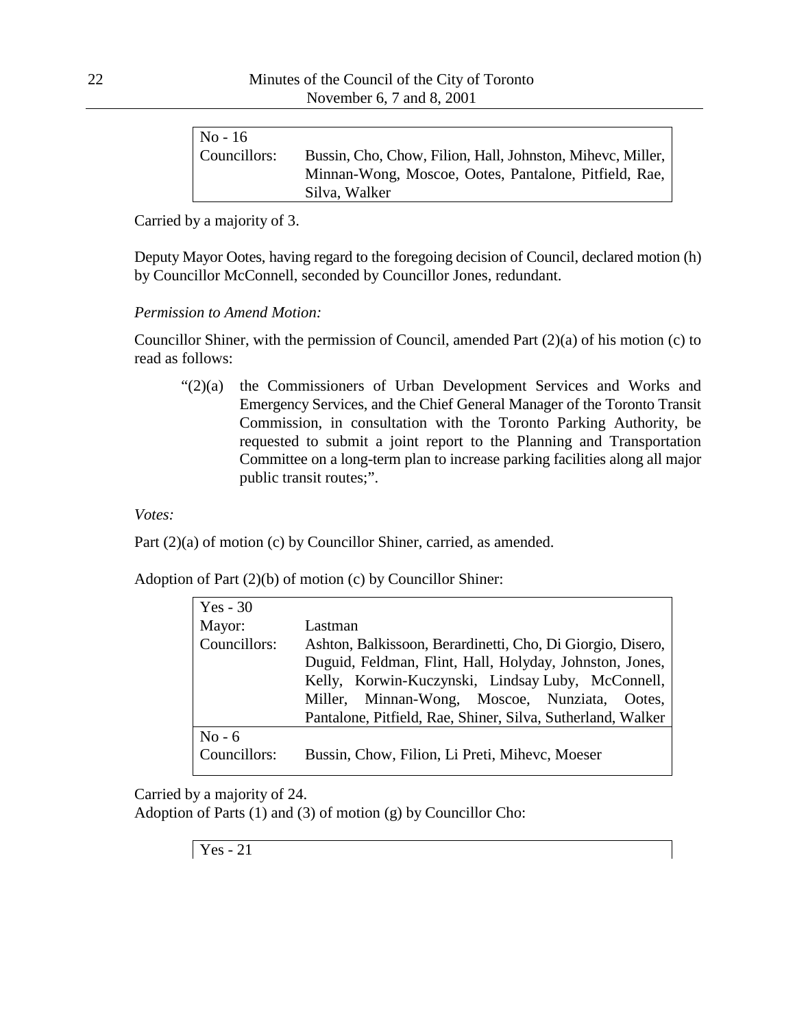| No - 16 | |
|---|---|
| Councillors: | Bussin, Cho, Chow, Filion, Hall, Johnston, Mihevc, Miller, Minnan-Wong, Moscoe, Ootes, Pantalone, Pitfield, Rae, Silva, Walker |

Carried by a majority of 3.

Deputy Mayor Ootes, having regard to the foregoing decision of Council, declared motion (h) by Councillor McConnell, seconded by Councillor Jones, redundant.

*Permission to Amend Motion:*

Councillor Shiner, with the permission of Council, amended Part (2)(a) of his motion (c) to read as follows:

> "(2)(a) the Commissioners of Urban Development Services and Works and Emergency Services, and the Chief General Manager of the Toronto Transit Commission, in consultation with the Toronto Parking Authority, be requested to submit a joint report to the Planning and Transportation Committee on a long-term plan to increase parking facilities along all major public transit routes;".

*Votes:*

Part (2)(a) of motion (c) by Councillor Shiner, carried, as amended.

Adoption of Part (2)(b) of motion (c) by Councillor Shiner:

| Yes - 30 | |
|---|---|
| Mayor: | Lastman |
| Councillors: | Ashton, Balkissoon, Berardinetti, Cho, Di Giorgio, Disero, Duguid, Feldman, Flint, Hall, Holyday, Johnston, Jones, Kelly, Korwin-Kuczynski, Lindsay Luby, McConnell, Miller, Minnan-Wong, Moscoe, Nunziata, Ootes, Pantalone, Pitfield, Rae, Shiner, Silva, Sutherland, Walker |
| No - 6 | |
| Councillors: | Bussin, Chow, Filion, Li Preti, Mihevc, Moeser |

Carried by a majority of 24.

Adoption of Parts (1) and (3) of motion (g) by Councillor Cho:

| Yes - 21 |
|---|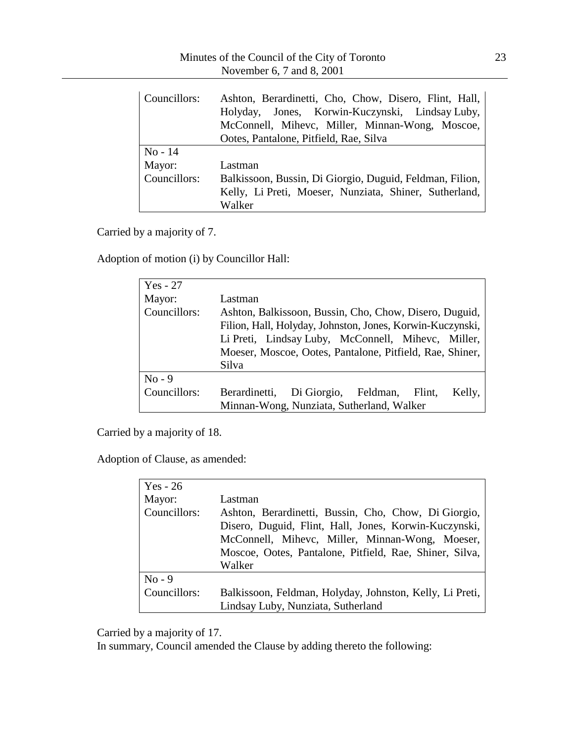| | |
|---|---|
| Councillors: | Ashton, Berardinetti, Cho, Chow, Disero, Flint, Hall, Holyday, Jones, Korwin-Kuczynski, Lindsay Luby, McConnell, Mihevc, Miller, Minnan-Wong, Moscoe, Ootes, Pantalone, Pitfield, Rae, Silva |
| No - 14 | |
| Mayor: | Lastman |
| Councillors: | Balkissoon, Bussin, Di Giorgio, Duguid, Feldman, Filion, Kelly, Li Preti, Moeser, Nunziata, Shiner, Sutherland, Walker |

Carried by a majority of 7.

Adoption of motion (i) by Councillor Hall:

| Yes - 27 | |
|---|---|
| Mayor: | Lastman |
| Councillors: | Ashton, Balkissoon, Bussin, Cho, Chow, Disero, Duguid, Filion, Hall, Holyday, Johnston, Jones, Korwin-Kuczynski, Li Preti, Lindsay Luby, McConnell, Mihevc, Miller, Moeser, Moscoe, Ootes, Pantalone, Pitfield, Rae, Shiner, Silva |
| No - 9 | |
| Councillors: | Berardinetti, Di Giorgio, Feldman, Flint, Kelly, Minnan-Wong, Nunziata, Sutherland, Walker |

Carried by a majority of 18.

Adoption of Clause, as amended:

| Yes - 26 | |
|---|---|
| Mayor: | Lastman |
| Councillors: | Ashton, Berardinetti, Bussin, Cho, Chow, Di Giorgio, Disero, Duguid, Flint, Hall, Jones, Korwin-Kuczynski, McConnell, Mihevc, Miller, Minnan-Wong, Moeser, Moscoe, Ootes, Pantalone, Pitfield, Rae, Shiner, Silva, Walker |
| No - 9 | |
| Councillors: | Balkissoon, Feldman, Holyday, Johnston, Kelly, Li Preti, Lindsay Luby, Nunziata, Sutherland |

Carried by a majority of 17.

In summary, Council amended the Clause by adding thereto the following: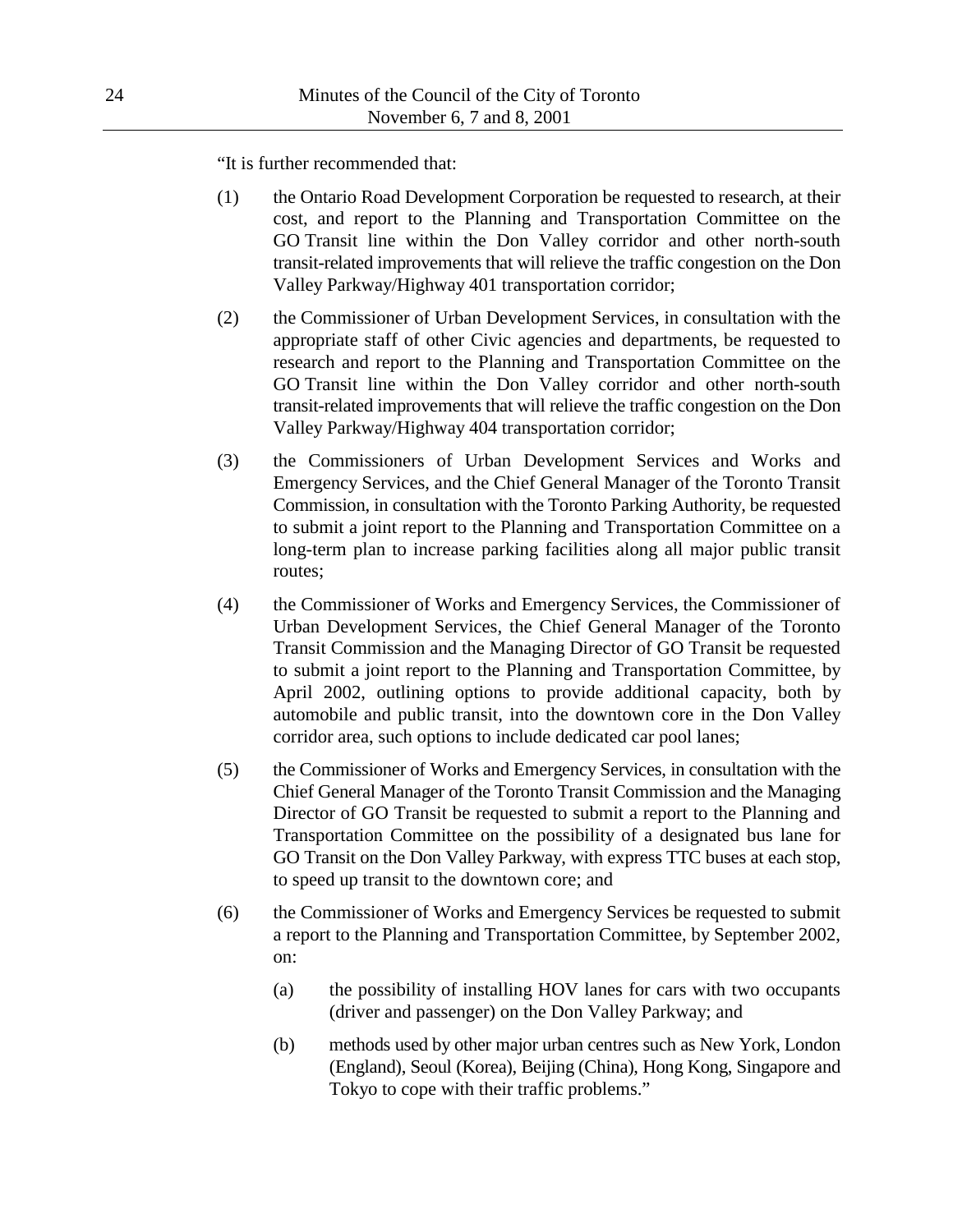"It is further recommended that:

(1) the Ontario Road Development Corporation be requested to research, at their cost, and report to the Planning and Transportation Committee on the GO Transit line within the Don Valley corridor and other north-south transit-related improvements that will relieve the traffic congestion on the Don Valley Parkway/Highway 401 transportation corridor;

(2) the Commissioner of Urban Development Services, in consultation with the appropriate staff of other Civic agencies and departments, be requested to research and report to the Planning and Transportation Committee on the GO Transit line within the Don Valley corridor and other north-south transit-related improvements that will relieve the traffic congestion on the Don Valley Parkway/Highway 404 transportation corridor;

(3) the Commissioners of Urban Development Services and Works and Emergency Services, and the Chief General Manager of the Toronto Transit Commission, in consultation with the Toronto Parking Authority, be requested to submit a joint report to the Planning and Transportation Committee on a long-term plan to increase parking facilities along all major public transit routes;

(4) the Commissioner of Works and Emergency Services, the Commissioner of Urban Development Services, the Chief General Manager of the Toronto Transit Commission and the Managing Director of GO Transit be requested to submit a joint report to the Planning and Transportation Committee, by April 2002, outlining options to provide additional capacity, both by automobile and public transit, into the downtown core in the Don Valley corridor area, such options to include dedicated car pool lanes;

(5) the Commissioner of Works and Emergency Services, in consultation with the Chief General Manager of the Toronto Transit Commission and the Managing Director of GO Transit be requested to submit a report to the Planning and Transportation Committee on the possibility of a designated bus lane for GO Transit on the Don Valley Parkway, with express TTC buses at each stop, to speed up transit to the downtown core; and

(6) the Commissioner of Works and Emergency Services be requested to submit a report to the Planning and Transportation Committee, by September 2002, on:

    (a) the possibility of installing HOV lanes for cars with two occupants (driver and passenger) on the Don Valley Parkway; and

    (b) methods used by other major urban centres such as New York, London (England), Seoul (Korea), Beijing (China), Hong Kong, Singapore and Tokyo to cope with their traffic problems."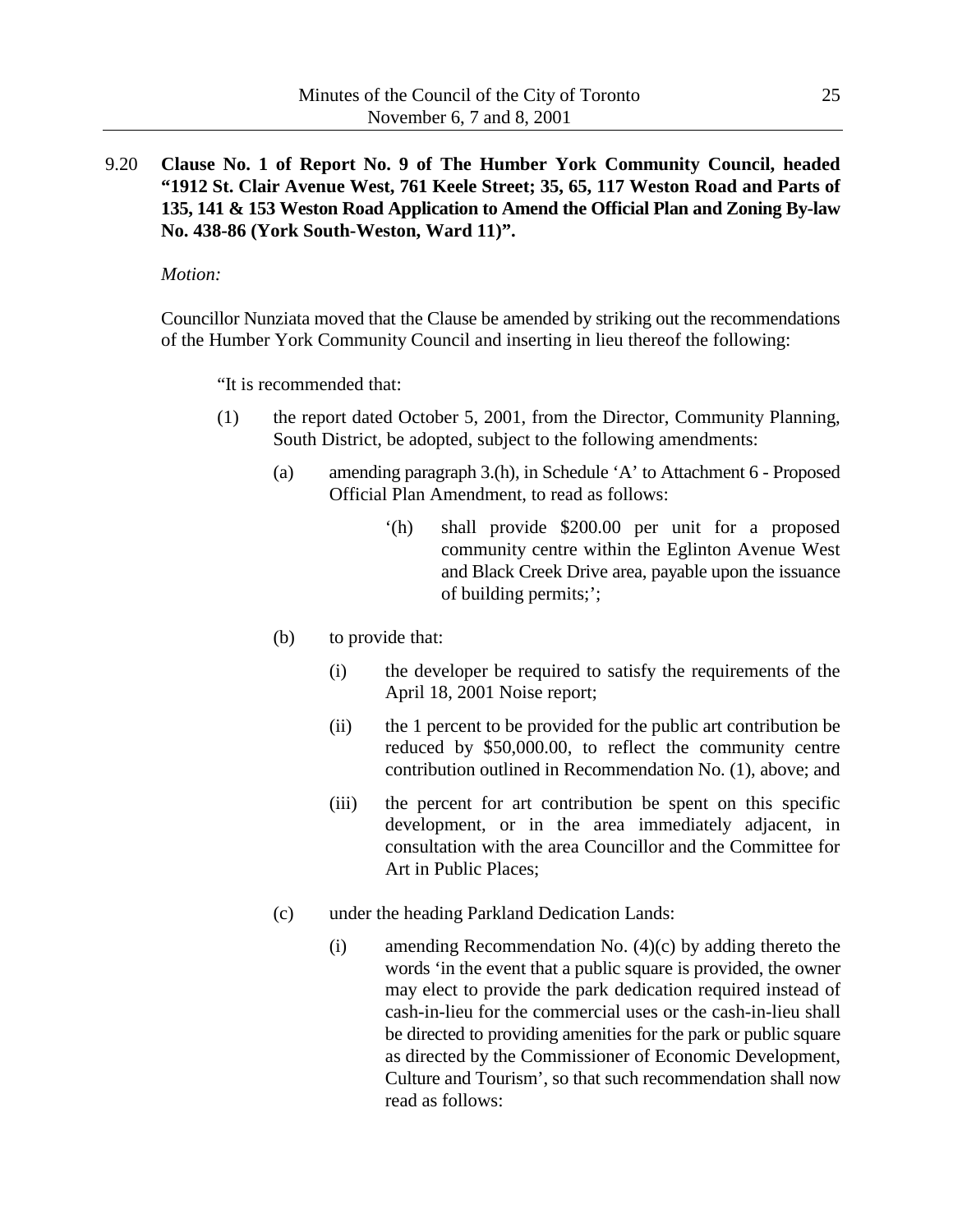9.20 **Clause No. 1 of Report No. 9 of The Humber York Community Council, headed "1912 St. Clair Avenue West, 761 Keele Street; 35, 65, 117 Weston Road and Parts of 135, 141 & 153 Weston Road Application to Amend the Official Plan and Zoning By-law No. 438-86 (York South-Weston, Ward 11)".**

*Motion:*

Councillor Nunziata moved that the Clause be amended by striking out the recommendations of the Humber York Community Council and inserting in lieu thereof the following:

"It is recommended that:

(1) the report dated October 5, 2001, from the Director, Community Planning, South District, be adopted, subject to the following amendments:

(a) amending paragraph 3.(h), in Schedule 'A' to Attachment 6 - Proposed Official Plan Amendment, to read as follows:

'(h) shall provide $200.00 per unit for a proposed community centre within the Eglinton Avenue West and Black Creek Drive area, payable upon the issuance of building permits;';

(b) to provide that:

(i) the developer be required to satisfy the requirements of the April 18, 2001 Noise report;

(ii) the 1 percent to be provided for the public art contribution be reduced by $50,000.00, to reflect the community centre contribution outlined in Recommendation No. (1), above; and

(iii) the percent for art contribution be spent on this specific development, or in the area immediately adjacent, in consultation with the area Councillor and the Committee for Art in Public Places;

(c) under the heading Parkland Dedication Lands:

(i) amending Recommendation No. (4)(c) by adding thereto the words 'in the event that a public square is provided, the owner may elect to provide the park dedication required instead of cash-in-lieu for the commercial uses or the cash-in-lieu shall be directed to providing amenities for the park or public square as directed by the Commissioner of Economic Development, Culture and Tourism', so that such recommendation shall now read as follows: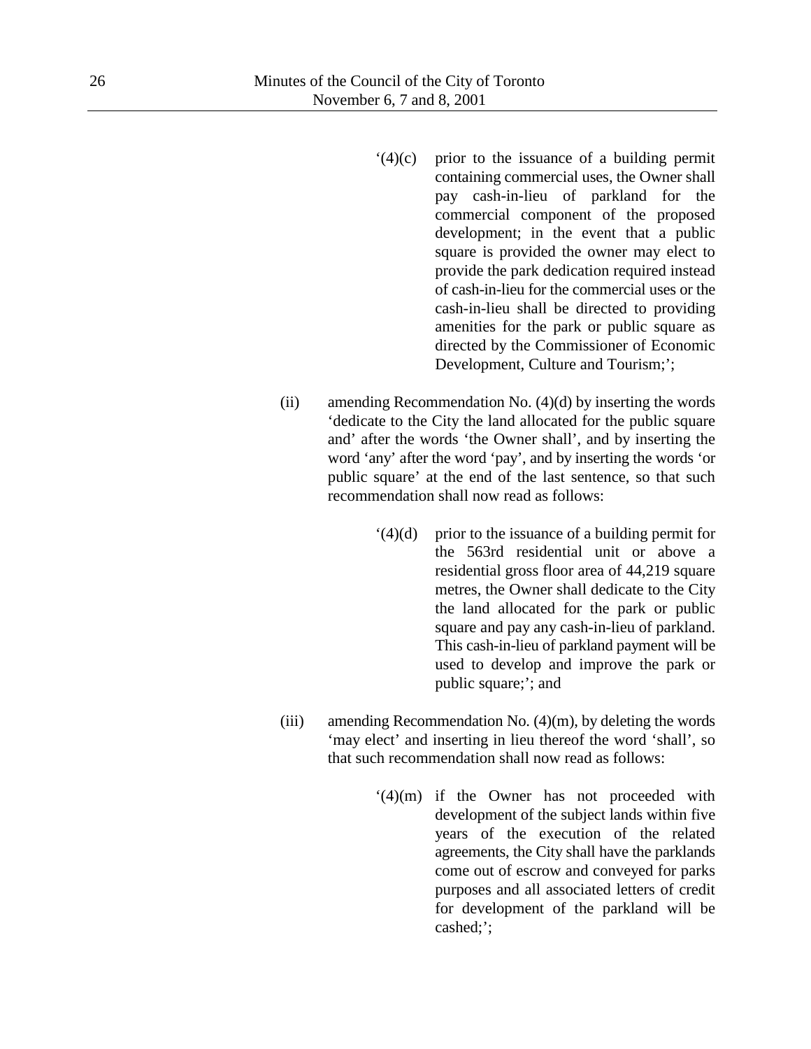'(4)(c) prior to the issuance of a building permit containing commercial uses, the Owner shall pay cash-in-lieu of parkland for the commercial component of the proposed development; in the event that a public square is provided the owner may elect to provide the park dedication required instead of cash-in-lieu for the commercial uses or the cash-in-lieu shall be directed to providing amenities for the park or public square as directed by the Commissioner of Economic Development, Culture and Tourism;';

(ii) amending Recommendation No. (4)(d) by inserting the words 'dedicate to the City the land allocated for the public square and' after the words 'the Owner shall', and by inserting the word 'any' after the word 'pay', and by inserting the words 'or public square' at the end of the last sentence, so that such recommendation shall now read as follows:

'(4)(d) prior to the issuance of a building permit for the 563rd residential unit or above a residential gross floor area of 44,219 square metres, the Owner shall dedicate to the City the land allocated for the park or public square and pay any cash-in-lieu of parkland. This cash-in-lieu of parkland payment will be used to develop and improve the park or public square;'; and

(iii) amending Recommendation No. (4)(m), by deleting the words 'may elect' and inserting in lieu thereof the word 'shall', so that such recommendation shall now read as follows:

'(4)(m) if the Owner has not proceeded with development of the subject lands within five years of the execution of the related agreements, the City shall have the parklands come out of escrow and conveyed for parks purposes and all associated letters of credit for development of the parkland will be cashed;';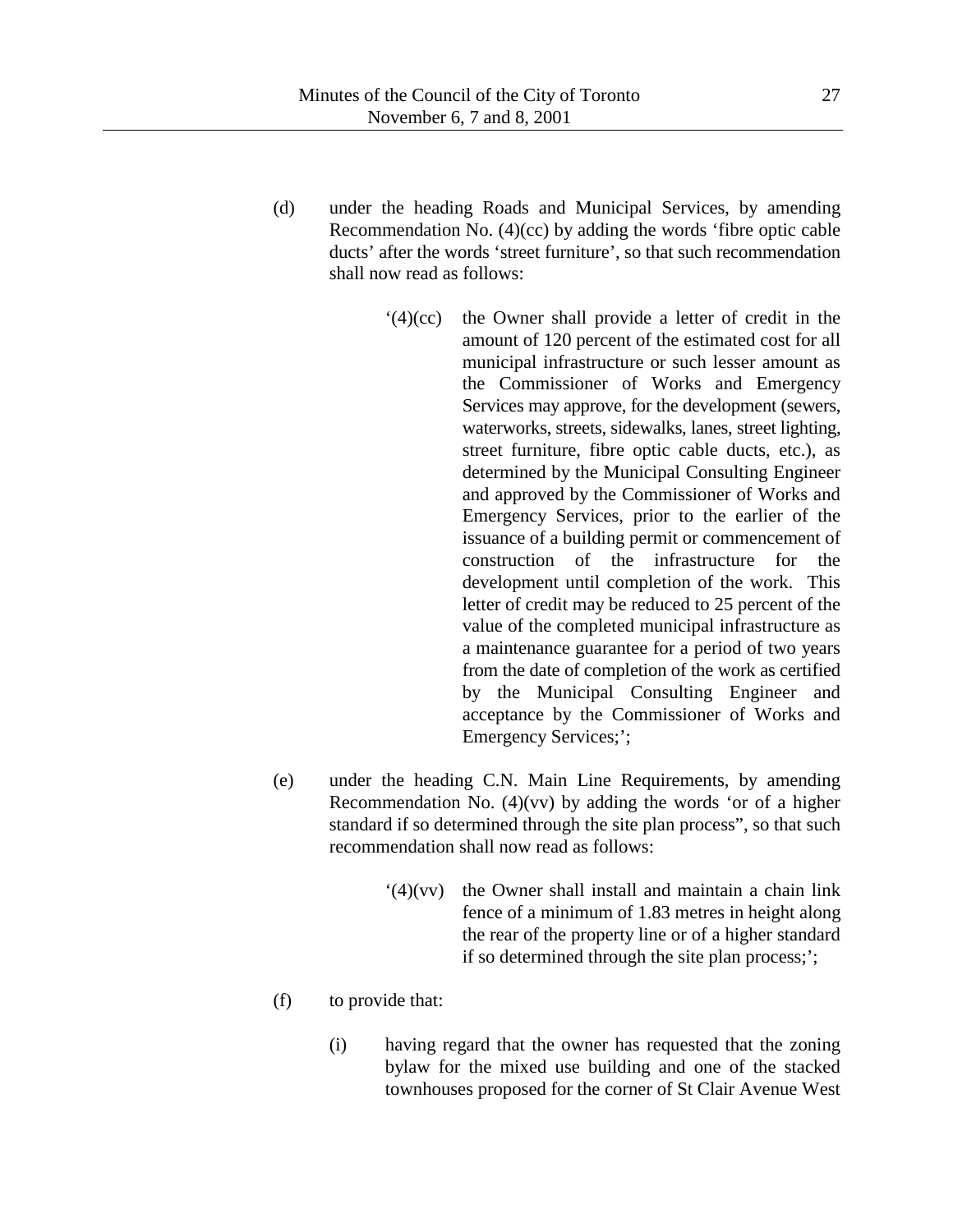(d) under the heading Roads and Municipal Services, by amending Recommendation No. (4)(cc) by adding the words 'fibre optic cable ducts' after the words 'street furniture', so that such recommendation shall now read as follows:

> '(4)(cc) the Owner shall provide a letter of credit in the amount of 120 percent of the estimated cost for all municipal infrastructure or such lesser amount as the Commissioner of Works and Emergency Services may approve, for the development (sewers, waterworks, streets, sidewalks, lanes, street lighting, street furniture, fibre optic cable ducts, etc.), as determined by the Municipal Consulting Engineer and approved by the Commissioner of Works and Emergency Services, prior to the earlier of the issuance of a building permit or commencement of construction of the infrastructure for the development until completion of the work. This letter of credit may be reduced to 25 percent of the value of the completed municipal infrastructure as a maintenance guarantee for a period of two years from the date of completion of the work as certified by the Municipal Consulting Engineer and acceptance by the Commissioner of Works and Emergency Services;';

(e) under the heading C.N. Main Line Requirements, by amending Recommendation No. (4)(vv) by adding the words 'or of a higher standard if so determined through the site plan process", so that such recommendation shall now read as follows:

> '(4)(vv) the Owner shall install and maintain a chain link fence of a minimum of 1.83 metres in height along the rear of the property line or of a higher standard if so determined through the site plan process;';

(f) to provide that:

(i) having regard that the owner has requested that the zoning bylaw for the mixed use building and one of the stacked townhouses proposed for the corner of St Clair Avenue West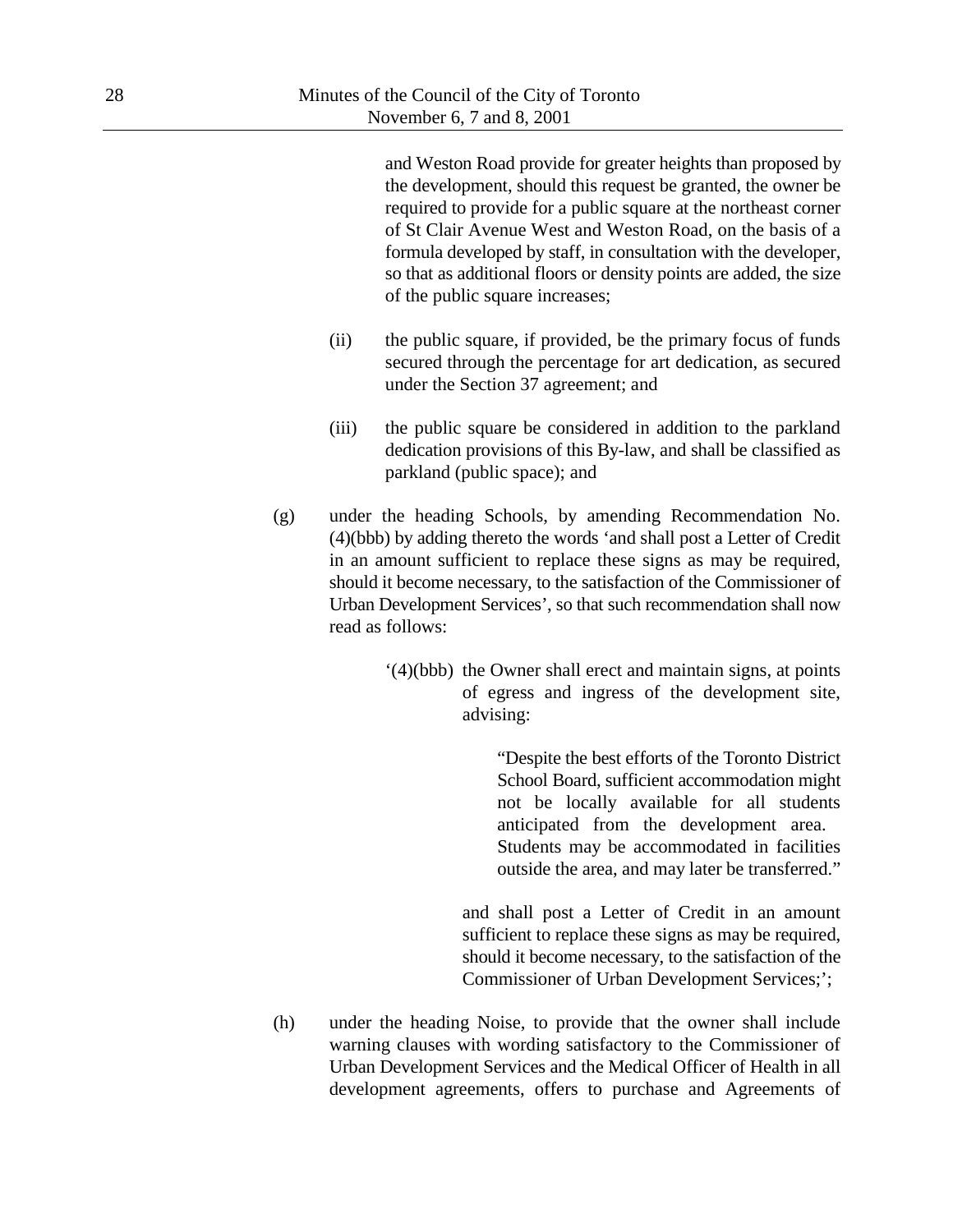and Weston Road provide for greater heights than proposed by the development, should this request be granted, the owner be required to provide for a public square at the northeast corner of St Clair Avenue West and Weston Road, on the basis of a formula developed by staff, in consultation with the developer, so that as additional floors or density points are added, the size of the public square increases;

(ii) the public square, if provided, be the primary focus of funds secured through the percentage for art dedication, as secured under the Section 37 agreement; and

(iii) the public square be considered in addition to the parkland dedication provisions of this By-law, and shall be classified as parkland (public space); and

(g) under the heading Schools, by amending Recommendation No. (4)(bbb) by adding thereto the words 'and shall post a Letter of Credit in an amount sufficient to replace these signs as may be required, should it become necessary, to the satisfaction of the Commissioner of Urban Development Services', so that such recommendation shall now read as follows:

'(4)(bbb) the Owner shall erect and maintain signs, at points of egress and ingress of the development site, advising:

"Despite the best efforts of the Toronto District School Board, sufficient accommodation might not be locally available for all students anticipated from the development area. Students may be accommodated in facilities outside the area, and may later be transferred."

and shall post a Letter of Credit in an amount sufficient to replace these signs as may be required, should it become necessary, to the satisfaction of the Commissioner of Urban Development Services;';

(h) under the heading Noise, to provide that the owner shall include warning clauses with wording satisfactory to the Commissioner of Urban Development Services and the Medical Officer of Health in all development agreements, offers to purchase and Agreements of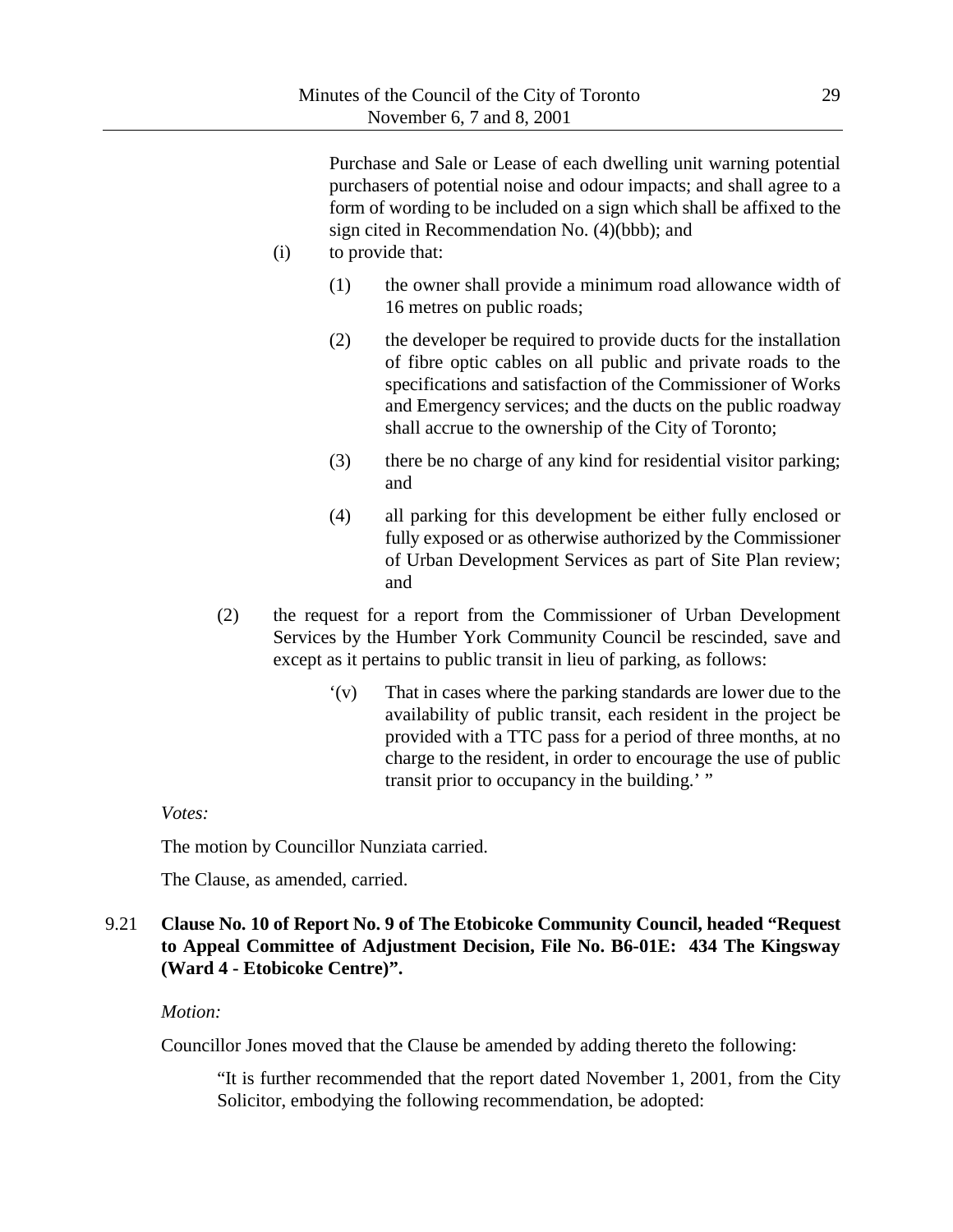Purchase and Sale or Lease of each dwelling unit warning potential purchasers of potential noise and odour impacts; and shall agree to a form of wording to be included on a sign which shall be affixed to the sign cited in Recommendation No. (4)(bbb); and

(i) to provide that:

(1) the owner shall provide a minimum road allowance width of 16 metres on public roads;

(2) the developer be required to provide ducts for the installation of fibre optic cables on all public and private roads to the specifications and satisfaction of the Commissioner of Works and Emergency services; and the ducts on the public roadway shall accrue to the ownership of the City of Toronto;

(3) there be no charge of any kind for residential visitor parking; and

(4) all parking for this development be either fully enclosed or fully exposed or as otherwise authorized by the Commissioner of Urban Development Services as part of Site Plan review; and

(2) the request for a report from the Commissioner of Urban Development Services by the Humber York Community Council be rescinded, save and except as it pertains to public transit in lieu of parking, as follows:

'(v) That in cases where the parking standards are lower due to the availability of public transit, each resident in the project be provided with a TTC pass for a period of three months, at no charge to the resident, in order to encourage the use of public transit prior to occupancy in the building.' "

*Votes:*

The motion by Councillor Nunziata carried.

The Clause, as amended, carried.

9.21 **Clause No. 10 of Report No. 9 of The Etobicoke Community Council, headed "Request to Appeal Committee of Adjustment Decision, File No. B6-01E: 434 The Kingsway (Ward 4 - Etobicoke Centre)".**

*Motion:*

Councillor Jones moved that the Clause be amended by adding thereto the following:

"It is further recommended that the report dated November 1, 2001, from the City Solicitor, embodying the following recommendation, be adopted: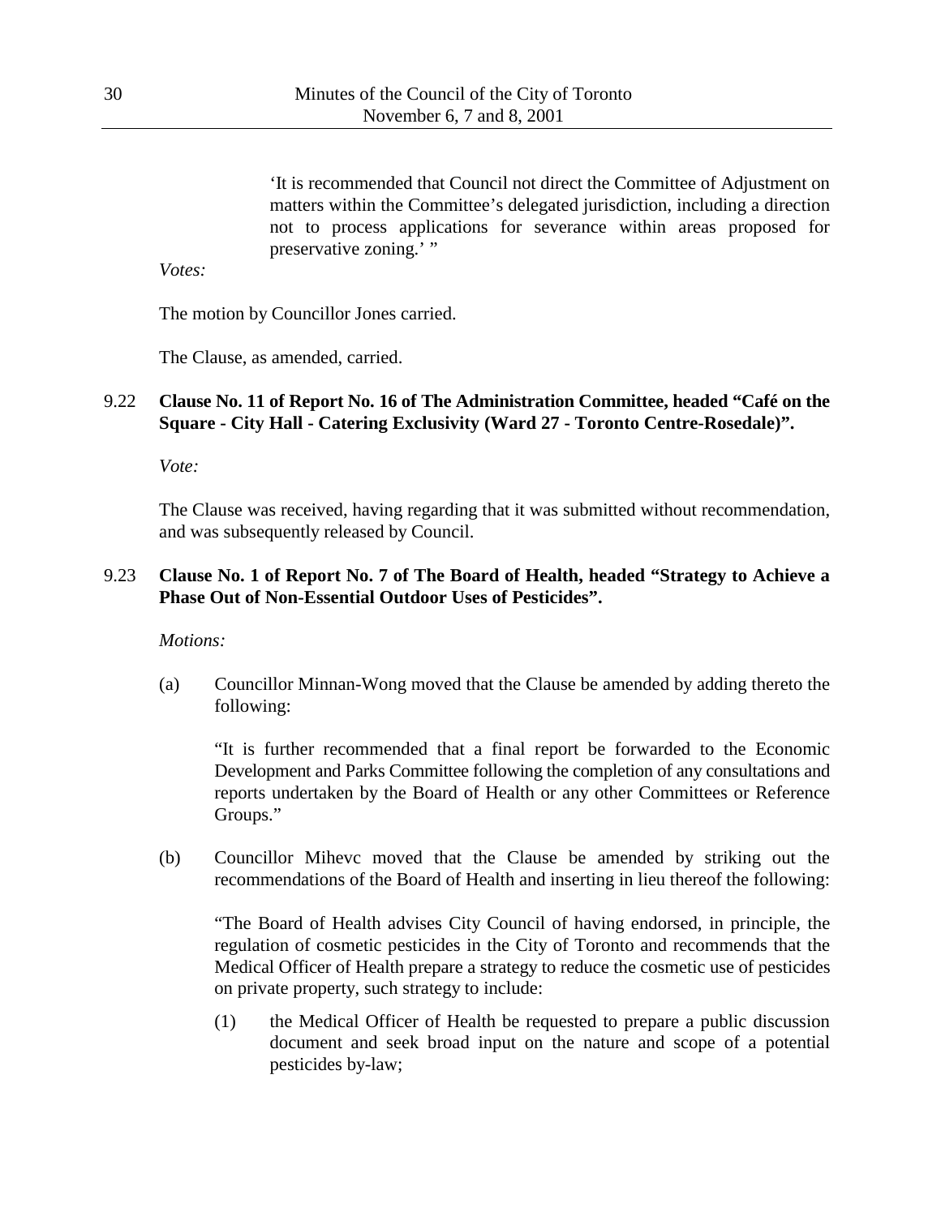> 'It is recommended that Council not direct the Committee of Adjustment on matters within the Committee's delegated jurisdiction, including a direction not to process applications for severance within areas proposed for preservative zoning.' "

*Votes:*

The motion by Councillor Jones carried.

The Clause, as amended, carried.

**9.22 Clause No. 11 of Report No. 16 of The Administration Committee, headed "Café on the Square - City Hall - Catering Exclusivity (Ward 27 - Toronto Centre-Rosedale)".**

*Vote:*

The Clause was received, having regarding that it was submitted without recommendation, and was subsequently released by Council.

**9.23 Clause No. 1 of Report No. 7 of The Board of Health, headed "Strategy to Achieve a Phase Out of Non-Essential Outdoor Uses of Pesticides".**

*Motions:*

(a) Councillor Minnan-Wong moved that the Clause be amended by adding thereto the following:

> "It is further recommended that a final report be forwarded to the Economic Development and Parks Committee following the completion of any consultations and reports undertaken by the Board of Health or any other Committees or Reference Groups."

(b) Councillor Mihevc moved that the Clause be amended by striking out the recommendations of the Board of Health and inserting in lieu thereof the following:

> "The Board of Health advises City Council of having endorsed, in principle, the regulation of cosmetic pesticides in the City of Toronto and recommends that the Medical Officer of Health prepare a strategy to reduce the cosmetic use of pesticides on private property, such strategy to include:
>
> (1) the Medical Officer of Health be requested to prepare a public discussion document and seek broad input on the nature and scope of a potential pesticides by-law;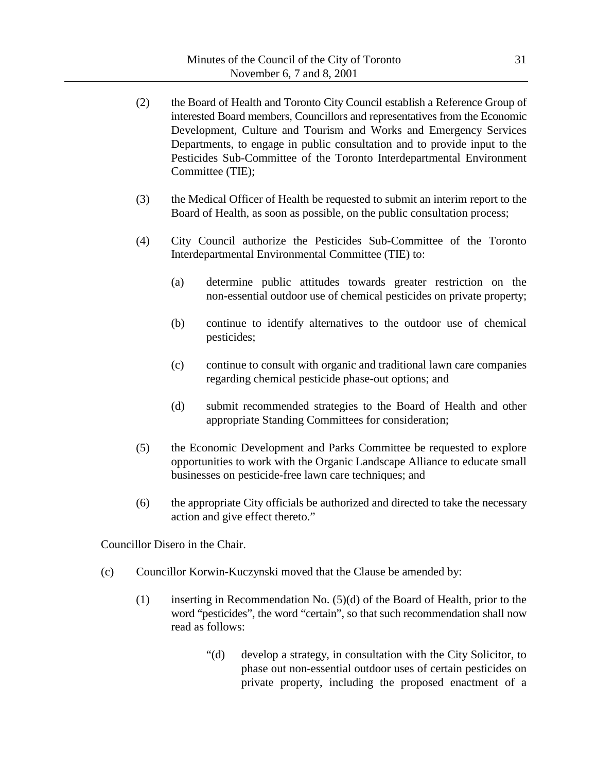(2) the Board of Health and Toronto City Council establish a Reference Group of interested Board members, Councillors and representatives from the Economic Development, Culture and Tourism and Works and Emergency Services Departments, to engage in public consultation and to provide input to the Pesticides Sub-Committee of the Toronto Interdepartmental Environment Committee (TIE);

(3) the Medical Officer of Health be requested to submit an interim report to the Board of Health, as soon as possible, on the public consultation process;

(4) City Council authorize the Pesticides Sub-Committee of the Toronto Interdepartmental Environmental Committee (TIE) to:

 (a) determine public attitudes towards greater restriction on the non-essential outdoor use of chemical pesticides on private property;

 (b) continue to identify alternatives to the outdoor use of chemical pesticides;

 (c) continue to consult with organic and traditional lawn care companies regarding chemical pesticide phase-out options; and

 (d) submit recommended strategies to the Board of Health and other appropriate Standing Committees for consideration;

(5) the Economic Development and Parks Committee be requested to explore opportunities to work with the Organic Landscape Alliance to educate small businesses on pesticide-free lawn care techniques; and

(6) the appropriate City officials be authorized and directed to take the necessary action and give effect thereto."

Councillor Disero in the Chair.

(c) Councillor Korwin-Kuczynski moved that the Clause be amended by:

 (1) inserting in Recommendation No. (5)(d) of the Board of Health, prior to the word "pesticides", the word "certain", so that such recommendation shall now read as follows:

 "(d) develop a strategy, in consultation with the City Solicitor, to phase out non-essential outdoor uses of certain pesticides on private property, including the proposed enactment of a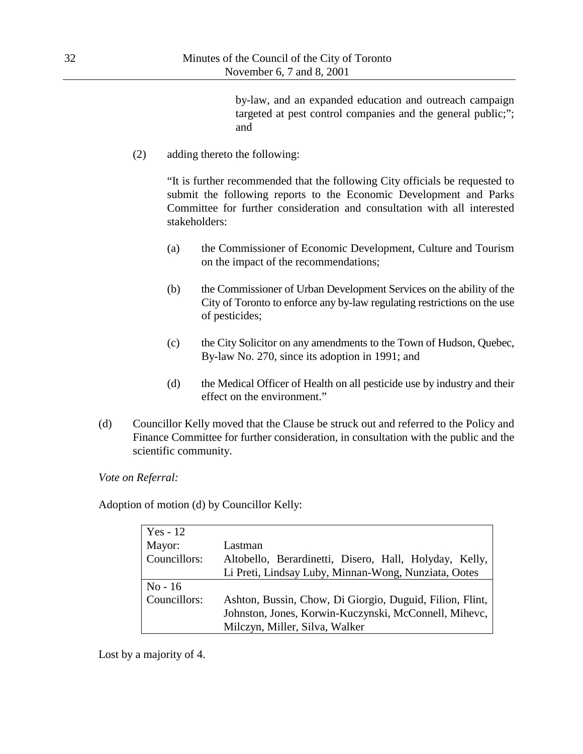by-law, and an expanded education and outreach campaign targeted at pest control companies and the general public;"; and

(2) adding thereto the following:

"It is further recommended that the following City officials be requested to submit the following reports to the Economic Development and Parks Committee for further consideration and consultation with all interested stakeholders:

(a) the Commissioner of Economic Development, Culture and Tourism on the impact of the recommendations;

(b) the Commissioner of Urban Development Services on the ability of the City of Toronto to enforce any by-law regulating restrictions on the use of pesticides;

(c) the City Solicitor on any amendments to the Town of Hudson, Quebec, By-law No. 270, since its adoption in 1991; and

(d) the Medical Officer of Health on all pesticide use by industry and their effect on the environment."

(d) Councillor Kelly moved that the Clause be struck out and referred to the Policy and Finance Committee for further consideration, in consultation with the public and the scientific community.

*Vote on Referral:*

Adoption of motion (d) by Councillor Kelly:

| Yes - 12 | |
|---|---|
| Mayor: | Lastman |
| Councillors: | Altobello, Berardinetti, Disero, Hall, Holyday, Kelly, Li Preti, Lindsay Luby, Minnan-Wong, Nunziata, Ootes |
| No - 16 | |
| Councillors: | Ashton, Bussin, Chow, Di Giorgio, Duguid, Filion, Flint, Johnston, Jones, Korwin-Kuczynski, McConnell, Mihevc, Milczyn, Miller, Silva, Walker |

Lost by a majority of 4.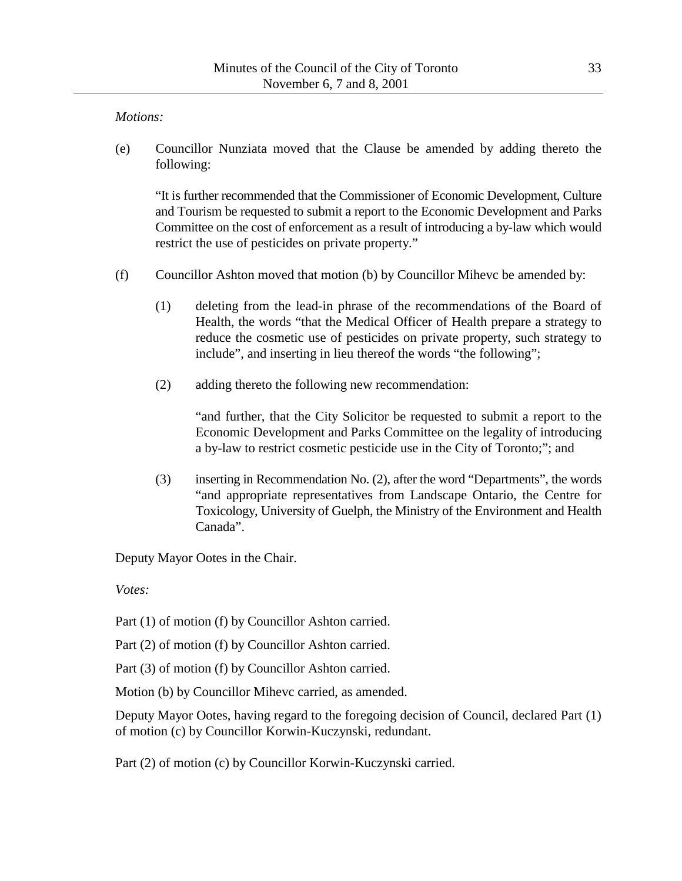*Motions:*

(e) Councillor Nunziata moved that the Clause be amended by adding thereto the following:

"It is further recommended that the Commissioner of Economic Development, Culture and Tourism be requested to submit a report to the Economic Development and Parks Committee on the cost of enforcement as a result of introducing a by-law which would restrict the use of pesticides on private property."

(f) Councillor Ashton moved that motion (b) by Councillor Mihevc be amended by:

(1) deleting from the lead-in phrase of the recommendations of the Board of Health, the words "that the Medical Officer of Health prepare a strategy to reduce the cosmetic use of pesticides on private property, such strategy to include", and inserting in lieu thereof the words "the following";

(2) adding thereto the following new recommendation:

"and further, that the City Solicitor be requested to submit a report to the Economic Development and Parks Committee on the legality of introducing a by-law to restrict cosmetic pesticide use in the City of Toronto;"; and

(3) inserting in Recommendation No. (2), after the word "Departments", the words "and appropriate representatives from Landscape Ontario, the Centre for Toxicology, University of Guelph, the Ministry of the Environment and Health Canada".

Deputy Mayor Ootes in the Chair.

*Votes:*

Part (1) of motion (f) by Councillor Ashton carried.

Part (2) of motion (f) by Councillor Ashton carried.

Part (3) of motion (f) by Councillor Ashton carried.

Motion (b) by Councillor Mihevc carried, as amended.

Deputy Mayor Ootes, having regard to the foregoing decision of Council, declared Part (1) of motion (c) by Councillor Korwin-Kuczynski, redundant.

Part (2) of motion (c) by Councillor Korwin-Kuczynski carried.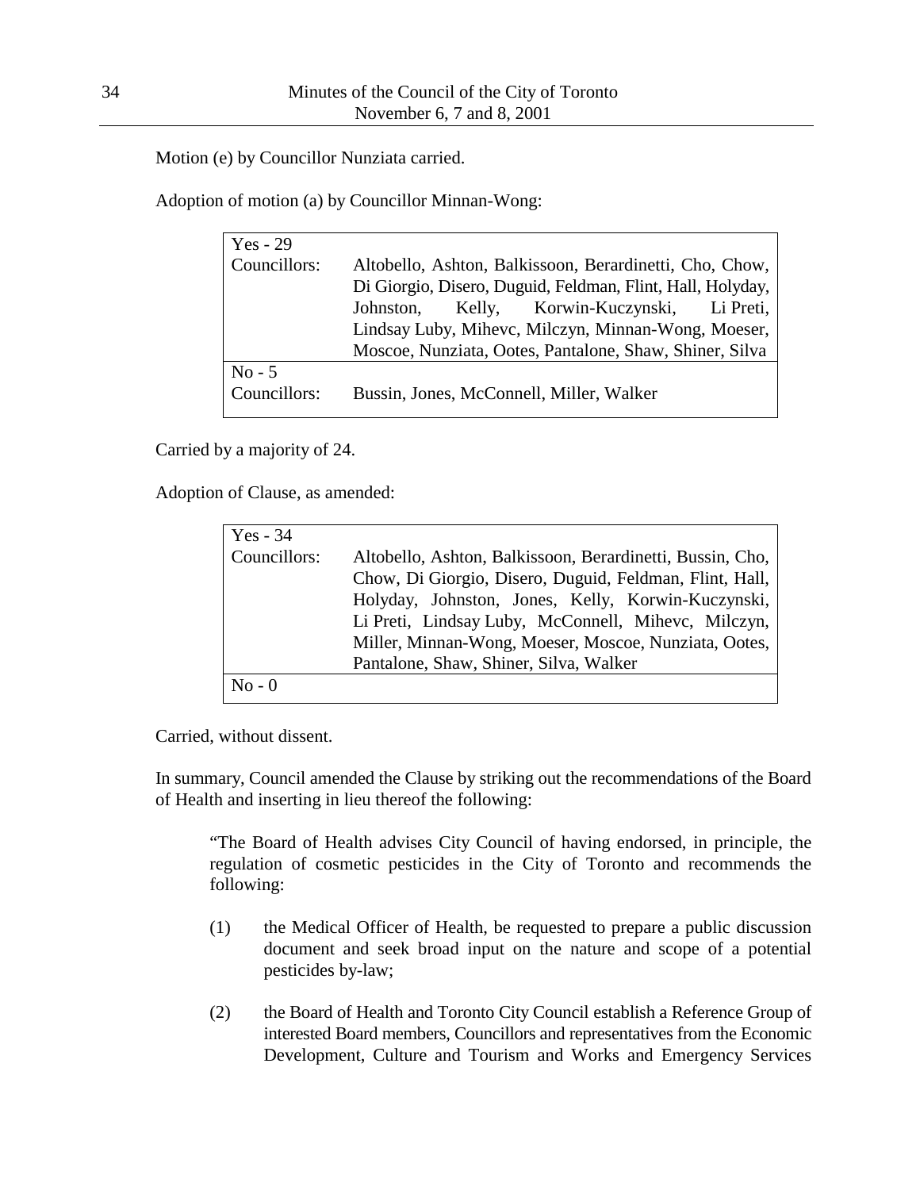Motion (e) by Councillor Nunziata carried.

Adoption of motion (a) by Councillor Minnan-Wong:

| Yes - 29 | |
|---|---|
| Councillors: | Altobello, Ashton, Balkissoon, Berardinetti, Cho, Chow, Di Giorgio, Disero, Duguid, Feldman, Flint, Hall, Holyday, Johnston, Kelly, Korwin-Kuczynski, Li Preti, Lindsay Luby, Mihevc, Milczyn, Minnan-Wong, Moeser, Moscoe, Nunziata, Ootes, Pantalone, Shaw, Shiner, Silva |
| No - 5 | |
| Councillors: | Bussin, Jones, McConnell, Miller, Walker |

Carried by a majority of 24.

Adoption of Clause, as amended:

| Yes - 34 | |
|---|---|
| Councillors: | Altobello, Ashton, Balkissoon, Berardinetti, Bussin, Cho, Chow, Di Giorgio, Disero, Duguid, Feldman, Flint, Hall, Holyday, Johnston, Jones, Kelly, Korwin-Kuczynski, Li Preti, Lindsay Luby, McConnell, Mihevc, Milczyn, Miller, Minnan-Wong, Moeser, Moscoe, Nunziata, Ootes, Pantalone, Shaw, Shiner, Silva, Walker |
| No - 0 | |

Carried, without dissent.

In summary, Council amended the Clause by striking out the recommendations of the Board of Health and inserting in lieu thereof the following:

> "The Board of Health advises City Council of having endorsed, in principle, the regulation of cosmetic pesticides in the City of Toronto and recommends the following:
>
> (1) the Medical Officer of Health, be requested to prepare a public discussion document and seek broad input on the nature and scope of a potential pesticides by-law;
>
> (2) the Board of Health and Toronto City Council establish a Reference Group of interested Board members, Councillors and representatives from the Economic Development, Culture and Tourism and Works and Emergency Services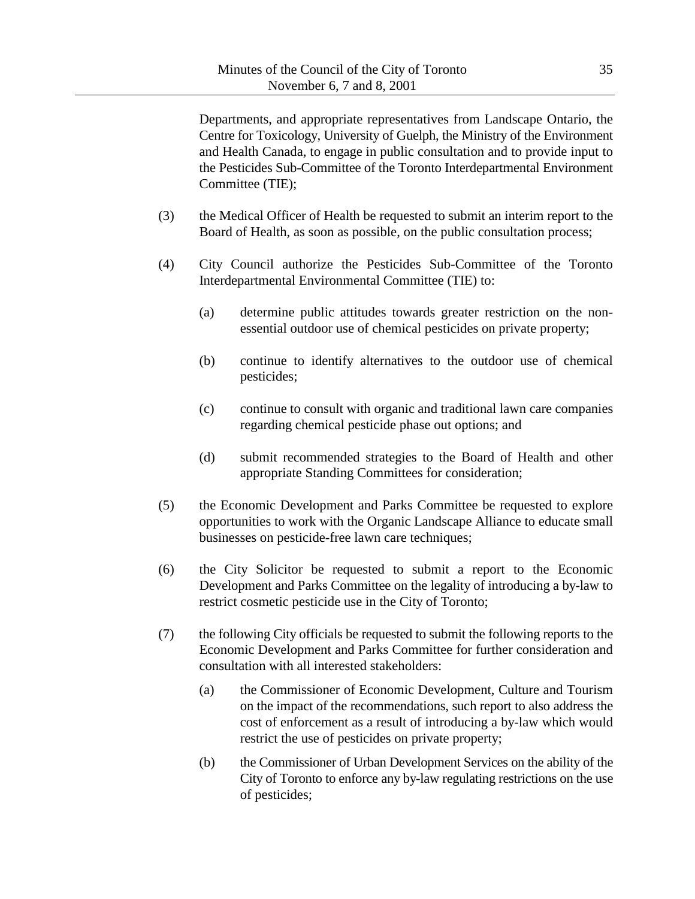Departments, and appropriate representatives from Landscape Ontario, the Centre for Toxicology, University of Guelph, the Ministry of the Environment and Health Canada, to engage in public consultation and to provide input to the Pesticides Sub-Committee of the Toronto Interdepartmental Environment Committee (TIE);

(3) the Medical Officer of Health be requested to submit an interim report to the Board of Health, as soon as possible, on the public consultation process;

(4) City Council authorize the Pesticides Sub-Committee of the Toronto Interdepartmental Environmental Committee (TIE) to:

 (a) determine public attitudes towards greater restriction on the non-essential outdoor use of chemical pesticides on private property;

 (b) continue to identify alternatives to the outdoor use of chemical pesticides;

 (c) continue to consult with organic and traditional lawn care companies regarding chemical pesticide phase out options; and

 (d) submit recommended strategies to the Board of Health and other appropriate Standing Committees for consideration;

(5) the Economic Development and Parks Committee be requested to explore opportunities to work with the Organic Landscape Alliance to educate small businesses on pesticide-free lawn care techniques;

(6) the City Solicitor be requested to submit a report to the Economic Development and Parks Committee on the legality of introducing a by-law to restrict cosmetic pesticide use in the City of Toronto;

(7) the following City officials be requested to submit the following reports to the Economic Development and Parks Committee for further consideration and consultation with all interested stakeholders:

 (a) the Commissioner of Economic Development, Culture and Tourism on the impact of the recommendations, such report to also address the cost of enforcement as a result of introducing a by-law which would restrict the use of pesticides on private property;

 (b) the Commissioner of Urban Development Services on the ability of the City of Toronto to enforce any by-law regulating restrictions on the use of pesticides;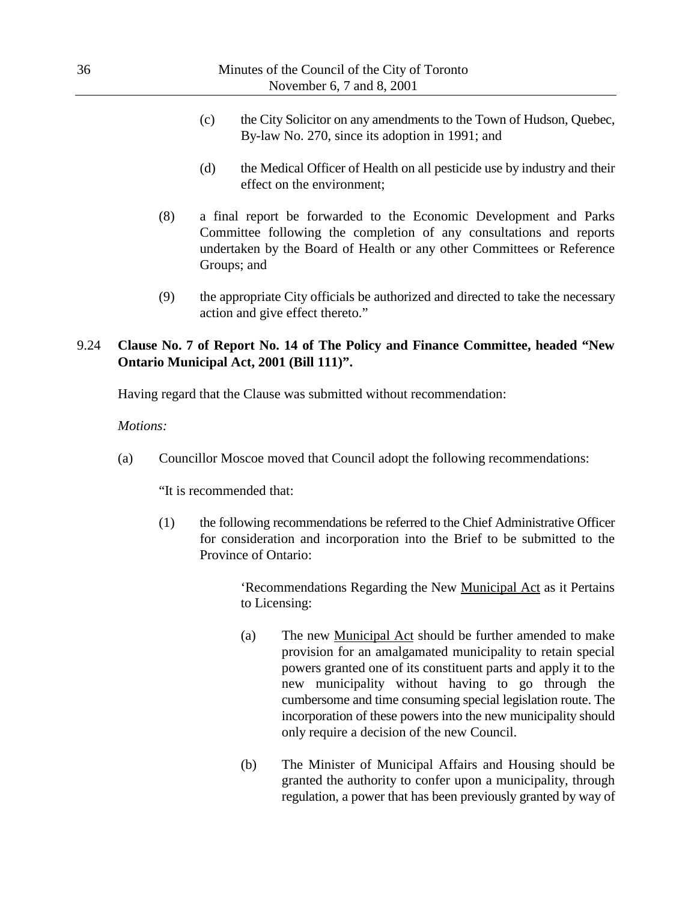(c) the City Solicitor on any amendments to the Town of Hudson, Quebec, By-law No. 270, since its adoption in 1991; and

(d) the Medical Officer of Health on all pesticide use by industry and their effect on the environment;

(8) a final report be forwarded to the Economic Development and Parks Committee following the completion of any consultations and reports undertaken by the Board of Health or any other Committees or Reference Groups; and

(9) the appropriate City officials be authorized and directed to take the necessary action and give effect thereto."

**9.24 Clause No. 7 of Report No. 14 of The Policy and Finance Committee, headed "New Ontario Municipal Act, 2001 (Bill 111)".**

Having regard that the Clause was submitted without recommendation:

*Motions:*

(a) Councillor Moscoe moved that Council adopt the following recommendations:

"It is recommended that:

(1) the following recommendations be referred to the Chief Administrative Officer for consideration and incorporation into the Brief to be submitted to the Province of Ontario:

'Recommendations Regarding the New Municipal Act as it Pertains to Licensing:

(a) The new Municipal Act should be further amended to make provision for an amalgamated municipality to retain special powers granted one of its constituent parts and apply it to the new municipality without having to go through the cumbersome and time consuming special legislation route. The incorporation of these powers into the new municipality should only require a decision of the new Council.

(b) The Minister of Municipal Affairs and Housing should be granted the authority to confer upon a municipality, through regulation, a power that has been previously granted by way of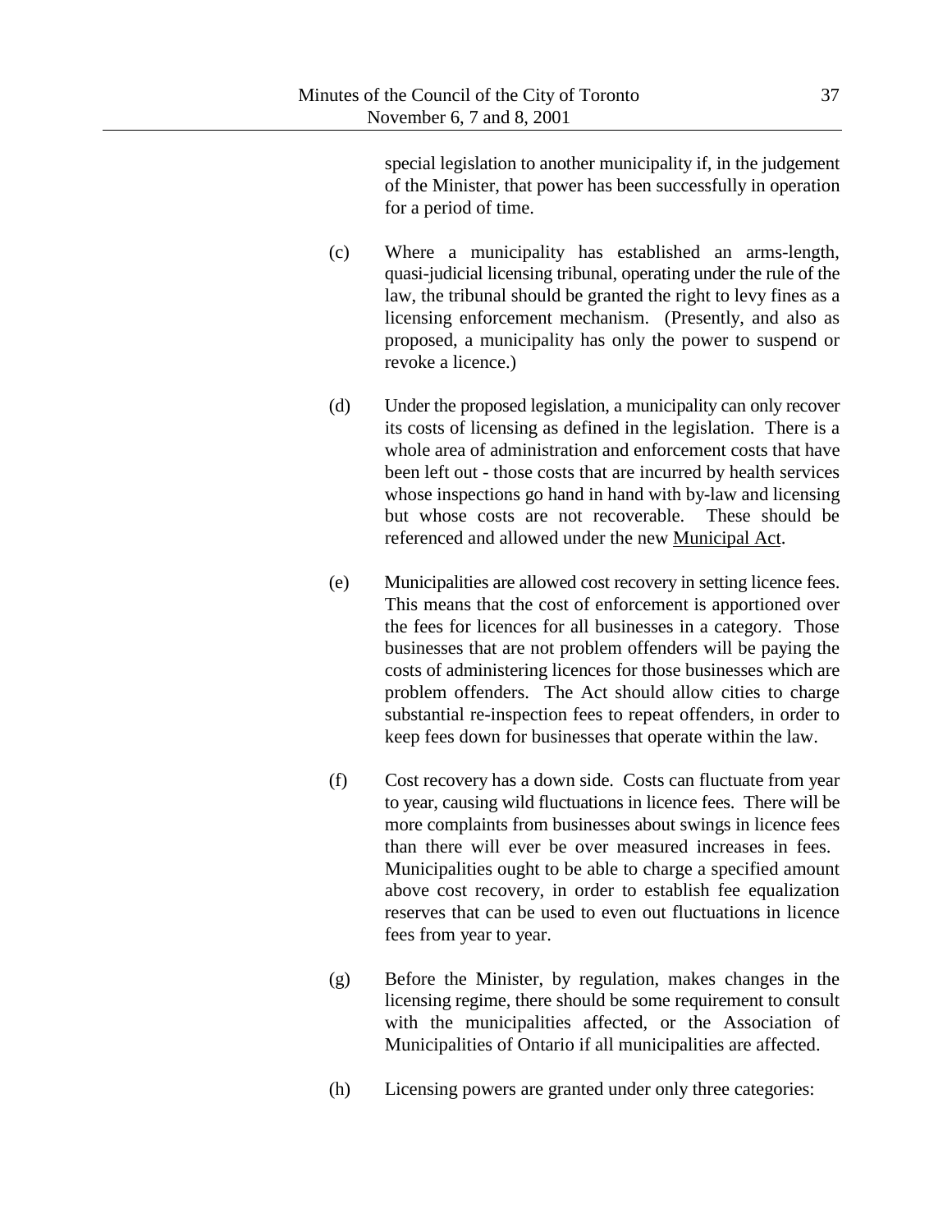special legislation to another municipality if, in the judgement of the Minister, that power has been successfully in operation for a period of time.

(c) Where a municipality has established an arms-length, quasi-judicial licensing tribunal, operating under the rule of the law, the tribunal should be granted the right to levy fines as a licensing enforcement mechanism. (Presently, and also as proposed, a municipality has only the power to suspend or revoke a licence.)

(d) Under the proposed legislation, a municipality can only recover its costs of licensing as defined in the legislation. There is a whole area of administration and enforcement costs that have been left out - those costs that are incurred by health services whose inspections go hand in hand with by-law and licensing but whose costs are not recoverable. These should be referenced and allowed under the new Municipal Act.

(e) Municipalities are allowed cost recovery in setting licence fees. This means that the cost of enforcement is apportioned over the fees for licences for all businesses in a category. Those businesses that are not problem offenders will be paying the costs of administering licences for those businesses which are problem offenders. The Act should allow cities to charge substantial re-inspection fees to repeat offenders, in order to keep fees down for businesses that operate within the law.

(f) Cost recovery has a down side. Costs can fluctuate from year to year, causing wild fluctuations in licence fees. There will be more complaints from businesses about swings in licence fees than there will ever be over measured increases in fees. Municipalities ought to be able to charge a specified amount above cost recovery, in order to establish fee equalization reserves that can be used to even out fluctuations in licence fees from year to year.

(g) Before the Minister, by regulation, makes changes in the licensing regime, there should be some requirement to consult with the municipalities affected, or the Association of Municipalities of Ontario if all municipalities are affected.

(h) Licensing powers are granted under only three categories: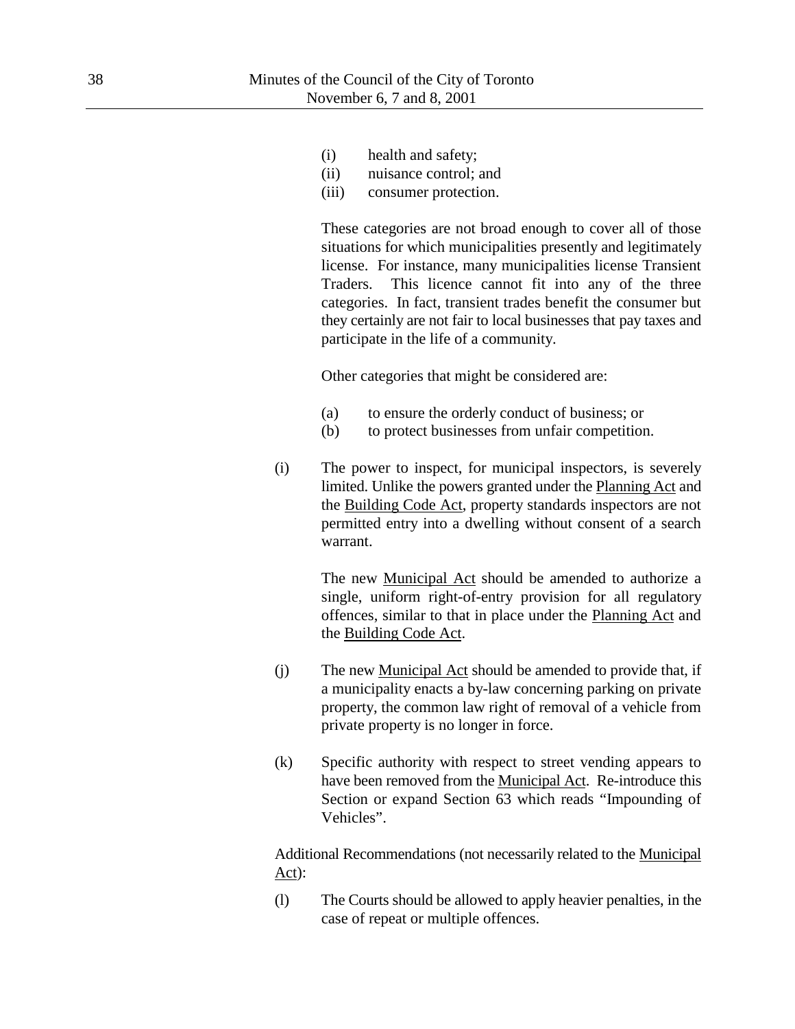(i) health and safety;
(ii) nuisance control; and
(iii) consumer protection.

These categories are not broad enough to cover all of those situations for which municipalities presently and legitimately license. For instance, many municipalities license Transient Traders. This licence cannot fit into any of the three categories. In fact, transient trades benefit the consumer but they certainly are not fair to local businesses that pay taxes and participate in the life of a community.

Other categories that might be considered are:

(a) to ensure the orderly conduct of business; or
(b) to protect businesses from unfair competition.

(i) The power to inspect, for municipal inspectors, is severely limited. Unlike the powers granted under the Planning Act and the Building Code Act, property standards inspectors are not permitted entry into a dwelling without consent of a search warrant.

The new Municipal Act should be amended to authorize a single, uniform right-of-entry provision for all regulatory offences, similar to that in place under the Planning Act and the Building Code Act.

(j) The new Municipal Act should be amended to provide that, if a municipality enacts a by-law concerning parking on private property, the common law right of removal of a vehicle from private property is no longer in force.

(k) Specific authority with respect to street vending appears to have been removed from the Municipal Act. Re-introduce this Section or expand Section 63 which reads "Impounding of Vehicles".

Additional Recommendations (not necessarily related to the Municipal Act):

(l) The Courts should be allowed to apply heavier penalties, in the case of repeat or multiple offences.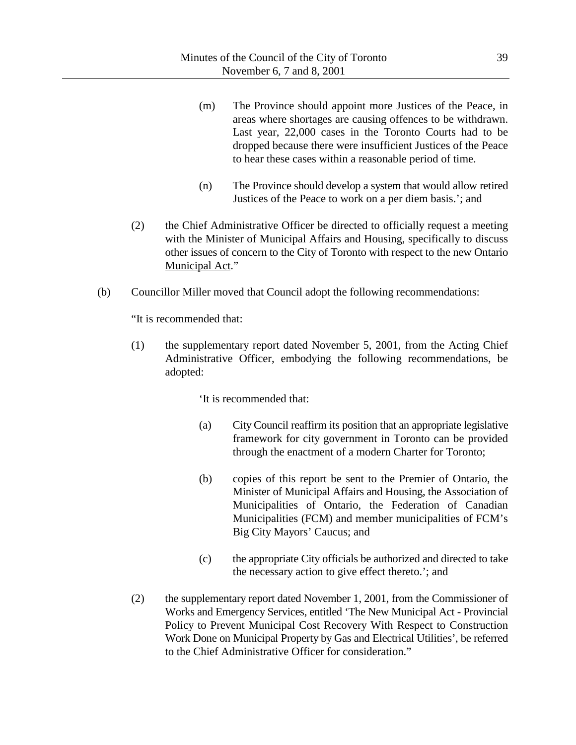(m) The Province should appoint more Justices of the Peace, in areas where shortages are causing offences to be withdrawn. Last year, 22,000 cases in the Toronto Courts had to be dropped because there were insufficient Justices of the Peace to hear these cases within a reasonable period of time.

(n) The Province should develop a system that would allow retired Justices of the Peace to work on a per diem basis.'; and

(2) the Chief Administrative Officer be directed to officially request a meeting with the Minister of Municipal Affairs and Housing, specifically to discuss other issues of concern to the City of Toronto with respect to the new Ontario Municipal Act."

(b) Councillor Miller moved that Council adopt the following recommendations:

"It is recommended that:

(1) the supplementary report dated November 5, 2001, from the Acting Chief Administrative Officer, embodying the following recommendations, be adopted:

'It is recommended that:

(a) City Council reaffirm its position that an appropriate legislative framework for city government in Toronto can be provided through the enactment of a modern Charter for Toronto;

(b) copies of this report be sent to the Premier of Ontario, the Minister of Municipal Affairs and Housing, the Association of Municipalities of Ontario, the Federation of Canadian Municipalities (FCM) and member municipalities of FCM's Big City Mayors' Caucus; and

(c) the appropriate City officials be authorized and directed to take the necessary action to give effect thereto.'; and

(2) the supplementary report dated November 1, 2001, from the Commissioner of Works and Emergency Services, entitled 'The New Municipal Act - Provincial Policy to Prevent Municipal Cost Recovery With Respect to Construction Work Done on Municipal Property by Gas and Electrical Utilities', be referred to the Chief Administrative Officer for consideration."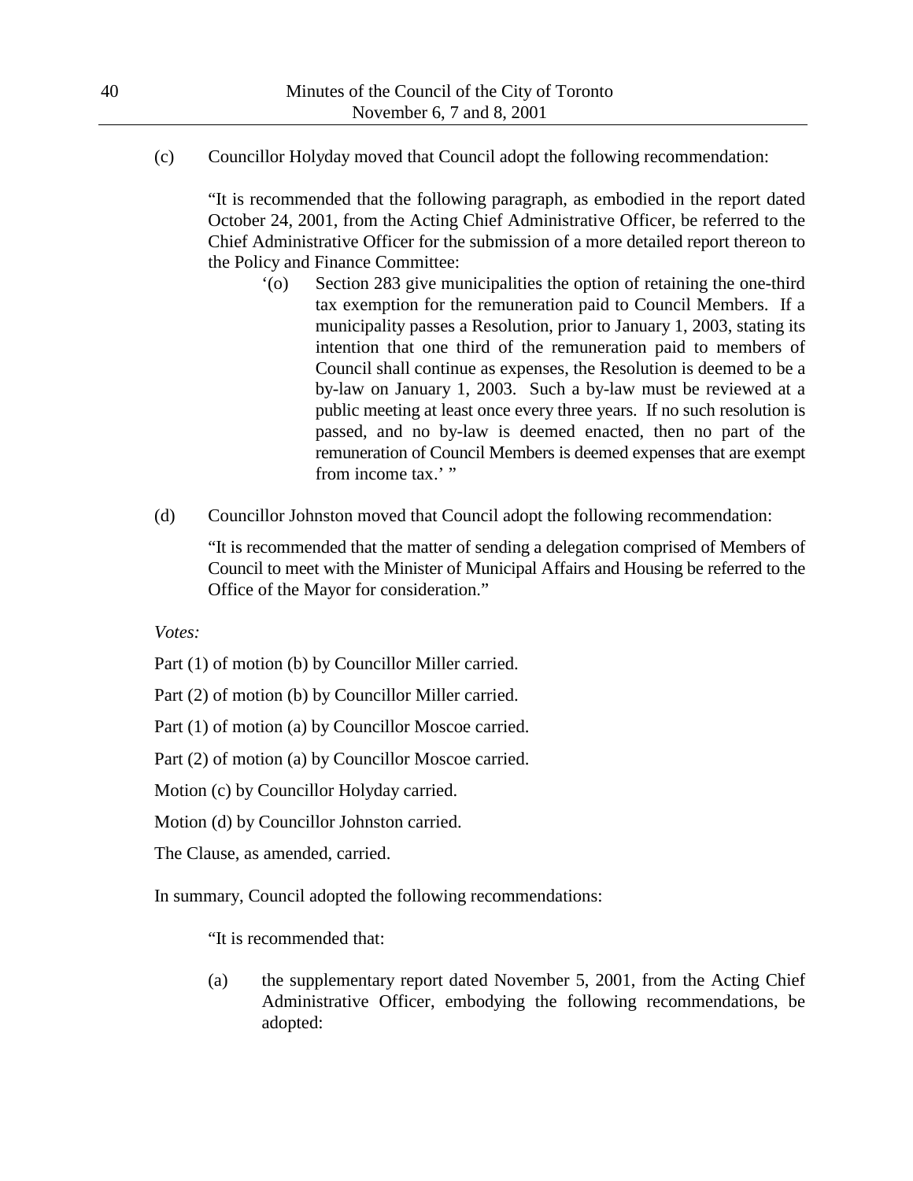(c) Councillor Holyday moved that Council adopt the following recommendation:

> "It is recommended that the following paragraph, as embodied in the report dated October 24, 2001, from the Acting Chief Administrative Officer, be referred to the Chief Administrative Officer for the submission of a more detailed report thereon to the Policy and Finance Committee:
>
> '(o) Section 283 give municipalities the option of retaining the one-third tax exemption for the remuneration paid to Council Members. If a municipality passes a Resolution, prior to January 1, 2003, stating its intention that one third of the remuneration paid to members of Council shall continue as expenses, the Resolution is deemed to be a by-law on January 1, 2003. Such a by-law must be reviewed at a public meeting at least once every three years. If no such resolution is passed, and no by-law is deemed enacted, then no part of the remuneration of Council Members is deemed expenses that are exempt from income tax.' "

(d) Councillor Johnston moved that Council adopt the following recommendation:

> "It is recommended that the matter of sending a delegation comprised of Members of Council to meet with the Minister of Municipal Affairs and Housing be referred to the Office of the Mayor for consideration."

*Votes:*

Part (1) of motion (b) by Councillor Miller carried.

Part (2) of motion (b) by Councillor Miller carried.

Part (1) of motion (a) by Councillor Moscoe carried.

Part (2) of motion (a) by Councillor Moscoe carried.

Motion (c) by Councillor Holyday carried.

Motion (d) by Councillor Johnston carried.

The Clause, as amended, carried.

In summary, Council adopted the following recommendations:

> "It is recommended that:
>
> (a) the supplementary report dated November 5, 2001, from the Acting Chief Administrative Officer, embodying the following recommendations, be adopted: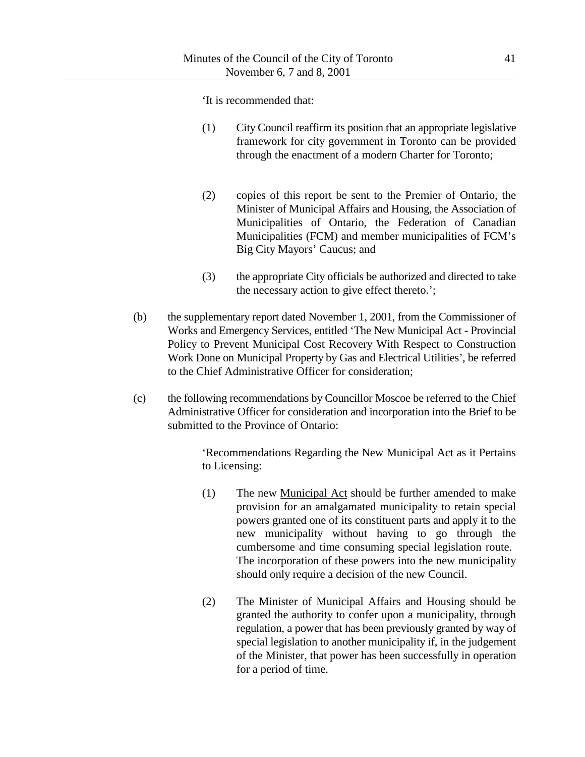'It is recommended that:

(1) City Council reaffirm its position that an appropriate legislative framework for city government in Toronto can be provided through the enactment of a modern Charter for Toronto;

(2) copies of this report be sent to the Premier of Ontario, the Minister of Municipal Affairs and Housing, the Association of Municipalities of Ontario, the Federation of Canadian Municipalities (FCM) and member municipalities of FCM's Big City Mayors' Caucus; and

(3) the appropriate City officials be authorized and directed to take the necessary action to give effect thereto.';

(b) the supplementary report dated November 1, 2001, from the Commissioner of Works and Emergency Services, entitled 'The New Municipal Act - Provincial Policy to Prevent Municipal Cost Recovery With Respect to Construction Work Done on Municipal Property by Gas and Electrical Utilities', be referred to the Chief Administrative Officer for consideration;

(c) the following recommendations by Councillor Moscoe be referred to the Chief Administrative Officer for consideration and incorporation into the Brief to be submitted to the Province of Ontario:

'Recommendations Regarding the New Municipal Act as it Pertains to Licensing:

(1) The new Municipal Act should be further amended to make provision for an amalgamated municipality to retain special powers granted one of its constituent parts and apply it to the new municipality without having to go through the cumbersome and time consuming special legislation route. The incorporation of these powers into the new municipality should only require a decision of the new Council.

(2) The Minister of Municipal Affairs and Housing should be granted the authority to confer upon a municipality, through regulation, a power that has been previously granted by way of special legislation to another municipality if, in the judgement of the Minister, that power has been successfully in operation for a period of time.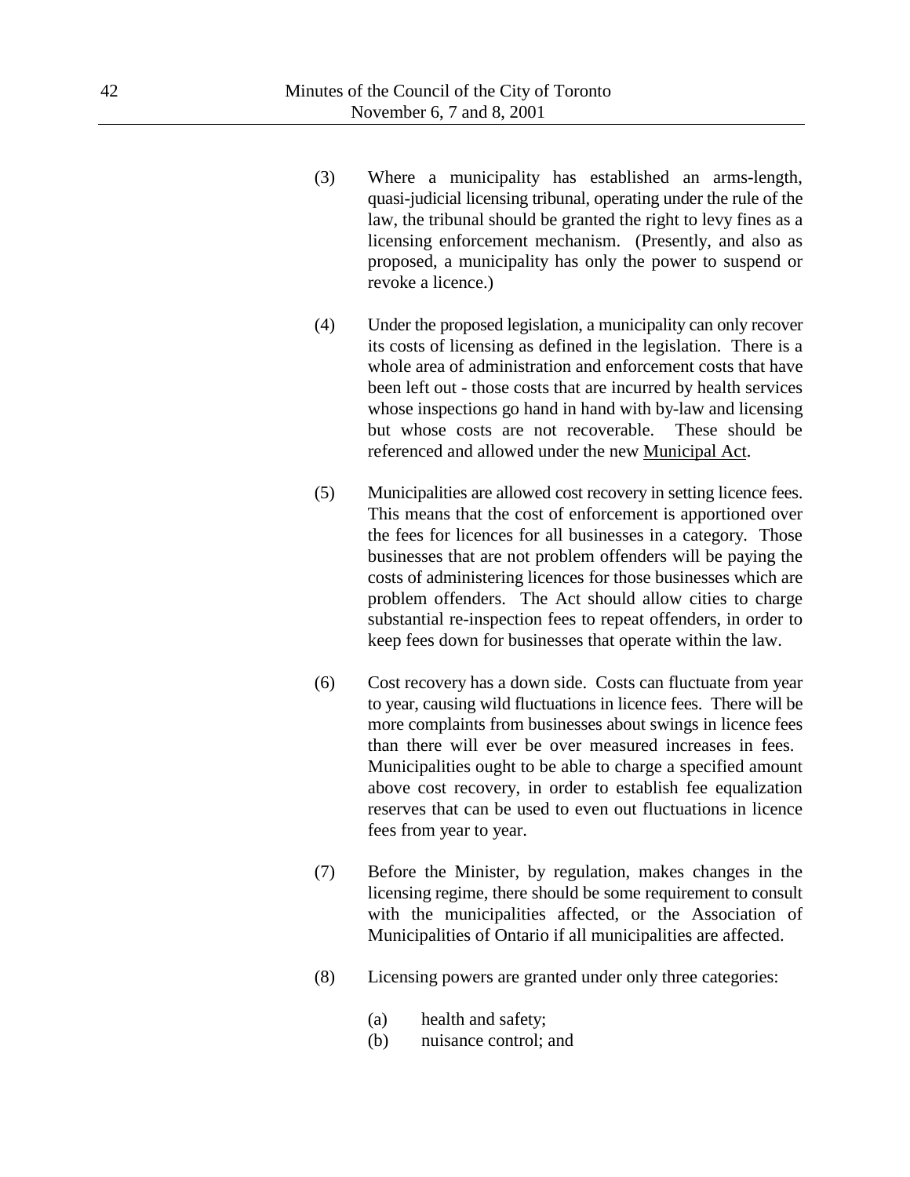(3) Where a municipality has established an arms-length, quasi-judicial licensing tribunal, operating under the rule of the law, the tribunal should be granted the right to levy fines as a licensing enforcement mechanism. (Presently, and also as proposed, a municipality has only the power to suspend or revoke a licence.)

(4) Under the proposed legislation, a municipality can only recover its costs of licensing as defined in the legislation. There is a whole area of administration and enforcement costs that have been left out - those costs that are incurred by health services whose inspections go hand in hand with by-law and licensing but whose costs are not recoverable. These should be referenced and allowed under the new Municipal Act.

(5) Municipalities are allowed cost recovery in setting licence fees. This means that the cost of enforcement is apportioned over the fees for licences for all businesses in a category. Those businesses that are not problem offenders will be paying the costs of administering licences for those businesses which are problem offenders. The Act should allow cities to charge substantial re-inspection fees to repeat offenders, in order to keep fees down for businesses that operate within the law.

(6) Cost recovery has a down side. Costs can fluctuate from year to year, causing wild fluctuations in licence fees. There will be more complaints from businesses about swings in licence fees than there will ever be over measured increases in fees. Municipalities ought to be able to charge a specified amount above cost recovery, in order to establish fee equalization reserves that can be used to even out fluctuations in licence fees from year to year.

(7) Before the Minister, by regulation, makes changes in the licensing regime, there should be some requirement to consult with the municipalities affected, or the Association of Municipalities of Ontario if all municipalities are affected.

(8) Licensing powers are granted under only three categories:

   (a) health and safety;
   (b) nuisance control; and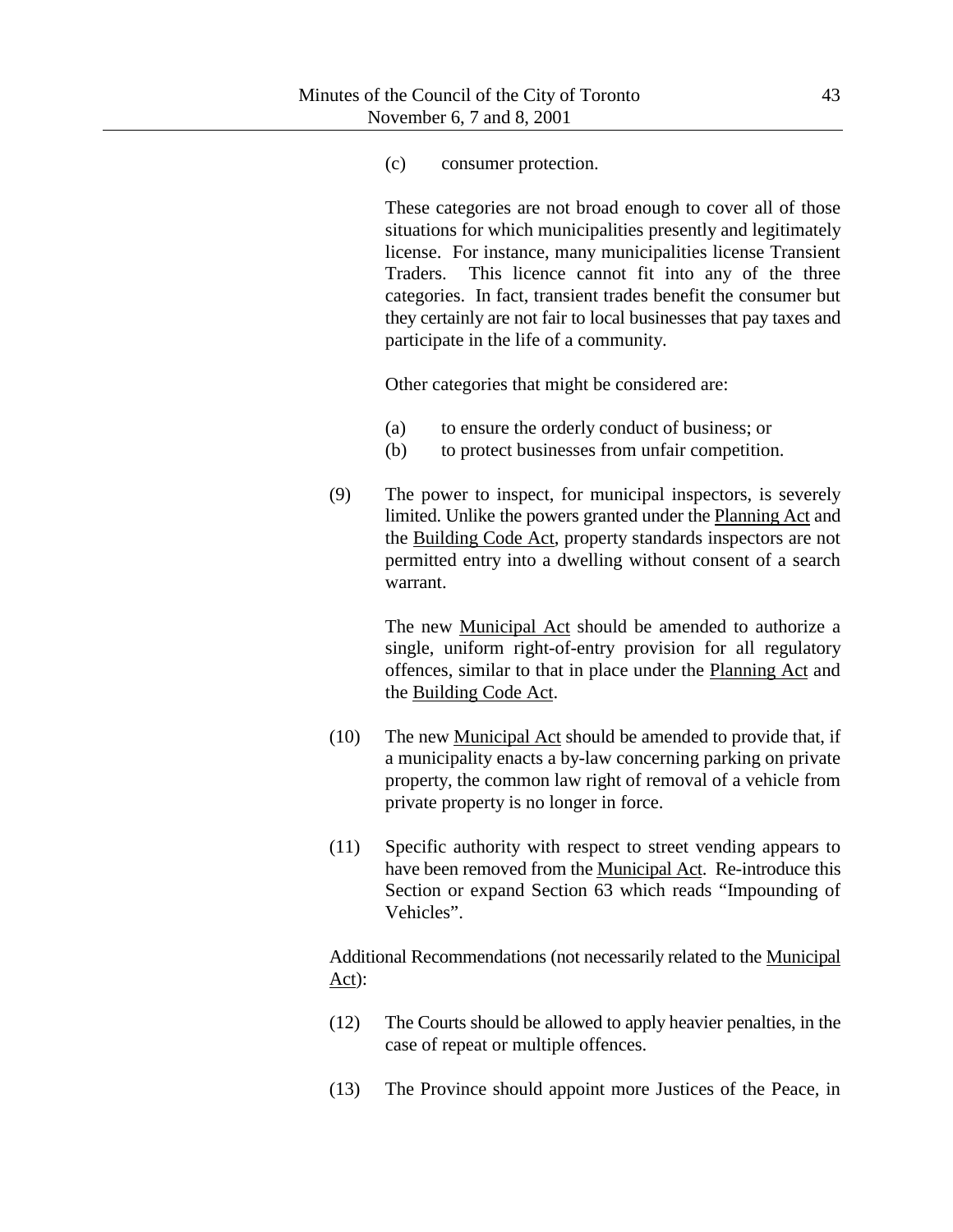(c) consumer protection.

These categories are not broad enough to cover all of those situations for which municipalities presently and legitimately license. For instance, many municipalities license Transient Traders. This licence cannot fit into any of the three categories. In fact, transient trades benefit the consumer but they certainly are not fair to local businesses that pay taxes and participate in the life of a community.

Other categories that might be considered are:

(a) to ensure the orderly conduct of business; or
(b) to protect businesses from unfair competition.

(9) The power to inspect, for municipal inspectors, is severely limited. Unlike the powers granted under the Planning Act and the Building Code Act, property standards inspectors are not permitted entry into a dwelling without consent of a search warrant.

The new Municipal Act should be amended to authorize a single, uniform right-of-entry provision for all regulatory offences, similar to that in place under the Planning Act and the Building Code Act.

(10) The new Municipal Act should be amended to provide that, if a municipality enacts a by-law concerning parking on private property, the common law right of removal of a vehicle from private property is no longer in force.

(11) Specific authority with respect to street vending appears to have been removed from the Municipal Act. Re-introduce this Section or expand Section 63 which reads “Impounding of Vehicles”.

Additional Recommendations (not necessarily related to the Municipal Act):

(12) The Courts should be allowed to apply heavier penalties, in the case of repeat or multiple offences.

(13) The Province should appoint more Justices of the Peace, in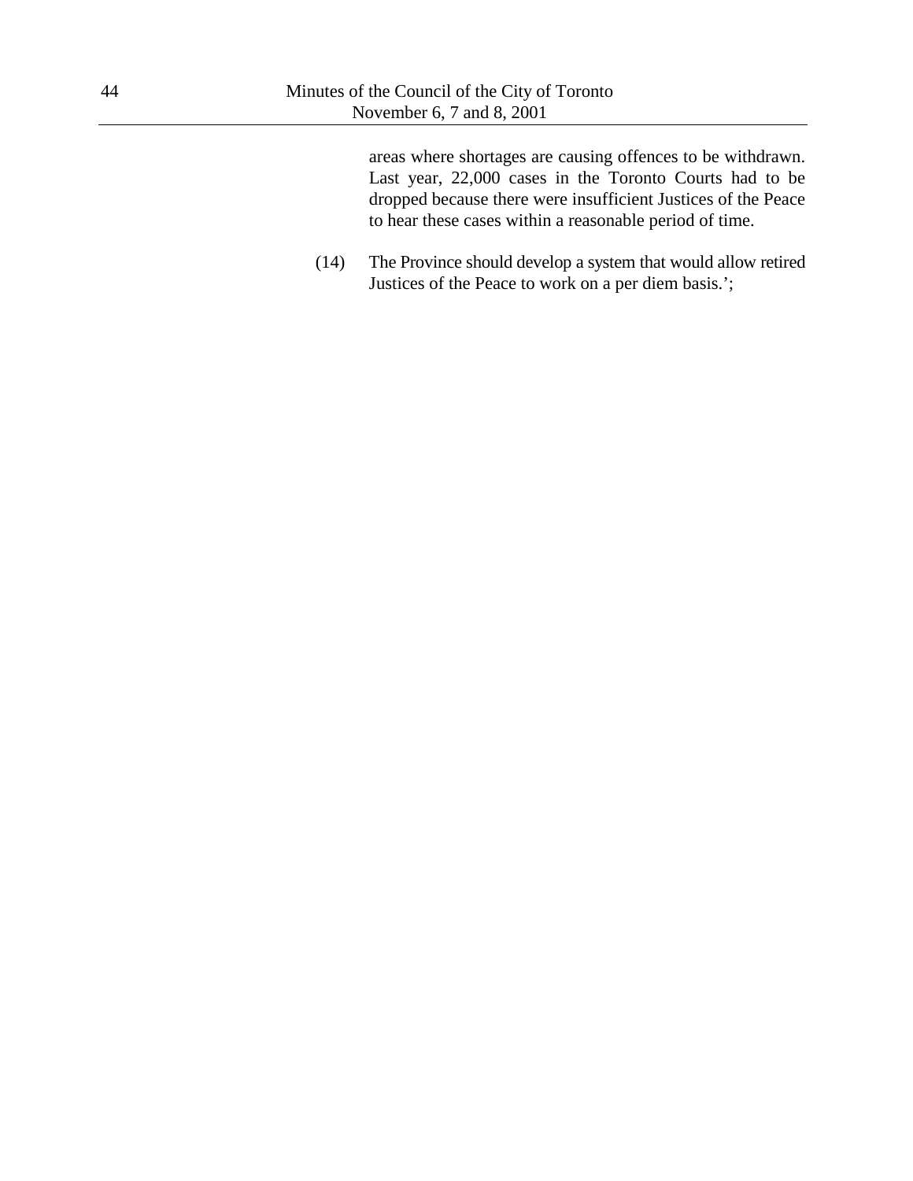areas where shortages are causing offences to be withdrawn. Last year, 22,000 cases in the Toronto Courts had to be dropped because there were insufficient Justices of the Peace to hear these cases within a reasonable period of time.

(14) The Province should develop a system that would allow retired Justices of the Peace to work on a per diem basis.';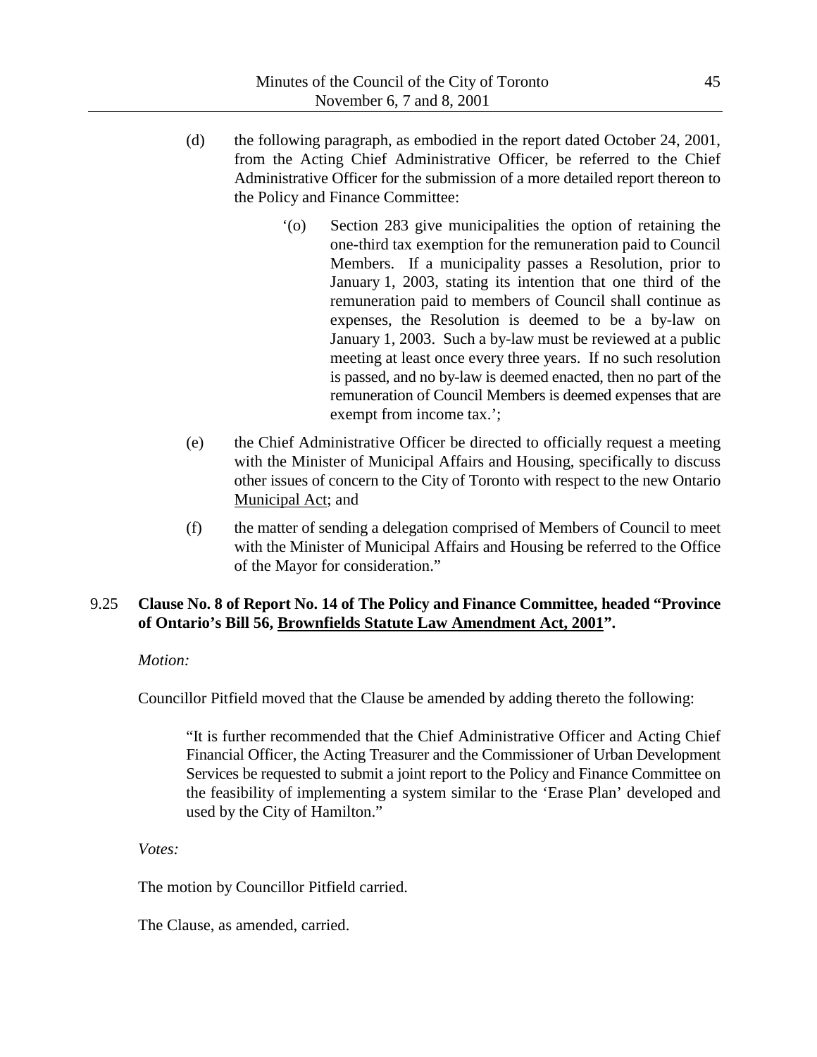(d) the following paragraph, as embodied in the report dated October 24, 2001, from the Acting Chief Administrative Officer, be referred to the Chief Administrative Officer for the submission of a more detailed report thereon to the Policy and Finance Committee:

> ‘(o) Section 283 give municipalities the option of retaining the one-third tax exemption for the remuneration paid to Council Members. If a municipality passes a Resolution, prior to January 1, 2003, stating its intention that one third of the remuneration paid to members of Council shall continue as expenses, the Resolution is deemed to be a by-law on January 1, 2003. Such a by-law must be reviewed at a public meeting at least once every three years. If no such resolution is passed, and no by-law is deemed enacted, then no part of the remuneration of Council Members is deemed expenses that are exempt from income tax.’;

(e) the Chief Administrative Officer be directed to officially request a meeting with the Minister of Municipal Affairs and Housing, specifically to discuss other issues of concern to the City of Toronto with respect to the new Ontario Municipal Act; and

(f) the matter of sending a delegation comprised of Members of Council to meet with the Minister of Municipal Affairs and Housing be referred to the Office of the Mayor for consideration.”

**9.25 Clause No. 8 of Report No. 14 of The Policy and Finance Committee, headed “Province of Ontario’s Bill 56, Brownfields Statute Law Amendment Act, 2001”.**

*Motion:*

Councillor Pitfield moved that the Clause be amended by adding thereto the following:

> “It is further recommended that the Chief Administrative Officer and Acting Chief Financial Officer, the Acting Treasurer and the Commissioner of Urban Development Services be requested to submit a joint report to the Policy and Finance Committee on the feasibility of implementing a system similar to the ‘Erase Plan’ developed and used by the City of Hamilton.”

*Votes:*

The motion by Councillor Pitfield carried.

The Clause, as amended, carried.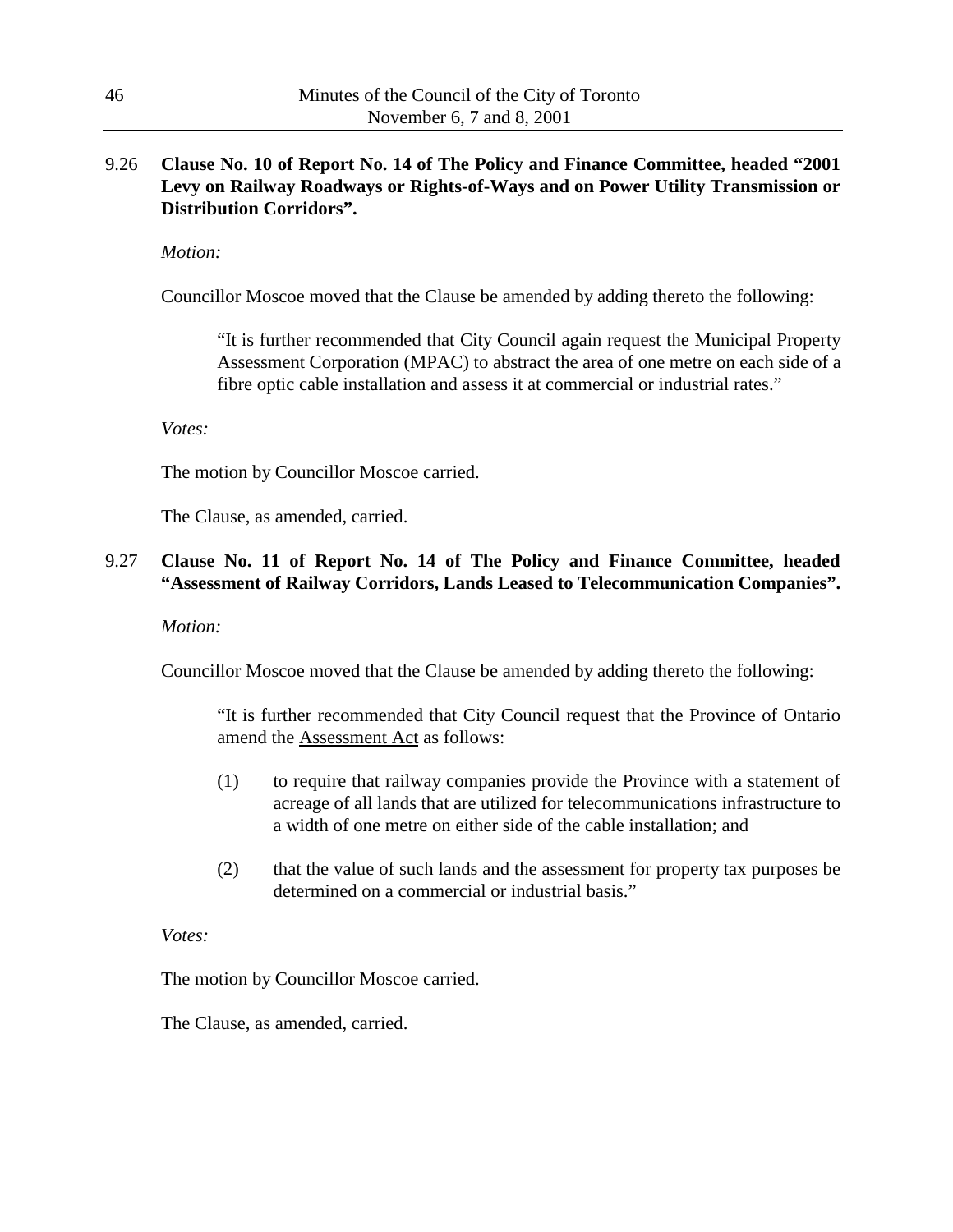**9.26 Clause No. 10 of Report No. 14 of The Policy and Finance Committee, headed "2001 Levy on Railway Roadways or Rights-of-Ways and on Power Utility Transmission or Distribution Corridors".**

*Motion:*

Councillor Moscoe moved that the Clause be amended by adding thereto the following:

> "It is further recommended that City Council again request the Municipal Property Assessment Corporation (MPAC) to abstract the area of one metre on each side of a fibre optic cable installation and assess it at commercial or industrial rates."

*Votes:*

The motion by Councillor Moscoe carried.

The Clause, as amended, carried.

**9.27 Clause No. 11 of Report No. 14 of The Policy and Finance Committee, headed "Assessment of Railway Corridors, Lands Leased to Telecommunication Companies".**

*Motion:*

Councillor Moscoe moved that the Clause be amended by adding thereto the following:

> "It is further recommended that City Council request that the Province of Ontario amend the Assessment Act as follows:
>
> (1) to require that railway companies provide the Province with a statement of acreage of all lands that are utilized for telecommunications infrastructure to a width of one metre on either side of the cable installation; and
>
> (2) that the value of such lands and the assessment for property tax purposes be determined on a commercial or industrial basis."

*Votes:*

The motion by Councillor Moscoe carried.

The Clause, as amended, carried.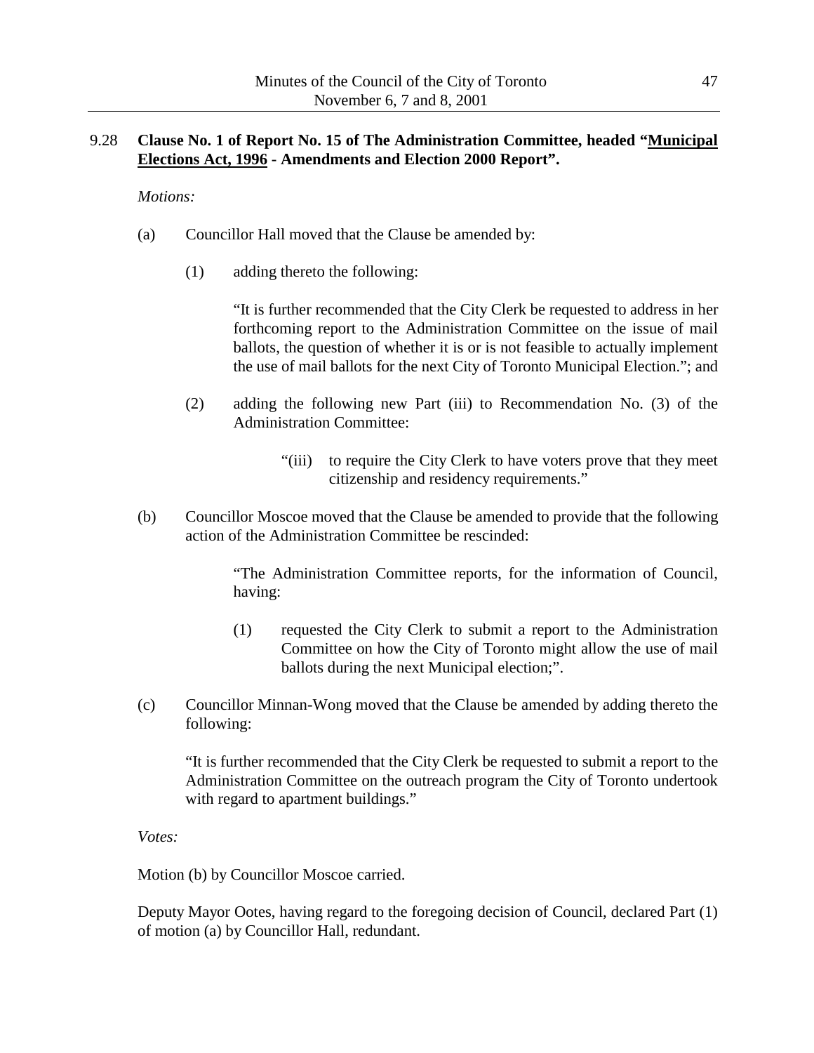## 9.28 **Clause No. 1 of Report No. 15 of The Administration Committee, headed "<u>Municipal Elections Act, 1996</u> - Amendments and Election 2000 Report".**

*Motions:*

(a) Councillor Hall moved that the Clause be amended by:

(1) adding thereto the following:

"It is further recommended that the City Clerk be requested to address in her forthcoming report to the Administration Committee on the issue of mail ballots, the question of whether it is or is not feasible to actually implement the use of mail ballots for the next City of Toronto Municipal Election."; and

(2) adding the following new Part (iii) to Recommendation No. (3) of the Administration Committee:

"(iii) to require the City Clerk to have voters prove that they meet citizenship and residency requirements."

(b) Councillor Moscoe moved that the Clause be amended to provide that the following action of the Administration Committee be rescinded:

"The Administration Committee reports, for the information of Council, having:

(1) requested the City Clerk to submit a report to the Administration Committee on how the City of Toronto might allow the use of mail ballots during the next Municipal election;".

(c) Councillor Minnan-Wong moved that the Clause be amended by adding thereto the following:

"It is further recommended that the City Clerk be requested to submit a report to the Administration Committee on the outreach program the City of Toronto undertook with regard to apartment buildings."

*Votes:*

Motion (b) by Councillor Moscoe carried.

Deputy Mayor Ootes, having regard to the foregoing decision of Council, declared Part (1) of motion (a) by Councillor Hall, redundant.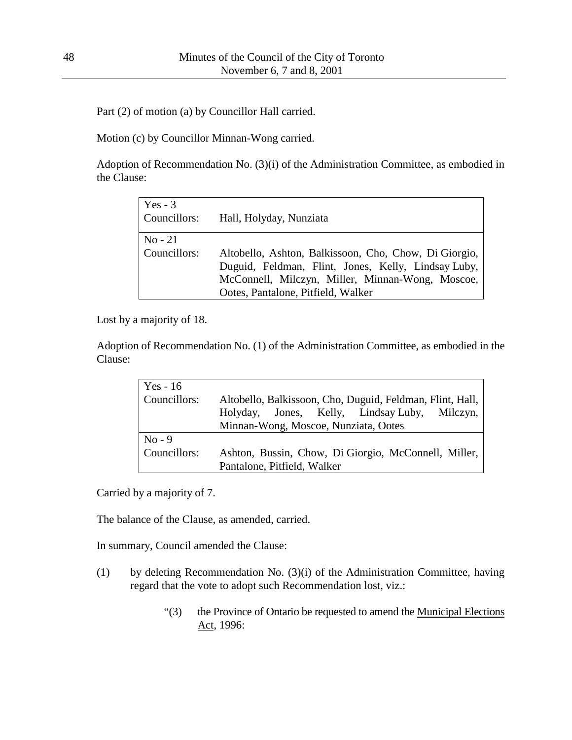Part (2) of motion (a) by Councillor Hall carried.

Motion (c) by Councillor Minnan-Wong carried.

Adoption of Recommendation No. (3)(i) of the Administration Committee, as embodied in the Clause:

| | |
|---|---|
| Yes - 3<br>Councillors: | Hall, Holyday, Nunziata |
| No - 21<br>Councillors: | Altobello, Ashton, Balkissoon, Cho, Chow, Di Giorgio, Duguid, Feldman, Flint, Jones, Kelly, Lindsay Luby, McConnell, Milczyn, Miller, Minnan-Wong, Moscoe, Ootes, Pantalone, Pitfield, Walker |

Lost by a majority of 18.

Adoption of Recommendation No. (1) of the Administration Committee, as embodied in the Clause:

| | |
|---|---|
| Yes - 16<br>Councillors: | Altobello, Balkissoon, Cho, Duguid, Feldman, Flint, Hall, Holyday, Jones, Kelly, Lindsay Luby, Milczyn, Minnan-Wong, Moscoe, Nunziata, Ootes |
| No - 9<br>Councillors: | Ashton, Bussin, Chow, Di Giorgio, McConnell, Miller, Pantalone, Pitfield, Walker |

Carried by a majority of 7.

The balance of the Clause, as amended, carried.

In summary, Council amended the Clause:

(1) by deleting Recommendation No. (3)(i) of the Administration Committee, having regard that the vote to adopt such Recommendation lost, viz.:

> "(3) the Province of Ontario be requested to amend the Municipal Elections Act, 1996: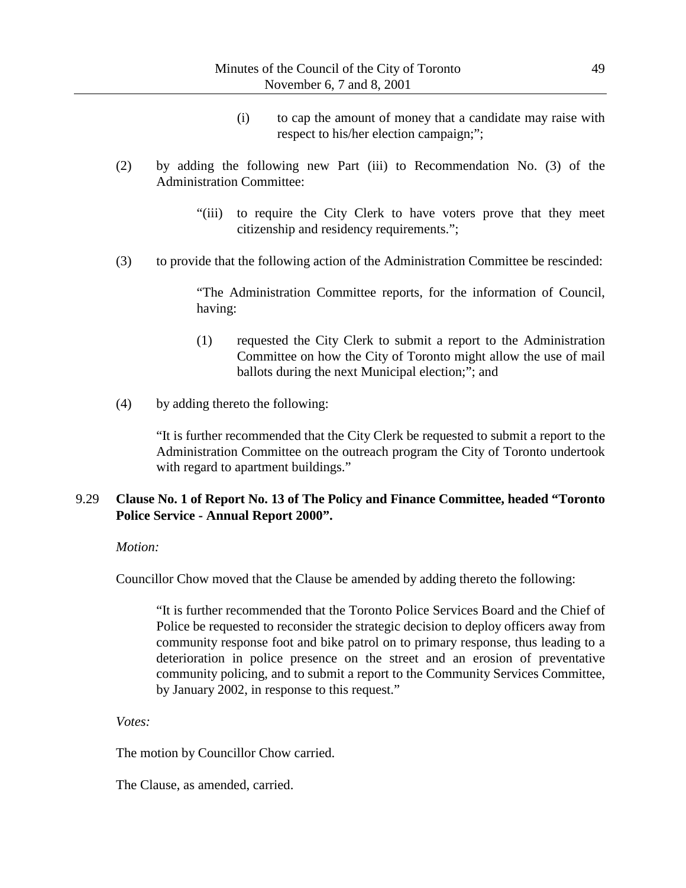(i) to cap the amount of money that a candidate may raise with respect to his/her election campaign;";

(2) by adding the following new Part (iii) to Recommendation No. (3) of the Administration Committee:

"(iii) to require the City Clerk to have voters prove that they meet citizenship and residency requirements.";

(3) to provide that the following action of the Administration Committee be rescinded:

"The Administration Committee reports, for the information of Council, having:

(1) requested the City Clerk to submit a report to the Administration Committee on how the City of Toronto might allow the use of mail ballots during the next Municipal election;"; and

(4) by adding thereto the following:

"It is further recommended that the City Clerk be requested to submit a report to the Administration Committee on the outreach program the City of Toronto undertook with regard to apartment buildings."

9.29 **Clause No. 1 of Report No. 13 of The Policy and Finance Committee, headed "Toronto Police Service - Annual Report 2000".**

*Motion:*

Councillor Chow moved that the Clause be amended by adding thereto the following:

"It is further recommended that the Toronto Police Services Board and the Chief of Police be requested to reconsider the strategic decision to deploy officers away from community response foot and bike patrol on to primary response, thus leading to a deterioration in police presence on the street and an erosion of preventative community policing, and to submit a report to the Community Services Committee, by January 2002, in response to this request."

*Votes:*

The motion by Councillor Chow carried.

The Clause, as amended, carried.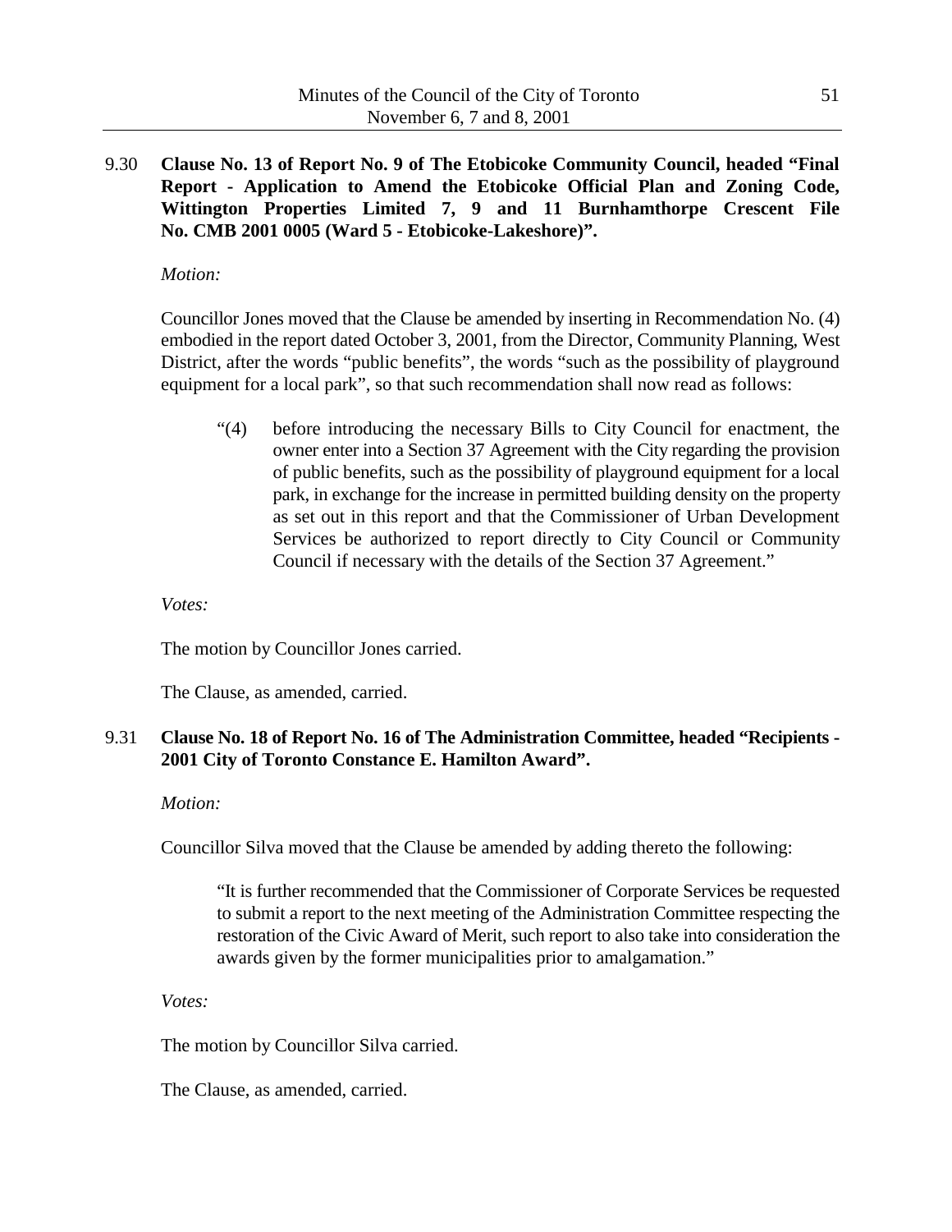9.30 **Clause No. 13 of Report No. 9 of The Etobicoke Community Council, headed "Final Report - Application to Amend the Etobicoke Official Plan and Zoning Code, Wittington Properties Limited 7, 9 and 11 Burnhamthorpe Crescent File No. CMB 2001 0005 (Ward 5 - Etobicoke-Lakeshore)".**

*Motion:*

Councillor Jones moved that the Clause be amended by inserting in Recommendation No. (4) embodied in the report dated October 3, 2001, from the Director, Community Planning, West District, after the words "public benefits", the words "such as the possibility of playground equipment for a local park", so that such recommendation shall now read as follows:

> "(4) before introducing the necessary Bills to City Council for enactment, the owner enter into a Section 37 Agreement with the City regarding the provision of public benefits, such as the possibility of playground equipment for a local park, in exchange for the increase in permitted building density on the property as set out in this report and that the Commissioner of Urban Development Services be authorized to report directly to City Council or Community Council if necessary with the details of the Section 37 Agreement."

*Votes:*

The motion by Councillor Jones carried.

The Clause, as amended, carried.

9.31 **Clause No. 18 of Report No. 16 of The Administration Committee, headed "Recipients - 2001 City of Toronto Constance E. Hamilton Award".**

*Motion:*

Councillor Silva moved that the Clause be amended by adding thereto the following:

> "It is further recommended that the Commissioner of Corporate Services be requested to submit a report to the next meeting of the Administration Committee respecting the restoration of the Civic Award of Merit, such report to also take into consideration the awards given by the former municipalities prior to amalgamation."

*Votes:*

The motion by Councillor Silva carried.

The Clause, as amended, carried.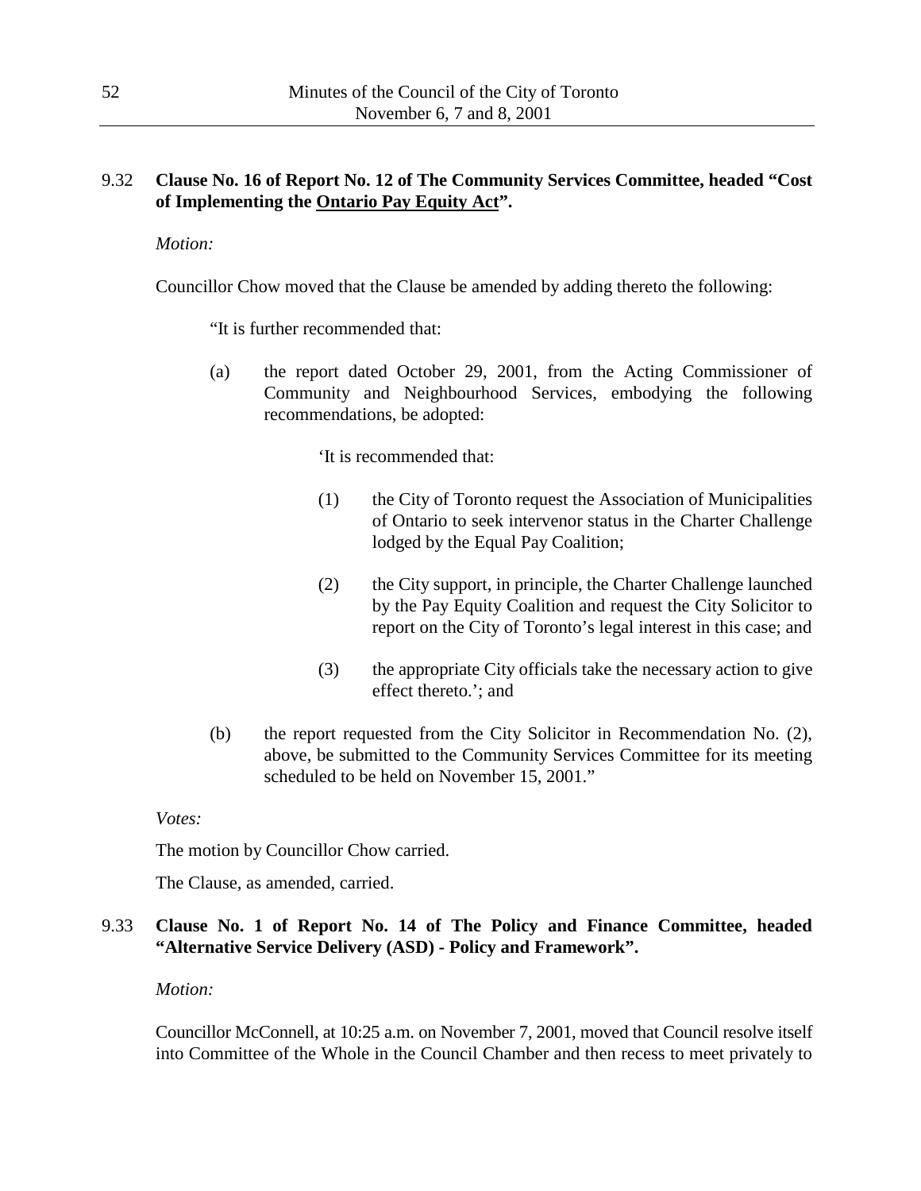9.32 **Clause No. 16 of Report No. 12 of The Community Services Committee, headed "Cost of Implementing the <u>Ontario Pay Equity Act</u>".**

*Motion:*

Councillor Chow moved that the Clause be amended by adding thereto the following:

> "It is further recommended that:
>
> (a) the report dated October 29, 2001, from the Acting Commissioner of Community and Neighbourhood Services, embodying the following recommendations, be adopted:
>
> > 'It is recommended that:
> >
> > (1) the City of Toronto request the Association of Municipalities of Ontario to seek intervenor status in the Charter Challenge lodged by the Equal Pay Coalition;
> >
> > (2) the City support, in principle, the Charter Challenge launched by the Pay Equity Coalition and request the City Solicitor to report on the City of Toronto's legal interest in this case; and
> >
> > (3) the appropriate City officials take the necessary action to give effect thereto.'; and
>
> (b) the report requested from the City Solicitor in Recommendation No. (2), above, be submitted to the Community Services Committee for its meeting scheduled to be held on November 15, 2001."

*Votes:*

The motion by Councillor Chow carried.

The Clause, as amended, carried.

9.33 **Clause No. 1 of Report No. 14 of The Policy and Finance Committee, headed "Alternative Service Delivery (ASD) - Policy and Framework".**

*Motion:*

Councillor McConnell, at 10:25 a.m. on November 7, 2001, moved that Council resolve itself into Committee of the Whole in the Council Chamber and then recess to meet privately to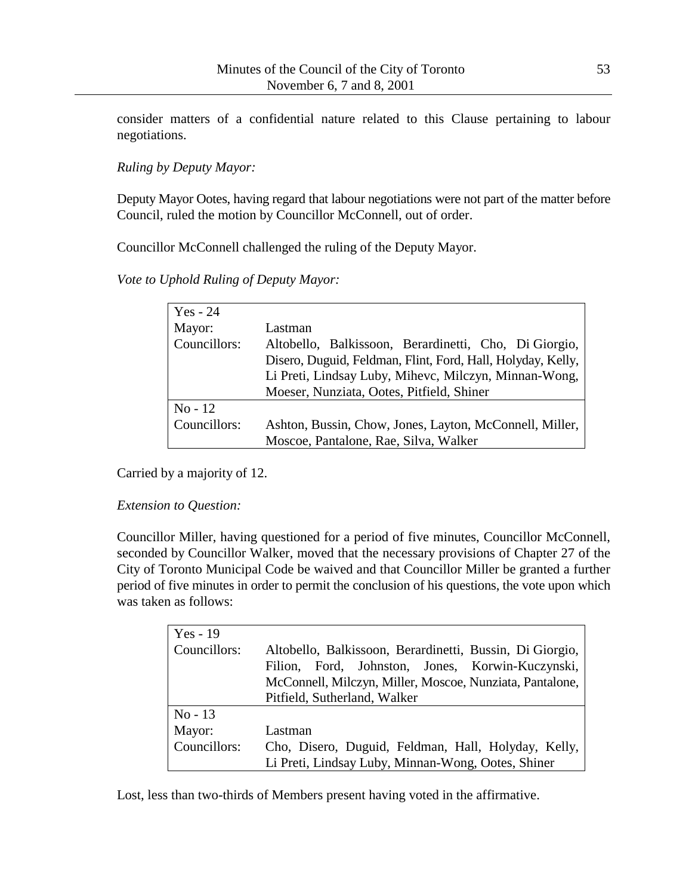consider matters of a confidential nature related to this Clause pertaining to labour negotiations.

*Ruling by Deputy Mayor:*

Deputy Mayor Ootes, having regard that labour negotiations were not part of the matter before Council, ruled the motion by Councillor McConnell, out of order.

Councillor McConnell challenged the ruling of the Deputy Mayor.

*Vote to Uphold Ruling of Deputy Mayor:*

| Yes - 24 | |
|---|---|
| Mayor: | Lastman |
| Councillors: | Altobello, Balkissoon, Berardinetti, Cho, Di Giorgio, Disero, Duguid, Feldman, Flint, Ford, Hall, Holyday, Kelly, Li Preti, Lindsay Luby, Mihevc, Milczyn, Minnan-Wong, Moeser, Nunziata, Ootes, Pitfield, Shiner |
| **No - 12** | |
| Councillors: | Ashton, Bussin, Chow, Jones, Layton, McConnell, Miller, Moscoe, Pantalone, Rae, Silva, Walker |

Carried by a majority of 12.

*Extension to Question:*

Councillor Miller, having questioned for a period of five minutes, Councillor McConnell, seconded by Councillor Walker, moved that the necessary provisions of Chapter 27 of the City of Toronto Municipal Code be waived and that Councillor Miller be granted a further period of five minutes in order to permit the conclusion of his questions, the vote upon which was taken as follows:

| Yes - 19 | |
|---|---|
| Councillors: | Altobello, Balkissoon, Berardinetti, Bussin, Di Giorgio, Filion, Ford, Johnston, Jones, Korwin-Kuczynski, McConnell, Milczyn, Miller, Moscoe, Nunziata, Pantalone, Pitfield, Sutherland, Walker |
| **No - 13** | |
| Mayor: | Lastman |
| Councillors: | Cho, Disero, Duguid, Feldman, Hall, Holyday, Kelly, Li Preti, Lindsay Luby, Minnan-Wong, Ootes, Shiner |

Lost, less than two-thirds of Members present having voted in the affirmative.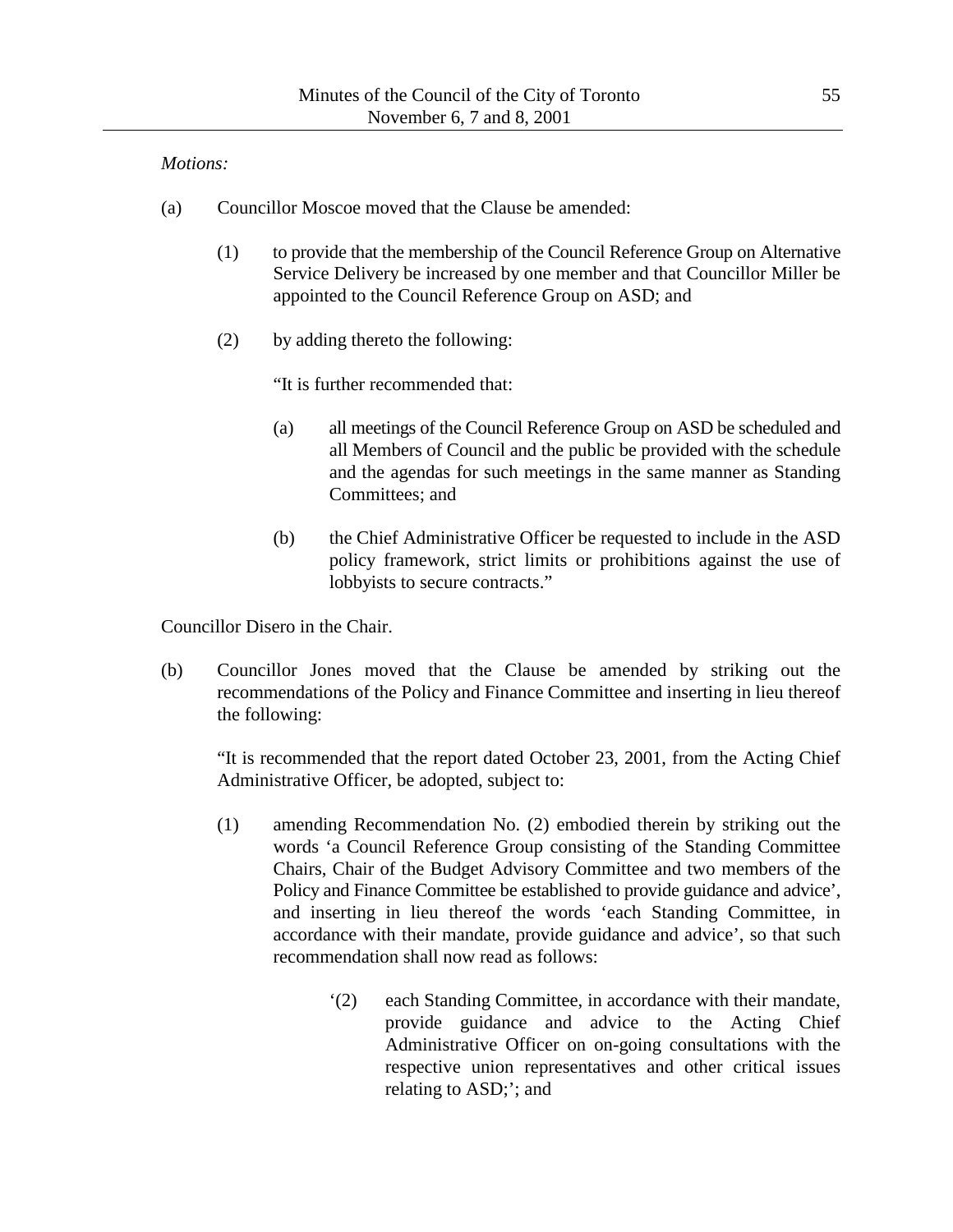*Motions:*

(a) Councillor Moscoe moved that the Clause be amended:

  (1) to provide that the membership of the Council Reference Group on Alternative Service Delivery be increased by one member and that Councillor Miller be appointed to the Council Reference Group on ASD; and

  (2) by adding thereto the following:

   "It is further recommended that:

   (a) all meetings of the Council Reference Group on ASD be scheduled and all Members of Council and the public be provided with the schedule and the agendas for such meetings in the same manner as Standing Committees; and

   (b) the Chief Administrative Officer be requested to include in the ASD policy framework, strict limits or prohibitions against the use of lobbyists to secure contracts."

Councillor Disero in the Chair.

(b) Councillor Jones moved that the Clause be amended by striking out the recommendations of the Policy and Finance Committee and inserting in lieu thereof the following:

  "It is recommended that the report dated October 23, 2001, from the Acting Chief Administrative Officer, be adopted, subject to:

  (1) amending Recommendation No. (2) embodied therein by striking out the words 'a Council Reference Group consisting of the Standing Committee Chairs, Chair of the Budget Advisory Committee and two members of the Policy and Finance Committee be established to provide guidance and advice', and inserting in lieu thereof the words 'each Standing Committee, in accordance with their mandate, provide guidance and advice', so that such recommendation shall now read as follows:

   '(2) each Standing Committee, in accordance with their mandate, provide guidance and advice to the Acting Chief Administrative Officer on on-going consultations with the respective union representatives and other critical issues relating to ASD;'; and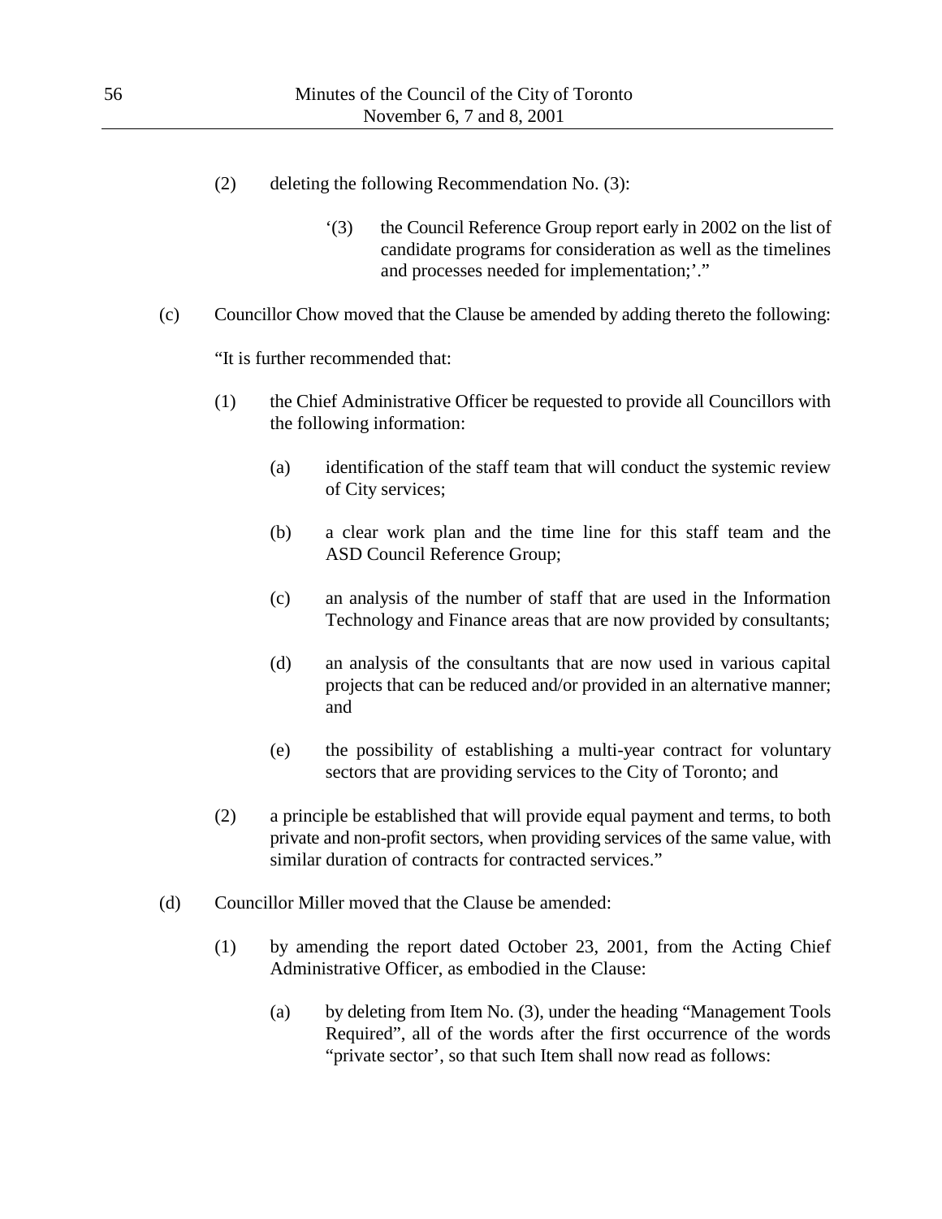(2) deleting the following Recommendation No. (3):

> '(3) the Council Reference Group report early in 2002 on the list of candidate programs for consideration as well as the timelines and processes needed for implementation;'."

(c) Councillor Chow moved that the Clause be amended by adding thereto the following:

"It is further recommended that:

(1) the Chief Administrative Officer be requested to provide all Councillors with the following information:

   (a) identification of the staff team that will conduct the systemic review of City services;

   (b) a clear work plan and the time line for this staff team and the ASD Council Reference Group;

   (c) an analysis of the number of staff that are used in the Information Technology and Finance areas that are now provided by consultants;

   (d) an analysis of the consultants that are now used in various capital projects that can be reduced and/or provided in an alternative manner; and

   (e) the possibility of establishing a multi-year contract for voluntary sectors that are providing services to the City of Toronto; and

(2) a principle be established that will provide equal payment and terms, to both private and non-profit sectors, when providing services of the same value, with similar duration of contracts for contracted services."

(d) Councillor Miller moved that the Clause be amended:

(1) by amending the report dated October 23, 2001, from the Acting Chief Administrative Officer, as embodied in the Clause:

   (a) by deleting from Item No. (3), under the heading "Management Tools Required", all of the words after the first occurrence of the words "private sector', so that such Item shall now read as follows: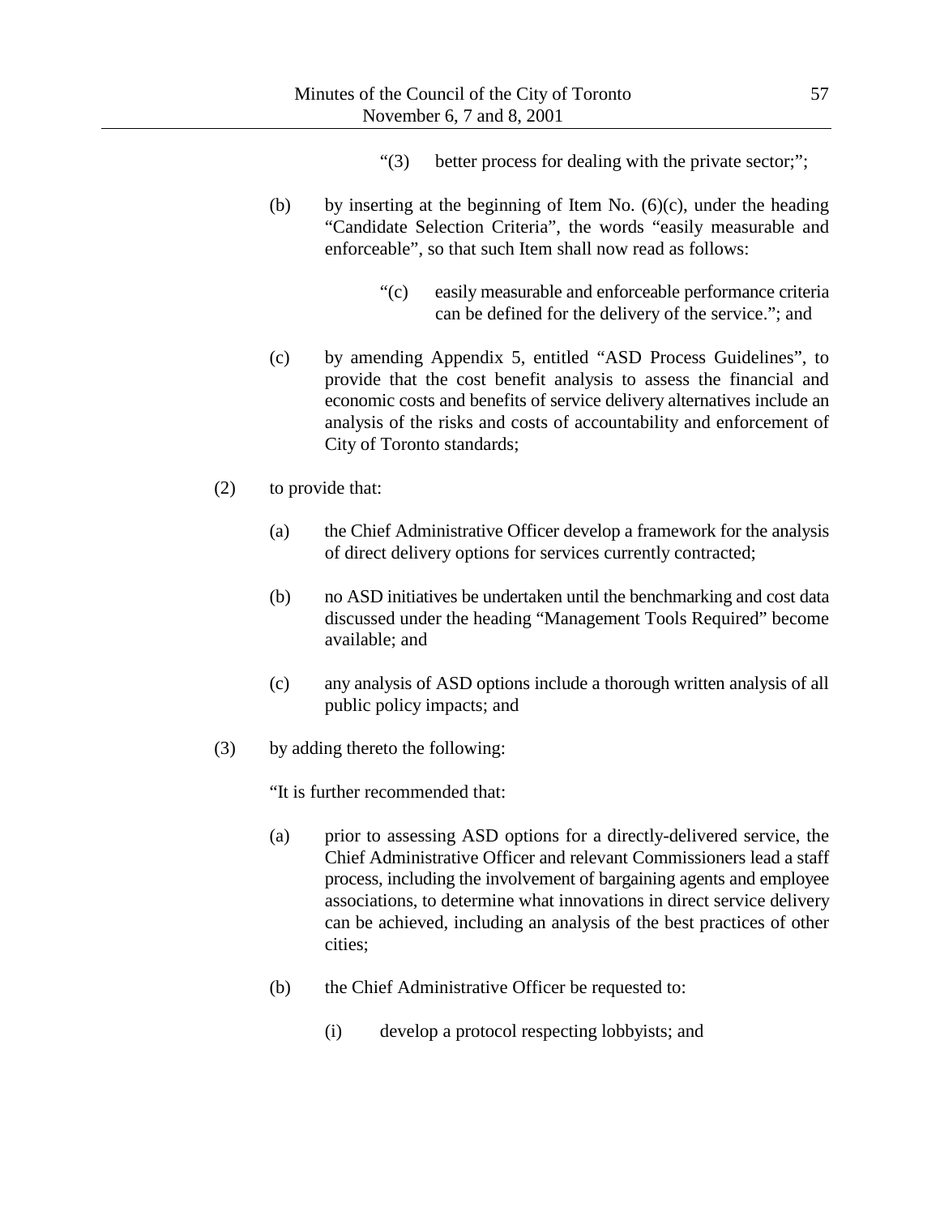"(3) better process for dealing with the private sector;";

(b) by inserting at the beginning of Item No. (6)(c), under the heading "Candidate Selection Criteria", the words "easily measurable and enforceable", so that such Item shall now read as follows:

"(c) easily measurable and enforceable performance criteria can be defined for the delivery of the service."; and

(c) by amending Appendix 5, entitled "ASD Process Guidelines", to provide that the cost benefit analysis to assess the financial and economic costs and benefits of service delivery alternatives include an analysis of the risks and costs of accountability and enforcement of City of Toronto standards;

(2) to provide that:

(a) the Chief Administrative Officer develop a framework for the analysis of direct delivery options for services currently contracted;

(b) no ASD initiatives be undertaken until the benchmarking and cost data discussed under the heading "Management Tools Required" become available; and

(c) any analysis of ASD options include a thorough written analysis of all public policy impacts; and

(3) by adding thereto the following:

"It is further recommended that:

(a) prior to assessing ASD options for a directly-delivered service, the Chief Administrative Officer and relevant Commissioners lead a staff process, including the involvement of bargaining agents and employee associations, to determine what innovations in direct service delivery can be achieved, including an analysis of the best practices of other cities;

(b) the Chief Administrative Officer be requested to:

(i) develop a protocol respecting lobbyists; and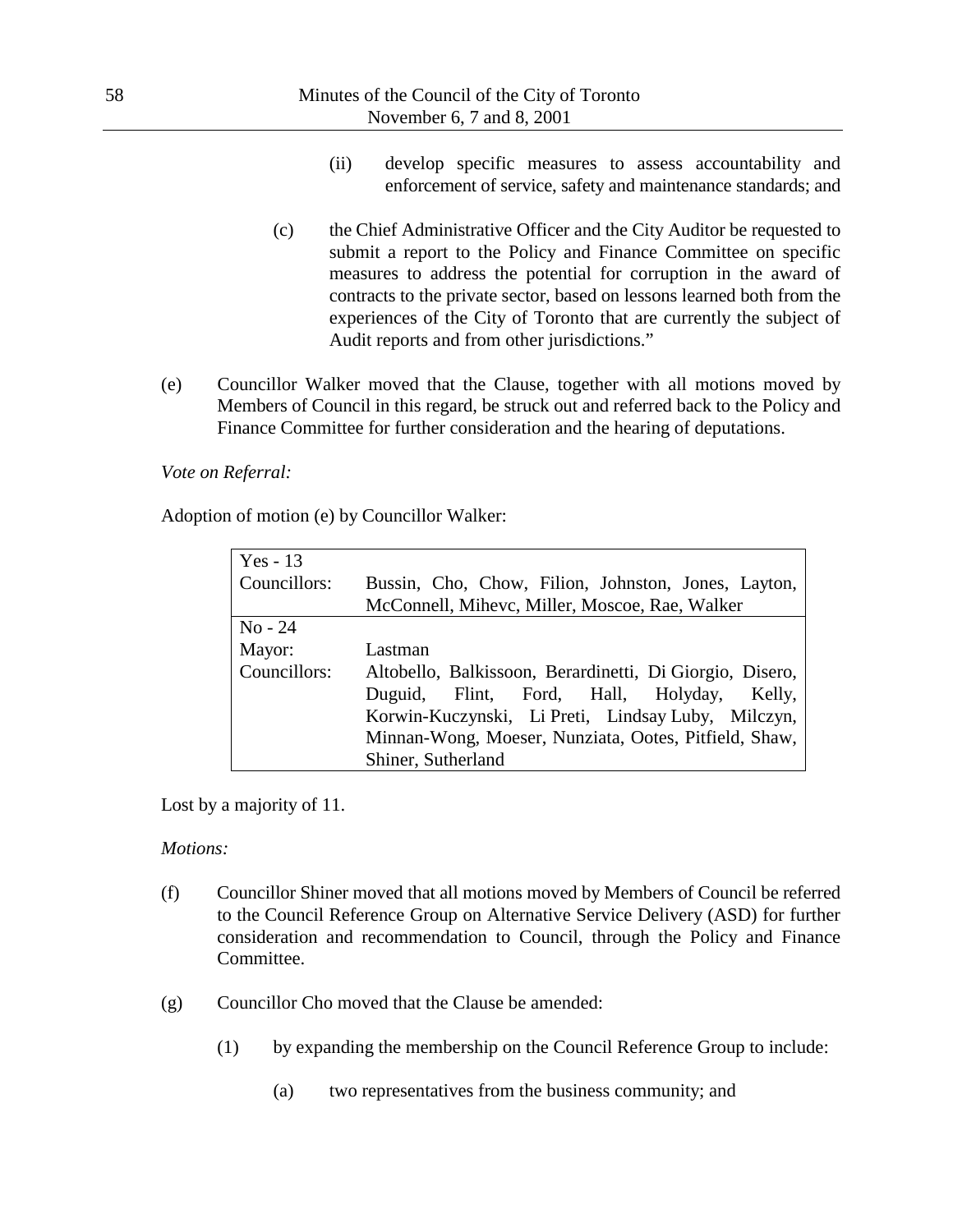(ii) develop specific measures to assess accountability and enforcement of service, safety and maintenance standards; and

(c) the Chief Administrative Officer and the City Auditor be requested to submit a report to the Policy and Finance Committee on specific measures to address the potential for corruption in the award of contracts to the private sector, based on lessons learned both from the experiences of the City of Toronto that are currently the subject of Audit reports and from other jurisdictions."

(e) Councillor Walker moved that the Clause, together with all motions moved by Members of Council in this regard, be struck out and referred back to the Policy and Finance Committee for further consideration and the hearing of deputations.

*Vote on Referral:*

Adoption of motion (e) by Councillor Walker:

| Yes - 13 | |
|---|---|
| Councillors: | Bussin, Cho, Chow, Filion, Johnston, Jones, Layton, McConnell, Mihevc, Miller, Moscoe, Rae, Walker |
| No - 24 | |
| Mayor: | Lastman |
| Councillors: | Altobello, Balkissoon, Berardinetti, Di Giorgio, Disero, Duguid, Flint, Ford, Hall, Holyday, Kelly, Korwin-Kuczynski, Li Preti, Lindsay Luby, Milczyn, Minnan-Wong, Moeser, Nunziata, Ootes, Pitfield, Shaw, Shiner, Sutherland |

Lost by a majority of 11.

*Motions:*

(f) Councillor Shiner moved that all motions moved by Members of Council be referred to the Council Reference Group on Alternative Service Delivery (ASD) for further consideration and recommendation to Council, through the Policy and Finance Committee.

(g) Councillor Cho moved that the Clause be amended:

(1) by expanding the membership on the Council Reference Group to include:

(a) two representatives from the business community; and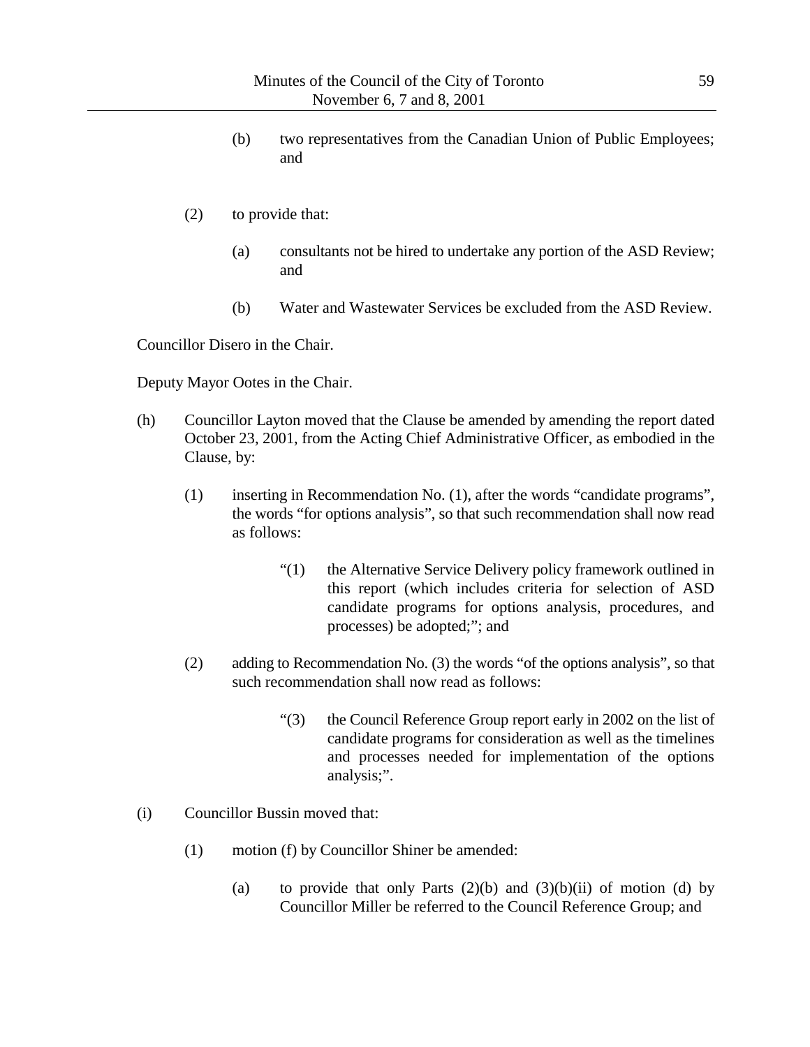(b) two representatives from the Canadian Union of Public Employees; and

(2) to provide that:

(a) consultants not be hired to undertake any portion of the ASD Review; and

(b) Water and Wastewater Services be excluded from the ASD Review.

Councillor Disero in the Chair.

Deputy Mayor Ootes in the Chair.

(h) Councillor Layton moved that the Clause be amended by amending the report dated October 23, 2001, from the Acting Chief Administrative Officer, as embodied in the Clause, by:

(1) inserting in Recommendation No. (1), after the words “candidate programs”, the words “for options analysis”, so that such recommendation shall now read as follows:

> “(1) the Alternative Service Delivery policy framework outlined in this report (which includes criteria for selection of ASD candidate programs for options analysis, procedures, and processes) be adopted;”; and

(2) adding to Recommendation No. (3) the words “of the options analysis”, so that such recommendation shall now read as follows:

> “(3) the Council Reference Group report early in 2002 on the list of candidate programs for consideration as well as the timelines and processes needed for implementation of the options analysis;”.

(i) Councillor Bussin moved that:

(1) motion (f) by Councillor Shiner be amended:

(a) to provide that only Parts (2)(b) and (3)(b)(ii) of motion (d) by Councillor Miller be referred to the Council Reference Group; and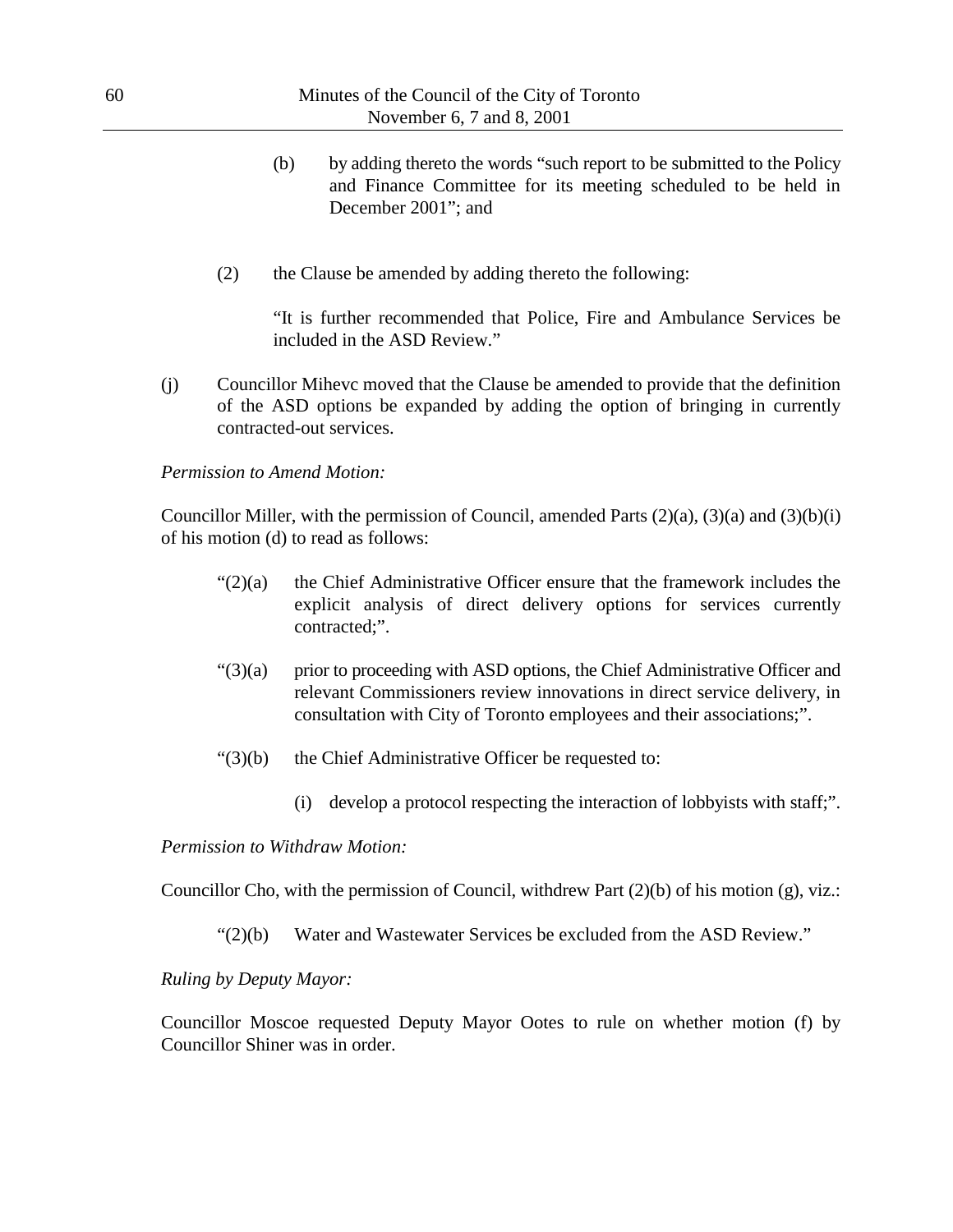(b) by adding thereto the words "such report to be submitted to the Policy and Finance Committee for its meeting scheduled to be held in December 2001"; and

(2) the Clause be amended by adding thereto the following:

"It is further recommended that Police, Fire and Ambulance Services be included in the ASD Review."

(j) Councillor Mihevc moved that the Clause be amended to provide that the definition of the ASD options be expanded by adding the option of bringing in currently contracted-out services.

*Permission to Amend Motion:*

Councillor Miller, with the permission of Council, amended Parts (2)(a), (3)(a) and (3)(b)(i) of his motion (d) to read as follows:

"(2)(a) the Chief Administrative Officer ensure that the framework includes the explicit analysis of direct delivery options for services currently contracted;".

"(3)(a) prior to proceeding with ASD options, the Chief Administrative Officer and relevant Commissioners review innovations in direct service delivery, in consultation with City of Toronto employees and their associations;".

"(3)(b) the Chief Administrative Officer be requested to:

(i) develop a protocol respecting the interaction of lobbyists with staff;".

*Permission to Withdraw Motion:*

Councillor Cho, with the permission of Council, withdrew Part (2)(b) of his motion (g), viz.:

"(2)(b) Water and Wastewater Services be excluded from the ASD Review."

*Ruling by Deputy Mayor:*

Councillor Moscoe requested Deputy Mayor Ootes to rule on whether motion (f) by Councillor Shiner was in order.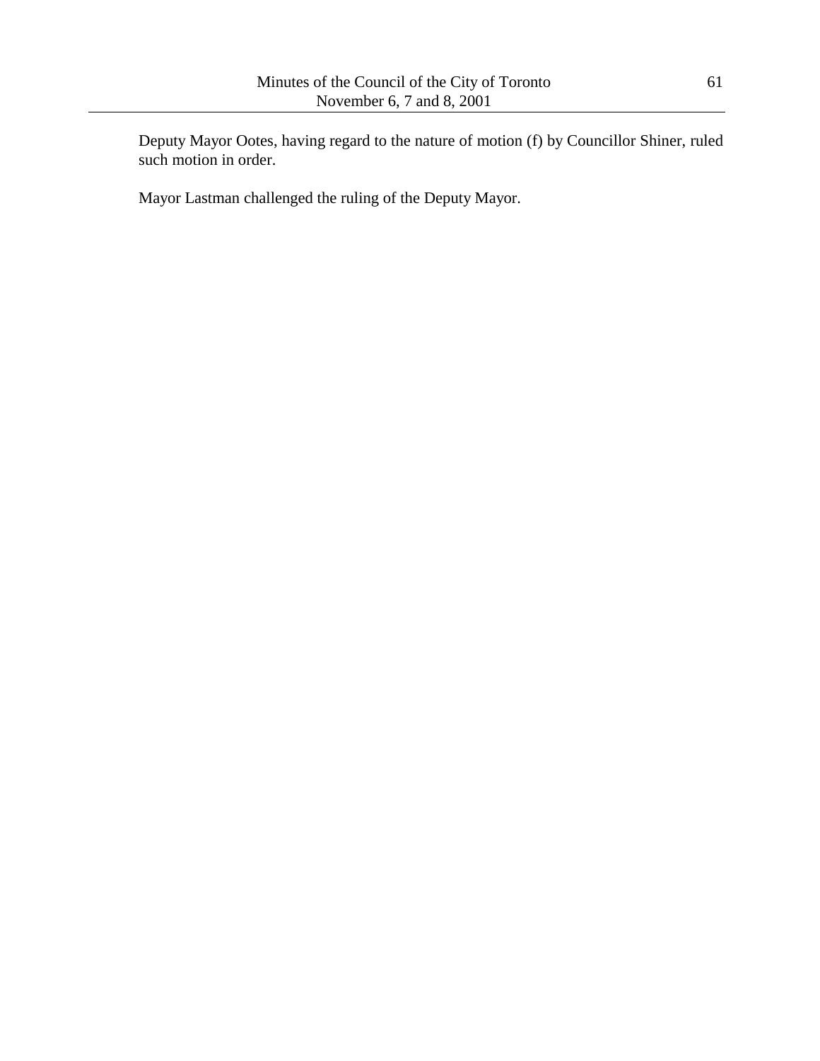Deputy Mayor Ootes, having regard to the nature of motion (f) by Councillor Shiner, ruled such motion in order.

Mayor Lastman challenged the ruling of the Deputy Mayor.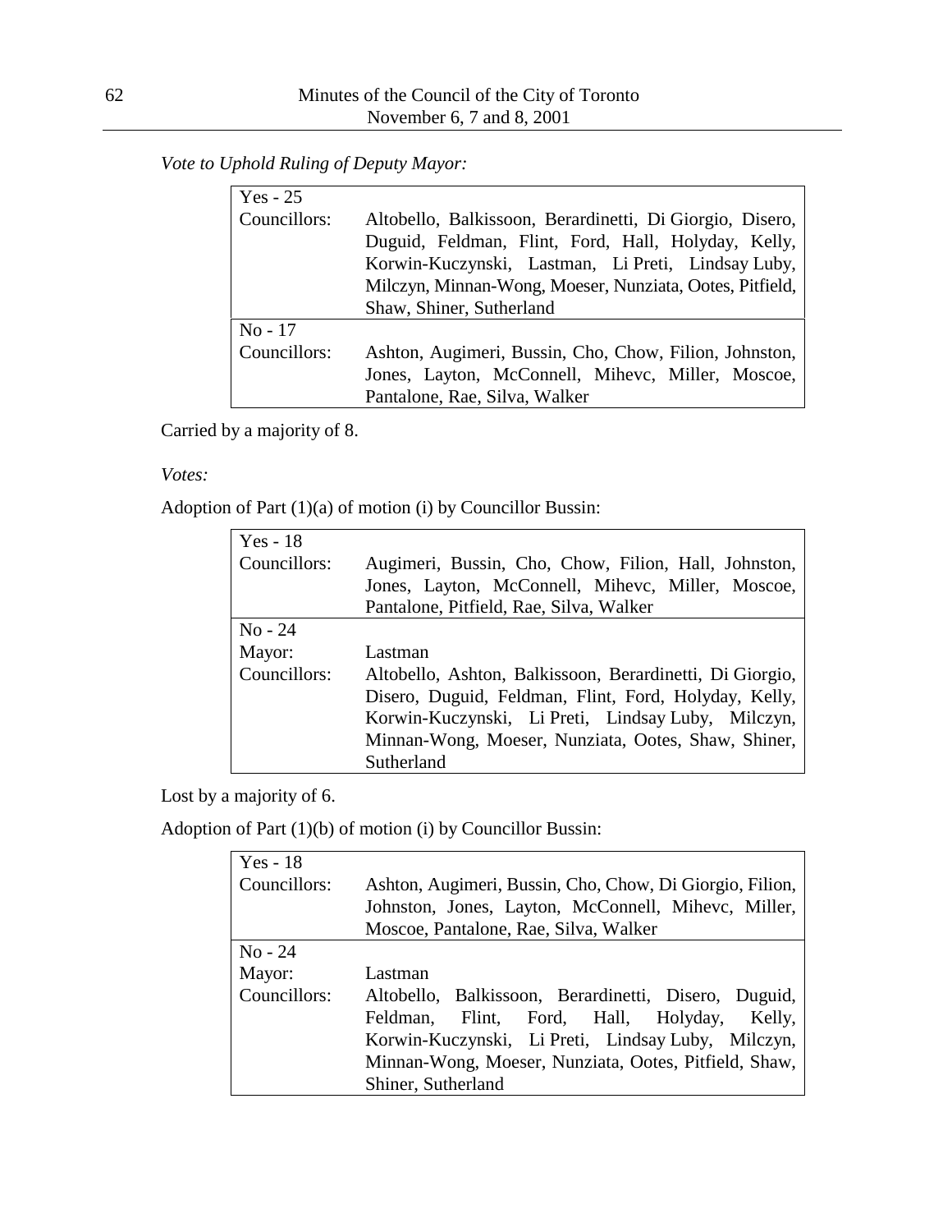*Vote to Uphold Ruling of Deputy Mayor:*

| Yes - 25 | |
|---|---|
| Councillors: | Altobello, Balkissoon, Berardinetti, Di Giorgio, Disero, Duguid, Feldman, Flint, Ford, Hall, Holyday, Kelly, Korwin-Kuczynski, Lastman, Li Preti, Lindsay Luby, Milczyn, Minnan-Wong, Moeser, Nunziata, Ootes, Pitfield, Shaw, Shiner, Sutherland |
| No - 17 | |
| Councillors: | Ashton, Augimeri, Bussin, Cho, Chow, Filion, Johnston, Jones, Layton, McConnell, Mihevc, Miller, Moscoe, Pantalone, Rae, Silva, Walker |

Carried by a majority of 8.

*Votes:*

Adoption of Part (1)(a) of motion (i) by Councillor Bussin:

| Yes - 18 | |
|---|---|
| Councillors: | Augimeri, Bussin, Cho, Chow, Filion, Hall, Johnston, Jones, Layton, McConnell, Mihevc, Miller, Moscoe, Pantalone, Pitfield, Rae, Silva, Walker |
| No - 24 | |
| Mayor: | Lastman |
| Councillors: | Altobello, Ashton, Balkissoon, Berardinetti, Di Giorgio, Disero, Duguid, Feldman, Flint, Ford, Holyday, Kelly, Korwin-Kuczynski, Li Preti, Lindsay Luby, Milczyn, Minnan-Wong, Moeser, Nunziata, Ootes, Shaw, Shiner, Sutherland |

Lost by a majority of 6.

Adoption of Part (1)(b) of motion (i) by Councillor Bussin:

| Yes - 18 | |
|---|---|
| Councillors: | Ashton, Augimeri, Bussin, Cho, Chow, Di Giorgio, Filion, Johnston, Jones, Layton, McConnell, Mihevc, Miller, Moscoe, Pantalone, Rae, Silva, Walker |
| No - 24 | |
| Mayor: | Lastman |
| Councillors: | Altobello, Balkissoon, Berardinetti, Disero, Duguid, Feldman, Flint, Ford, Hall, Holyday, Kelly, Korwin-Kuczynski, Li Preti, Lindsay Luby, Milczyn, Minnan-Wong, Moeser, Nunziata, Ootes, Pitfield, Shaw, Shiner, Sutherland |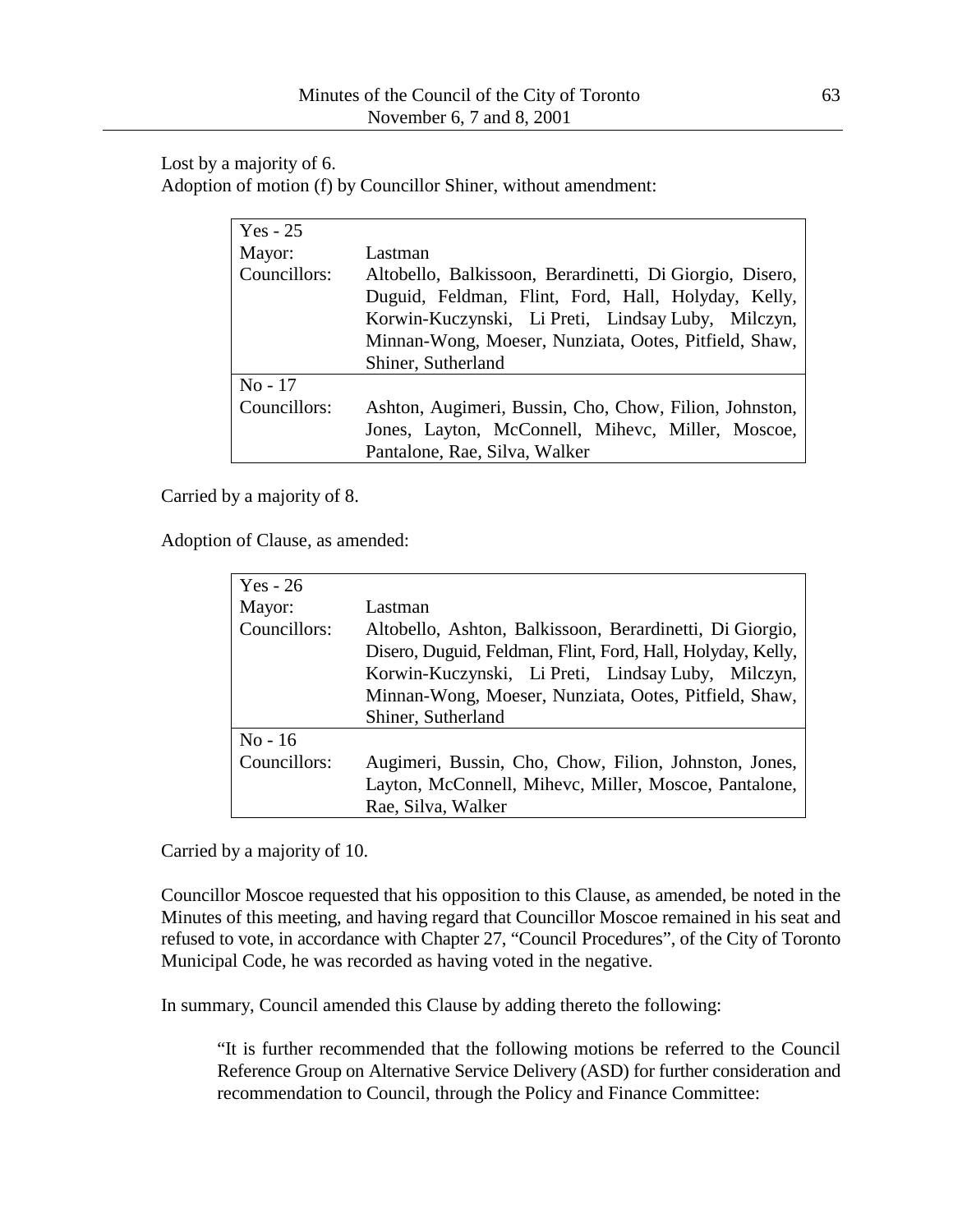Lost by a majority of 6.

Adoption of motion (f) by Councillor Shiner, without amendment:

| Yes - 25 | |
|---|---|
| Mayor: | Lastman |
| Councillors: | Altobello, Balkissoon, Berardinetti, Di Giorgio, Disero, Duguid, Feldman, Flint, Ford, Hall, Holyday, Kelly, Korwin-Kuczynski, Li Preti, Lindsay Luby, Milczyn, Minnan-Wong, Moeser, Nunziata, Ootes, Pitfield, Shaw, Shiner, Sutherland |
| No - 17 | |
| Councillors: | Ashton, Augimeri, Bussin, Cho, Chow, Filion, Johnston, Jones, Layton, McConnell, Mihevc, Miller, Moscoe, Pantalone, Rae, Silva, Walker |

Carried by a majority of 8.

Adoption of Clause, as amended:

| Yes - 26 | |
|---|---|
| Mayor: | Lastman |
| Councillors: | Altobello, Ashton, Balkissoon, Berardinetti, Di Giorgio, Disero, Duguid, Feldman, Flint, Ford, Hall, Holyday, Kelly, Korwin-Kuczynski, Li Preti, Lindsay Luby, Milczyn, Minnan-Wong, Moeser, Nunziata, Ootes, Pitfield, Shaw, Shiner, Sutherland |
| No - 16 | |
| Councillors: | Augimeri, Bussin, Cho, Chow, Filion, Johnston, Jones, Layton, McConnell, Mihevc, Miller, Moscoe, Pantalone, Rae, Silva, Walker |

Carried by a majority of 10.

Councillor Moscoe requested that his opposition to this Clause, as amended, be noted in the Minutes of this meeting, and having regard that Councillor Moscoe remained in his seat and refused to vote, in accordance with Chapter 27, "Council Procedures", of the City of Toronto Municipal Code, he was recorded as having voted in the negative.

In summary, Council amended this Clause by adding thereto the following:

> "It is further recommended that the following motions be referred to the Council Reference Group on Alternative Service Delivery (ASD) for further consideration and recommendation to Council, through the Policy and Finance Committee: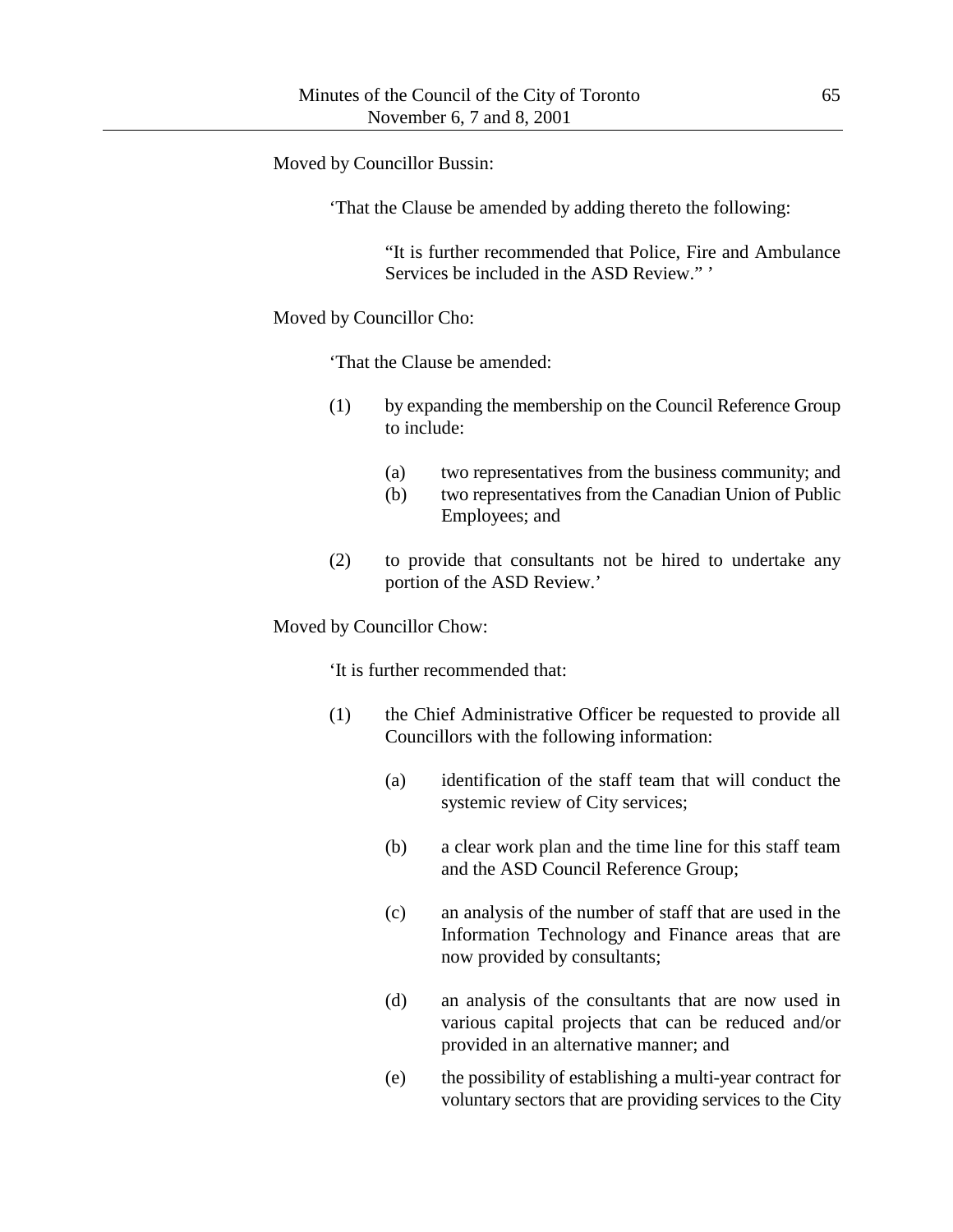Moved by Councillor Bussin:

‘That the Clause be amended by adding thereto the following:

> “It is further recommended that Police, Fire and Ambulance Services be included in the ASD Review.” ’

Moved by Councillor Cho:

‘That the Clause be amended:

(1) by expanding the membership on the Council Reference Group to include:

  (a) two representatives from the business community; and
  (b) two representatives from the Canadian Union of Public Employees; and

(2) to provide that consultants not be hired to undertake any portion of the ASD Review.’

Moved by Councillor Chow:

‘It is further recommended that:

(1) the Chief Administrative Officer be requested to provide all Councillors with the following information:

  (a) identification of the staff team that will conduct the systemic review of City services;

  (b) a clear work plan and the time line for this staff team and the ASD Council Reference Group;

  (c) an analysis of the number of staff that are used in the Information Technology and Finance areas that are now provided by consultants;

  (d) an analysis of the consultants that are now used in various capital projects that can be reduced and/or provided in an alternative manner; and

  (e) the possibility of establishing a multi-year contract for voluntary sectors that are providing services to the City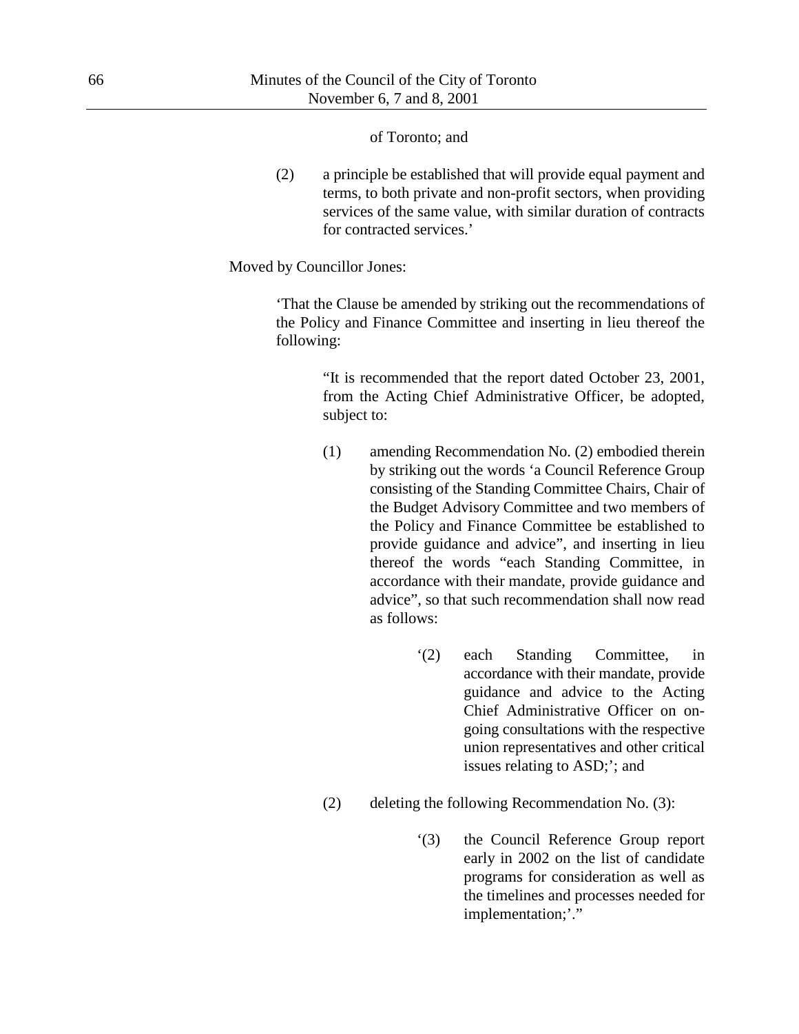of Toronto; and

(2) a principle be established that will provide equal payment and terms, to both private and non-profit sectors, when providing services of the same value, with similar duration of contracts for contracted services.'

Moved by Councillor Jones:

> 'That the Clause be amended by striking out the recommendations of the Policy and Finance Committee and inserting in lieu thereof the following:
>
> > "It is recommended that the report dated October 23, 2001, from the Acting Chief Administrative Officer, be adopted, subject to:
> >
> > (1) amending Recommendation No. (2) embodied therein by striking out the words 'a Council Reference Group consisting of the Standing Committee Chairs, Chair of the Budget Advisory Committee and two members of the Policy and Finance Committee be established to provide guidance and advice", and inserting in lieu thereof the words "each Standing Committee, in accordance with their mandate, provide guidance and advice", so that such recommendation shall now read as follows:
> >
> > > '(2) each Standing Committee, in accordance with their mandate, provide guidance and advice to the Acting Chief Administrative Officer on on-going consultations with the respective union representatives and other critical issues relating to ASD;'; and
> >
> > (2) deleting the following Recommendation No. (3):
> >
> > > '(3) the Council Reference Group report early in 2002 on the list of candidate programs for consideration as well as the timelines and processes needed for implementation;'."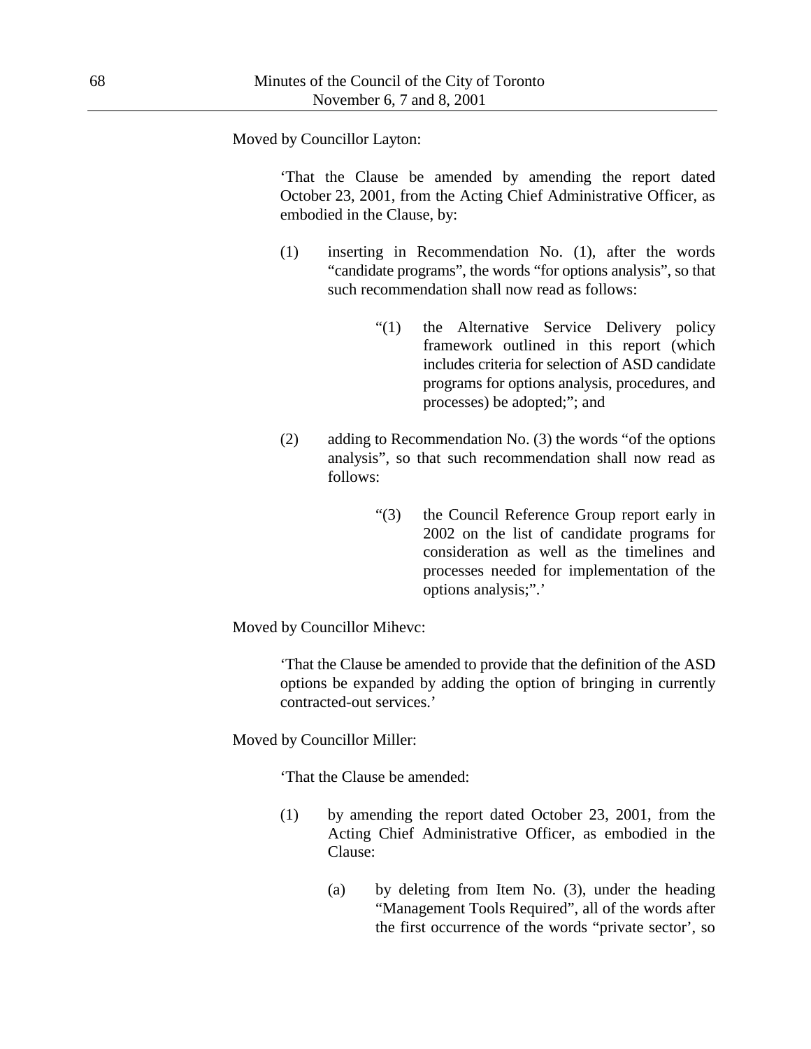Moved by Councillor Layton:

> 'That the Clause be amended by amending the report dated October 23, 2001, from the Acting Chief Administrative Officer, as embodied in the Clause, by:
>
> (1) inserting in Recommendation No. (1), after the words "candidate programs", the words "for options analysis", so that such recommendation shall now read as follows:
>
> > "(1) the Alternative Service Delivery policy framework outlined in this report (which includes criteria for selection of ASD candidate programs for options analysis, procedures, and processes) be adopted;"; and
>
> (2) adding to Recommendation No. (3) the words "of the options analysis", so that such recommendation shall now read as follows:
>
> > "(3) the Council Reference Group report early in 2002 on the list of candidate programs for consideration as well as the timelines and processes needed for implementation of the options analysis;".'

Moved by Councillor Mihevc:

> 'That the Clause be amended to provide that the definition of the ASD options be expanded by adding the option of bringing in currently contracted-out services.'

Moved by Councillor Miller:

> 'That the Clause be amended:
>
> (1) by amending the report dated October 23, 2001, from the Acting Chief Administrative Officer, as embodied in the Clause:
>
> > (a) by deleting from Item No. (3), under the heading "Management Tools Required", all of the words after the first occurrence of the words "private sector', so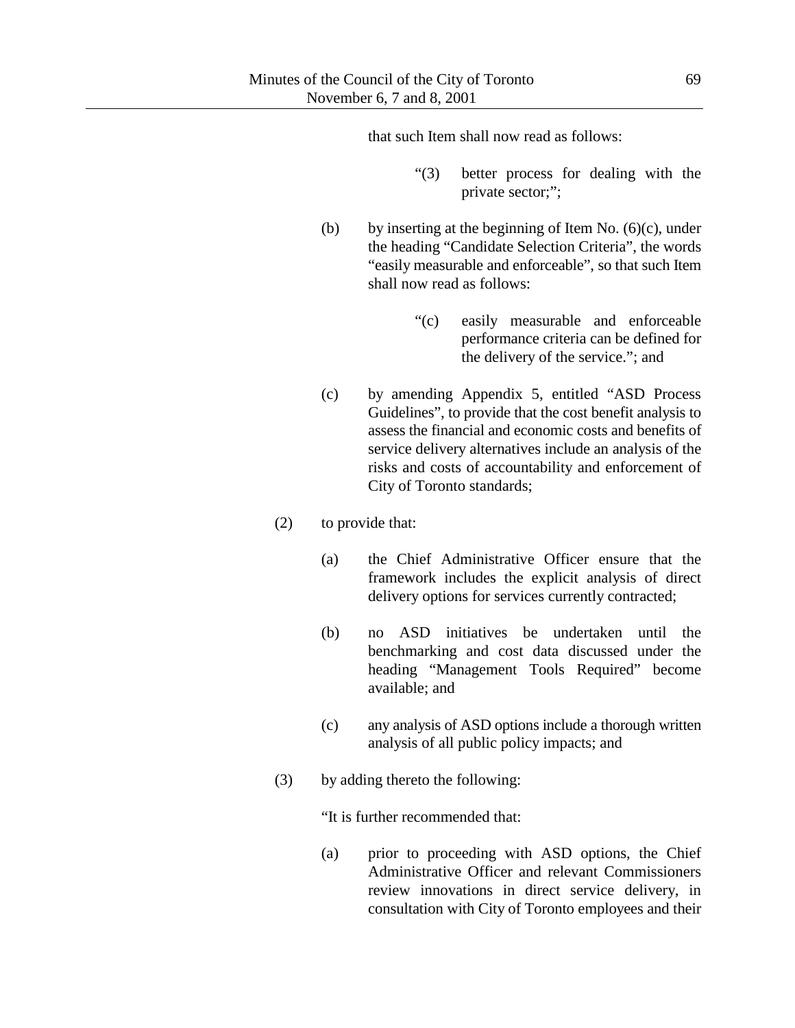that such Item shall now read as follows:

"(3) better process for dealing with the private sector;";

(b) by inserting at the beginning of Item No. (6)(c), under the heading "Candidate Selection Criteria", the words "easily measurable and enforceable", so that such Item shall now read as follows:

"(c) easily measurable and enforceable performance criteria can be defined for the delivery of the service."; and

(c) by amending Appendix 5, entitled "ASD Process Guidelines", to provide that the cost benefit analysis to assess the financial and economic costs and benefits of service delivery alternatives include an analysis of the risks and costs of accountability and enforcement of City of Toronto standards;

(2) to provide that:

(a) the Chief Administrative Officer ensure that the framework includes the explicit analysis of direct delivery options for services currently contracted;

(b) no ASD initiatives be undertaken until the benchmarking and cost data discussed under the heading "Management Tools Required" become available; and

(c) any analysis of ASD options include a thorough written analysis of all public policy impacts; and

(3) by adding thereto the following:

"It is further recommended that:

(a) prior to proceeding with ASD options, the Chief Administrative Officer and relevant Commissioners review innovations in direct service delivery, in consultation with City of Toronto employees and their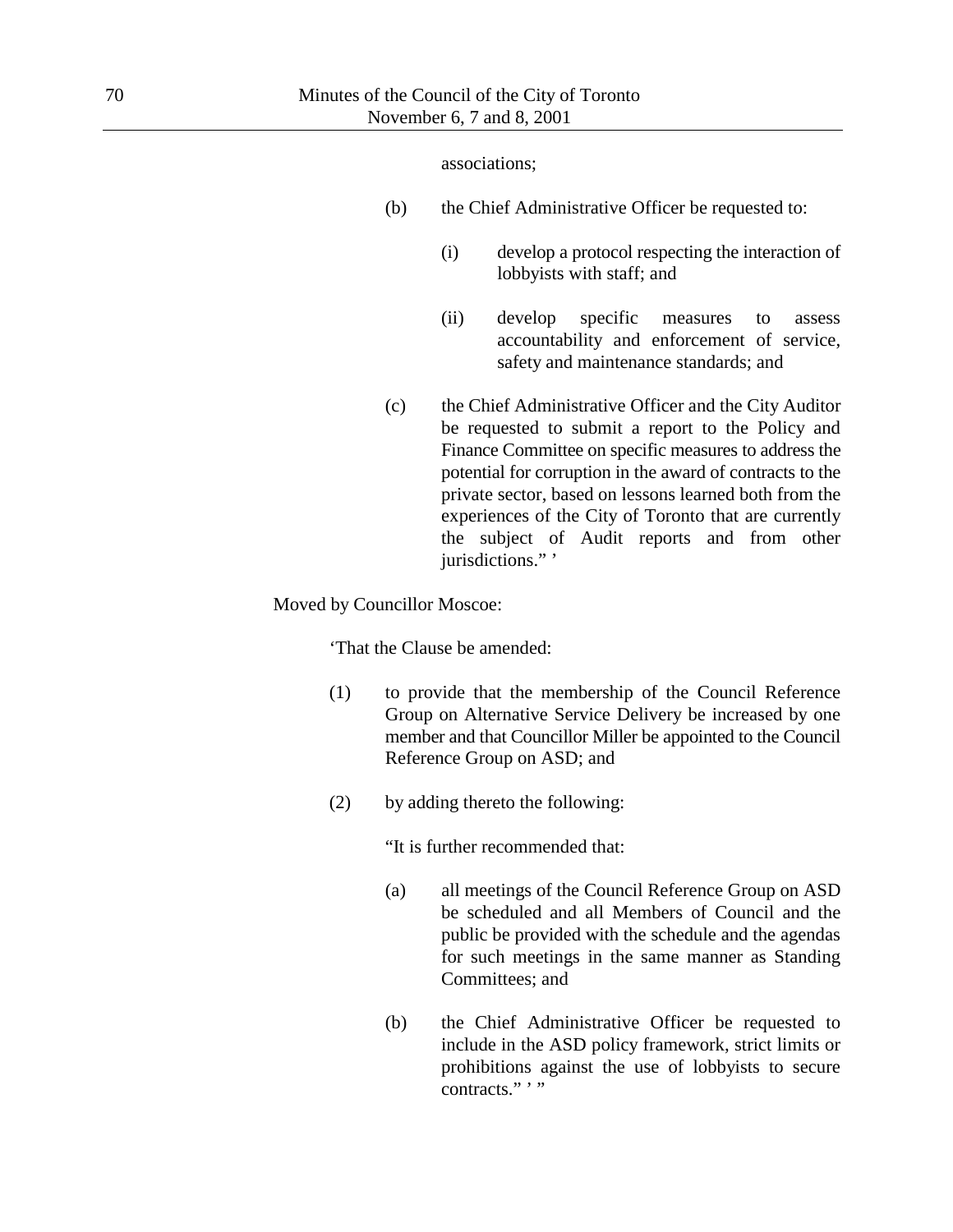associations;

(b) the Chief Administrative Officer be requested to:

(i) develop a protocol respecting the interaction of lobbyists with staff; and

(ii) develop specific measures to assess accountability and enforcement of service, safety and maintenance standards; and

(c) the Chief Administrative Officer and the City Auditor be requested to submit a report to the Policy and Finance Committee on specific measures to address the potential for corruption in the award of contracts to the private sector, based on lessons learned both from the experiences of the City of Toronto that are currently the subject of Audit reports and from other jurisdictions." '

Moved by Councillor Moscoe:

'That the Clause be amended:

(1) to provide that the membership of the Council Reference Group on Alternative Service Delivery be increased by one member and that Councillor Miller be appointed to the Council Reference Group on ASD; and

(2) by adding thereto the following:

"It is further recommended that:

(a) all meetings of the Council Reference Group on ASD be scheduled and all Members of Council and the public be provided with the schedule and the agendas for such meetings in the same manner as Standing Committees; and

(b) the Chief Administrative Officer be requested to include in the ASD policy framework, strict limits or prohibitions against the use of lobbyists to secure contracts." ' "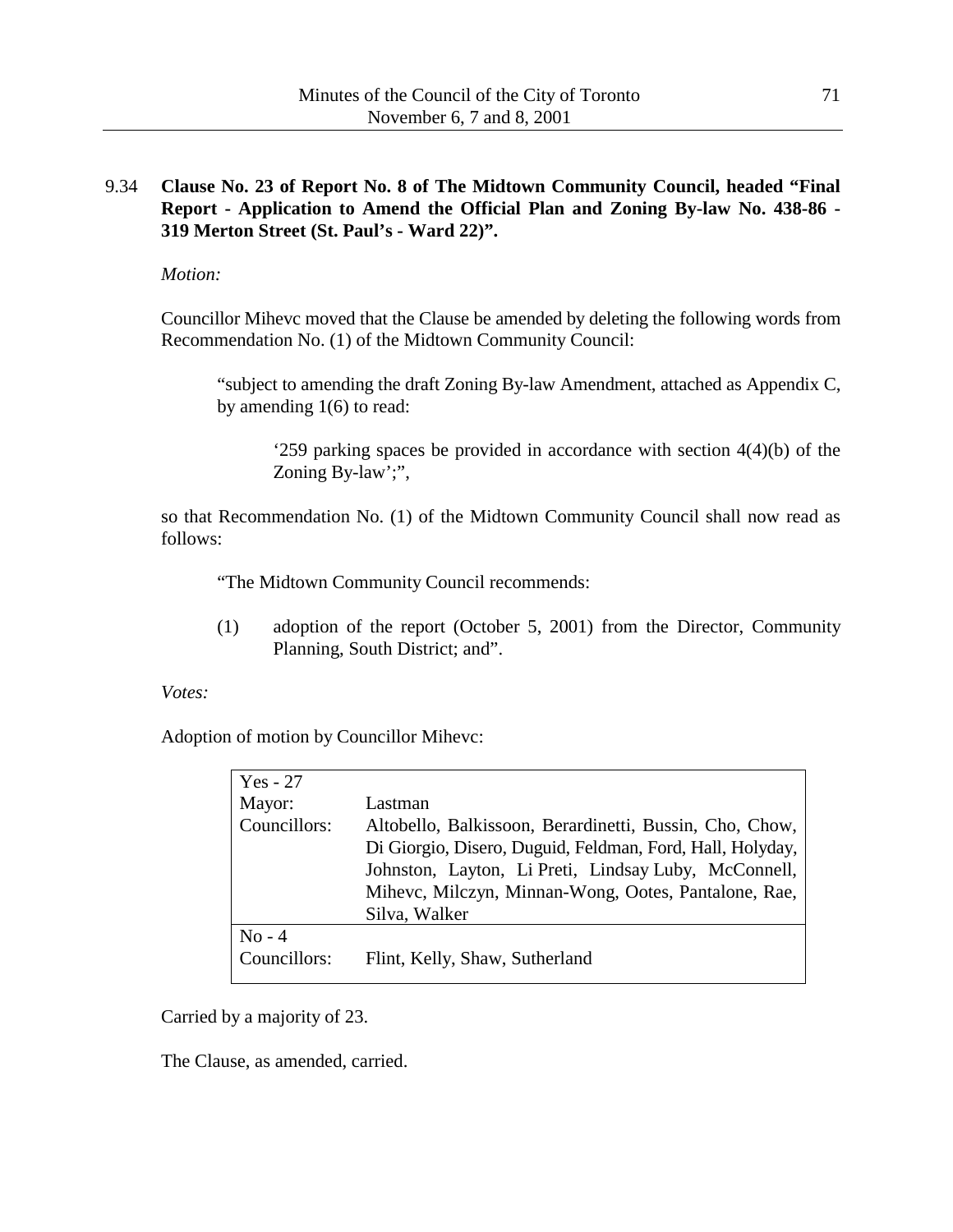9.34 **Clause No. 23 of Report No. 8 of The Midtown Community Council, headed "Final Report - Application to Amend the Official Plan and Zoning By-law No. 438-86 - 319 Merton Street (St. Paul's - Ward 22)".**

*Motion:*

Councillor Mihevc moved that the Clause be amended by deleting the following words from Recommendation No. (1) of the Midtown Community Council:

> "subject to amending the draft Zoning By-law Amendment, attached as Appendix C, by amending 1(6) to read:
>
> > '259 parking spaces be provided in accordance with section 4(4)(b) of the Zoning By-law';",

so that Recommendation No. (1) of the Midtown Community Council shall now read as follows:

> "The Midtown Community Council recommends:
>
> (1) adoption of the report (October 5, 2001) from the Director, Community Planning, South District; and".

*Votes:*

Adoption of motion by Councillor Mihevc:

| Yes - 27 | |
|---|---|
| Mayor: | Lastman |
| Councillors: | Altobello, Balkissoon, Berardinetti, Bussin, Cho, Chow, Di Giorgio, Disero, Duguid, Feldman, Ford, Hall, Holyday, Johnston, Layton, Li Preti, Lindsay Luby, McConnell, Mihevc, Milczyn, Minnan-Wong, Ootes, Pantalone, Rae, Silva, Walker |
| **No - 4** | |
| Councillors: | Flint, Kelly, Shaw, Sutherland |

Carried by a majority of 23.

The Clause, as amended, carried.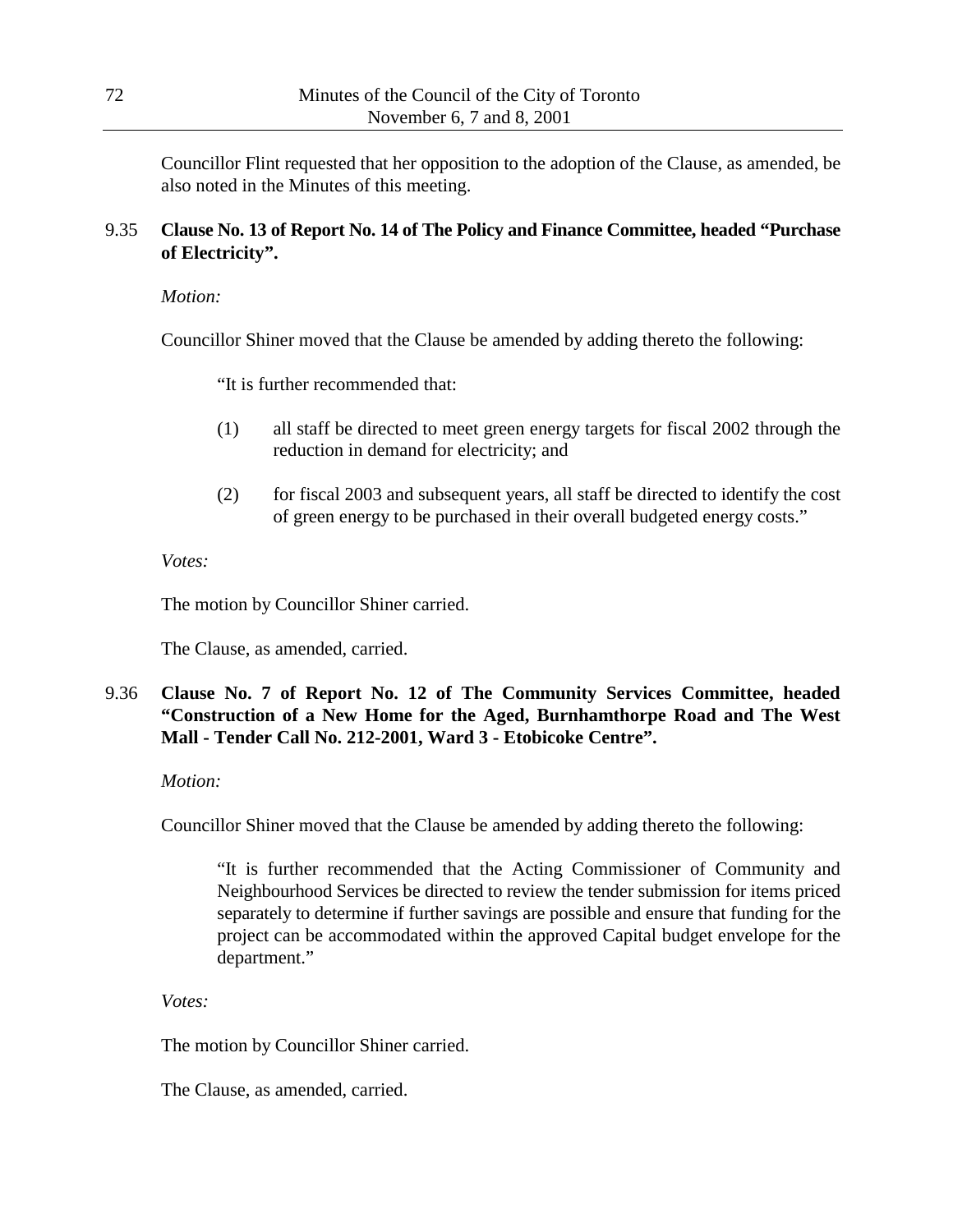Councillor Flint requested that her opposition to the adoption of the Clause, as amended, be also noted in the Minutes of this meeting.

9.35 **Clause No. 13 of Report No. 14 of The Policy and Finance Committee, headed "Purchase of Electricity".**

*Motion:*

Councillor Shiner moved that the Clause be amended by adding thereto the following:

> "It is further recommended that:
>
> (1) all staff be directed to meet green energy targets for fiscal 2002 through the reduction in demand for electricity; and
>
> (2) for fiscal 2003 and subsequent years, all staff be directed to identify the cost of green energy to be purchased in their overall budgeted energy costs."

*Votes:*

The motion by Councillor Shiner carried.

The Clause, as amended, carried.

9.36 **Clause No. 7 of Report No. 12 of The Community Services Committee, headed "Construction of a New Home for the Aged, Burnhamthorpe Road and The West Mall - Tender Call No. 212-2001, Ward 3 - Etobicoke Centre".**

*Motion:*

Councillor Shiner moved that the Clause be amended by adding thereto the following:

> "It is further recommended that the Acting Commissioner of Community and Neighbourhood Services be directed to review the tender submission for items priced separately to determine if further savings are possible and ensure that funding for the project can be accommodated within the approved Capital budget envelope for the department."

*Votes:*

The motion by Councillor Shiner carried.

The Clause, as amended, carried.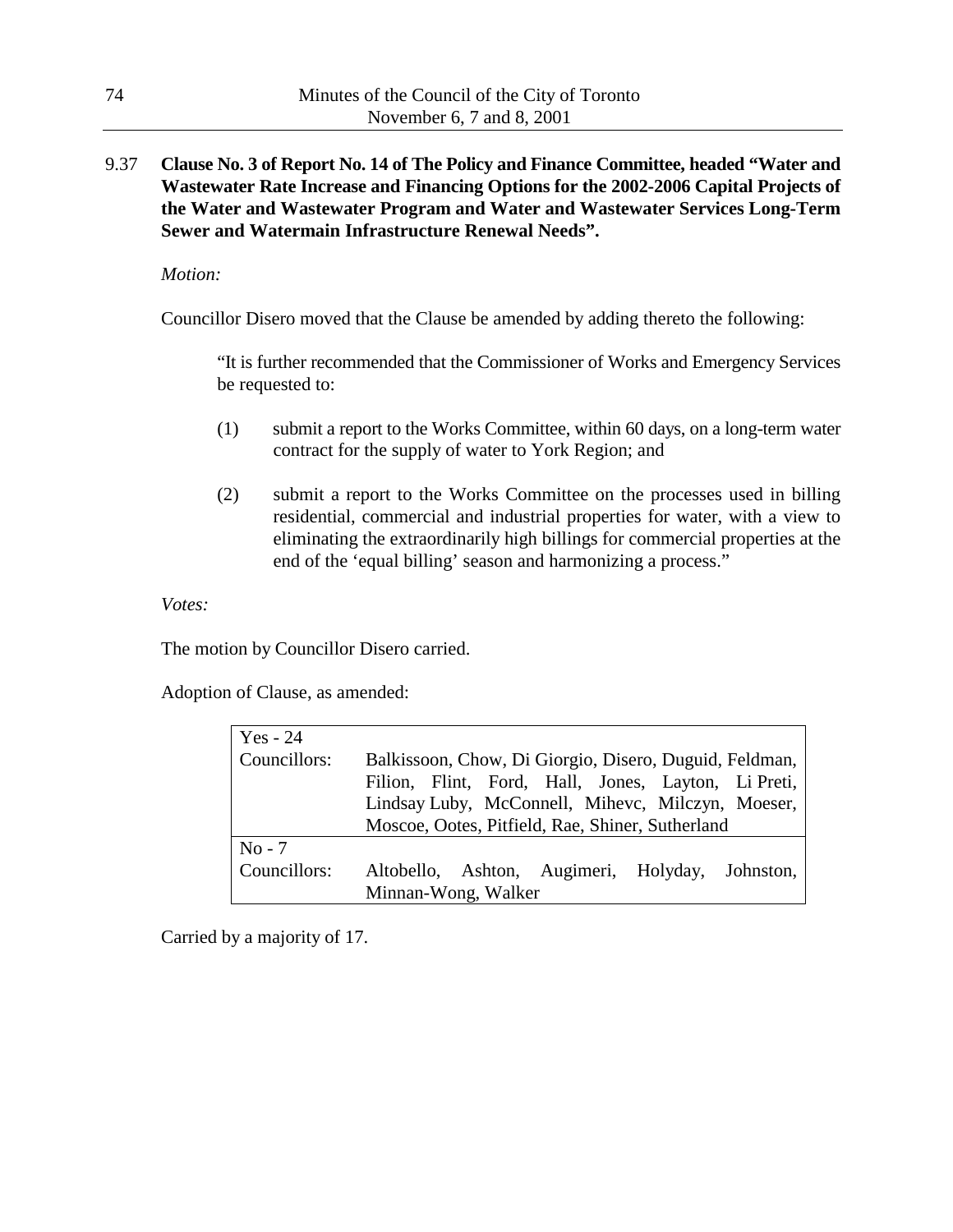9.37 **Clause No. 3 of Report No. 14 of The Policy and Finance Committee, headed "Water and Wastewater Rate Increase and Financing Options for the 2002-2006 Capital Projects of the Water and Wastewater Program and Water and Wastewater Services Long-Term Sewer and Watermain Infrastructure Renewal Needs".**

*Motion:*

Councillor Disero moved that the Clause be amended by adding thereto the following:

> "It is further recommended that the Commissioner of Works and Emergency Services be requested to:
>
> (1) submit a report to the Works Committee, within 60 days, on a long-term water contract for the supply of water to York Region; and
>
> (2) submit a report to the Works Committee on the processes used in billing residential, commercial and industrial properties for water, with a view to eliminating the extraordinarily high billings for commercial properties at the end of the 'equal billing' season and harmonizing a process."

*Votes:*

The motion by Councillor Disero carried.

Adoption of Clause, as amended:

| Yes - 24 | |
|---|---|
| Councillors: | Balkissoon, Chow, Di Giorgio, Disero, Duguid, Feldman, Filion, Flint, Ford, Hall, Jones, Layton, Li Preti, Lindsay Luby, McConnell, Mihevc, Milczyn, Moeser, Moscoe, Ootes, Pitfield, Rae, Shiner, Sutherland |
| **No - 7** | |
| Councillors: | Altobello, Ashton, Augimeri, Holyday, Johnston, Minnan-Wong, Walker |

Carried by a majority of 17.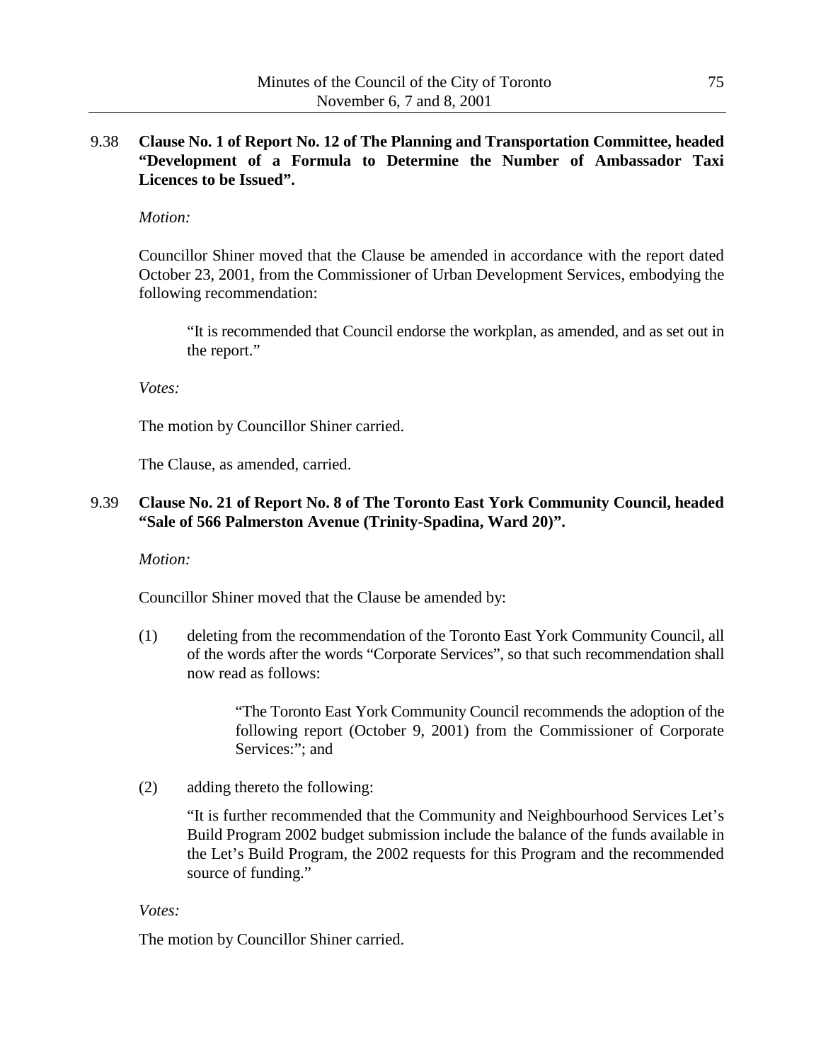9.38 **Clause No. 1 of Report No. 12 of The Planning and Transportation Committee, headed "Development of a Formula to Determine the Number of Ambassador Taxi Licences to be Issued".**

*Motion:*

Councillor Shiner moved that the Clause be amended in accordance with the report dated October 23, 2001, from the Commissioner of Urban Development Services, embodying the following recommendation:

> "It is recommended that Council endorse the workplan, as amended, and as set out in the report."

*Votes:*

The motion by Councillor Shiner carried.

The Clause, as amended, carried.

9.39 **Clause No. 21 of Report No. 8 of The Toronto East York Community Council, headed "Sale of 566 Palmerston Avenue (Trinity-Spadina, Ward 20)".**

*Motion:*

Councillor Shiner moved that the Clause be amended by:

(1) deleting from the recommendation of the Toronto East York Community Council, all of the words after the words "Corporate Services", so that such recommendation shall now read as follows:

> "The Toronto East York Community Council recommends the adoption of the following report (October 9, 2001) from the Commissioner of Corporate Services:"; and

(2) adding thereto the following:

> "It is further recommended that the Community and Neighbourhood Services Let's Build Program 2002 budget submission include the balance of the funds available in the Let's Build Program, the 2002 requests for this Program and the recommended source of funding."

*Votes:*

The motion by Councillor Shiner carried.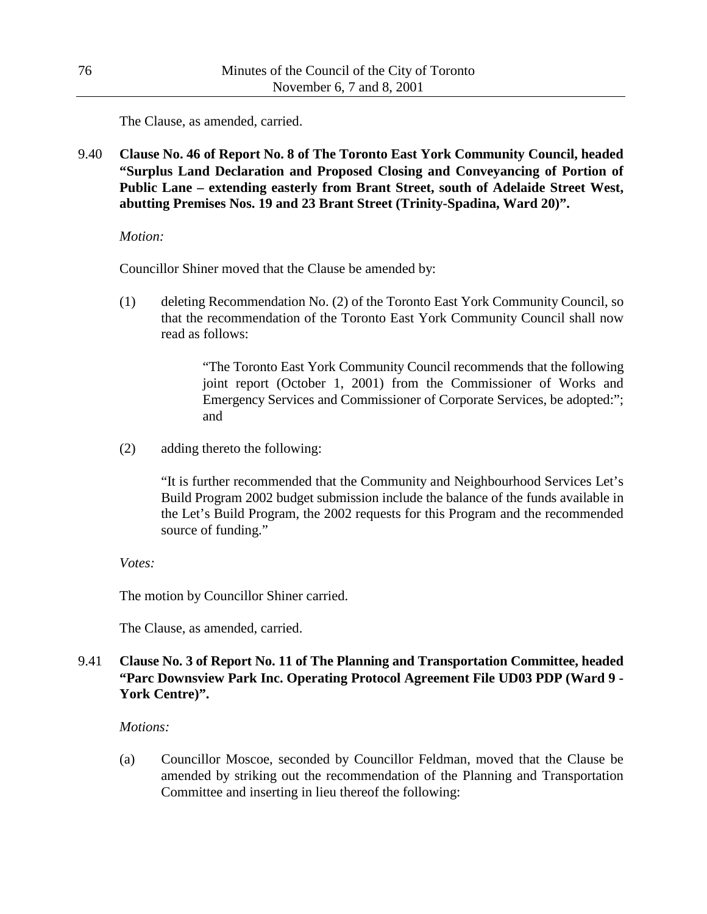The Clause, as amended, carried.

**9.40 Clause No. 46 of Report No. 8 of The Toronto East York Community Council, headed "Surplus Land Declaration and Proposed Closing and Conveyancing of Portion of Public Lane – extending easterly from Brant Street, south of Adelaide Street West, abutting Premises Nos. 19 and 23 Brant Street (Trinity-Spadina, Ward 20)".**

*Motion:*

Councillor Shiner moved that the Clause be amended by:

(1) deleting Recommendation No. (2) of the Toronto East York Community Council, so that the recommendation of the Toronto East York Community Council shall now read as follows:

> "The Toronto East York Community Council recommends that the following joint report (October 1, 2001) from the Commissioner of Works and Emergency Services and Commissioner of Corporate Services, be adopted:"; and

(2) adding thereto the following:

"It is further recommended that the Community and Neighbourhood Services Let's Build Program 2002 budget submission include the balance of the funds available in the Let's Build Program, the 2002 requests for this Program and the recommended source of funding."

*Votes:*

The motion by Councillor Shiner carried.

The Clause, as amended, carried.

**9.41 Clause No. 3 of Report No. 11 of The Planning and Transportation Committee, headed "Parc Downsview Park Inc. Operating Protocol Agreement File UD03 PDP (Ward 9 - York Centre)".**

*Motions:*

(a) Councillor Moscoe, seconded by Councillor Feldman, moved that the Clause be amended by striking out the recommendation of the Planning and Transportation Committee and inserting in lieu thereof the following: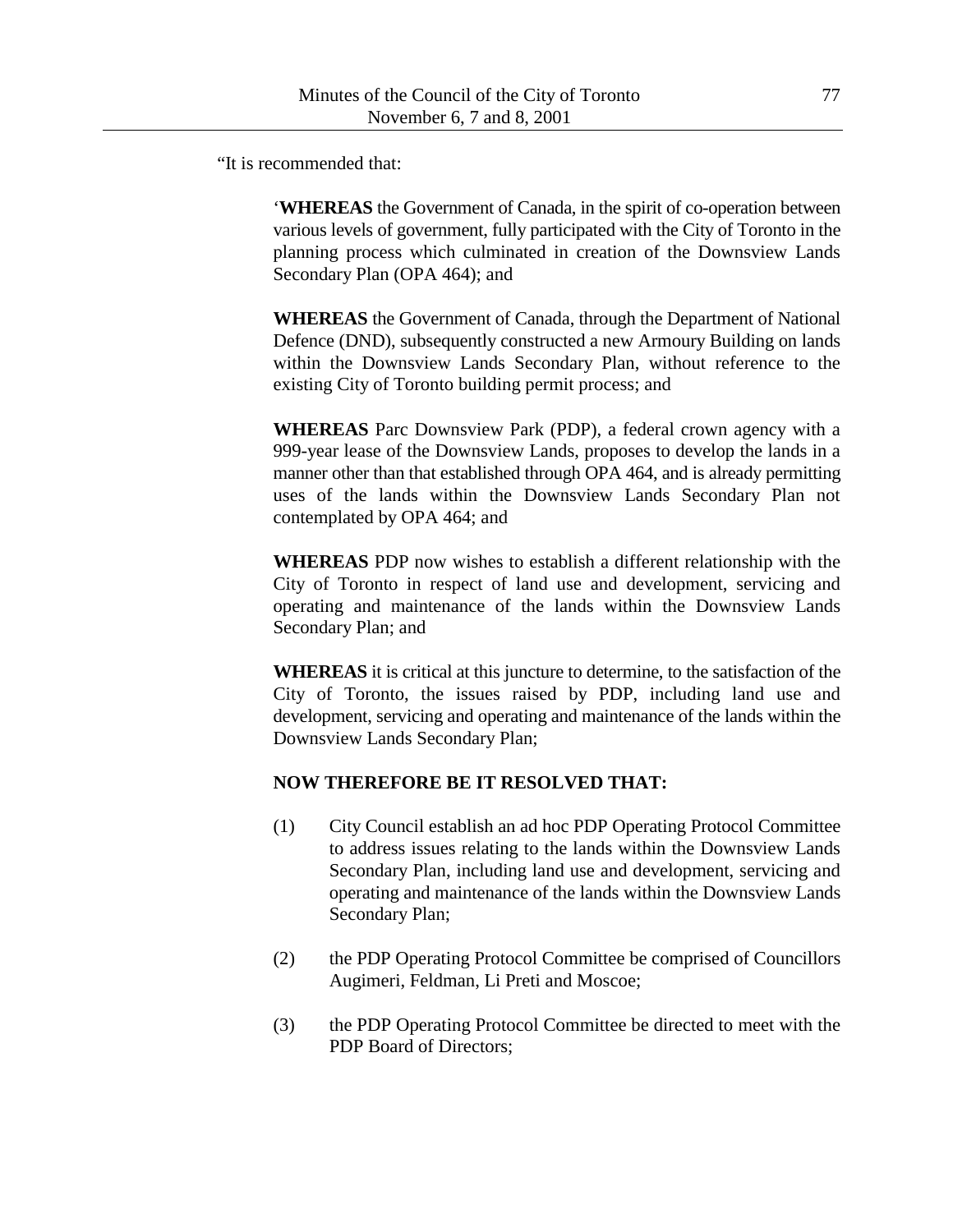"It is recommended that:

> '**WHEREAS** the Government of Canada, in the spirit of co-operation between various levels of government, fully participated with the City of Toronto in the planning process which culminated in creation of the Downsview Lands Secondary Plan (OPA 464); and
>
> **WHEREAS** the Government of Canada, through the Department of National Defence (DND), subsequently constructed a new Armoury Building on lands within the Downsview Lands Secondary Plan, without reference to the existing City of Toronto building permit process; and
>
> **WHEREAS** Parc Downsview Park (PDP), a federal crown agency with a 999-year lease of the Downsview Lands, proposes to develop the lands in a manner other than that established through OPA 464, and is already permitting uses of the lands within the Downsview Lands Secondary Plan not contemplated by OPA 464; and
>
> **WHEREAS** PDP now wishes to establish a different relationship with the City of Toronto in respect of land use and development, servicing and operating and maintenance of the lands within the Downsview Lands Secondary Plan; and
>
> **WHEREAS** it is critical at this juncture to determine, to the satisfaction of the City of Toronto, the issues raised by PDP, including land use and development, servicing and operating and maintenance of the lands within the Downsview Lands Secondary Plan;
>
> **NOW THEREFORE BE IT RESOLVED THAT:**
>
> (1) City Council establish an ad hoc PDP Operating Protocol Committee to address issues relating to the lands within the Downsview Lands Secondary Plan, including land use and development, servicing and operating and maintenance of the lands within the Downsview Lands Secondary Plan;
>
> (2) the PDP Operating Protocol Committee be comprised of Councillors Augimeri, Feldman, Li Preti and Moscoe;
>
> (3) the PDP Operating Protocol Committee be directed to meet with the PDP Board of Directors;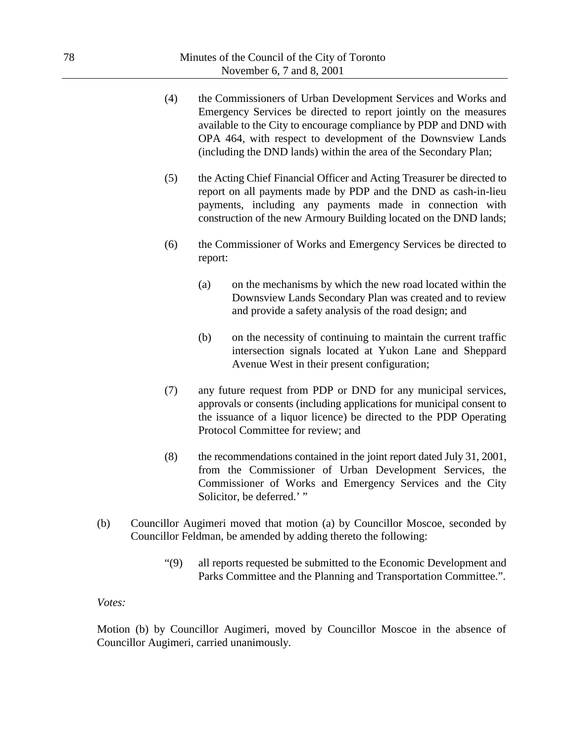(4) the Commissioners of Urban Development Services and Works and Emergency Services be directed to report jointly on the measures available to the City to encourage compliance by PDP and DND with OPA 464, with respect to development of the Downsview Lands (including the DND lands) within the area of the Secondary Plan;

(5) the Acting Chief Financial Officer and Acting Treasurer be directed to report on all payments made by PDP and the DND as cash-in-lieu payments, including any payments made in connection with construction of the new Armoury Building located on the DND lands;

(6) the Commissioner of Works and Emergency Services be directed to report:

(a) on the mechanisms by which the new road located within the Downsview Lands Secondary Plan was created and to review and provide a safety analysis of the road design; and

(b) on the necessity of continuing to maintain the current traffic intersection signals located at Yukon Lane and Sheppard Avenue West in their present configuration;

(7) any future request from PDP or DND for any municipal services, approvals or consents (including applications for municipal consent to the issuance of a liquor licence) be directed to the PDP Operating Protocol Committee for review; and

(8) the recommendations contained in the joint report dated July 31, 2001, from the Commissioner of Urban Development Services, the Commissioner of Works and Emergency Services and the City Solicitor, be deferred.' "

(b) Councillor Augimeri moved that motion (a) by Councillor Moscoe, seconded by Councillor Feldman, be amended by adding thereto the following:

"(9) all reports requested be submitted to the Economic Development and Parks Committee and the Planning and Transportation Committee.".

*Votes:*

Motion (b) by Councillor Augimeri, moved by Councillor Moscoe in the absence of Councillor Augimeri, carried unanimously.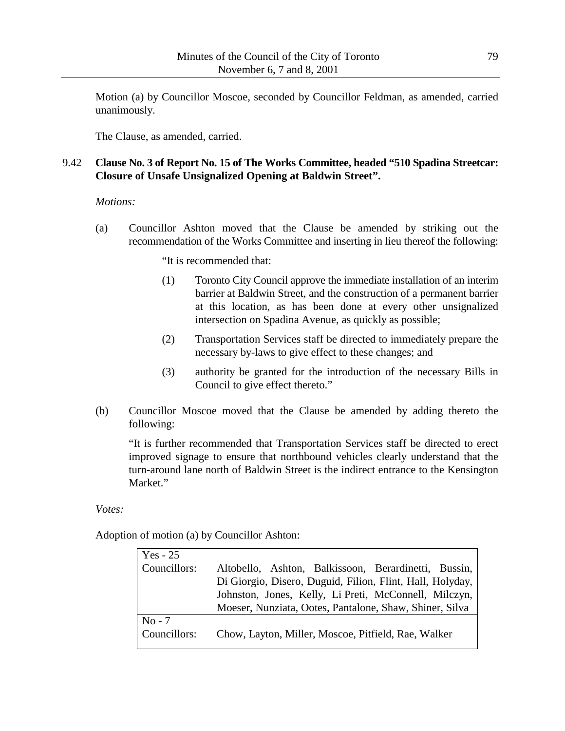Motion (a) by Councillor Moscoe, seconded by Councillor Feldman, as amended, carried unanimously.

The Clause, as amended, carried.

## 9.42 Clause No. 3 of Report No. 15 of The Works Committee, headed "510 Spadina Streetcar: Closure of Unsafe Unsignalized Opening at Baldwin Street".

*Motions:*

(a) Councillor Ashton moved that the Clause be amended by striking out the recommendation of the Works Committee and inserting in lieu thereof the following:

"It is recommended that:

(1) Toronto City Council approve the immediate installation of an interim barrier at Baldwin Street, and the construction of a permanent barrier at this location, as has been done at every other unsignalized intersection on Spadina Avenue, as quickly as possible;

(2) Transportation Services staff be directed to immediately prepare the necessary by-laws to give effect to these changes; and

(3) authority be granted for the introduction of the necessary Bills in Council to give effect thereto."

(b) Councillor Moscoe moved that the Clause be amended by adding thereto the following:

"It is further recommended that Transportation Services staff be directed to erect improved signage to ensure that northbound vehicles clearly understand that the turn-around lane north of Baldwin Street is the indirect entrance to the Kensington Market."

*Votes:*

Adoption of motion (a) by Councillor Ashton:

| | |
|---|---|
| Yes - 25 | |
| Councillors: | Altobello, Ashton, Balkissoon, Berardinetti, Bussin, Di Giorgio, Disero, Duguid, Filion, Flint, Hall, Holyday, Johnston, Jones, Kelly, Li Preti, McConnell, Milczyn, Moeser, Nunziata, Ootes, Pantalone, Shaw, Shiner, Silva |
| No - 7 | |
| Councillors: | Chow, Layton, Miller, Moscoe, Pitfield, Rae, Walker |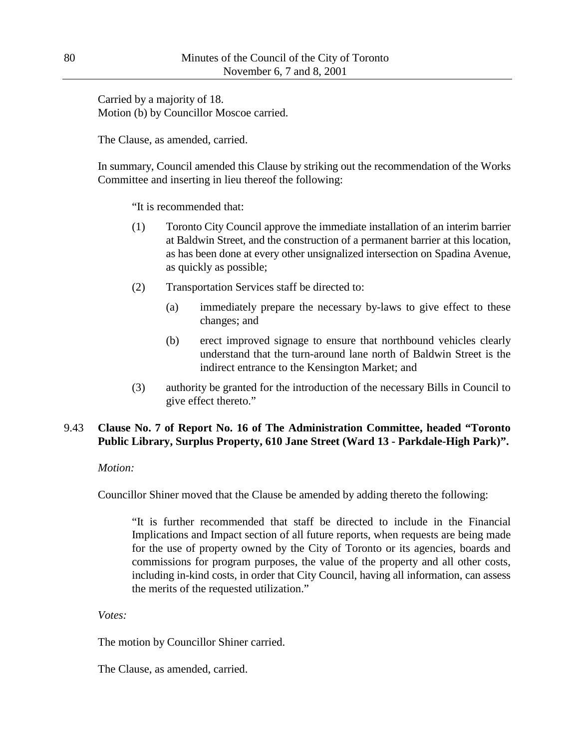Carried by a majority of 18.
Motion (b) by Councillor Moscoe carried.

The Clause, as amended, carried.

In summary, Council amended this Clause by striking out the recommendation of the Works Committee and inserting in lieu thereof the following:

> "It is recommended that:
>
> (1) Toronto City Council approve the immediate installation of an interim barrier at Baldwin Street, and the construction of a permanent barrier at this location, as has been done at every other unsignalized intersection on Spadina Avenue, as quickly as possible;
>
> (2) Transportation Services staff be directed to:
>
> (a) immediately prepare the necessary by-laws to give effect to these changes; and
>
> (b) erect improved signage to ensure that northbound vehicles clearly understand that the turn-around lane north of Baldwin Street is the indirect entrance to the Kensington Market; and
>
> (3) authority be granted for the introduction of the necessary Bills in Council to give effect thereto."

## 9.43 Clause No. 7 of Report No. 16 of The Administration Committee, headed "Toronto Public Library, Surplus Property, 610 Jane Street (Ward 13 - Parkdale-High Park)".

*Motion:*

Councillor Shiner moved that the Clause be amended by adding thereto the following:

> "It is further recommended that staff be directed to include in the Financial Implications and Impact section of all future reports, when requests are being made for the use of property owned by the City of Toronto or its agencies, boards and commissions for program purposes, the value of the property and all other costs, including in-kind costs, in order that City Council, having all information, can assess the merits of the requested utilization."

*Votes:*

The motion by Councillor Shiner carried.

The Clause, as amended, carried.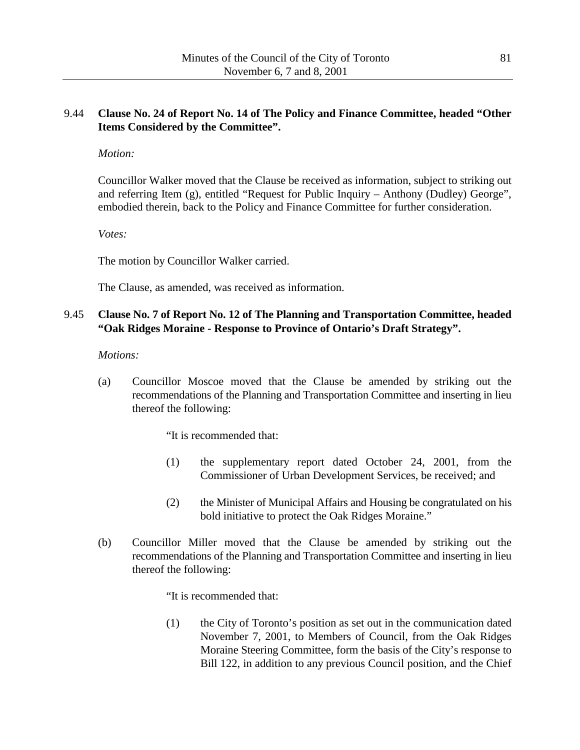9.44 **Clause No. 24 of Report No. 14 of The Policy and Finance Committee, headed "Other Items Considered by the Committee".**

*Motion:*

Councillor Walker moved that the Clause be received as information, subject to striking out and referring Item (g), entitled "Request for Public Inquiry – Anthony (Dudley) George", embodied therein, back to the Policy and Finance Committee for further consideration.

*Votes:*

The motion by Councillor Walker carried.

The Clause, as amended, was received as information.

9.45 **Clause No. 7 of Report No. 12 of The Planning and Transportation Committee, headed "Oak Ridges Moraine - Response to Province of Ontario's Draft Strategy".**

*Motions:*

(a) Councillor Moscoe moved that the Clause be amended by striking out the recommendations of the Planning and Transportation Committee and inserting in lieu thereof the following:

> "It is recommended that:
>
> (1) the supplementary report dated October 24, 2001, from the Commissioner of Urban Development Services, be received; and
>
> (2) the Minister of Municipal Affairs and Housing be congratulated on his bold initiative to protect the Oak Ridges Moraine."

(b) Councillor Miller moved that the Clause be amended by striking out the recommendations of the Planning and Transportation Committee and inserting in lieu thereof the following:

> "It is recommended that:
>
> (1) the City of Toronto's position as set out in the communication dated November 7, 2001, to Members of Council, from the Oak Ridges Moraine Steering Committee, form the basis of the City's response to Bill 122, in addition to any previous Council position, and the Chief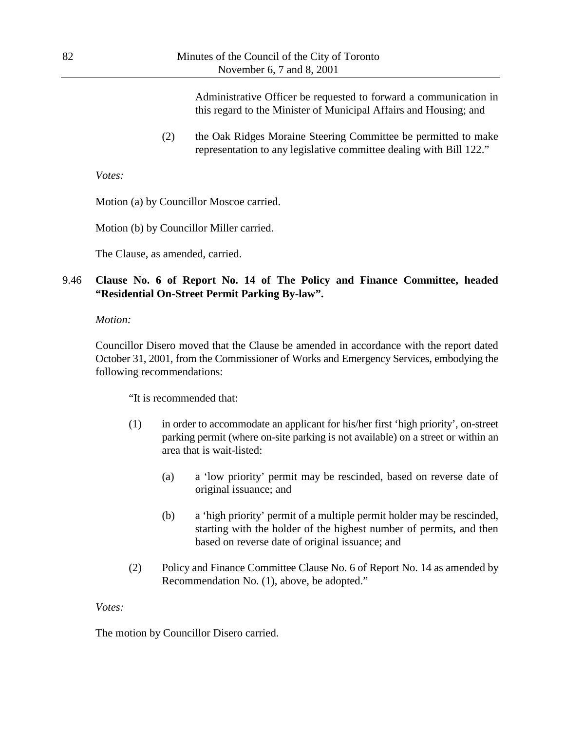Administrative Officer be requested to forward a communication in this regard to the Minister of Municipal Affairs and Housing; and

(2) the Oak Ridges Moraine Steering Committee be permitted to make representation to any legislative committee dealing with Bill 122."

*Votes:*

Motion (a) by Councillor Moscoe carried.

Motion (b) by Councillor Miller carried.

The Clause, as amended, carried.

**9.46 Clause No. 6 of Report No. 14 of The Policy and Finance Committee, headed "Residential On-Street Permit Parking By-law".**

*Motion:*

Councillor Disero moved that the Clause be amended in accordance with the report dated October 31, 2001, from the Commissioner of Works and Emergency Services, embodying the following recommendations:

"It is recommended that:

(1) in order to accommodate an applicant for his/her first 'high priority', on-street parking permit (where on-site parking is not available) on a street or within an area that is wait-listed:

(a) a 'low priority' permit may be rescinded, based on reverse date of original issuance; and

(b) a 'high priority' permit of a multiple permit holder may be rescinded, starting with the holder of the highest number of permits, and then based on reverse date of original issuance; and

(2) Policy and Finance Committee Clause No. 6 of Report No. 14 as amended by Recommendation No. (1), above, be adopted."

*Votes:*

The motion by Councillor Disero carried.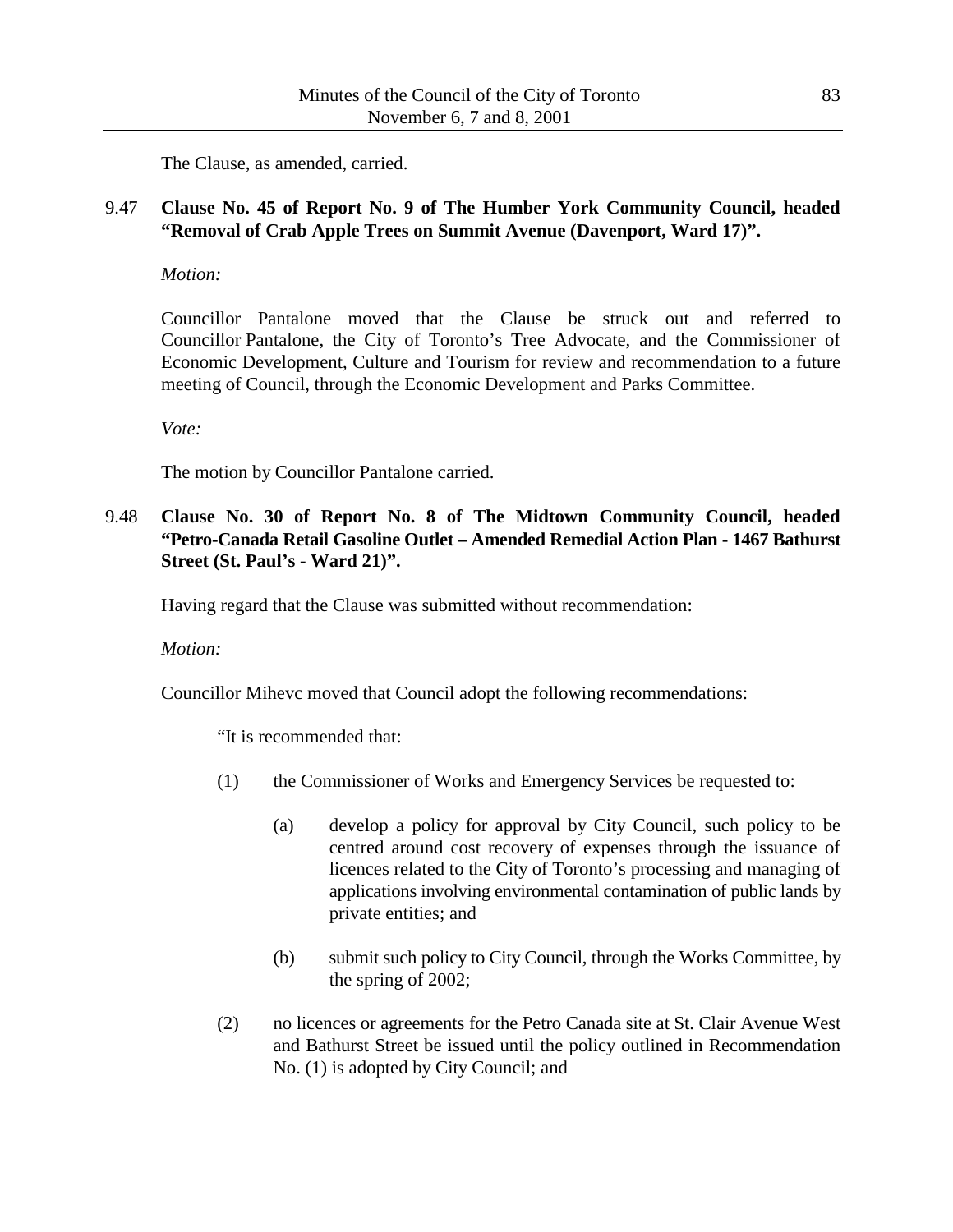The Clause, as amended, carried.

### 9.47 **Clause No. 45 of Report No. 9 of The Humber York Community Council, headed "Removal of Crab Apple Trees on Summit Avenue (Davenport, Ward 17)".**

*Motion:*

Councillor Pantalone moved that the Clause be struck out and referred to Councillor Pantalone, the City of Toronto's Tree Advocate, and the Commissioner of Economic Development, Culture and Tourism for review and recommendation to a future meeting of Council, through the Economic Development and Parks Committee.

*Vote:*

The motion by Councillor Pantalone carried.

### 9.48 **Clause No. 30 of Report No. 8 of The Midtown Community Council, headed "Petro-Canada Retail Gasoline Outlet – Amended Remedial Action Plan - 1467 Bathurst Street (St. Paul's - Ward 21)".**

Having regard that the Clause was submitted without recommendation:

*Motion:*

Councillor Mihevc moved that Council adopt the following recommendations:

"It is recommended that:

(1) the Commissioner of Works and Emergency Services be requested to:

  (a) develop a policy for approval by City Council, such policy to be centred around cost recovery of expenses through the issuance of licences related to the City of Toronto's processing and managing of applications involving environmental contamination of public lands by private entities; and

  (b) submit such policy to City Council, through the Works Committee, by the spring of 2002;

(2) no licences or agreements for the Petro Canada site at St. Clair Avenue West and Bathurst Street be issued until the policy outlined in Recommendation No. (1) is adopted by City Council; and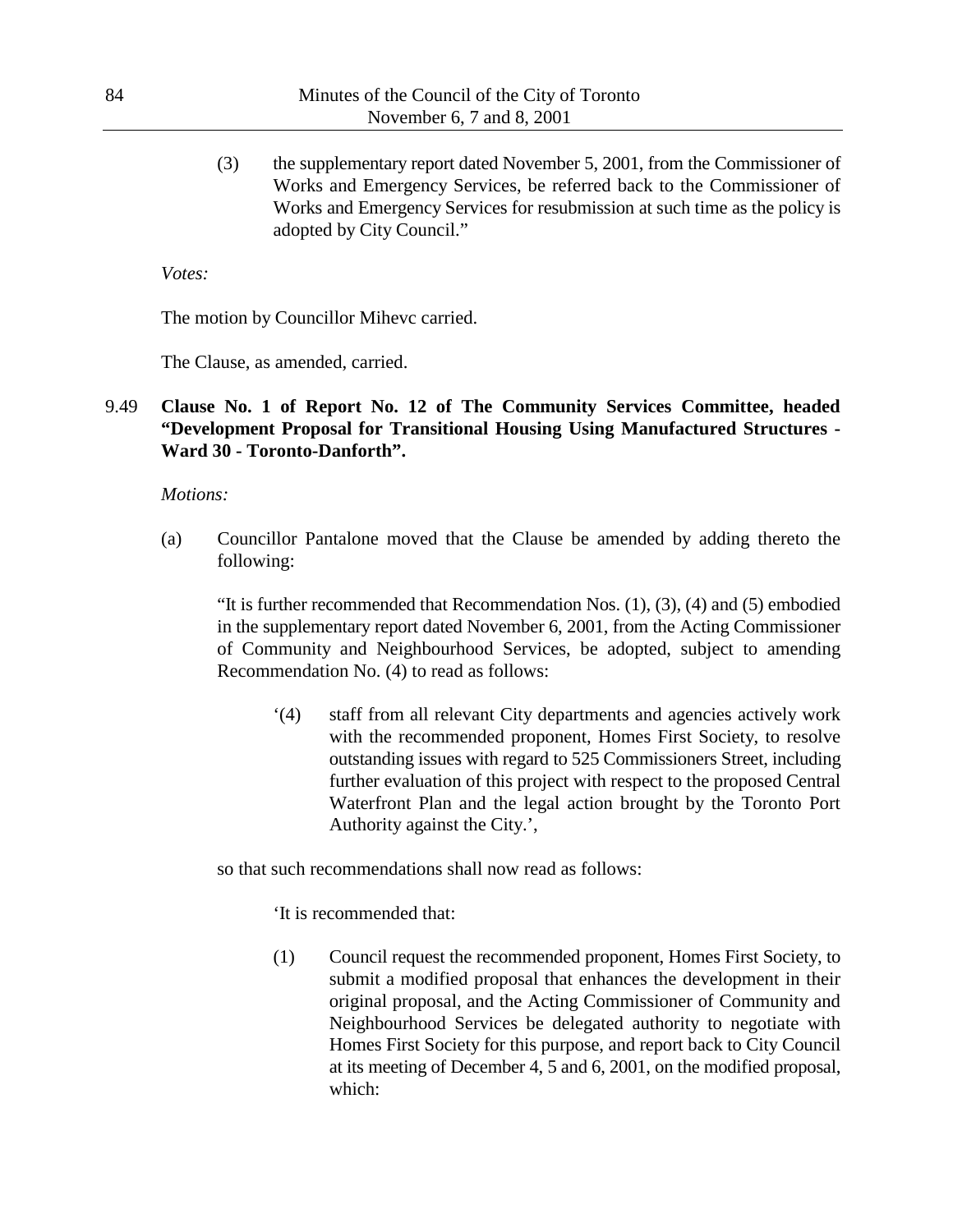(3) the supplementary report dated November 5, 2001, from the Commissioner of Works and Emergency Services, be referred back to the Commissioner of Works and Emergency Services for resubmission at such time as the policy is adopted by City Council."

*Votes:*

The motion by Councillor Mihevc carried.

The Clause, as amended, carried.

9.49 **Clause No. 1 of Report No. 12 of The Community Services Committee, headed "Development Proposal for Transitional Housing Using Manufactured Structures - Ward 30 - Toronto-Danforth".**

*Motions:*

(a) Councillor Pantalone moved that the Clause be amended by adding thereto the following:

"It is further recommended that Recommendation Nos. (1), (3), (4) and (5) embodied in the supplementary report dated November 6, 2001, from the Acting Commissioner of Community and Neighbourhood Services, be adopted, subject to amending Recommendation No. (4) to read as follows:

'(4) staff from all relevant City departments and agencies actively work with the recommended proponent, Homes First Society, to resolve outstanding issues with regard to 525 Commissioners Street, including further evaluation of this project with respect to the proposed Central Waterfront Plan and the legal action brought by the Toronto Port Authority against the City.',

so that such recommendations shall now read as follows:

'It is recommended that:

(1) Council request the recommended proponent, Homes First Society, to submit a modified proposal that enhances the development in their original proposal, and the Acting Commissioner of Community and Neighbourhood Services be delegated authority to negotiate with Homes First Society for this purpose, and report back to City Council at its meeting of December 4, 5 and 6, 2001, on the modified proposal, which: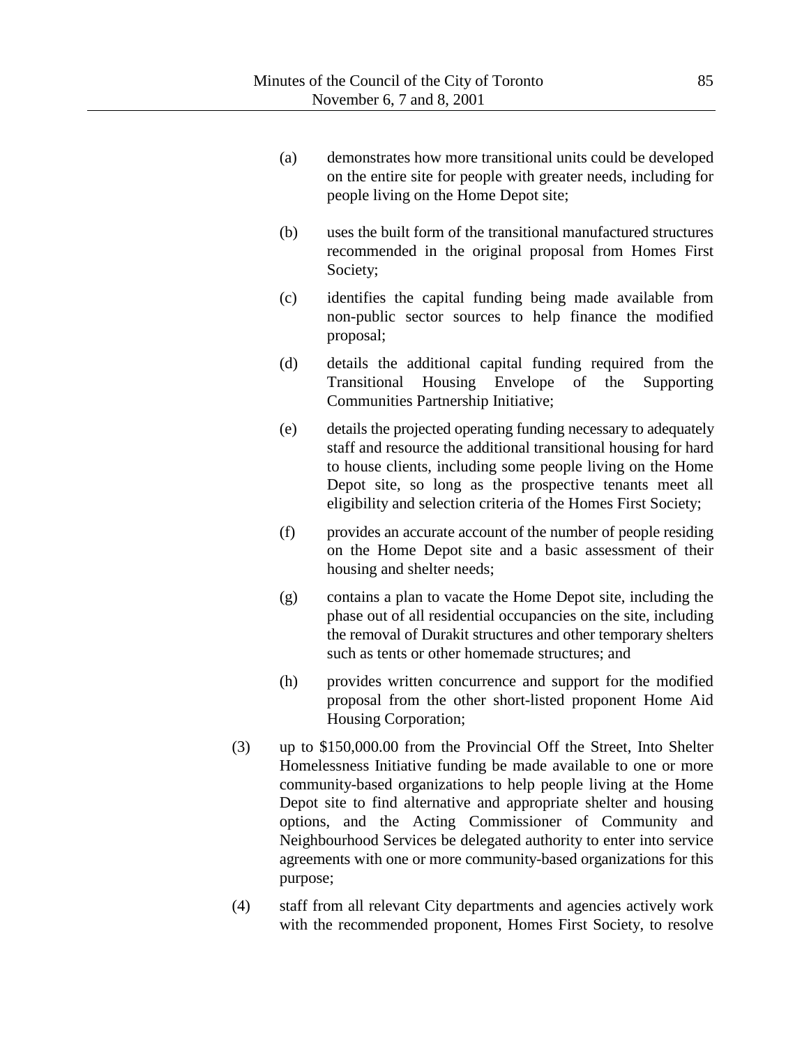(a) demonstrates how more transitional units could be developed on the entire site for people with greater needs, including for people living on the Home Depot site;

(b) uses the built form of the transitional manufactured structures recommended in the original proposal from Homes First Society;

(c) identifies the capital funding being made available from non-public sector sources to help finance the modified proposal;

(d) details the additional capital funding required from the Transitional Housing Envelope of the Supporting Communities Partnership Initiative;

(e) details the projected operating funding necessary to adequately staff and resource the additional transitional housing for hard to house clients, including some people living on the Home Depot site, so long as the prospective tenants meet all eligibility and selection criteria of the Homes First Society;

(f) provides an accurate account of the number of people residing on the Home Depot site and a basic assessment of their housing and shelter needs;

(g) contains a plan to vacate the Home Depot site, including the phase out of all residential occupancies on the site, including the removal of Durakit structures and other temporary shelters such as tents or other homemade structures; and

(h) provides written concurrence and support for the modified proposal from the other short-listed proponent Home Aid Housing Corporation;

(3) up to $150,000.00 from the Provincial Off the Street, Into Shelter Homelessness Initiative funding be made available to one or more community-based organizations to help people living at the Home Depot site to find alternative and appropriate shelter and housing options, and the Acting Commissioner of Community and Neighbourhood Services be delegated authority to enter into service agreements with one or more community-based organizations for this purpose;

(4) staff from all relevant City departments and agencies actively work with the recommended proponent, Homes First Society, to resolve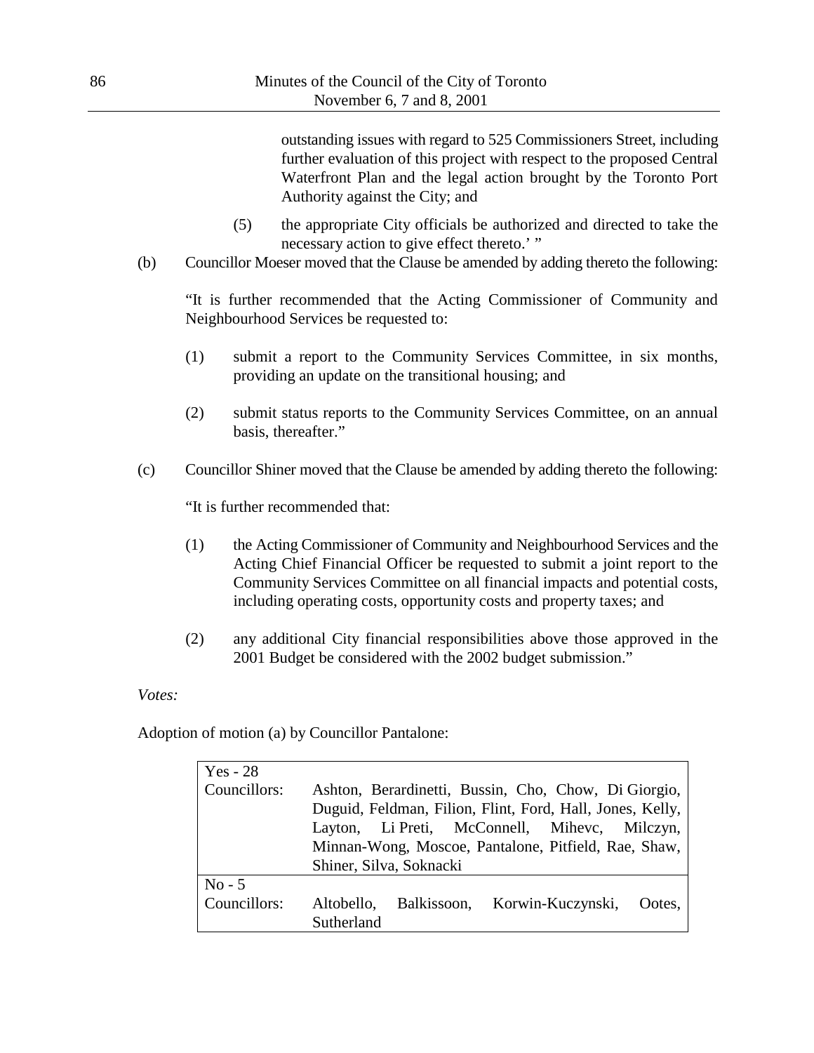outstanding issues with regard to 525 Commissioners Street, including further evaluation of this project with respect to the proposed Central Waterfront Plan and the legal action brought by the Toronto Port Authority against the City; and

(5) the appropriate City officials be authorized and directed to take the necessary action to give effect thereto.' "

(b) Councillor Moeser moved that the Clause be amended by adding thereto the following:

"It is further recommended that the Acting Commissioner of Community and Neighbourhood Services be requested to:

(1) submit a report to the Community Services Committee, in six months, providing an update on the transitional housing; and

(2) submit status reports to the Community Services Committee, on an annual basis, thereafter."

(c) Councillor Shiner moved that the Clause be amended by adding thereto the following:

"It is further recommended that:

(1) the Acting Commissioner of Community and Neighbourhood Services and the Acting Chief Financial Officer be requested to submit a joint report to the Community Services Committee on all financial impacts and potential costs, including operating costs, opportunity costs and property taxes; and

(2) any additional City financial responsibilities above those approved in the 2001 Budget be considered with the 2002 budget submission."

*Votes:*

Adoption of motion (a) by Councillor Pantalone:

| Yes - 28 | |
|---|---|
| Councillors: | Ashton, Berardinetti, Bussin, Cho, Chow, Di Giorgio, Duguid, Feldman, Filion, Flint, Ford, Hall, Jones, Kelly, Layton, Li Preti, McConnell, Mihevc, Milczyn, Minnan-Wong, Moscoe, Pantalone, Pitfield, Rae, Shaw, Shiner, Silva, Soknacki |
| No - 5 | |
| Councillors: | Altobello, Balkissoon, Korwin-Kuczynski, Ootes, Sutherland |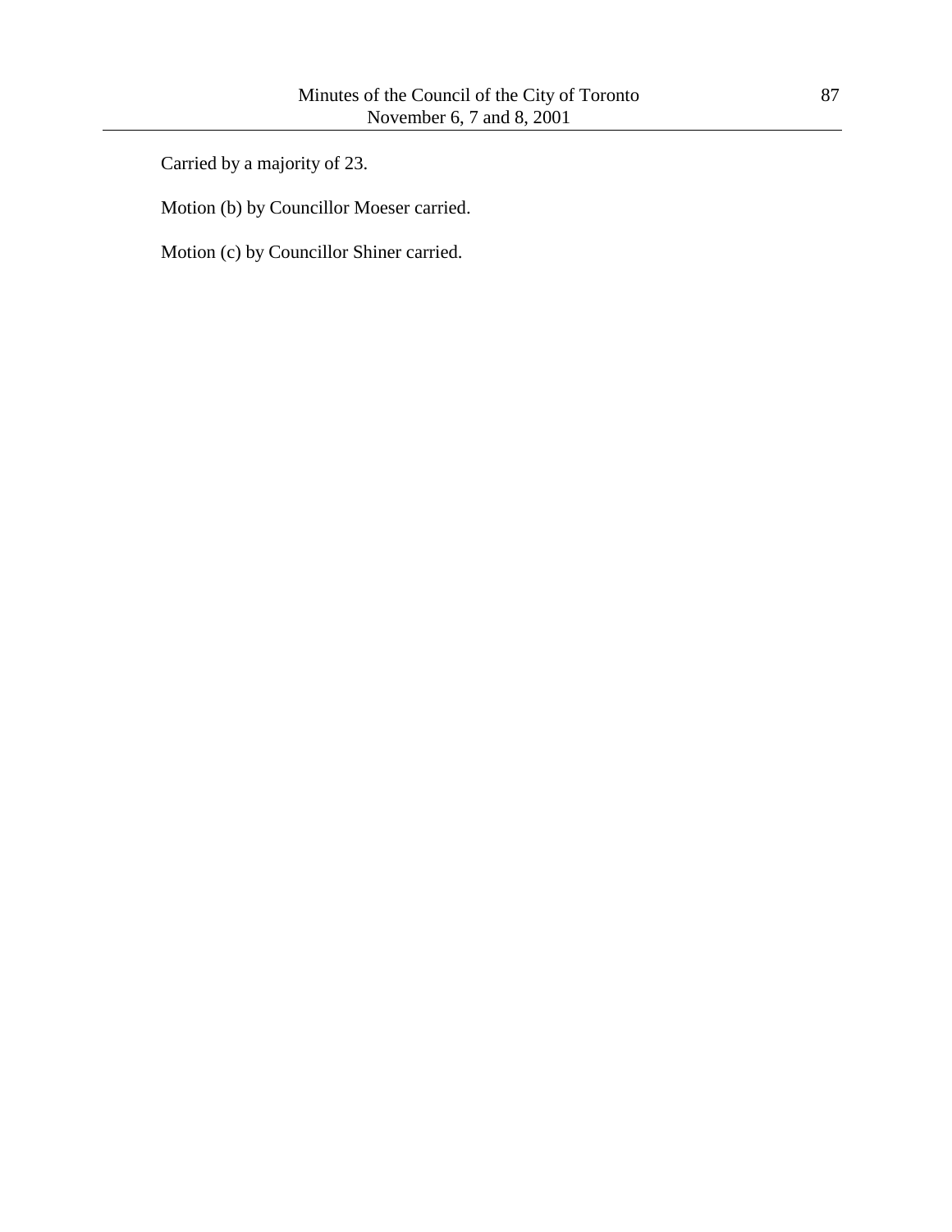Carried by a majority of 23.

Motion (b) by Councillor Moeser carried.

Motion (c) by Councillor Shiner carried.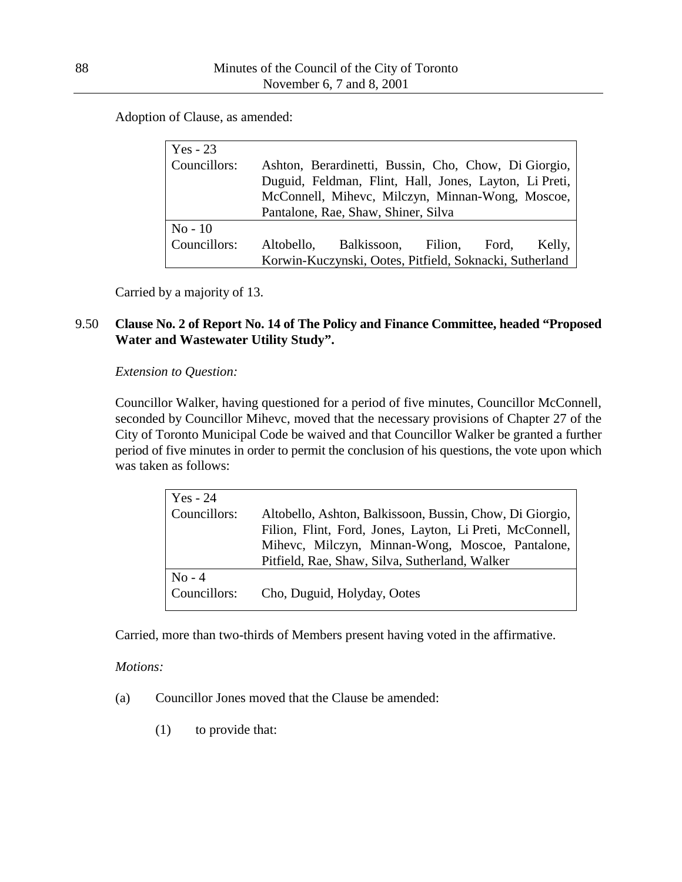Adoption of Clause, as amended:

| | |
|---|---|
| Yes - 23 | |
| Councillors: | Ashton, Berardinetti, Bussin, Cho, Chow, Di Giorgio, Duguid, Feldman, Flint, Hall, Jones, Layton, Li Preti, McConnell, Mihevc, Milczyn, Minnan-Wong, Moscoe, Pantalone, Rae, Shaw, Shiner, Silva |
| No - 10 | |
| Councillors: | Altobello, Balkissoon, Filion, Ford, Kelly, Korwin-Kuczynski, Ootes, Pitfield, Soknacki, Sutherland |

Carried by a majority of 13.

### 9.50 Clause No. 2 of Report No. 14 of The Policy and Finance Committee, headed "Proposed Water and Wastewater Utility Study".

*Extension to Question:*

Councillor Walker, having questioned for a period of five minutes, Councillor McConnell, seconded by Councillor Mihevc, moved that the necessary provisions of Chapter 27 of the City of Toronto Municipal Code be waived and that Councillor Walker be granted a further period of five minutes in order to permit the conclusion of his questions, the vote upon which was taken as follows:

| | |
|---|---|
| Yes - 24 | |
| Councillors: | Altobello, Ashton, Balkissoon, Bussin, Chow, Di Giorgio, Filion, Flint, Ford, Jones, Layton, Li Preti, McConnell, Mihevc, Milczyn, Minnan-Wong, Moscoe, Pantalone, Pitfield, Rae, Shaw, Silva, Sutherland, Walker |
| No - 4 | |
| Councillors: | Cho, Duguid, Holyday, Ootes |

Carried, more than two-thirds of Members present having voted in the affirmative.

*Motions:*

(a) Councillor Jones moved that the Clause be amended:

(1) to provide that: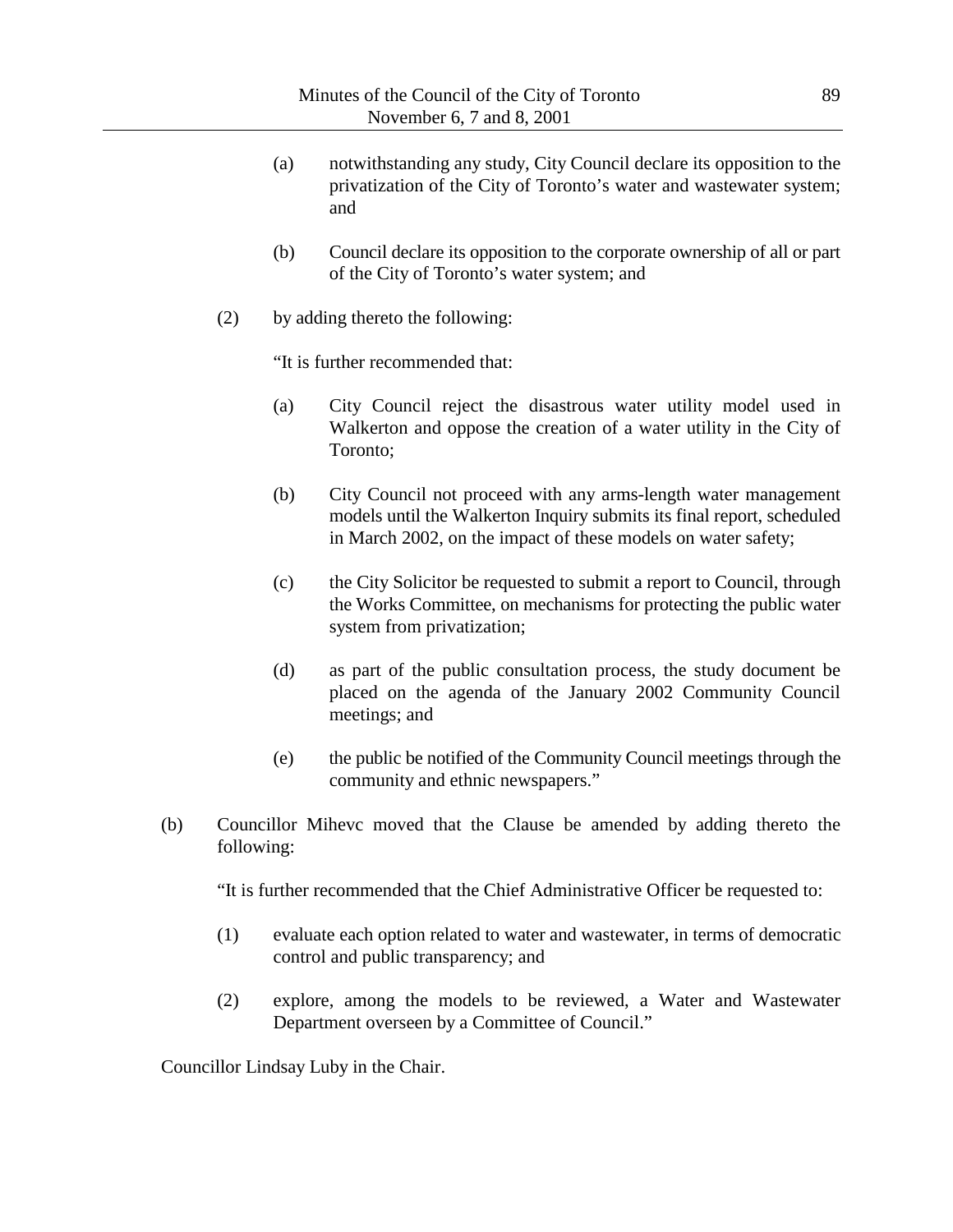(a) notwithstanding any study, City Council declare its opposition to the privatization of the City of Toronto's water and wastewater system; and

(b) Council declare its opposition to the corporate ownership of all or part of the City of Toronto's water system; and

(2) by adding thereto the following:

"It is further recommended that:

(a) City Council reject the disastrous water utility model used in Walkerton and oppose the creation of a water utility in the City of Toronto;

(b) City Council not proceed with any arms-length water management models until the Walkerton Inquiry submits its final report, scheduled in March 2002, on the impact of these models on water safety;

(c) the City Solicitor be requested to submit a report to Council, through the Works Committee, on mechanisms for protecting the public water system from privatization;

(d) as part of the public consultation process, the study document be placed on the agenda of the January 2002 Community Council meetings; and

(e) the public be notified of the Community Council meetings through the community and ethnic newspapers."

(b) Councillor Mihevc moved that the Clause be amended by adding thereto the following:

"It is further recommended that the Chief Administrative Officer be requested to:

(1) evaluate each option related to water and wastewater, in terms of democratic control and public transparency; and

(2) explore, among the models to be reviewed, a Water and Wastewater Department overseen by a Committee of Council."

Councillor Lindsay Luby in the Chair.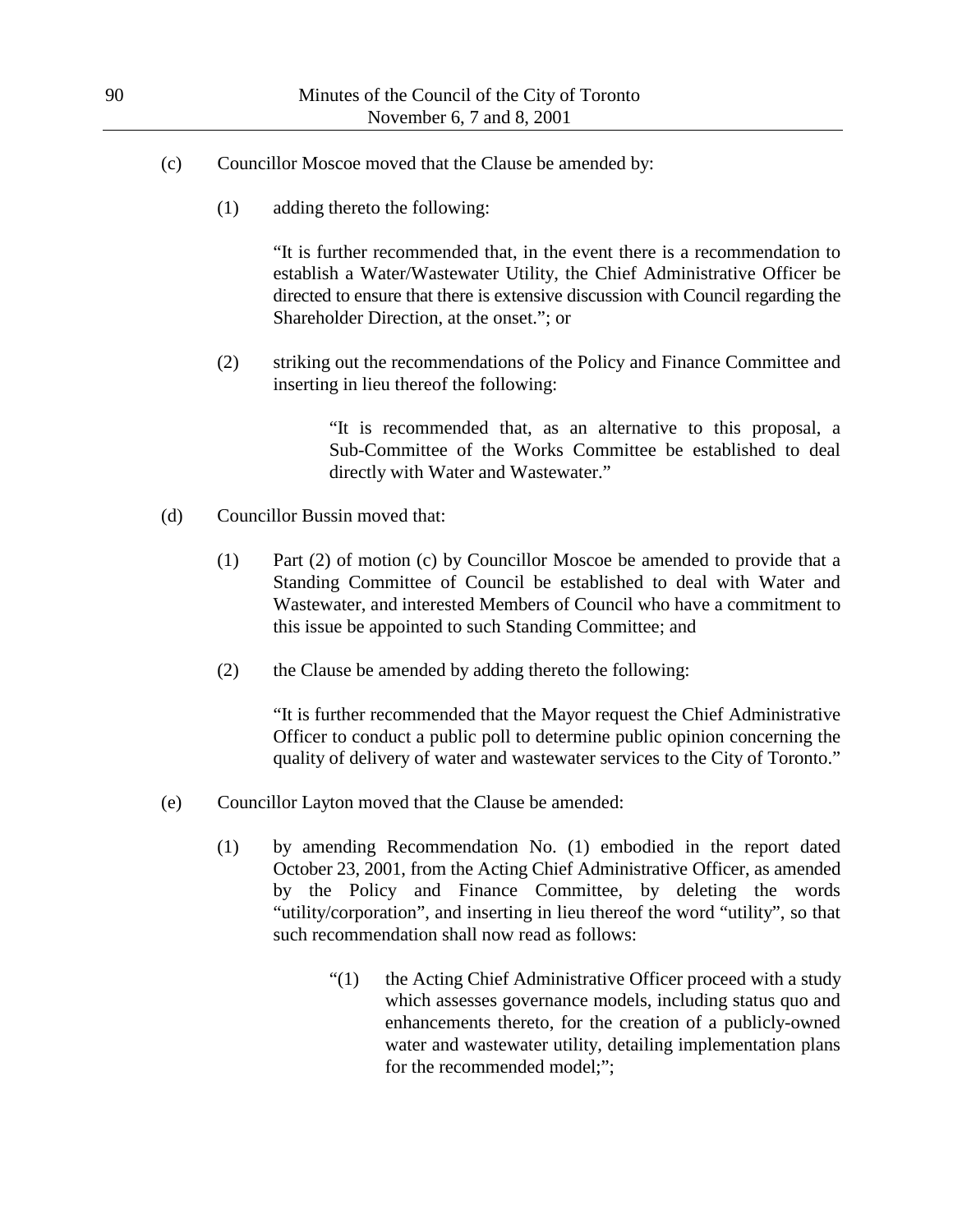(c) Councillor Moscoe moved that the Clause be amended by:

(1) adding thereto the following:

"It is further recommended that, in the event there is a recommendation to establish a Water/Wastewater Utility, the Chief Administrative Officer be directed to ensure that there is extensive discussion with Council regarding the Shareholder Direction, at the onset."; or

(2) striking out the recommendations of the Policy and Finance Committee and inserting in lieu thereof the following:

"It is recommended that, as an alternative to this proposal, a Sub-Committee of the Works Committee be established to deal directly with Water and Wastewater."

(d) Councillor Bussin moved that:

(1) Part (2) of motion (c) by Councillor Moscoe be amended to provide that a Standing Committee of Council be established to deal with Water and Wastewater, and interested Members of Council who have a commitment to this issue be appointed to such Standing Committee; and

(2) the Clause be amended by adding thereto the following:

"It is further recommended that the Mayor request the Chief Administrative Officer to conduct a public poll to determine public opinion concerning the quality of delivery of water and wastewater services to the City of Toronto."

(e) Councillor Layton moved that the Clause be amended:

(1) by amending Recommendation No. (1) embodied in the report dated October 23, 2001, from the Acting Chief Administrative Officer, as amended by the Policy and Finance Committee, by deleting the words "utility/corporation", and inserting in lieu thereof the word "utility", so that such recommendation shall now read as follows:

"(1) the Acting Chief Administrative Officer proceed with a study which assesses governance models, including status quo and enhancements thereto, for the creation of a publicly-owned water and wastewater utility, detailing implementation plans for the recommended model;";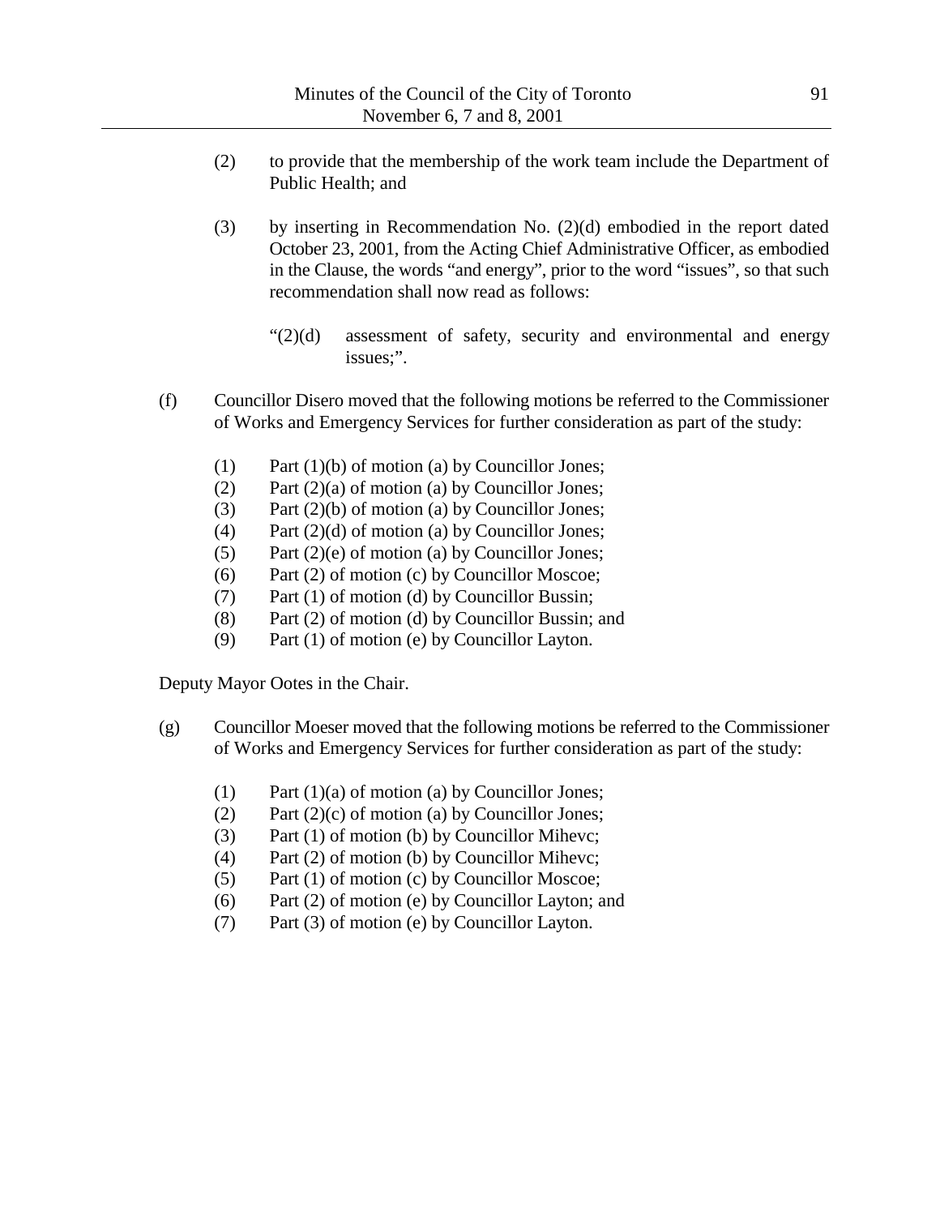(2) to provide that the membership of the work team include the Department of Public Health; and

(3) by inserting in Recommendation No. (2)(d) embodied in the report dated October 23, 2001, from the Acting Chief Administrative Officer, as embodied in the Clause, the words "and energy", prior to the word "issues", so that such recommendation shall now read as follows:

> "(2)(d) assessment of safety, security and environmental and energy issues;".

(f) Councillor Disero moved that the following motions be referred to the Commissioner of Works and Emergency Services for further consideration as part of the study:

(1) Part (1)(b) of motion (a) by Councillor Jones;
(2) Part (2)(a) of motion (a) by Councillor Jones;
(3) Part (2)(b) of motion (a) by Councillor Jones;
(4) Part (2)(d) of motion (a) by Councillor Jones;
(5) Part (2)(e) of motion (a) by Councillor Jones;
(6) Part (2) of motion (c) by Councillor Moscoe;
(7) Part (1) of motion (d) by Councillor Bussin;
(8) Part (2) of motion (d) by Councillor Bussin; and
(9) Part (1) of motion (e) by Councillor Layton.

Deputy Mayor Ootes in the Chair.

(g) Councillor Moeser moved that the following motions be referred to the Commissioner of Works and Emergency Services for further consideration as part of the study:

(1) Part (1)(a) of motion (a) by Councillor Jones;
(2) Part (2)(c) of motion (a) by Councillor Jones;
(3) Part (1) of motion (b) by Councillor Mihevc;
(4) Part (2) of motion (b) by Councillor Mihevc;
(5) Part (1) of motion (c) by Councillor Moscoe;
(6) Part (2) of motion (e) by Councillor Layton; and
(7) Part (3) of motion (e) by Councillor Layton.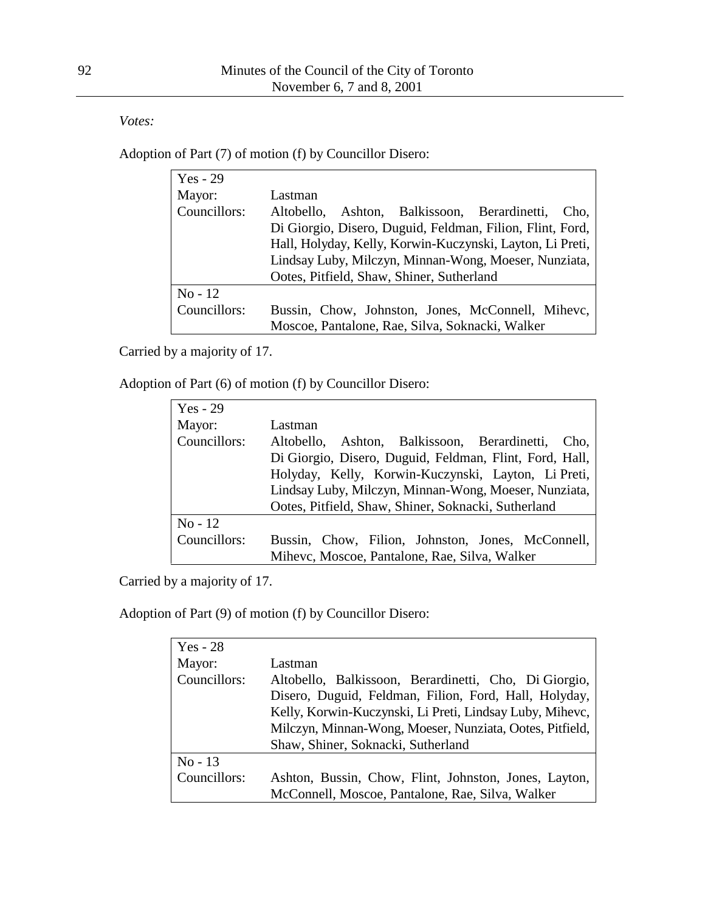*Votes:*

Adoption of Part (7) of motion (f) by Councillor Disero:

| Yes - 29 | |
|---|---|
| Mayor: | Lastman |
| Councillors: | Altobello, Ashton, Balkissoon, Berardinetti, Cho, Di Giorgio, Disero, Duguid, Feldman, Filion, Flint, Ford, Hall, Holyday, Kelly, Korwin-Kuczynski, Layton, Li Preti, Lindsay Luby, Milczyn, Minnan-Wong, Moeser, Nunziata, Ootes, Pitfield, Shaw, Shiner, Sutherland |
| No - 12 | |
| Councillors: | Bussin, Chow, Johnston, Jones, McConnell, Mihevc, Moscoe, Pantalone, Rae, Silva, Soknacki, Walker |

Carried by a majority of 17.

Adoption of Part (6) of motion (f) by Councillor Disero:

| Yes - 29 | |
|---|---|
| Mayor: | Lastman |
| Councillors: | Altobello, Ashton, Balkissoon, Berardinetti, Cho, Di Giorgio, Disero, Duguid, Feldman, Flint, Ford, Hall, Holyday, Kelly, Korwin-Kuczynski, Layton, Li Preti, Lindsay Luby, Milczyn, Minnan-Wong, Moeser, Nunziata, Ootes, Pitfield, Shaw, Shiner, Soknacki, Sutherland |
| No - 12 | |
| Councillors: | Bussin, Chow, Filion, Johnston, Jones, McConnell, Mihevc, Moscoe, Pantalone, Rae, Silva, Walker |

Carried by a majority of 17.

Adoption of Part (9) of motion (f) by Councillor Disero:

| Yes - 28 | |
|---|---|
| Mayor: | Lastman |
| Councillors: | Altobello, Balkissoon, Berardinetti, Cho, Di Giorgio, Disero, Duguid, Feldman, Filion, Ford, Hall, Holyday, Kelly, Korwin-Kuczynski, Li Preti, Lindsay Luby, Mihevc, Milczyn, Minnan-Wong, Moeser, Nunziata, Ootes, Pitfield, Shaw, Shiner, Soknacki, Sutherland |
| No - 13 | |
| Councillors: | Ashton, Bussin, Chow, Flint, Johnston, Jones, Layton, McConnell, Moscoe, Pantalone, Rae, Silva, Walker |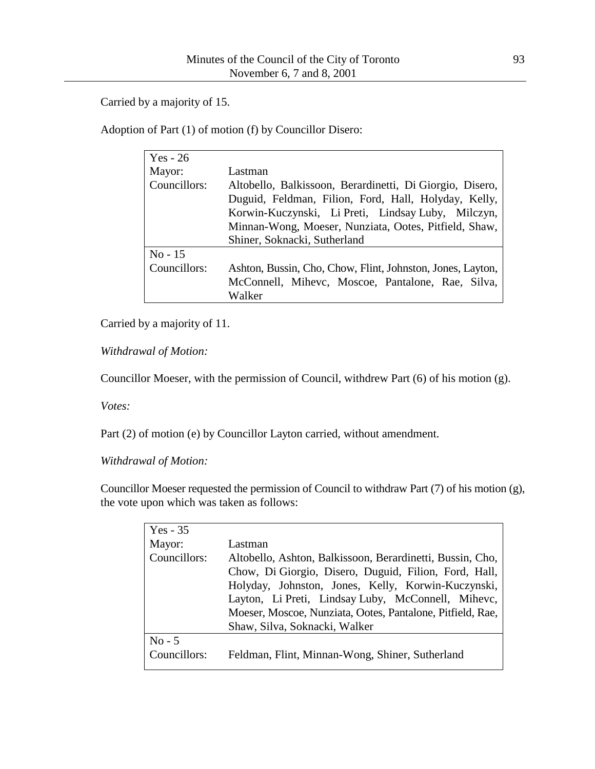Carried by a majority of 15.

Adoption of Part (1) of motion (f) by Councillor Disero:

| Yes - 26 | |
|---|---|
| Mayor: | Lastman |
| Councillors: | Altobello, Balkissoon, Berardinetti, Di Giorgio, Disero, Duguid, Feldman, Filion, Ford, Hall, Holyday, Kelly, Korwin-Kuczynski, Li Preti, Lindsay Luby, Milczyn, Minnan-Wong, Moeser, Nunziata, Ootes, Pitfield, Shaw, Shiner, Soknacki, Sutherland |
| **No - 15** | |
| Councillors: | Ashton, Bussin, Cho, Chow, Flint, Johnston, Jones, Layton, McConnell, Mihevc, Moscoe, Pantalone, Rae, Silva, Walker |

Carried by a majority of 11.

*Withdrawal of Motion:*

Councillor Moeser, with the permission of Council, withdrew Part (6) of his motion (g).

*Votes:*

Part (2) of motion (e) by Councillor Layton carried, without amendment.

*Withdrawal of Motion:*

Councillor Moeser requested the permission of Council to withdraw Part (7) of his motion (g), the vote upon which was taken as follows:

| Yes - 35 | |
|---|---|
| Mayor: | Lastman |
| Councillors: | Altobello, Ashton, Balkissoon, Berardinetti, Bussin, Cho, Chow, Di Giorgio, Disero, Duguid, Filion, Ford, Hall, Holyday, Johnston, Jones, Kelly, Korwin-Kuczynski, Layton, Li Preti, Lindsay Luby, McConnell, Mihevc, Moeser, Moscoe, Nunziata, Ootes, Pantalone, Pitfield, Rae, Shaw, Silva, Soknacki, Walker |
| **No - 5** | |
| Councillors: | Feldman, Flint, Minnan-Wong, Shiner, Sutherland |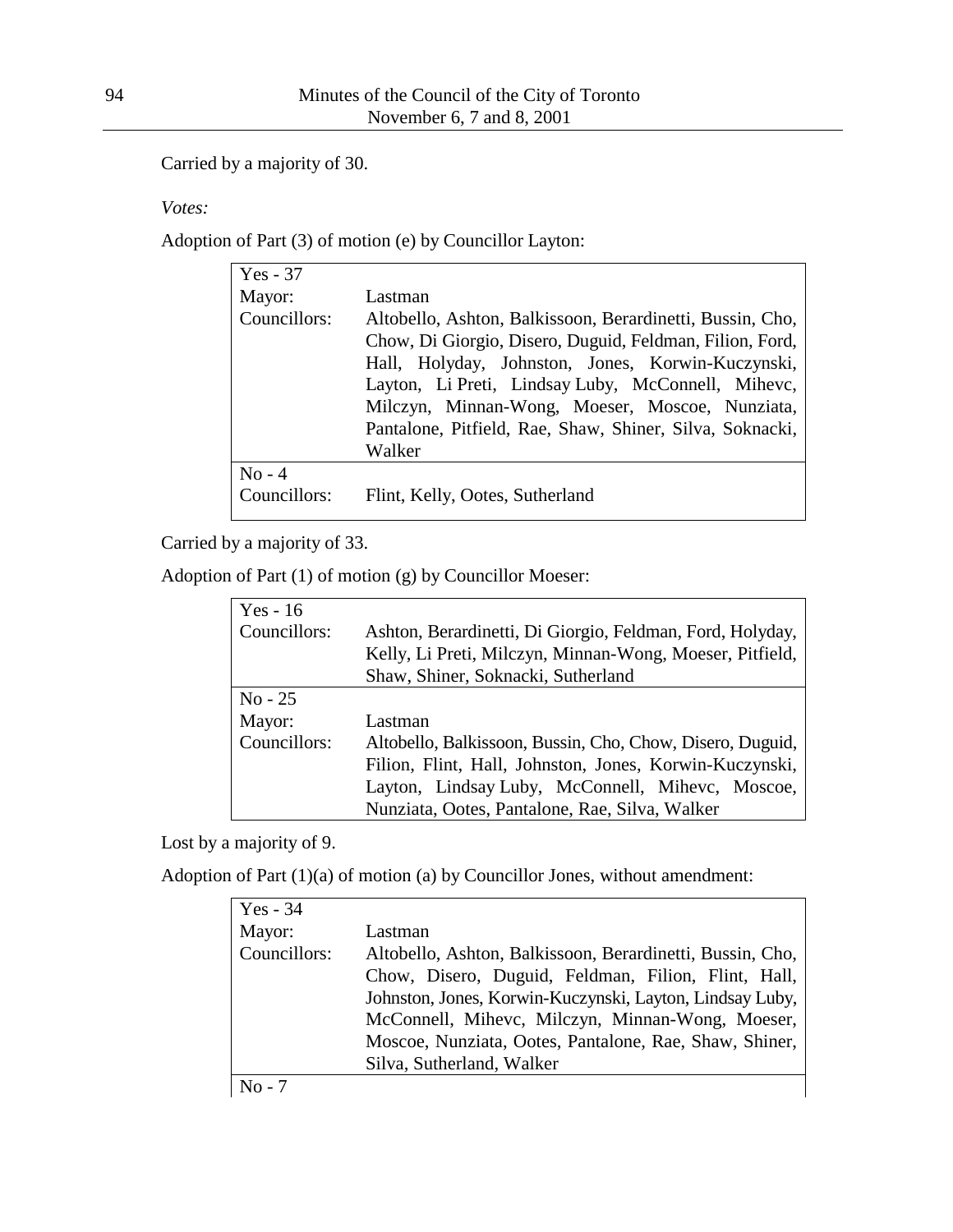Carried by a majority of 30.

*Votes:*

Adoption of Part (3) of motion (e) by Councillor Layton:

| Yes - 37 | |
|---|---|
| Mayor: | Lastman |
| Councillors: | Altobello, Ashton, Balkissoon, Berardinetti, Bussin, Cho, Chow, Di Giorgio, Disero, Duguid, Feldman, Filion, Ford, Hall, Holyday, Johnston, Jones, Korwin-Kuczynski, Layton, Li Preti, Lindsay Luby, McConnell, Mihevc, Milczyn, Minnan-Wong, Moeser, Moscoe, Nunziata, Pantalone, Pitfield, Rae, Shaw, Shiner, Silva, Soknacki, Walker |
| No - 4 | |
| Councillors: | Flint, Kelly, Ootes, Sutherland |

Carried by a majority of 33.

Adoption of Part (1) of motion (g) by Councillor Moeser:

| Yes - 16 | |
|---|---|
| Councillors: | Ashton, Berardinetti, Di Giorgio, Feldman, Ford, Holyday, Kelly, Li Preti, Milczyn, Minnan-Wong, Moeser, Pitfield, Shaw, Shiner, Soknacki, Sutherland |
| No - 25 | |
| Mayor: | Lastman |
| Councillors: | Altobello, Balkissoon, Bussin, Cho, Chow, Disero, Duguid, Filion, Flint, Hall, Johnston, Jones, Korwin-Kuczynski, Layton, Lindsay Luby, McConnell, Mihevc, Moscoe, Nunziata, Ootes, Pantalone, Rae, Silva, Walker |

Lost by a majority of 9.

Adoption of Part (1)(a) of motion (a) by Councillor Jones, without amendment:

| Yes - 34 | |
|---|---|
| Mayor: | Lastman |
| Councillors: | Altobello, Ashton, Balkissoon, Berardinetti, Bussin, Cho, Chow, Disero, Duguid, Feldman, Filion, Flint, Hall, Johnston, Jones, Korwin-Kuczynski, Layton, Lindsay Luby, McConnell, Mihevc, Milczyn, Minnan-Wong, Moeser, Moscoe, Nunziata, Ootes, Pantalone, Rae, Shaw, Shiner, Silva, Sutherland, Walker |
| No - 7 | |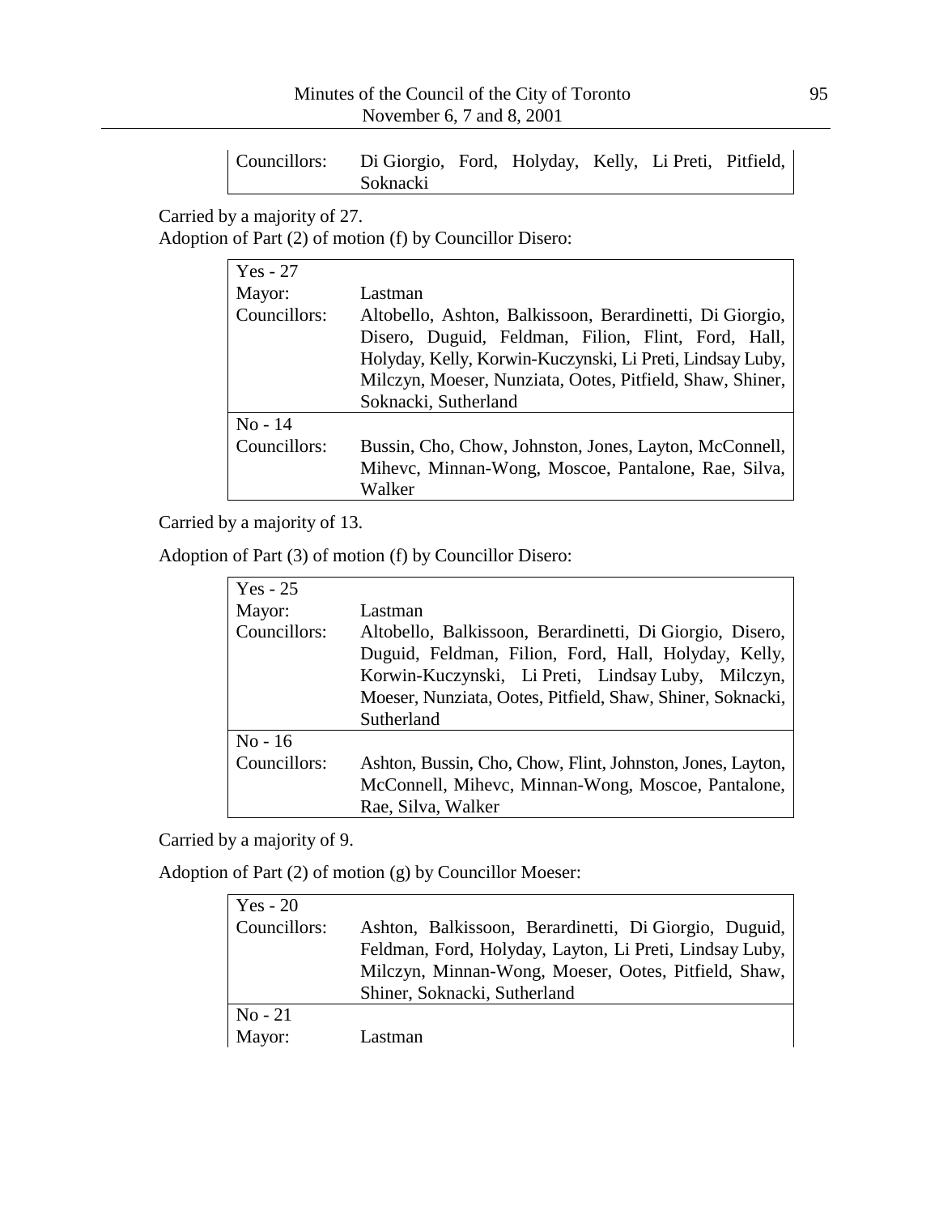| | |
|---|---|
| Councillors: | Di Giorgio, Ford, Holyday, Kelly, Li Preti, Pitfield, Soknacki |

Carried by a majority of 27.

Adoption of Part (2) of motion (f) by Councillor Disero:

| Yes - 27 | |
|---|---|
| Mayor: | Lastman |
| Councillors: | Altobello, Ashton, Balkissoon, Berardinetti, Di Giorgio, Disero, Duguid, Feldman, Filion, Flint, Ford, Hall, Holyday, Kelly, Korwin-Kuczynski, Li Preti, Lindsay Luby, Milczyn, Moeser, Nunziata, Ootes, Pitfield, Shaw, Shiner, Soknacki, Sutherland |
| **No - 14** | |
| Councillors: | Bussin, Cho, Chow, Johnston, Jones, Layton, McConnell, Mihevc, Minnan-Wong, Moscoe, Pantalone, Rae, Silva, Walker |

Carried by a majority of 13.

Adoption of Part (3) of motion (f) by Councillor Disero:

| Yes - 25 | |
|---|---|
| Mayor: | Lastman |
| Councillors: | Altobello, Balkissoon, Berardinetti, Di Giorgio, Disero, Duguid, Feldman, Filion, Ford, Hall, Holyday, Kelly, Korwin-Kuczynski, Li Preti, Lindsay Luby, Milczyn, Moeser, Nunziata, Ootes, Pitfield, Shaw, Shiner, Soknacki, Sutherland |
| **No - 16** | |
| Councillors: | Ashton, Bussin, Cho, Chow, Flint, Johnston, Jones, Layton, McConnell, Mihevc, Minnan-Wong, Moscoe, Pantalone, Rae, Silva, Walker |

Carried by a majority of 9.

Adoption of Part (2) of motion (g) by Councillor Moeser:

| Yes - 20 | |
|---|---|
| Councillors: | Ashton, Balkissoon, Berardinetti, Di Giorgio, Duguid, Feldman, Ford, Holyday, Layton, Li Preti, Lindsay Luby, Milczyn, Minnan-Wong, Moeser, Ootes, Pitfield, Shaw, Shiner, Soknacki, Sutherland |
| **No - 21** | |
| Mayor: | Lastman |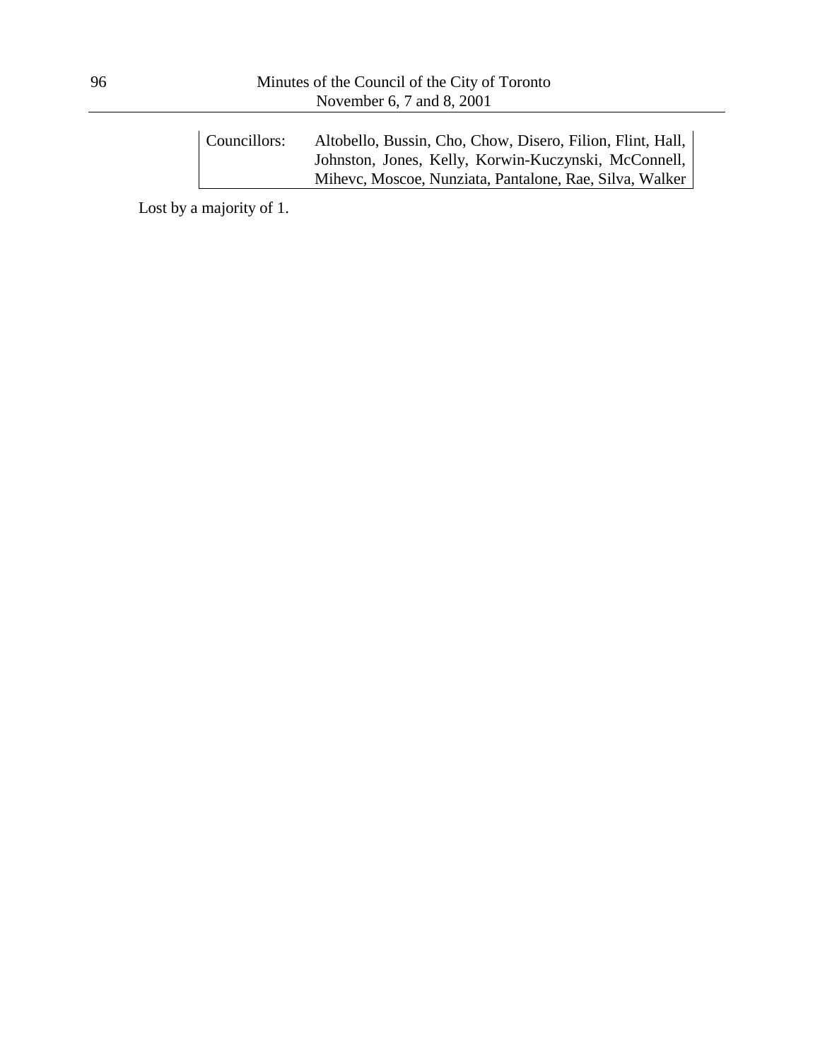| Councillors: | Altobello, Bussin, Cho, Chow, Disero, Filion, Flint, Hall, Johnston, Jones, Kelly, Korwin-Kuczynski, McConnell, Mihevc, Moscoe, Nunziata, Pantalone, Rae, Silva, Walker |
| --- | --- |

Lost by a majority of 1.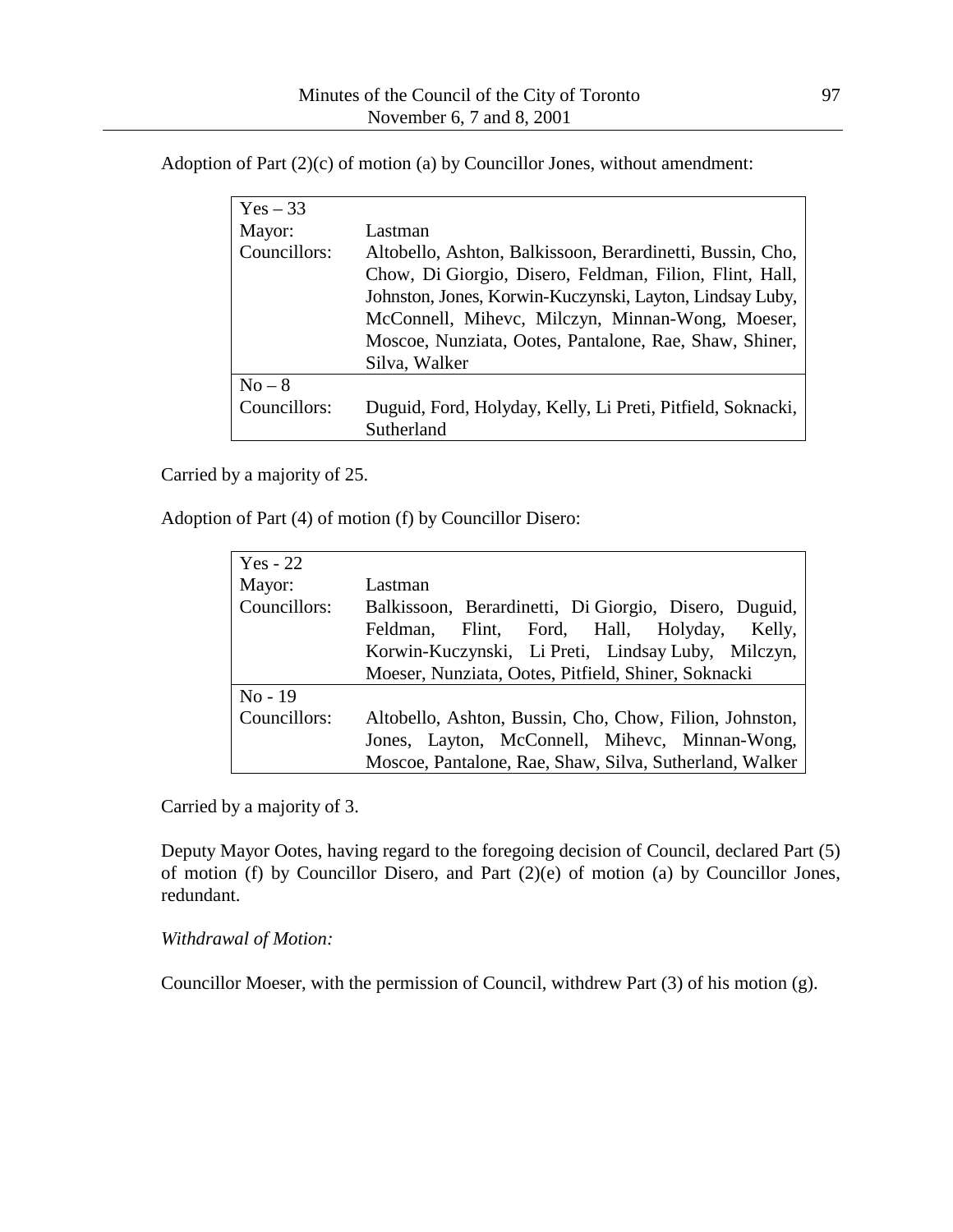Adoption of Part (2)(c) of motion (a) by Councillor Jones, without amendment:

| Yes – 33 | |
|---|---|
| Mayor: | Lastman |
| Councillors: | Altobello, Ashton, Balkissoon, Berardinetti, Bussin, Cho, Chow, Di Giorgio, Disero, Feldman, Filion, Flint, Hall, Johnston, Jones, Korwin-Kuczynski, Layton, Lindsay Luby, McConnell, Mihevc, Milczyn, Minnan-Wong, Moeser, Moscoe, Nunziata, Ootes, Pantalone, Rae, Shaw, Shiner, Silva, Walker |
| No – 8 | |
| Councillors: | Duguid, Ford, Holyday, Kelly, Li Preti, Pitfield, Soknacki, Sutherland |

Carried by a majority of 25.

Adoption of Part (4) of motion (f) by Councillor Disero:

| Yes - 22 | |
|---|---|
| Mayor: | Lastman |
| Councillors: | Balkissoon, Berardinetti, Di Giorgio, Disero, Duguid, Feldman, Flint, Ford, Hall, Holyday, Kelly, Korwin-Kuczynski, Li Preti, Lindsay Luby, Milczyn, Moeser, Nunziata, Ootes, Pitfield, Shiner, Soknacki |
| No - 19 | |
| Councillors: | Altobello, Ashton, Bussin, Cho, Chow, Filion, Johnston, Jones, Layton, McConnell, Mihevc, Minnan-Wong, Moscoe, Pantalone, Rae, Shaw, Silva, Sutherland, Walker |

Carried by a majority of 3.

Deputy Mayor Ootes, having regard to the foregoing decision of Council, declared Part (5) of motion (f) by Councillor Disero, and Part (2)(e) of motion (a) by Councillor Jones, redundant.

*Withdrawal of Motion:*

Councillor Moeser, with the permission of Council, withdrew Part (3) of his motion (g).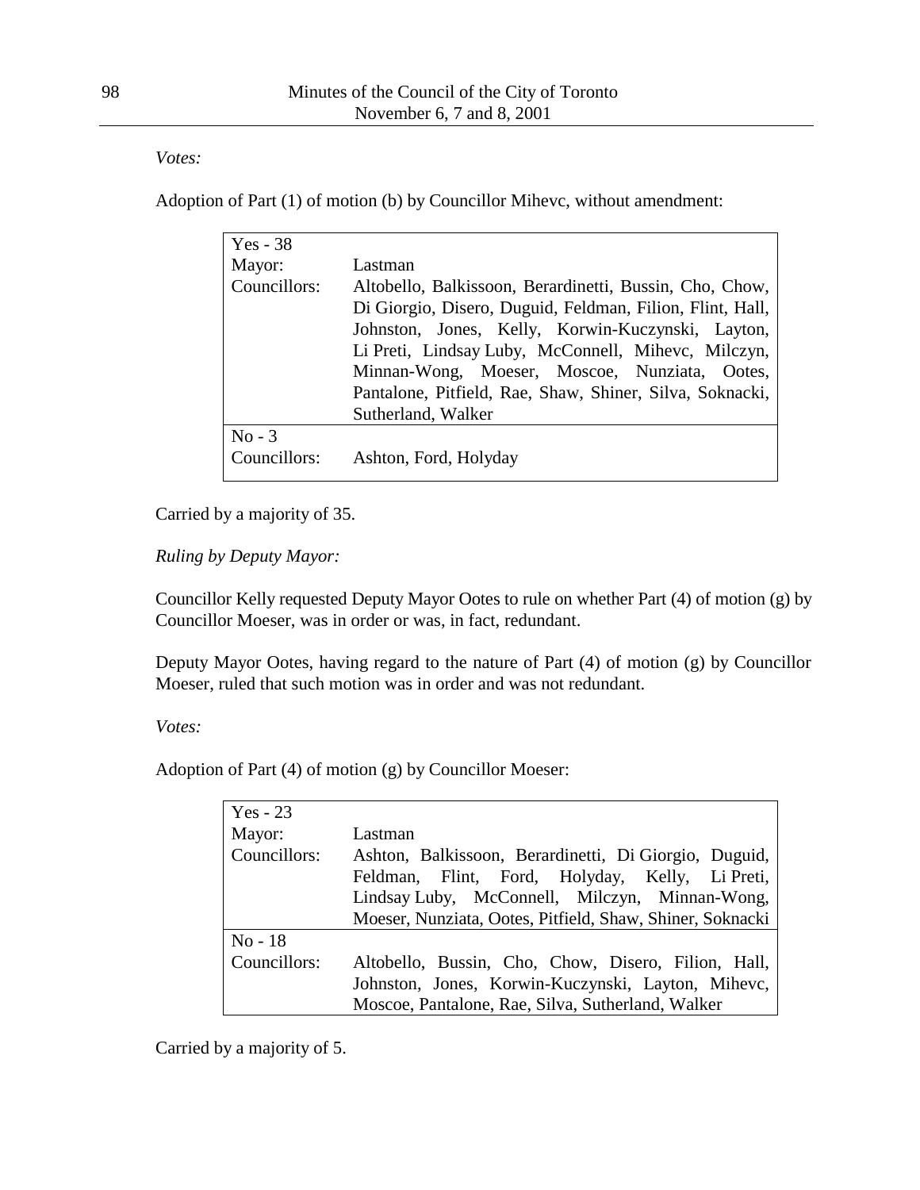*Votes:*

Adoption of Part (1) of motion (b) by Councillor Mihevc, without amendment:

| | |
|---|---|
| Yes - 38 | |
| Mayor: | Lastman |
| Councillors: | Altobello, Balkissoon, Berardinetti, Bussin, Cho, Chow, Di Giorgio, Disero, Duguid, Feldman, Filion, Flint, Hall, Johnston, Jones, Kelly, Korwin-Kuczynski, Layton, Li Preti, Lindsay Luby, McConnell, Mihevc, Milczyn, Minnan-Wong, Moeser, Moscoe, Nunziata, Ootes, Pantalone, Pitfield, Rae, Shaw, Shiner, Silva, Soknacki, Sutherland, Walker |
| No - 3 | |
| Councillors: | Ashton, Ford, Holyday |

Carried by a majority of 35.

*Ruling by Deputy Mayor:*

Councillor Kelly requested Deputy Mayor Ootes to rule on whether Part (4) of motion (g) by Councillor Moeser, was in order or was, in fact, redundant.

Deputy Mayor Ootes, having regard to the nature of Part (4) of motion (g) by Councillor Moeser, ruled that such motion was in order and was not redundant.

*Votes:*

Adoption of Part (4) of motion (g) by Councillor Moeser:

| | |
|---|---|
| Yes - 23 | |
| Mayor: | Lastman |
| Councillors: | Ashton, Balkissoon, Berardinetti, Di Giorgio, Duguid, Feldman, Flint, Ford, Holyday, Kelly, Li Preti, Lindsay Luby, McConnell, Milczyn, Minnan-Wong, Moeser, Nunziata, Ootes, Pitfield, Shaw, Shiner, Soknacki |
| No - 18 | |
| Councillors: | Altobello, Bussin, Cho, Chow, Disero, Filion, Hall, Johnston, Jones, Korwin-Kuczynski, Layton, Mihevc, Moscoe, Pantalone, Rae, Silva, Sutherland, Walker |

Carried by a majority of 5.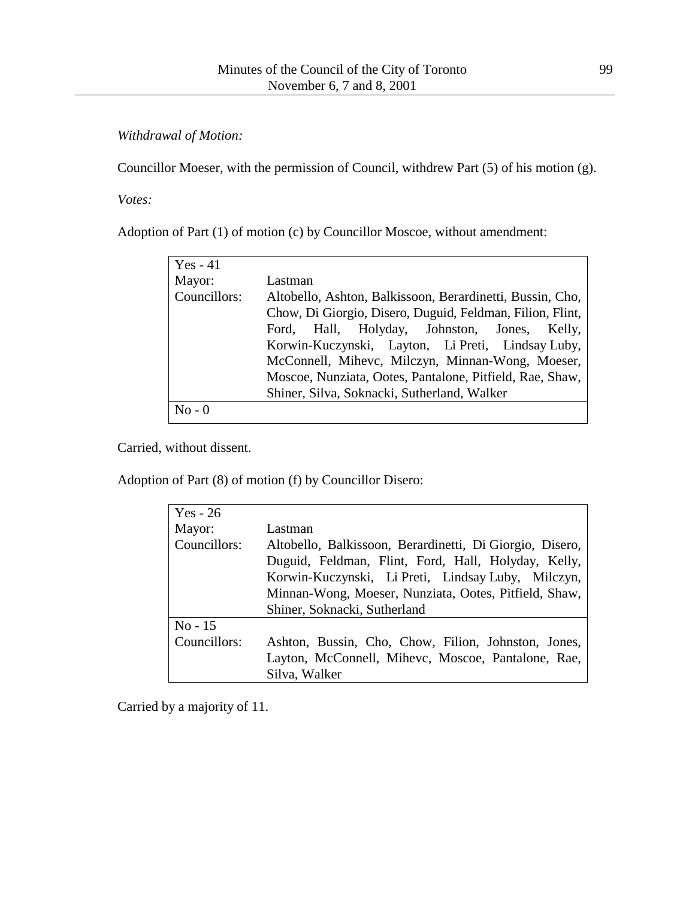*Withdrawal of Motion:*

Councillor Moeser, with the permission of Council, withdrew Part (5) of his motion (g).

*Votes:*

Adoption of Part (1) of motion (c) by Councillor Moscoe, without amendment:

| Yes - 41 | |
|---|---|
| Mayor: | Lastman |
| Councillors: | Altobello, Ashton, Balkissoon, Berardinetti, Bussin, Cho, Chow, Di Giorgio, Disero, Duguid, Feldman, Filion, Flint, Ford, Hall, Holyday, Johnston, Jones, Kelly, Korwin-Kuczynski, Layton, Li Preti, Lindsay Luby, McConnell, Mihevc, Milczyn, Minnan-Wong, Moeser, Moscoe, Nunziata, Ootes, Pantalone, Pitfield, Rae, Shaw, Shiner, Silva, Soknacki, Sutherland, Walker |
| No - 0 | |

Carried, without dissent.

Adoption of Part (8) of motion (f) by Councillor Disero:

| Yes - 26 | |
|---|---|
| Mayor: | Lastman |
| Councillors: | Altobello, Balkissoon, Berardinetti, Di Giorgio, Disero, Duguid, Feldman, Flint, Ford, Hall, Holyday, Kelly, Korwin-Kuczynski, Li Preti, Lindsay Luby, Milczyn, Minnan-Wong, Moeser, Nunziata, Ootes, Pitfield, Shaw, Shiner, Soknacki, Sutherland |
| No - 15 | |
| Councillors: | Ashton, Bussin, Cho, Chow, Filion, Johnston, Jones, Layton, McConnell, Mihevc, Moscoe, Pantalone, Rae, Silva, Walker |

Carried by a majority of 11.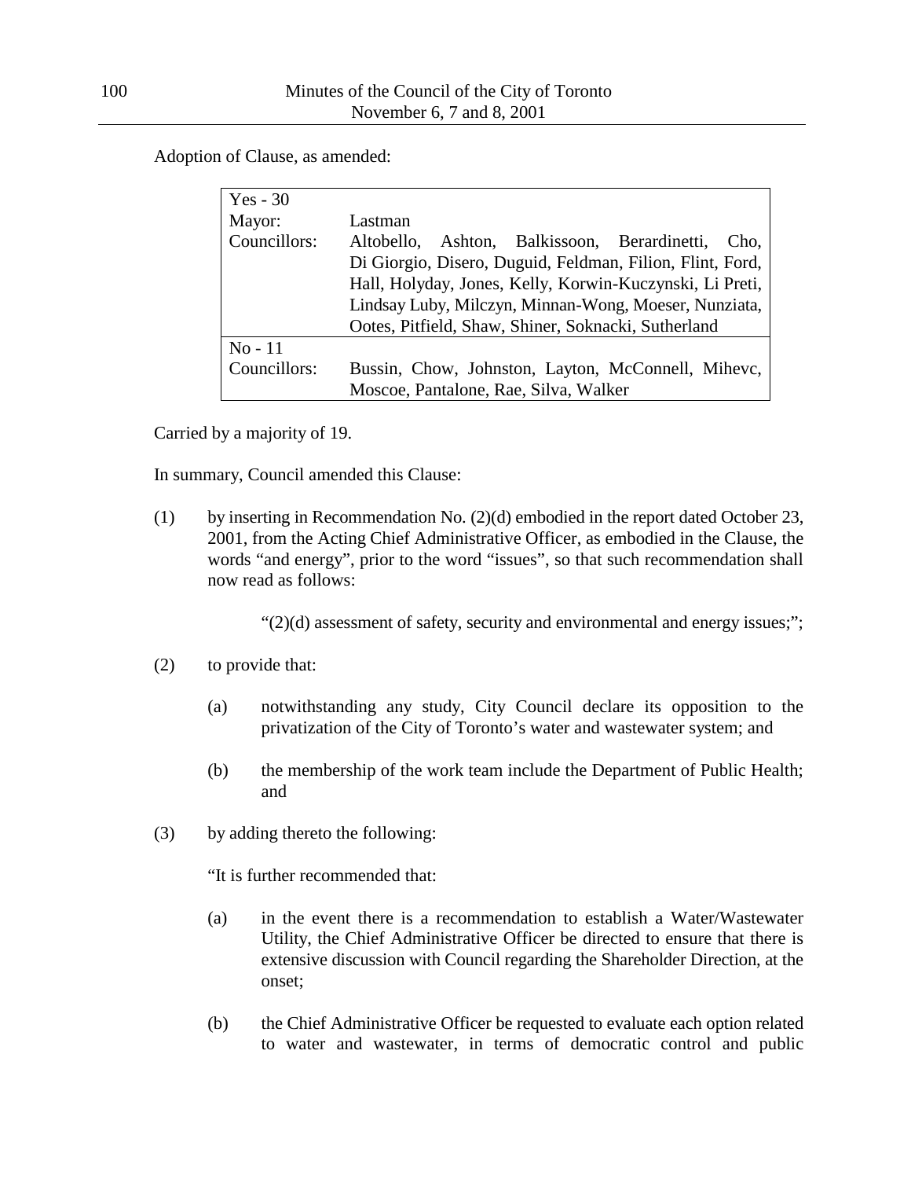Adoption of Clause, as amended:

| Yes - 30 | |
|---|---|
| Mayor: | Lastman |
| Councillors: | Altobello, Ashton, Balkissoon, Berardinetti, Cho, Di Giorgio, Disero, Duguid, Feldman, Filion, Flint, Ford, Hall, Holyday, Jones, Kelly, Korwin-Kuczynski, Li Preti, Lindsay Luby, Milczyn, Minnan-Wong, Moeser, Nunziata, Ootes, Pitfield, Shaw, Shiner, Soknacki, Sutherland |
| No - 11 | |
| Councillors: | Bussin, Chow, Johnston, Layton, McConnell, Mihevc, Moscoe, Pantalone, Rae, Silva, Walker |

Carried by a majority of 19.

In summary, Council amended this Clause:

(1) by inserting in Recommendation No. (2)(d) embodied in the report dated October 23, 2001, from the Acting Chief Administrative Officer, as embodied in the Clause, the words "and energy", prior to the word "issues", so that such recommendation shall now read as follows:

> "(2)(d) assessment of safety, security and environmental and energy issues;";

(2) to provide that:

(a) notwithstanding any study, City Council declare its opposition to the privatization of the City of Toronto's water and wastewater system; and

(b) the membership of the work team include the Department of Public Health; and

(3) by adding thereto the following:

"It is further recommended that:

(a) in the event there is a recommendation to establish a Water/Wastewater Utility, the Chief Administrative Officer be directed to ensure that there is extensive discussion with Council regarding the Shareholder Direction, at the onset;

(b) the Chief Administrative Officer be requested to evaluate each option related to water and wastewater, in terms of democratic control and public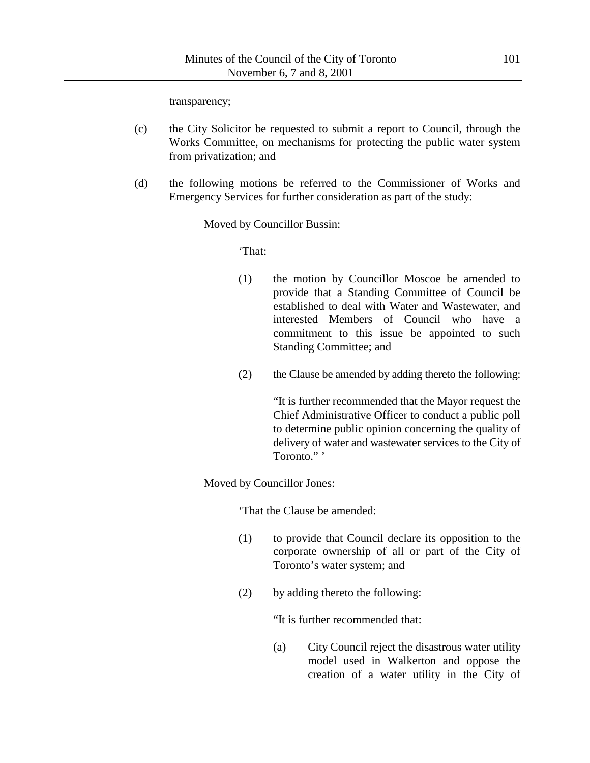transparency;

(c) the City Solicitor be requested to submit a report to Council, through the Works Committee, on mechanisms for protecting the public water system from privatization; and

(d) the following motions be referred to the Commissioner of Works and Emergency Services for further consideration as part of the study:

Moved by Councillor Bussin:

'That:

(1) the motion by Councillor Moscoe be amended to provide that a Standing Committee of Council be established to deal with Water and Wastewater, and interested Members of Council who have a commitment to this issue be appointed to such Standing Committee; and

(2) the Clause be amended by adding thereto the following:

"It is further recommended that the Mayor request the Chief Administrative Officer to conduct a public poll to determine public opinion concerning the quality of delivery of water and wastewater services to the City of Toronto." '

Moved by Councillor Jones:

'That the Clause be amended:

(1) to provide that Council declare its opposition to the corporate ownership of all or part of the City of Toronto's water system; and

(2) by adding thereto the following:

"It is further recommended that:

(a) City Council reject the disastrous water utility model used in Walkerton and oppose the creation of a water utility in the City of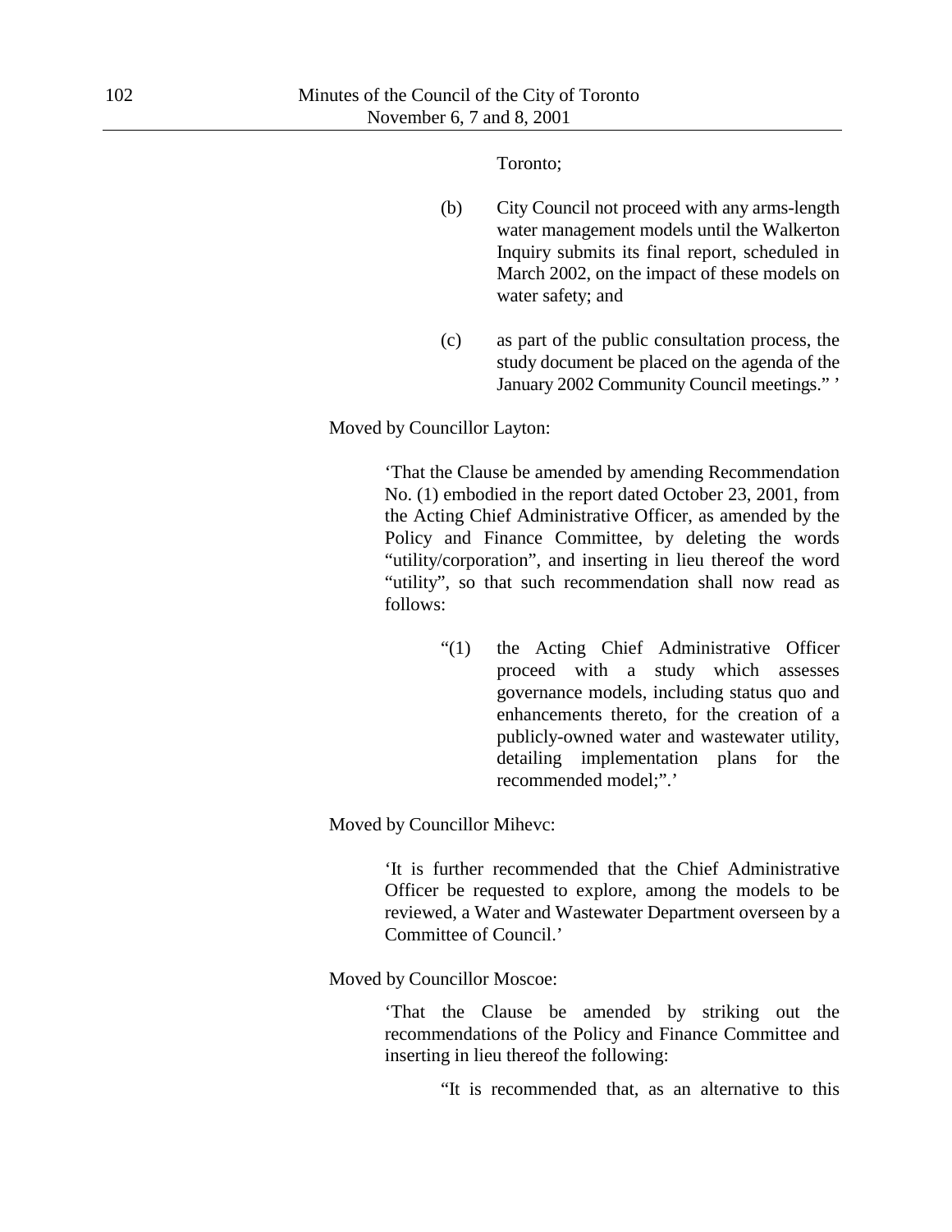Toronto;

(b) City Council not proceed with any arms-length water management models until the Walkerton Inquiry submits its final report, scheduled in March 2002, on the impact of these models on water safety; and

(c) as part of the public consultation process, the study document be placed on the agenda of the January 2002 Community Council meetings." '

Moved by Councillor Layton:

> 'That the Clause be amended by amending Recommendation No. (1) embodied in the report dated October 23, 2001, from the Acting Chief Administrative Officer, as amended by the Policy and Finance Committee, by deleting the words "utility/corporation", and inserting in lieu thereof the word "utility", so that such recommendation shall now read as follows:
>
> > "(1) the Acting Chief Administrative Officer proceed with a study which assesses governance models, including status quo and enhancements thereto, for the creation of a publicly-owned water and wastewater utility, detailing implementation plans for the recommended model;".'

Moved by Councillor Mihevc:

> 'It is further recommended that the Chief Administrative Officer be requested to explore, among the models to be reviewed, a Water and Wastewater Department overseen by a Committee of Council.'

Moved by Councillor Moscoe:

> 'That the Clause be amended by striking out the recommendations of the Policy and Finance Committee and inserting in lieu thereof the following:
>
> > "It is recommended that, as an alternative to this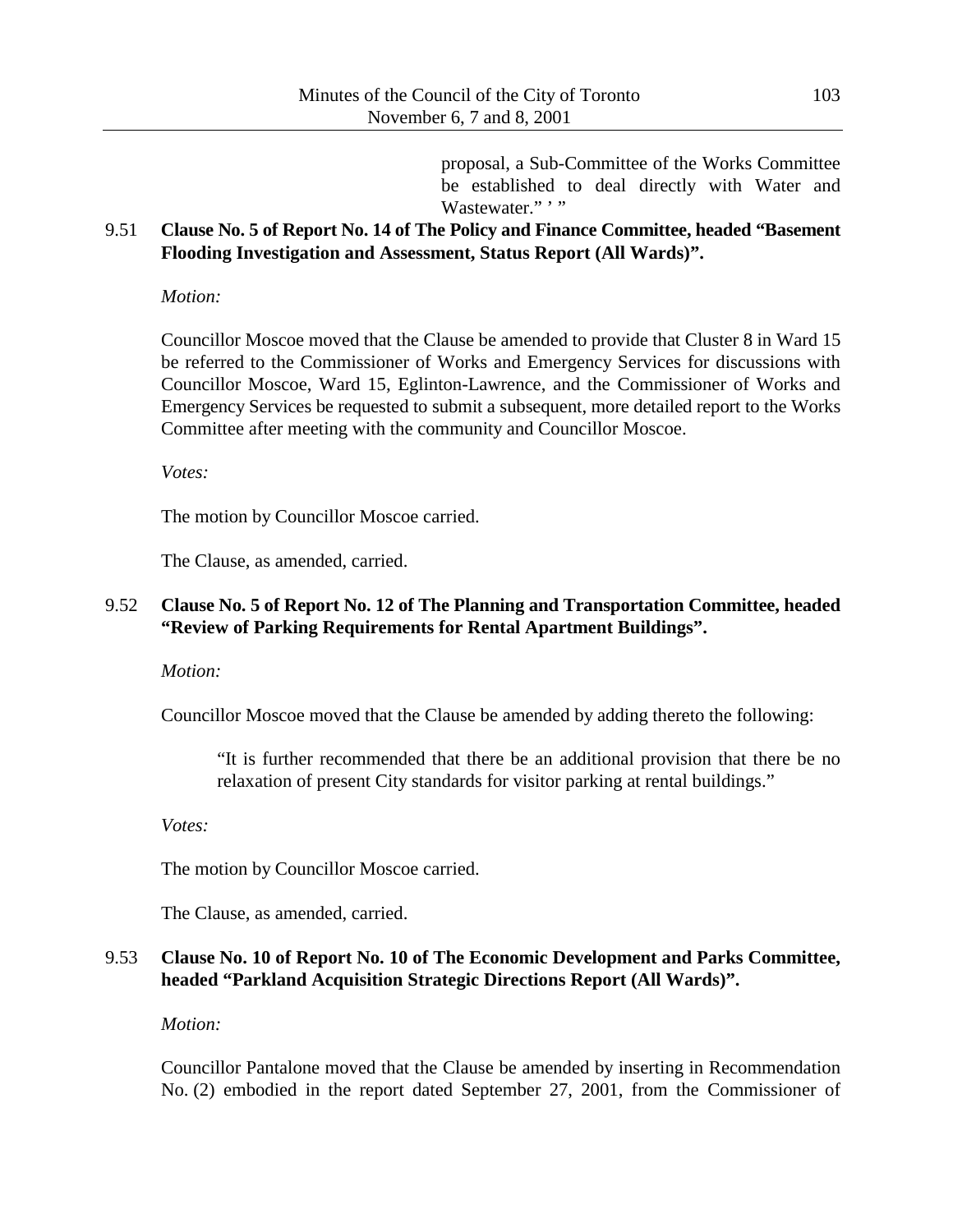> proposal, a Sub-Committee of the Works Committee be established to deal directly with Water and Wastewater." ' "

9.51 **Clause No. 5 of Report No. 14 of The Policy and Finance Committee, headed "Basement Flooding Investigation and Assessment, Status Report (All Wards)".**

*Motion:*

Councillor Moscoe moved that the Clause be amended to provide that Cluster 8 in Ward 15 be referred to the Commissioner of Works and Emergency Services for discussions with Councillor Moscoe, Ward 15, Eglinton-Lawrence, and the Commissioner of Works and Emergency Services be requested to submit a subsequent, more detailed report to the Works Committee after meeting with the community and Councillor Moscoe.

*Votes:*

The motion by Councillor Moscoe carried.

The Clause, as amended, carried.

9.52 **Clause No. 5 of Report No. 12 of The Planning and Transportation Committee, headed "Review of Parking Requirements for Rental Apartment Buildings".**

*Motion:*

Councillor Moscoe moved that the Clause be amended by adding thereto the following:

> "It is further recommended that there be an additional provision that there be no relaxation of present City standards for visitor parking at rental buildings."

*Votes:*

The motion by Councillor Moscoe carried.

The Clause, as amended, carried.

9.53 **Clause No. 10 of Report No. 10 of The Economic Development and Parks Committee, headed "Parkland Acquisition Strategic Directions Report (All Wards)".**

*Motion:*

Councillor Pantalone moved that the Clause be amended by inserting in Recommendation No. (2) embodied in the report dated September 27, 2001, from the Commissioner of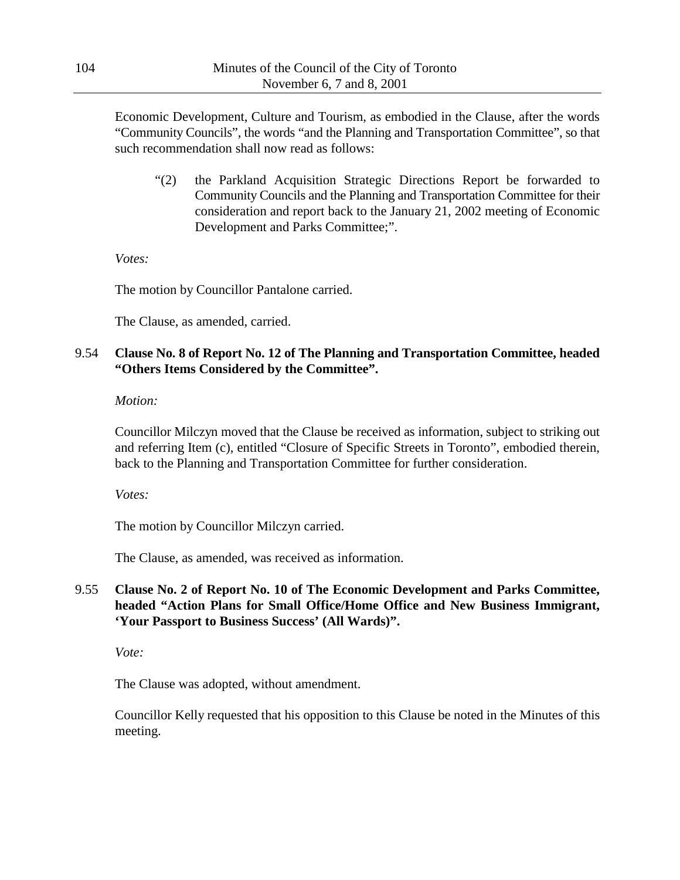Economic Development, Culture and Tourism, as embodied in the Clause, after the words "Community Councils", the words "and the Planning and Transportation Committee", so that such recommendation shall now read as follows:

> "(2) the Parkland Acquisition Strategic Directions Report be forwarded to Community Councils and the Planning and Transportation Committee for their consideration and report back to the January 21, 2002 meeting of Economic Development and Parks Committee;".

*Votes:*

The motion by Councillor Pantalone carried.

The Clause, as amended, carried.

**9.54 Clause No. 8 of Report No. 12 of The Planning and Transportation Committee, headed "Others Items Considered by the Committee".**

*Motion:*

Councillor Milczyn moved that the Clause be received as information, subject to striking out and referring Item (c), entitled "Closure of Specific Streets in Toronto", embodied therein, back to the Planning and Transportation Committee for further consideration.

*Votes:*

The motion by Councillor Milczyn carried.

The Clause, as amended, was received as information.

**9.55 Clause No. 2 of Report No. 10 of The Economic Development and Parks Committee, headed "Action Plans for Small Office/Home Office and New Business Immigrant, 'Your Passport to Business Success' (All Wards)".**

*Vote:*

The Clause was adopted, without amendment.

Councillor Kelly requested that his opposition to this Clause be noted in the Minutes of this meeting.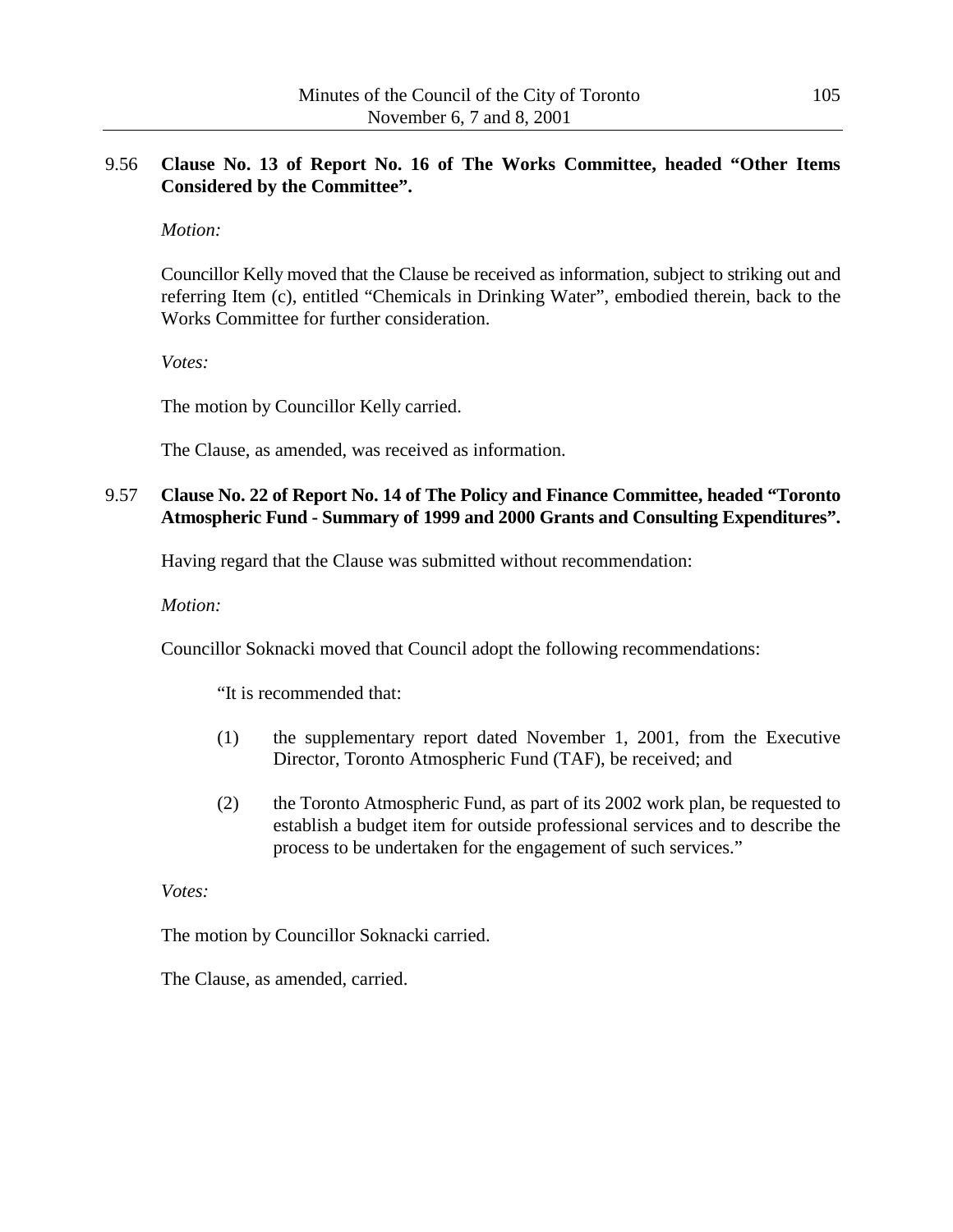9.56 **Clause No. 13 of Report No. 16 of The Works Committee, headed "Other Items Considered by the Committee".**

*Motion:*

Councillor Kelly moved that the Clause be received as information, subject to striking out and referring Item (c), entitled "Chemicals in Drinking Water", embodied therein, back to the Works Committee for further consideration.

*Votes:*

The motion by Councillor Kelly carried.

The Clause, as amended, was received as information.

9.57 **Clause No. 22 of Report No. 14 of The Policy and Finance Committee, headed "Toronto Atmospheric Fund - Summary of 1999 and 2000 Grants and Consulting Expenditures".**

Having regard that the Clause was submitted without recommendation:

*Motion:*

Councillor Soknacki moved that Council adopt the following recommendations:

"It is recommended that:

(1) the supplementary report dated November 1, 2001, from the Executive Director, Toronto Atmospheric Fund (TAF), be received; and

(2) the Toronto Atmospheric Fund, as part of its 2002 work plan, be requested to establish a budget item for outside professional services and to describe the process to be undertaken for the engagement of such services."

*Votes:*

The motion by Councillor Soknacki carried.

The Clause, as amended, carried.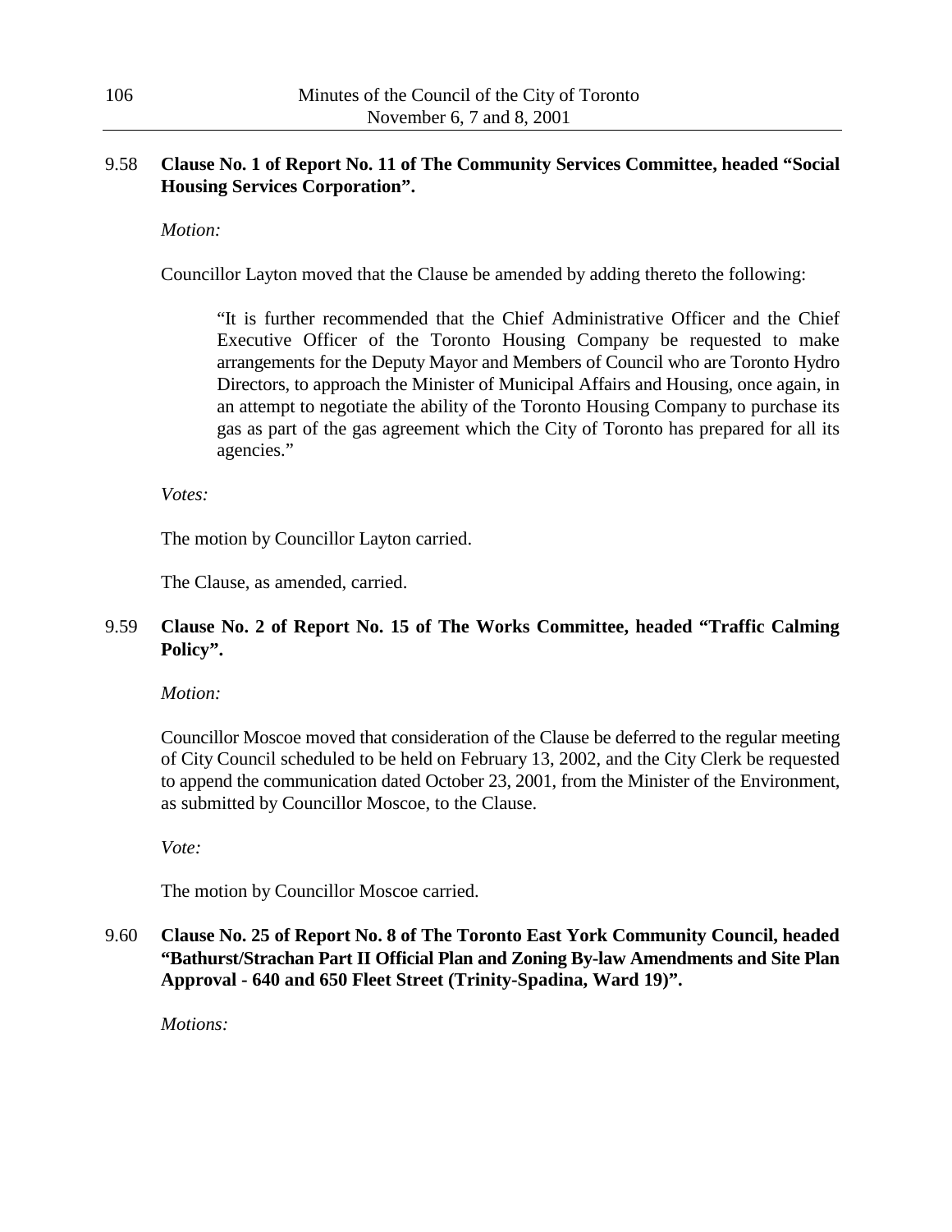9.58 **Clause No. 1 of Report No. 11 of The Community Services Committee, headed "Social Housing Services Corporation".**

*Motion:*

Councillor Layton moved that the Clause be amended by adding thereto the following:

> "It is further recommended that the Chief Administrative Officer and the Chief Executive Officer of the Toronto Housing Company be requested to make arrangements for the Deputy Mayor and Members of Council who are Toronto Hydro Directors, to approach the Minister of Municipal Affairs and Housing, once again, in an attempt to negotiate the ability of the Toronto Housing Company to purchase its gas as part of the gas agreement which the City of Toronto has prepared for all its agencies."

*Votes:*

The motion by Councillor Layton carried.

The Clause, as amended, carried.

9.59 **Clause No. 2 of Report No. 15 of The Works Committee, headed "Traffic Calming Policy".**

*Motion:*

Councillor Moscoe moved that consideration of the Clause be deferred to the regular meeting of City Council scheduled to be held on February 13, 2002, and the City Clerk be requested to append the communication dated October 23, 2001, from the Minister of the Environment, as submitted by Councillor Moscoe, to the Clause.

*Vote:*

The motion by Councillor Moscoe carried.

9.60 **Clause No. 25 of Report No. 8 of The Toronto East York Community Council, headed "Bathurst/Strachan Part II Official Plan and Zoning By-law Amendments and Site Plan Approval - 640 and 650 Fleet Street (Trinity-Spadina, Ward 19)".**

*Motions:*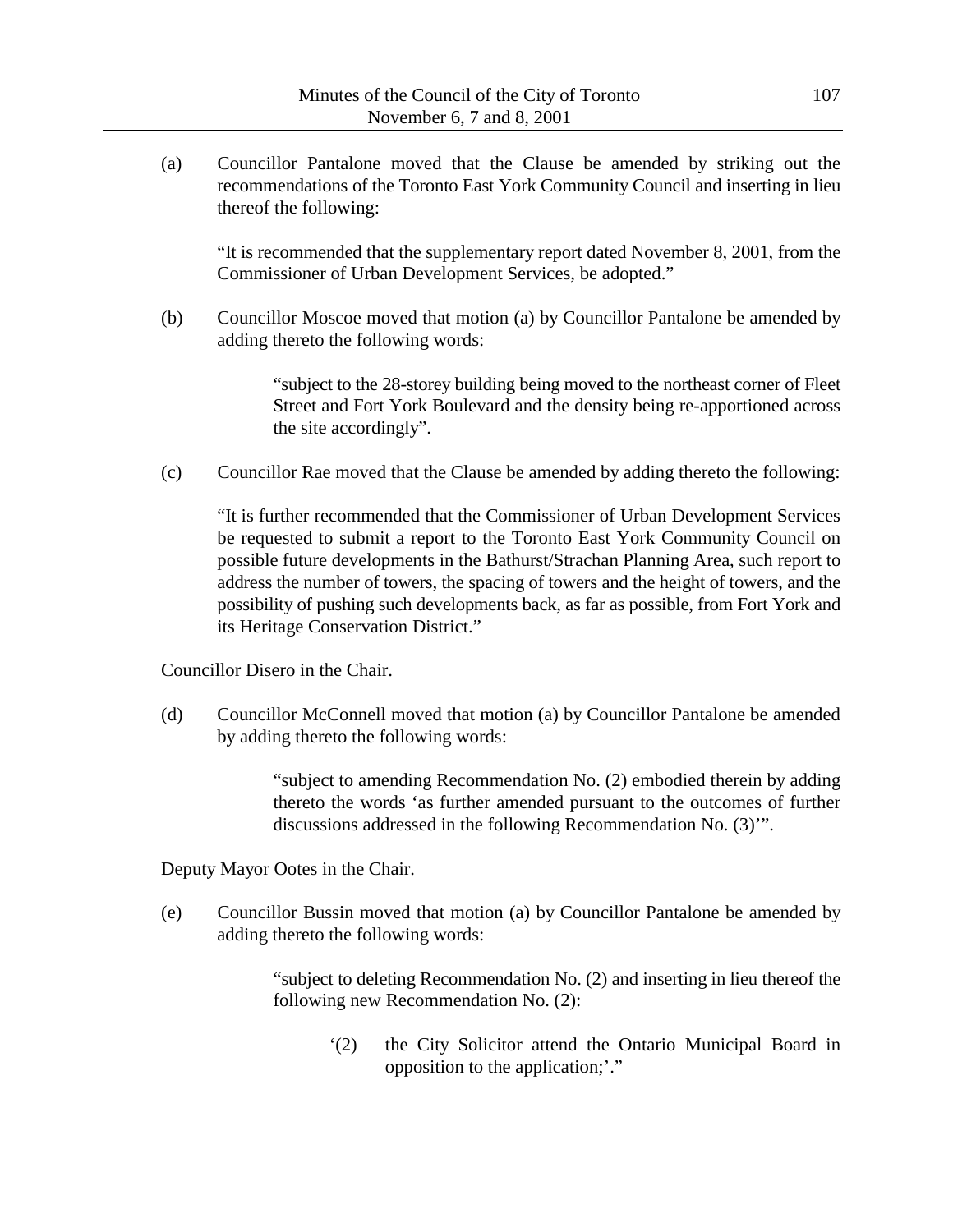(a) Councillor Pantalone moved that the Clause be amended by striking out the recommendations of the Toronto East York Community Council and inserting in lieu thereof the following:

"It is recommended that the supplementary report dated November 8, 2001, from the Commissioner of Urban Development Services, be adopted."

(b) Councillor Moscoe moved that motion (a) by Councillor Pantalone be amended by adding thereto the following words:

> "subject to the 28-storey building being moved to the northeast corner of Fleet Street and Fort York Boulevard and the density being re-apportioned across the site accordingly".

(c) Councillor Rae moved that the Clause be amended by adding thereto the following:

"It is further recommended that the Commissioner of Urban Development Services be requested to submit a report to the Toronto East York Community Council on possible future developments in the Bathurst/Strachan Planning Area, such report to address the number of towers, the spacing of towers and the height of towers, and the possibility of pushing such developments back, as far as possible, from Fort York and its Heritage Conservation District."

Councillor Disero in the Chair.

(d) Councillor McConnell moved that motion (a) by Councillor Pantalone be amended by adding thereto the following words:

> "subject to amending Recommendation No. (2) embodied therein by adding thereto the words 'as further amended pursuant to the outcomes of further discussions addressed in the following Recommendation No. (3)'".

Deputy Mayor Ootes in the Chair.

(e) Councillor Bussin moved that motion (a) by Councillor Pantalone be amended by adding thereto the following words:

> "subject to deleting Recommendation No. (2) and inserting in lieu thereof the following new Recommendation No. (2):
>
> > '(2) the City Solicitor attend the Ontario Municipal Board in opposition to the application;'."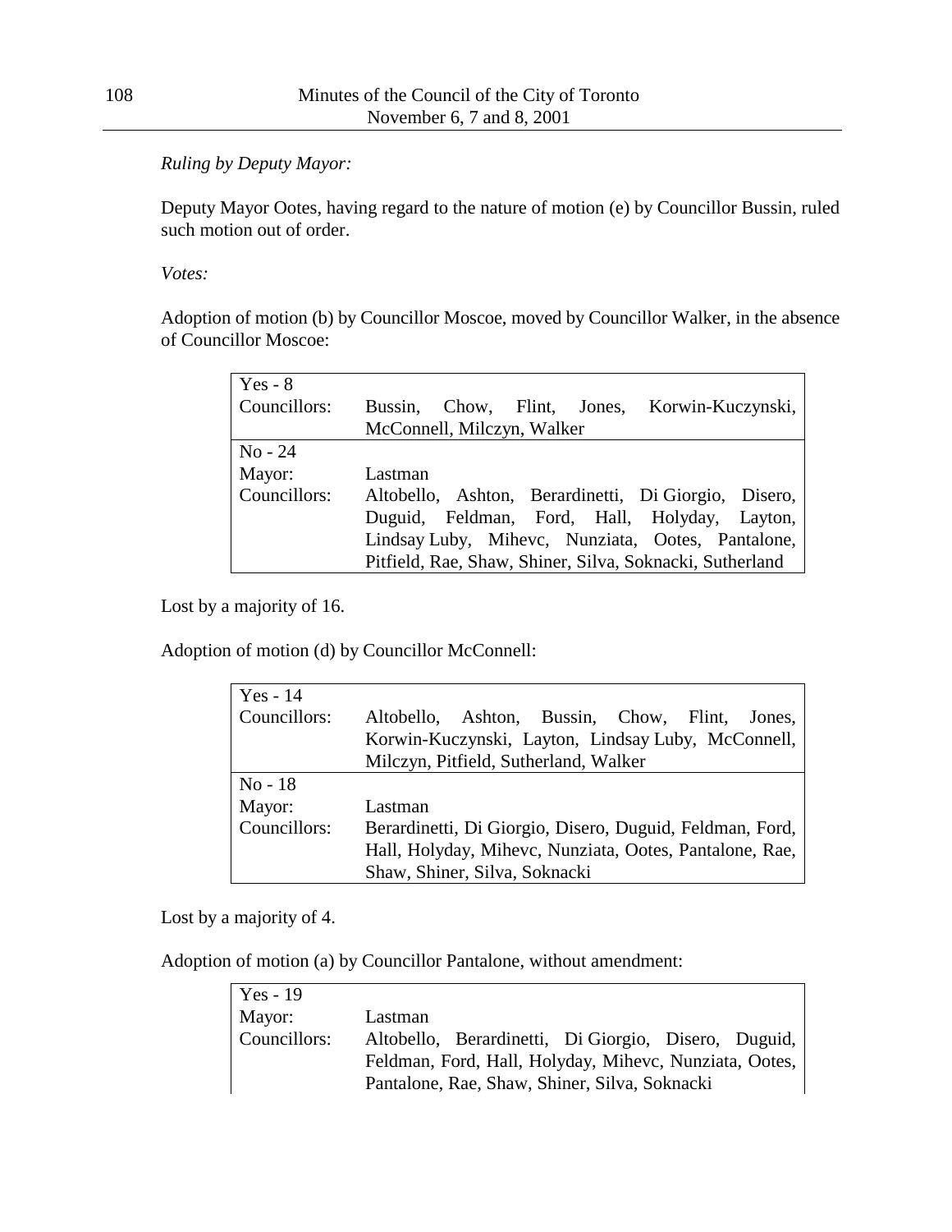*Ruling by Deputy Mayor:*

Deputy Mayor Ootes, having regard to the nature of motion (e) by Councillor Bussin, ruled such motion out of order.

*Votes:*

Adoption of motion (b) by Councillor Moscoe, moved by Councillor Walker, in the absence of Councillor Moscoe:

| Yes - 8 | |
|---|---|
| Councillors: | Bussin, Chow, Flint, Jones, Korwin-Kuczynski, McConnell, Milczyn, Walker |
| No - 24 | |
| Mayor: | Lastman |
| Councillors: | Altobello, Ashton, Berardinetti, Di Giorgio, Disero, Duguid, Feldman, Ford, Hall, Holyday, Layton, Lindsay Luby, Mihevc, Nunziata, Ootes, Pantalone, Pitfield, Rae, Shaw, Shiner, Silva, Soknacki, Sutherland |

Lost by a majority of 16.

Adoption of motion (d) by Councillor McConnell:

| Yes - 14 | |
|---|---|
| Councillors: | Altobello, Ashton, Bussin, Chow, Flint, Jones, Korwin-Kuczynski, Layton, Lindsay Luby, McConnell, Milczyn, Pitfield, Sutherland, Walker |
| No - 18 | |
| Mayor: | Lastman |
| Councillors: | Berardinetti, Di Giorgio, Disero, Duguid, Feldman, Ford, Hall, Holyday, Mihevc, Nunziata, Ootes, Pantalone, Rae, Shaw, Shiner, Silva, Soknacki |

Lost by a majority of 4.

Adoption of motion (a) by Councillor Pantalone, without amendment:

| Yes - 19 | |
|---|---|
| Mayor: | Lastman |
| Councillors: | Altobello, Berardinetti, Di Giorgio, Disero, Duguid, Feldman, Ford, Hall, Holyday, Mihevc, Nunziata, Ootes, Pantalone, Rae, Shaw, Shiner, Silva, Soknacki |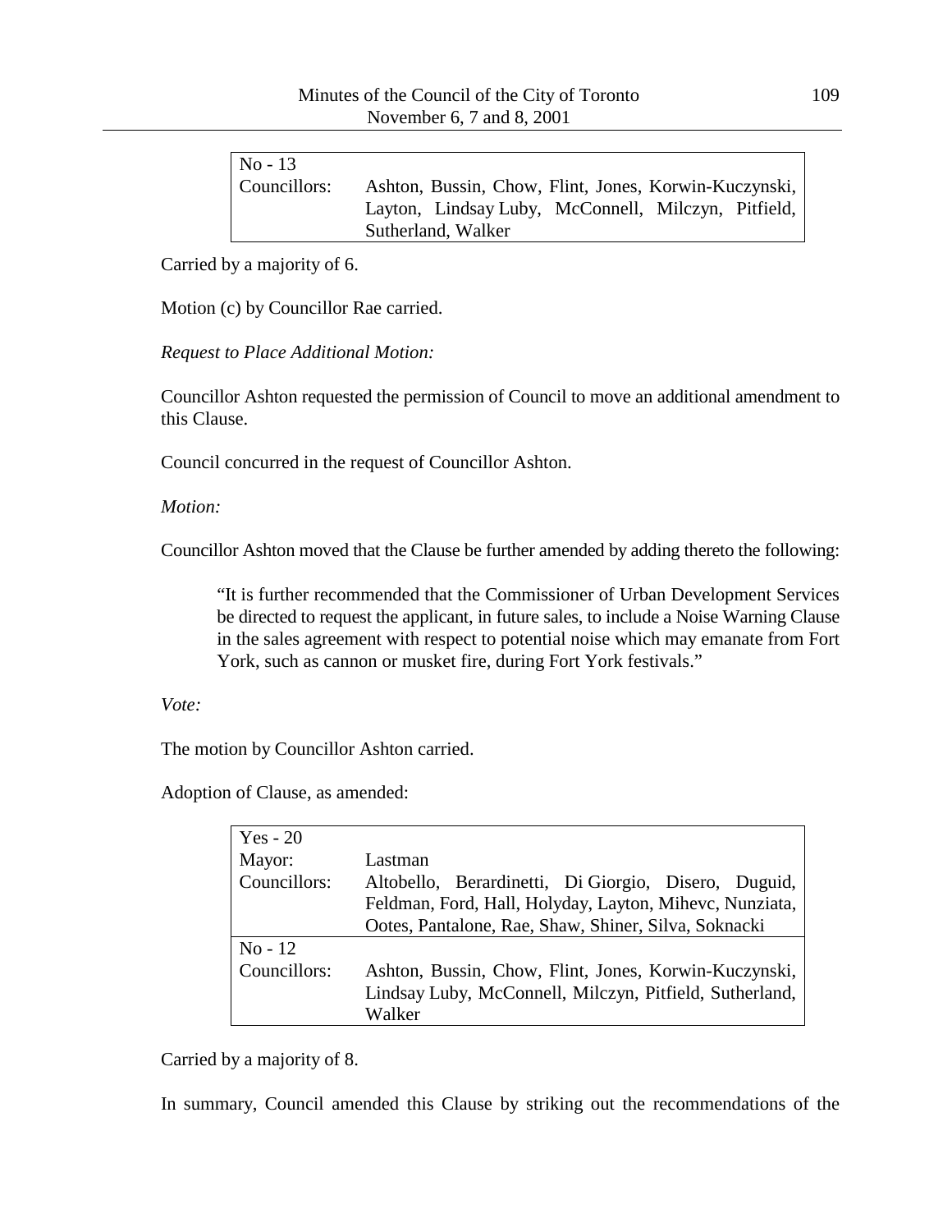| No - 13 | |
|---|---|
| Councillors: | Ashton, Bussin, Chow, Flint, Jones, Korwin-Kuczynski, Layton, Lindsay Luby, McConnell, Milczyn, Pitfield, Sutherland, Walker |

Carried by a majority of 6.

Motion (c) by Councillor Rae carried.

*Request to Place Additional Motion:*

Councillor Ashton requested the permission of Council to move an additional amendment to this Clause.

Council concurred in the request of Councillor Ashton.

*Motion:*

Councillor Ashton moved that the Clause be further amended by adding thereto the following:

> "It is further recommended that the Commissioner of Urban Development Services be directed to request the applicant, in future sales, to include a Noise Warning Clause in the sales agreement with respect to potential noise which may emanate from Fort York, such as cannon or musket fire, during Fort York festivals."

*Vote:*

The motion by Councillor Ashton carried.

Adoption of Clause, as amended:

| Yes - 20 | |
|---|---|
| Mayor: | Lastman |
| Councillors: | Altobello, Berardinetti, Di Giorgio, Disero, Duguid, Feldman, Ford, Hall, Holyday, Layton, Mihevc, Nunziata, Ootes, Pantalone, Rae, Shaw, Shiner, Silva, Soknacki |
| **No - 12** | |
| Councillors: | Ashton, Bussin, Chow, Flint, Jones, Korwin-Kuczynski, Lindsay Luby, McConnell, Milczyn, Pitfield, Sutherland, Walker |

Carried by a majority of 8.

In summary, Council amended this Clause by striking out the recommendations of the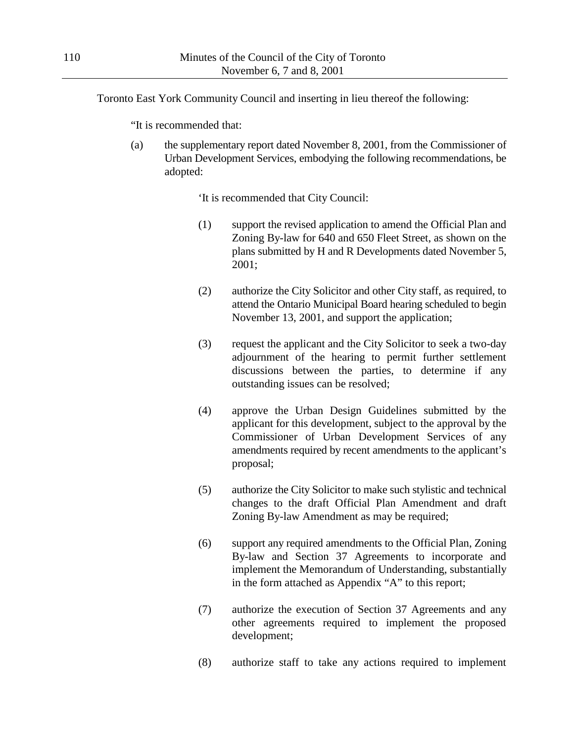Toronto East York Community Council and inserting in lieu thereof the following:

"It is recommended that:

(a) the supplementary report dated November 8, 2001, from the Commissioner of Urban Development Services, embodying the following recommendations, be adopted:

'It is recommended that City Council:

(1) support the revised application to amend the Official Plan and Zoning By-law for 640 and 650 Fleet Street, as shown on the plans submitted by H and R Developments dated November 5, 2001;

(2) authorize the City Solicitor and other City staff, as required, to attend the Ontario Municipal Board hearing scheduled to begin November 13, 2001, and support the application;

(3) request the applicant and the City Solicitor to seek a two-day adjournment of the hearing to permit further settlement discussions between the parties, to determine if any outstanding issues can be resolved;

(4) approve the Urban Design Guidelines submitted by the applicant for this development, subject to the approval by the Commissioner of Urban Development Services of any amendments required by recent amendments to the applicant's proposal;

(5) authorize the City Solicitor to make such stylistic and technical changes to the draft Official Plan Amendment and draft Zoning By-law Amendment as may be required;

(6) support any required amendments to the Official Plan, Zoning By-law and Section 37 Agreements to incorporate and implement the Memorandum of Understanding, substantially in the form attached as Appendix "A" to this report;

(7) authorize the execution of Section 37 Agreements and any other agreements required to implement the proposed development;

(8) authorize staff to take any actions required to implement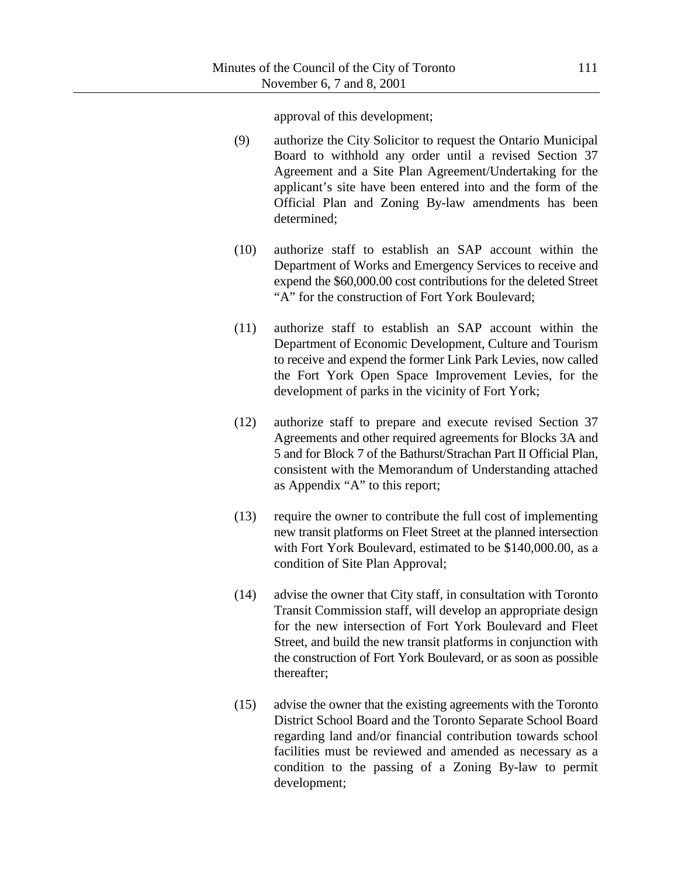approval of this development;

(9) authorize the City Solicitor to request the Ontario Municipal Board to withhold any order until a revised Section 37 Agreement and a Site Plan Agreement/Undertaking for the applicant's site have been entered into and the form of the Official Plan and Zoning By-law amendments has been determined;

(10) authorize staff to establish an SAP account within the Department of Works and Emergency Services to receive and expend the $60,000.00 cost contributions for the deleted Street "A" for the construction of Fort York Boulevard;

(11) authorize staff to establish an SAP account within the Department of Economic Development, Culture and Tourism to receive and expend the former Link Park Levies, now called the Fort York Open Space Improvement Levies, for the development of parks in the vicinity of Fort York;

(12) authorize staff to prepare and execute revised Section 37 Agreements and other required agreements for Blocks 3A and 5 and for Block 7 of the Bathurst/Strachan Part II Official Plan, consistent with the Memorandum of Understanding attached as Appendix "A" to this report;

(13) require the owner to contribute the full cost of implementing new transit platforms on Fleet Street at the planned intersection with Fort York Boulevard, estimated to be $140,000.00, as a condition of Site Plan Approval;

(14) advise the owner that City staff, in consultation with Toronto Transit Commission staff, will develop an appropriate design for the new intersection of Fort York Boulevard and Fleet Street, and build the new transit platforms in conjunction with the construction of Fort York Boulevard, or as soon as possible thereafter;

(15) advise the owner that the existing agreements with the Toronto District School Board and the Toronto Separate School Board regarding land and/or financial contribution towards school facilities must be reviewed and amended as necessary as a condition to the passing of a Zoning By-law to permit development;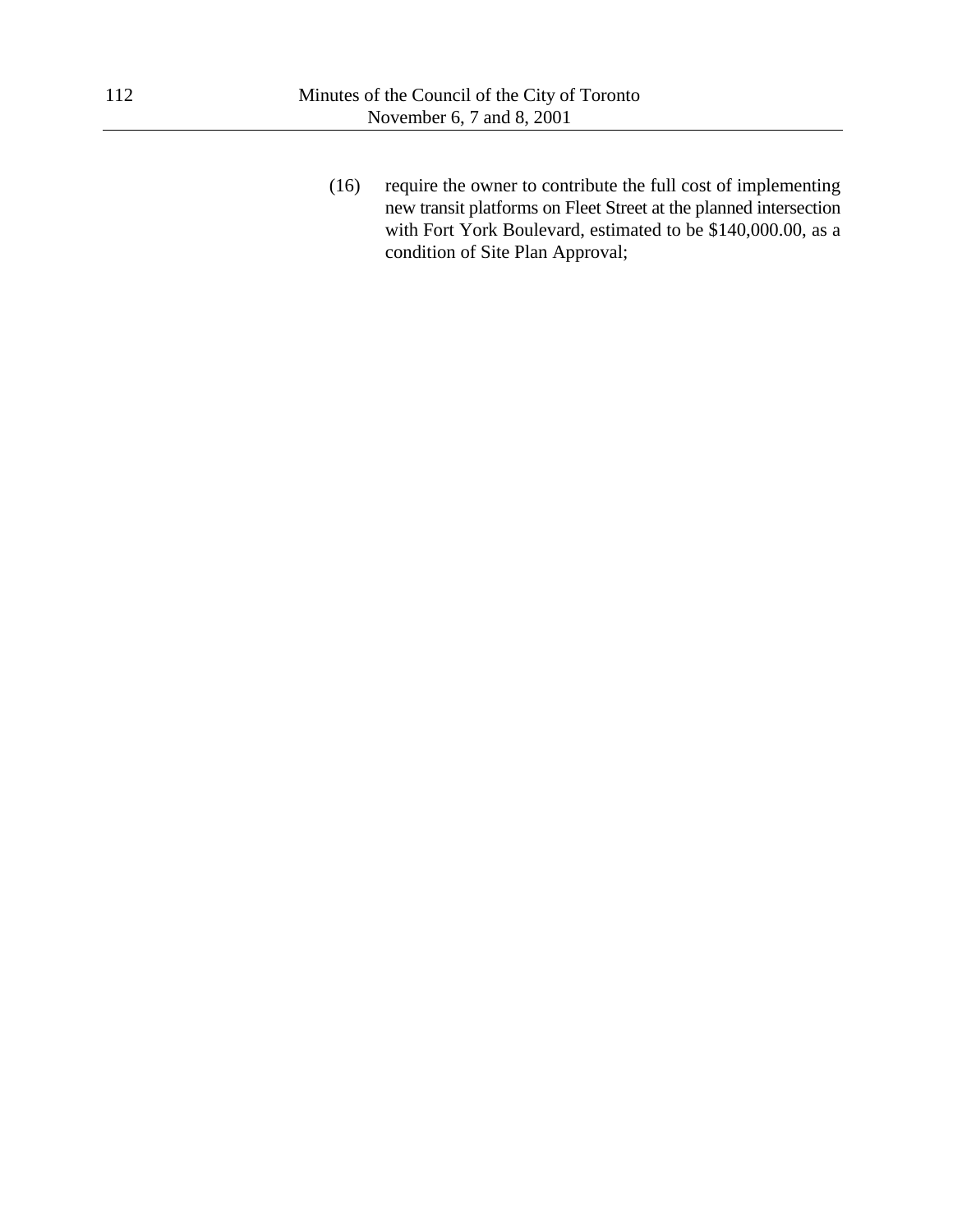(16) require the owner to contribute the full cost of implementing new transit platforms on Fleet Street at the planned intersection with Fort York Boulevard, estimated to be $140,000.00, as a condition of Site Plan Approval;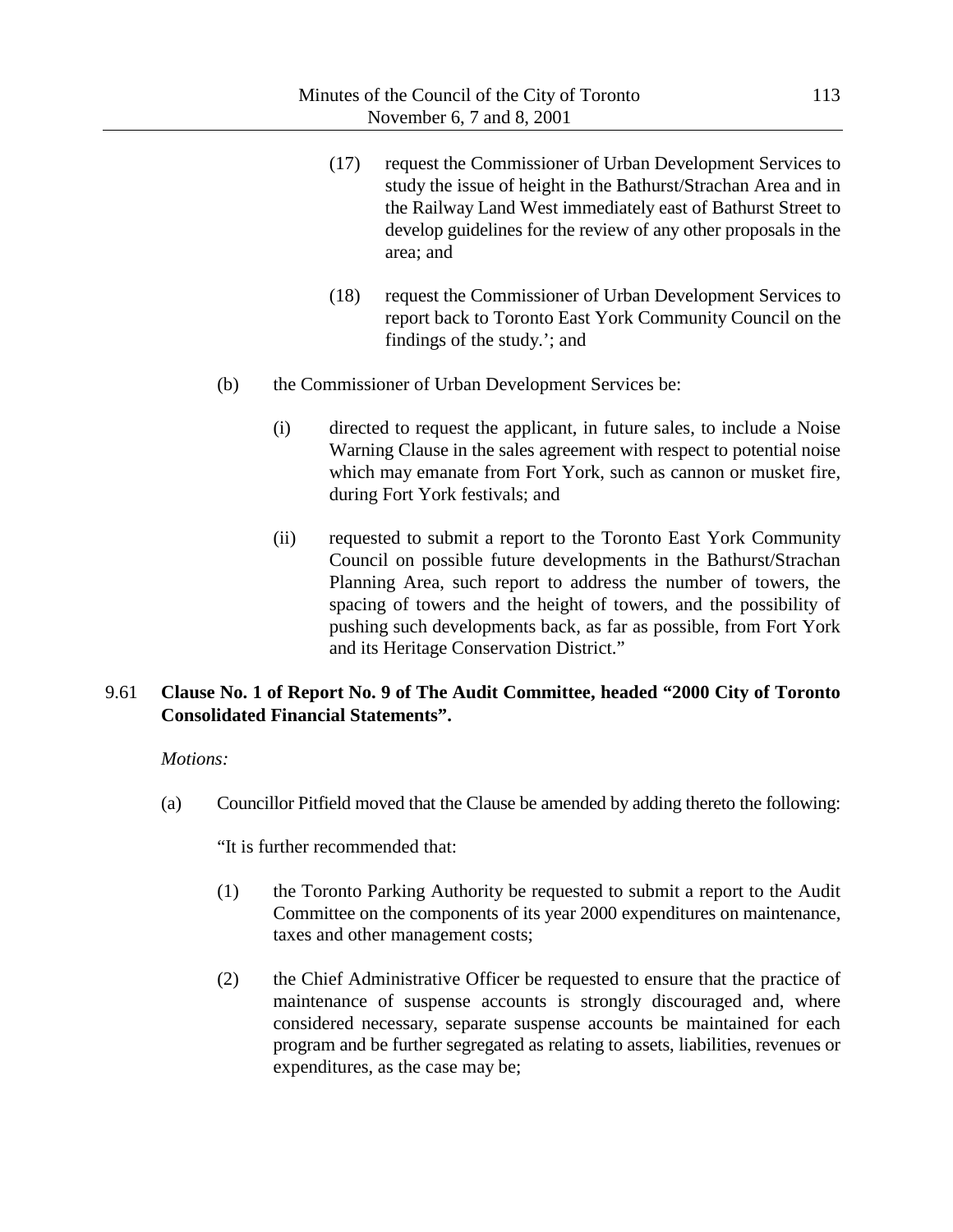(17) request the Commissioner of Urban Development Services to study the issue of height in the Bathurst/Strachan Area and in the Railway Land West immediately east of Bathurst Street to develop guidelines for the review of any other proposals in the area; and

(18) request the Commissioner of Urban Development Services to report back to Toronto East York Community Council on the findings of the study.'; and

(b) the Commissioner of Urban Development Services be:

(i) directed to request the applicant, in future sales, to include a Noise Warning Clause in the sales agreement with respect to potential noise which may emanate from Fort York, such as cannon or musket fire, during Fort York festivals; and

(ii) requested to submit a report to the Toronto East York Community Council on possible future developments in the Bathurst/Strachan Planning Area, such report to address the number of towers, the spacing of towers and the height of towers, and the possibility of pushing such developments back, as far as possible, from Fort York and its Heritage Conservation District."

## 9.61 Clause No. 1 of Report No. 9 of The Audit Committee, headed "2000 City of Toronto Consolidated Financial Statements".

*Motions:*

(a) Councillor Pitfield moved that the Clause be amended by adding thereto the following:

"It is further recommended that:

(1) the Toronto Parking Authority be requested to submit a report to the Audit Committee on the components of its year 2000 expenditures on maintenance, taxes and other management costs;

(2) the Chief Administrative Officer be requested to ensure that the practice of maintenance of suspense accounts is strongly discouraged and, where considered necessary, separate suspense accounts be maintained for each program and be further segregated as relating to assets, liabilities, revenues or expenditures, as the case may be;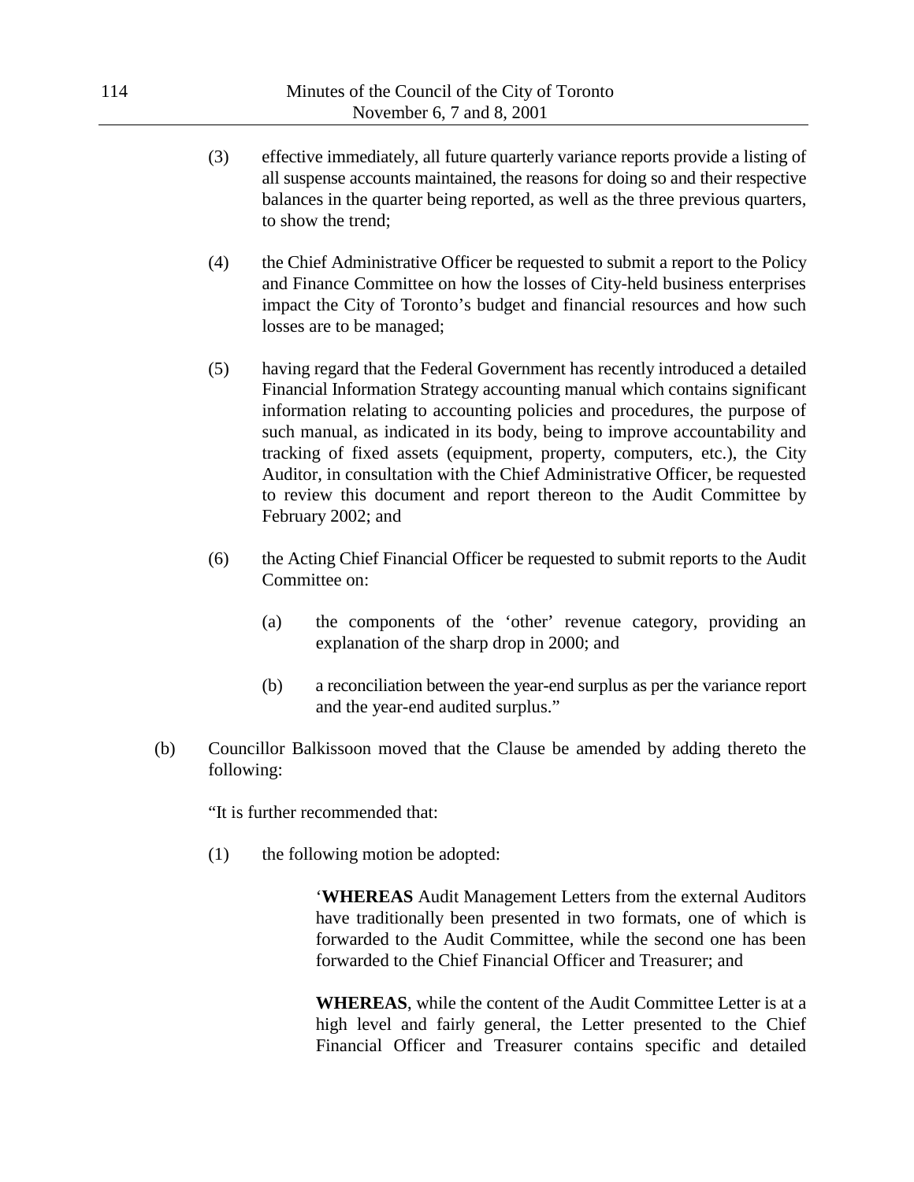(3) effective immediately, all future quarterly variance reports provide a listing of all suspense accounts maintained, the reasons for doing so and their respective balances in the quarter being reported, as well as the three previous quarters, to show the trend;

(4) the Chief Administrative Officer be requested to submit a report to the Policy and Finance Committee on how the losses of City-held business enterprises impact the City of Toronto's budget and financial resources and how such losses are to be managed;

(5) having regard that the Federal Government has recently introduced a detailed Financial Information Strategy accounting manual which contains significant information relating to accounting policies and procedures, the purpose of such manual, as indicated in its body, being to improve accountability and tracking of fixed assets (equipment, property, computers, etc.), the City Auditor, in consultation with the Chief Administrative Officer, be requested to review this document and report thereon to the Audit Committee by February 2002; and

(6) the Acting Chief Financial Officer be requested to submit reports to the Audit Committee on:

  (a) the components of the 'other' revenue category, providing an explanation of the sharp drop in 2000; and

  (b) a reconciliation between the year-end surplus as per the variance report and the year-end audited surplus."

(b) Councillor Balkissoon moved that the Clause be amended by adding thereto the following:

"It is further recommended that:

(1) the following motion be adopted:

'**WHEREAS** Audit Management Letters from the external Auditors have traditionally been presented in two formats, one of which is forwarded to the Audit Committee, while the second one has been forwarded to the Chief Financial Officer and Treasurer; and

**WHEREAS**, while the content of the Audit Committee Letter is at a high level and fairly general, the Letter presented to the Chief Financial Officer and Treasurer contains specific and detailed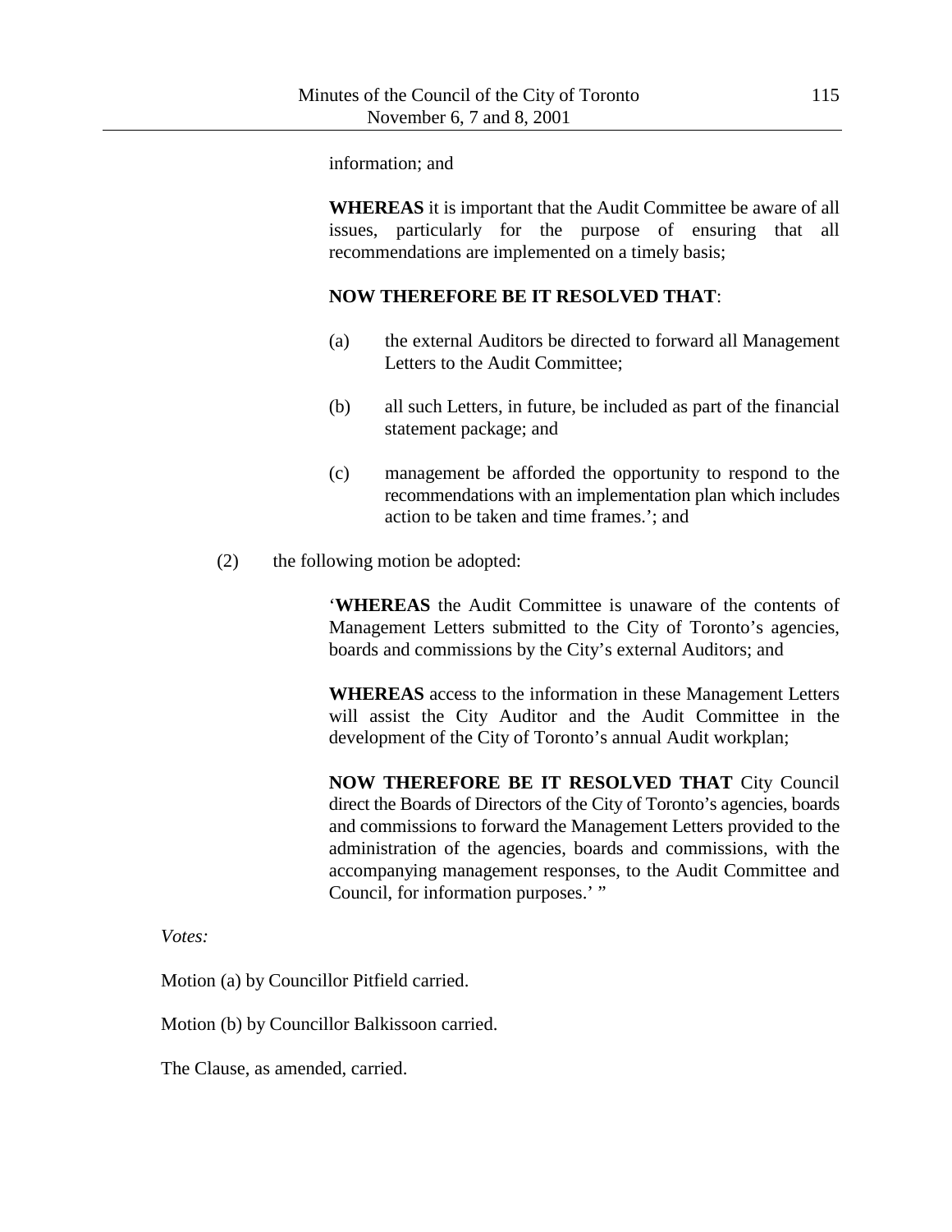information; and

**WHEREAS** it is important that the Audit Committee be aware of all issues, particularly for the purpose of ensuring that all recommendations are implemented on a timely basis;

**NOW THEREFORE BE IT RESOLVED THAT**:

(a) the external Auditors be directed to forward all Management Letters to the Audit Committee;

(b) all such Letters, in future, be included as part of the financial statement package; and

(c) management be afforded the opportunity to respond to the recommendations with an implementation plan which includes action to be taken and time frames.'; and

(2) the following motion be adopted:

'**WHEREAS** the Audit Committee is unaware of the contents of Management Letters submitted to the City of Toronto's agencies, boards and commissions by the City's external Auditors; and

**WHEREAS** access to the information in these Management Letters will assist the City Auditor and the Audit Committee in the development of the City of Toronto's annual Audit workplan;

**NOW THEREFORE BE IT RESOLVED THAT** City Council direct the Boards of Directors of the City of Toronto's agencies, boards and commissions to forward the Management Letters provided to the administration of the agencies, boards and commissions, with the accompanying management responses, to the Audit Committee and Council, for information purposes.' "

*Votes:*

Motion (a) by Councillor Pitfield carried.

Motion (b) by Councillor Balkissoon carried.

The Clause, as amended, carried.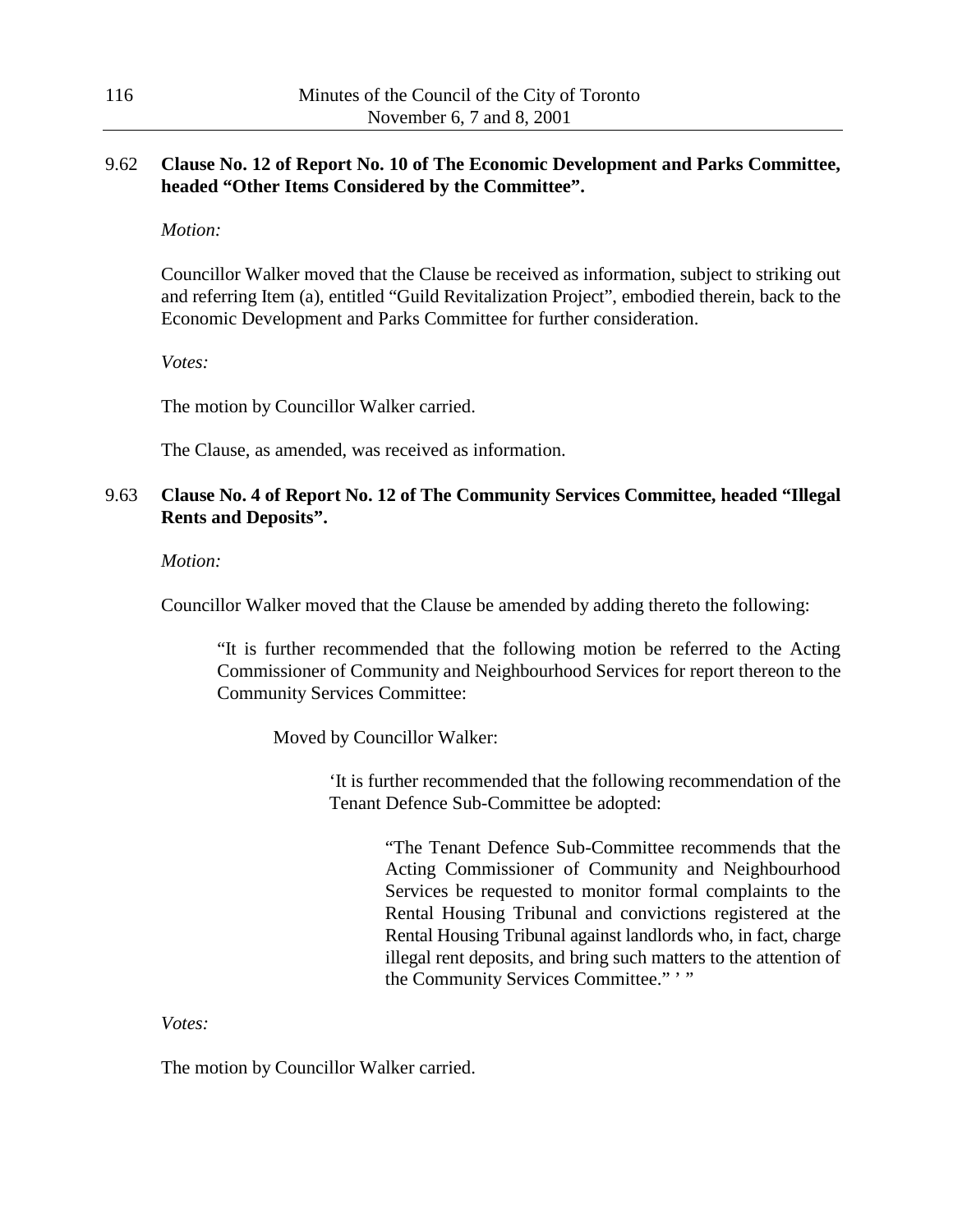**9.62 Clause No. 12 of Report No. 10 of The Economic Development and Parks Committee, headed "Other Items Considered by the Committee".**

*Motion:*

Councillor Walker moved that the Clause be received as information, subject to striking out and referring Item (a), entitled "Guild Revitalization Project", embodied therein, back to the Economic Development and Parks Committee for further consideration.

*Votes:*

The motion by Councillor Walker carried.

The Clause, as amended, was received as information.

**9.63 Clause No. 4 of Report No. 12 of The Community Services Committee, headed "Illegal Rents and Deposits".**

*Motion:*

Councillor Walker moved that the Clause be amended by adding thereto the following:

> "It is further recommended that the following motion be referred to the Acting Commissioner of Community and Neighbourhood Services for report thereon to the Community Services Committee:
>
> Moved by Councillor Walker:
>
> > 'It is further recommended that the following recommendation of the Tenant Defence Sub-Committee be adopted:
> >
> > > "The Tenant Defence Sub-Committee recommends that the Acting Commissioner of Community and Neighbourhood Services be requested to monitor formal complaints to the Rental Housing Tribunal and convictions registered at the Rental Housing Tribunal against landlords who, in fact, charge illegal rent deposits, and bring such matters to the attention of the Community Services Committee." ' "

*Votes:*

The motion by Councillor Walker carried.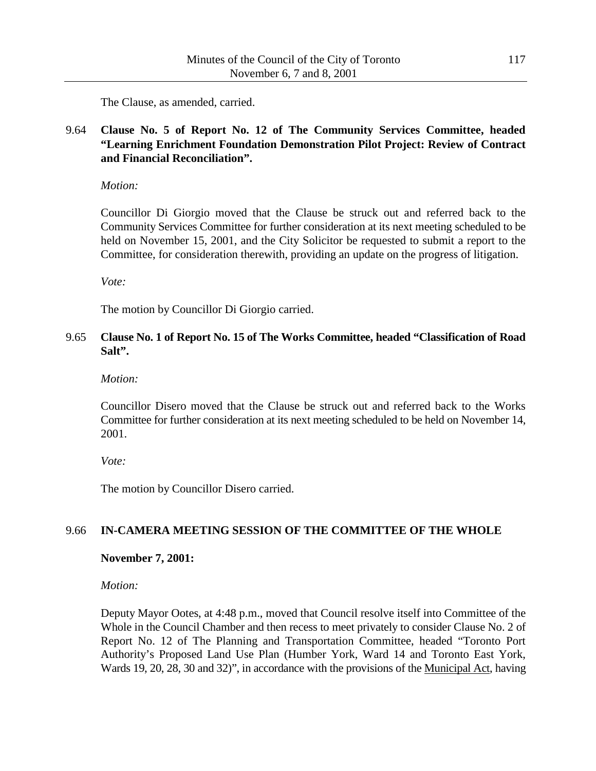The Clause, as amended, carried.

9.64 **Clause No. 5 of Report No. 12 of The Community Services Committee, headed "Learning Enrichment Foundation Demonstration Pilot Project: Review of Contract and Financial Reconciliation".**

*Motion:*

Councillor Di Giorgio moved that the Clause be struck out and referred back to the Community Services Committee for further consideration at its next meeting scheduled to be held on November 15, 2001, and the City Solicitor be requested to submit a report to the Committee, for consideration therewith, providing an update on the progress of litigation.

*Vote:*

The motion by Councillor Di Giorgio carried.

9.65 **Clause No. 1 of Report No. 15 of The Works Committee, headed "Classification of Road Salt".**

*Motion:*

Councillor Disero moved that the Clause be struck out and referred back to the Works Committee for further consideration at its next meeting scheduled to be held on November 14, 2001.

*Vote:*

The motion by Councillor Disero carried.

9.66 **IN-CAMERA MEETING SESSION OF THE COMMITTEE OF THE WHOLE**

**November 7, 2001:**

*Motion:*

Deputy Mayor Ootes, at 4:48 p.m., moved that Council resolve itself into Committee of the Whole in the Council Chamber and then recess to meet privately to consider Clause No. 2 of Report No. 12 of The Planning and Transportation Committee, headed "Toronto Port Authority's Proposed Land Use Plan (Humber York, Ward 14 and Toronto East York, Wards 19, 20, 28, 30 and 32)", in accordance with the provisions of the Municipal Act, having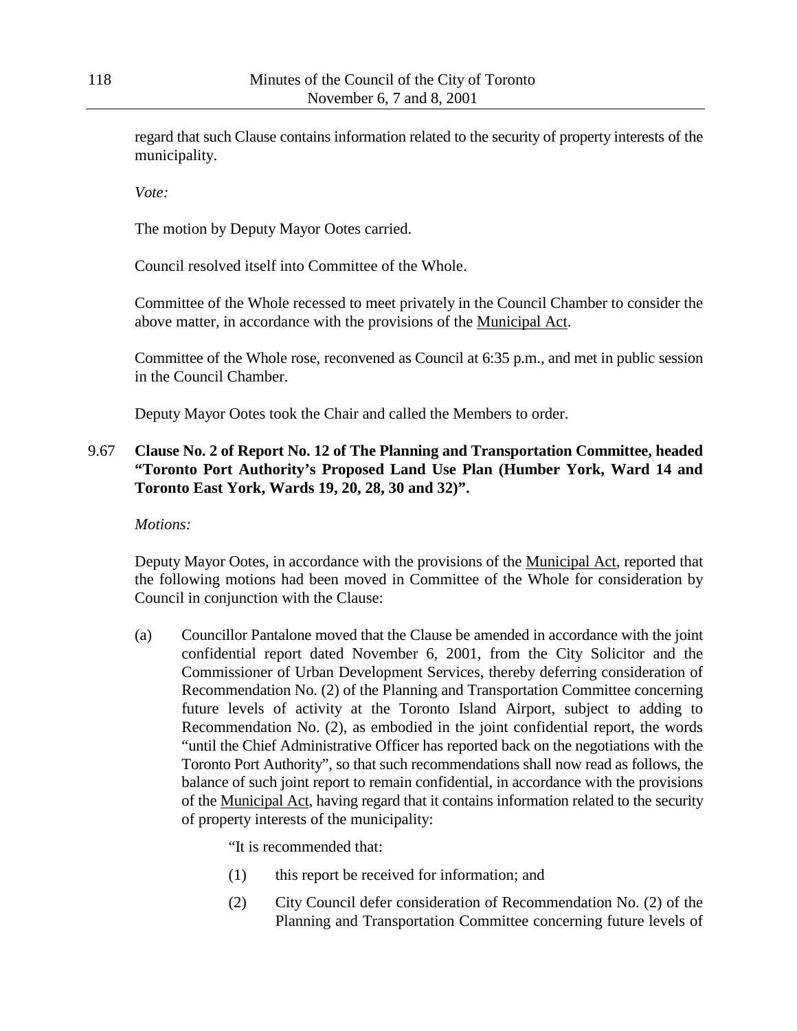regard that such Clause contains information related to the security of property interests of the municipality.

*Vote:*

The motion by Deputy Mayor Ootes carried.

Council resolved itself into Committee of the Whole.

Committee of the Whole recessed to meet privately in the Council Chamber to consider the above matter, in accordance with the provisions of the Municipal Act.

Committee of the Whole rose, reconvened as Council at 6:35 p.m., and met in public session in the Council Chamber.

Deputy Mayor Ootes took the Chair and called the Members to order.

**9.67 Clause No. 2 of Report No. 12 of The Planning and Transportation Committee, headed "Toronto Port Authority's Proposed Land Use Plan (Humber York, Ward 14 and Toronto East York, Wards 19, 20, 28, 30 and 32)".**

*Motions:*

Deputy Mayor Ootes, in accordance with the provisions of the Municipal Act, reported that the following motions had been moved in Committee of the Whole for consideration by Council in conjunction with the Clause:

(a) Councillor Pantalone moved that the Clause be amended in accordance with the joint confidential report dated November 6, 2001, from the City Solicitor and the Commissioner of Urban Development Services, thereby deferring consideration of Recommendation No. (2) of the Planning and Transportation Committee concerning future levels of activity at the Toronto Island Airport, subject to adding to Recommendation No. (2), as embodied in the joint confidential report, the words "until the Chief Administrative Officer has reported back on the negotiations with the Toronto Port Authority", so that such recommendations shall now read as follows, the balance of such joint report to remain confidential, in accordance with the provisions of the Municipal Act, having regard that it contains information related to the security of property interests of the municipality:

"It is recommended that:

(1) this report be received for information; and

(2) City Council defer consideration of Recommendation No. (2) of the Planning and Transportation Committee concerning future levels of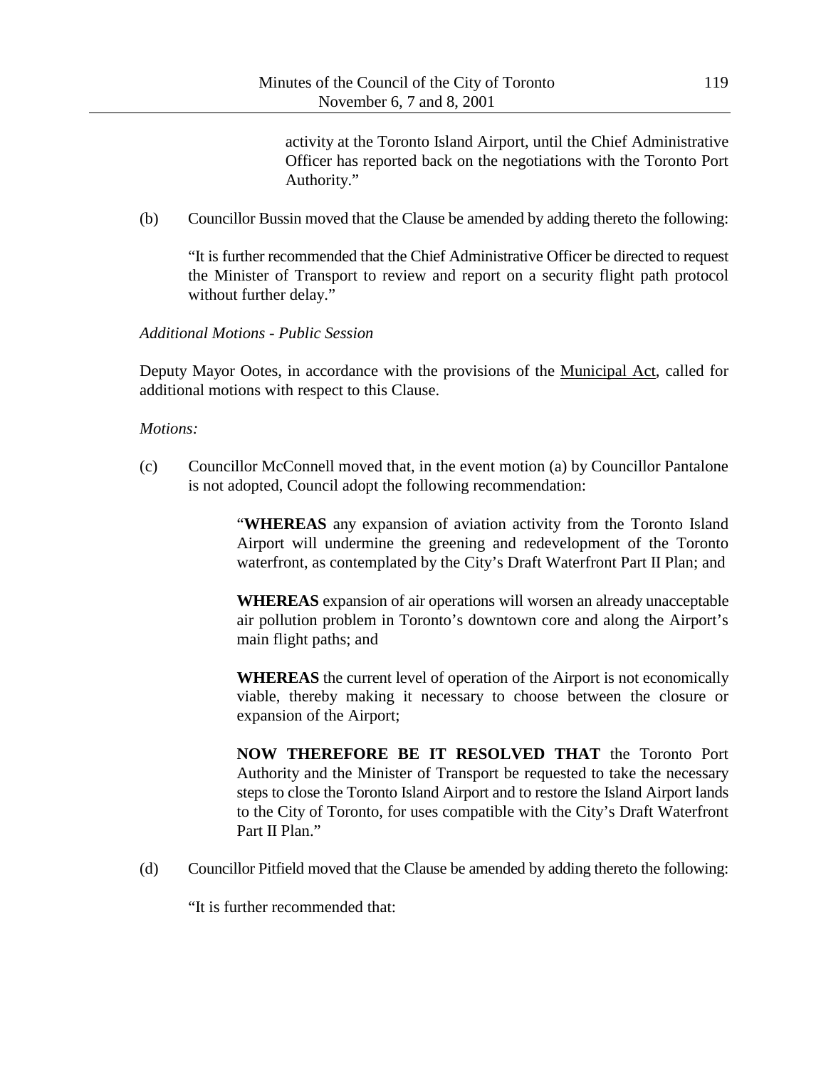activity at the Toronto Island Airport, until the Chief Administrative Officer has reported back on the negotiations with the Toronto Port Authority."

(b) Councillor Bussin moved that the Clause be amended by adding thereto the following:

"It is further recommended that the Chief Administrative Officer be directed to request the Minister of Transport to review and report on a security flight path protocol without further delay."

*Additional Motions - Public Session*

Deputy Mayor Ootes, in accordance with the provisions of the Municipal Act, called for additional motions with respect to this Clause.

*Motions:*

(c) Councillor McConnell moved that, in the event motion (a) by Councillor Pantalone is not adopted, Council adopt the following recommendation:

> "**WHEREAS** any expansion of aviation activity from the Toronto Island Airport will undermine the greening and redevelopment of the Toronto waterfront, as contemplated by the City's Draft Waterfront Part II Plan; and
>
> **WHEREAS** expansion of air operations will worsen an already unacceptable air pollution problem in Toronto's downtown core and along the Airport's main flight paths; and
>
> **WHEREAS** the current level of operation of the Airport is not economically viable, thereby making it necessary to choose between the closure or expansion of the Airport;
>
> **NOW THEREFORE BE IT RESOLVED THAT** the Toronto Port Authority and the Minister of Transport be requested to take the necessary steps to close the Toronto Island Airport and to restore the Island Airport lands to the City of Toronto, for uses compatible with the City's Draft Waterfront Part II Plan."

(d) Councillor Pitfield moved that the Clause be amended by adding thereto the following:

"It is further recommended that: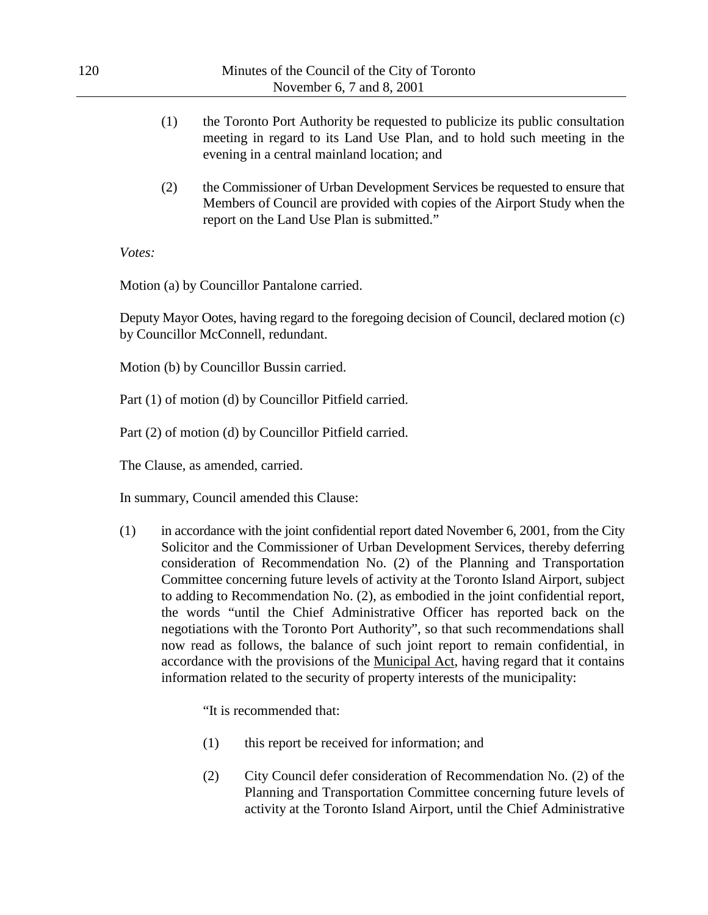(1) the Toronto Port Authority be requested to publicize its public consultation meeting in regard to its Land Use Plan, and to hold such meeting in the evening in a central mainland location; and

(2) the Commissioner of Urban Development Services be requested to ensure that Members of Council are provided with copies of the Airport Study when the report on the Land Use Plan is submitted."

*Votes:*

Motion (a) by Councillor Pantalone carried.

Deputy Mayor Ootes, having regard to the foregoing decision of Council, declared motion (c) by Councillor McConnell, redundant.

Motion (b) by Councillor Bussin carried.

Part (1) of motion (d) by Councillor Pitfield carried.

Part (2) of motion (d) by Councillor Pitfield carried.

The Clause, as amended, carried.

In summary, Council amended this Clause:

(1) in accordance with the joint confidential report dated November 6, 2001, from the City Solicitor and the Commissioner of Urban Development Services, thereby deferring consideration of Recommendation No. (2) of the Planning and Transportation Committee concerning future levels of activity at the Toronto Island Airport, subject to adding to Recommendation No. (2), as embodied in the joint confidential report, the words "until the Chief Administrative Officer has reported back on the negotiations with the Toronto Port Authority", so that such recommendations shall now read as follows, the balance of such joint report to remain confidential, in accordance with the provisions of the Municipal Act, having regard that it contains information related to the security of property interests of the municipality:

"It is recommended that:

(1) this report be received for information; and

(2) City Council defer consideration of Recommendation No. (2) of the Planning and Transportation Committee concerning future levels of activity at the Toronto Island Airport, until the Chief Administrative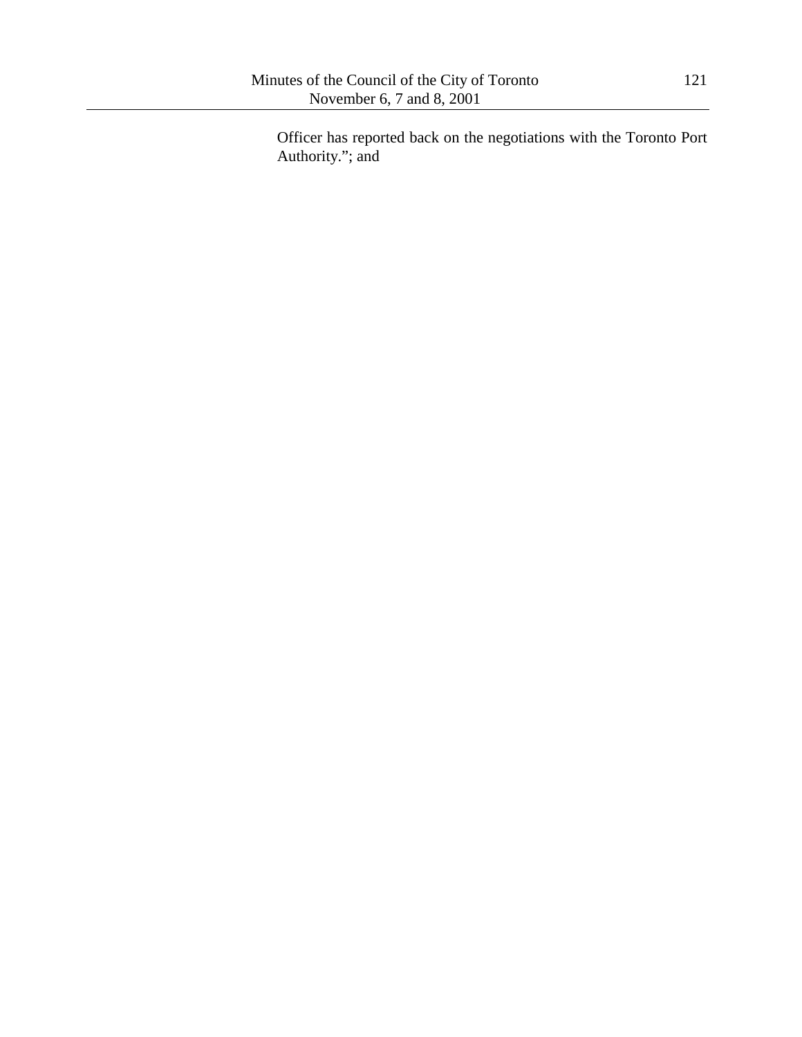Officer has reported back on the negotiations with the Toronto Port Authority."; and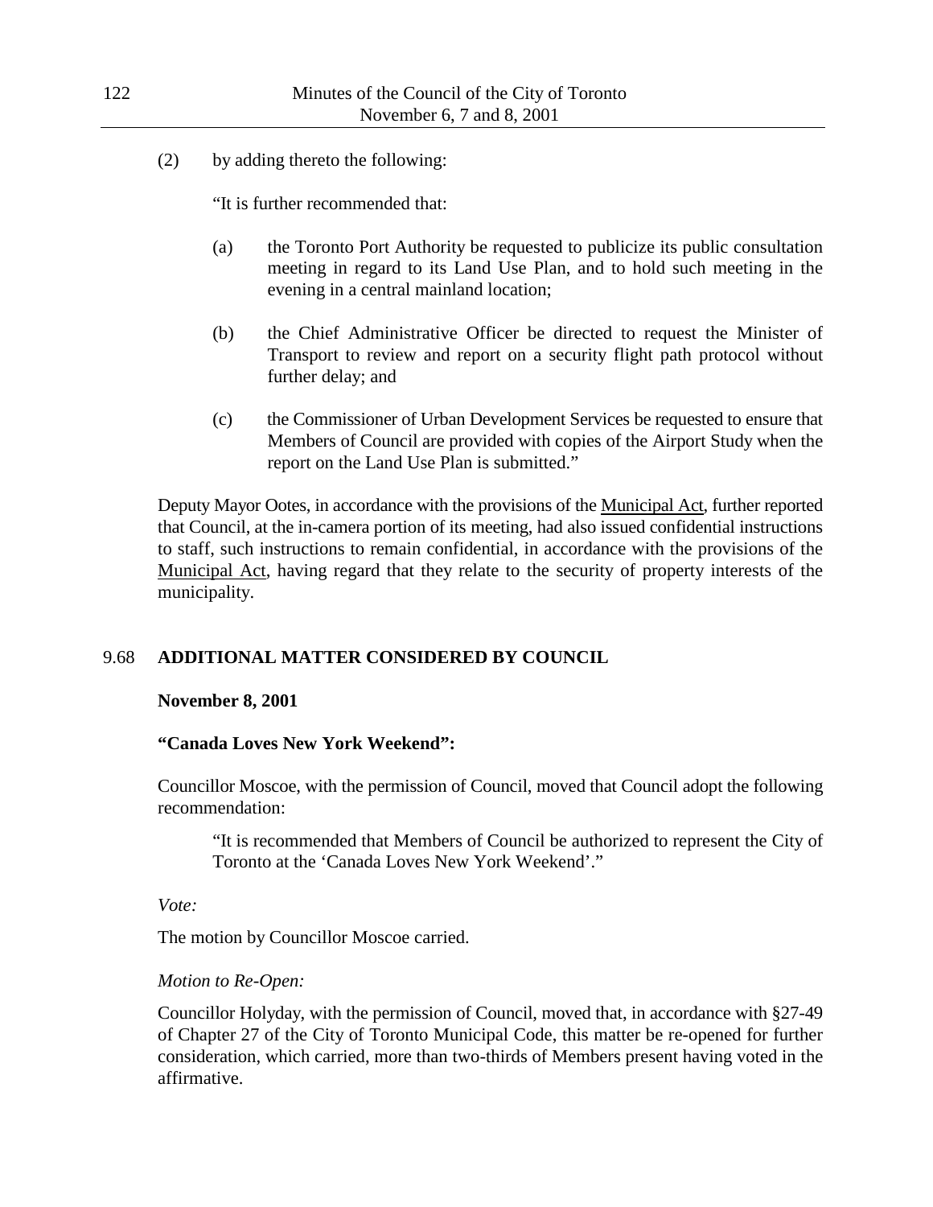(2) by adding thereto the following:

"It is further recommended that:

(a) the Toronto Port Authority be requested to publicize its public consultation meeting in regard to its Land Use Plan, and to hold such meeting in the evening in a central mainland location;

(b) the Chief Administrative Officer be directed to request the Minister of Transport to review and report on a security flight path protocol without further delay; and

(c) the Commissioner of Urban Development Services be requested to ensure that Members of Council are provided with copies of the Airport Study when the report on the Land Use Plan is submitted."

Deputy Mayor Ootes, in accordance with the provisions of the Municipal Act, further reported that Council, at the in-camera portion of its meeting, had also issued confidential instructions to staff, such instructions to remain confidential, in accordance with the provisions of the Municipal Act, having regard that they relate to the security of property interests of the municipality.

## 9.68 ADDITIONAL MATTER CONSIDERED BY COUNCIL

**November 8, 2001**

**"Canada Loves New York Weekend":**

Councillor Moscoe, with the permission of Council, moved that Council adopt the following recommendation:

> "It is recommended that Members of Council be authorized to represent the City of Toronto at the 'Canada Loves New York Weekend'."

*Vote:*

The motion by Councillor Moscoe carried.

*Motion to Re-Open:*

Councillor Holyday, with the permission of Council, moved that, in accordance with §27-49 of Chapter 27 of the City of Toronto Municipal Code, this matter be re-opened for further consideration, which carried, more than two-thirds of Members present having voted in the affirmative.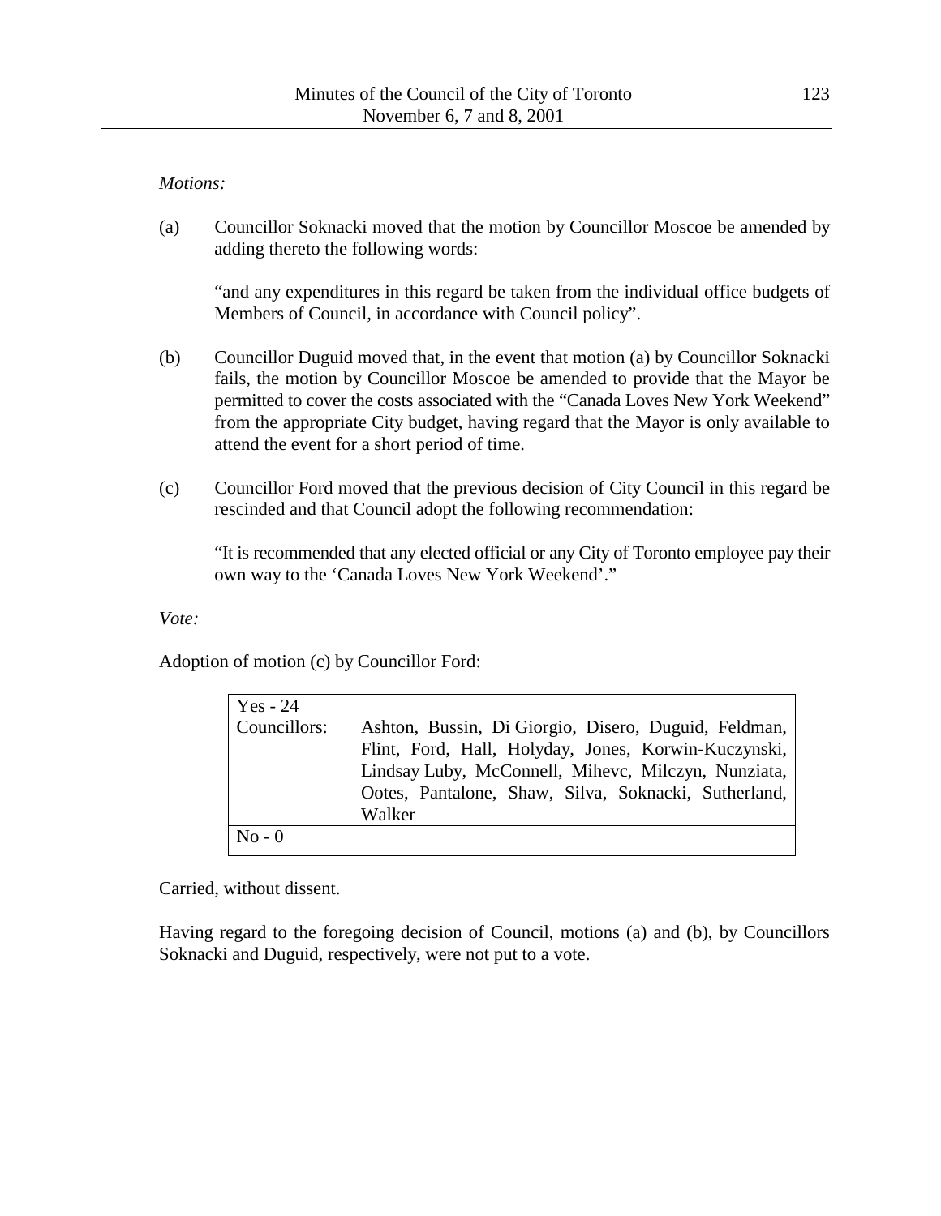*Motions:*

(a) Councillor Soknacki moved that the motion by Councillor Moscoe be amended by adding thereto the following words:

"and any expenditures in this regard be taken from the individual office budgets of Members of Council, in accordance with Council policy".

(b) Councillor Duguid moved that, in the event that motion (a) by Councillor Soknacki fails, the motion by Councillor Moscoe be amended to provide that the Mayor be permitted to cover the costs associated with the "Canada Loves New York Weekend" from the appropriate City budget, having regard that the Mayor is only available to attend the event for a short period of time.

(c) Councillor Ford moved that the previous decision of City Council in this regard be rescinded and that Council adopt the following recommendation:

"It is recommended that any elected official or any City of Toronto employee pay their own way to the 'Canada Loves New York Weekend'."

*Vote:*

Adoption of motion (c) by Councillor Ford:

| Yes - 24 | |
|---|---|
| Councillors: | Ashton, Bussin, Di Giorgio, Disero, Duguid, Feldman, Flint, Ford, Hall, Holyday, Jones, Korwin-Kuczynski, Lindsay Luby, McConnell, Mihevc, Milczyn, Nunziata, Ootes, Pantalone, Shaw, Silva, Soknacki, Sutherland, Walker |
| No - 0 | |

Carried, without dissent.

Having regard to the foregoing decision of Council, motions (a) and (b), by Councillors Soknacki and Duguid, respectively, were not put to a vote.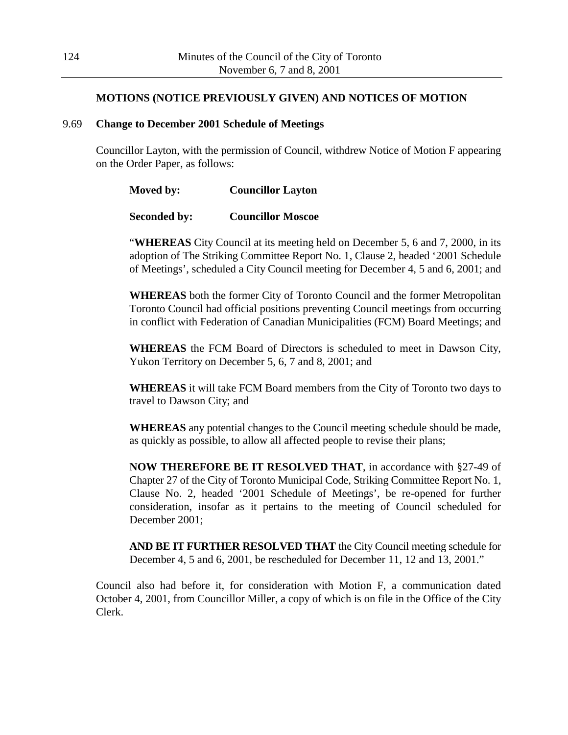## MOTIONS (NOTICE PREVIOUSLY GIVEN) AND NOTICES OF MOTION

### 9.69 Change to December 2001 Schedule of Meetings

Councillor Layton, with the permission of Council, withdrew Notice of Motion F appearing on the Order Paper, as follows:

**Moved by:** **Councillor Layton**

**Seconded by:** **Councillor Moscoe**

"**WHEREAS** City Council at its meeting held on December 5, 6 and 7, 2000, in its adoption of The Striking Committee Report No. 1, Clause 2, headed '2001 Schedule of Meetings', scheduled a City Council meeting for December 4, 5 and 6, 2001; and

**WHEREAS** both the former City of Toronto Council and the former Metropolitan Toronto Council had official positions preventing Council meetings from occurring in conflict with Federation of Canadian Municipalities (FCM) Board Meetings; and

**WHEREAS** the FCM Board of Directors is scheduled to meet in Dawson City, Yukon Territory on December 5, 6, 7 and 8, 2001; and

**WHEREAS** it will take FCM Board members from the City of Toronto two days to travel to Dawson City; and

**WHEREAS** any potential changes to the Council meeting schedule should be made, as quickly as possible, to allow all affected people to revise their plans;

**NOW THEREFORE BE IT RESOLVED THAT**, in accordance with §27-49 of Chapter 27 of the City of Toronto Municipal Code, Striking Committee Report No. 1, Clause No. 2, headed '2001 Schedule of Meetings', be re-opened for further consideration, insofar as it pertains to the meeting of Council scheduled for December 2001;

**AND BE IT FURTHER RESOLVED THAT** the City Council meeting schedule for December 4, 5 and 6, 2001, be rescheduled for December 11, 12 and 13, 2001."

Council also had before it, for consideration with Motion F, a communication dated October 4, 2001, from Councillor Miller, a copy of which is on file in the Office of the City Clerk.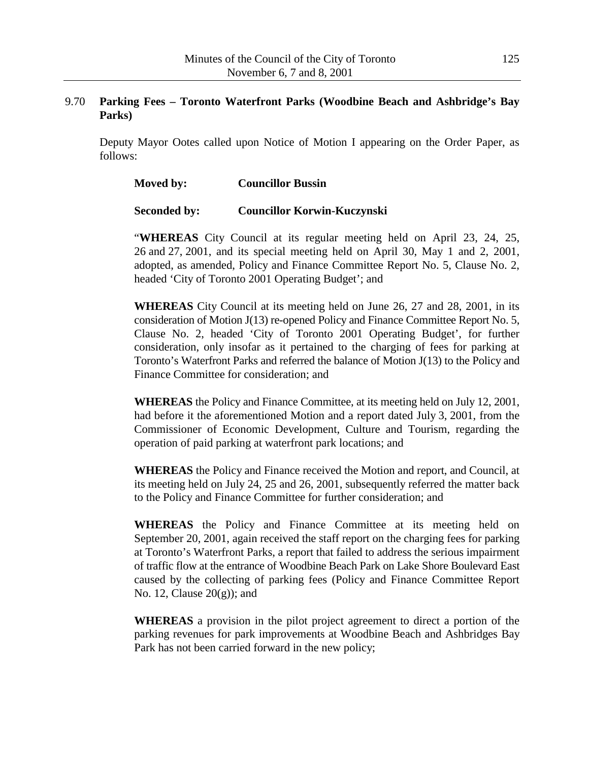## 9.70 **Parking Fees – Toronto Waterfront Parks (Woodbine Beach and Ashbridge's Bay Parks)**

Deputy Mayor Ootes called upon Notice of Motion I appearing on the Order Paper, as follows:

**Moved by:** **Councillor Bussin**

**Seconded by:** **Councillor Korwin-Kuczynski**

"**WHEREAS** City Council at its regular meeting held on April 23, 24, 25, 26 and 27, 2001, and its special meeting held on April 30, May 1 and 2, 2001, adopted, as amended, Policy and Finance Committee Report No. 5, Clause No. 2, headed 'City of Toronto 2001 Operating Budget'; and

**WHEREAS** City Council at its meeting held on June 26, 27 and 28, 2001, in its consideration of Motion J(13) re-opened Policy and Finance Committee Report No. 5, Clause No. 2, headed 'City of Toronto 2001 Operating Budget', for further consideration, only insofar as it pertained to the charging of fees for parking at Toronto's Waterfront Parks and referred the balance of Motion J(13) to the Policy and Finance Committee for consideration; and

**WHEREAS** the Policy and Finance Committee, at its meeting held on July 12, 2001, had before it the aforementioned Motion and a report dated July 3, 2001, from the Commissioner of Economic Development, Culture and Tourism, regarding the operation of paid parking at waterfront park locations; and

**WHEREAS** the Policy and Finance received the Motion and report, and Council, at its meeting held on July 24, 25 and 26, 2001, subsequently referred the matter back to the Policy and Finance Committee for further consideration; and

**WHEREAS** the Policy and Finance Committee at its meeting held on September 20, 2001, again received the staff report on the charging fees for parking at Toronto's Waterfront Parks, a report that failed to address the serious impairment of traffic flow at the entrance of Woodbine Beach Park on Lake Shore Boulevard East caused by the collecting of parking fees (Policy and Finance Committee Report No. 12, Clause 20(g)); and

**WHEREAS** a provision in the pilot project agreement to direct a portion of the parking revenues for park improvements at Woodbine Beach and Ashbridges Bay Park has not been carried forward in the new policy;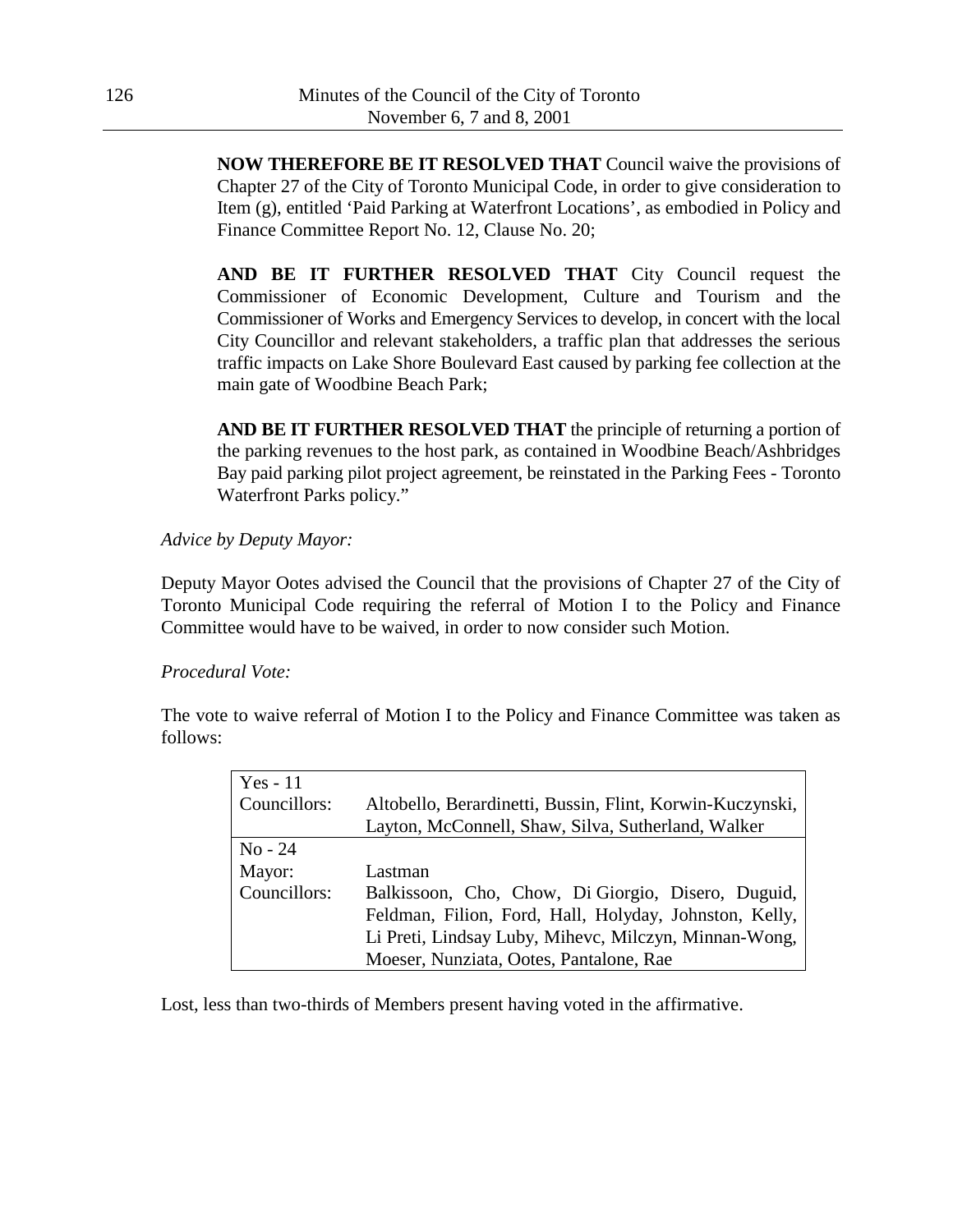**NOW THEREFORE BE IT RESOLVED THAT** Council waive the provisions of Chapter 27 of the City of Toronto Municipal Code, in order to give consideration to Item (g), entitled 'Paid Parking at Waterfront Locations', as embodied in Policy and Finance Committee Report No. 12, Clause No. 20;

**AND BE IT FURTHER RESOLVED THAT** City Council request the Commissioner of Economic Development, Culture and Tourism and the Commissioner of Works and Emergency Services to develop, in concert with the local City Councillor and relevant stakeholders, a traffic plan that addresses the serious traffic impacts on Lake Shore Boulevard East caused by parking fee collection at the main gate of Woodbine Beach Park;

**AND BE IT FURTHER RESOLVED THAT** the principle of returning a portion of the parking revenues to the host park, as contained in Woodbine Beach/Ashbridges Bay paid parking pilot project agreement, be reinstated in the Parking Fees - Toronto Waterfront Parks policy."

*Advice by Deputy Mayor:*

Deputy Mayor Ootes advised the Council that the provisions of Chapter 27 of the City of Toronto Municipal Code requiring the referral of Motion I to the Policy and Finance Committee would have to be waived, in order to now consider such Motion.

*Procedural Vote:*

The vote to waive referral of Motion I to the Policy and Finance Committee was taken as follows:

| Yes - 11 | |
|---|---|
| Councillors: | Altobello, Berardinetti, Bussin, Flint, Korwin-Kuczynski, Layton, McConnell, Shaw, Silva, Sutherland, Walker |
| **No - 24** | |
| Mayor: | Lastman |
| Councillors: | Balkissoon, Cho, Chow, Di Giorgio, Disero, Duguid, Feldman, Filion, Ford, Hall, Holyday, Johnston, Kelly, Li Preti, Lindsay Luby, Mihevc, Milczyn, Minnan-Wong, Moeser, Nunziata, Ootes, Pantalone, Rae |

Lost, less than two-thirds of Members present having voted in the affirmative.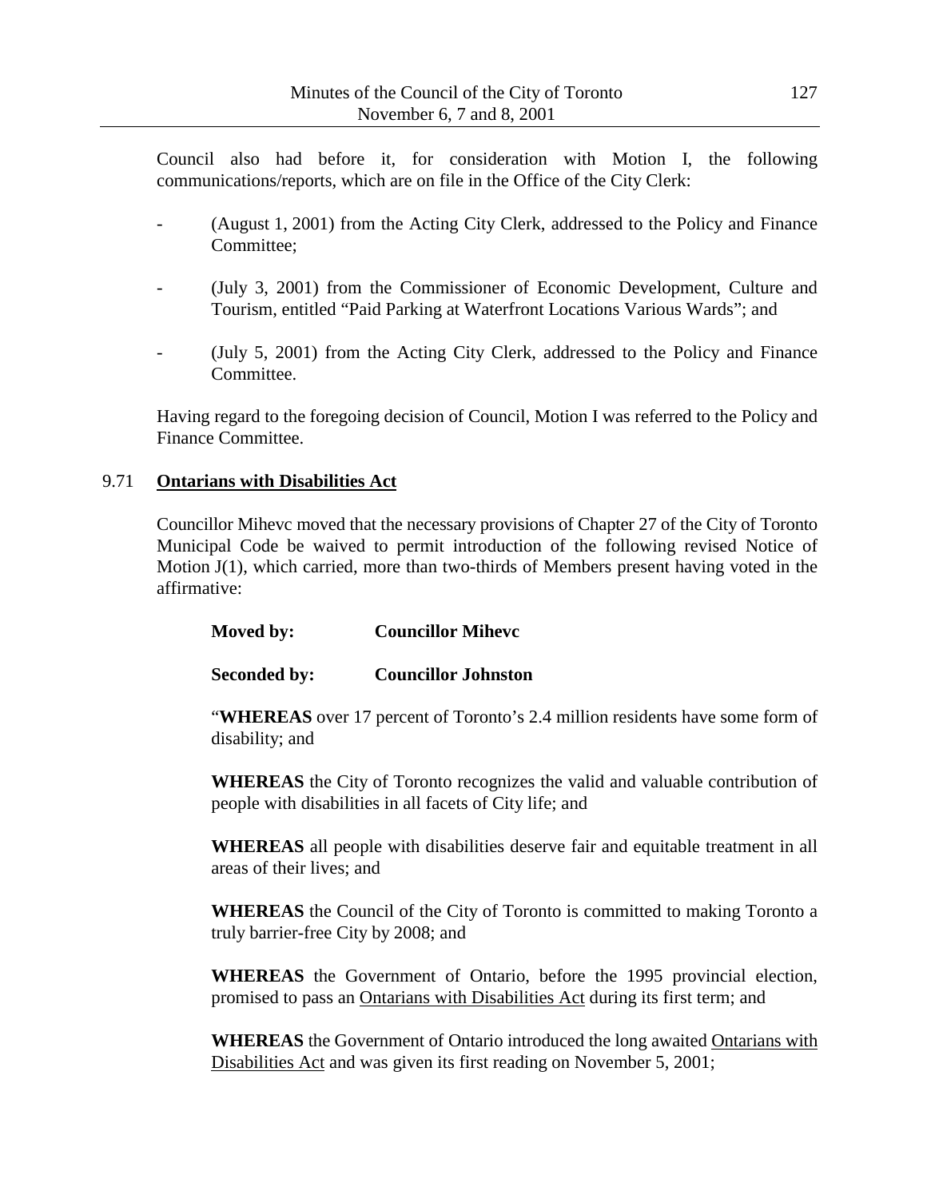Council also had before it, for consideration with Motion I, the following communications/reports, which are on file in the Office of the City Clerk:

- (August 1, 2001) from the Acting City Clerk, addressed to the Policy and Finance Committee;
- (July 3, 2001) from the Commissioner of Economic Development, Culture and Tourism, entitled "Paid Parking at Waterfront Locations Various Wards"; and
- (July 5, 2001) from the Acting City Clerk, addressed to the Policy and Finance Committee.

Having regard to the foregoing decision of Council, Motion I was referred to the Policy and Finance Committee.

## 9.71 Ontarians with Disabilities Act

Councillor Mihevc moved that the necessary provisions of Chapter 27 of the City of Toronto Municipal Code be waived to permit introduction of the following revised Notice of Motion J(1), which carried, more than two-thirds of Members present having voted in the affirmative:

**Moved by:** **Councillor Mihevc**

**Seconded by:** **Councillor Johnston**

"**WHEREAS** over 17 percent of Toronto's 2.4 million residents have some form of disability; and

**WHEREAS** the City of Toronto recognizes the valid and valuable contribution of people with disabilities in all facets of City life; and

**WHEREAS** all people with disabilities deserve fair and equitable treatment in all areas of their lives; and

**WHEREAS** the Council of the City of Toronto is committed to making Toronto a truly barrier-free City by 2008; and

**WHEREAS** the Government of Ontario, before the 1995 provincial election, promised to pass an Ontarians with Disabilities Act during its first term; and

**WHEREAS** the Government of Ontario introduced the long awaited Ontarians with Disabilities Act and was given its first reading on November 5, 2001;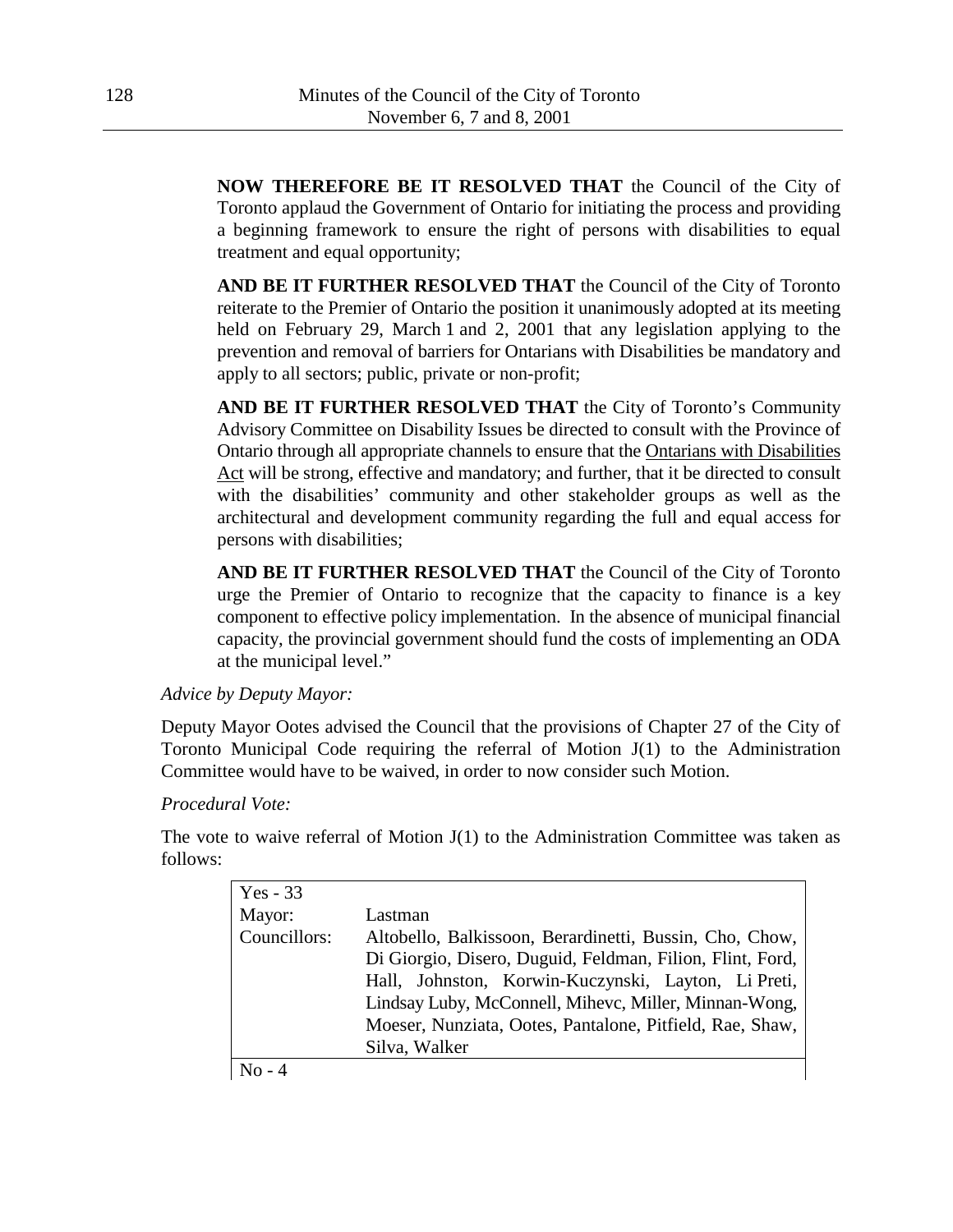**NOW THEREFORE BE IT RESOLVED THAT** the Council of the City of Toronto applaud the Government of Ontario for initiating the process and providing a beginning framework to ensure the right of persons with disabilities to equal treatment and equal opportunity;

**AND BE IT FURTHER RESOLVED THAT** the Council of the City of Toronto reiterate to the Premier of Ontario the position it unanimously adopted at its meeting held on February 29, March 1 and 2, 2001 that any legislation applying to the prevention and removal of barriers for Ontarians with Disabilities be mandatory and apply to all sectors; public, private or non-profit;

**AND BE IT FURTHER RESOLVED THAT** the City of Toronto's Community Advisory Committee on Disability Issues be directed to consult with the Province of Ontario through all appropriate channels to ensure that the Ontarians with Disabilities Act will be strong, effective and mandatory; and further, that it be directed to consult with the disabilities' community and other stakeholder groups as well as the architectural and development community regarding the full and equal access for persons with disabilities;

**AND BE IT FURTHER RESOLVED THAT** the Council of the City of Toronto urge the Premier of Ontario to recognize that the capacity to finance is a key component to effective policy implementation. In the absence of municipal financial capacity, the provincial government should fund the costs of implementing an ODA at the municipal level."

*Advice by Deputy Mayor:*

Deputy Mayor Ootes advised the Council that the provisions of Chapter 27 of the City of Toronto Municipal Code requiring the referral of Motion J(1) to the Administration Committee would have to be waived, in order to now consider such Motion.

*Procedural Vote:*

The vote to waive referral of Motion J(1) to the Administration Committee was taken as follows:

| Yes - 33 | |
|---|---|
| Mayor: | Lastman |
| Councillors: | Altobello, Balkissoon, Berardinetti, Bussin, Cho, Chow, Di Giorgio, Disero, Duguid, Feldman, Filion, Flint, Ford, Hall, Johnston, Korwin-Kuczynski, Layton, Li Preti, Lindsay Luby, McConnell, Mihevc, Miller, Minnan-Wong, Moeser, Nunziata, Ootes, Pantalone, Pitfield, Rae, Shaw, Silva, Walker |
| No - 4 | |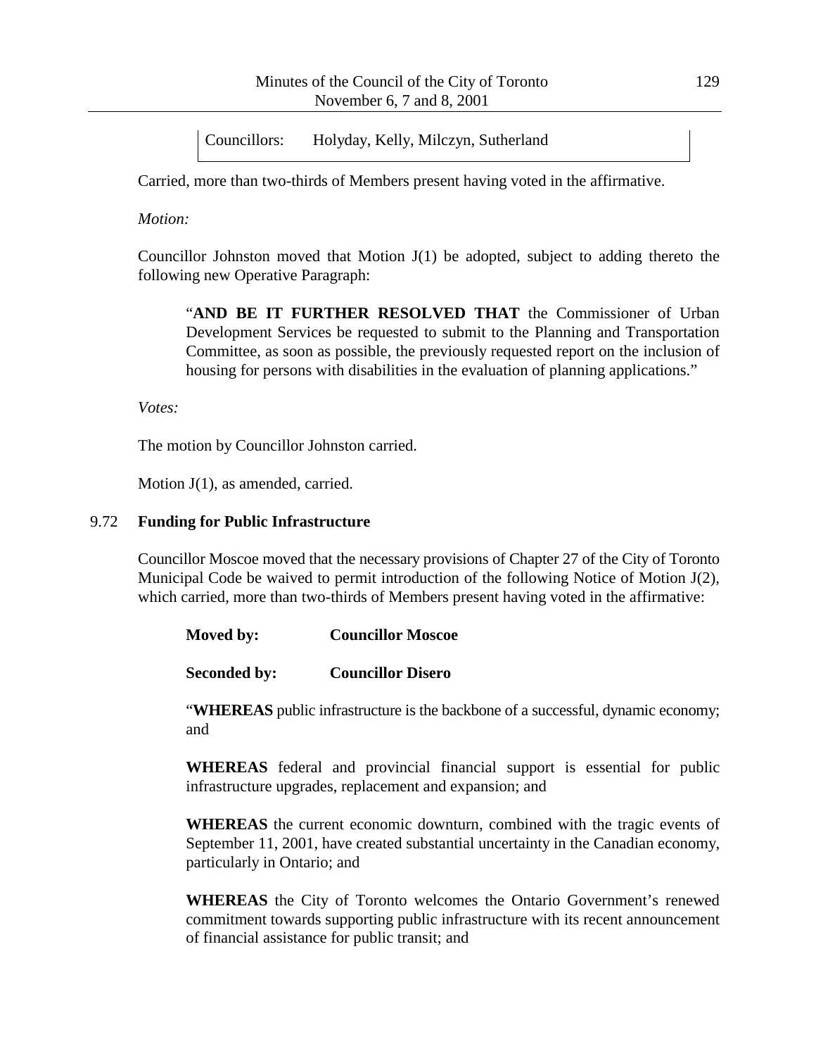| Councillors: | Holyday, Kelly, Milczyn, Sutherland |
| --- | --- |

Carried, more than two-thirds of Members present having voted in the affirmative.

*Motion:*

Councillor Johnston moved that Motion J(1) be adopted, subject to adding thereto the following new Operative Paragraph:

> "**AND BE IT FURTHER RESOLVED THAT** the Commissioner of Urban Development Services be requested to submit to the Planning and Transportation Committee, as soon as possible, the previously requested report on the inclusion of housing for persons with disabilities in the evaluation of planning applications."

*Votes:*

The motion by Councillor Johnston carried.

Motion J(1), as amended, carried.

## 9.72 Funding for Public Infrastructure

Councillor Moscoe moved that the necessary provisions of Chapter 27 of the City of Toronto Municipal Code be waived to permit introduction of the following Notice of Motion J(2), which carried, more than two-thirds of Members present having voted in the affirmative:

> **Moved by:** **Councillor Moscoe**
>
> **Seconded by:** **Councillor Disero**
>
> "**WHEREAS** public infrastructure is the backbone of a successful, dynamic economy; and
>
> **WHEREAS** federal and provincial financial support is essential for public infrastructure upgrades, replacement and expansion; and
>
> **WHEREAS** the current economic downturn, combined with the tragic events of September 11, 2001, have created substantial uncertainty in the Canadian economy, particularly in Ontario; and
>
> **WHEREAS** the City of Toronto welcomes the Ontario Government's renewed commitment towards supporting public infrastructure with its recent announcement of financial assistance for public transit; and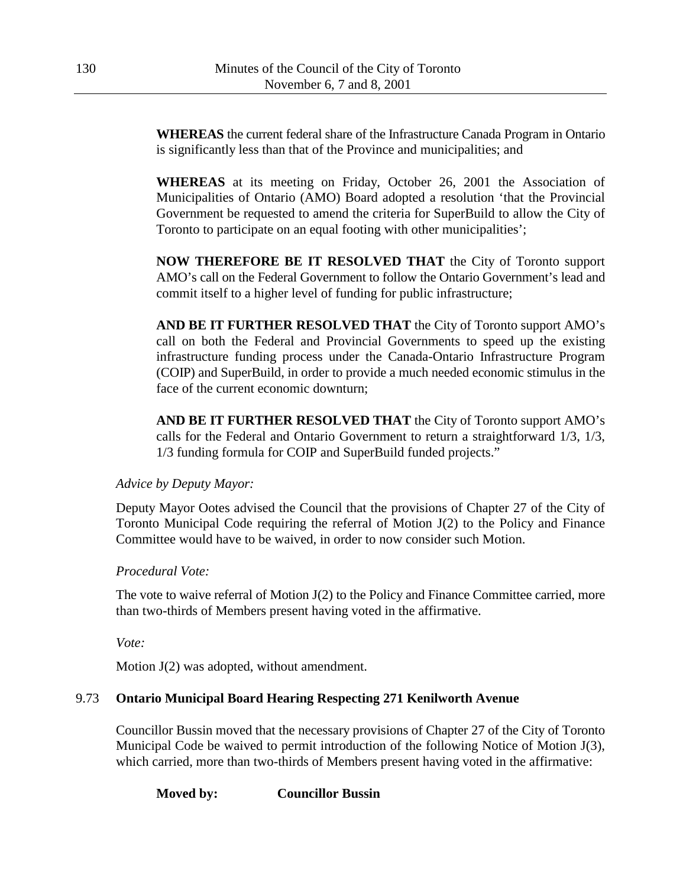**WHEREAS** the current federal share of the Infrastructure Canada Program in Ontario is significantly less than that of the Province and municipalities; and

**WHEREAS** at its meeting on Friday, October 26, 2001 the Association of Municipalities of Ontario (AMO) Board adopted a resolution 'that the Provincial Government be requested to amend the criteria for SuperBuild to allow the City of Toronto to participate on an equal footing with other municipalities';

**NOW THEREFORE BE IT RESOLVED THAT** the City of Toronto support AMO's call on the Federal Government to follow the Ontario Government's lead and commit itself to a higher level of funding for public infrastructure;

**AND BE IT FURTHER RESOLVED THAT** the City of Toronto support AMO's call on both the Federal and Provincial Governments to speed up the existing infrastructure funding process under the Canada-Ontario Infrastructure Program (COIP) and SuperBuild, in order to provide a much needed economic stimulus in the face of the current economic downturn;

**AND BE IT FURTHER RESOLVED THAT** the City of Toronto support AMO's calls for the Federal and Ontario Government to return a straightforward 1/3, 1/3, 1/3 funding formula for COIP and SuperBuild funded projects."

*Advice by Deputy Mayor:*

Deputy Mayor Ootes advised the Council that the provisions of Chapter 27 of the City of Toronto Municipal Code requiring the referral of Motion J(2) to the Policy and Finance Committee would have to be waived, in order to now consider such Motion.

*Procedural Vote:*

The vote to waive referral of Motion J(2) to the Policy and Finance Committee carried, more than two-thirds of Members present having voted in the affirmative.

*Vote:*

Motion J(2) was adopted, without amendment.

## 9.73 Ontario Municipal Board Hearing Respecting 271 Kenilworth Avenue

Councillor Bussin moved that the necessary provisions of Chapter 27 of the City of Toronto Municipal Code be waived to permit introduction of the following Notice of Motion J(3), which carried, more than two-thirds of Members present having voted in the affirmative:

**Moved by:** **Councillor Bussin**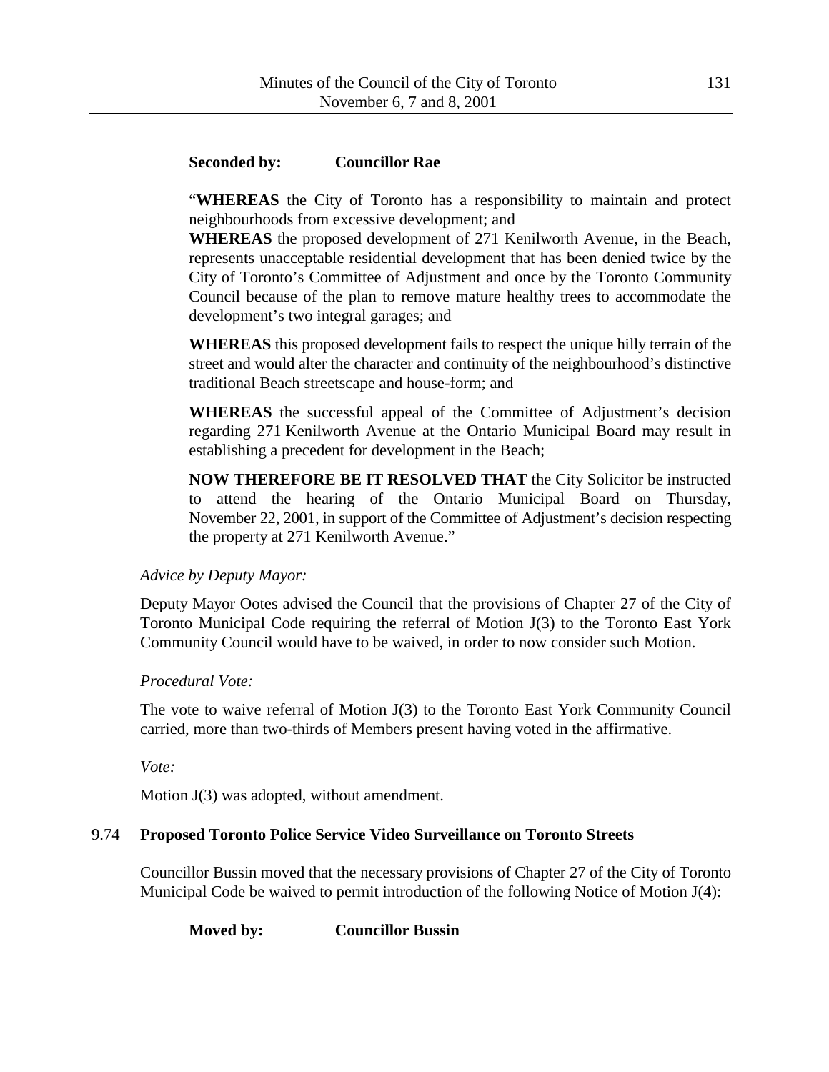**Seconded by:** **Councillor Rae**

"**WHEREAS** the City of Toronto has a responsibility to maintain and protect neighbourhoods from excessive development; and

**WHEREAS** the proposed development of 271 Kenilworth Avenue, in the Beach, represents unacceptable residential development that has been denied twice by the City of Toronto's Committee of Adjustment and once by the Toronto Community Council because of the plan to remove mature healthy trees to accommodate the development's two integral garages; and

**WHEREAS** this proposed development fails to respect the unique hilly terrain of the street and would alter the character and continuity of the neighbourhood's distinctive traditional Beach streetscape and house-form; and

**WHEREAS** the successful appeal of the Committee of Adjustment's decision regarding 271 Kenilworth Avenue at the Ontario Municipal Board may result in establishing a precedent for development in the Beach;

**NOW THEREFORE BE IT RESOLVED THAT** the City Solicitor be instructed to attend the hearing of the Ontario Municipal Board on Thursday, November 22, 2001, in support of the Committee of Adjustment's decision respecting the property at 271 Kenilworth Avenue."

*Advice by Deputy Mayor:*

Deputy Mayor Ootes advised the Council that the provisions of Chapter 27 of the City of Toronto Municipal Code requiring the referral of Motion J(3) to the Toronto East York Community Council would have to be waived, in order to now consider such Motion.

*Procedural Vote:*

The vote to waive referral of Motion J(3) to the Toronto East York Community Council carried, more than two-thirds of Members present having voted in the affirmative.

*Vote:*

Motion J(3) was adopted, without amendment.

## 9.74 Proposed Toronto Police Service Video Surveillance on Toronto Streets

Councillor Bussin moved that the necessary provisions of Chapter 27 of the City of Toronto Municipal Code be waived to permit introduction of the following Notice of Motion J(4):

**Moved by:** **Councillor Bussin**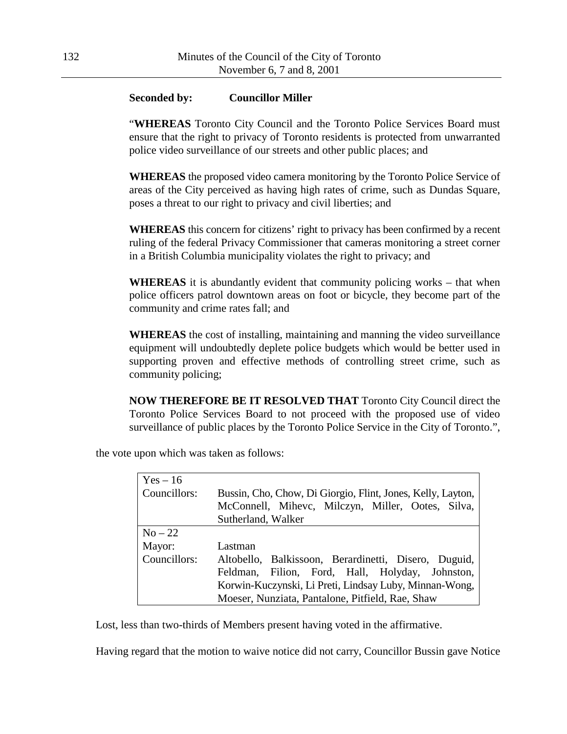**Seconded by: Councillor Miller**

"**WHEREAS** Toronto City Council and the Toronto Police Services Board must ensure that the right to privacy of Toronto residents is protected from unwarranted police video surveillance of our streets and other public places; and

**WHEREAS** the proposed video camera monitoring by the Toronto Police Service of areas of the City perceived as having high rates of crime, such as Dundas Square, poses a threat to our right to privacy and civil liberties; and

**WHEREAS** this concern for citizens' right to privacy has been confirmed by a recent ruling of the federal Privacy Commissioner that cameras monitoring a street corner in a British Columbia municipality violates the right to privacy; and

**WHEREAS** it is abundantly evident that community policing works – that when police officers patrol downtown areas on foot or bicycle, they become part of the community and crime rates fall; and

**WHEREAS** the cost of installing, maintaining and manning the video surveillance equipment will undoubtedly deplete police budgets which would be better used in supporting proven and effective methods of controlling street crime, such as community policing;

**NOW THEREFORE BE IT RESOLVED THAT** Toronto City Council direct the Toronto Police Services Board to not proceed with the proposed use of video surveillance of public places by the Toronto Police Service in the City of Toronto.",

the vote upon which was taken as follows:

| Yes – 16 | |
|---|---|
| Councillors: | Bussin, Cho, Chow, Di Giorgio, Flint, Jones, Kelly, Layton, McConnell, Mihevc, Milczyn, Miller, Ootes, Silva, Sutherland, Walker |
| **No – 22** | |
| Mayor: | Lastman |
| Councillors: | Altobello, Balkissoon, Berardinetti, Disero, Duguid, Feldman, Filion, Ford, Hall, Holyday, Johnston, Korwin-Kuczynski, Li Preti, Lindsay Luby, Minnan-Wong, Moeser, Nunziata, Pantalone, Pitfield, Rae, Shaw |

Lost, less than two-thirds of Members present having voted in the affirmative.

Having regard that the motion to waive notice did not carry, Councillor Bussin gave Notice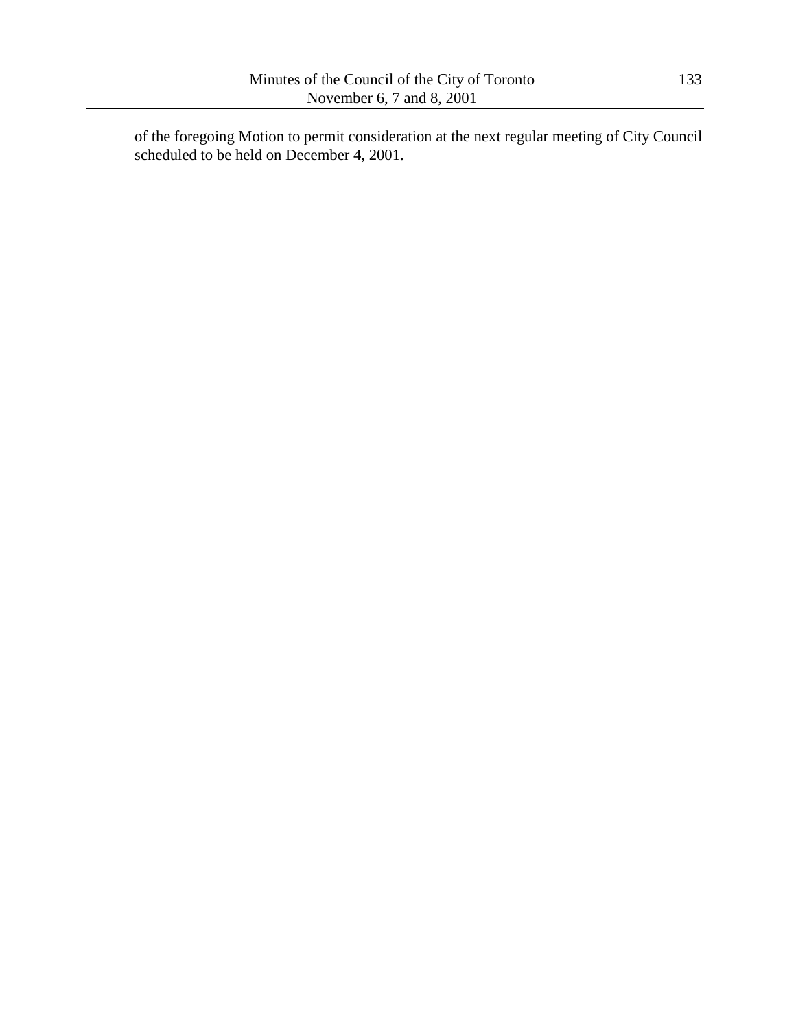of the foregoing Motion to permit consideration at the next regular meeting of City Council scheduled to be held on December 4, 2001.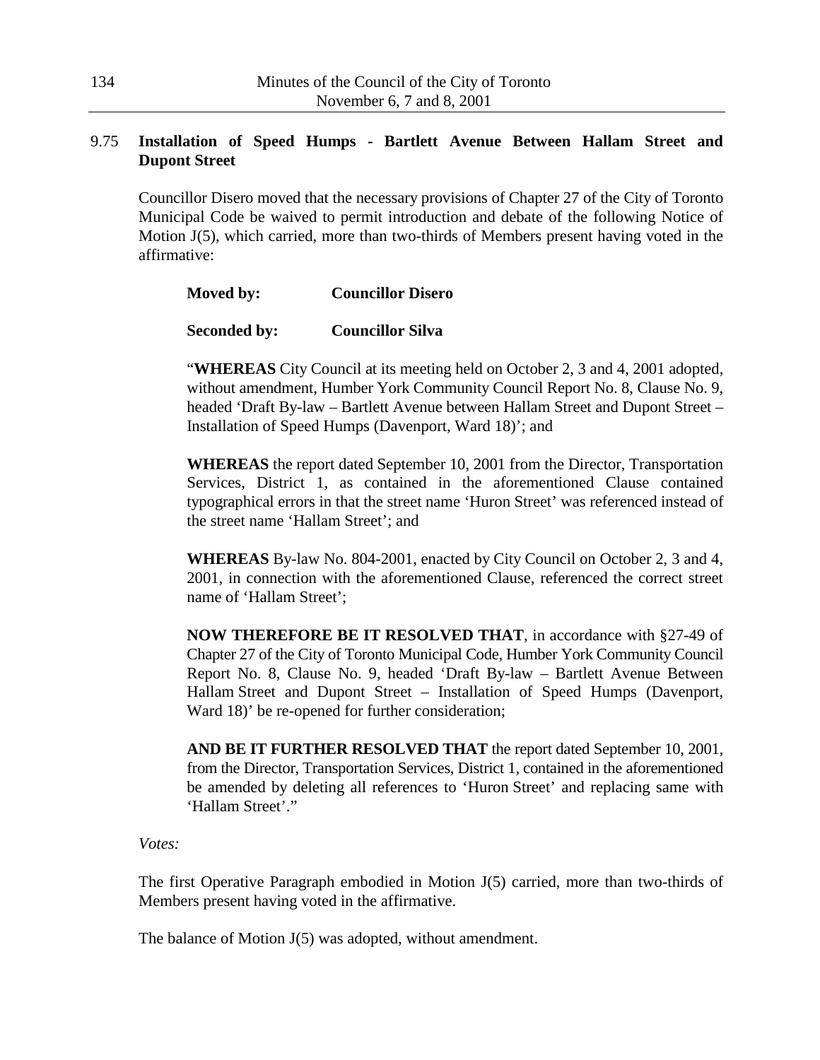## 9.75 Installation of Speed Humps - Bartlett Avenue Between Hallam Street and Dupont Street

Councillor Disero moved that the necessary provisions of Chapter 27 of the City of Toronto Municipal Code be waived to permit introduction and debate of the following Notice of Motion J(5), which carried, more than two-thirds of Members present having voted in the affirmative:

**Moved by:** **Councillor Disero**

**Seconded by:** **Councillor Silva**

"**WHEREAS** City Council at its meeting held on October 2, 3 and 4, 2001 adopted, without amendment, Humber York Community Council Report No. 8, Clause No. 9, headed 'Draft By-law – Bartlett Avenue between Hallam Street and Dupont Street – Installation of Speed Humps (Davenport, Ward 18)'; and

**WHEREAS** the report dated September 10, 2001 from the Director, Transportation Services, District 1, as contained in the aforementioned Clause contained typographical errors in that the street name 'Huron Street' was referenced instead of the street name 'Hallam Street'; and

**WHEREAS** By-law No. 804-2001, enacted by City Council on October 2, 3 and 4, 2001, in connection with the aforementioned Clause, referenced the correct street name of 'Hallam Street';

**NOW THEREFORE BE IT RESOLVED THAT**, in accordance with §27-49 of Chapter 27 of the City of Toronto Municipal Code, Humber York Community Council Report No. 8, Clause No. 9, headed 'Draft By-law – Bartlett Avenue Between Hallam Street and Dupont Street – Installation of Speed Humps (Davenport, Ward 18)' be re-opened for further consideration;

**AND BE IT FURTHER RESOLVED THAT** the report dated September 10, 2001, from the Director, Transportation Services, District 1, contained in the aforementioned be amended by deleting all references to 'Huron Street' and replacing same with 'Hallam Street'."

*Votes:*

The first Operative Paragraph embodied in Motion J(5) carried, more than two-thirds of Members present having voted in the affirmative.

The balance of Motion J(5) was adopted, without amendment.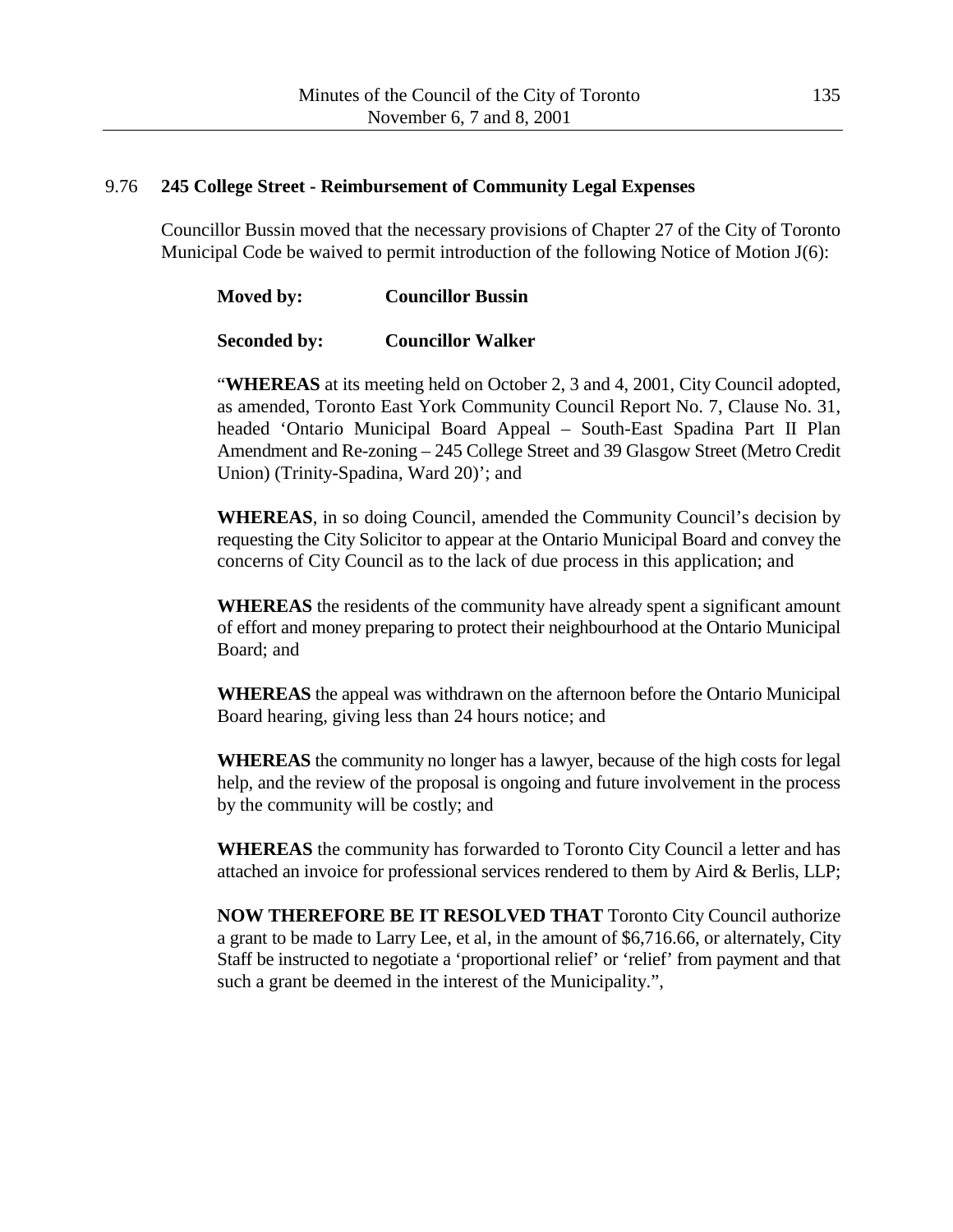## 9.76 **245 College Street - Reimbursement of Community Legal Expenses**

Councillor Bussin moved that the necessary provisions of Chapter 27 of the City of Toronto Municipal Code be waived to permit introduction of the following Notice of Motion J(6):

**Moved by:** **Councillor Bussin**

**Seconded by:** **Councillor Walker**

"**WHEREAS** at its meeting held on October 2, 3 and 4, 2001, City Council adopted, as amended, Toronto East York Community Council Report No. 7, Clause No. 31, headed 'Ontario Municipal Board Appeal – South-East Spadina Part II Plan Amendment and Re-zoning – 245 College Street and 39 Glasgow Street (Metro Credit Union) (Trinity-Spadina, Ward 20)'; and

**WHEREAS**, in so doing Council, amended the Community Council's decision by requesting the City Solicitor to appear at the Ontario Municipal Board and convey the concerns of City Council as to the lack of due process in this application; and

**WHEREAS** the residents of the community have already spent a significant amount of effort and money preparing to protect their neighbourhood at the Ontario Municipal Board; and

**WHEREAS** the appeal was withdrawn on the afternoon before the Ontario Municipal Board hearing, giving less than 24 hours notice; and

**WHEREAS** the community no longer has a lawyer, because of the high costs for legal help, and the review of the proposal is ongoing and future involvement in the process by the community will be costly; and

**WHEREAS** the community has forwarded to Toronto City Council a letter and has attached an invoice for professional services rendered to them by Aird & Berlis, LLP;

**NOW THEREFORE BE IT RESOLVED THAT** Toronto City Council authorize a grant to be made to Larry Lee, et al, in the amount of $6,716.66, or alternately, City Staff be instructed to negotiate a 'proportional relief' or 'relief' from payment and that such a grant be deemed in the interest of the Municipality.",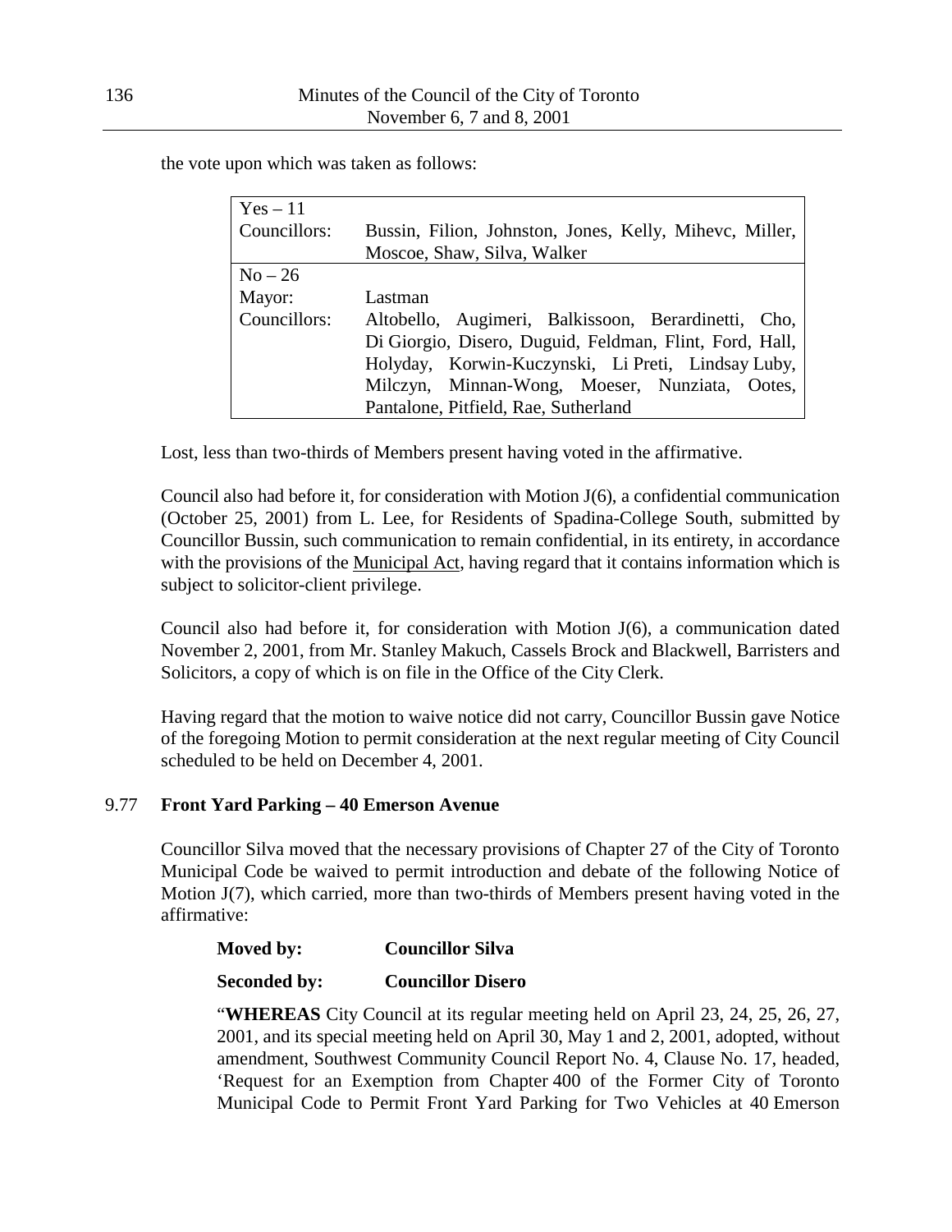the vote upon which was taken as follows:

| Yes – 11 | |
|---|---|
| Councillors: | Bussin, Filion, Johnston, Jones, Kelly, Mihevc, Miller, Moscoe, Shaw, Silva, Walker |
| **No – 26** | |
| Mayor: | Lastman |
| Councillors: | Altobello, Augimeri, Balkissoon, Berardinetti, Cho, Di Giorgio, Disero, Duguid, Feldman, Flint, Ford, Hall, Holyday, Korwin-Kuczynski, Li Preti, Lindsay Luby, Milczyn, Minnan-Wong, Moeser, Nunziata, Ootes, Pantalone, Pitfield, Rae, Sutherland |

Lost, less than two-thirds of Members present having voted in the affirmative.

Council also had before it, for consideration with Motion J(6), a confidential communication (October 25, 2001) from L. Lee, for Residents of Spadina-College South, submitted by Councillor Bussin, such communication to remain confidential, in its entirety, in accordance with the provisions of the Municipal Act, having regard that it contains information which is subject to solicitor-client privilege.

Council also had before it, for consideration with Motion J(6), a communication dated November 2, 2001, from Mr. Stanley Makuch, Cassels Brock and Blackwell, Barristers and Solicitors, a copy of which is on file in the Office of the City Clerk.

Having regard that the motion to waive notice did not carry, Councillor Bussin gave Notice of the foregoing Motion to permit consideration at the next regular meeting of City Council scheduled to be held on December 4, 2001.

## 9.77 Front Yard Parking – 40 Emerson Avenue

Councillor Silva moved that the necessary provisions of Chapter 27 of the City of Toronto Municipal Code be waived to permit introduction and debate of the following Notice of Motion J(7), which carried, more than two-thirds of Members present having voted in the affirmative:

**Moved by:** **Councillor Silva**

**Seconded by:** **Councillor Disero**

"**WHEREAS** City Council at its regular meeting held on April 23, 24, 25, 26, 27, 2001, and its special meeting held on April 30, May 1 and 2, 2001, adopted, without amendment, Southwest Community Council Report No. 4, Clause No. 17, headed, 'Request for an Exemption from Chapter 400 of the Former City of Toronto Municipal Code to Permit Front Yard Parking for Two Vehicles at 40 Emerson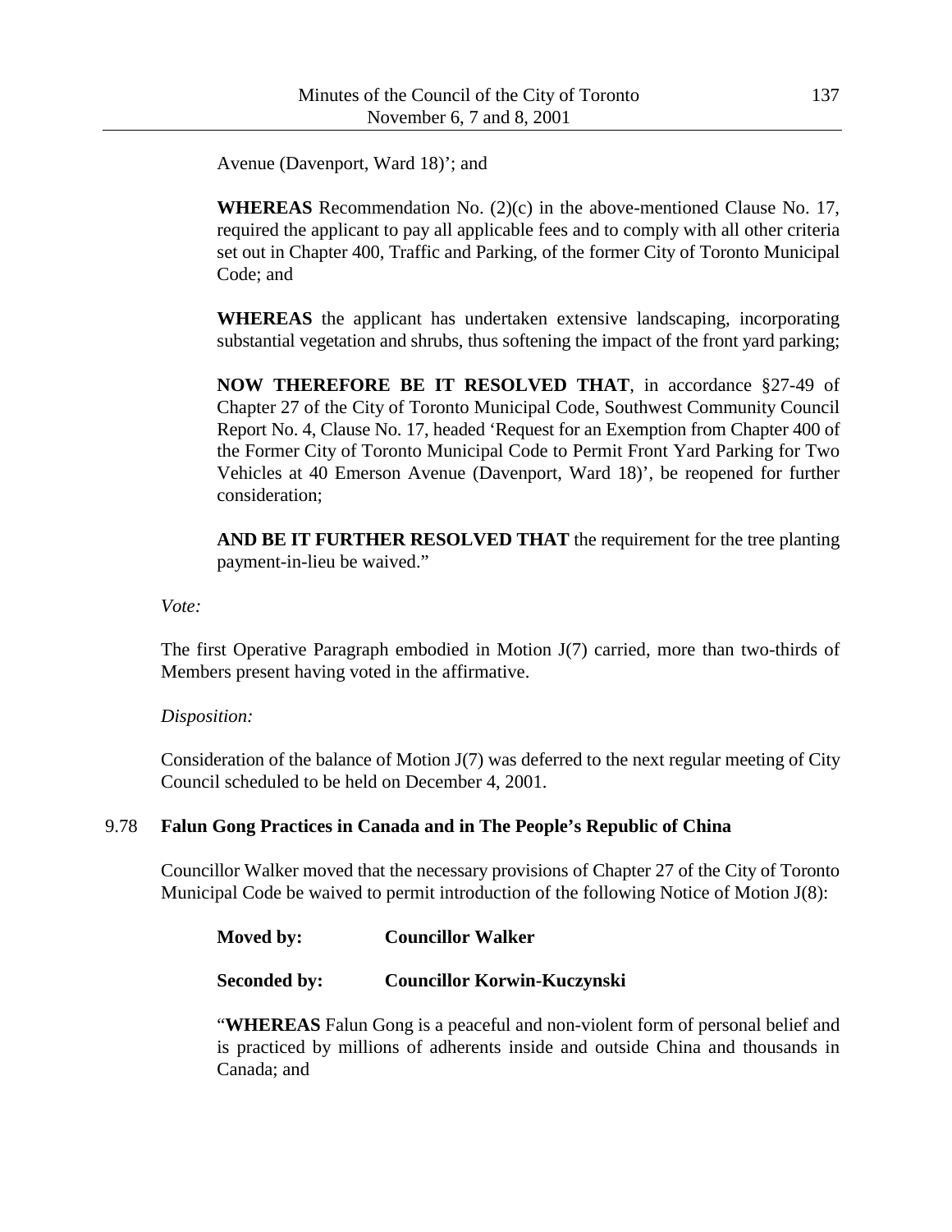Avenue (Davenport, Ward 18)'; and

**WHEREAS** Recommendation No. (2)(c) in the above-mentioned Clause No. 17, required the applicant to pay all applicable fees and to comply with all other criteria set out in Chapter 400, Traffic and Parking, of the former City of Toronto Municipal Code; and

**WHEREAS** the applicant has undertaken extensive landscaping, incorporating substantial vegetation and shrubs, thus softening the impact of the front yard parking;

**NOW THEREFORE BE IT RESOLVED THAT**, in accordance §27-49 of Chapter 27 of the City of Toronto Municipal Code, Southwest Community Council Report No. 4, Clause No. 17, headed 'Request for an Exemption from Chapter 400 of the Former City of Toronto Municipal Code to Permit Front Yard Parking for Two Vehicles at 40 Emerson Avenue (Davenport, Ward 18)', be reopened for further consideration;

**AND BE IT FURTHER RESOLVED THAT** the requirement for the tree planting payment-in-lieu be waived."

*Vote:*

The first Operative Paragraph embodied in Motion J(7) carried, more than two-thirds of Members present having voted in the affirmative.

*Disposition:*

Consideration of the balance of Motion J(7) was deferred to the next regular meeting of City Council scheduled to be held on December 4, 2001.

## 9.78 Falun Gong Practices in Canada and in The People's Republic of China

Councillor Walker moved that the necessary provisions of Chapter 27 of the City of Toronto Municipal Code be waived to permit introduction of the following Notice of Motion J(8):

**Moved by:** **Councillor Walker**

**Seconded by:** **Councillor Korwin-Kuczynski**

"**WHEREAS** Falun Gong is a peaceful and non-violent form of personal belief and is practiced by millions of adherents inside and outside China and thousands in Canada; and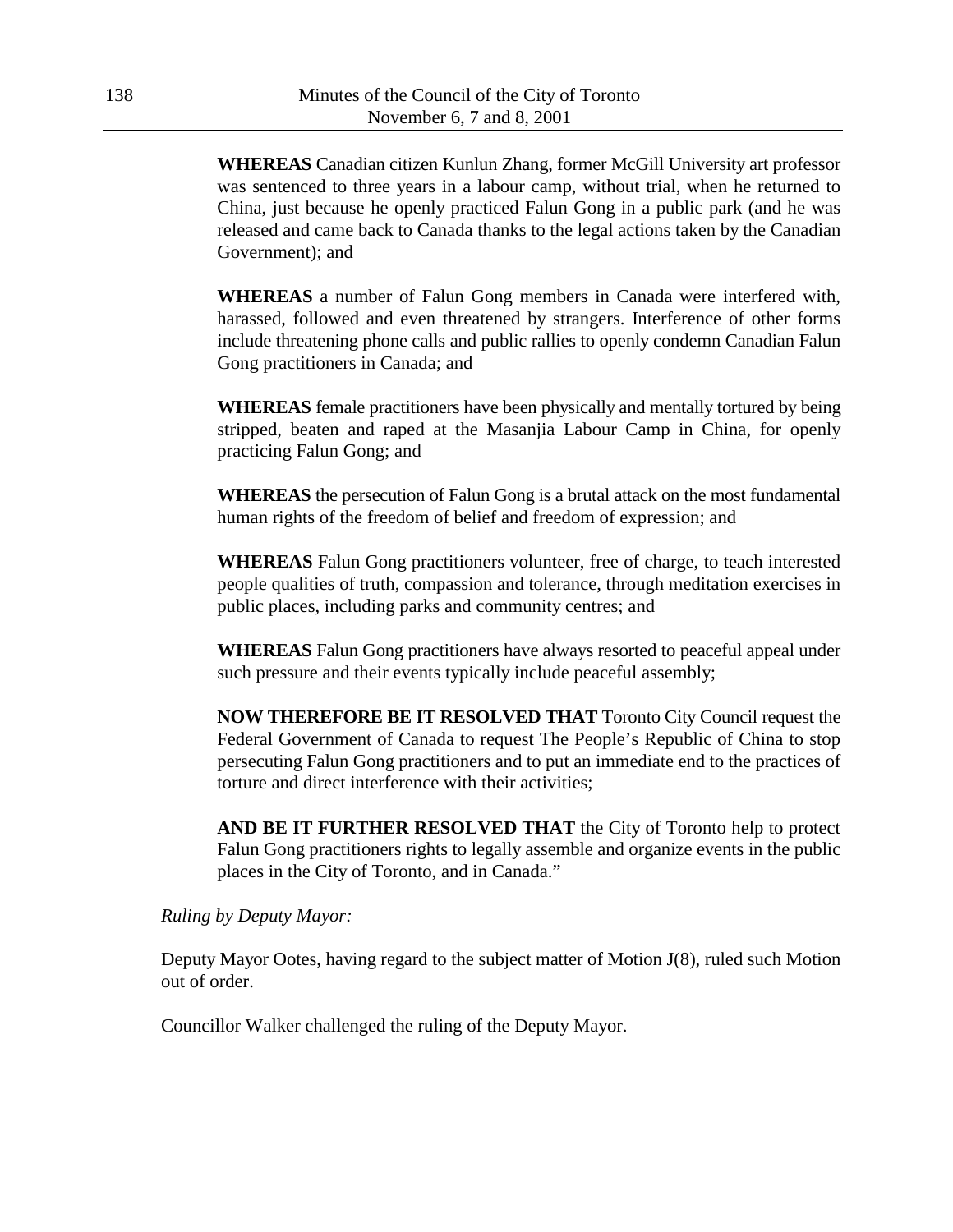**WHEREAS** Canadian citizen Kunlun Zhang, former McGill University art professor was sentenced to three years in a labour camp, without trial, when he returned to China, just because he openly practiced Falun Gong in a public park (and he was released and came back to Canada thanks to the legal actions taken by the Canadian Government); and

**WHEREAS** a number of Falun Gong members in Canada were interfered with, harassed, followed and even threatened by strangers. Interference of other forms include threatening phone calls and public rallies to openly condemn Canadian Falun Gong practitioners in Canada; and

**WHEREAS** female practitioners have been physically and mentally tortured by being stripped, beaten and raped at the Masanjia Labour Camp in China, for openly practicing Falun Gong; and

**WHEREAS** the persecution of Falun Gong is a brutal attack on the most fundamental human rights of the freedom of belief and freedom of expression; and

**WHEREAS** Falun Gong practitioners volunteer, free of charge, to teach interested people qualities of truth, compassion and tolerance, through meditation exercises in public places, including parks and community centres; and

**WHEREAS** Falun Gong practitioners have always resorted to peaceful appeal under such pressure and their events typically include peaceful assembly;

**NOW THEREFORE BE IT RESOLVED THAT** Toronto City Council request the Federal Government of Canada to request The People's Republic of China to stop persecuting Falun Gong practitioners and to put an immediate end to the practices of torture and direct interference with their activities;

**AND BE IT FURTHER RESOLVED THAT** the City of Toronto help to protect Falun Gong practitioners rights to legally assemble and organize events in the public places in the City of Toronto, and in Canada."

*Ruling by Deputy Mayor:*

Deputy Mayor Ootes, having regard to the subject matter of Motion J(8), ruled such Motion out of order.

Councillor Walker challenged the ruling of the Deputy Mayor.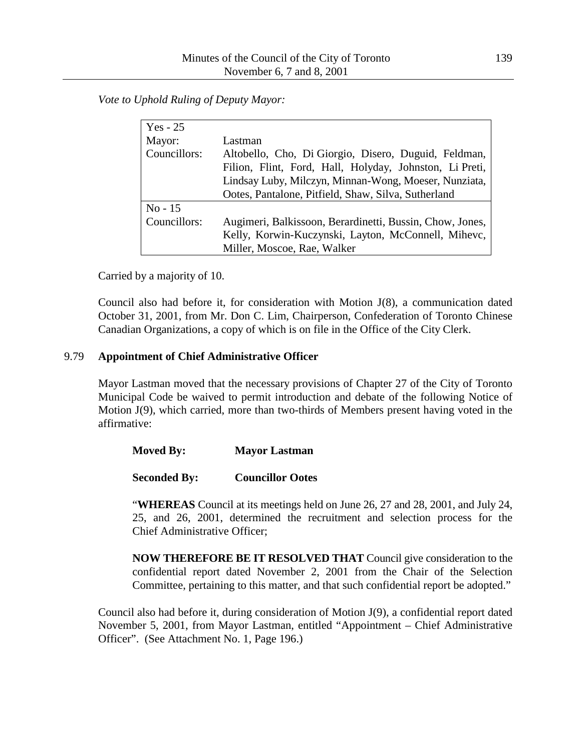*Vote to Uphold Ruling of Deputy Mayor:*

| Yes - 25 | |
|---|---|
| Mayor: | Lastman |
| Councillors: | Altobello, Cho, Di Giorgio, Disero, Duguid, Feldman, Filion, Flint, Ford, Hall, Holyday, Johnston, Li Preti, Lindsay Luby, Milczyn, Minnan-Wong, Moeser, Nunziata, Ootes, Pantalone, Pitfield, Shaw, Silva, Sutherland |
| No - 15 | |
| Councillors: | Augimeri, Balkissoon, Berardinetti, Bussin, Chow, Jones, Kelly, Korwin-Kuczynski, Layton, McConnell, Mihevc, Miller, Moscoe, Rae, Walker |

Carried by a majority of 10.

Council also had before it, for consideration with Motion J(8), a communication dated October 31, 2001, from Mr. Don C. Lim, Chairperson, Confederation of Toronto Chinese Canadian Organizations, a copy of which is on file in the Office of the City Clerk.

## 9.79 Appointment of Chief Administrative Officer

Mayor Lastman moved that the necessary provisions of Chapter 27 of the City of Toronto Municipal Code be waived to permit introduction and debate of the following Notice of Motion J(9), which carried, more than two-thirds of Members present having voted in the affirmative:

**Moved By:** **Mayor Lastman**

**Seconded By:** **Councillor Ootes**

"**WHEREAS** Council at its meetings held on June 26, 27 and 28, 2001, and July 24, 25, and 26, 2001, determined the recruitment and selection process for the Chief Administrative Officer;

**NOW THEREFORE BE IT RESOLVED THAT** Council give consideration to the confidential report dated November 2, 2001 from the Chair of the Selection Committee, pertaining to this matter, and that such confidential report be adopted."

Council also had before it, during consideration of Motion J(9), a confidential report dated November 5, 2001, from Mayor Lastman, entitled "Appointment – Chief Administrative Officer". (See Attachment No. 1, Page 196.)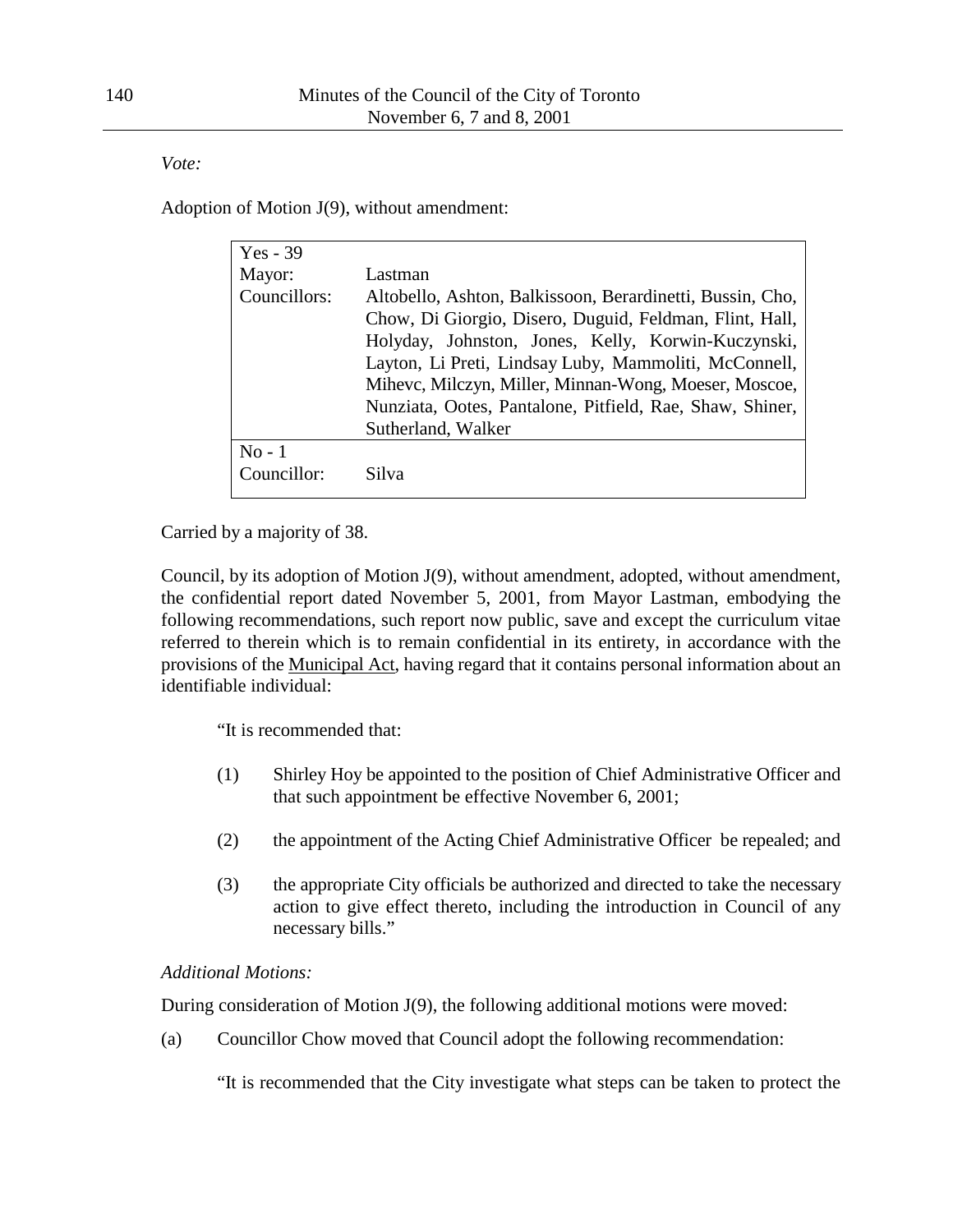*Vote:*

Adoption of Motion J(9), without amendment:

| Yes - 39 | |
|---|---|
| Mayor: | Lastman |
| Councillors: | Altobello, Ashton, Balkissoon, Berardinetti, Bussin, Cho, Chow, Di Giorgio, Disero, Duguid, Feldman, Flint, Hall, Holyday, Johnston, Jones, Kelly, Korwin-Kuczynski, Layton, Li Preti, Lindsay Luby, Mammoliti, McConnell, Mihevc, Milczyn, Miller, Minnan-Wong, Moeser, Moscoe, Nunziata, Ootes, Pantalone, Pitfield, Rae, Shaw, Shiner, Sutherland, Walker |
| No - 1 | |
| Councillor: | Silva |

Carried by a majority of 38.

Council, by its adoption of Motion J(9), without amendment, adopted, without amendment, the confidential report dated November 5, 2001, from Mayor Lastman, embodying the following recommendations, such report now public, save and except the curriculum vitae referred to therein which is to remain confidential in its entirety, in accordance with the provisions of the Municipal Act, having regard that it contains personal information about an identifiable individual:

> "It is recommended that:
>
> (1) Shirley Hoy be appointed to the position of Chief Administrative Officer and that such appointment be effective November 6, 2001;
>
> (2) the appointment of the Acting Chief Administrative Officer be repealed; and
>
> (3) the appropriate City officials be authorized and directed to take the necessary action to give effect thereto, including the introduction in Council of any necessary bills."

*Additional Motions:*

During consideration of Motion J(9), the following additional motions were moved:

(a) Councillor Chow moved that Council adopt the following recommendation:

"It is recommended that the City investigate what steps can be taken to protect the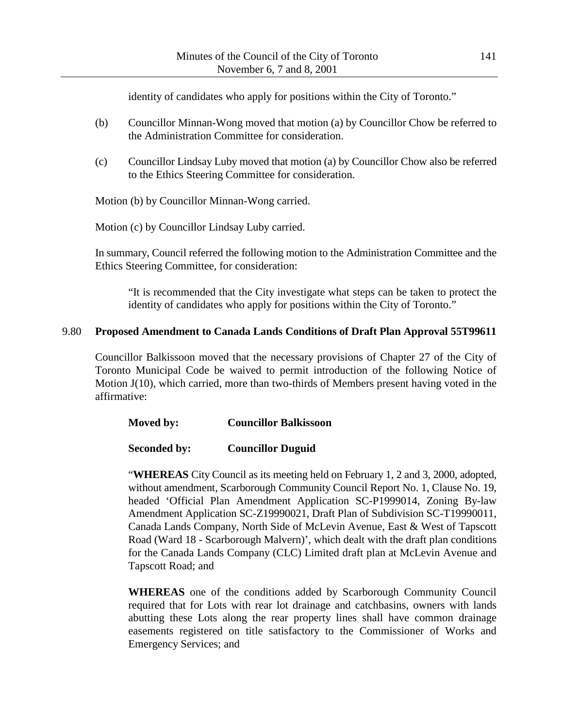identity of candidates who apply for positions within the City of Toronto."

(b) Councillor Minnan-Wong moved that motion (a) by Councillor Chow be referred to the Administration Committee for consideration.

(c) Councillor Lindsay Luby moved that motion (a) by Councillor Chow also be referred to the Ethics Steering Committee for consideration.

Motion (b) by Councillor Minnan-Wong carried.

Motion (c) by Councillor Lindsay Luby carried.

In summary, Council referred the following motion to the Administration Committee and the Ethics Steering Committee, for consideration:

> "It is recommended that the City investigate what steps can be taken to protect the identity of candidates who apply for positions within the City of Toronto."

## 9.80 Proposed Amendment to Canada Lands Conditions of Draft Plan Approval 55T99611

Councillor Balkissoon moved that the necessary provisions of Chapter 27 of the City of Toronto Municipal Code be waived to permit introduction of the following Notice of Motion J(10), which carried, more than two-thirds of Members present having voted in the affirmative:

> **Moved by:** **Councillor Balkissoon**
>
> **Seconded by:** **Councillor Duguid**
>
> "**WHEREAS** City Council as its meeting held on February 1, 2 and 3, 2000, adopted, without amendment, Scarborough Community Council Report No. 1, Clause No. 19, headed 'Official Plan Amendment Application SC-P1999014, Zoning By-law Amendment Application SC-Z19990021, Draft Plan of Subdivision SC-T19990011, Canada Lands Company, North Side of McLevin Avenue, East & West of Tapscott Road (Ward 18 - Scarborough Malvern)', which dealt with the draft plan conditions for the Canada Lands Company (CLC) Limited draft plan at McLevin Avenue and Tapscott Road; and
>
> **WHEREAS** one of the conditions added by Scarborough Community Council required that for Lots with rear lot drainage and catchbasins, owners with lands abutting these Lots along the rear property lines shall have common drainage easements registered on title satisfactory to the Commissioner of Works and Emergency Services; and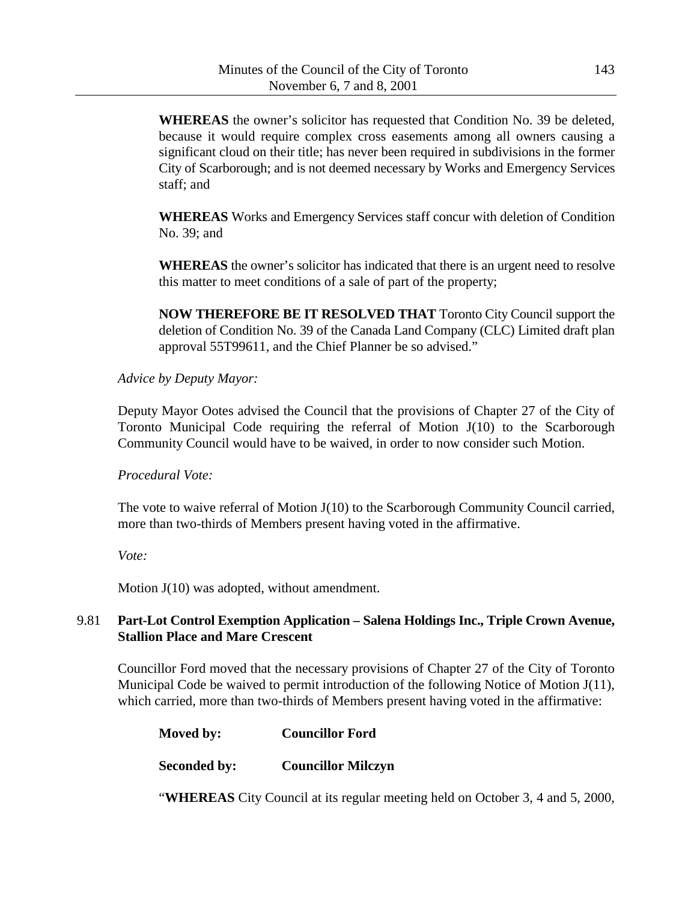**WHEREAS** the owner's solicitor has requested that Condition No. 39 be deleted, because it would require complex cross easements among all owners causing a significant cloud on their title; has never been required in subdivisions in the former City of Scarborough; and is not deemed necessary by Works and Emergency Services staff; and

**WHEREAS** Works and Emergency Services staff concur with deletion of Condition No. 39; and

**WHEREAS** the owner's solicitor has indicated that there is an urgent need to resolve this matter to meet conditions of a sale of part of the property;

**NOW THEREFORE BE IT RESOLVED THAT** Toronto City Council support the deletion of Condition No. 39 of the Canada Land Company (CLC) Limited draft plan approval 55T99611, and the Chief Planner be so advised."

*Advice by Deputy Mayor:*

Deputy Mayor Ootes advised the Council that the provisions of Chapter 27 of the City of Toronto Municipal Code requiring the referral of Motion J(10) to the Scarborough Community Council would have to be waived, in order to now consider such Motion.

*Procedural Vote:*

The vote to waive referral of Motion J(10) to the Scarborough Community Council carried, more than two-thirds of Members present having voted in the affirmative.

*Vote:*

Motion J(10) was adopted, without amendment.

## 9.81 Part-Lot Control Exemption Application – Salena Holdings Inc., Triple Crown Avenue, Stallion Place and Mare Crescent

Councillor Ford moved that the necessary provisions of Chapter 27 of the City of Toronto Municipal Code be waived to permit introduction of the following Notice of Motion J(11), which carried, more than two-thirds of Members present having voted in the affirmative:

**Moved by:** **Councillor Ford**

**Seconded by:** **Councillor Milczyn**

"**WHEREAS** City Council at its regular meeting held on October 3, 4 and 5, 2000,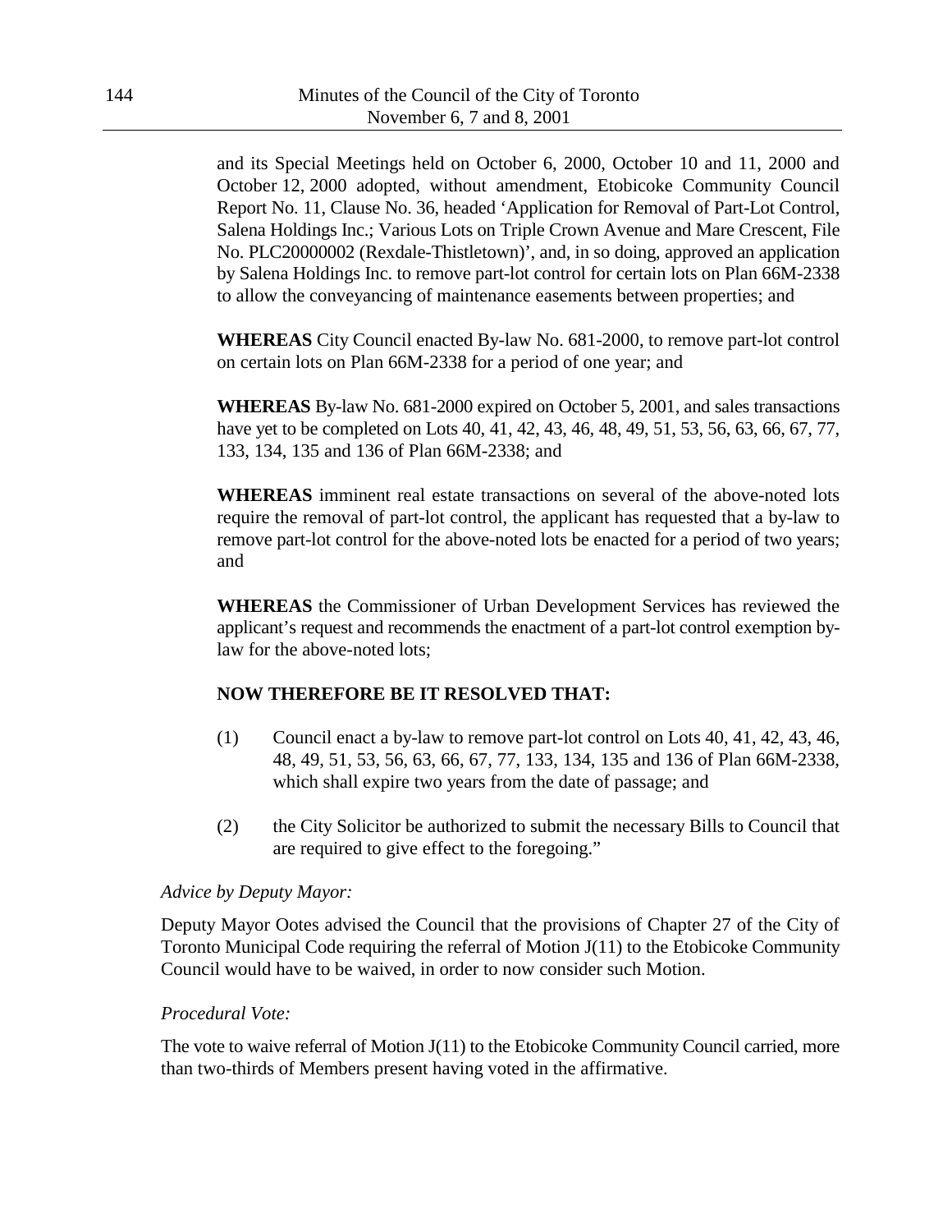and its Special Meetings held on October 6, 2000, October 10 and 11, 2000 and October 12, 2000 adopted, without amendment, Etobicoke Community Council Report No. 11, Clause No. 36, headed 'Application for Removal of Part-Lot Control, Salena Holdings Inc.; Various Lots on Triple Crown Avenue and Mare Crescent, File No. PLC20000002 (Rexdale-Thistletown)', and, in so doing, approved an application by Salena Holdings Inc. to remove part-lot control for certain lots on Plan 66M-2338 to allow the conveyancing of maintenance easements between properties; and

**WHEREAS** City Council enacted By-law No. 681-2000, to remove part-lot control on certain lots on Plan 66M-2338 for a period of one year; and

**WHEREAS** By-law No. 681-2000 expired on October 5, 2001, and sales transactions have yet to be completed on Lots 40, 41, 42, 43, 46, 48, 49, 51, 53, 56, 63, 66, 67, 77, 133, 134, 135 and 136 of Plan 66M-2338; and

**WHEREAS** imminent real estate transactions on several of the above-noted lots require the removal of part-lot control, the applicant has requested that a by-law to remove part-lot control for the above-noted lots be enacted for a period of two years; and

**WHEREAS** the Commissioner of Urban Development Services has reviewed the applicant's request and recommends the enactment of a part-lot control exemption by-law for the above-noted lots;

**NOW THEREFORE BE IT RESOLVED THAT:**

(1) Council enact a by-law to remove part-lot control on Lots 40, 41, 42, 43, 46, 48, 49, 51, 53, 56, 63, 66, 67, 77, 133, 134, 135 and 136 of Plan 66M-2338, which shall expire two years from the date of passage; and

(2) the City Solicitor be authorized to submit the necessary Bills to Council that are required to give effect to the foregoing."

*Advice by Deputy Mayor:*

Deputy Mayor Ootes advised the Council that the provisions of Chapter 27 of the City of Toronto Municipal Code requiring the referral of Motion J(11) to the Etobicoke Community Council would have to be waived, in order to now consider such Motion.

*Procedural Vote:*

The vote to waive referral of Motion J(11) to the Etobicoke Community Council carried, more than two-thirds of Members present having voted in the affirmative.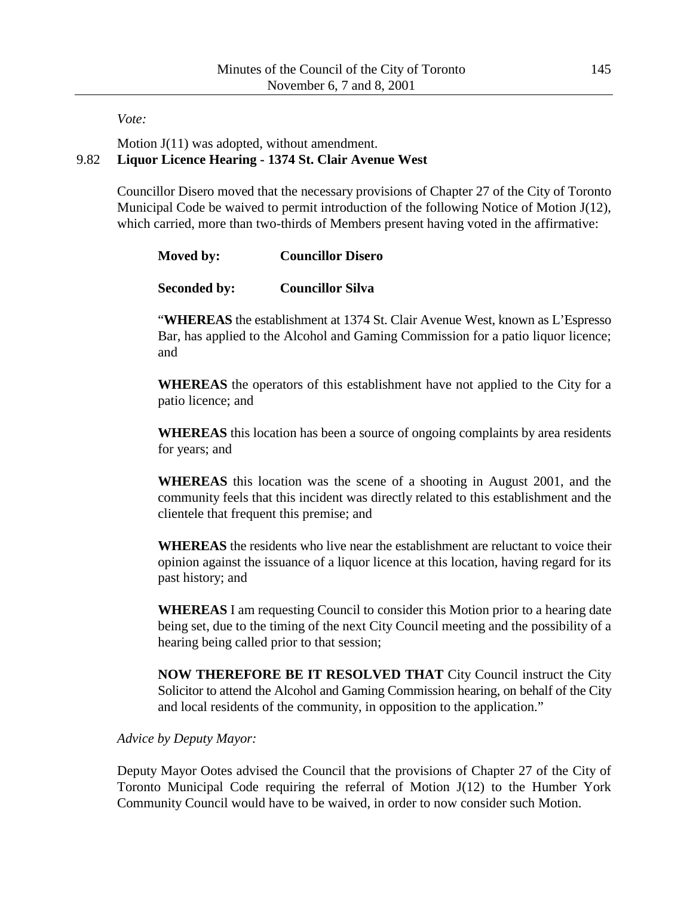*Vote:*

Motion J(11) was adopted, without amendment.

## 9.82 Liquor Licence Hearing - 1374 St. Clair Avenue West

Councillor Disero moved that the necessary provisions of Chapter 27 of the City of Toronto Municipal Code be waived to permit introduction of the following Notice of Motion J(12), which carried, more than two-thirds of Members present having voted in the affirmative:

**Moved by:** **Councillor Disero**

**Seconded by:** **Councillor Silva**

"**WHEREAS** the establishment at 1374 St. Clair Avenue West, known as L'Espresso Bar, has applied to the Alcohol and Gaming Commission for a patio liquor licence; and

**WHEREAS** the operators of this establishment have not applied to the City for a patio licence; and

**WHEREAS** this location has been a source of ongoing complaints by area residents for years; and

**WHEREAS** this location was the scene of a shooting in August 2001, and the community feels that this incident was directly related to this establishment and the clientele that frequent this premise; and

**WHEREAS** the residents who live near the establishment are reluctant to voice their opinion against the issuance of a liquor licence at this location, having regard for its past history; and

**WHEREAS** I am requesting Council to consider this Motion prior to a hearing date being set, due to the timing of the next City Council meeting and the possibility of a hearing being called prior to that session;

**NOW THEREFORE BE IT RESOLVED THAT** City Council instruct the City Solicitor to attend the Alcohol and Gaming Commission hearing, on behalf of the City and local residents of the community, in opposition to the application."

*Advice by Deputy Mayor:*

Deputy Mayor Ootes advised the Council that the provisions of Chapter 27 of the City of Toronto Municipal Code requiring the referral of Motion J(12) to the Humber York Community Council would have to be waived, in order to now consider such Motion.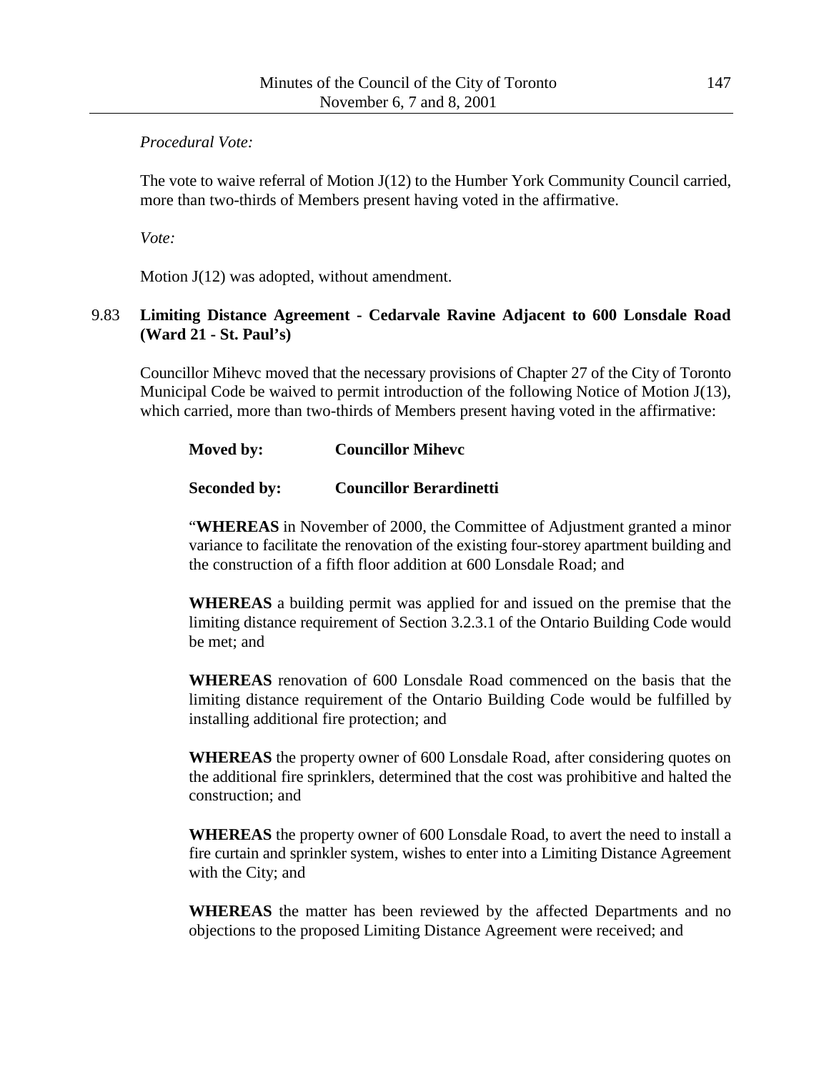*Procedural Vote:*

The vote to waive referral of Motion J(12) to the Humber York Community Council carried, more than two-thirds of Members present having voted in the affirmative.

*Vote:*

Motion J(12) was adopted, without amendment.

### 9.83 Limiting Distance Agreement - Cedarvale Ravine Adjacent to 600 Lonsdale Road (Ward 21 - St. Paul's)

Councillor Mihevc moved that the necessary provisions of Chapter 27 of the City of Toronto Municipal Code be waived to permit introduction of the following Notice of Motion J(13), which carried, more than two-thirds of Members present having voted in the affirmative:

**Moved by:** **Councillor Mihevc**

**Seconded by:** **Councillor Berardinetti**

"**WHEREAS** in November of 2000, the Committee of Adjustment granted a minor variance to facilitate the renovation of the existing four-storey apartment building and the construction of a fifth floor addition at 600 Lonsdale Road; and

**WHEREAS** a building permit was applied for and issued on the premise that the limiting distance requirement of Section 3.2.3.1 of the Ontario Building Code would be met; and

**WHEREAS** renovation of 600 Lonsdale Road commenced on the basis that the limiting distance requirement of the Ontario Building Code would be fulfilled by installing additional fire protection; and

**WHEREAS** the property owner of 600 Lonsdale Road, after considering quotes on the additional fire sprinklers, determined that the cost was prohibitive and halted the construction; and

**WHEREAS** the property owner of 600 Lonsdale Road, to avert the need to install a fire curtain and sprinkler system, wishes to enter into a Limiting Distance Agreement with the City; and

**WHEREAS** the matter has been reviewed by the affected Departments and no objections to the proposed Limiting Distance Agreement were received; and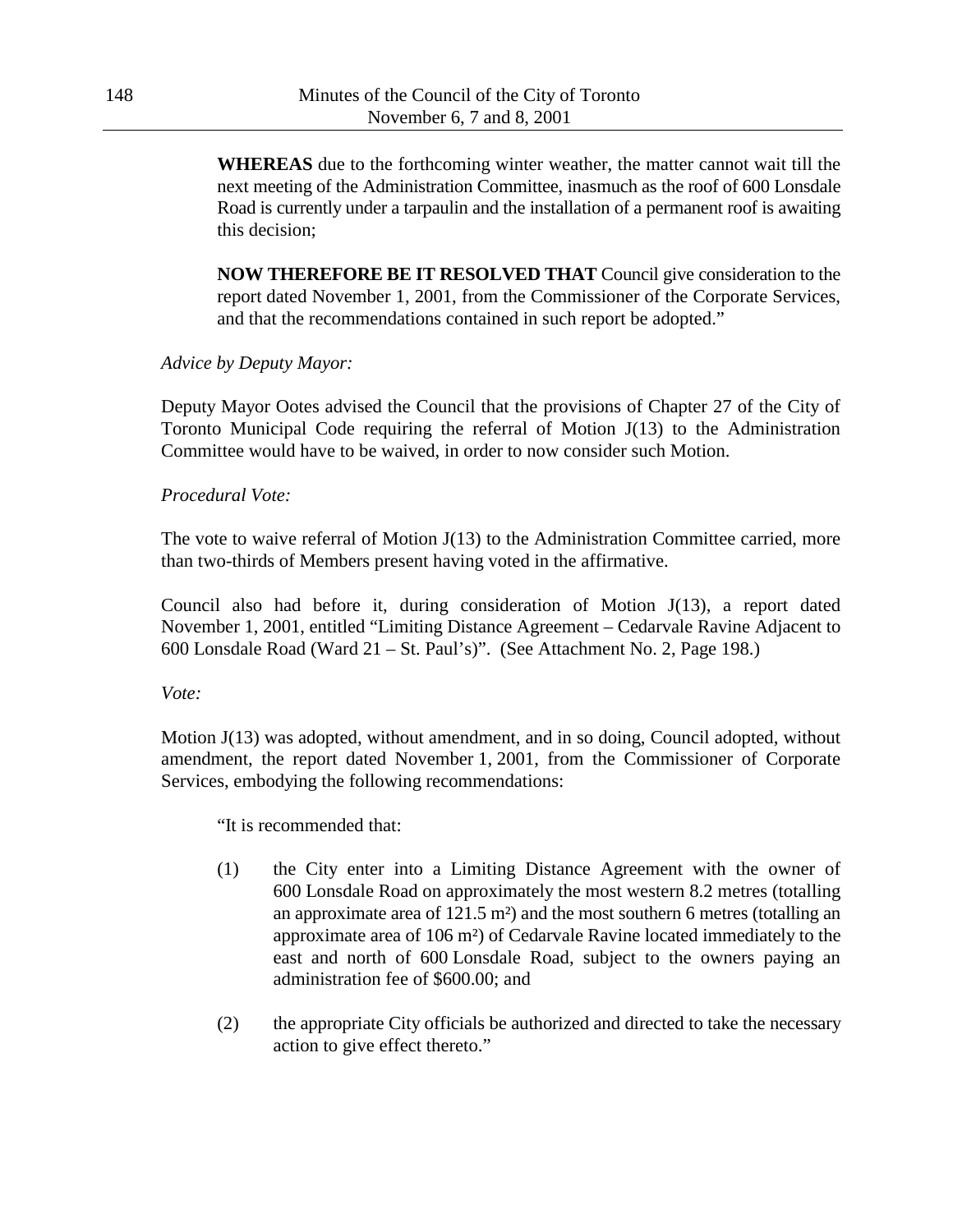**WHEREAS** due to the forthcoming winter weather, the matter cannot wait till the next meeting of the Administration Committee, inasmuch as the roof of 600 Lonsdale Road is currently under a tarpaulin and the installation of a permanent roof is awaiting this decision;

**NOW THEREFORE BE IT RESOLVED THAT** Council give consideration to the report dated November 1, 2001, from the Commissioner of the Corporate Services, and that the recommendations contained in such report be adopted."

*Advice by Deputy Mayor:*

Deputy Mayor Ootes advised the Council that the provisions of Chapter 27 of the City of Toronto Municipal Code requiring the referral of Motion J(13) to the Administration Committee would have to be waived, in order to now consider such Motion.

*Procedural Vote:*

The vote to waive referral of Motion J(13) to the Administration Committee carried, more than two-thirds of Members present having voted in the affirmative.

Council also had before it, during consideration of Motion J(13), a report dated November 1, 2001, entitled "Limiting Distance Agreement – Cedarvale Ravine Adjacent to 600 Lonsdale Road (Ward 21 – St. Paul's)". (See Attachment No. 2, Page 198.)

*Vote:*

Motion J(13) was adopted, without amendment, and in so doing, Council adopted, without amendment, the report dated November 1, 2001, from the Commissioner of Corporate Services, embodying the following recommendations:

"It is recommended that:

(1) the City enter into a Limiting Distance Agreement with the owner of 600 Lonsdale Road on approximately the most western 8.2 metres (totalling an approximate area of 121.5 $m^2$) and the most southern 6 metres (totalling an approximate area of 106 $m^2$) of Cedarvale Ravine located immediately to the east and north of 600 Lonsdale Road, subject to the owners paying an administration fee of $600.00; and

(2) the appropriate City officials be authorized and directed to take the necessary action to give effect thereto."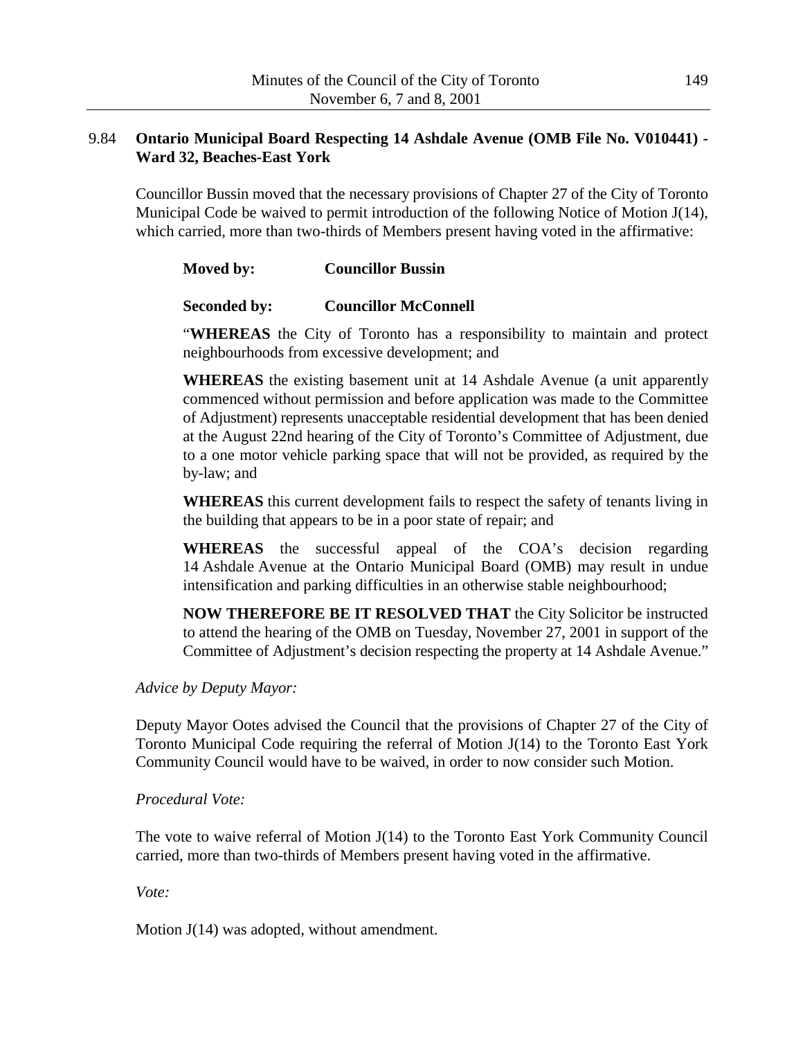### 9.84 Ontario Municipal Board Respecting 14 Ashdale Avenue (OMB File No. V010441) - Ward 32, Beaches-East York

Councillor Bussin moved that the necessary provisions of Chapter 27 of the City of Toronto Municipal Code be waived to permit introduction of the following Notice of Motion J(14), which carried, more than two-thirds of Members present having voted in the affirmative:

**Moved by:** **Councillor Bussin**

**Seconded by:** **Councillor McConnell**

"**WHEREAS** the City of Toronto has a responsibility to maintain and protect neighbourhoods from excessive development; and

**WHEREAS** the existing basement unit at 14 Ashdale Avenue (a unit apparently commenced without permission and before application was made to the Committee of Adjustment) represents unacceptable residential development that has been denied at the August 22nd hearing of the City of Toronto's Committee of Adjustment, due to a one motor vehicle parking space that will not be provided, as required by the by-law; and

**WHEREAS** this current development fails to respect the safety of tenants living in the building that appears to be in a poor state of repair; and

**WHEREAS** the successful appeal of the COA's decision regarding 14 Ashdale Avenue at the Ontario Municipal Board (OMB) may result in undue intensification and parking difficulties in an otherwise stable neighbourhood;

**NOW THEREFORE BE IT RESOLVED THAT** the City Solicitor be instructed to attend the hearing of the OMB on Tuesday, November 27, 2001 in support of the Committee of Adjustment's decision respecting the property at 14 Ashdale Avenue."

*Advice by Deputy Mayor:*

Deputy Mayor Ootes advised the Council that the provisions of Chapter 27 of the City of Toronto Municipal Code requiring the referral of Motion J(14) to the Toronto East York Community Council would have to be waived, in order to now consider such Motion.

*Procedural Vote:*

The vote to waive referral of Motion J(14) to the Toronto East York Community Council carried, more than two-thirds of Members present having voted in the affirmative.

*Vote:*

Motion J(14) was adopted, without amendment.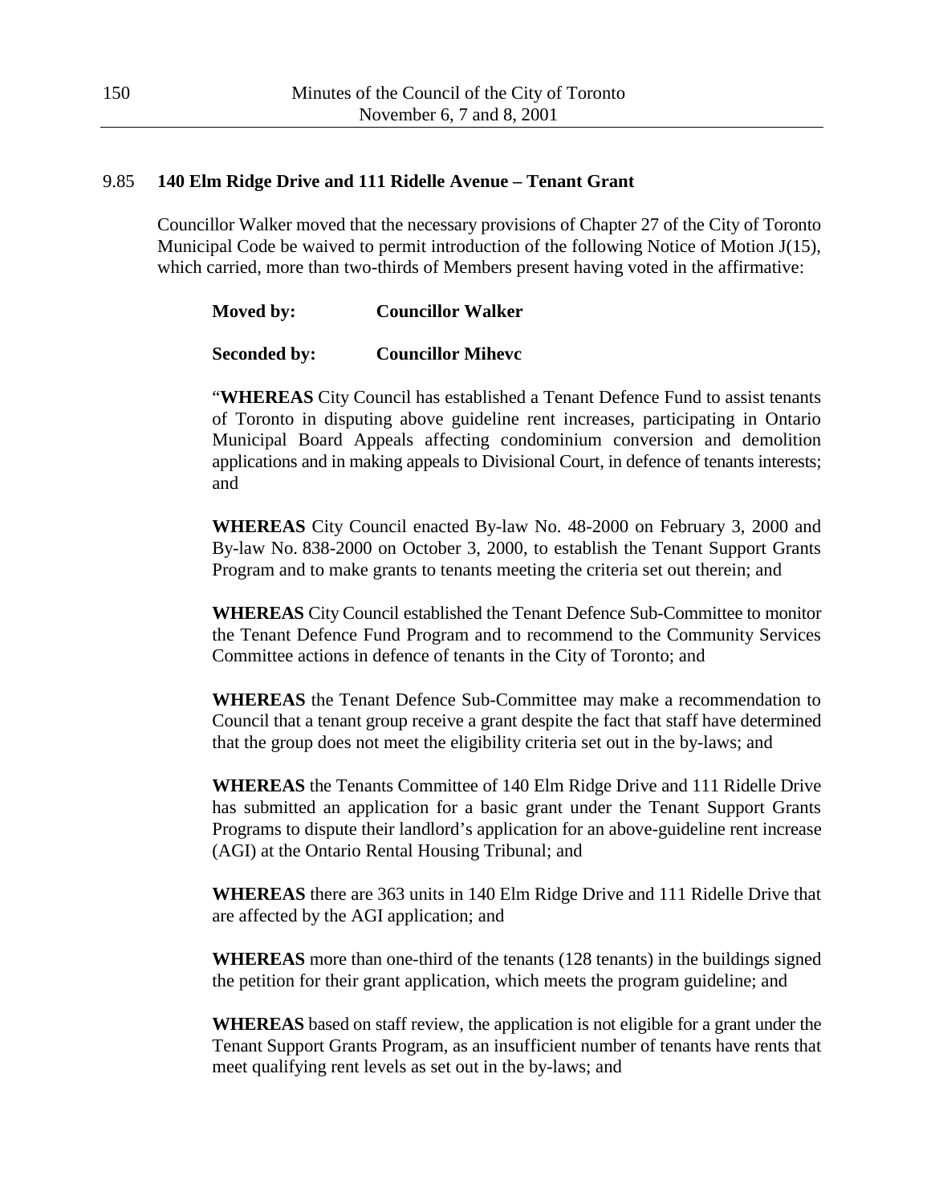## 9.85 140 Elm Ridge Drive and 111 Ridelle Avenue – Tenant Grant

Councillor Walker moved that the necessary provisions of Chapter 27 of the City of Toronto Municipal Code be waived to permit introduction of the following Notice of Motion J(15), which carried, more than two-thirds of Members present having voted in the affirmative:

**Moved by:** **Councillor Walker**

**Seconded by:** **Councillor Mihevc**

"**WHEREAS** City Council has established a Tenant Defence Fund to assist tenants of Toronto in disputing above guideline rent increases, participating in Ontario Municipal Board Appeals affecting condominium conversion and demolition applications and in making appeals to Divisional Court, in defence of tenants interests; and

**WHEREAS** City Council enacted By-law No. 48-2000 on February 3, 2000 and By-law No. 838-2000 on October 3, 2000, to establish the Tenant Support Grants Program and to make grants to tenants meeting the criteria set out therein; and

**WHEREAS** City Council established the Tenant Defence Sub-Committee to monitor the Tenant Defence Fund Program and to recommend to the Community Services Committee actions in defence of tenants in the City of Toronto; and

**WHEREAS** the Tenant Defence Sub-Committee may make a recommendation to Council that a tenant group receive a grant despite the fact that staff have determined that the group does not meet the eligibility criteria set out in the by-laws; and

**WHEREAS** the Tenants Committee of 140 Elm Ridge Drive and 111 Ridelle Drive has submitted an application for a basic grant under the Tenant Support Grants Programs to dispute their landlord's application for an above-guideline rent increase (AGI) at the Ontario Rental Housing Tribunal; and

**WHEREAS** there are 363 units in 140 Elm Ridge Drive and 111 Ridelle Drive that are affected by the AGI application; and

**WHEREAS** more than one-third of the tenants (128 tenants) in the buildings signed the petition for their grant application, which meets the program guideline; and

**WHEREAS** based on staff review, the application is not eligible for a grant under the Tenant Support Grants Program, as an insufficient number of tenants have rents that meet qualifying rent levels as set out in the by-laws; and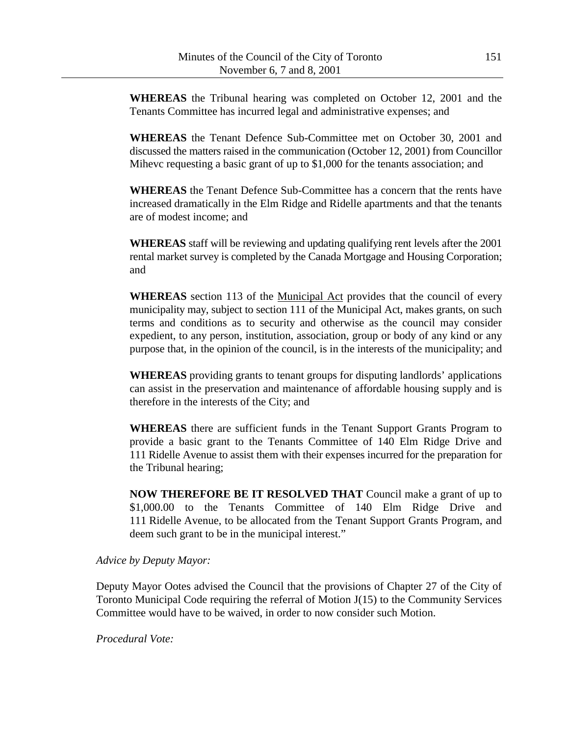**WHEREAS** the Tribunal hearing was completed on October 12, 2001 and the Tenants Committee has incurred legal and administrative expenses; and

**WHEREAS** the Tenant Defence Sub-Committee met on October 30, 2001 and discussed the matters raised in the communication (October 12, 2001) from Councillor Mihevc requesting a basic grant of up to $1,000 for the tenants association; and

**WHEREAS** the Tenant Defence Sub-Committee has a concern that the rents have increased dramatically in the Elm Ridge and Ridelle apartments and that the tenants are of modest income; and

**WHEREAS** staff will be reviewing and updating qualifying rent levels after the 2001 rental market survey is completed by the Canada Mortgage and Housing Corporation; and

**WHEREAS** section 113 of the Municipal Act provides that the council of every municipality may, subject to section 111 of the Municipal Act, makes grants, on such terms and conditions as to security and otherwise as the council may consider expedient, to any person, institution, association, group or body of any kind or any purpose that, in the opinion of the council, is in the interests of the municipality; and

**WHEREAS** providing grants to tenant groups for disputing landlords' applications can assist in the preservation and maintenance of affordable housing supply and is therefore in the interests of the City; and

**WHEREAS** there are sufficient funds in the Tenant Support Grants Program to provide a basic grant to the Tenants Committee of 140 Elm Ridge Drive and 111 Ridelle Avenue to assist them with their expenses incurred for the preparation for the Tribunal hearing;

**NOW THEREFORE BE IT RESOLVED THAT** Council make a grant of up to $1,000.00 to the Tenants Committee of 140 Elm Ridge Drive and 111 Ridelle Avenue, to be allocated from the Tenant Support Grants Program, and deem such grant to be in the municipal interest."

*Advice by Deputy Mayor:*

Deputy Mayor Ootes advised the Council that the provisions of Chapter 27 of the City of Toronto Municipal Code requiring the referral of Motion J(15) to the Community Services Committee would have to be waived, in order to now consider such Motion.

*Procedural Vote:*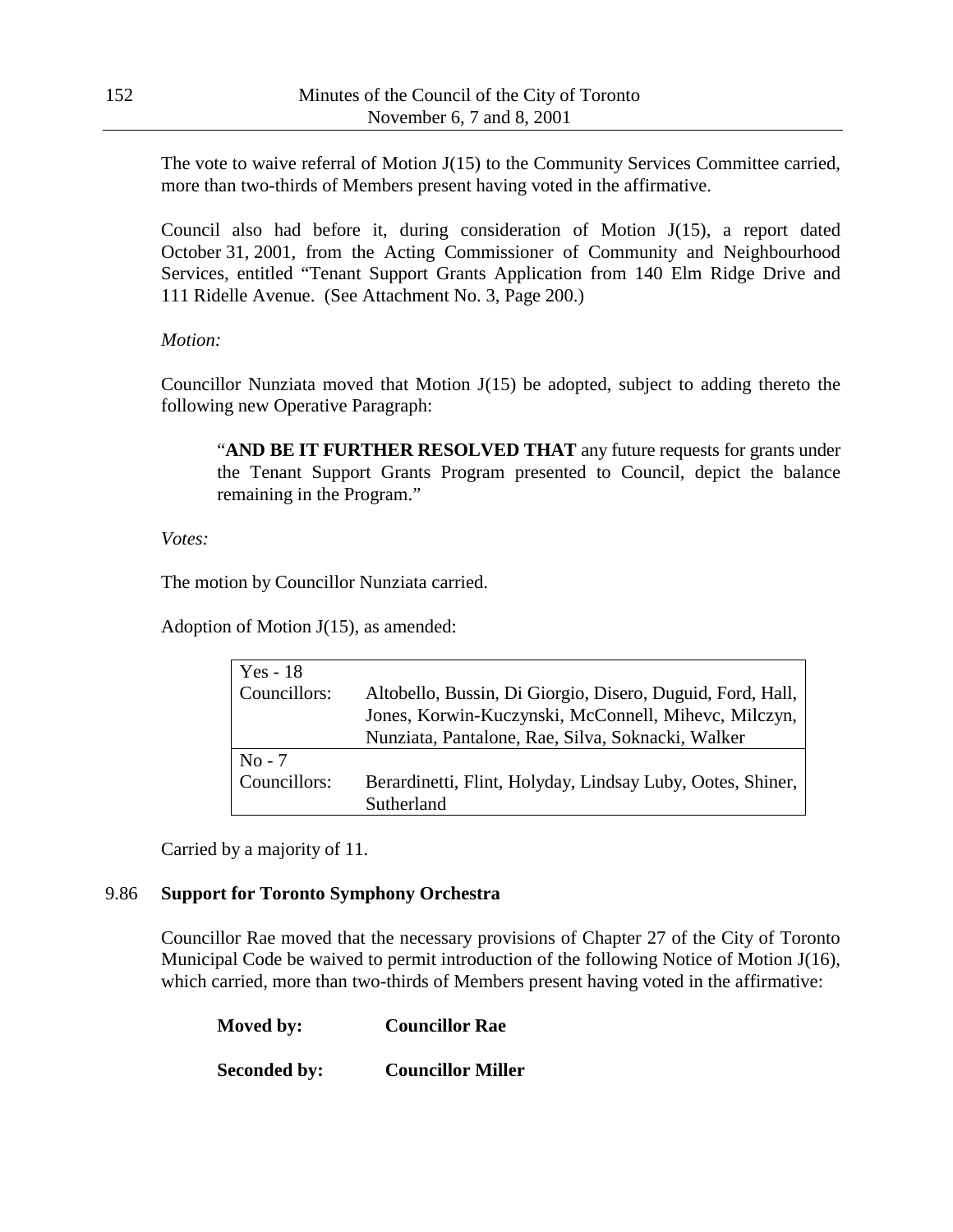The vote to waive referral of Motion J(15) to the Community Services Committee carried, more than two-thirds of Members present having voted in the affirmative.

Council also had before it, during consideration of Motion J(15), a report dated October 31, 2001, from the Acting Commissioner of Community and Neighbourhood Services, entitled "Tenant Support Grants Application from 140 Elm Ridge Drive and 111 Ridelle Avenue. (See Attachment No. 3, Page 200.)

*Motion:*

Councillor Nunziata moved that Motion J(15) be adopted, subject to adding thereto the following new Operative Paragraph:

> "**AND BE IT FURTHER RESOLVED THAT** any future requests for grants under the Tenant Support Grants Program presented to Council, depict the balance remaining in the Program."

*Votes:*

The motion by Councillor Nunziata carried.

Adoption of Motion J(15), as amended:

| Yes - 18 | |
|---|---|
| Councillors: | Altobello, Bussin, Di Giorgio, Disero, Duguid, Ford, Hall, Jones, Korwin-Kuczynski, McConnell, Mihevc, Milczyn, Nunziata, Pantalone, Rae, Silva, Soknacki, Walker |
| **No - 7** | |
| Councillors: | Berardinetti, Flint, Holyday, Lindsay Luby, Ootes, Shiner, Sutherland |

Carried by a majority of 11.

## 9.86 Support for Toronto Symphony Orchestra

Councillor Rae moved that the necessary provisions of Chapter 27 of the City of Toronto Municipal Code be waived to permit introduction of the following Notice of Motion J(16), which carried, more than two-thirds of Members present having voted in the affirmative:

**Moved by:** **Councillor Rae**

**Seconded by:** **Councillor Miller**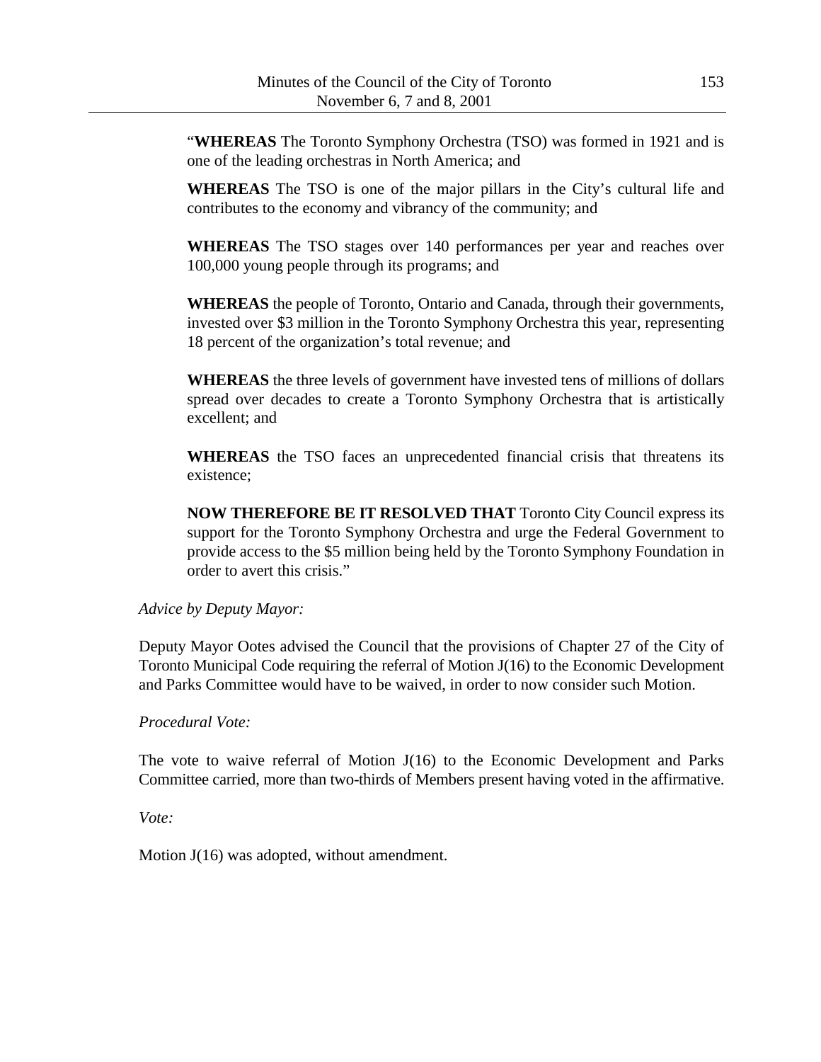"**WHEREAS** The Toronto Symphony Orchestra (TSO) was formed in 1921 and is one of the leading orchestras in North America; and

**WHEREAS** The TSO is one of the major pillars in the City's cultural life and contributes to the economy and vibrancy of the community; and

**WHEREAS** The TSO stages over 140 performances per year and reaches over 100,000 young people through its programs; and

**WHEREAS** the people of Toronto, Ontario and Canada, through their governments, invested over $3 million in the Toronto Symphony Orchestra this year, representing 18 percent of the organization's total revenue; and

**WHEREAS** the three levels of government have invested tens of millions of dollars spread over decades to create a Toronto Symphony Orchestra that is artistically excellent; and

**WHEREAS** the TSO faces an unprecedented financial crisis that threatens its existence;

**NOW THEREFORE BE IT RESOLVED THAT** Toronto City Council express its support for the Toronto Symphony Orchestra and urge the Federal Government to provide access to the $5 million being held by the Toronto Symphony Foundation in order to avert this crisis."

*Advice by Deputy Mayor:*

Deputy Mayor Ootes advised the Council that the provisions of Chapter 27 of the City of Toronto Municipal Code requiring the referral of Motion J(16) to the Economic Development and Parks Committee would have to be waived, in order to now consider such Motion.

*Procedural Vote:*

The vote to waive referral of Motion J(16) to the Economic Development and Parks Committee carried, more than two-thirds of Members present having voted in the affirmative.

*Vote:*

Motion J(16) was adopted, without amendment.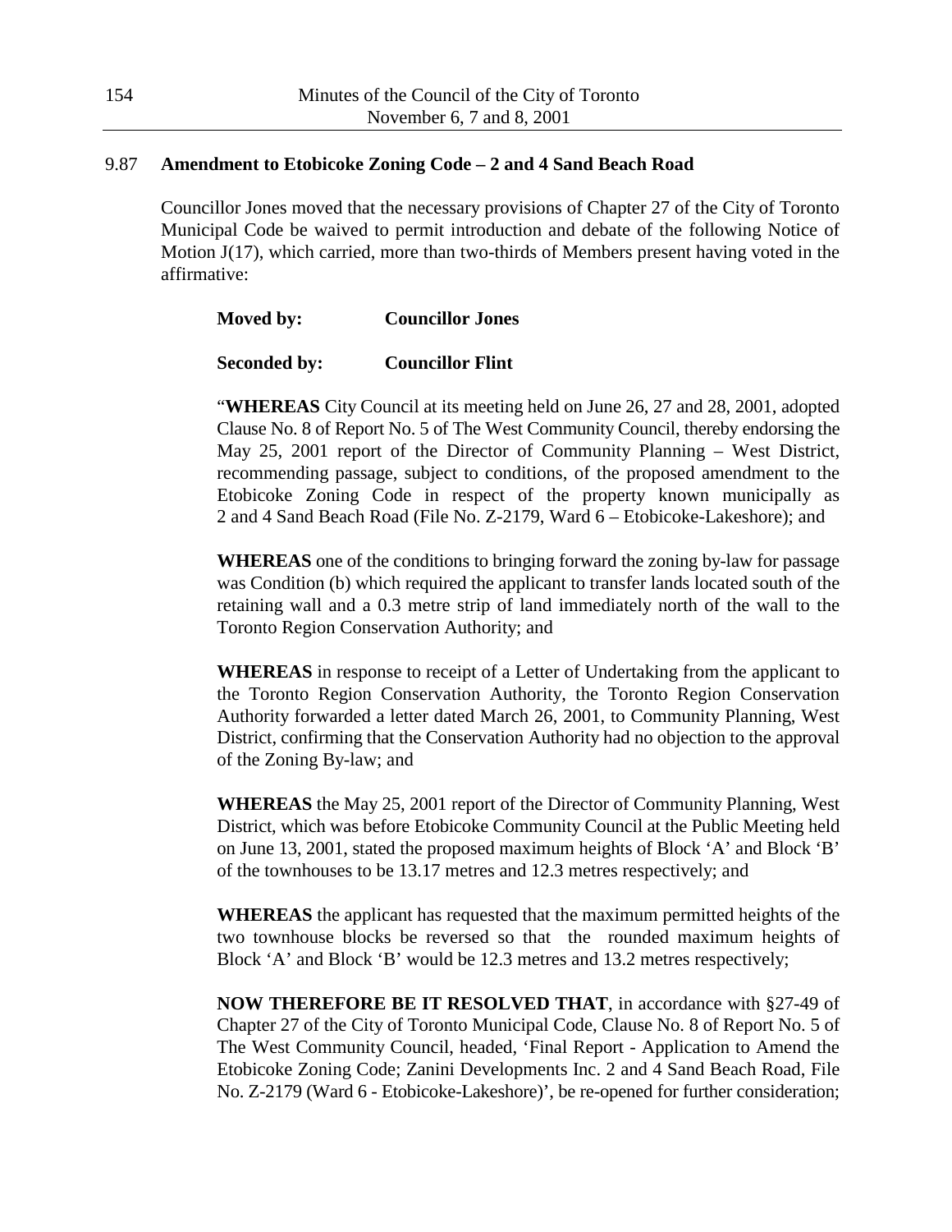## 9.87 **Amendment to Etobicoke Zoning Code – 2 and 4 Sand Beach Road**

Councillor Jones moved that the necessary provisions of Chapter 27 of the City of Toronto Municipal Code be waived to permit introduction and debate of the following Notice of Motion J(17), which carried, more than two-thirds of Members present having voted in the affirmative:

**Moved by:** **Councillor Jones**

**Seconded by:** **Councillor Flint**

"**WHEREAS** City Council at its meeting held on June 26, 27 and 28, 2001, adopted Clause No. 8 of Report No. 5 of The West Community Council, thereby endorsing the May 25, 2001 report of the Director of Community Planning – West District, recommending passage, subject to conditions, of the proposed amendment to the Etobicoke Zoning Code in respect of the property known municipally as 2 and 4 Sand Beach Road (File No. Z-2179, Ward 6 – Etobicoke-Lakeshore); and

**WHEREAS** one of the conditions to bringing forward the zoning by-law for passage was Condition (b) which required the applicant to transfer lands located south of the retaining wall and a 0.3 metre strip of land immediately north of the wall to the Toronto Region Conservation Authority; and

**WHEREAS** in response to receipt of a Letter of Undertaking from the applicant to the Toronto Region Conservation Authority, the Toronto Region Conservation Authority forwarded a letter dated March 26, 2001, to Community Planning, West District, confirming that the Conservation Authority had no objection to the approval of the Zoning By-law; and

**WHEREAS** the May 25, 2001 report of the Director of Community Planning, West District, which was before Etobicoke Community Council at the Public Meeting held on June 13, 2001, stated the proposed maximum heights of Block 'A' and Block 'B' of the townhouses to be 13.17 metres and 12.3 metres respectively; and

**WHEREAS** the applicant has requested that the maximum permitted heights of the two townhouse blocks be reversed so that the rounded maximum heights of Block 'A' and Block 'B' would be 12.3 metres and 13.2 metres respectively;

**NOW THEREFORE BE IT RESOLVED THAT**, in accordance with §27-49 of Chapter 27 of the City of Toronto Municipal Code, Clause No. 8 of Report No. 5 of The West Community Council, headed, 'Final Report - Application to Amend the Etobicoke Zoning Code; Zanini Developments Inc. 2 and 4 Sand Beach Road, File No. Z-2179 (Ward 6 - Etobicoke-Lakeshore)', be re-opened for further consideration;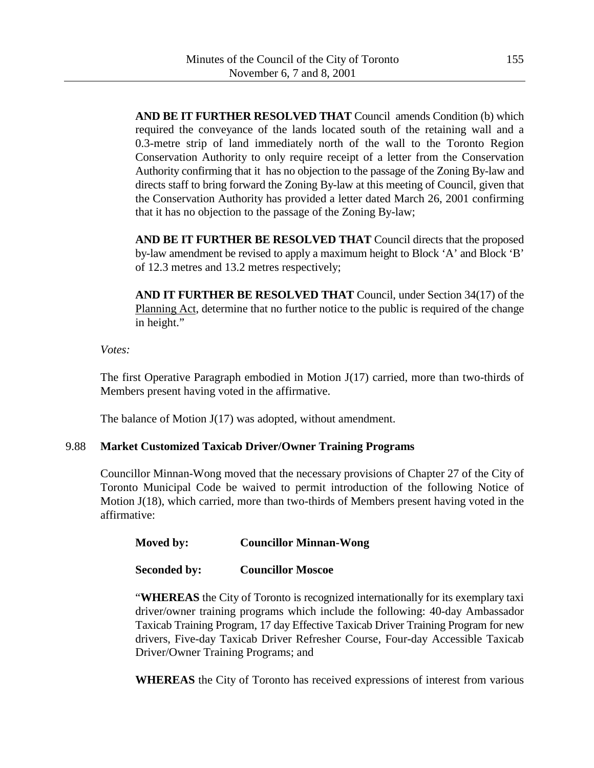**AND BE IT FURTHER RESOLVED THAT** Council amends Condition (b) which required the conveyance of the lands located south of the retaining wall and a 0.3-metre strip of land immediately north of the wall to the Toronto Region Conservation Authority to only require receipt of a letter from the Conservation Authority confirming that it has no objection to the passage of the Zoning By-law and directs staff to bring forward the Zoning By-law at this meeting of Council, given that the Conservation Authority has provided a letter dated March 26, 2001 confirming that it has no objection to the passage of the Zoning By-law;

**AND BE IT FURTHER BE RESOLVED THAT** Council directs that the proposed by-law amendment be revised to apply a maximum height to Block 'A' and Block 'B' of 12.3 metres and 13.2 metres respectively;

**AND IT FURTHER BE RESOLVED THAT** Council, under Section 34(17) of the Planning Act, determine that no further notice to the public is required of the change in height."

*Votes:*

The first Operative Paragraph embodied in Motion J(17) carried, more than two-thirds of Members present having voted in the affirmative.

The balance of Motion J(17) was adopted, without amendment.

### 9.88 Market Customized Taxicab Driver/Owner Training Programs

Councillor Minnan-Wong moved that the necessary provisions of Chapter 27 of the City of Toronto Municipal Code be waived to permit introduction of the following Notice of Motion J(18), which carried, more than two-thirds of Members present having voted in the affirmative:

**Moved by:** **Councillor Minnan-Wong**

**Seconded by:** **Councillor Moscoe**

"**WHEREAS** the City of Toronto is recognized internationally for its exemplary taxi driver/owner training programs which include the following: 40-day Ambassador Taxicab Training Program, 17 day Effective Taxicab Driver Training Program for new drivers, Five-day Taxicab Driver Refresher Course, Four-day Accessible Taxicab Driver/Owner Training Programs; and

**WHEREAS** the City of Toronto has received expressions of interest from various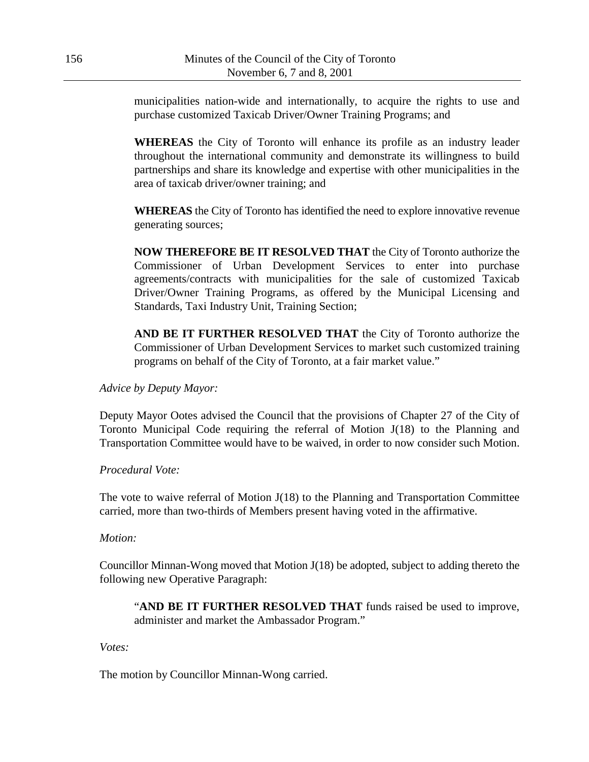municipalities nation-wide and internationally, to acquire the rights to use and purchase customized Taxicab Driver/Owner Training Programs; and

**WHEREAS** the City of Toronto will enhance its profile as an industry leader throughout the international community and demonstrate its willingness to build partnerships and share its knowledge and expertise with other municipalities in the area of taxicab driver/owner training; and

**WHEREAS** the City of Toronto has identified the need to explore innovative revenue generating sources;

**NOW THEREFORE BE IT RESOLVED THAT** the City of Toronto authorize the Commissioner of Urban Development Services to enter into purchase agreements/contracts with municipalities for the sale of customized Taxicab Driver/Owner Training Programs, as offered by the Municipal Licensing and Standards, Taxi Industry Unit, Training Section;

**AND BE IT FURTHER RESOLVED THAT** the City of Toronto authorize the Commissioner of Urban Development Services to market such customized training programs on behalf of the City of Toronto, at a fair market value."

*Advice by Deputy Mayor:*

Deputy Mayor Ootes advised the Council that the provisions of Chapter 27 of the City of Toronto Municipal Code requiring the referral of Motion J(18) to the Planning and Transportation Committee would have to be waived, in order to now consider such Motion.

*Procedural Vote:*

The vote to waive referral of Motion J(18) to the Planning and Transportation Committee carried, more than two-thirds of Members present having voted in the affirmative.

*Motion:*

Councillor Minnan-Wong moved that Motion J(18) be adopted, subject to adding thereto the following new Operative Paragraph:

"**AND BE IT FURTHER RESOLVED THAT** funds raised be used to improve, administer and market the Ambassador Program."

*Votes:*

The motion by Councillor Minnan-Wong carried.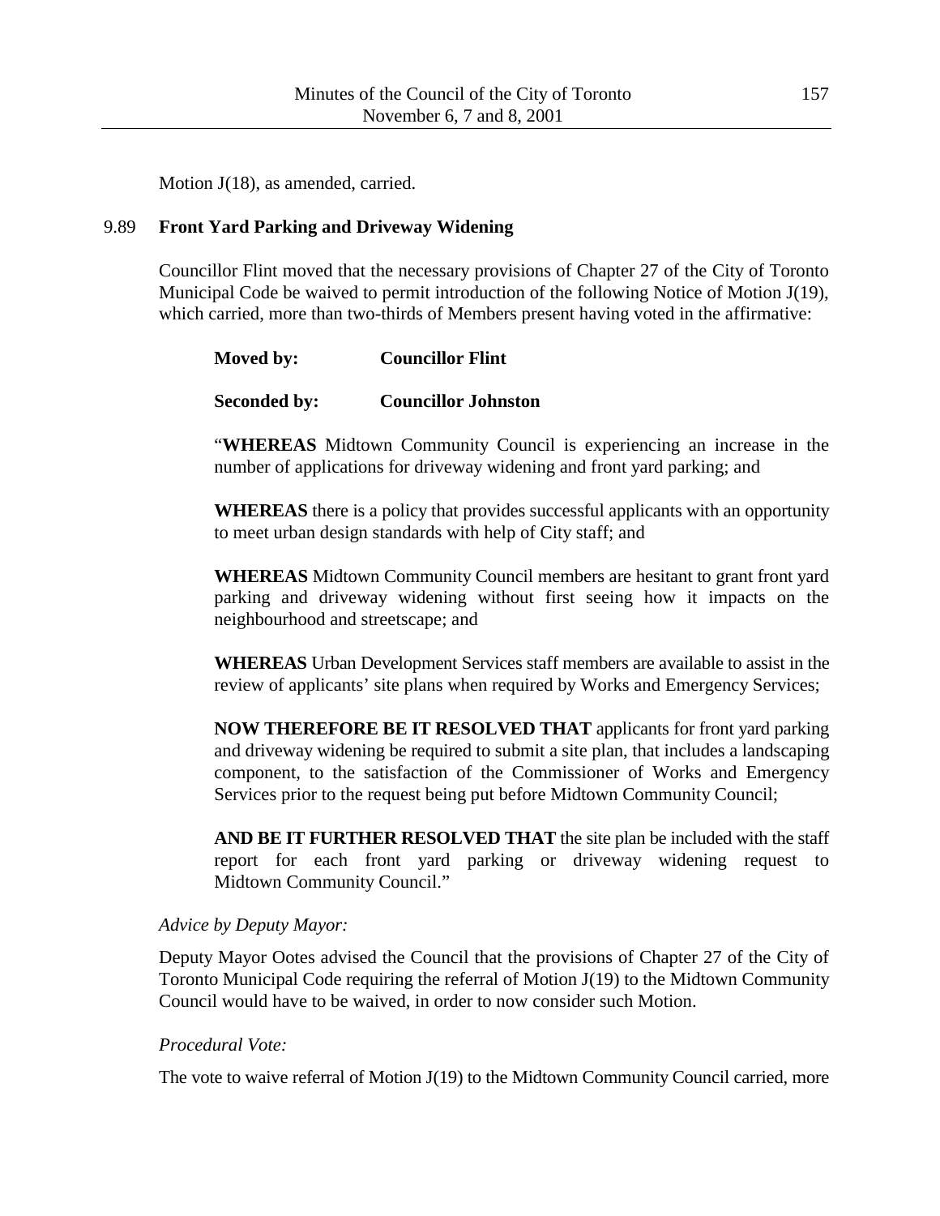Motion J(18), as amended, carried.

## 9.89 Front Yard Parking and Driveway Widening

Councillor Flint moved that the necessary provisions of Chapter 27 of the City of Toronto Municipal Code be waived to permit introduction of the following Notice of Motion J(19), which carried, more than two-thirds of Members present having voted in the affirmative:

**Moved by:** **Councillor Flint**

**Seconded by:** **Councillor Johnston**

"**WHEREAS** Midtown Community Council is experiencing an increase in the number of applications for driveway widening and front yard parking; and

**WHEREAS** there is a policy that provides successful applicants with an opportunity to meet urban design standards with help of City staff; and

**WHEREAS** Midtown Community Council members are hesitant to grant front yard parking and driveway widening without first seeing how it impacts on the neighbourhood and streetscape; and

**WHEREAS** Urban Development Services staff members are available to assist in the review of applicants' site plans when required by Works and Emergency Services;

**NOW THEREFORE BE IT RESOLVED THAT** applicants for front yard parking and driveway widening be required to submit a site plan, that includes a landscaping component, to the satisfaction of the Commissioner of Works and Emergency Services prior to the request being put before Midtown Community Council;

**AND BE IT FURTHER RESOLVED THAT** the site plan be included with the staff report for each front yard parking or driveway widening request to Midtown Community Council."

*Advice by Deputy Mayor:*

Deputy Mayor Ootes advised the Council that the provisions of Chapter 27 of the City of Toronto Municipal Code requiring the referral of Motion J(19) to the Midtown Community Council would have to be waived, in order to now consider such Motion.

*Procedural Vote:*

The vote to waive referral of Motion J(19) to the Midtown Community Council carried, more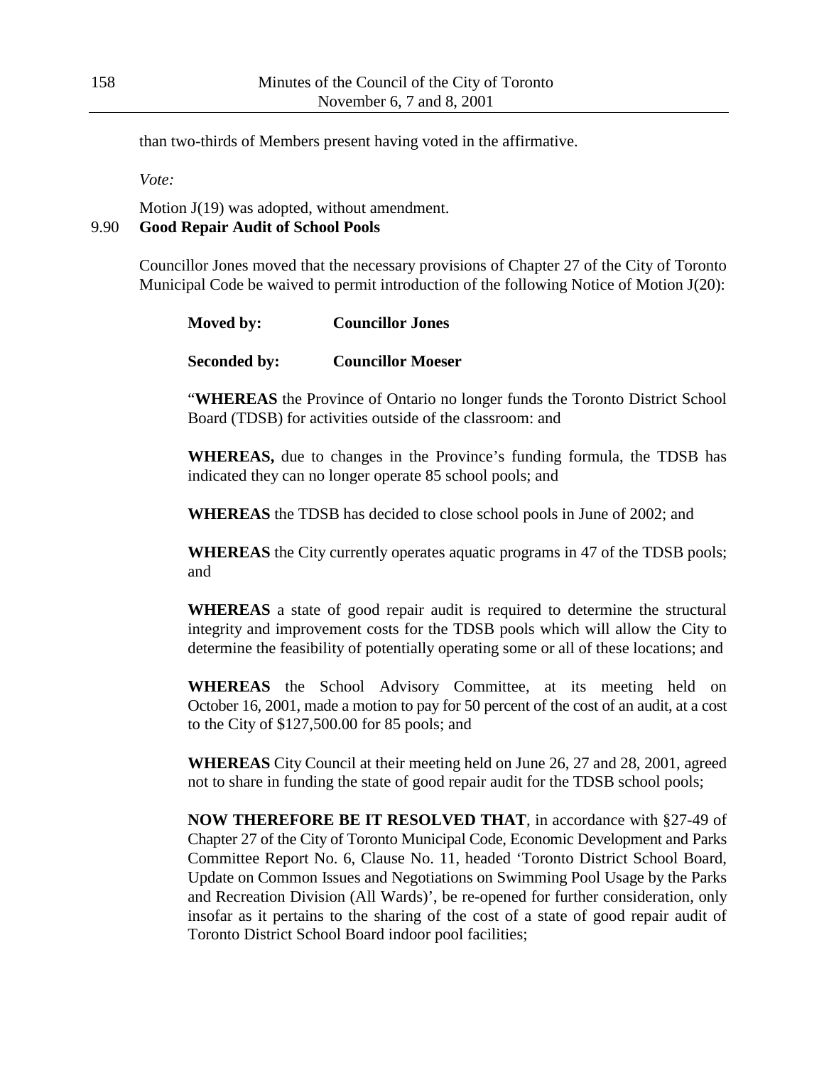than two-thirds of Members present having voted in the affirmative.

*Vote:*

Motion J(19) was adopted, without amendment.

## 9.90 Good Repair Audit of School Pools

Councillor Jones moved that the necessary provisions of Chapter 27 of the City of Toronto Municipal Code be waived to permit introduction of the following Notice of Motion J(20):

**Moved by:** **Councillor Jones**

**Seconded by:** **Councillor Moeser**

"**WHEREAS** the Province of Ontario no longer funds the Toronto District School Board (TDSB) for activities outside of the classroom: and

**WHEREAS,** due to changes in the Province's funding formula, the TDSB has indicated they can no longer operate 85 school pools; and

**WHEREAS** the TDSB has decided to close school pools in June of 2002; and

**WHEREAS** the City currently operates aquatic programs in 47 of the TDSB pools; and

**WHEREAS** a state of good repair audit is required to determine the structural integrity and improvement costs for the TDSB pools which will allow the City to determine the feasibility of potentially operating some or all of these locations; and

**WHEREAS** the School Advisory Committee, at its meeting held on October 16, 2001, made a motion to pay for 50 percent of the cost of an audit, at a cost to the City of $127,500.00 for 85 pools; and

**WHEREAS** City Council at their meeting held on June 26, 27 and 28, 2001, agreed not to share in funding the state of good repair audit for the TDSB school pools;

**NOW THEREFORE BE IT RESOLVED THAT**, in accordance with §27-49 of Chapter 27 of the City of Toronto Municipal Code, Economic Development and Parks Committee Report No. 6, Clause No. 11, headed 'Toronto District School Board, Update on Common Issues and Negotiations on Swimming Pool Usage by the Parks and Recreation Division (All Wards)', be re-opened for further consideration, only insofar as it pertains to the sharing of the cost of a state of good repair audit of Toronto District School Board indoor pool facilities;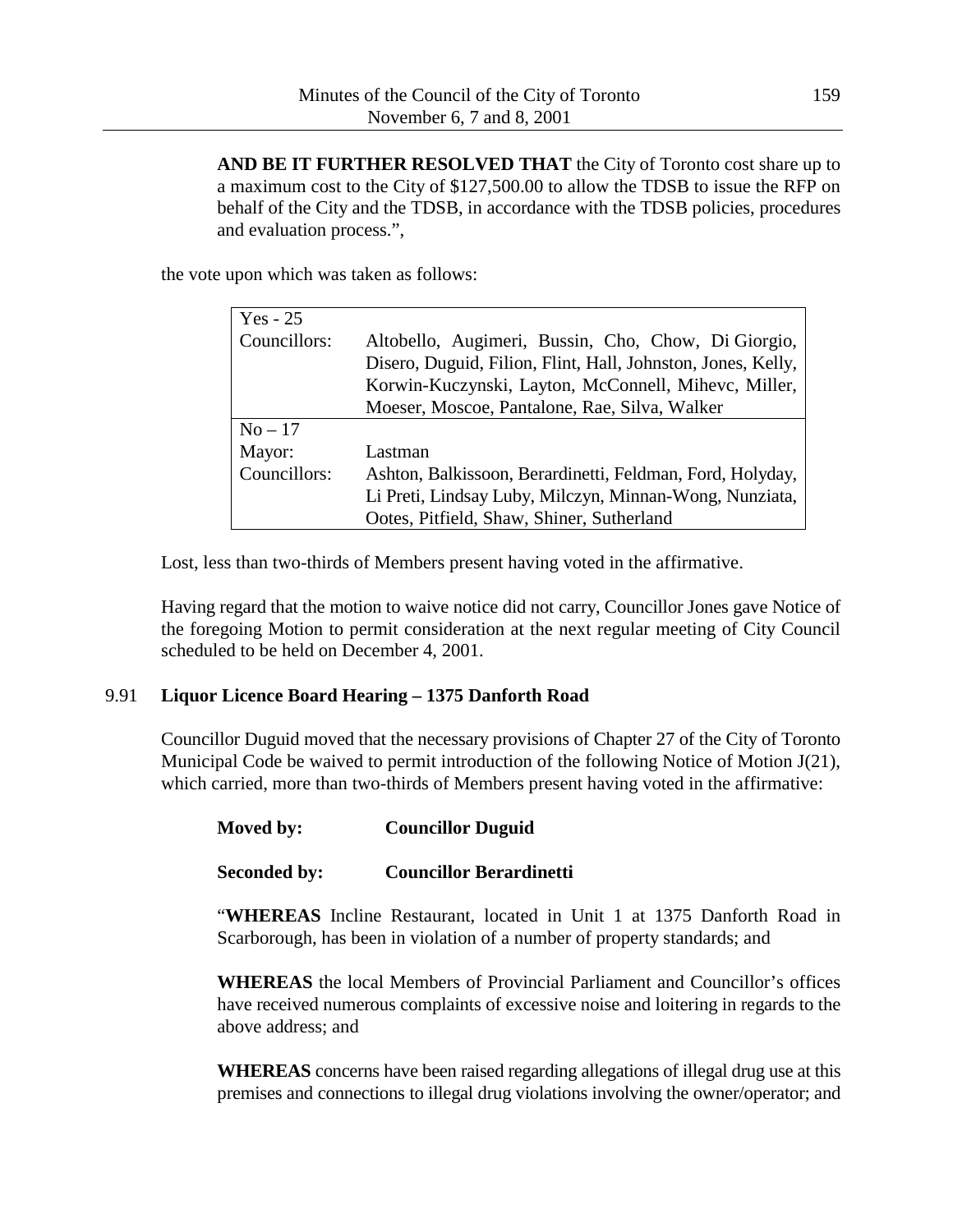**AND BE IT FURTHER RESOLVED THAT** the City of Toronto cost share up to a maximum cost to the City of $127,500.00 to allow the TDSB to issue the RFP on behalf of the City and the TDSB, in accordance with the TDSB policies, procedures and evaluation process.",

the vote upon which was taken as follows:

| Yes - 25 | |
|---|---|
| Councillors: | Altobello, Augimeri, Bussin, Cho, Chow, Di Giorgio, Disero, Duguid, Filion, Flint, Hall, Johnston, Jones, Kelly, Korwin-Kuczynski, Layton, McConnell, Mihevc, Miller, Moeser, Moscoe, Pantalone, Rae, Silva, Walker |
| No – 17 | |
| Mayor: | Lastman |
| Councillors: | Ashton, Balkissoon, Berardinetti, Feldman, Ford, Holyday, Li Preti, Lindsay Luby, Milczyn, Minnan-Wong, Nunziata, Ootes, Pitfield, Shaw, Shiner, Sutherland |

Lost, less than two-thirds of Members present having voted in the affirmative.

Having regard that the motion to waive notice did not carry, Councillor Jones gave Notice of the foregoing Motion to permit consideration at the next regular meeting of City Council scheduled to be held on December 4, 2001.

### 9.91 Liquor Licence Board Hearing – 1375 Danforth Road

Councillor Duguid moved that the necessary provisions of Chapter 27 of the City of Toronto Municipal Code be waived to permit introduction of the following Notice of Motion J(21), which carried, more than two-thirds of Members present having voted in the affirmative:

**Moved by:** **Councillor Duguid**

**Seconded by:** **Councillor Berardinetti**

"**WHEREAS** Incline Restaurant, located in Unit 1 at 1375 Danforth Road in Scarborough, has been in violation of a number of property standards; and

**WHEREAS** the local Members of Provincial Parliament and Councillor's offices have received numerous complaints of excessive noise and loitering in regards to the above address; and

**WHEREAS** concerns have been raised regarding allegations of illegal drug use at this premises and connections to illegal drug violations involving the owner/operator; and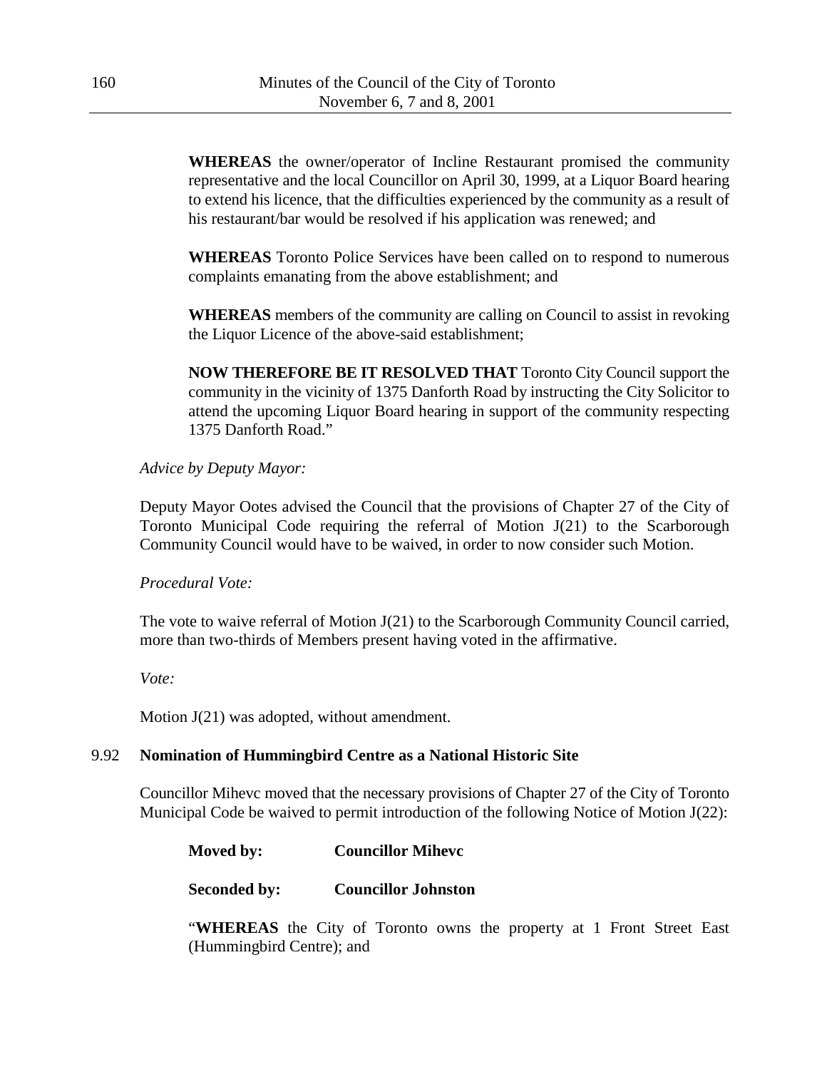**WHEREAS** the owner/operator of Incline Restaurant promised the community representative and the local Councillor on April 30, 1999, at a Liquor Board hearing to extend his licence, that the difficulties experienced by the community as a result of his restaurant/bar would be resolved if his application was renewed; and

**WHEREAS** Toronto Police Services have been called on to respond to numerous complaints emanating from the above establishment; and

**WHEREAS** members of the community are calling on Council to assist in revoking the Liquor Licence of the above-said establishment;

**NOW THEREFORE BE IT RESOLVED THAT** Toronto City Council support the community in the vicinity of 1375 Danforth Road by instructing the City Solicitor to attend the upcoming Liquor Board hearing in support of the community respecting 1375 Danforth Road."

*Advice by Deputy Mayor:*

Deputy Mayor Ootes advised the Council that the provisions of Chapter 27 of the City of Toronto Municipal Code requiring the referral of Motion J(21) to the Scarborough Community Council would have to be waived, in order to now consider such Motion.

*Procedural Vote:*

The vote to waive referral of Motion J(21) to the Scarborough Community Council carried, more than two-thirds of Members present having voted in the affirmative.

*Vote:*

Motion J(21) was adopted, without amendment.

### 9.92 Nomination of Hummingbird Centre as a National Historic Site

Councillor Mihevc moved that the necessary provisions of Chapter 27 of the City of Toronto Municipal Code be waived to permit introduction of the following Notice of Motion J(22):

**Moved by:** **Councillor Mihevc**

**Seconded by:** **Councillor Johnston**

"**WHEREAS** the City of Toronto owns the property at 1 Front Street East (Hummingbird Centre); and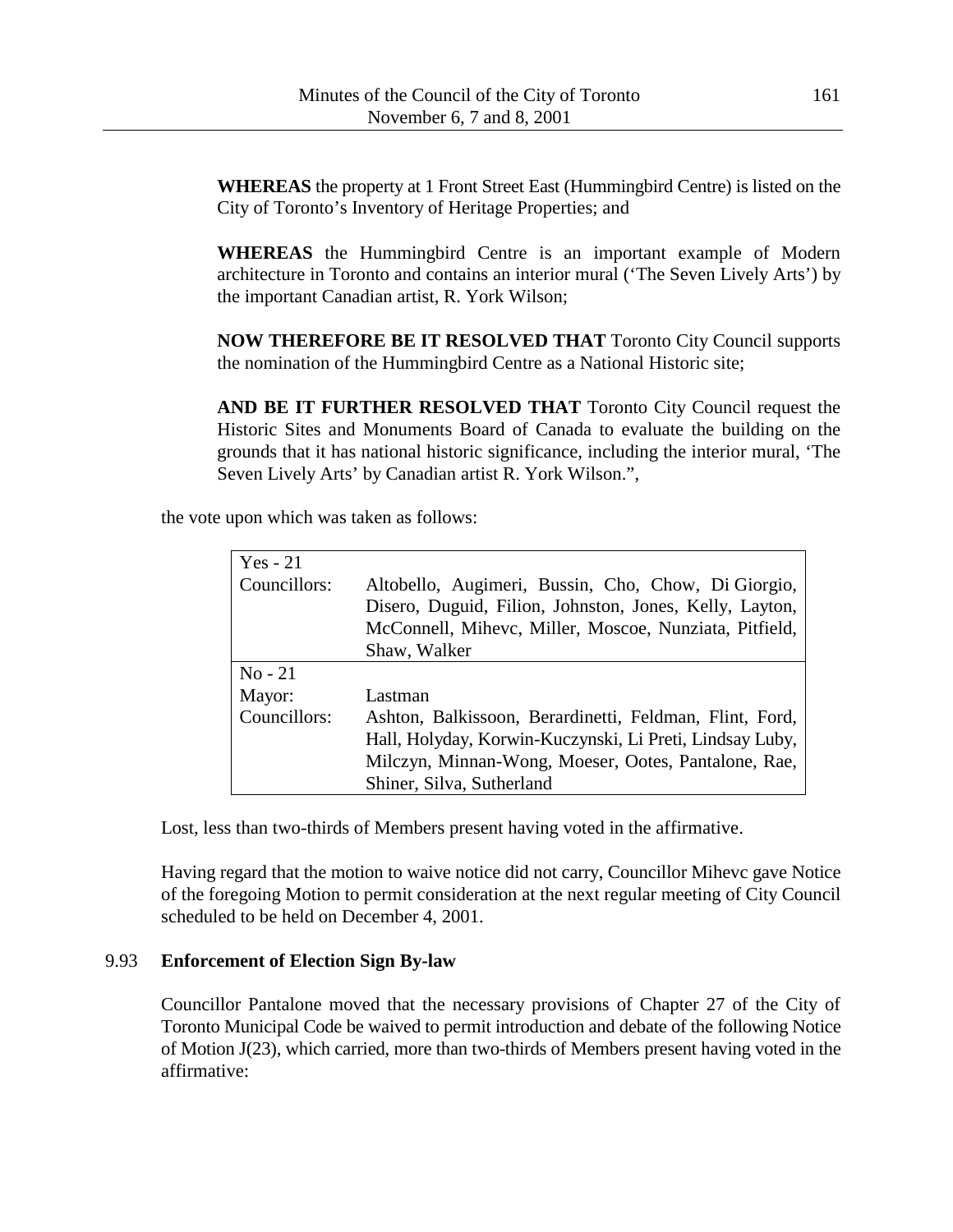**WHEREAS** the property at 1 Front Street East (Hummingbird Centre) is listed on the City of Toronto's Inventory of Heritage Properties; and

**WHEREAS** the Hummingbird Centre is an important example of Modern architecture in Toronto and contains an interior mural ('The Seven Lively Arts') by the important Canadian artist, R. York Wilson;

**NOW THEREFORE BE IT RESOLVED THAT** Toronto City Council supports the nomination of the Hummingbird Centre as a National Historic site;

**AND BE IT FURTHER RESOLVED THAT** Toronto City Council request the Historic Sites and Monuments Board of Canada to evaluate the building on the grounds that it has national historic significance, including the interior mural, 'The Seven Lively Arts' by Canadian artist R. York Wilson.",

the vote upon which was taken as follows:

| Yes - 21 | |
|---|---|
| Councillors: | Altobello, Augimeri, Bussin, Cho, Chow, Di Giorgio, Disero, Duguid, Filion, Johnston, Jones, Kelly, Layton, McConnell, Mihevc, Miller, Moscoe, Nunziata, Pitfield, Shaw, Walker |
| **No - 21** | |
| Mayor: | Lastman |
| Councillors: | Ashton, Balkissoon, Berardinetti, Feldman, Flint, Ford, Hall, Holyday, Korwin-Kuczynski, Li Preti, Lindsay Luby, Milczyn, Minnan-Wong, Moeser, Ootes, Pantalone, Rae, Shiner, Silva, Sutherland |

Lost, less than two-thirds of Members present having voted in the affirmative.

Having regard that the motion to waive notice did not carry, Councillor Mihevc gave Notice of the foregoing Motion to permit consideration at the next regular meeting of City Council scheduled to be held on December 4, 2001.

## 9.93 Enforcement of Election Sign By-law

Councillor Pantalone moved that the necessary provisions of Chapter 27 of the City of Toronto Municipal Code be waived to permit introduction and debate of the following Notice of Motion J(23), which carried, more than two-thirds of Members present having voted in the affirmative: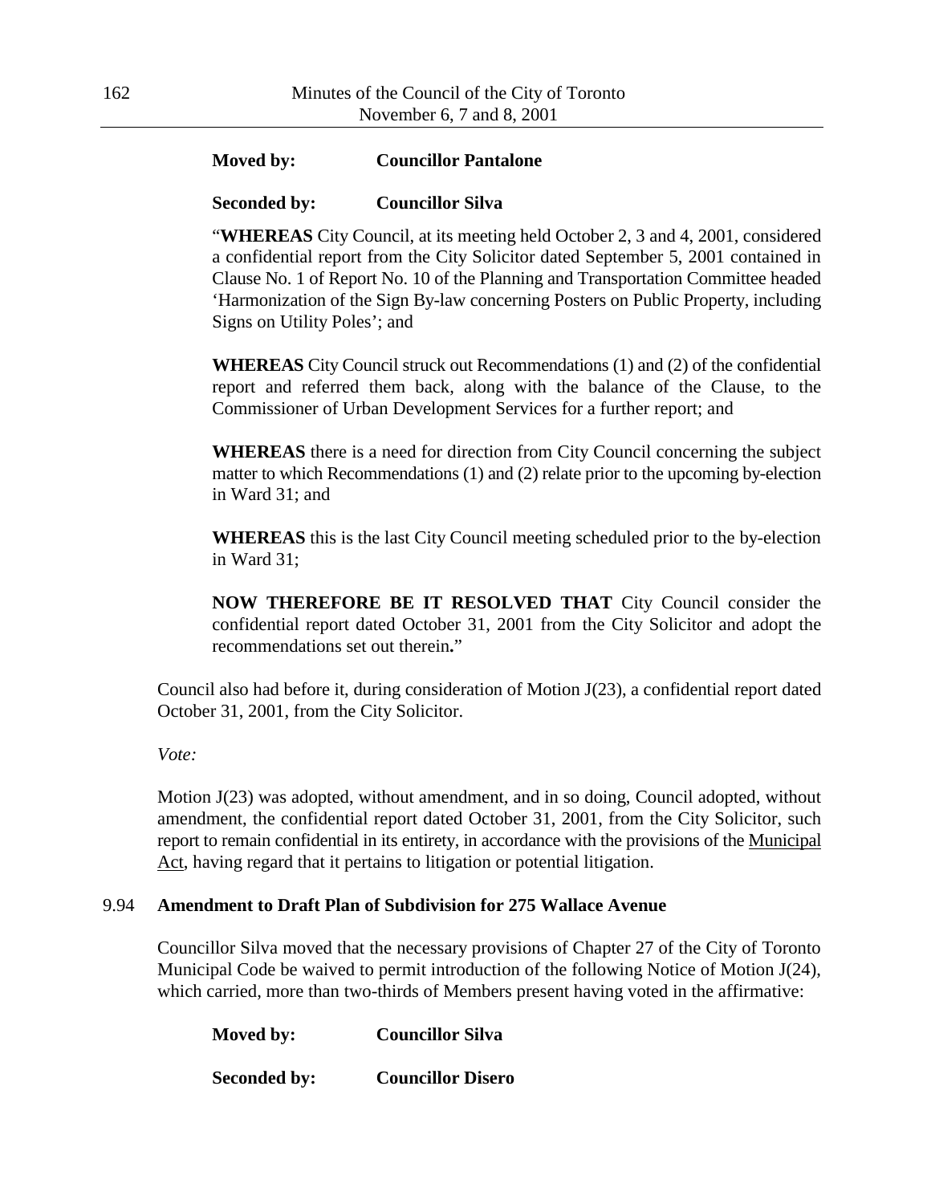**Moved by:** **Councillor Pantalone**

**Seconded by:** **Councillor Silva**

"**WHEREAS** City Council, at its meeting held October 2, 3 and 4, 2001, considered a confidential report from the City Solicitor dated September 5, 2001 contained in Clause No. 1 of Report No. 10 of the Planning and Transportation Committee headed 'Harmonization of the Sign By-law concerning Posters on Public Property, including Signs on Utility Poles'; and

**WHEREAS** City Council struck out Recommendations (1) and (2) of the confidential report and referred them back, along with the balance of the Clause, to the Commissioner of Urban Development Services for a further report; and

**WHEREAS** there is a need for direction from City Council concerning the subject matter to which Recommendations (1) and (2) relate prior to the upcoming by-election in Ward 31; and

**WHEREAS** this is the last City Council meeting scheduled prior to the by-election in Ward 31;

**NOW THEREFORE BE IT RESOLVED THAT** City Council consider the confidential report dated October 31, 2001 from the City Solicitor and adopt the recommendations set out therein**.**"

Council also had before it, during consideration of Motion J(23), a confidential report dated October 31, 2001, from the City Solicitor.

*Vote:*

Motion J(23) was adopted, without amendment, and in so doing, Council adopted, without amendment, the confidential report dated October 31, 2001, from the City Solicitor, such report to remain confidential in its entirety, in accordance with the provisions of the Municipal Act, having regard that it pertains to litigation or potential litigation.

### 9.94 Amendment to Draft Plan of Subdivision for 275 Wallace Avenue

Councillor Silva moved that the necessary provisions of Chapter 27 of the City of Toronto Municipal Code be waived to permit introduction of the following Notice of Motion J(24), which carried, more than two-thirds of Members present having voted in the affirmative:

**Moved by:** **Councillor Silva**

**Seconded by:** **Councillor Disero**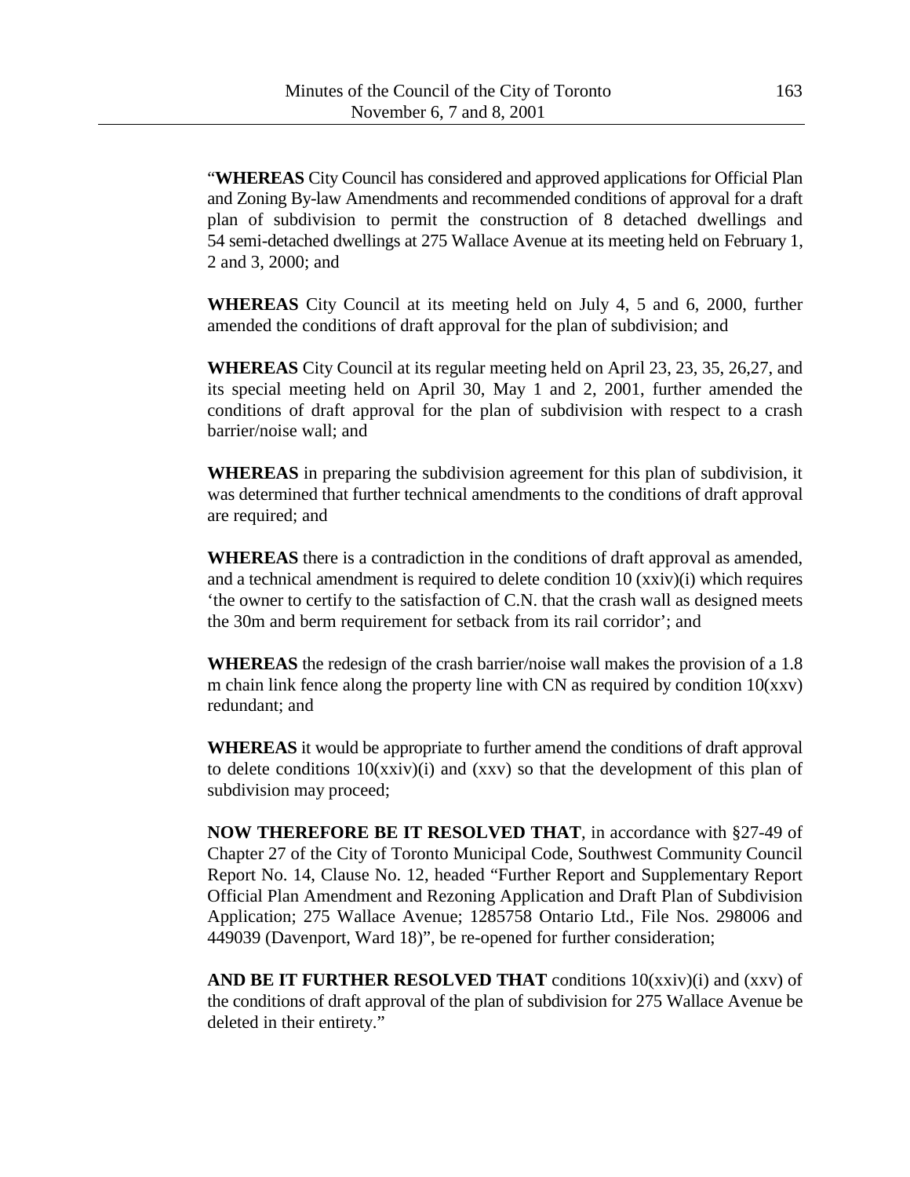"**WHEREAS** City Council has considered and approved applications for Official Plan and Zoning By-law Amendments and recommended conditions of approval for a draft plan of subdivision to permit the construction of 8 detached dwellings and 54 semi-detached dwellings at 275 Wallace Avenue at its meeting held on February 1, 2 and 3, 2000; and

**WHEREAS** City Council at its meeting held on July 4, 5 and 6, 2000, further amended the conditions of draft approval for the plan of subdivision; and

**WHEREAS** City Council at its regular meeting held on April 23, 23, 35, 26,27, and its special meeting held on April 30, May 1 and 2, 2001, further amended the conditions of draft approval for the plan of subdivision with respect to a crash barrier/noise wall; and

**WHEREAS** in preparing the subdivision agreement for this plan of subdivision, it was determined that further technical amendments to the conditions of draft approval are required; and

**WHEREAS** there is a contradiction in the conditions of draft approval as amended, and a technical amendment is required to delete condition 10 (xxiv)(i) which requires 'the owner to certify to the satisfaction of C.N. that the crash wall as designed meets the 30m and berm requirement for setback from its rail corridor'; and

**WHEREAS** the redesign of the crash barrier/noise wall makes the provision of a 1.8 m chain link fence along the property line with CN as required by condition 10(xxv) redundant; and

**WHEREAS** it would be appropriate to further amend the conditions of draft approval to delete conditions 10(xxiv)(i) and (xxv) so that the development of this plan of subdivision may proceed;

**NOW THEREFORE BE IT RESOLVED THAT**, in accordance with §27-49 of Chapter 27 of the City of Toronto Municipal Code, Southwest Community Council Report No. 14, Clause No. 12, headed "Further Report and Supplementary Report Official Plan Amendment and Rezoning Application and Draft Plan of Subdivision Application; 275 Wallace Avenue; 1285758 Ontario Ltd., File Nos. 298006 and 449039 (Davenport, Ward 18)", be re-opened for further consideration;

**AND BE IT FURTHER RESOLVED THAT** conditions 10(xxiv)(i) and (xxv) of the conditions of draft approval of the plan of subdivision for 275 Wallace Avenue be deleted in their entirety."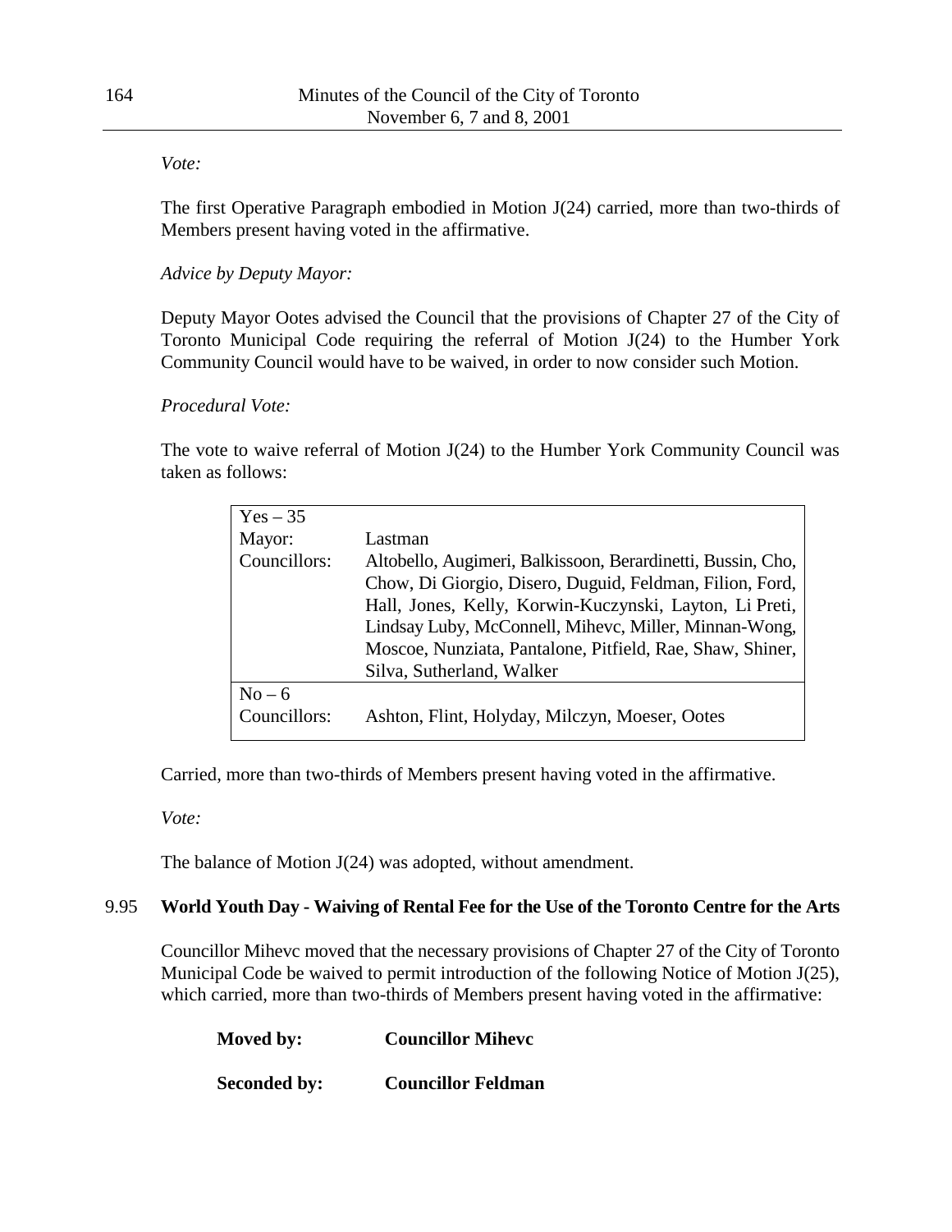*Vote:*

The first Operative Paragraph embodied in Motion J(24) carried, more than two-thirds of Members present having voted in the affirmative.

*Advice by Deputy Mayor:*

Deputy Mayor Ootes advised the Council that the provisions of Chapter 27 of the City of Toronto Municipal Code requiring the referral of Motion J(24) to the Humber York Community Council would have to be waived, in order to now consider such Motion.

*Procedural Vote:*

The vote to waive referral of Motion J(24) to the Humber York Community Council was taken as follows:

| Yes – 35 | |
|---|---|
| Mayor: | Lastman |
| Councillors: | Altobello, Augimeri, Balkissoon, Berardinetti, Bussin, Cho, Chow, Di Giorgio, Disero, Duguid, Feldman, Filion, Ford, Hall, Jones, Kelly, Korwin-Kuczynski, Layton, Li Preti, Lindsay Luby, McConnell, Mihevc, Miller, Minnan-Wong, Moscoe, Nunziata, Pantalone, Pitfield, Rae, Shaw, Shiner, Silva, Sutherland, Walker |
| **No – 6** | |
| Councillors: | Ashton, Flint, Holyday, Milczyn, Moeser, Ootes |

Carried, more than two-thirds of Members present having voted in the affirmative.

*Vote:*

The balance of Motion J(24) was adopted, without amendment.

## 9.95 World Youth Day - Waiving of Rental Fee for the Use of the Toronto Centre for the Arts

Councillor Mihevc moved that the necessary provisions of Chapter 27 of the City of Toronto Municipal Code be waived to permit introduction of the following Notice of Motion J(25), which carried, more than two-thirds of Members present having voted in the affirmative:

**Moved by:** **Councillor Mihevc**

**Seconded by:** **Councillor Feldman**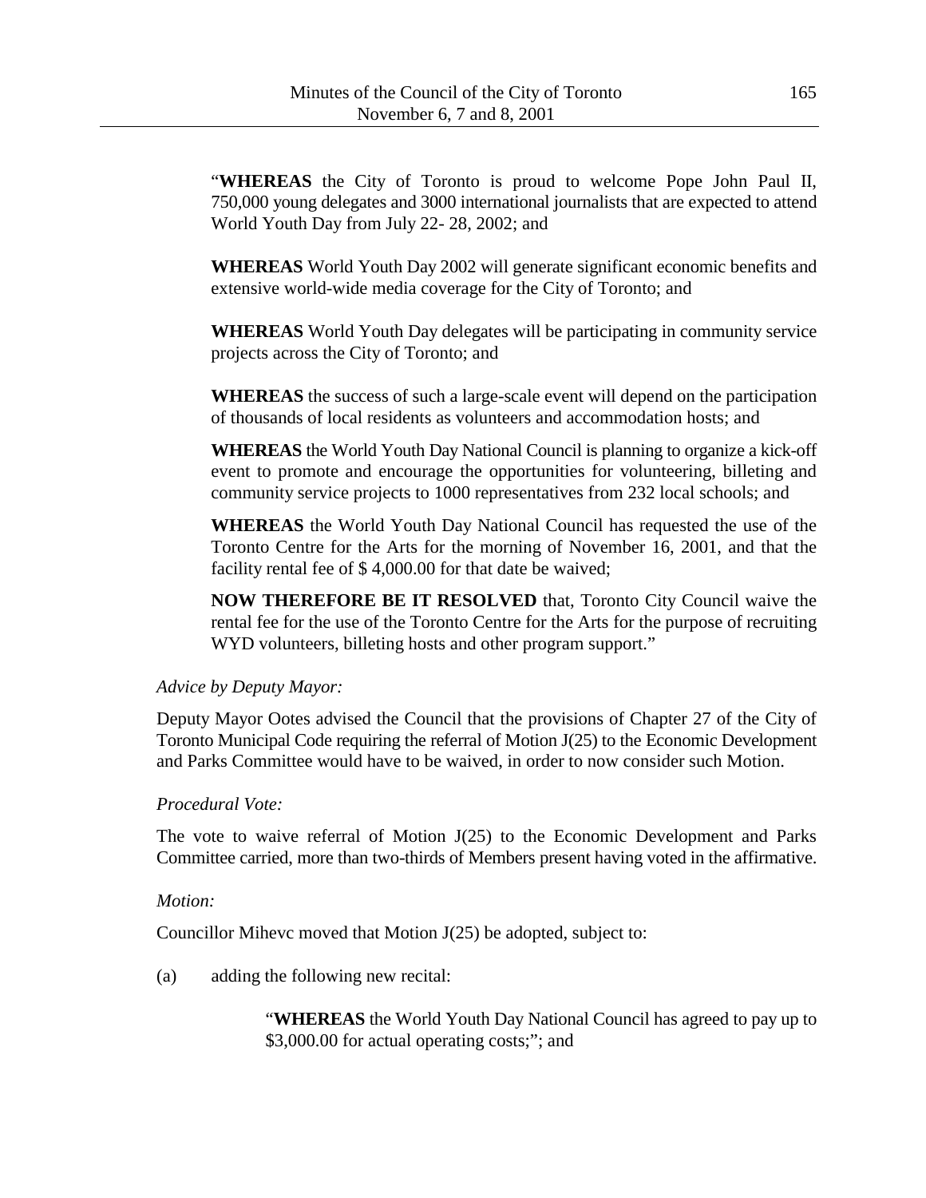"**WHEREAS** the City of Toronto is proud to welcome Pope John Paul II, 750,000 young delegates and 3000 international journalists that are expected to attend World Youth Day from July 22- 28, 2002; and

**WHEREAS** World Youth Day 2002 will generate significant economic benefits and extensive world-wide media coverage for the City of Toronto; and

**WHEREAS** World Youth Day delegates will be participating in community service projects across the City of Toronto; and

**WHEREAS** the success of such a large-scale event will depend on the participation of thousands of local residents as volunteers and accommodation hosts; and

**WHEREAS** the World Youth Day National Council is planning to organize a kick-off event to promote and encourage the opportunities for volunteering, billeting and community service projects to 1000 representatives from 232 local schools; and

**WHEREAS** the World Youth Day National Council has requested the use of the Toronto Centre for the Arts for the morning of November 16, 2001, and that the facility rental fee of $ 4,000.00 for that date be waived;

**NOW THEREFORE BE IT RESOLVED** that, Toronto City Council waive the rental fee for the use of the Toronto Centre for the Arts for the purpose of recruiting WYD volunteers, billeting hosts and other program support."

*Advice by Deputy Mayor:*

Deputy Mayor Ootes advised the Council that the provisions of Chapter 27 of the City of Toronto Municipal Code requiring the referral of Motion J(25) to the Economic Development and Parks Committee would have to be waived, in order to now consider such Motion.

*Procedural Vote:*

The vote to waive referral of Motion J(25) to the Economic Development and Parks Committee carried, more than two-thirds of Members present having voted in the affirmative.

*Motion:*

Councillor Mihevc moved that Motion J(25) be adopted, subject to:

(a) adding the following new recital:

> "**WHEREAS** the World Youth Day National Council has agreed to pay up to $3,000.00 for actual operating costs;"; and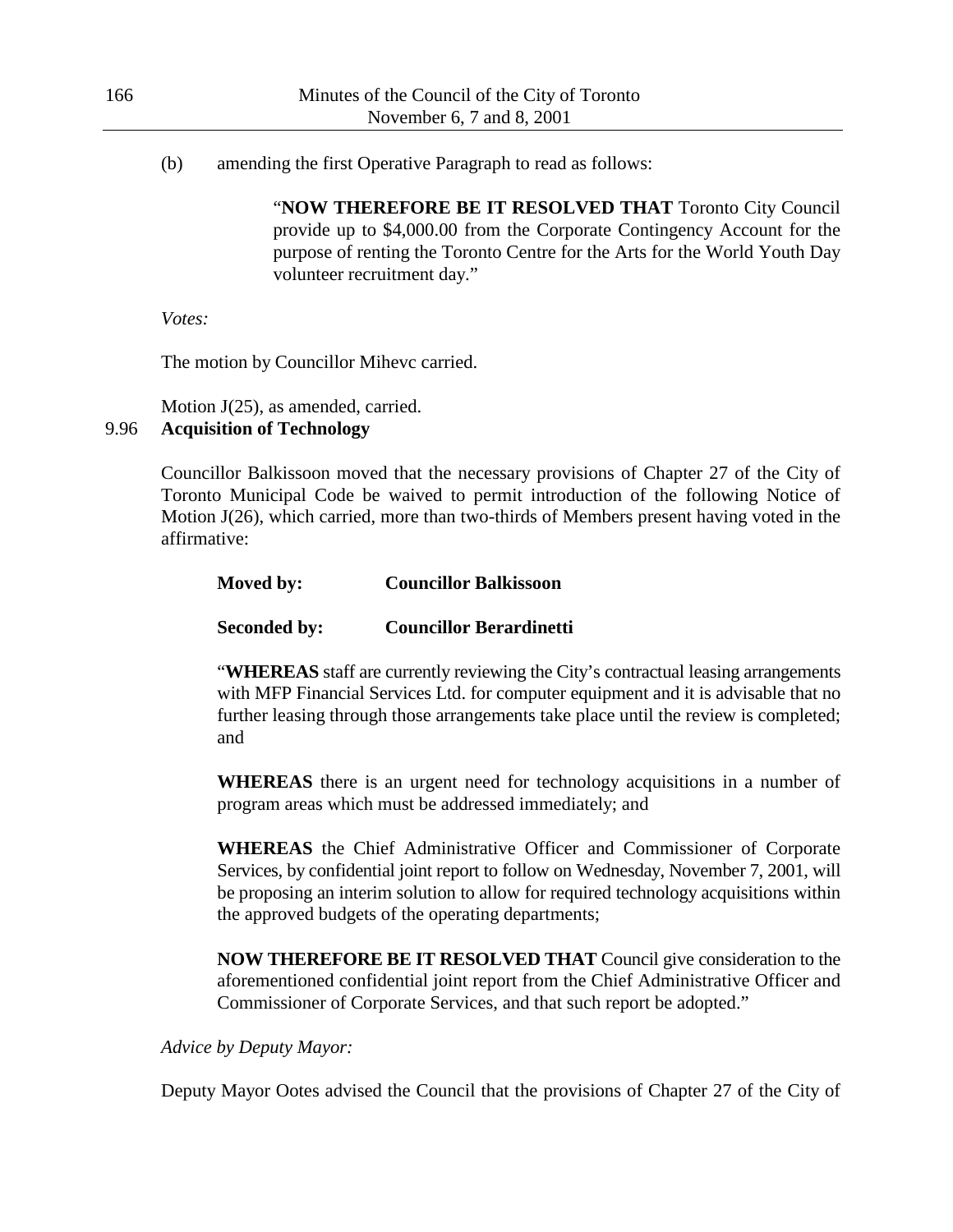(b) amending the first Operative Paragraph to read as follows:

> "**NOW THEREFORE BE IT RESOLVED THAT** Toronto City Council provide up to $4,000.00 from the Corporate Contingency Account for the purpose of renting the Toronto Centre for the Arts for the World Youth Day volunteer recruitment day."

*Votes:*

The motion by Councillor Mihevc carried.

Motion J(25), as amended, carried.

### 9.96 Acquisition of Technology

Councillor Balkissoon moved that the necessary provisions of Chapter 27 of the City of Toronto Municipal Code be waived to permit introduction of the following Notice of Motion J(26), which carried, more than two-thirds of Members present having voted in the affirmative:

**Moved by: Councillor Balkissoon**

**Seconded by: Councillor Berardinetti**

"**WHEREAS** staff are currently reviewing the City's contractual leasing arrangements with MFP Financial Services Ltd. for computer equipment and it is advisable that no further leasing through those arrangements take place until the review is completed; and

**WHEREAS** there is an urgent need for technology acquisitions in a number of program areas which must be addressed immediately; and

**WHEREAS** the Chief Administrative Officer and Commissioner of Corporate Services, by confidential joint report to follow on Wednesday, November 7, 2001, will be proposing an interim solution to allow for required technology acquisitions within the approved budgets of the operating departments;

**NOW THEREFORE BE IT RESOLVED THAT** Council give consideration to the aforementioned confidential joint report from the Chief Administrative Officer and Commissioner of Corporate Services, and that such report be adopted."

*Advice by Deputy Mayor:*

Deputy Mayor Ootes advised the Council that the provisions of Chapter 27 of the City of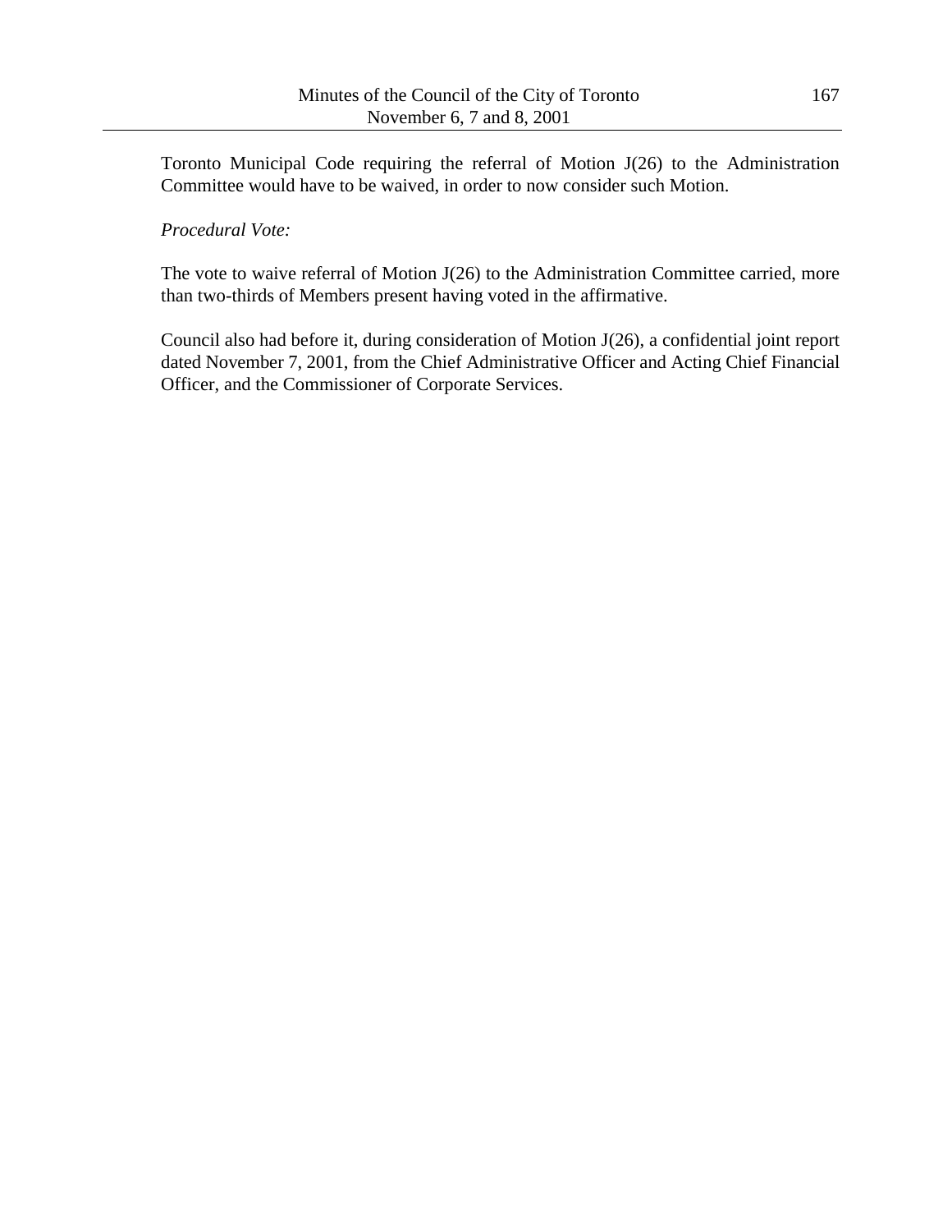Toronto Municipal Code requiring the referral of Motion J(26) to the Administration Committee would have to be waived, in order to now consider such Motion.

*Procedural Vote:*

The vote to waive referral of Motion J(26) to the Administration Committee carried, more than two-thirds of Members present having voted in the affirmative.

Council also had before it, during consideration of Motion J(26), a confidential joint report dated November 7, 2001, from the Chief Administrative Officer and Acting Chief Financial Officer, and the Commissioner of Corporate Services.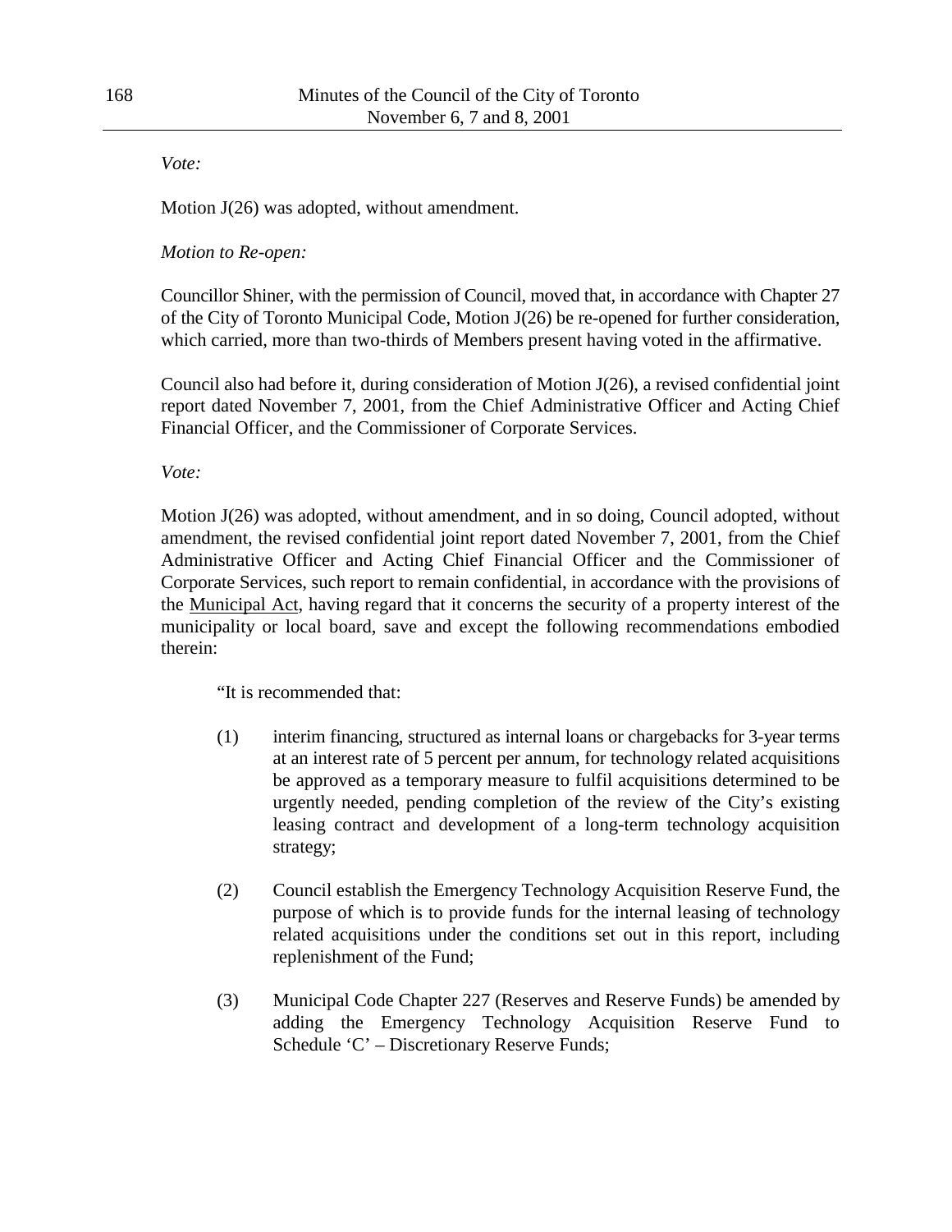*Vote:*

Motion J(26) was adopted, without amendment.

*Motion to Re-open:*

Councillor Shiner, with the permission of Council, moved that, in accordance with Chapter 27 of the City of Toronto Municipal Code, Motion J(26) be re-opened for further consideration, which carried, more than two-thirds of Members present having voted in the affirmative.

Council also had before it, during consideration of Motion J(26), a revised confidential joint report dated November 7, 2001, from the Chief Administrative Officer and Acting Chief Financial Officer, and the Commissioner of Corporate Services.

*Vote:*

Motion J(26) was adopted, without amendment, and in so doing, Council adopted, without amendment, the revised confidential joint report dated November 7, 2001, from the Chief Administrative Officer and Acting Chief Financial Officer and the Commissioner of Corporate Services, such report to remain confidential, in accordance with the provisions of the Municipal Act, having regard that it concerns the security of a property interest of the municipality or local board, save and except the following recommendations embodied therein:

"It is recommended that:

(1) interim financing, structured as internal loans or chargebacks for 3-year terms at an interest rate of 5 percent per annum, for technology related acquisitions be approved as a temporary measure to fulfil acquisitions determined to be urgently needed, pending completion of the review of the City's existing leasing contract and development of a long-term technology acquisition strategy;

(2) Council establish the Emergency Technology Acquisition Reserve Fund, the purpose of which is to provide funds for the internal leasing of technology related acquisitions under the conditions set out in this report, including replenishment of the Fund;

(3) Municipal Code Chapter 227 (Reserves and Reserve Funds) be amended by adding the Emergency Technology Acquisition Reserve Fund to Schedule 'C' – Discretionary Reserve Funds;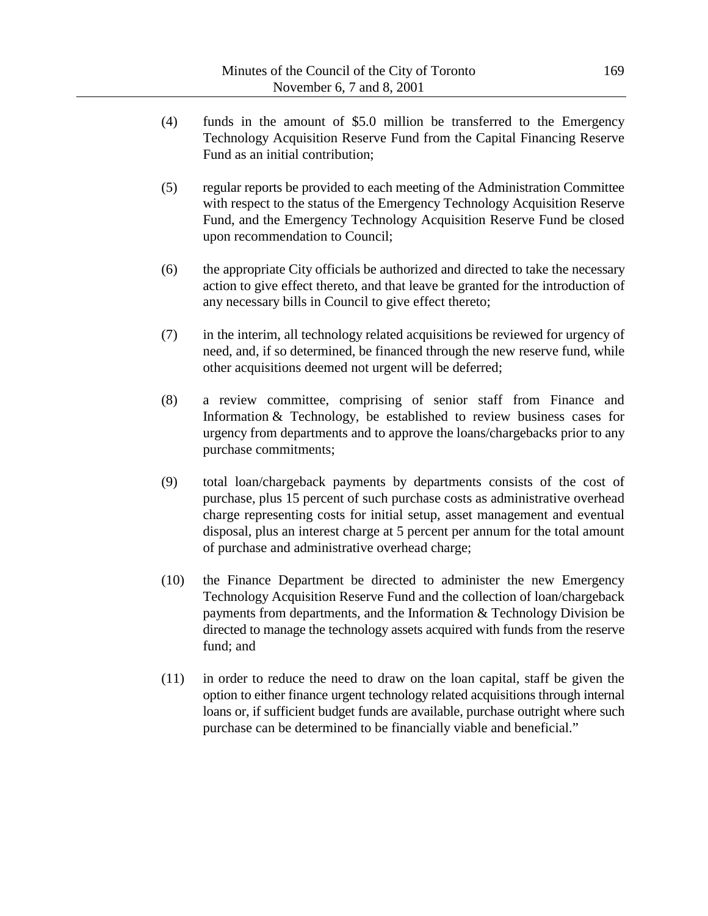(4) funds in the amount of $5.0 million be transferred to the Emergency Technology Acquisition Reserve Fund from the Capital Financing Reserve Fund as an initial contribution;

(5) regular reports be provided to each meeting of the Administration Committee with respect to the status of the Emergency Technology Acquisition Reserve Fund, and the Emergency Technology Acquisition Reserve Fund be closed upon recommendation to Council;

(6) the appropriate City officials be authorized and directed to take the necessary action to give effect thereto, and that leave be granted for the introduction of any necessary bills in Council to give effect thereto;

(7) in the interim, all technology related acquisitions be reviewed for urgency of need, and, if so determined, be financed through the new reserve fund, while other acquisitions deemed not urgent will be deferred;

(8) a review committee, comprising of senior staff from Finance and Information & Technology, be established to review business cases for urgency from departments and to approve the loans/chargebacks prior to any purchase commitments;

(9) total loan/chargeback payments by departments consists of the cost of purchase, plus 15 percent of such purchase costs as administrative overhead charge representing costs for initial setup, asset management and eventual disposal, plus an interest charge at 5 percent per annum for the total amount of purchase and administrative overhead charge;

(10) the Finance Department be directed to administer the new Emergency Technology Acquisition Reserve Fund and the collection of loan/chargeback payments from departments, and the Information & Technology Division be directed to manage the technology assets acquired with funds from the reserve fund; and

(11) in order to reduce the need to draw on the loan capital, staff be given the option to either finance urgent technology related acquisitions through internal loans or, if sufficient budget funds are available, purchase outright where such purchase can be determined to be financially viable and beneficial."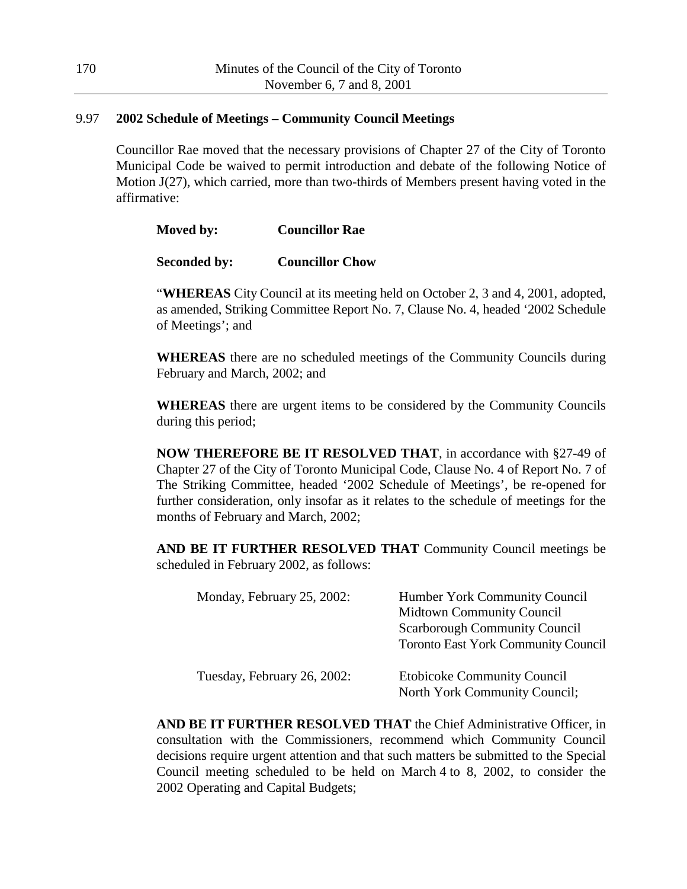### 9.97 2002 Schedule of Meetings – Community Council Meetings

Councillor Rae moved that the necessary provisions of Chapter 27 of the City of Toronto Municipal Code be waived to permit introduction and debate of the following Notice of Motion J(27), which carried, more than two-thirds of Members present having voted in the affirmative:

**Moved by:** **Councillor Rae**

**Seconded by:** **Councillor Chow**

"**WHEREAS** City Council at its meeting held on October 2, 3 and 4, 2001, adopted, as amended, Striking Committee Report No. 7, Clause No. 4, headed '2002 Schedule of Meetings'; and

**WHEREAS** there are no scheduled meetings of the Community Councils during February and March, 2002; and

**WHEREAS** there are urgent items to be considered by the Community Councils during this period;

**NOW THEREFORE BE IT RESOLVED THAT**, in accordance with §27-49 of Chapter 27 of the City of Toronto Municipal Code, Clause No. 4 of Report No. 7 of The Striking Committee, headed '2002 Schedule of Meetings', be re-opened for further consideration, only insofar as it relates to the schedule of meetings for the months of February and March, 2002;

**AND BE IT FURTHER RESOLVED THAT** Community Council meetings be scheduled in February 2002, as follows:

| | |
|---|---|
| Monday, February 25, 2002: | Humber York Community Council<br>Midtown Community Council<br>Scarborough Community Council<br>Toronto East York Community Council |
| Tuesday, February 26, 2002: | Etobicoke Community Council<br>North York Community Council; |

**AND BE IT FURTHER RESOLVED THAT** the Chief Administrative Officer, in consultation with the Commissioners, recommend which Community Council decisions require urgent attention and that such matters be submitted to the Special Council meeting scheduled to be held on March 4 to 8, 2002, to consider the 2002 Operating and Capital Budgets;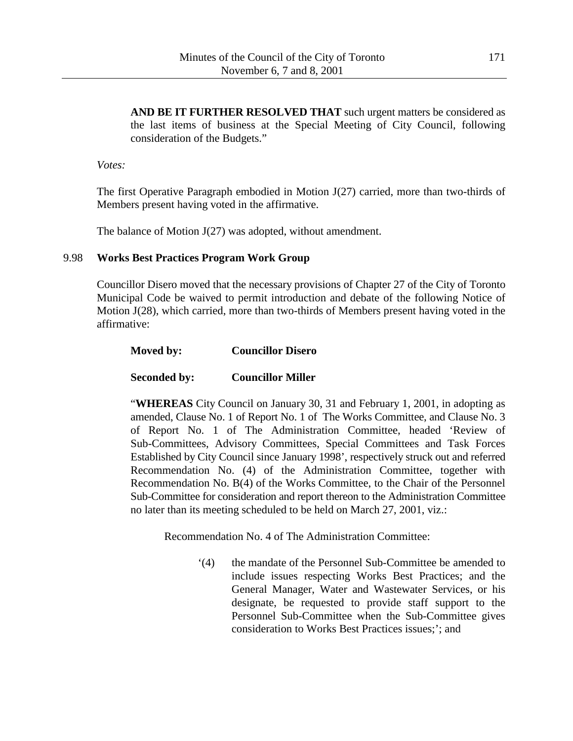**AND BE IT FURTHER RESOLVED THAT** such urgent matters be considered as the last items of business at the Special Meeting of City Council, following consideration of the Budgets."

*Votes:*

The first Operative Paragraph embodied in Motion J(27) carried, more than two-thirds of Members present having voted in the affirmative.

The balance of Motion J(27) was adopted, without amendment.

### 9.98 Works Best Practices Program Work Group

Councillor Disero moved that the necessary provisions of Chapter 27 of the City of Toronto Municipal Code be waived to permit introduction and debate of the following Notice of Motion J(28), which carried, more than two-thirds of Members present having voted in the affirmative:

**Moved by:** **Councillor Disero**

**Seconded by:** **Councillor Miller**

"**WHEREAS** City Council on January 30, 31 and February 1, 2001, in adopting as amended, Clause No. 1 of Report No. 1 of The Works Committee, and Clause No. 3 of Report No. 1 of The Administration Committee, headed 'Review of Sub-Committees, Advisory Committees, Special Committees and Task Forces Established by City Council since January 1998', respectively struck out and referred Recommendation No. (4) of the Administration Committee, together with Recommendation No. B(4) of the Works Committee, to the Chair of the Personnel Sub-Committee for consideration and report thereon to the Administration Committee no later than its meeting scheduled to be held on March 27, 2001, viz.:

Recommendation No. 4 of The Administration Committee:

'(4) the mandate of the Personnel Sub-Committee be amended to include issues respecting Works Best Practices; and the General Manager, Water and Wastewater Services, or his designate, be requested to provide staff support to the Personnel Sub-Committee when the Sub-Committee gives consideration to Works Best Practices issues;'; and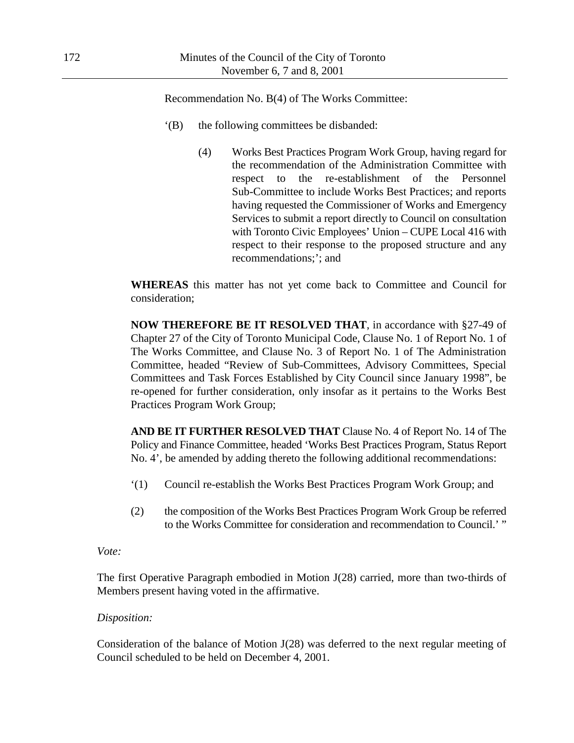Recommendation No. B(4) of The Works Committee:

> ‘(B) the following committees be disbanded:
>
> > (4) Works Best Practices Program Work Group, having regard for the recommendation of the Administration Committee with respect to the re-establishment of the Personnel Sub-Committee to include Works Best Practices; and reports having requested the Commissioner of Works and Emergency Services to submit a report directly to Council on consultation with Toronto Civic Employees’ Union – CUPE Local 416 with respect to their response to the proposed structure and any recommendations;’; and

**WHEREAS** this matter has not yet come back to Committee and Council for consideration;

**NOW THEREFORE BE IT RESOLVED THAT**, in accordance with §27-49 of Chapter 27 of the City of Toronto Municipal Code, Clause No. 1 of Report No. 1 of The Works Committee, and Clause No. 3 of Report No. 1 of The Administration Committee, headed “Review of Sub-Committees, Advisory Committees, Special Committees and Task Forces Established by City Council since January 1998”, be re-opened for further consideration, only insofar as it pertains to the Works Best Practices Program Work Group;

**AND BE IT FURTHER RESOLVED THAT** Clause No. 4 of Report No. 14 of The Policy and Finance Committee, headed ‘Works Best Practices Program, Status Report No. 4’, be amended by adding thereto the following additional recommendations:

> ‘(1) Council re-establish the Works Best Practices Program Work Group; and
>
> (2) the composition of the Works Best Practices Program Work Group be referred to the Works Committee for consideration and recommendation to Council.’ ”

*Vote:*

The first Operative Paragraph embodied in Motion J(28) carried, more than two-thirds of Members present having voted in the affirmative.

*Disposition:*

Consideration of the balance of Motion J(28) was deferred to the next regular meeting of Council scheduled to be held on December 4, 2001.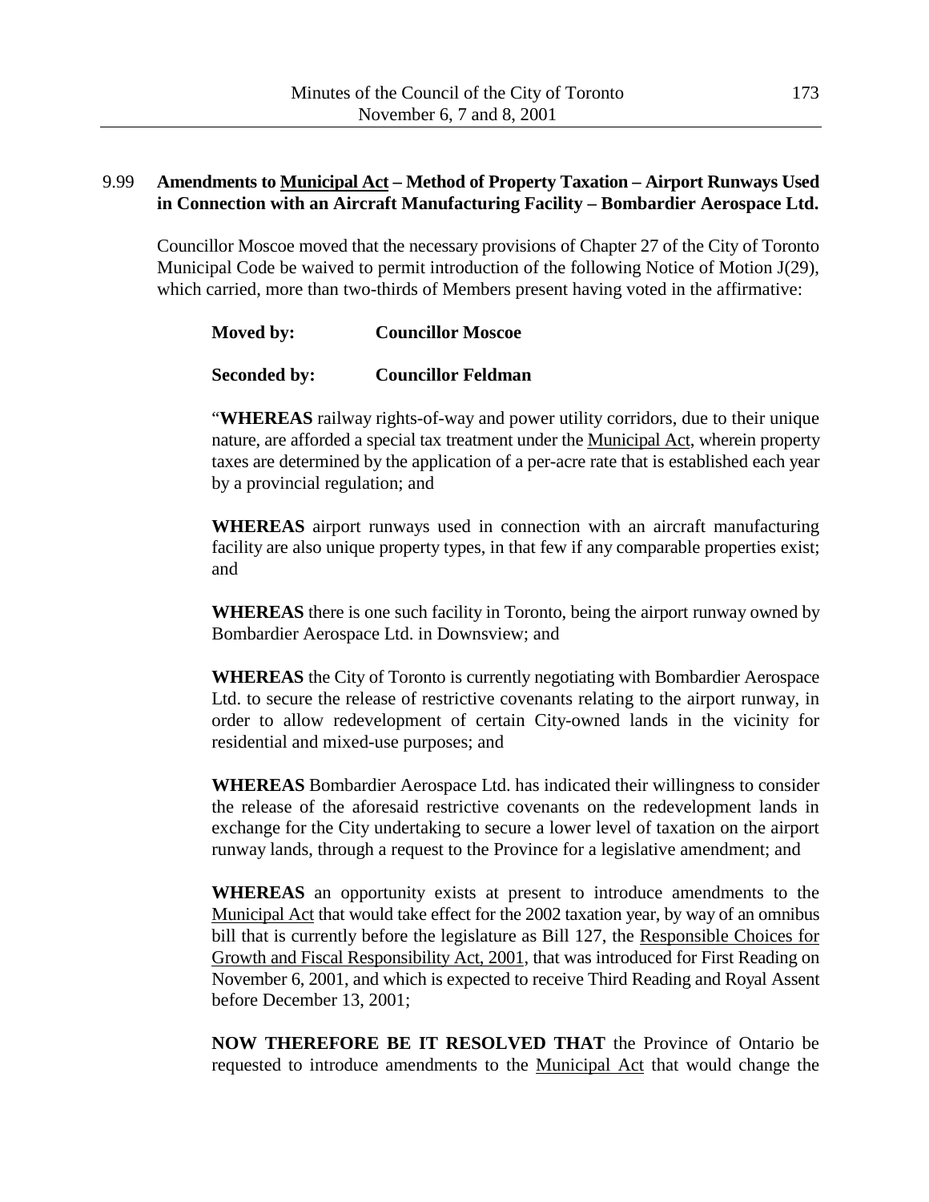## 9.99 **Amendments to Municipal Act – Method of Property Taxation – Airport Runways Used in Connection with an Aircraft Manufacturing Facility – Bombardier Aerospace Ltd.**

Councillor Moscoe moved that the necessary provisions of Chapter 27 of the City of Toronto Municipal Code be waived to permit introduction of the following Notice of Motion J(29), which carried, more than two-thirds of Members present having voted in the affirmative:

> **Moved by:** **Councillor Moscoe**
>
> **Seconded by:** **Councillor Feldman**
>
> "**WHEREAS** railway rights-of-way and power utility corridors, due to their unique nature, are afforded a special tax treatment under the Municipal Act, wherein property taxes are determined by the application of a per-acre rate that is established each year by a provincial regulation; and
>
> **WHEREAS** airport runways used in connection with an aircraft manufacturing facility are also unique property types, in that few if any comparable properties exist; and
>
> **WHEREAS** there is one such facility in Toronto, being the airport runway owned by Bombardier Aerospace Ltd. in Downsview; and
>
> **WHEREAS** the City of Toronto is currently negotiating with Bombardier Aerospace Ltd. to secure the release of restrictive covenants relating to the airport runway, in order to allow redevelopment of certain City-owned lands in the vicinity for residential and mixed-use purposes; and
>
> **WHEREAS** Bombardier Aerospace Ltd. has indicated their willingness to consider the release of the aforesaid restrictive covenants on the redevelopment lands in exchange for the City undertaking to secure a lower level of taxation on the airport runway lands, through a request to the Province for a legislative amendment; and
>
> **WHEREAS** an opportunity exists at present to introduce amendments to the Municipal Act that would take effect for the 2002 taxation year, by way of an omnibus bill that is currently before the legislature as Bill 127, the Responsible Choices for Growth and Fiscal Responsibility Act, 2001, that was introduced for First Reading on November 6, 2001, and which is expected to receive Third Reading and Royal Assent before December 13, 2001;
>
> **NOW THEREFORE BE IT RESOLVED THAT** the Province of Ontario be requested to introduce amendments to the Municipal Act that would change the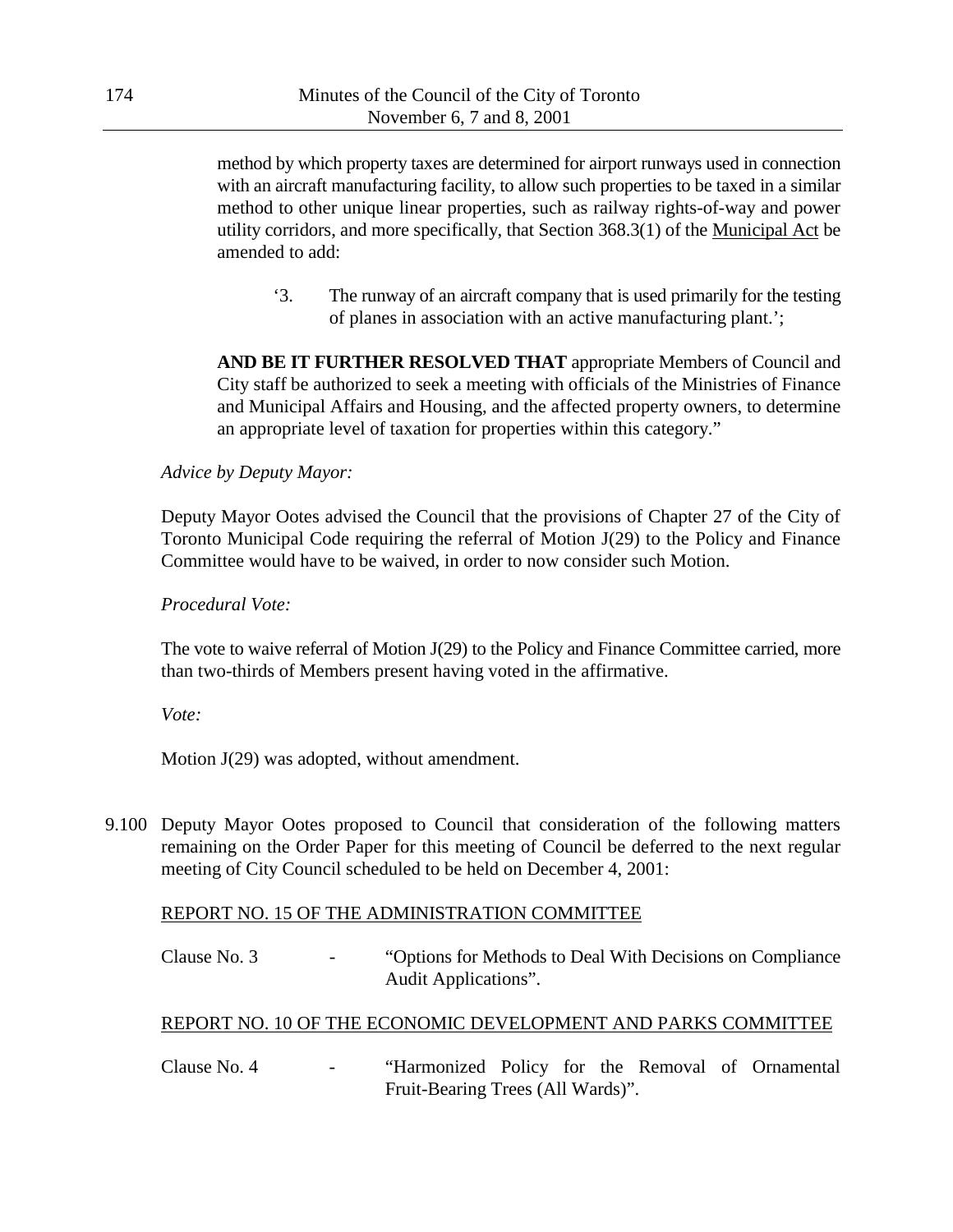method by which property taxes are determined for airport runways used in connection with an aircraft manufacturing facility, to allow such properties to be taxed in a similar method to other unique linear properties, such as railway rights-of-way and power utility corridors, and more specifically, that Section 368.3(1) of the Municipal Act be amended to add:

> '3. The runway of an aircraft company that is used primarily for the testing of planes in association with an active manufacturing plant.';

**AND BE IT FURTHER RESOLVED THAT** appropriate Members of Council and City staff be authorized to seek a meeting with officials of the Ministries of Finance and Municipal Affairs and Housing, and the affected property owners, to determine an appropriate level of taxation for properties within this category."

*Advice by Deputy Mayor:*

Deputy Mayor Ootes advised the Council that the provisions of Chapter 27 of the City of Toronto Municipal Code requiring the referral of Motion J(29) to the Policy and Finance Committee would have to be waived, in order to now consider such Motion.

*Procedural Vote:*

The vote to waive referral of Motion J(29) to the Policy and Finance Committee carried, more than two-thirds of Members present having voted in the affirmative.

*Vote:*

Motion J(29) was adopted, without amendment.

9.100 Deputy Mayor Ootes proposed to Council that consideration of the following matters remaining on the Order Paper for this meeting of Council be deferred to the next regular meeting of City Council scheduled to be held on December 4, 2001:

REPORT NO. 15 OF THE ADMINISTRATION COMMITTEE

Clause No. 3 - "Options for Methods to Deal With Decisions on Compliance Audit Applications".

REPORT NO. 10 OF THE ECONOMIC DEVELOPMENT AND PARKS COMMITTEE

Clause No. 4 - "Harmonized Policy for the Removal of Ornamental Fruit-Bearing Trees (All Wards)".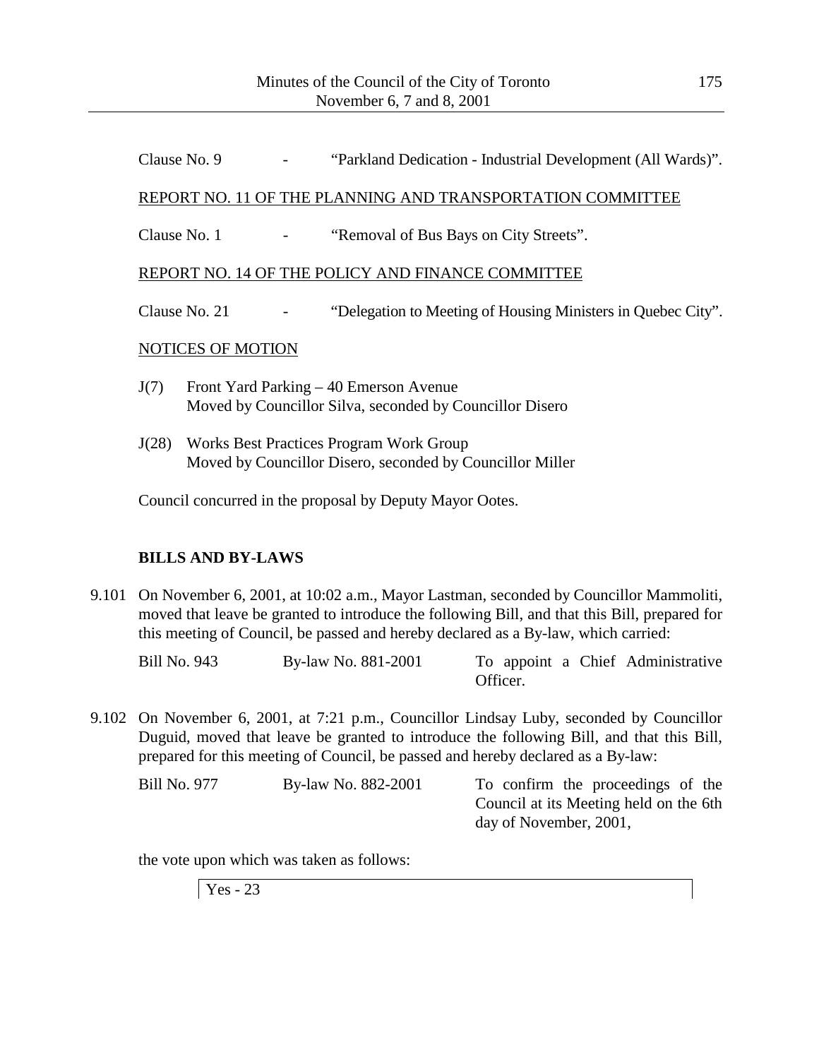Clause No. 9 - "Parkland Dedication - Industrial Development (All Wards)".

REPORT NO. 11 OF THE PLANNING AND TRANSPORTATION COMMITTEE

Clause No. 1 - "Removal of Bus Bays on City Streets".

REPORT NO. 14 OF THE POLICY AND FINANCE COMMITTEE

Clause No. 21 - "Delegation to Meeting of Housing Ministers in Quebec City".

NOTICES OF MOTION

J(7) Front Yard Parking – 40 Emerson Avenue
Moved by Councillor Silva, seconded by Councillor Disero

J(28) Works Best Practices Program Work Group
Moved by Councillor Disero, seconded by Councillor Miller

Council concurred in the proposal by Deputy Mayor Ootes.

**BILLS AND BY-LAWS**

9.101 On November 6, 2001, at 10:02 a.m., Mayor Lastman, seconded by Councillor Mammoliti, moved that leave be granted to introduce the following Bill, and that this Bill, prepared for this meeting of Council, be passed and hereby declared as a By-law, which carried:

| | | |
|---|---|---|
| Bill No. 943 | By-law No. 881-2001 | To appoint a Chief Administrative Officer. |

9.102 On November 6, 2001, at 7:21 p.m., Councillor Lindsay Luby, seconded by Councillor Duguid, moved that leave be granted to introduce the following Bill, and that this Bill, prepared for this meeting of Council, be passed and hereby declared as a By-law:

| | | |
|---|---|---|
| Bill No. 977 | By-law No. 882-2001 | To confirm the proceedings of the Council at its Meeting held on the 6th day of November, 2001, |

the vote upon which was taken as follows:

Yes - 23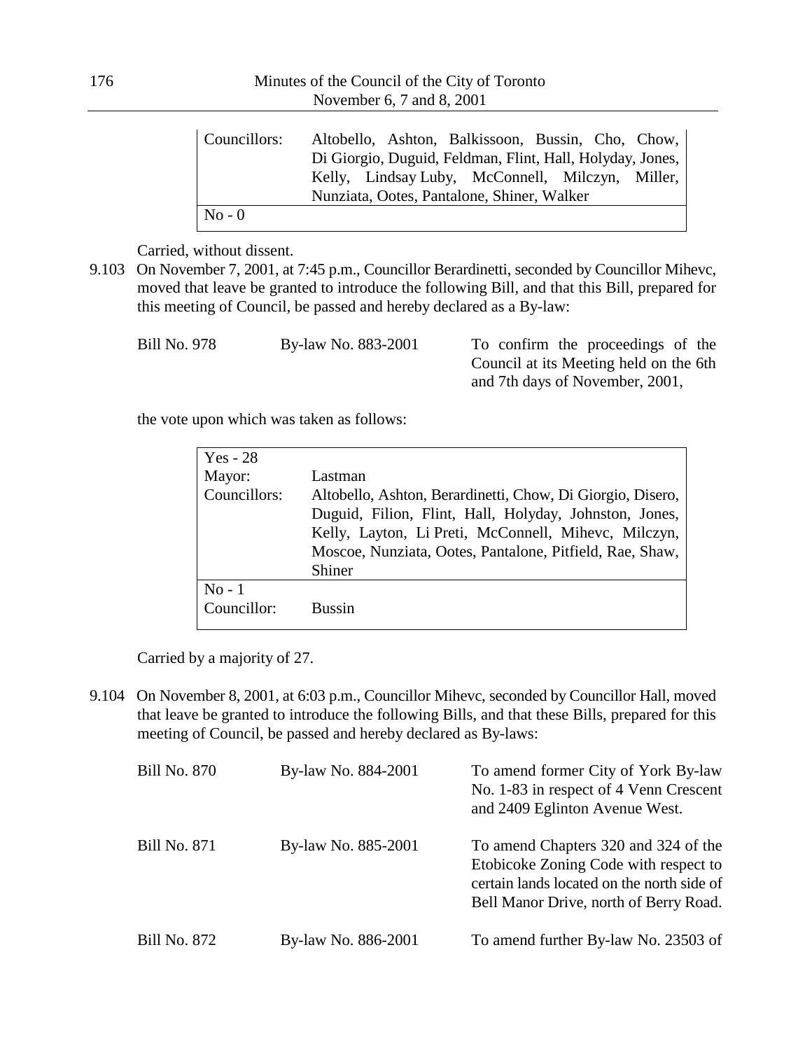| | |
|---|---|
| Councillors: | Altobello, Ashton, Balkissoon, Bussin, Cho, Chow, Di Giorgio, Duguid, Feldman, Flint, Hall, Holyday, Jones, Kelly, Lindsay Luby, McConnell, Milczyn, Miller, Nunziata, Ootes, Pantalone, Shiner, Walker |
| No - 0 | |

Carried, without dissent.

9.103 On November 7, 2001, at 7:45 p.m., Councillor Berardinetti, seconded by Councillor Mihevc, moved that leave be granted to introduce the following Bill, and that this Bill, prepared for this meeting of Council, be passed and hereby declared as a By-law:

| | | |
|---|---|---|
| Bill No. 978 | By-law No. 883-2001 | To confirm the proceedings of the Council at its Meeting held on the 6th and 7th days of November, 2001, |

the vote upon which was taken as follows:

| | |
|---|---|
| Yes - 28 | |
| Mayor: | Lastman |
| Councillors: | Altobello, Ashton, Berardinetti, Chow, Di Giorgio, Disero, Duguid, Filion, Flint, Hall, Holyday, Johnston, Jones, Kelly, Layton, Li Preti, McConnell, Mihevc, Milczyn, Moscoe, Nunziata, Ootes, Pantalone, Pitfield, Rae, Shaw, Shiner |
| No - 1 | |
| Councillor: | Bussin |

Carried by a majority of 27.

9.104 On November 8, 2001, at 6:03 p.m., Councillor Mihevc, seconded by Councillor Hall, moved that leave be granted to introduce the following Bills, and that these Bills, prepared for this meeting of Council, be passed and hereby declared as By-laws:

| | | |
|---|---|---|
| Bill No. 870 | By-law No. 884-2001 | To amend former City of York By-law No. 1-83 in respect of 4 Venn Crescent and 2409 Eglinton Avenue West. |
| Bill No. 871 | By-law No. 885-2001 | To amend Chapters 320 and 324 of the Etobicoke Zoning Code with respect to certain lands located on the north side of Bell Manor Drive, north of Berry Road. |
| Bill No. 872 | By-law No. 886-2001 | To amend further By-law No. 23503 of |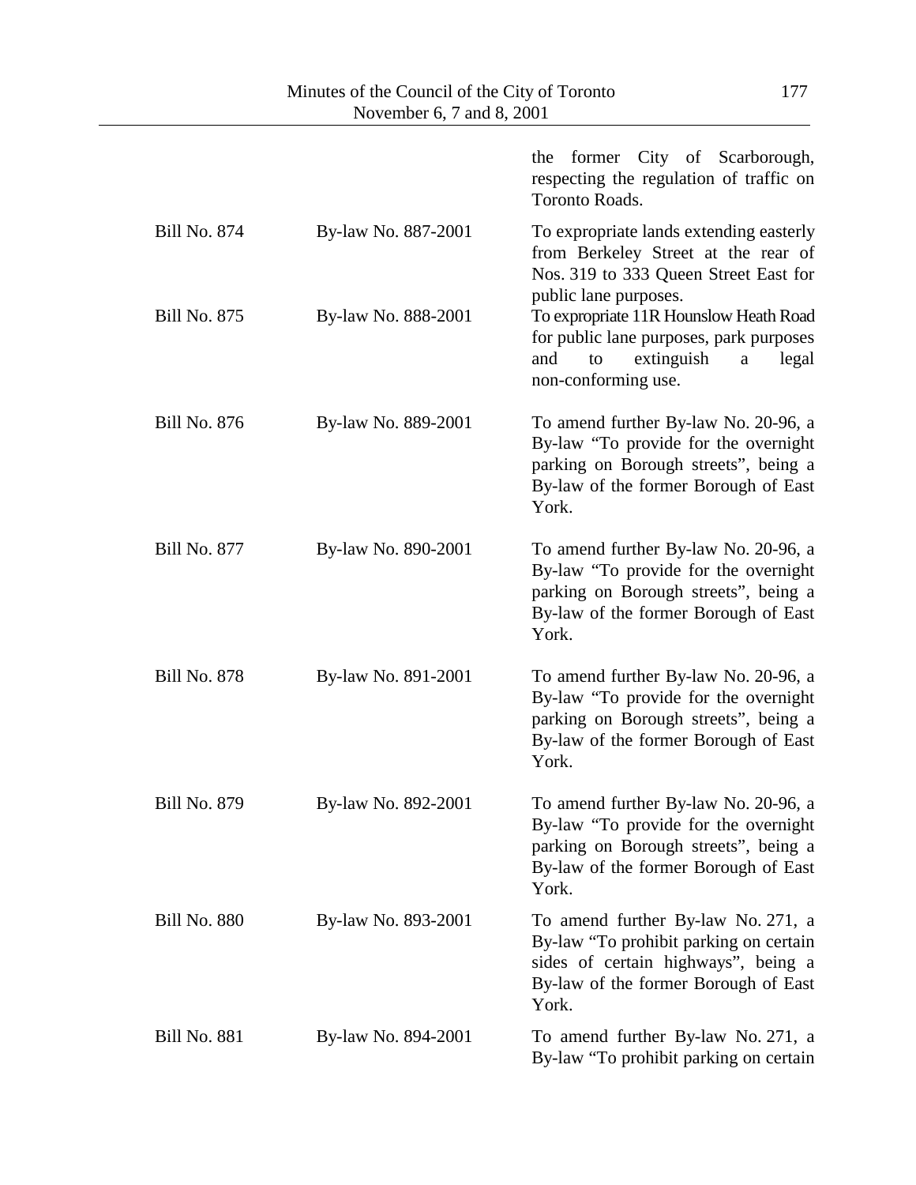| | | |
|---|---|---|
| | | the former City of Scarborough, respecting the regulation of traffic on Toronto Roads. |
| Bill No. 874 | By-law No. 887-2001 | To expropriate lands extending easterly from Berkeley Street at the rear of Nos. 319 to 333 Queen Street East for public lane purposes. |
| Bill No. 875 | By-law No. 888-2001 | To expropriate 11R Hounslow Heath Road for public lane purposes, park purposes and to extinguish a legal non-conforming use. |
| Bill No. 876 | By-law No. 889-2001 | To amend further By-law No. 20-96, a By-law "To provide for the overnight parking on Borough streets", being a By-law of the former Borough of East York. |
| Bill No. 877 | By-law No. 890-2001 | To amend further By-law No. 20-96, a By-law "To provide for the overnight parking on Borough streets", being a By-law of the former Borough of East York. |
| Bill No. 878 | By-law No. 891-2001 | To amend further By-law No. 20-96, a By-law "To provide for the overnight parking on Borough streets", being a By-law of the former Borough of East York. |
| Bill No. 879 | By-law No. 892-2001 | To amend further By-law No. 20-96, a By-law "To provide for the overnight parking on Borough streets", being a By-law of the former Borough of East York. |
| Bill No. 880 | By-law No. 893-2001 | To amend further By-law No. 271, a By-law "To prohibit parking on certain sides of certain highways", being a By-law of the former Borough of East York. |
| Bill No. 881 | By-law No. 894-2001 | To amend further By-law No. 271, a By-law "To prohibit parking on certain |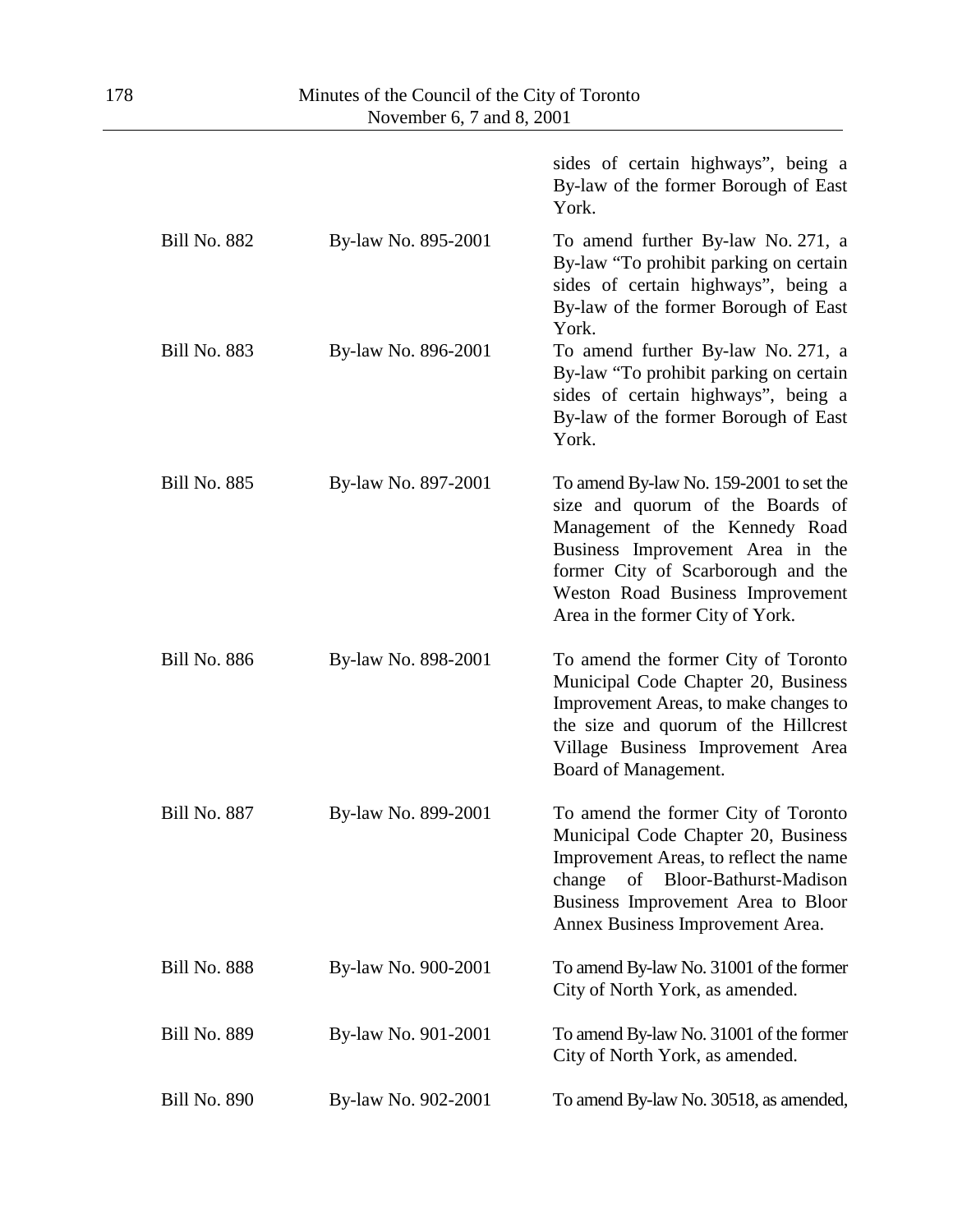|  |  | sides of certain highways", being a By-law of the former Borough of East York. |
|---|---|---|
| Bill No. 882 | By-law No. 895-2001 | To amend further By-law No. 271, a By-law "To prohibit parking on certain sides of certain highways", being a By-law of the former Borough of East York. |
| Bill No. 883 | By-law No. 896-2001 | To amend further By-law No. 271, a By-law "To prohibit parking on certain sides of certain highways", being a By-law of the former Borough of East York. |
| Bill No. 885 | By-law No. 897-2001 | To amend By-law No. 159-2001 to set the size and quorum of the Boards of Management of the Kennedy Road Business Improvement Area in the former City of Scarborough and the Weston Road Business Improvement Area in the former City of York. |
| Bill No. 886 | By-law No. 898-2001 | To amend the former City of Toronto Municipal Code Chapter 20, Business Improvement Areas, to make changes to the size and quorum of the Hillcrest Village Business Improvement Area Board of Management. |
| Bill No. 887 | By-law No. 899-2001 | To amend the former City of Toronto Municipal Code Chapter 20, Business Improvement Areas, to reflect the name change of Bloor-Bathurst-Madison Business Improvement Area to Bloor Annex Business Improvement Area. |
| Bill No. 888 | By-law No. 900-2001 | To amend By-law No. 31001 of the former City of North York, as amended. |
| Bill No. 889 | By-law No. 901-2001 | To amend By-law No. 31001 of the former City of North York, as amended. |
| Bill No. 890 | By-law No. 902-2001 | To amend By-law No. 30518, as amended, |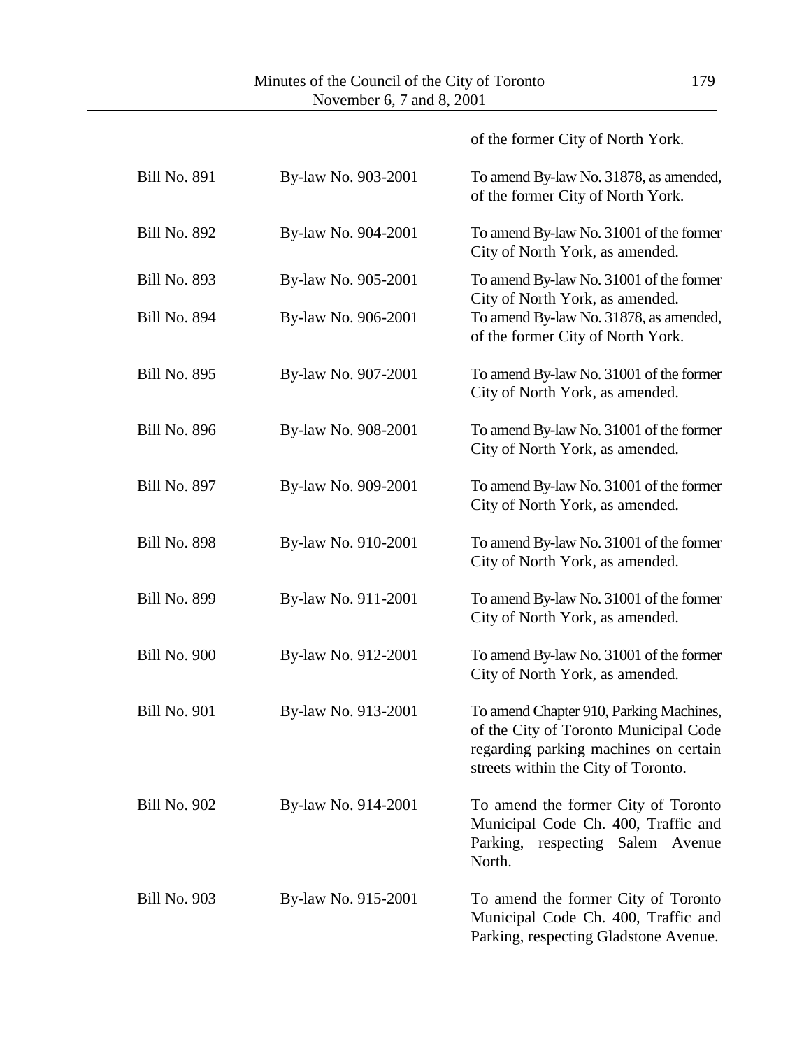| | | of the former City of North York. |
|---|---|---|
| Bill No. 891 | By-law No. 903-2001 | To amend By-law No. 31878, as amended, of the former City of North York. |
| Bill No. 892 | By-law No. 904-2001 | To amend By-law No. 31001 of the former City of North York, as amended. |
| Bill No. 893 | By-law No. 905-2001 | To amend By-law No. 31001 of the former City of North York, as amended. |
| Bill No. 894 | By-law No. 906-2001 | To amend By-law No. 31878, as amended, of the former City of North York. |
| Bill No. 895 | By-law No. 907-2001 | To amend By-law No. 31001 of the former City of North York, as amended. |
| Bill No. 896 | By-law No. 908-2001 | To amend By-law No. 31001 of the former City of North York, as amended. |
| Bill No. 897 | By-law No. 909-2001 | To amend By-law No. 31001 of the former City of North York, as amended. |
| Bill No. 898 | By-law No. 910-2001 | To amend By-law No. 31001 of the former City of North York, as amended. |
| Bill No. 899 | By-law No. 911-2001 | To amend By-law No. 31001 of the former City of North York, as amended. |
| Bill No. 900 | By-law No. 912-2001 | To amend By-law No. 31001 of the former City of North York, as amended. |
| Bill No. 901 | By-law No. 913-2001 | To amend Chapter 910, Parking Machines, of the City of Toronto Municipal Code regarding parking machines on certain streets within the City of Toronto. |
| Bill No. 902 | By-law No. 914-2001 | To amend the former City of Toronto Municipal Code Ch. 400, Traffic and Parking, respecting Salem Avenue North. |
| Bill No. 903 | By-law No. 915-2001 | To amend the former City of Toronto Municipal Code Ch. 400, Traffic and Parking, respecting Gladstone Avenue. |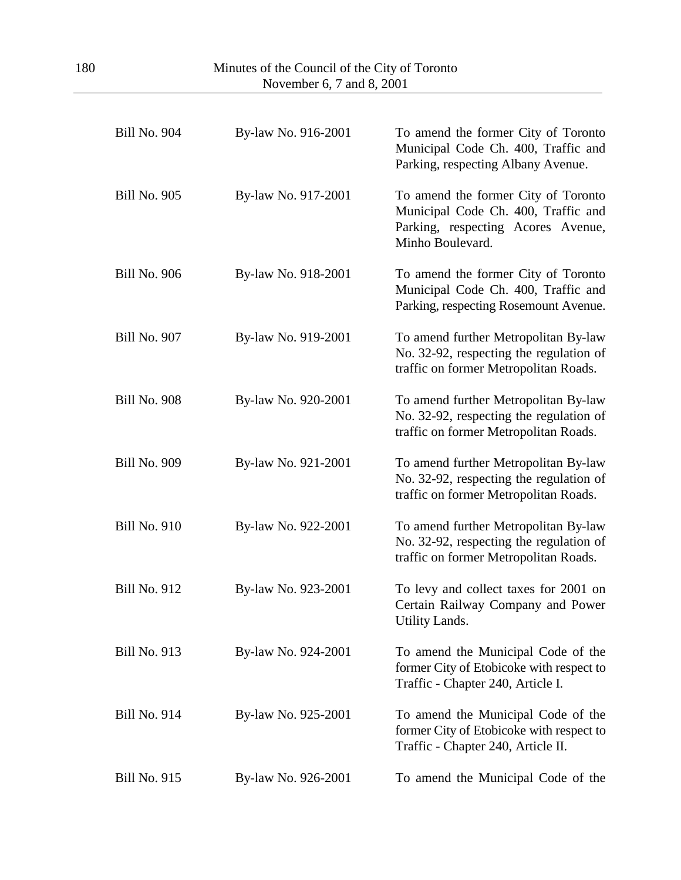| | | |
|---|---|---|
| Bill No. 904 | By-law No. 916-2001 | To amend the former City of Toronto Municipal Code Ch. 400, Traffic and Parking, respecting Albany Avenue. |
| Bill No. 905 | By-law No. 917-2001 | To amend the former City of Toronto Municipal Code Ch. 400, Traffic and Parking, respecting Acores Avenue, Minho Boulevard. |
| Bill No. 906 | By-law No. 918-2001 | To amend the former City of Toronto Municipal Code Ch. 400, Traffic and Parking, respecting Rosemount Avenue. |
| Bill No. 907 | By-law No. 919-2001 | To amend further Metropolitan By-law No. 32-92, respecting the regulation of traffic on former Metropolitan Roads. |
| Bill No. 908 | By-law No. 920-2001 | To amend further Metropolitan By-law No. 32-92, respecting the regulation of traffic on former Metropolitan Roads. |
| Bill No. 909 | By-law No. 921-2001 | To amend further Metropolitan By-law No. 32-92, respecting the regulation of traffic on former Metropolitan Roads. |
| Bill No. 910 | By-law No. 922-2001 | To amend further Metropolitan By-law No. 32-92, respecting the regulation of traffic on former Metropolitan Roads. |
| Bill No. 912 | By-law No. 923-2001 | To levy and collect taxes for 2001 on Certain Railway Company and Power Utility Lands. |
| Bill No. 913 | By-law No. 924-2001 | To amend the Municipal Code of the former City of Etobicoke with respect to Traffic - Chapter 240, Article I. |
| Bill No. 914 | By-law No. 925-2001 | To amend the Municipal Code of the former City of Etobicoke with respect to Traffic - Chapter 240, Article II. |
| Bill No. 915 | By-law No. 926-2001 | To amend the Municipal Code of the |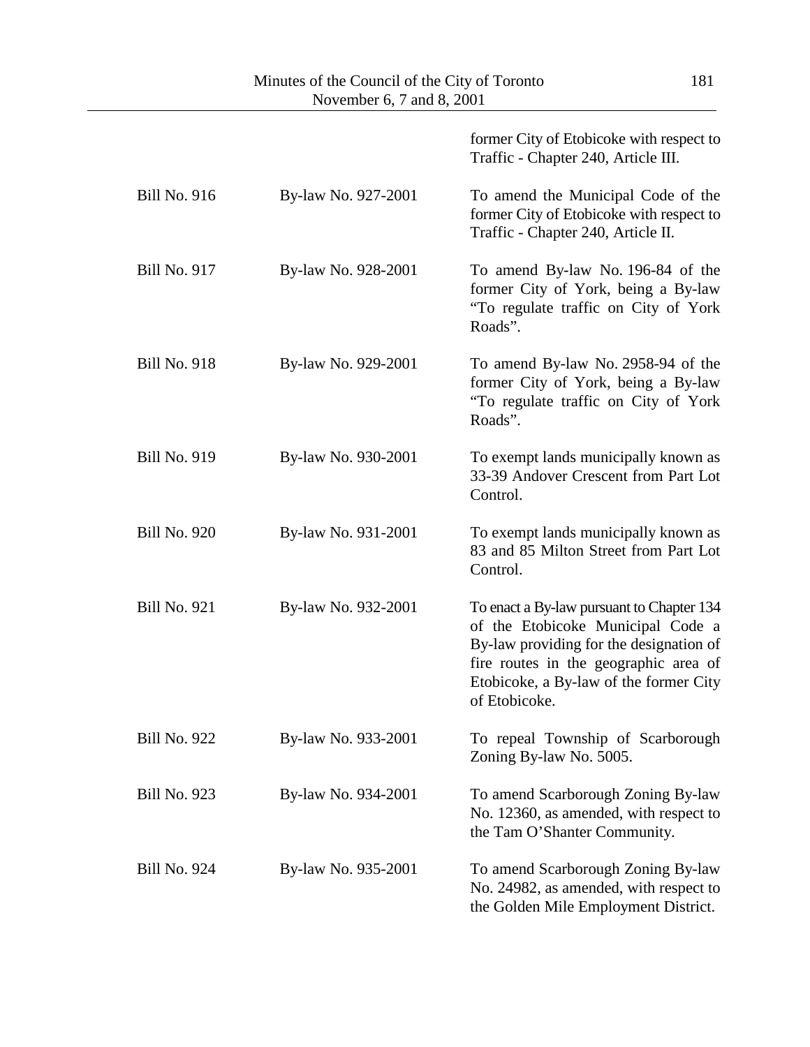|  |  | former City of Etobicoke with respect to Traffic - Chapter 240, Article III. |
|---|---|---|
| Bill No. 916 | By-law No. 927-2001 | To amend the Municipal Code of the former City of Etobicoke with respect to Traffic - Chapter 240, Article II. |
| Bill No. 917 | By-law No. 928-2001 | To amend By-law No. 196-84 of the former City of York, being a By-law "To regulate traffic on City of York Roads". |
| Bill No. 918 | By-law No. 929-2001 | To amend By-law No. 2958-94 of the former City of York, being a By-law "To regulate traffic on City of York Roads". |
| Bill No. 919 | By-law No. 930-2001 | To exempt lands municipally known as 33-39 Andover Crescent from Part Lot Control. |
| Bill No. 920 | By-law No. 931-2001 | To exempt lands municipally known as 83 and 85 Milton Street from Part Lot Control. |
| Bill No. 921 | By-law No. 932-2001 | To enact a By-law pursuant to Chapter 134 of the Etobicoke Municipal Code a By-law providing for the designation of fire routes in the geographic area of Etobicoke, a By-law of the former City of Etobicoke. |
| Bill No. 922 | By-law No. 933-2001 | To repeal Township of Scarborough Zoning By-law No. 5005. |
| Bill No. 923 | By-law No. 934-2001 | To amend Scarborough Zoning By-law No. 12360, as amended, with respect to the Tam O'Shanter Community. |
| Bill No. 924 | By-law No. 935-2001 | To amend Scarborough Zoning By-law No. 24982, as amended, with respect to the Golden Mile Employment District. |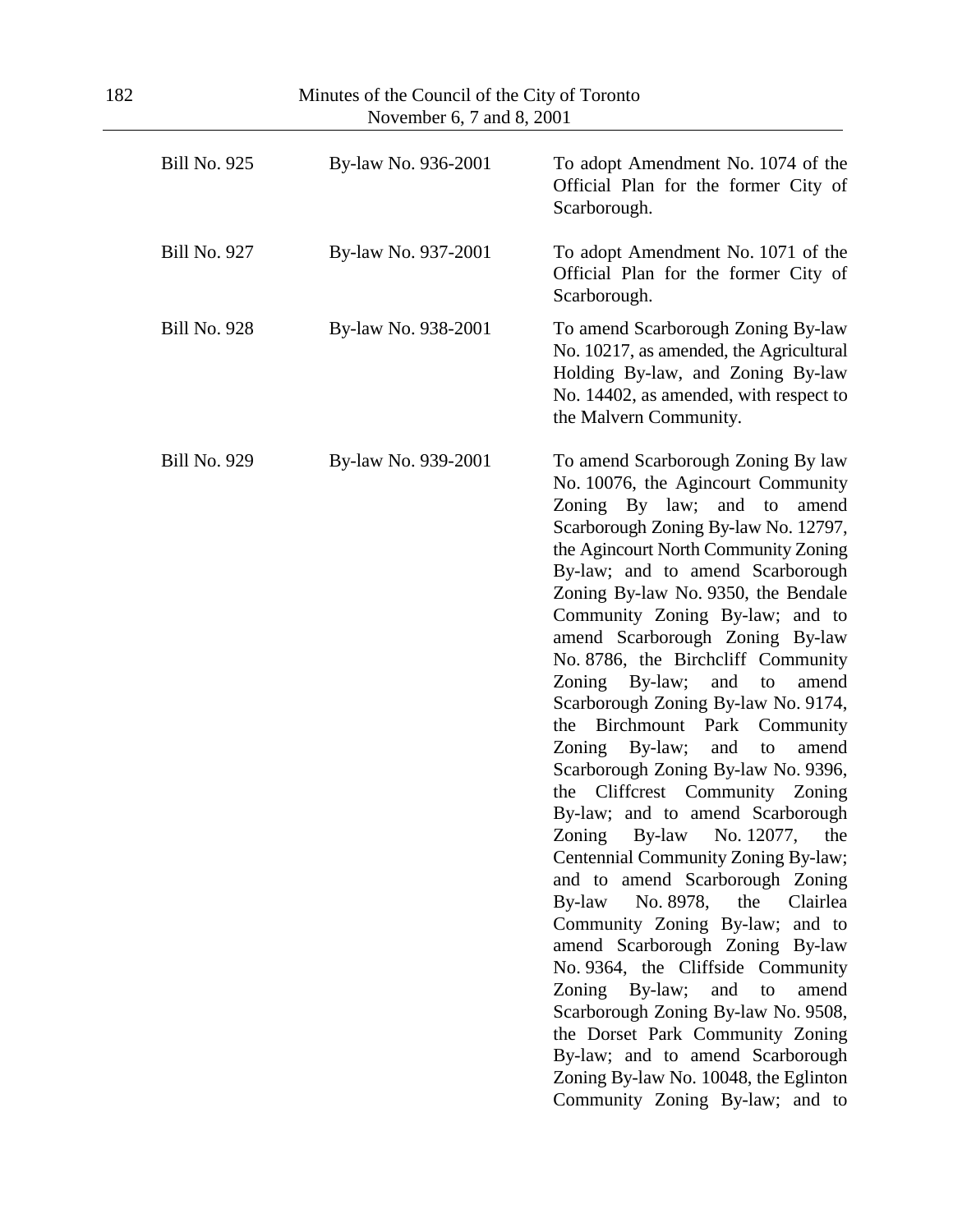| | | |
|---|---|---|
| Bill No. 925 | By-law No. 936-2001 | To adopt Amendment No. 1074 of the Official Plan for the former City of Scarborough. |
| Bill No. 927 | By-law No. 937-2001 | To adopt Amendment No. 1071 of the Official Plan for the former City of Scarborough. |
| Bill No. 928 | By-law No. 938-2001 | To amend Scarborough Zoning By-law No. 10217, as amended, the Agricultural Holding By-law, and Zoning By-law No. 14402, as amended, with respect to the Malvern Community. |
| Bill No. 929 | By-law No. 939-2001 | To amend Scarborough Zoning By law No. 10076, the Agincourt Community Zoning By law; and to amend Scarborough Zoning By-law No. 12797, the Agincourt North Community Zoning By-law; and to amend Scarborough Zoning By-law No. 9350, the Bendale Community Zoning By-law; and to amend Scarborough Zoning By-law No. 8786, the Birchcliff Community Zoning By-law; and to amend Scarborough Zoning By-law No. 9174, the Birchmount Park Community Zoning By-law; and to amend Scarborough Zoning By-law No. 9396, the Cliffcrest Community Zoning By-law; and to amend Scarborough Zoning By-law No. 12077, the Centennial Community Zoning By-law; and to amend Scarborough Zoning By-law No. 8978, the Clairlea Community Zoning By-law; and to amend Scarborough Zoning By-law No. 9364, the Cliffside Community Zoning By-law; and to amend Scarborough Zoning By-law No. 9508, the Dorset Park Community Zoning By-law; and to amend Scarborough Zoning By-law No. 10048, the Eglinton Community Zoning By-law; and to |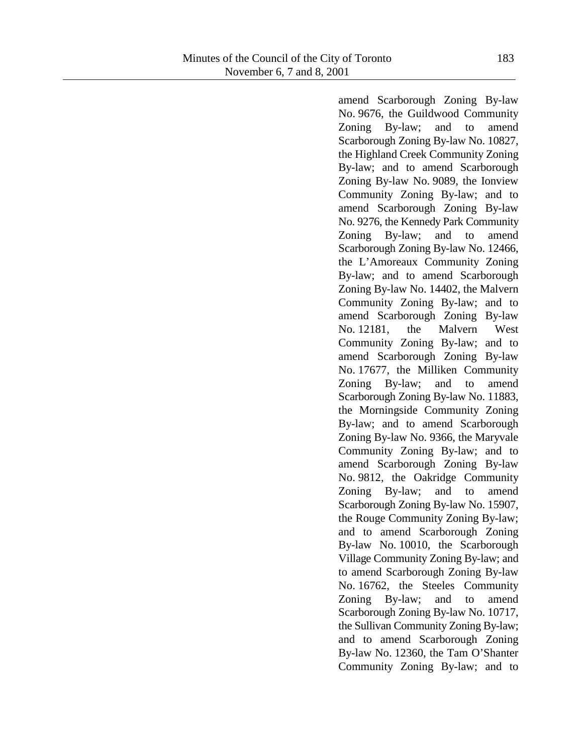amend Scarborough Zoning By-law No. 9676, the Guildwood Community Zoning By-law; and to amend Scarborough Zoning By-law No. 10827, the Highland Creek Community Zoning By-law; and to amend Scarborough Zoning By-law No. 9089, the Ionview Community Zoning By-law; and to amend Scarborough Zoning By-law No. 9276, the Kennedy Park Community Zoning By-law; and to amend Scarborough Zoning By-law No. 12466, the L'Amoreaux Community Zoning By-law; and to amend Scarborough Zoning By-law No. 14402, the Malvern Community Zoning By-law; and to amend Scarborough Zoning By-law No. 12181, the Malvern West Community Zoning By-law; and to amend Scarborough Zoning By-law No. 17677, the Milliken Community Zoning By-law; and to amend Scarborough Zoning By-law No. 11883, the Morningside Community Zoning By-law; and to amend Scarborough Zoning By-law No. 9366, the Maryvale Community Zoning By-law; and to amend Scarborough Zoning By-law No. 9812, the Oakridge Community Zoning By-law; and to amend Scarborough Zoning By-law No. 15907, the Rouge Community Zoning By-law; and to amend Scarborough Zoning By-law No. 10010, the Scarborough Village Community Zoning By-law; and to amend Scarborough Zoning By-law No. 16762, the Steeles Community Zoning By-law; and to amend Scarborough Zoning By-law No. 10717, the Sullivan Community Zoning By-law; and to amend Scarborough Zoning By-law No. 12360, the Tam O'Shanter Community Zoning By-law; and to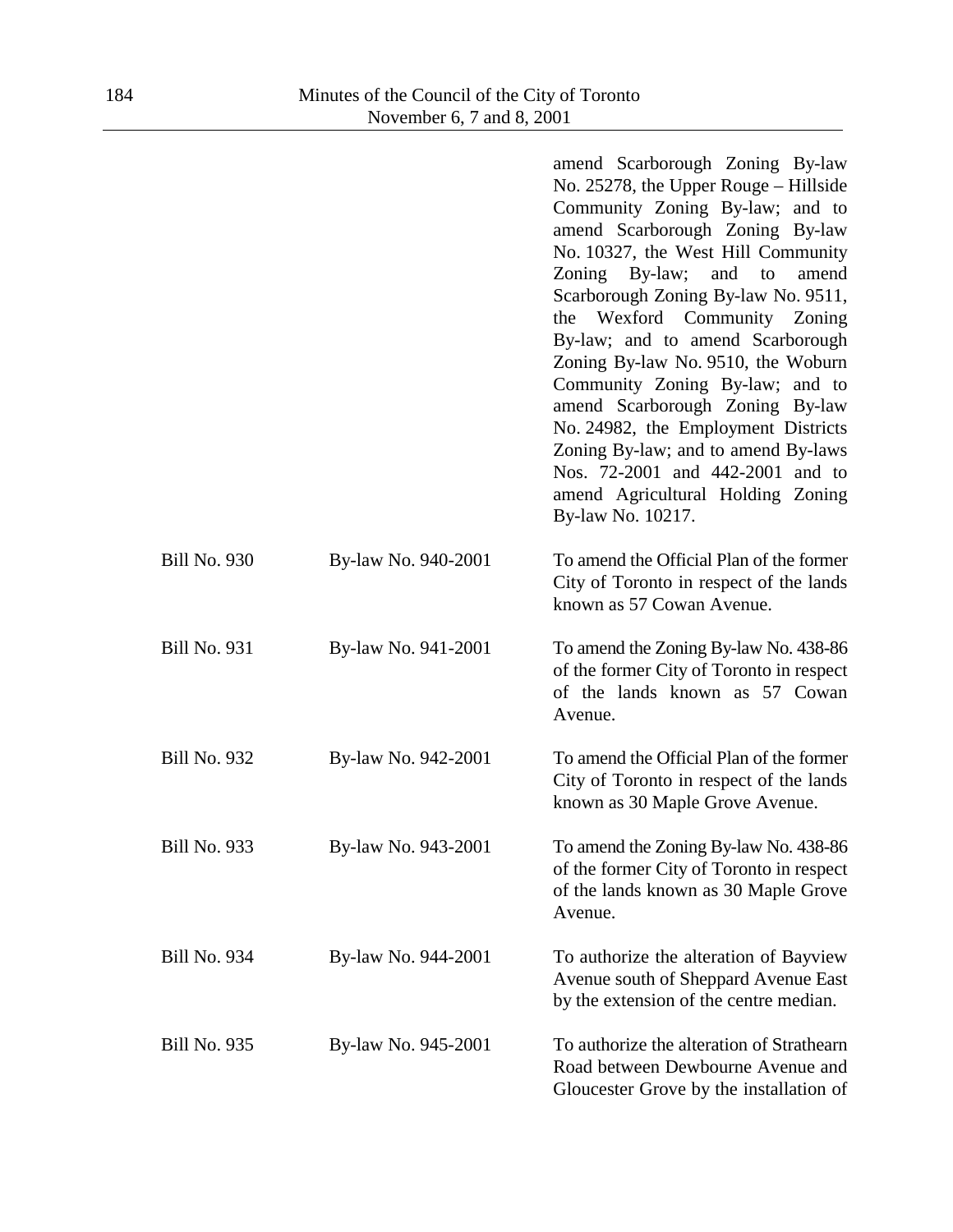| | | |
|---|---|---|
| | | amend Scarborough Zoning By-law No. 25278, the Upper Rouge – Hillside Community Zoning By-law; and to amend Scarborough Zoning By-law No. 10327, the West Hill Community Zoning By-law; and to amend Scarborough Zoning By-law No. 9511, the Wexford Community Zoning By-law; and to amend Scarborough Zoning By-law No. 9510, the Woburn Community Zoning By-law; and to amend Scarborough Zoning By-law No. 24982, the Employment Districts Zoning By-law; and to amend By-laws Nos. 72-2001 and 442-2001 and to amend Agricultural Holding Zoning By-law No. 10217. |
| Bill No. 930 | By-law No. 940-2001 | To amend the Official Plan of the former City of Toronto in respect of the lands known as 57 Cowan Avenue. |
| Bill No. 931 | By-law No. 941-2001 | To amend the Zoning By-law No. 438-86 of the former City of Toronto in respect of the lands known as 57 Cowan Avenue. |
| Bill No. 932 | By-law No. 942-2001 | To amend the Official Plan of the former City of Toronto in respect of the lands known as 30 Maple Grove Avenue. |
| Bill No. 933 | By-law No. 943-2001 | To amend the Zoning By-law No. 438-86 of the former City of Toronto in respect of the lands known as 30 Maple Grove Avenue. |
| Bill No. 934 | By-law No. 944-2001 | To authorize the alteration of Bayview Avenue south of Sheppard Avenue East by the extension of the centre median. |
| Bill No. 935 | By-law No. 945-2001 | To authorize the alteration of Strathearn Road between Dewbourne Avenue and Gloucester Grove by the installation of |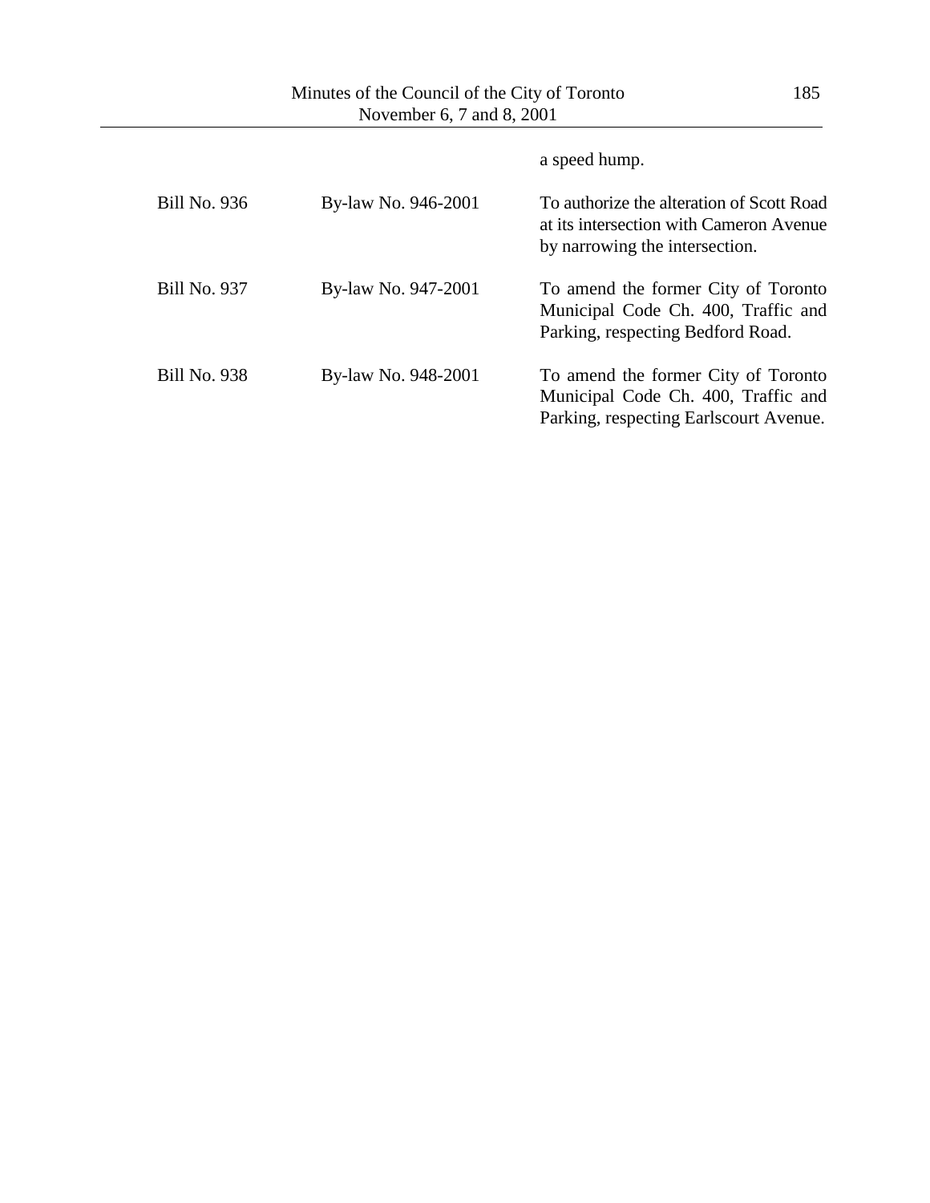| | | a speed hump. |
|---|---|---|
| Bill No. 936 | By-law No. 946-2001 | To authorize the alteration of Scott Road at its intersection with Cameron Avenue by narrowing the intersection. |
| Bill No. 937 | By-law No. 947-2001 | To amend the former City of Toronto Municipal Code Ch. 400, Traffic and Parking, respecting Bedford Road. |
| Bill No. 938 | By-law No. 948-2001 | To amend the former City of Toronto Municipal Code Ch. 400, Traffic and Parking, respecting Earlscourt Avenue. |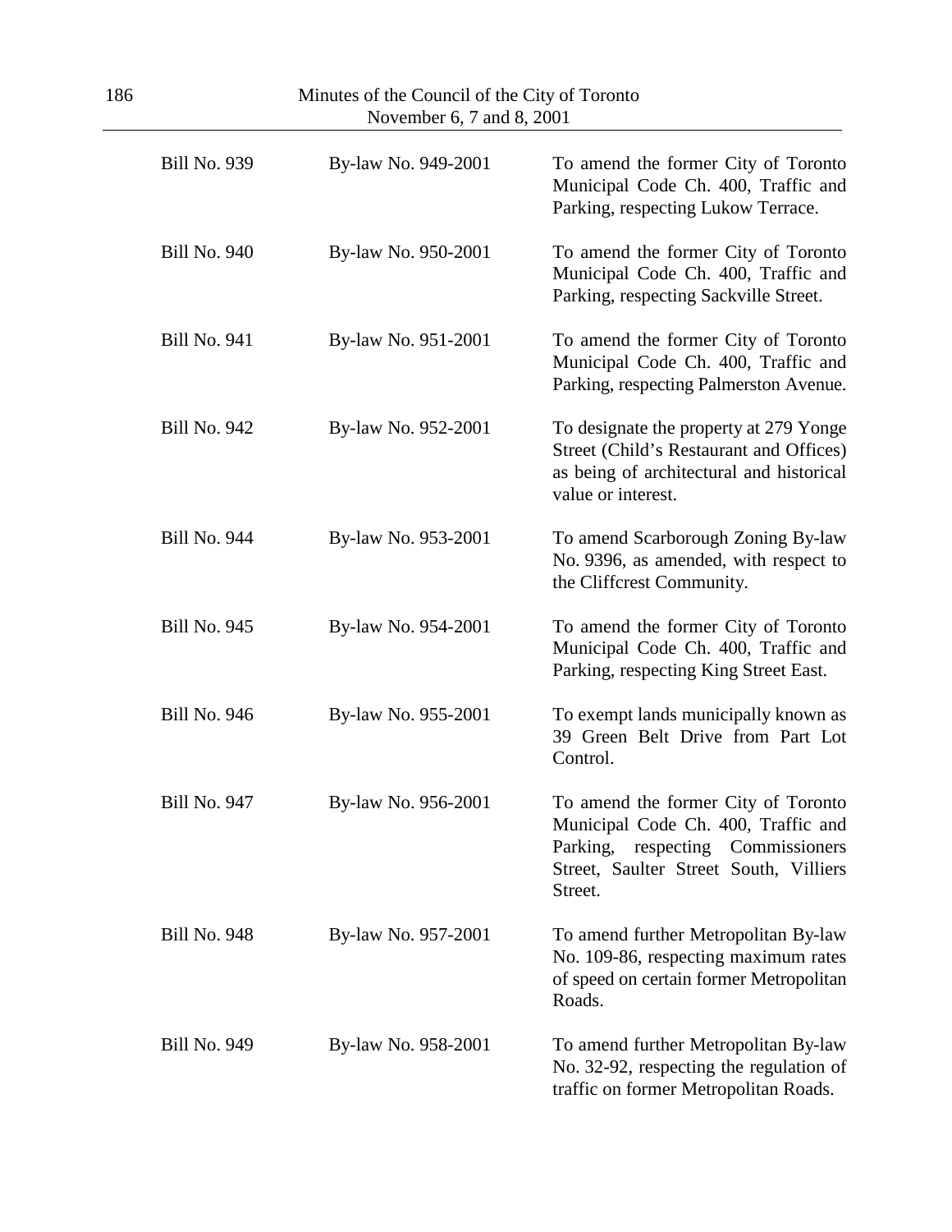| | | |
|---|---|---|
| Bill No. 939 | By-law No. 949-2001 | To amend the former City of Toronto Municipal Code Ch. 400, Traffic and Parking, respecting Lukow Terrace. |
| Bill No. 940 | By-law No. 950-2001 | To amend the former City of Toronto Municipal Code Ch. 400, Traffic and Parking, respecting Sackville Street. |
| Bill No. 941 | By-law No. 951-2001 | To amend the former City of Toronto Municipal Code Ch. 400, Traffic and Parking, respecting Palmerston Avenue. |
| Bill No. 942 | By-law No. 952-2001 | To designate the property at 279 Yonge Street (Child's Restaurant and Offices) as being of architectural and historical value or interest. |
| Bill No. 944 | By-law No. 953-2001 | To amend Scarborough Zoning By-law No. 9396, as amended, with respect to the Cliffcrest Community. |
| Bill No. 945 | By-law No. 954-2001 | To amend the former City of Toronto Municipal Code Ch. 400, Traffic and Parking, respecting King Street East. |
| Bill No. 946 | By-law No. 955-2001 | To exempt lands municipally known as 39 Green Belt Drive from Part Lot Control. |
| Bill No. 947 | By-law No. 956-2001 | To amend the former City of Toronto Municipal Code Ch. 400, Traffic and Parking, respecting Commissioners Street, Saulter Street South, Villiers Street. |
| Bill No. 948 | By-law No. 957-2001 | To amend further Metropolitan By-law No. 109-86, respecting maximum rates of speed on certain former Metropolitan Roads. |
| Bill No. 949 | By-law No. 958-2001 | To amend further Metropolitan By-law No. 32-92, respecting the regulation of traffic on former Metropolitan Roads. |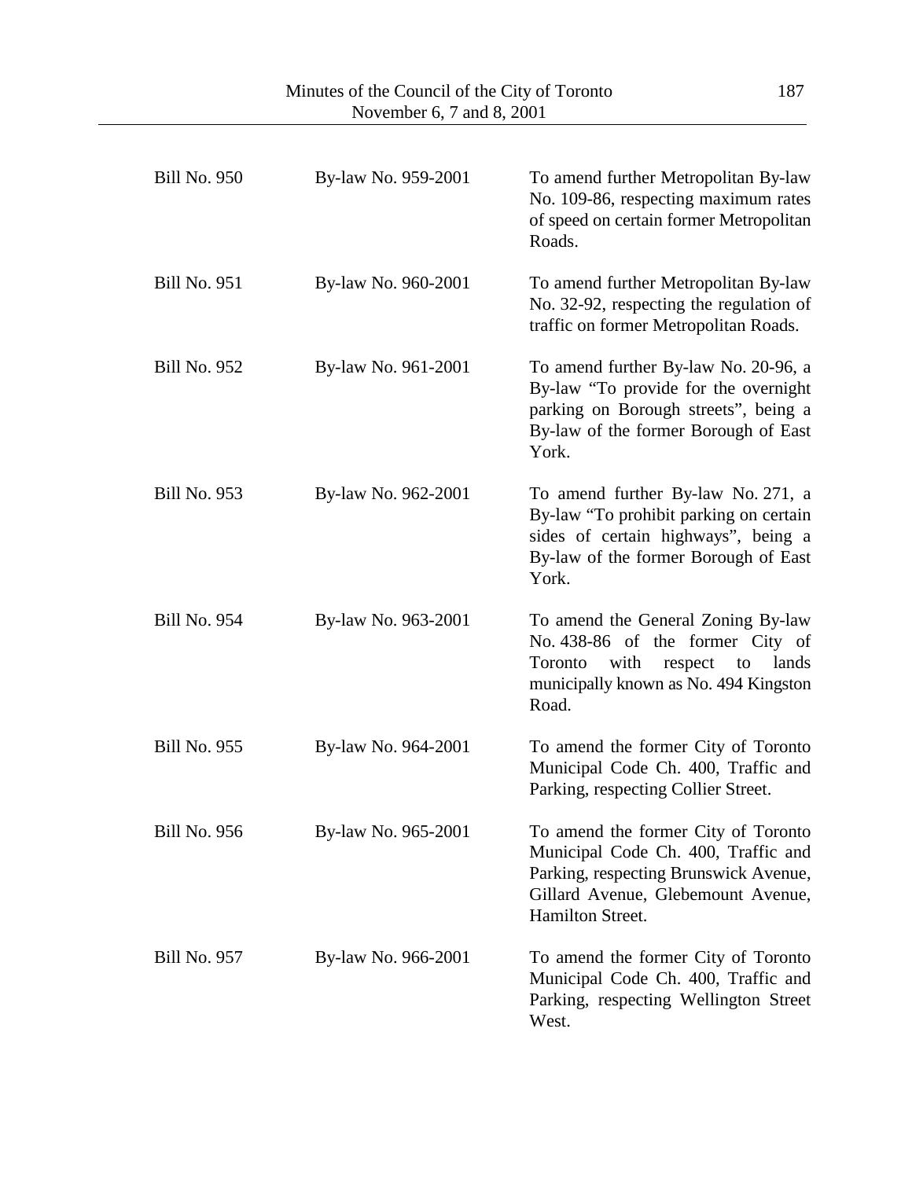| | | |
|---|---|---|
| Bill No. 950 | By-law No. 959-2001 | To amend further Metropolitan By-law No. 109-86, respecting maximum rates of speed on certain former Metropolitan Roads. |
| Bill No. 951 | By-law No. 960-2001 | To amend further Metropolitan By-law No. 32-92, respecting the regulation of traffic on former Metropolitan Roads. |
| Bill No. 952 | By-law No. 961-2001 | To amend further By-law No. 20-96, a By-law "To provide for the overnight parking on Borough streets", being a By-law of the former Borough of East York. |
| Bill No. 953 | By-law No. 962-2001 | To amend further By-law No. 271, a By-law "To prohibit parking on certain sides of certain highways", being a By-law of the former Borough of East York. |
| Bill No. 954 | By-law No. 963-2001 | To amend the General Zoning By-law No. 438-86 of the former City of Toronto with respect to lands municipally known as No. 494 Kingston Road. |
| Bill No. 955 | By-law No. 964-2001 | To amend the former City of Toronto Municipal Code Ch. 400, Traffic and Parking, respecting Collier Street. |
| Bill No. 956 | By-law No. 965-2001 | To amend the former City of Toronto Municipal Code Ch. 400, Traffic and Parking, respecting Brunswick Avenue, Gillard Avenue, Glebemount Avenue, Hamilton Street. |
| Bill No. 957 | By-law No. 966-2001 | To amend the former City of Toronto Municipal Code Ch. 400, Traffic and Parking, respecting Wellington Street West. |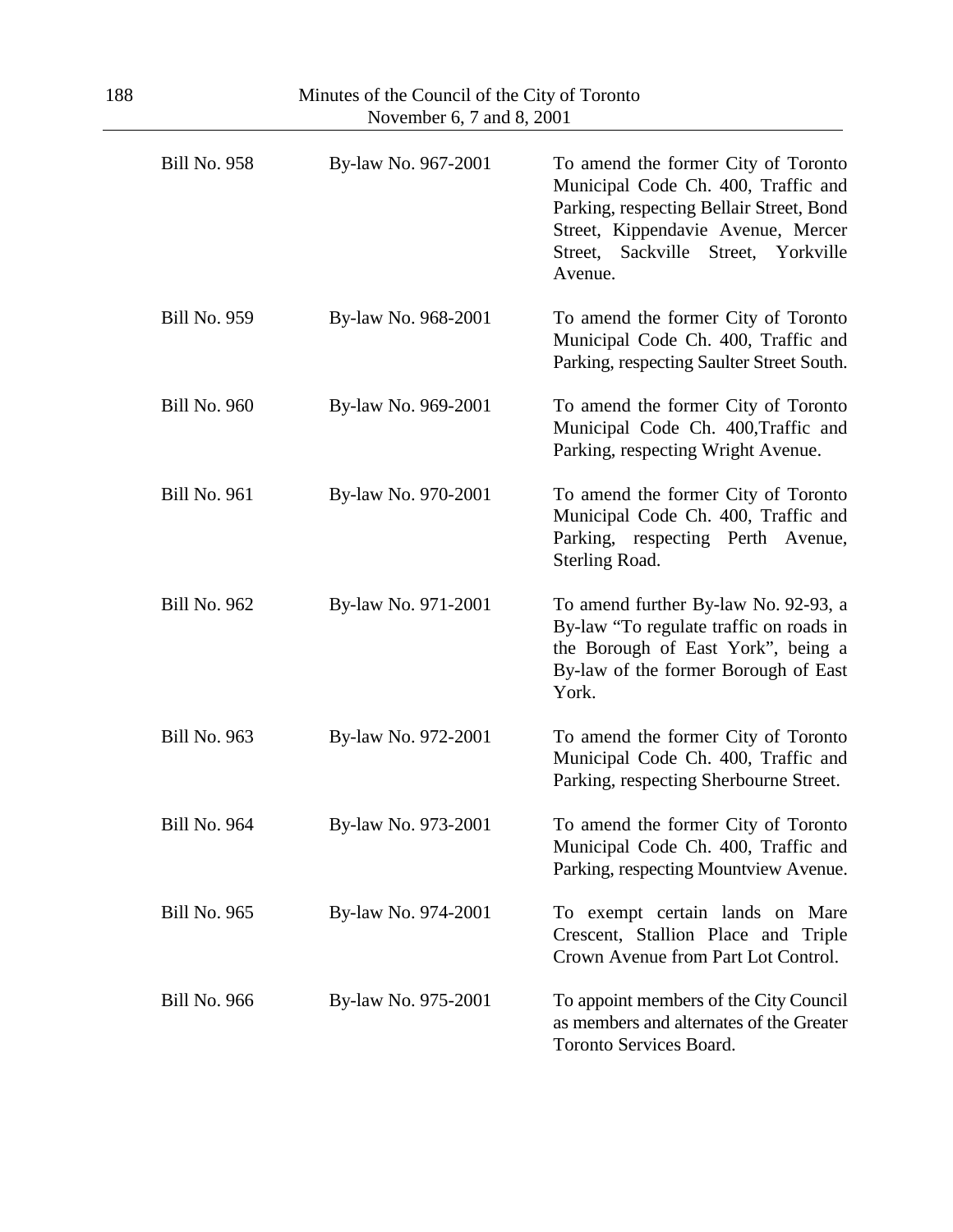| | | |
|---|---|---|
| Bill No. 958 | By-law No. 967-2001 | To amend the former City of Toronto Municipal Code Ch. 400, Traffic and Parking, respecting Bellair Street, Bond Street, Kippendavie Avenue, Mercer Street, Sackville Street, Yorkville Avenue. |
| Bill No. 959 | By-law No. 968-2001 | To amend the former City of Toronto Municipal Code Ch. 400, Traffic and Parking, respecting Saulter Street South. |
| Bill No. 960 | By-law No. 969-2001 | To amend the former City of Toronto Municipal Code Ch. 400,Traffic and Parking, respecting Wright Avenue. |
| Bill No. 961 | By-law No. 970-2001 | To amend the former City of Toronto Municipal Code Ch. 400, Traffic and Parking, respecting Perth Avenue, Sterling Road. |
| Bill No. 962 | By-law No. 971-2001 | To amend further By-law No. 92-93, a By-law "To regulate traffic on roads in the Borough of East York", being a By-law of the former Borough of East York. |
| Bill No. 963 | By-law No. 972-2001 | To amend the former City of Toronto Municipal Code Ch. 400, Traffic and Parking, respecting Sherbourne Street. |
| Bill No. 964 | By-law No. 973-2001 | To amend the former City of Toronto Municipal Code Ch. 400, Traffic and Parking, respecting Mountview Avenue. |
| Bill No. 965 | By-law No. 974-2001 | To exempt certain lands on Mare Crescent, Stallion Place and Triple Crown Avenue from Part Lot Control. |
| Bill No. 966 | By-law No. 975-2001 | To appoint members of the City Council as members and alternates of the Greater Toronto Services Board. |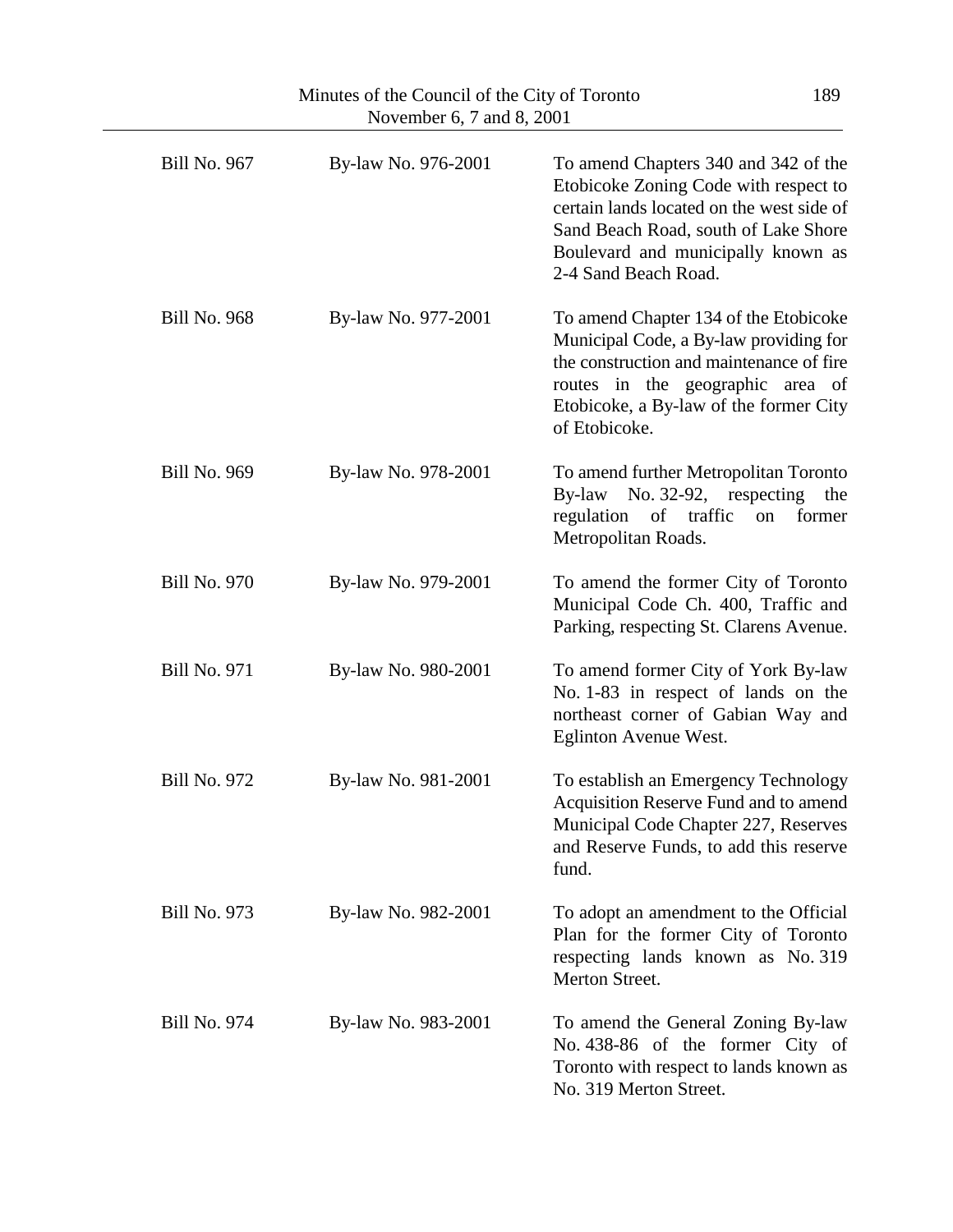| | | |
|---|---|---|
| Bill No. 967 | By-law No. 976-2001 | To amend Chapters 340 and 342 of the Etobicoke Zoning Code with respect to certain lands located on the west side of Sand Beach Road, south of Lake Shore Boulevard and municipally known as 2-4 Sand Beach Road. |
| Bill No. 968 | By-law No. 977-2001 | To amend Chapter 134 of the Etobicoke Municipal Code, a By-law providing for the construction and maintenance of fire routes in the geographic area of Etobicoke, a By-law of the former City of Etobicoke. |
| Bill No. 969 | By-law No. 978-2001 | To amend further Metropolitan Toronto By-law No. 32-92, respecting the regulation of traffic on former Metropolitan Roads. |
| Bill No. 970 | By-law No. 979-2001 | To amend the former City of Toronto Municipal Code Ch. 400, Traffic and Parking, respecting St. Clarens Avenue. |
| Bill No. 971 | By-law No. 980-2001 | To amend former City of York By-law No. 1-83 in respect of lands on the northeast corner of Gabian Way and Eglinton Avenue West. |
| Bill No. 972 | By-law No. 981-2001 | To establish an Emergency Technology Acquisition Reserve Fund and to amend Municipal Code Chapter 227, Reserves and Reserve Funds, to add this reserve fund. |
| Bill No. 973 | By-law No. 982-2001 | To adopt an amendment to the Official Plan for the former City of Toronto respecting lands known as No. 319 Merton Street. |
| Bill No. 974 | By-law No. 983-2001 | To amend the General Zoning By-law No. 438-86 of the former City of Toronto with respect to lands known as No. 319 Merton Street. |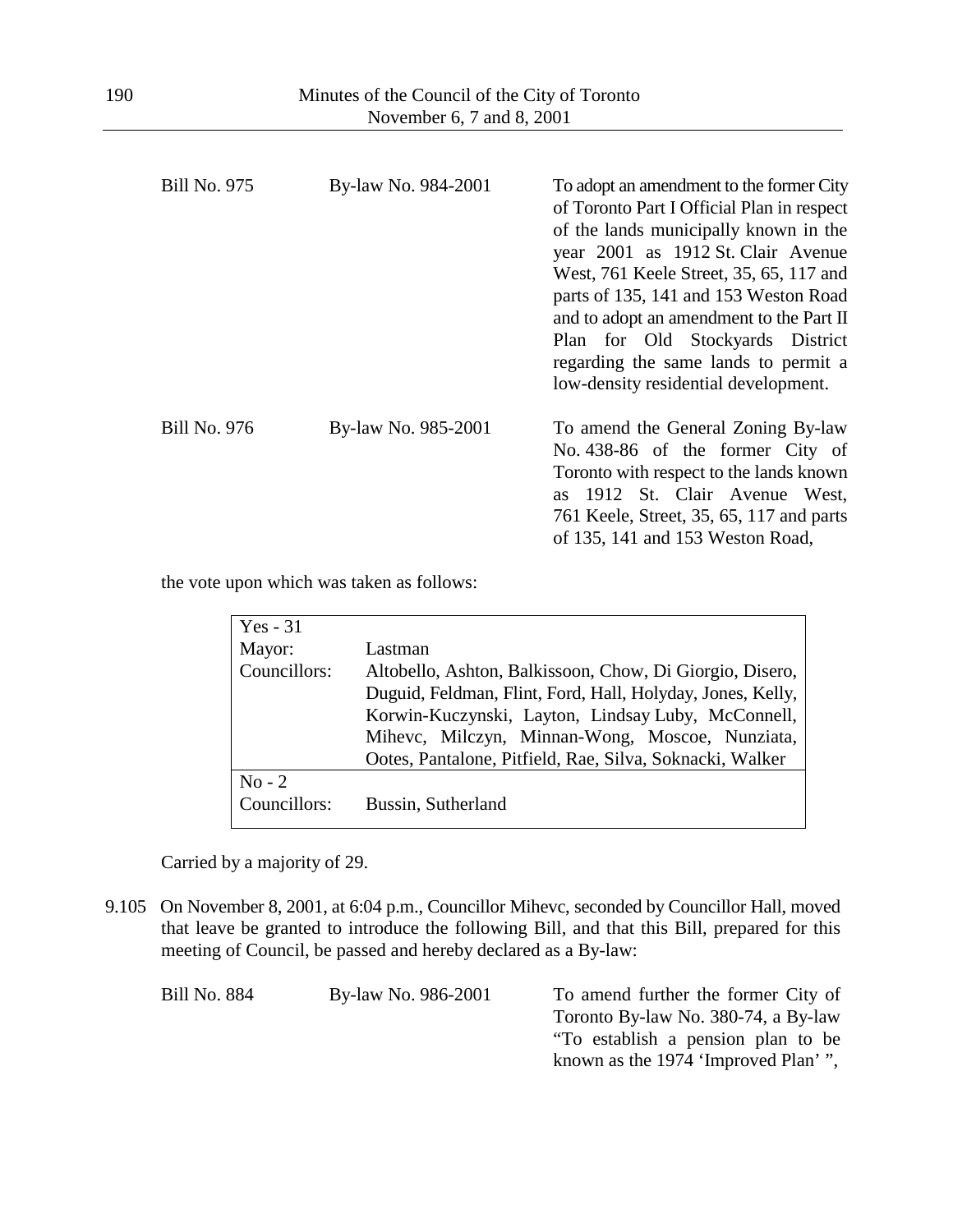| | | |
|---|---|---|
| Bill No. 975 | By-law No. 984-2001 | To adopt an amendment to the former City of Toronto Part I Official Plan in respect of the lands municipally known in the year 2001 as 1912 St. Clair Avenue West, 761 Keele Street, 35, 65, 117 and parts of 135, 141 and 153 Weston Road and to adopt an amendment to the Part II Plan for Old Stockyards District regarding the same lands to permit a low-density residential development. |
| Bill No. 976 | By-law No. 985-2001 | To amend the General Zoning By-law No. 438-86 of the former City of Toronto with respect to the lands known as 1912 St. Clair Avenue West, 761 Keele, Street, 35, 65, 117 and parts of 135, 141 and 153 Weston Road, |

the vote upon which was taken as follows:

| Yes - 31 | |
|---|---|
| Mayor: | Lastman |
| Councillors: | Altobello, Ashton, Balkissoon, Chow, Di Giorgio, Disero, Duguid, Feldman, Flint, Ford, Hall, Holyday, Jones, Kelly, Korwin-Kuczynski, Layton, Lindsay Luby, McConnell, Mihevc, Milczyn, Minnan-Wong, Moscoe, Nunziata, Ootes, Pantalone, Pitfield, Rae, Silva, Soknacki, Walker |
| No - 2 | |
| Councillors: | Bussin, Sutherland |

Carried by a majority of 29.

9.105 On November 8, 2001, at 6:04 p.m., Councillor Mihevc, seconded by Councillor Hall, moved that leave be granted to introduce the following Bill, and that this Bill, prepared for this meeting of Council, be passed and hereby declared as a By-law:

| | | |
|---|---|---|
| Bill No. 884 | By-law No. 986-2001 | To amend further the former City of Toronto By-law No. 380-74, a By-law "To establish a pension plan to be known as the 1974 'Improved Plan' ", |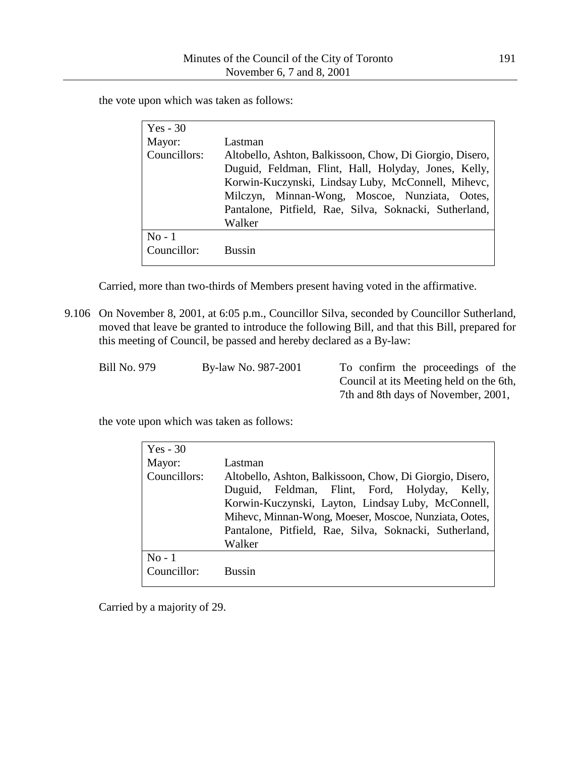the vote upon which was taken as follows:

| Yes - 30 | |
|---|---|
| Mayor: | Lastman |
| Councillors: | Altobello, Ashton, Balkissoon, Chow, Di Giorgio, Disero, Duguid, Feldman, Flint, Hall, Holyday, Jones, Kelly, Korwin-Kuczynski, Lindsay Luby, McConnell, Mihevc, Milczyn, Minnan-Wong, Moscoe, Nunziata, Ootes, Pantalone, Pitfield, Rae, Silva, Soknacki, Sutherland, Walker |
| No - 1 | |
| Councillor: | Bussin |

Carried, more than two-thirds of Members present having voted in the affirmative.

9.106 On November 8, 2001, at 6:05 p.m., Councillor Silva, seconded by Councillor Sutherland, moved that leave be granted to introduce the following Bill, and that this Bill, prepared for this meeting of Council, be passed and hereby declared as a By-law:

| Bill No. 979 | By-law No. 987-2001 | To confirm the proceedings of the Council at its Meeting held on the 6th, 7th and 8th days of November, 2001, |
|---|---|---|

the vote upon which was taken as follows:

| Yes - 30 | |
|---|---|
| Mayor: | Lastman |
| Councillors: | Altobello, Ashton, Balkissoon, Chow, Di Giorgio, Disero, Duguid, Feldman, Flint, Ford, Holyday, Kelly, Korwin-Kuczynski, Layton, Lindsay Luby, McConnell, Mihevc, Minnan-Wong, Moeser, Moscoe, Nunziata, Ootes, Pantalone, Pitfield, Rae, Silva, Soknacki, Sutherland, Walker |
| No - 1 | |
| Councillor: | Bussin |

Carried by a majority of 29.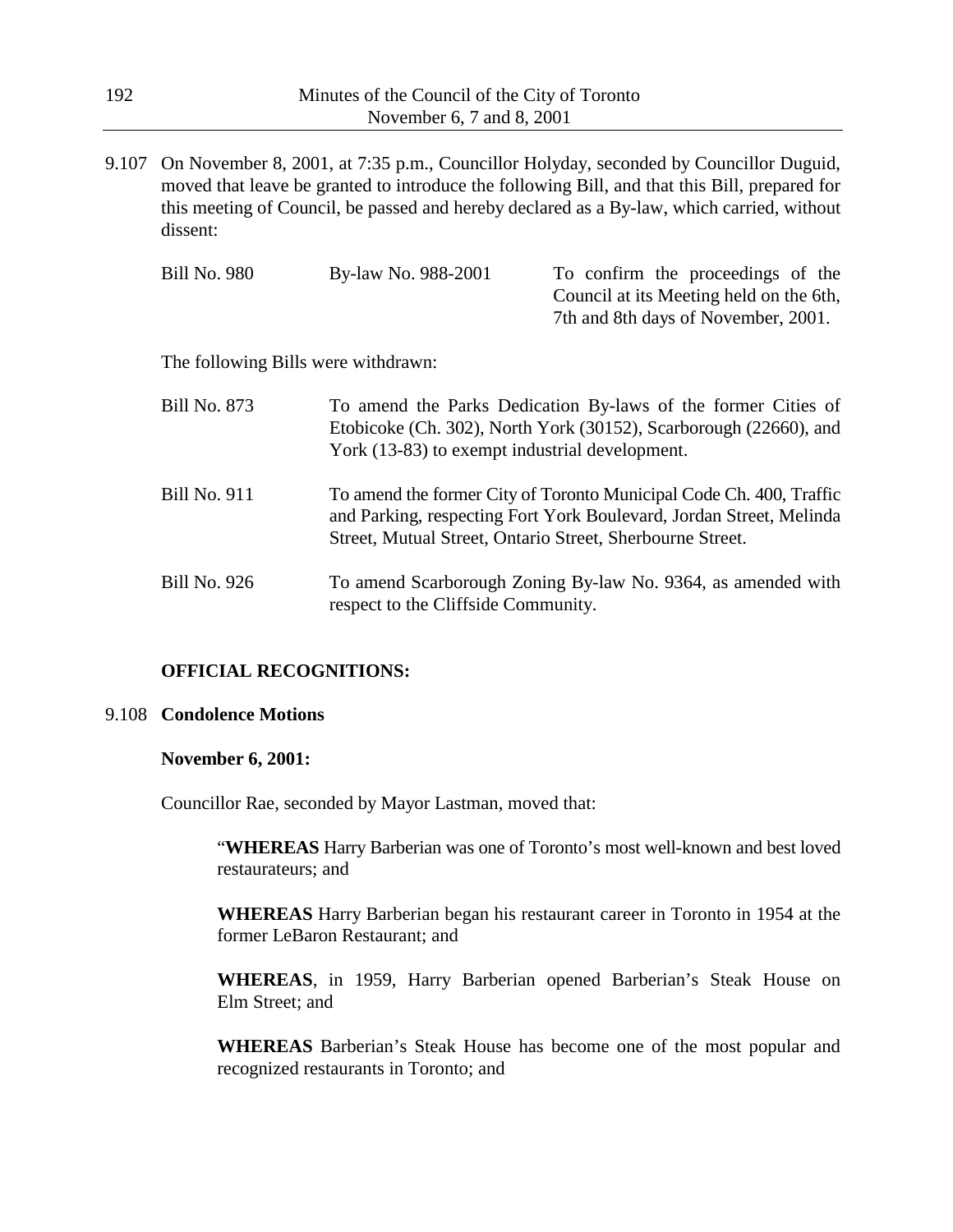9.107 On November 8, 2001, at 7:35 p.m., Councillor Holyday, seconded by Councillor Duguid, moved that leave be granted to introduce the following Bill, and that this Bill, prepared for this meeting of Council, be passed and hereby declared as a By-law, which carried, without dissent:

| | | |
|---|---|---|
| Bill No. 980 | By-law No. 988-2001 | To confirm the proceedings of the Council at its Meeting held on the 6th, 7th and 8th days of November, 2001. |

The following Bills were withdrawn:

| | |
|---|---|
| Bill No. 873 | To amend the Parks Dedication By-laws of the former Cities of Etobicoke (Ch. 302), North York (30152), Scarborough (22660), and York (13-83) to exempt industrial development. |
| Bill No. 911 | To amend the former City of Toronto Municipal Code Ch. 400, Traffic and Parking, respecting Fort York Boulevard, Jordan Street, Melinda Street, Mutual Street, Ontario Street, Sherbourne Street. |
| Bill No. 926 | To amend Scarborough Zoning By-law No. 9364, as amended with respect to the Cliffside Community. |

**OFFICIAL RECOGNITIONS:**

9.108 **Condolence Motions**

**November 6, 2001:**

Councillor Rae, seconded by Mayor Lastman, moved that:

> "**WHEREAS** Harry Barberian was one of Toronto's most well-known and best loved restaurateurs; and
>
> **WHEREAS** Harry Barberian began his restaurant career in Toronto in 1954 at the former LeBaron Restaurant; and
>
> **WHEREAS**, in 1959, Harry Barberian opened Barberian's Steak House on Elm Street; and
>
> **WHEREAS** Barberian's Steak House has become one of the most popular and recognized restaurants in Toronto; and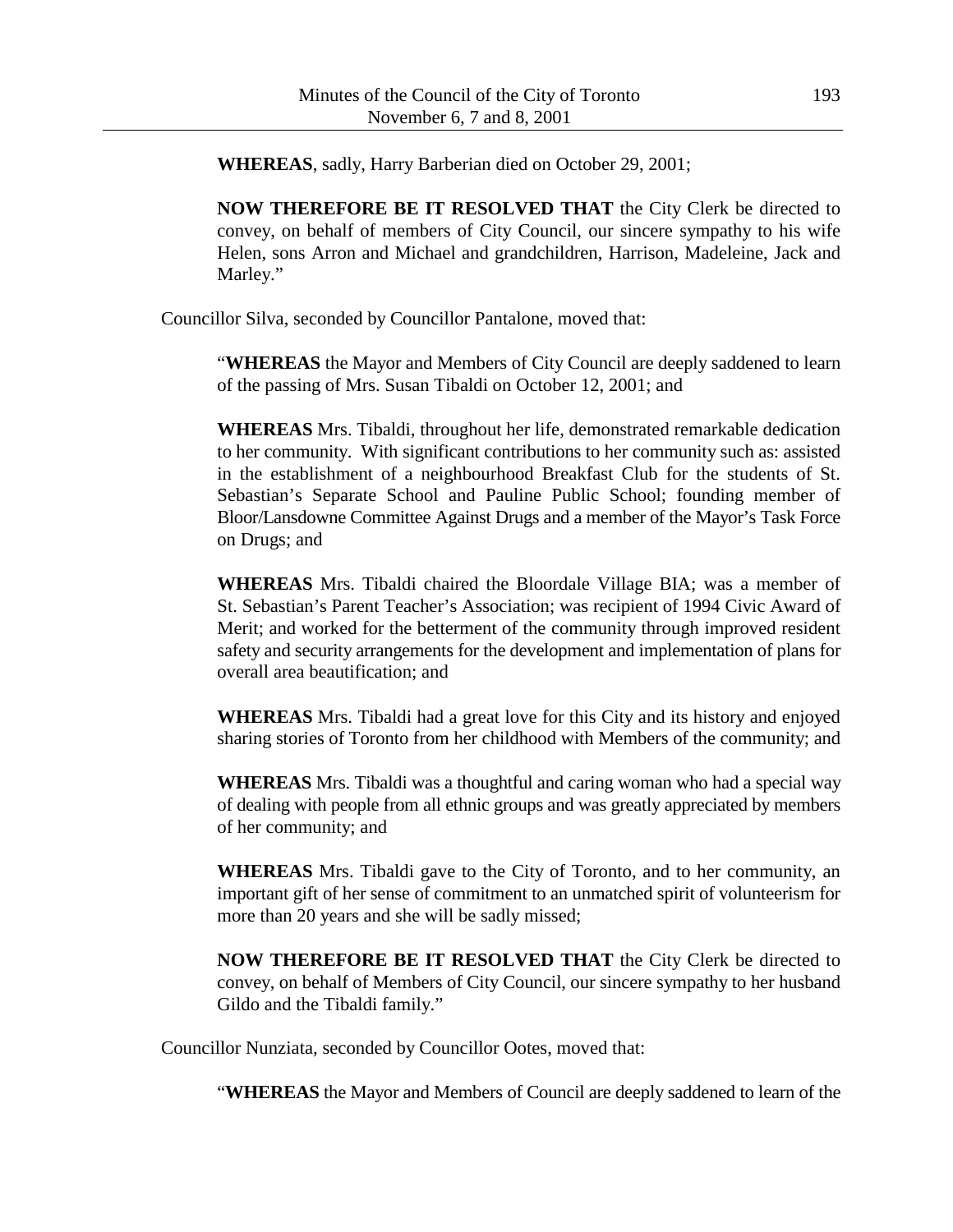**WHEREAS**, sadly, Harry Barberian died on October 29, 2001;

**NOW THEREFORE BE IT RESOLVED THAT** the City Clerk be directed to convey, on behalf of members of City Council, our sincere sympathy to his wife Helen, sons Arron and Michael and grandchildren, Harrison, Madeleine, Jack and Marley."

Councillor Silva, seconded by Councillor Pantalone, moved that:

"**WHEREAS** the Mayor and Members of City Council are deeply saddened to learn of the passing of Mrs. Susan Tibaldi on October 12, 2001; and

**WHEREAS** Mrs. Tibaldi, throughout her life, demonstrated remarkable dedication to her community. With significant contributions to her community such as: assisted in the establishment of a neighbourhood Breakfast Club for the students of St. Sebastian's Separate School and Pauline Public School; founding member of Bloor/Lansdowne Committee Against Drugs and a member of the Mayor's Task Force on Drugs; and

**WHEREAS** Mrs. Tibaldi chaired the Bloordale Village BIA; was a member of St. Sebastian's Parent Teacher's Association; was recipient of 1994 Civic Award of Merit; and worked for the betterment of the community through improved resident safety and security arrangements for the development and implementation of plans for overall area beautification; and

**WHEREAS** Mrs. Tibaldi had a great love for this City and its history and enjoyed sharing stories of Toronto from her childhood with Members of the community; and

**WHEREAS** Mrs. Tibaldi was a thoughtful and caring woman who had a special way of dealing with people from all ethnic groups and was greatly appreciated by members of her community; and

**WHEREAS** Mrs. Tibaldi gave to the City of Toronto, and to her community, an important gift of her sense of commitment to an unmatched spirit of volunteerism for more than 20 years and she will be sadly missed;

**NOW THEREFORE BE IT RESOLVED THAT** the City Clerk be directed to convey, on behalf of Members of City Council, our sincere sympathy to her husband Gildo and the Tibaldi family."

Councillor Nunziata, seconded by Councillor Ootes, moved that:

"**WHEREAS** the Mayor and Members of Council are deeply saddened to learn of the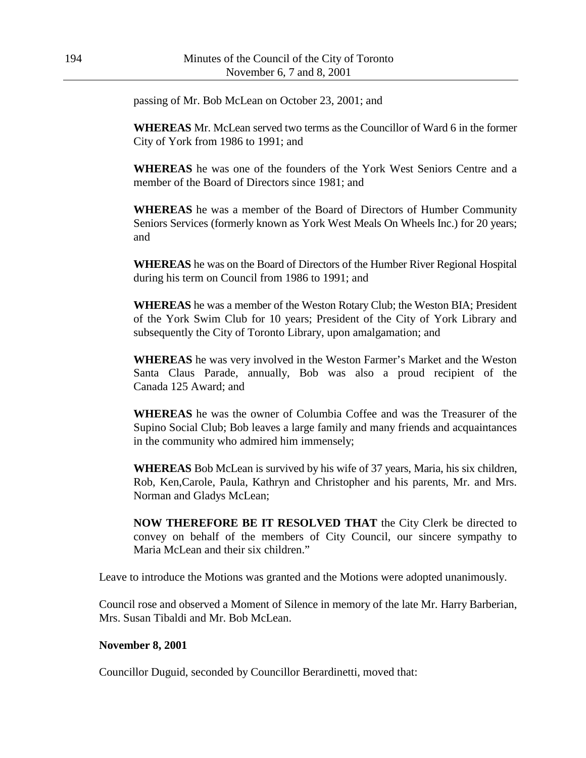passing of Mr. Bob McLean on October 23, 2001; and

**WHEREAS** Mr. McLean served two terms as the Councillor of Ward 6 in the former City of York from 1986 to 1991; and

**WHEREAS** he was one of the founders of the York West Seniors Centre and a member of the Board of Directors since 1981; and

**WHEREAS** he was a member of the Board of Directors of Humber Community Seniors Services (formerly known as York West Meals On Wheels Inc.) for 20 years; and

**WHEREAS** he was on the Board of Directors of the Humber River Regional Hospital during his term on Council from 1986 to 1991; and

**WHEREAS** he was a member of the Weston Rotary Club; the Weston BIA; President of the York Swim Club for 10 years; President of the City of York Library and subsequently the City of Toronto Library, upon amalgamation; and

**WHEREAS** he was very involved in the Weston Farmer's Market and the Weston Santa Claus Parade, annually, Bob was also a proud recipient of the Canada 125 Award; and

**WHEREAS** he was the owner of Columbia Coffee and was the Treasurer of the Supino Social Club; Bob leaves a large family and many friends and acquaintances in the community who admired him immensely;

**WHEREAS** Bob McLean is survived by his wife of 37 years, Maria, his six children, Rob, Ken,Carole, Paula, Kathryn and Christopher and his parents, Mr. and Mrs. Norman and Gladys McLean;

**NOW THEREFORE BE IT RESOLVED THAT** the City Clerk be directed to convey on behalf of the members of City Council, our sincere sympathy to Maria McLean and their six children."

Leave to introduce the Motions was granted and the Motions were adopted unanimously.

Council rose and observed a Moment of Silence in memory of the late Mr. Harry Barberian, Mrs. Susan Tibaldi and Mr. Bob McLean.

**November 8, 2001**

Councillor Duguid, seconded by Councillor Berardinetti, moved that: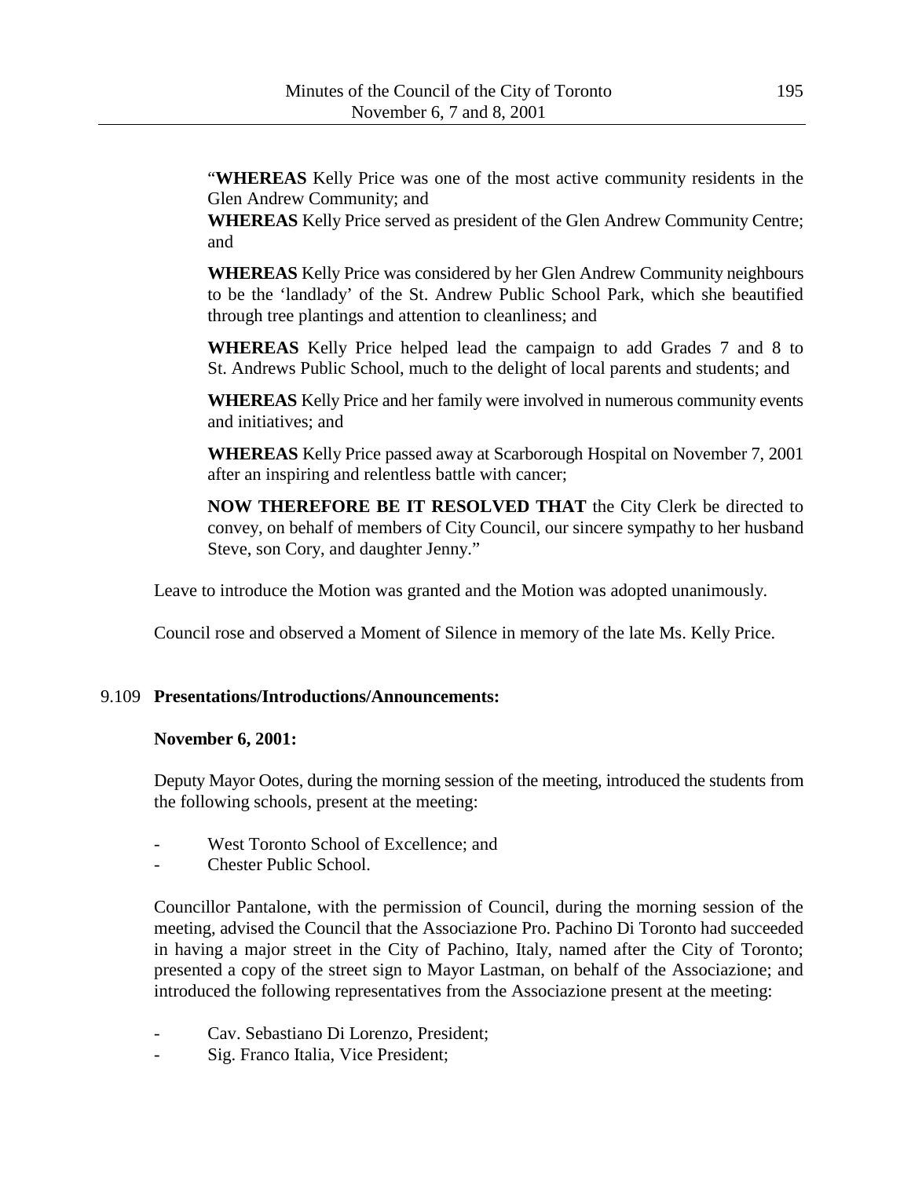"**WHEREAS** Kelly Price was one of the most active community residents in the Glen Andrew Community; and

**WHEREAS** Kelly Price served as president of the Glen Andrew Community Centre; and

**WHEREAS** Kelly Price was considered by her Glen Andrew Community neighbours to be the 'landlady' of the St. Andrew Public School Park, which she beautified through tree plantings and attention to cleanliness; and

**WHEREAS** Kelly Price helped lead the campaign to add Grades 7 and 8 to St. Andrews Public School, much to the delight of local parents and students; and

**WHEREAS** Kelly Price and her family were involved in numerous community events and initiatives; and

**WHEREAS** Kelly Price passed away at Scarborough Hospital on November 7, 2001 after an inspiring and relentless battle with cancer;

**NOW THEREFORE BE IT RESOLVED THAT** the City Clerk be directed to convey, on behalf of members of City Council, our sincere sympathy to her husband Steve, son Cory, and daughter Jenny."

Leave to introduce the Motion was granted and the Motion was adopted unanimously.

Council rose and observed a Moment of Silence in memory of the late Ms. Kelly Price.

9.109 **Presentations/Introductions/Announcements:**

**November 6, 2001:**

Deputy Mayor Ootes, during the morning session of the meeting, introduced the students from the following schools, present at the meeting:

- West Toronto School of Excellence; and
- Chester Public School.

Councillor Pantalone, with the permission of Council, during the morning session of the meeting, advised the Council that the Associazione Pro. Pachino Di Toronto had succeeded in having a major street in the City of Pachino, Italy, named after the City of Toronto; presented a copy of the street sign to Mayor Lastman, on behalf of the Associazione; and introduced the following representatives from the Associazione present at the meeting:

- Cav. Sebastiano Di Lorenzo, President;
- Sig. Franco Italia, Vice President;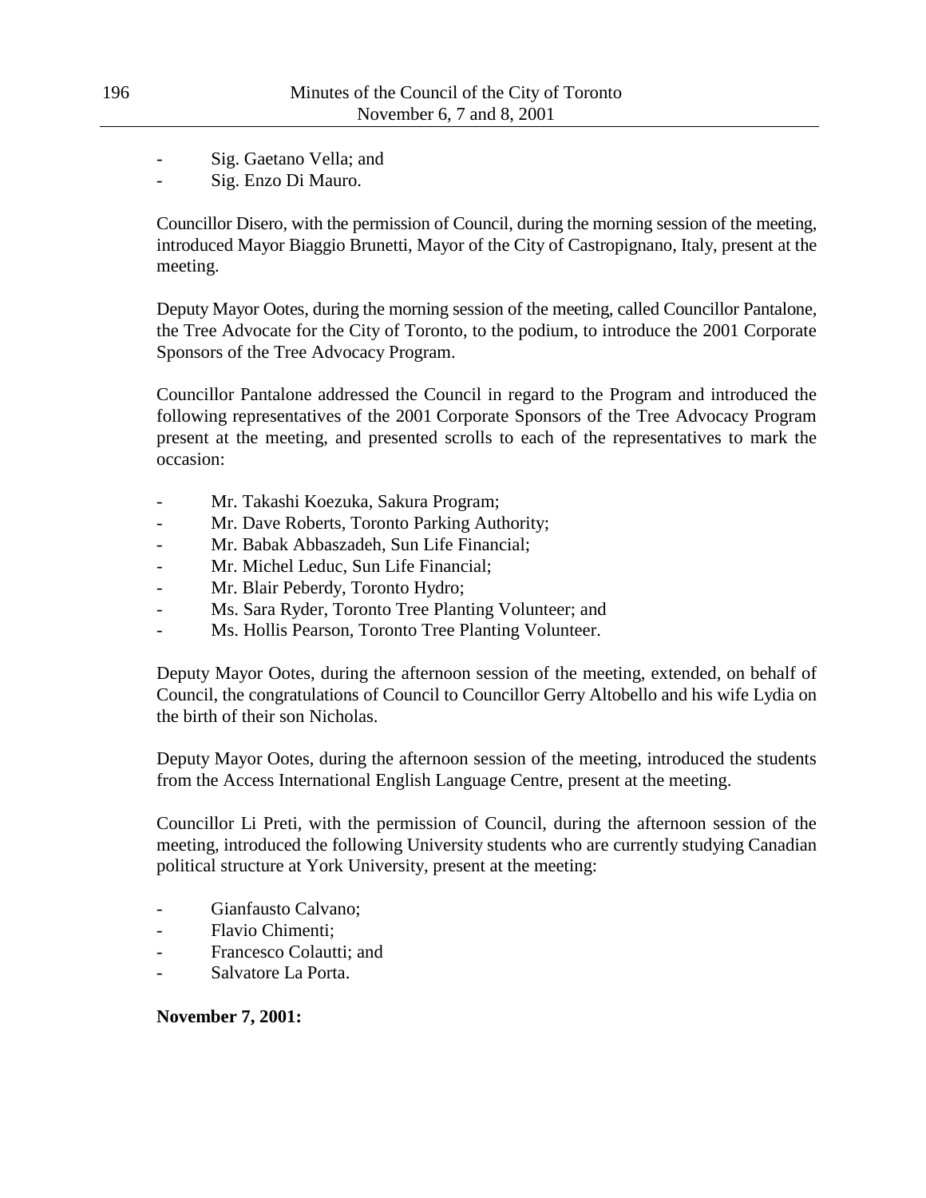- Sig. Gaetano Vella; and
- Sig. Enzo Di Mauro.

Councillor Disero, with the permission of Council, during the morning session of the meeting, introduced Mayor Biaggio Brunetti, Mayor of the City of Castropignano, Italy, present at the meeting.

Deputy Mayor Ootes, during the morning session of the meeting, called Councillor Pantalone, the Tree Advocate for the City of Toronto, to the podium, to introduce the 2001 Corporate Sponsors of the Tree Advocacy Program.

Councillor Pantalone addressed the Council in regard to the Program and introduced the following representatives of the 2001 Corporate Sponsors of the Tree Advocacy Program present at the meeting, and presented scrolls to each of the representatives to mark the occasion:

- Mr. Takashi Koezuka, Sakura Program;
- Mr. Dave Roberts, Toronto Parking Authority;
- Mr. Babak Abbaszadeh, Sun Life Financial;
- Mr. Michel Leduc, Sun Life Financial;
- Mr. Blair Peberdy, Toronto Hydro;
- Ms. Sara Ryder, Toronto Tree Planting Volunteer; and
- Ms. Hollis Pearson, Toronto Tree Planting Volunteer.

Deputy Mayor Ootes, during the afternoon session of the meeting, extended, on behalf of Council, the congratulations of Council to Councillor Gerry Altobello and his wife Lydia on the birth of their son Nicholas.

Deputy Mayor Ootes, during the afternoon session of the meeting, introduced the students from the Access International English Language Centre, present at the meeting.

Councillor Li Preti, with the permission of Council, during the afternoon session of the meeting, introduced the following University students who are currently studying Canadian political structure at York University, present at the meeting:

- Gianfausto Calvano;
- Flavio Chimenti;
- Francesco Colautti; and
- Salvatore La Porta.

**November 7, 2001:**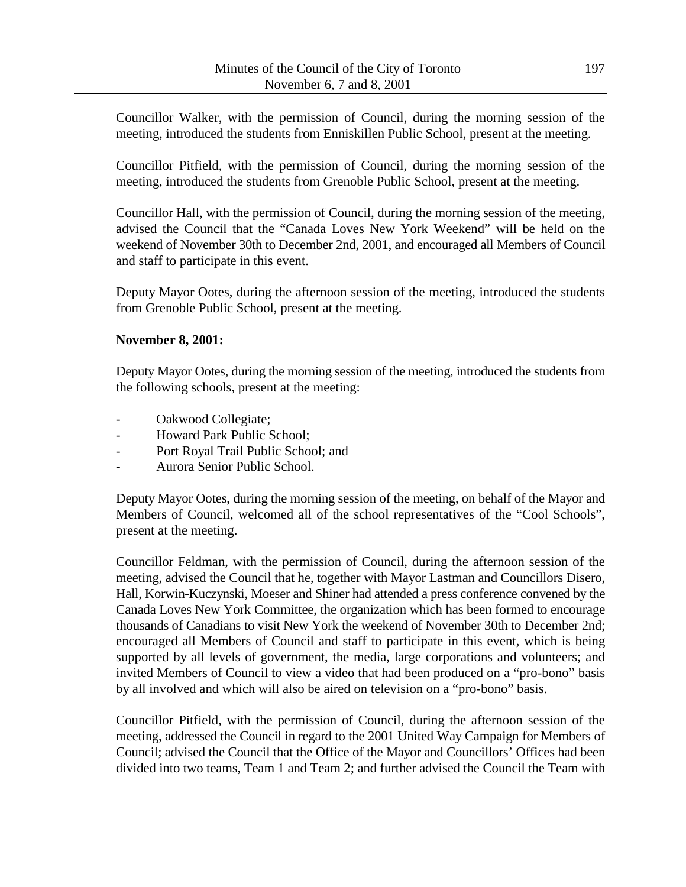Councillor Walker, with the permission of Council, during the morning session of the meeting, introduced the students from Enniskillen Public School, present at the meeting.

Councillor Pitfield, with the permission of Council, during the morning session of the meeting, introduced the students from Grenoble Public School, present at the meeting.

Councillor Hall, with the permission of Council, during the morning session of the meeting, advised the Council that the "Canada Loves New York Weekend" will be held on the weekend of November 30th to December 2nd, 2001, and encouraged all Members of Council and staff to participate in this event.

Deputy Mayor Ootes, during the afternoon session of the meeting, introduced the students from Grenoble Public School, present at the meeting.

**November 8, 2001:**

Deputy Mayor Ootes, during the morning session of the meeting, introduced the students from the following schools, present at the meeting:

- Oakwood Collegiate;
- Howard Park Public School;
- Port Royal Trail Public School; and
- Aurora Senior Public School.

Deputy Mayor Ootes, during the morning session of the meeting, on behalf of the Mayor and Members of Council, welcomed all of the school representatives of the "Cool Schools", present at the meeting.

Councillor Feldman, with the permission of Council, during the afternoon session of the meeting, advised the Council that he, together with Mayor Lastman and Councillors Disero, Hall, Korwin-Kuczynski, Moeser and Shiner had attended a press conference convened by the Canada Loves New York Committee, the organization which has been formed to encourage thousands of Canadians to visit New York the weekend of November 30th to December 2nd; encouraged all Members of Council and staff to participate in this event, which is being supported by all levels of government, the media, large corporations and volunteers; and invited Members of Council to view a video that had been produced on a "pro-bono" basis by all involved and which will also be aired on television on a "pro-bono" basis.

Councillor Pitfield, with the permission of Council, during the afternoon session of the meeting, addressed the Council in regard to the 2001 United Way Campaign for Members of Council; advised the Council that the Office of the Mayor and Councillors' Offices had been divided into two teams, Team 1 and Team 2; and further advised the Council the Team with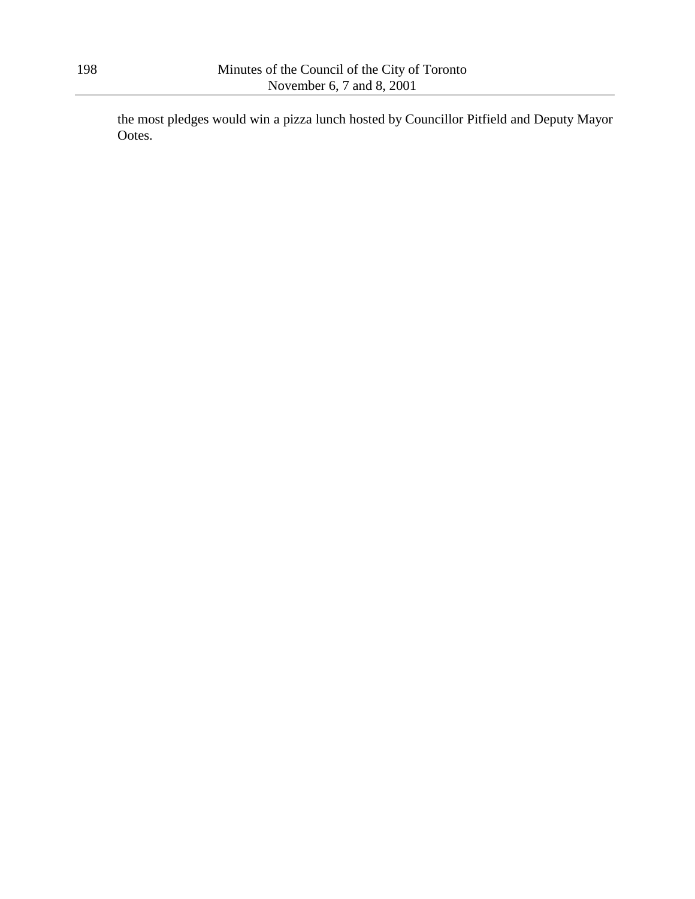the most pledges would win a pizza lunch hosted by Councillor Pitfield and Deputy Mayor Ootes.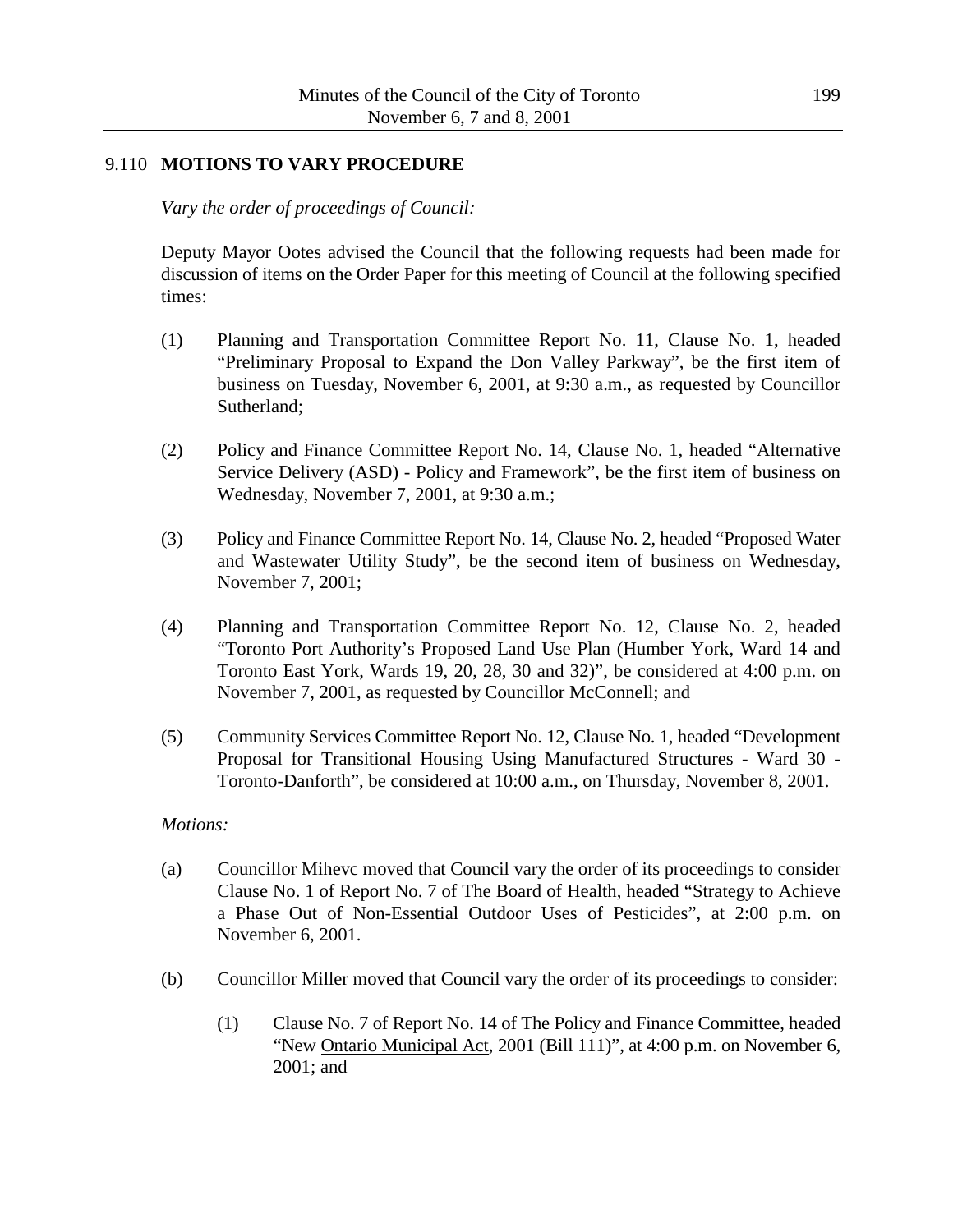## 9.110 MOTIONS TO VARY PROCEDURE

*Vary the order of proceedings of Council:*

Deputy Mayor Ootes advised the Council that the following requests had been made for discussion of items on the Order Paper for this meeting of Council at the following specified times:

(1) Planning and Transportation Committee Report No. 11, Clause No. 1, headed "Preliminary Proposal to Expand the Don Valley Parkway", be the first item of business on Tuesday, November 6, 2001, at 9:30 a.m., as requested by Councillor Sutherland;

(2) Policy and Finance Committee Report No. 14, Clause No. 1, headed "Alternative Service Delivery (ASD) - Policy and Framework", be the first item of business on Wednesday, November 7, 2001, at 9:30 a.m.;

(3) Policy and Finance Committee Report No. 14, Clause No. 2, headed "Proposed Water and Wastewater Utility Study", be the second item of business on Wednesday, November 7, 2001;

(4) Planning and Transportation Committee Report No. 12, Clause No. 2, headed "Toronto Port Authority's Proposed Land Use Plan (Humber York, Ward 14 and Toronto East York, Wards 19, 20, 28, 30 and 32)", be considered at 4:00 p.m. on November 7, 2001, as requested by Councillor McConnell; and

(5) Community Services Committee Report No. 12, Clause No. 1, headed "Development Proposal for Transitional Housing Using Manufactured Structures - Ward 30 - Toronto-Danforth", be considered at 10:00 a.m., on Thursday, November 8, 2001.

*Motions:*

(a) Councillor Mihevc moved that Council vary the order of its proceedings to consider Clause No. 1 of Report No. 7 of The Board of Health, headed "Strategy to Achieve a Phase Out of Non-Essential Outdoor Uses of Pesticides", at 2:00 p.m. on November 6, 2001.

(b) Councillor Miller moved that Council vary the order of its proceedings to consider:

    (1) Clause No. 7 of Report No. 14 of The Policy and Finance Committee, headed "New Ontario Municipal Act, 2001 (Bill 111)", at 4:00 p.m. on November 6, 2001; and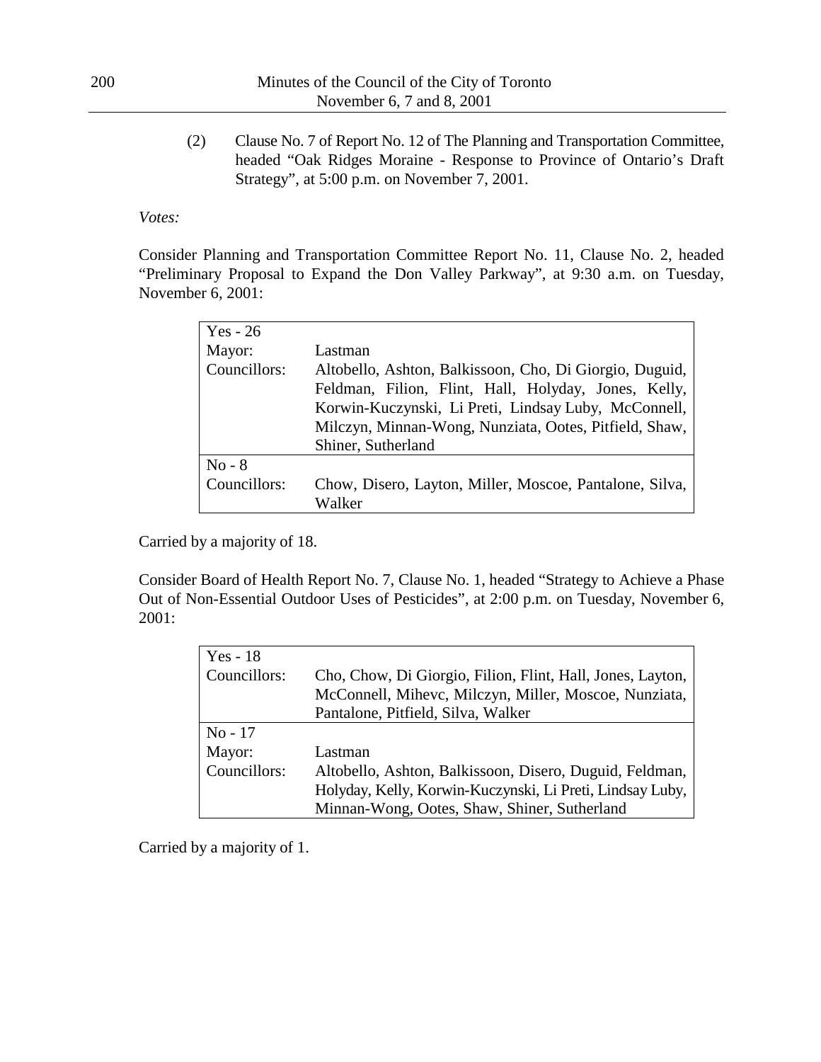(2) Clause No. 7 of Report No. 12 of The Planning and Transportation Committee, headed "Oak Ridges Moraine - Response to Province of Ontario's Draft Strategy", at 5:00 p.m. on November 7, 2001.

*Votes:*

Consider Planning and Transportation Committee Report No. 11, Clause No. 2, headed "Preliminary Proposal to Expand the Don Valley Parkway", at 9:30 a.m. on Tuesday, November 6, 2001:

| Yes - 26 | |
|---|---|
| Mayor: | Lastman |
| Councillors: | Altobello, Ashton, Balkissoon, Cho, Di Giorgio, Duguid, Feldman, Filion, Flint, Hall, Holyday, Jones, Kelly, Korwin-Kuczynski, Li Preti, Lindsay Luby, McConnell, Milczyn, Minnan-Wong, Nunziata, Ootes, Pitfield, Shaw, Shiner, Sutherland |
| No - 8 | |
| Councillors: | Chow, Disero, Layton, Miller, Moscoe, Pantalone, Silva, Walker |

Carried by a majority of 18.

Consider Board of Health Report No. 7, Clause No. 1, headed "Strategy to Achieve a Phase Out of Non-Essential Outdoor Uses of Pesticides", at 2:00 p.m. on Tuesday, November 6, 2001:

| Yes - 18 | |
|---|---|
| Councillors: | Cho, Chow, Di Giorgio, Filion, Flint, Hall, Jones, Layton, McConnell, Mihevc, Milczyn, Miller, Moscoe, Nunziata, Pantalone, Pitfield, Silva, Walker |
| No - 17 | |
| Mayor: | Lastman |
| Councillors: | Altobello, Ashton, Balkissoon, Disero, Duguid, Feldman, Holyday, Kelly, Korwin-Kuczynski, Li Preti, Lindsay Luby, Minnan-Wong, Ootes, Shaw, Shiner, Sutherland |

Carried by a majority of 1.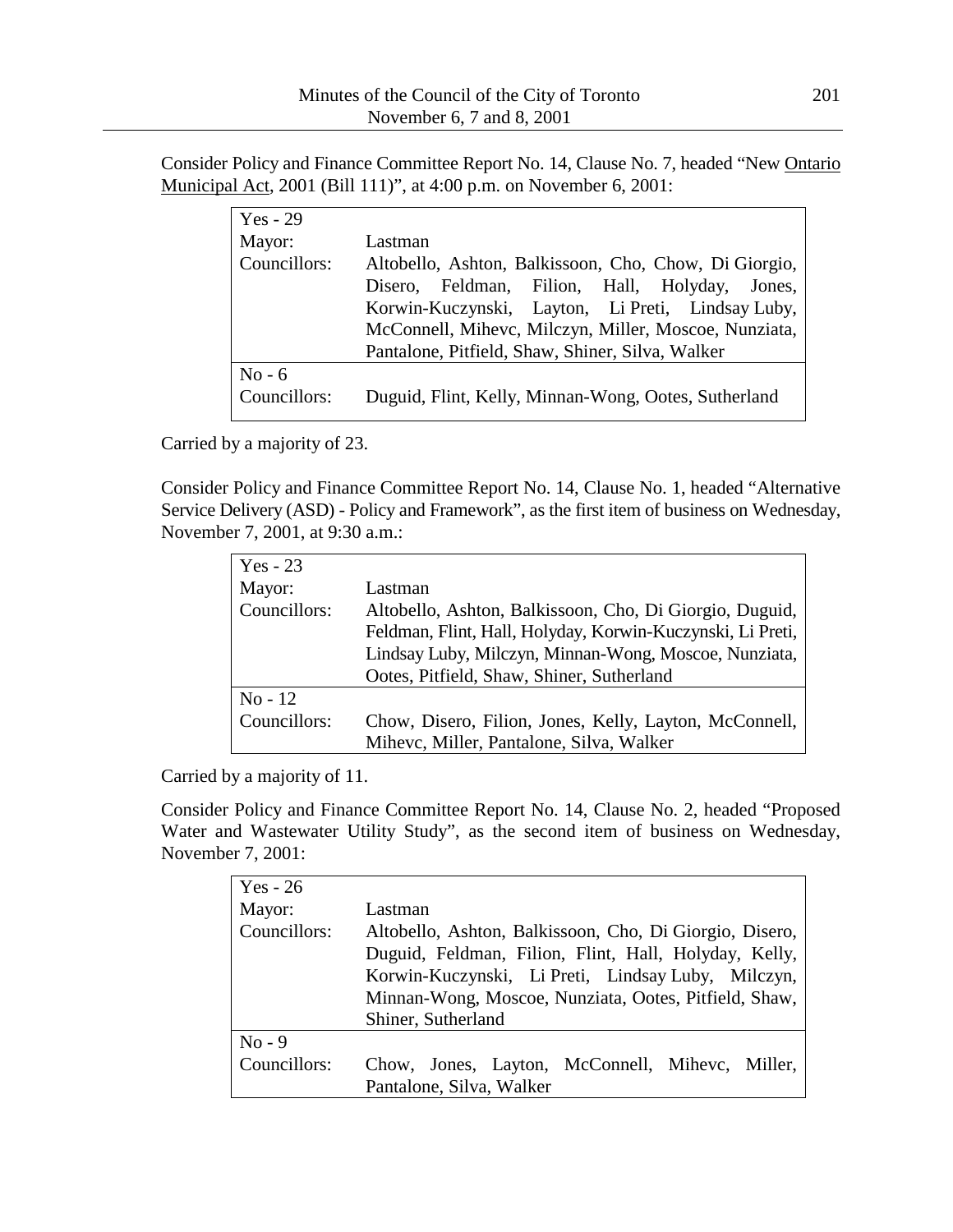Consider Policy and Finance Committee Report No. 14, Clause No. 7, headed "New Ontario Municipal Act, 2001 (Bill 111)", at 4:00 p.m. on November 6, 2001:

| Yes - 29 | |
|---|---|
| Mayor: | Lastman |
| Councillors: | Altobello, Ashton, Balkissoon, Cho, Chow, Di Giorgio, Disero, Feldman, Filion, Hall, Holyday, Jones, Korwin-Kuczynski, Layton, Li Preti, Lindsay Luby, McConnell, Mihevc, Milczyn, Miller, Moscoe, Nunziata, Pantalone, Pitfield, Shaw, Shiner, Silva, Walker |
| **No - 6** | |
| Councillors: | Duguid, Flint, Kelly, Minnan-Wong, Ootes, Sutherland |

Carried by a majority of 23.

Consider Policy and Finance Committee Report No. 14, Clause No. 1, headed "Alternative Service Delivery (ASD) - Policy and Framework", as the first item of business on Wednesday, November 7, 2001, at 9:30 a.m.:

| Yes - 23 | |
|---|---|
| Mayor: | Lastman |
| Councillors: | Altobello, Ashton, Balkissoon, Cho, Di Giorgio, Duguid, Feldman, Flint, Hall, Holyday, Korwin-Kuczynski, Li Preti, Lindsay Luby, Milczyn, Minnan-Wong, Moscoe, Nunziata, Ootes, Pitfield, Shaw, Shiner, Sutherland |
| **No - 12** | |
| Councillors: | Chow, Disero, Filion, Jones, Kelly, Layton, McConnell, Mihevc, Miller, Pantalone, Silva, Walker |

Carried by a majority of 11.

Consider Policy and Finance Committee Report No. 14, Clause No. 2, headed "Proposed Water and Wastewater Utility Study", as the second item of business on Wednesday, November 7, 2001:

| Yes - 26 | |
|---|---|
| Mayor: | Lastman |
| Councillors: | Altobello, Ashton, Balkissoon, Cho, Di Giorgio, Disero, Duguid, Feldman, Filion, Flint, Hall, Holyday, Kelly, Korwin-Kuczynski, Li Preti, Lindsay Luby, Milczyn, Minnan-Wong, Moscoe, Nunziata, Ootes, Pitfield, Shaw, Shiner, Sutherland |
| **No - 9** | |
| Councillors: | Chow, Jones, Layton, McConnell, Mihevc, Miller, Pantalone, Silva, Walker |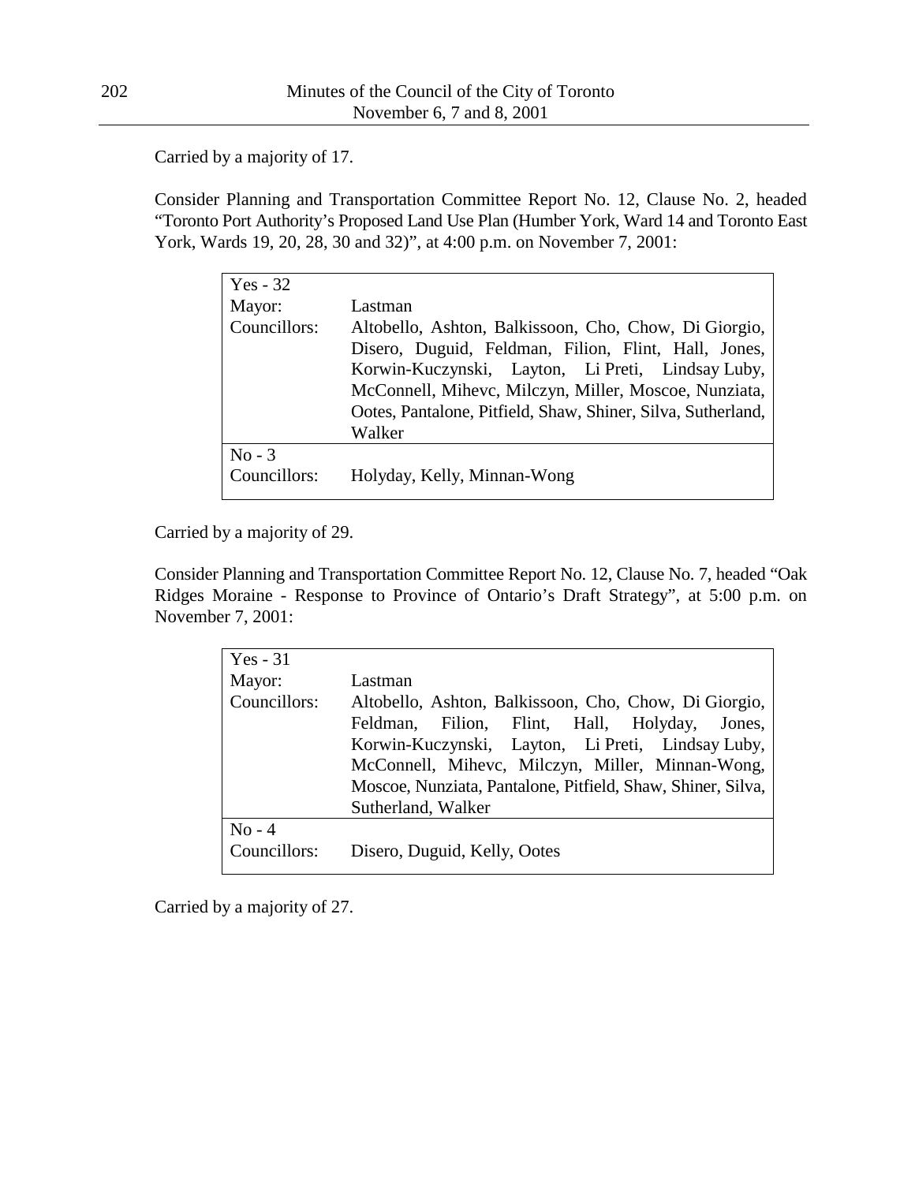Carried by a majority of 17.

Consider Planning and Transportation Committee Report No. 12, Clause No. 2, headed "Toronto Port Authority's Proposed Land Use Plan (Humber York, Ward 14 and Toronto East York, Wards 19, 20, 28, 30 and 32)", at 4:00 p.m. on November 7, 2001:

| Yes - 32 | |
|---|---|
| Mayor: | Lastman |
| Councillors: | Altobello, Ashton, Balkissoon, Cho, Chow, Di Giorgio, Disero, Duguid, Feldman, Filion, Flint, Hall, Jones, Korwin-Kuczynski, Layton, Li Preti, Lindsay Luby, McConnell, Mihevc, Milczyn, Miller, Moscoe, Nunziata, Ootes, Pantalone, Pitfield, Shaw, Shiner, Silva, Sutherland, Walker |
| No - 3 | |
| Councillors: | Holyday, Kelly, Minnan-Wong |

Carried by a majority of 29.

Consider Planning and Transportation Committee Report No. 12, Clause No. 7, headed "Oak Ridges Moraine - Response to Province of Ontario's Draft Strategy", at 5:00 p.m. on November 7, 2001:

| Yes - 31 | |
|---|---|
| Mayor: | Lastman |
| Councillors: | Altobello, Ashton, Balkissoon, Cho, Chow, Di Giorgio, Feldman, Filion, Flint, Hall, Holyday, Jones, Korwin-Kuczynski, Layton, Li Preti, Lindsay Luby, McConnell, Mihevc, Milczyn, Miller, Minnan-Wong, Moscoe, Nunziata, Pantalone, Pitfield, Shaw, Shiner, Silva, Sutherland, Walker |
| No - 4 | |
| Councillors: | Disero, Duguid, Kelly, Ootes |

Carried by a majority of 27.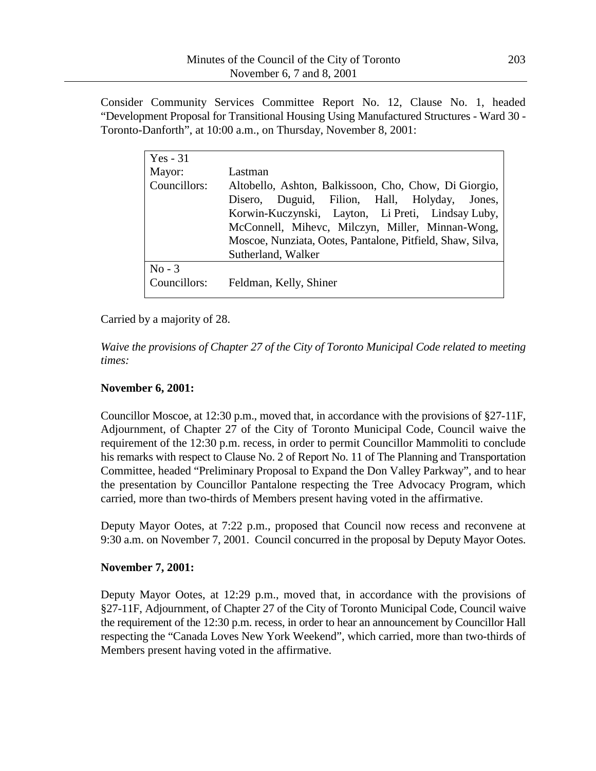Consider Community Services Committee Report No. 12, Clause No. 1, headed "Development Proposal for Transitional Housing Using Manufactured Structures - Ward 30 - Toronto-Danforth", at 10:00 a.m., on Thursday, November 8, 2001:

| Yes - 31 | |
|---|---|
| Mayor: | Lastman |
| Councillors: | Altobello, Ashton, Balkissoon, Cho, Chow, Di Giorgio, Disero, Duguid, Filion, Hall, Holyday, Jones, Korwin-Kuczynski, Layton, Li Preti, Lindsay Luby, McConnell, Mihevc, Milczyn, Miller, Minnan-Wong, Moscoe, Nunziata, Ootes, Pantalone, Pitfield, Shaw, Silva, Sutherland, Walker |
| **No - 3** | |
| Councillors: | Feldman, Kelly, Shiner |

Carried by a majority of 28.

*Waive the provisions of Chapter 27 of the City of Toronto Municipal Code related to meeting times:*

**November 6, 2001:**

Councillor Moscoe, at 12:30 p.m., moved that, in accordance with the provisions of §27-11F, Adjournment, of Chapter 27 of the City of Toronto Municipal Code, Council waive the requirement of the 12:30 p.m. recess, in order to permit Councillor Mammoliti to conclude his remarks with respect to Clause No. 2 of Report No. 11 of The Planning and Transportation Committee, headed "Preliminary Proposal to Expand the Don Valley Parkway", and to hear the presentation by Councillor Pantalone respecting the Tree Advocacy Program, which carried, more than two-thirds of Members present having voted in the affirmative.

Deputy Mayor Ootes, at 7:22 p.m., proposed that Council now recess and reconvene at 9:30 a.m. on November 7, 2001. Council concurred in the proposal by Deputy Mayor Ootes.

**November 7, 2001:**

Deputy Mayor Ootes, at 12:29 p.m., moved that, in accordance with the provisions of §27-11F, Adjournment, of Chapter 27 of the City of Toronto Municipal Code, Council waive the requirement of the 12:30 p.m. recess, in order to hear an announcement by Councillor Hall respecting the "Canada Loves New York Weekend", which carried, more than two-thirds of Members present having voted in the affirmative.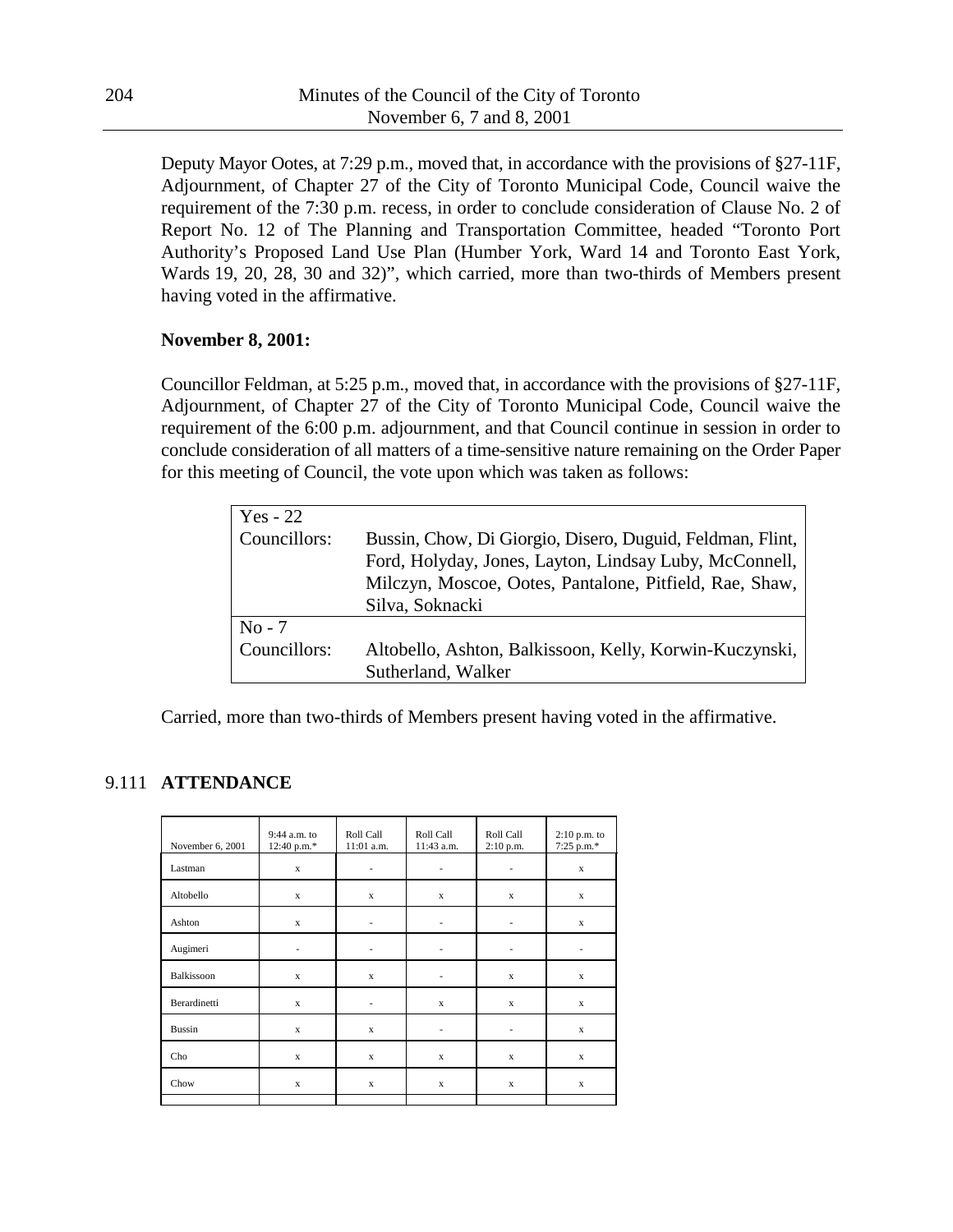Deputy Mayor Ootes, at 7:29 p.m., moved that, in accordance with the provisions of §27-11F, Adjournment, of Chapter 27 of the City of Toronto Municipal Code, Council waive the requirement of the 7:30 p.m. recess, in order to conclude consideration of Clause No. 2 of Report No. 12 of The Planning and Transportation Committee, headed "Toronto Port Authority's Proposed Land Use Plan (Humber York, Ward 14 and Toronto East York, Wards 19, 20, 28, 30 and 32)", which carried, more than two-thirds of Members present having voted in the affirmative.

**November 8, 2001:**

Councillor Feldman, at 5:25 p.m., moved that, in accordance with the provisions of §27-11F, Adjournment, of Chapter 27 of the City of Toronto Municipal Code, Council waive the requirement of the 6:00 p.m. adjournment, and that Council continue in session in order to conclude consideration of all matters of a time-sensitive nature remaining on the Order Paper for this meeting of Council, the vote upon which was taken as follows:

| Yes - 22 | |
|---|---|
| Councillors: | Bussin, Chow, Di Giorgio, Disero, Duguid, Feldman, Flint, Ford, Holyday, Jones, Layton, Lindsay Luby, McConnell, Milczyn, Moscoe, Ootes, Pantalone, Pitfield, Rae, Shaw, Silva, Soknacki |
| **No - 7** | |
| Councillors: | Altobello, Ashton, Balkissoon, Kelly, Korwin-Kuczynski, Sutherland, Walker |

Carried, more than two-thirds of Members present having voted in the affirmative.

## 9.111 ATTENDANCE

| November 6, 2001 | 9:44 a.m. to 12:40 p.m.* | Roll Call 11:01 a.m. | Roll Call 11:43 a.m. | Roll Call 2:10 p.m. | 2:10 p.m. to 7:25 p.m.* |
|---|---|---|---|---|---|
| Lastman | x | - | - | - | x |
| Altobello | x | x | x | x | x |
| Ashton | x | - | - | - | x |
| Augimeri | - | - | - | - | - |
| Balkissoon | x | x | - | x | x |
| Berardinetti | x | - | x | x | x |
| Bussin | x | x | - | - | x |
| Cho | x | x | x | x | x |
| Chow | x | x | x | x | x |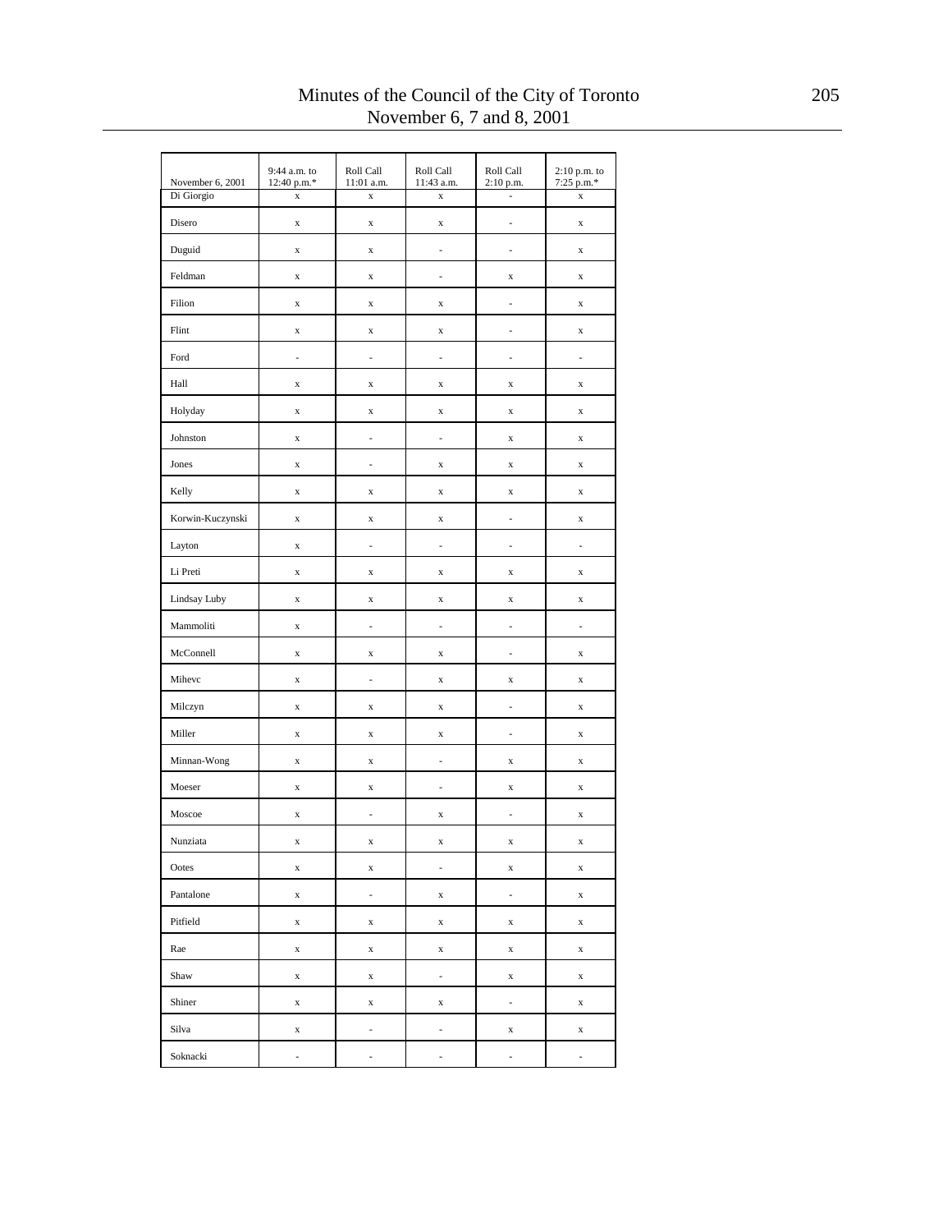| November 6, 2001 | 9:44 a.m. to 12:40 p.m.* | Roll Call 11:01 a.m. | Roll Call 11:43 a.m. | Roll Call 2:10 p.m. | 2:10 p.m. to 7:25 p.m.* |
|---|---|---|---|---|---|
| Di Giorgio | x | x | x | - | x |
| Disero | x | x | x | - | x |
| Duguid | x | x | - | - | x |
| Feldman | x | x | - | x | x |
| Filion | x | x | x | - | x |
| Flint | x | x | x | - | x |
| Ford | - | - | - | - | - |
| Hall | x | x | x | x | x |
| Holyday | x | x | x | x | x |
| Johnston | x | - | - | x | x |
| Jones | x | - | x | x | x |
| Kelly | x | x | x | x | x |
| Korwin-Kuczynski | x | x | x | - | x |
| Layton | x | - | - | - | - |
| Li Preti | x | x | x | x | x |
| Lindsay Luby | x | x | x | x | x |
| Mammoliti | x | - | - | - | - |
| McConnell | x | x | x | - | x |
| Mihevc | x | - | x | x | x |
| Milczyn | x | x | x | - | x |
| Miller | x | x | x | - | x |
| Minnan-Wong | x | x | - | x | x |
| Moeser | x | x | - | x | x |
| Moscoe | x | - | x | - | x |
| Nunziata | x | x | x | x | x |
| Ootes | x | x | - | x | x |
| Pantalone | x | - | x | - | x |
| Pitfield | x | x | x | x | x |
| Rae | x | x | x | x | x |
| Shaw | x | x | - | x | x |
| Shiner | x | x | x | - | x |
| Silva | x | - | - | x | x |
| Soknacki | - | - | - | - | - |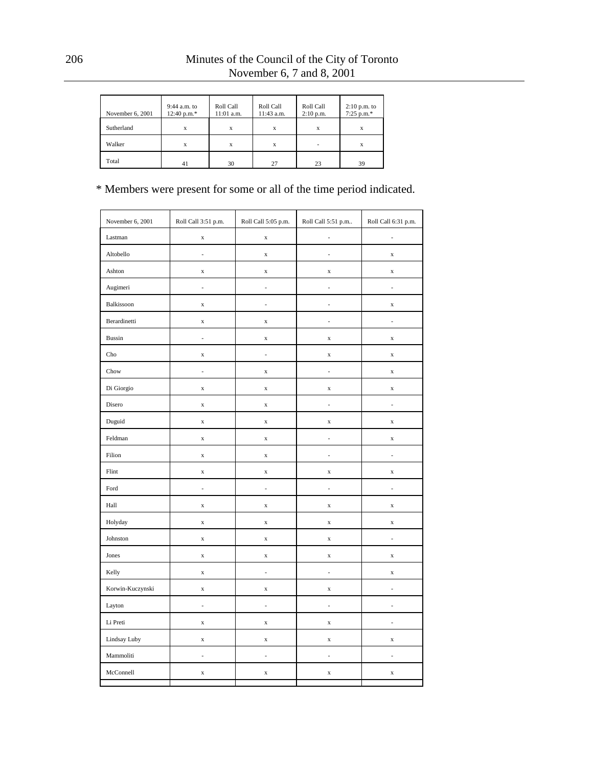| November 6, 2001 | 9:44 a.m. to 12:40 p.m.* | Roll Call 11:01 a.m. | Roll Call 11:43 a.m. | Roll Call 2:10 p.m. | 2:10 p.m. to 7:25 p.m.* |
|---|---|---|---|---|---|
| Sutherland | x | x | x | x | x |
| Walker | x | x | x | - | x |
| Total | 41 | 30 | 27 | 23 | 39 |

\* Members were present for some or all of the time period indicated.

| November 6, 2001 | Roll Call 3:51 p.m. | Roll Call 5:05 p.m. | Roll Call 5:51 p.m.. | Roll Call 6:31 p.m. |
|---|---|---|---|---|
| Lastman | x | x | - | - |
| Altobello | - | x | - | x |
| Ashton | x | x | x | x |
| Augimeri | - | - | - | - |
| Balkissoon | x | - | - | x |
| Berardinetti | x | x | - | - |
| Bussin | - | x | x | x |
| Cho | x | - | x | x |
| Chow | - | x | - | x |
| Di Giorgio | x | x | x | x |
| Disero | x | x | - | - |
| Duguid | x | x | x | x |
| Feldman | x | x | - | x |
| Filion | x | x | - | - |
| Flint | x | x | x | x |
| Ford | - | - | - | - |
| Hall | x | x | x | x |
| Holyday | x | x | x | x |
| Johnston | x | x | x | - |
| Jones | x | x | x | x |
| Kelly | x | - | - | x |
| Korwin-Kuczynski | x | x | x | - |
| Layton | - | - | - | - |
| Li Preti | x | x | x | - |
| Lindsay Luby | x | x | x | x |
| Mammoliti | - | - | - | - |
| McConnell | x | x | x | x |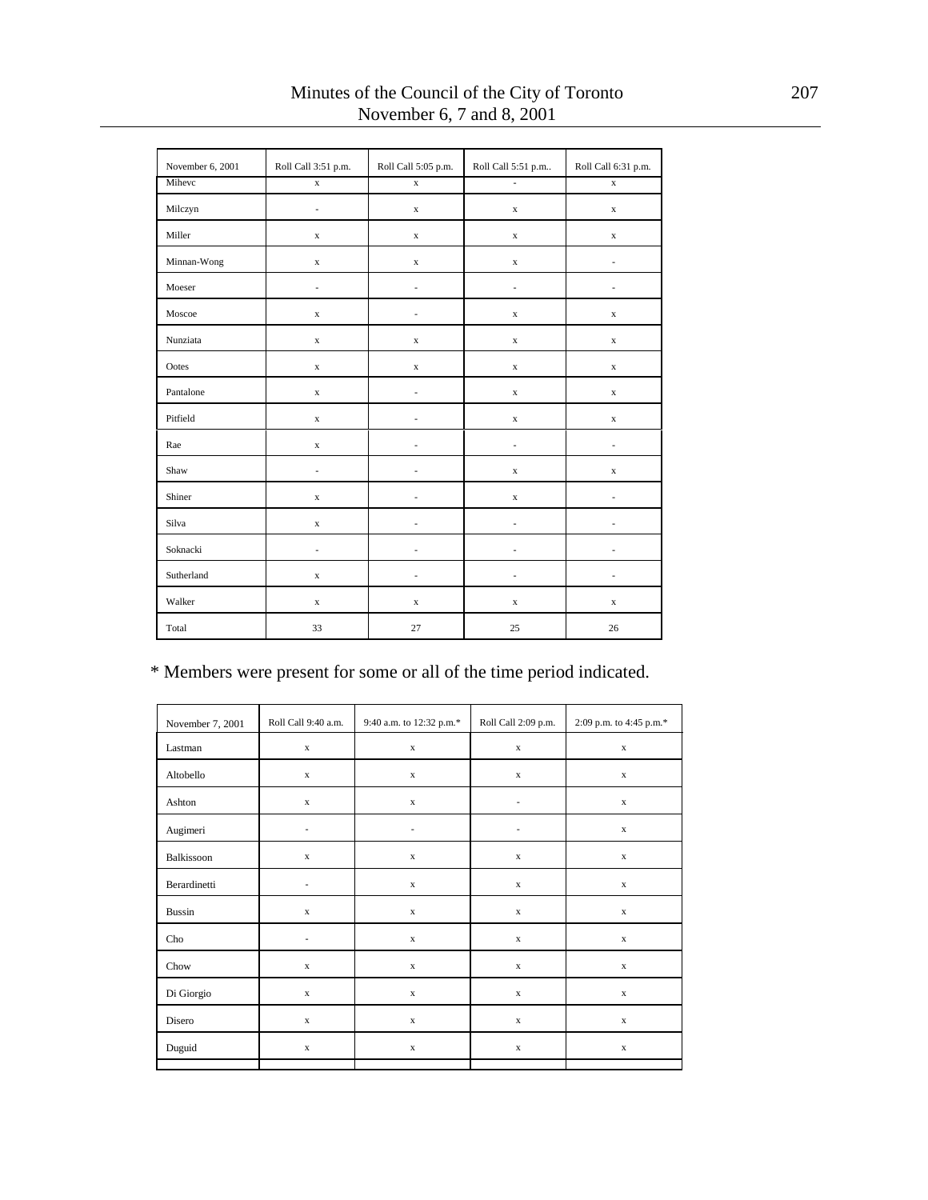| November 6, 2001 | Roll Call 3:51 p.m. | Roll Call 5:05 p.m. | Roll Call 5:51 p.m.. | Roll Call 6:31 p.m. |
|---|---|---|---|---|
| Mihevc | x | x | - | x |
| Milczyn | - | x | x | x |
| Miller | x | x | x | x |
| Minnan-Wong | x | x | x | - |
| Moeser | - | - | - | - |
| Moscoe | x | - | x | x |
| Nunziata | x | x | x | x |
| Ootes | x | x | x | x |
| Pantalone | x | - | x | x |
| Pitfield | x | - | x | x |
| Rae | x | - | - | - |
| Shaw | - | - | x | x |
| Shiner | x | - | x | - |
| Silva | x | - | - | - |
| Soknacki | - | - | - | - |
| Sutherland | x | - | - | - |
| Walker | x | x | x | x |
| Total | 33 | 27 | 25 | 26 |

\* Members were present for some or all of the time period indicated.

| November 7, 2001 | Roll Call 9:40 a.m. | 9:40 a.m. to 12:32 p.m.* | Roll Call 2:09 p.m. | 2:09 p.m. to 4:45 p.m.* |
|---|---|---|---|---|
| Lastman | x | x | x | x |
| Altobello | x | x | x | x |
| Ashton | x | x | - | x |
| Augimeri | - | - | - | x |
| Balkissoon | x | x | x | x |
| Berardinetti | - | x | x | x |
| Bussin | x | x | x | x |
| Cho | - | x | x | x |
| Chow | x | x | x | x |
| Di Giorgio | x | x | x | x |
| Disero | x | x | x | x |
| Duguid | x | x | x | x |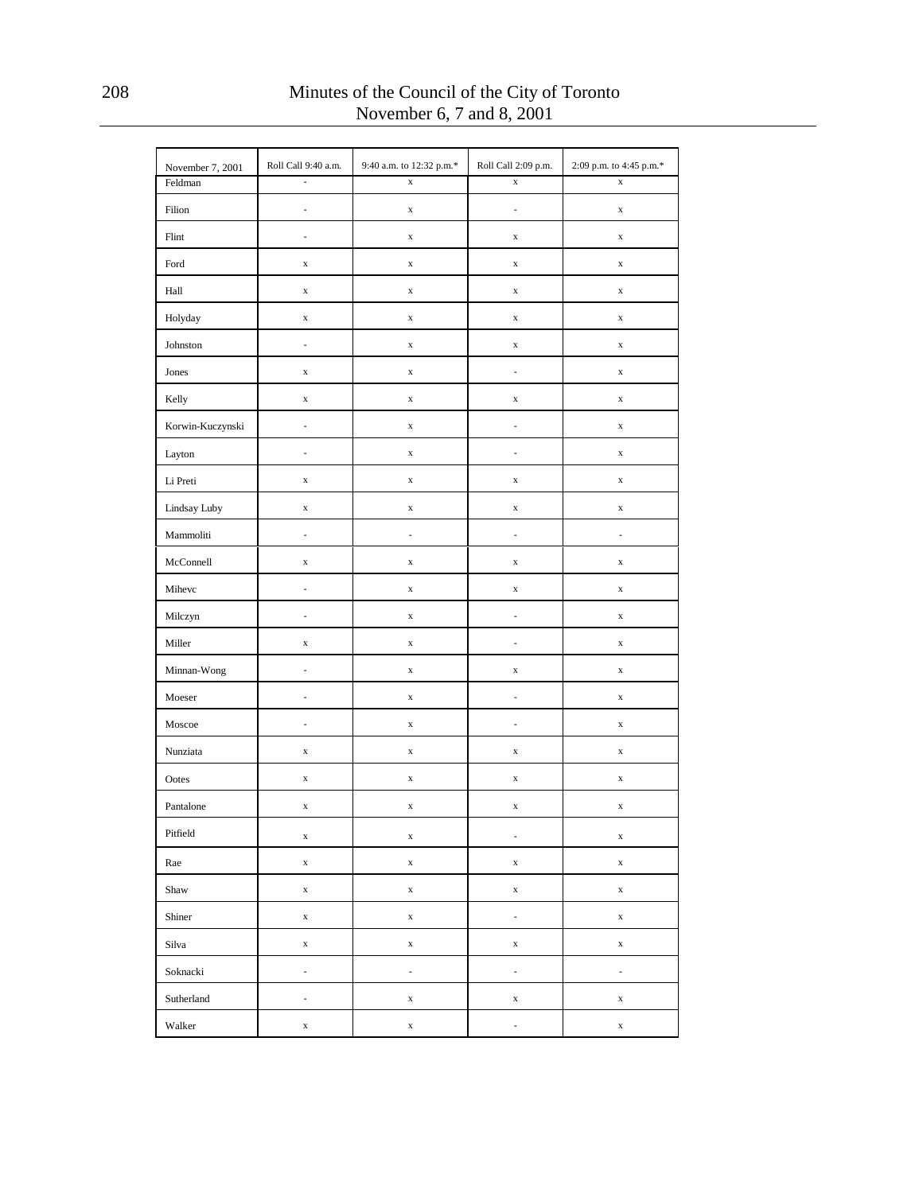| November 7, 2001 | Roll Call 9:40 a.m. | 9:40 a.m. to 12:32 p.m.* | Roll Call 2:09 p.m. | 2:09 p.m. to 4:45 p.m.* |
|---|---|---|---|---|
| Feldman | - | x | x | x |
| Filion | - | x | - | x |
| Flint | - | x | x | x |
| Ford | x | x | x | x |
| Hall | x | x | x | x |
| Holyday | x | x | x | x |
| Johnston | - | x | x | x |
| Jones | x | x | - | x |
| Kelly | x | x | x | x |
| Korwin-Kuczynski | - | x | - | x |
| Layton | - | x | - | x |
| Li Preti | x | x | x | x |
| Lindsay Luby | x | x | x | x |
| Mammoliti | - | - | - | - |
| McConnell | x | x | x | x |
| Mihevc | - | x | x | x |
| Milczyn | - | x | - | x |
| Miller | x | x | - | x |
| Minnan-Wong | - | x | x | x |
| Moeser | - | x | - | x |
| Moscoe | - | x | - | x |
| Nunziata | x | x | x | x |
| Ootes | x | x | x | x |
| Pantalone | x | x | x | x |
| Pitfield | x | x | - | x |
| Rae | x | x | x | x |
| Shaw | x | x | x | x |
| Shiner | x | x | - | x |
| Silva | x | x | x | x |
| Soknacki | - | - | - | - |
| Sutherland | - | x | x | x |
| Walker | x | x | - | x |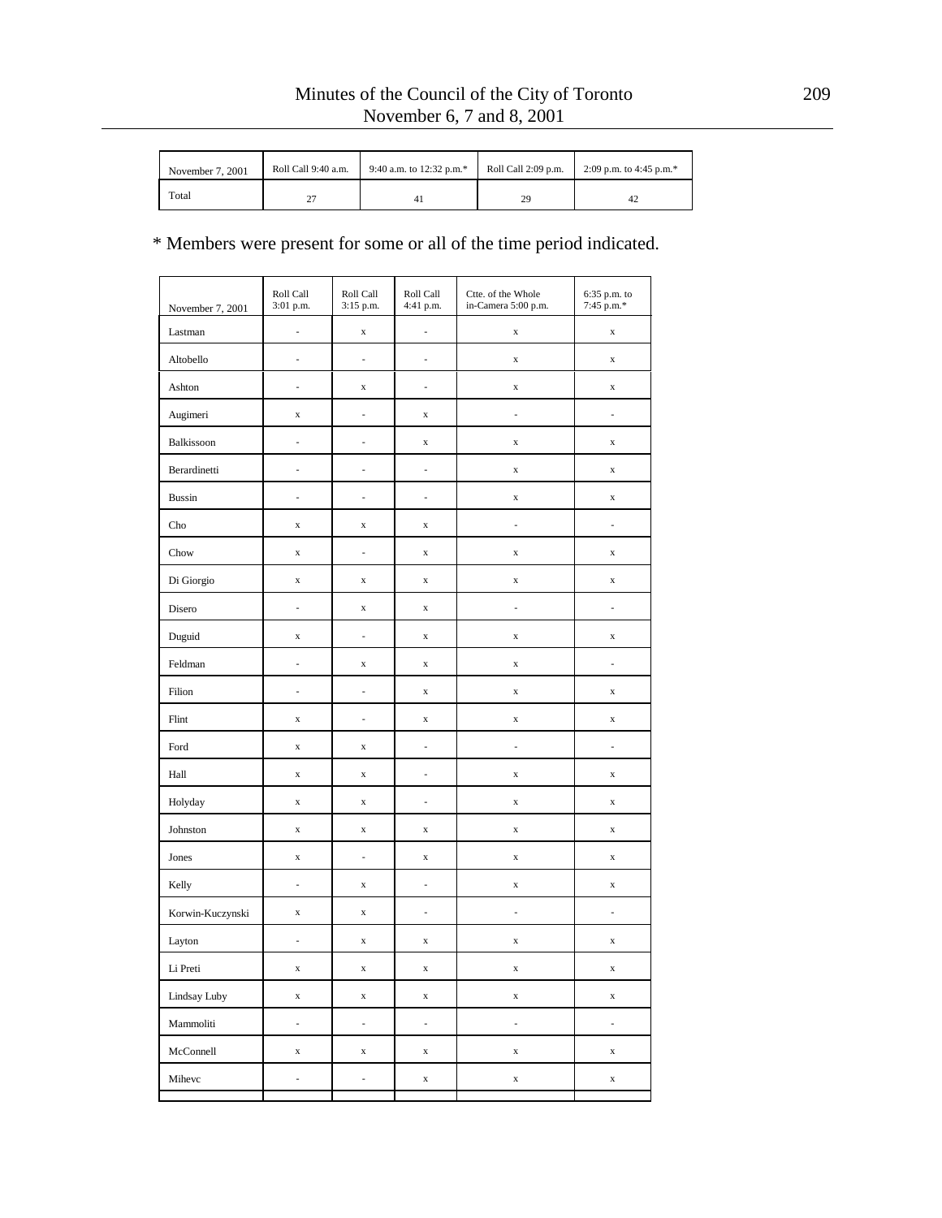| November 7, 2001 | Roll Call 9:40 a.m. | 9:40 a.m. to 12:32 p.m.* | Roll Call 2:09 p.m. | 2:09 p.m. to 4:45 p.m.* |
|---|---|---|---|---|
| Total | 27 | 41 | 29 | 42 |

\* Members were present for some or all of the time period indicated.

| November 7, 2001 | Roll Call 3:01 p.m. | Roll Call 3:15 p.m. | Roll Call 4:41 p.m. | Ctte. of the Whole in-Camera 5:00 p.m. | 6:35 p.m. to 7:45 p.m.* |
|---|---|---|---|---|---|
| Lastman | - | x | - | x | x |
| Altobello | - | - | - | x | x |
| Ashton | - | x | - | x | x |
| Augimeri | x | - | x | - | - |
| Balkissoon | - | - | x | x | x |
| Berardinetti | - | - | - | x | x |
| Bussin | - | - | - | x | x |
| Cho | x | x | x | - | - |
| Chow | x | - | x | x | x |
| Di Giorgio | x | x | x | x | x |
| Disero | - | x | x | - | - |
| Duguid | x | - | x | x | x |
| Feldman | - | x | x | x | - |
| Filion | - | - | x | x | x |
| Flint | x | - | x | x | x |
| Ford | x | x | - | - | - |
| Hall | x | x | - | x | x |
| Holyday | x | x | - | x | x |
| Johnston | x | x | x | x | x |
| Jones | x | - | x | x | x |
| Kelly | - | x | - | x | x |
| Korwin-Kuczynski | x | x | - | - | - |
| Layton | - | x | x | x | x |
| Li Preti | x | x | x | x | x |
| Lindsay Luby | x | x | x | x | x |
| Mammoliti | - | - | - | - | - |
| McConnell | x | x | x | x | x |
| Mihevc | - | - | x | x | x |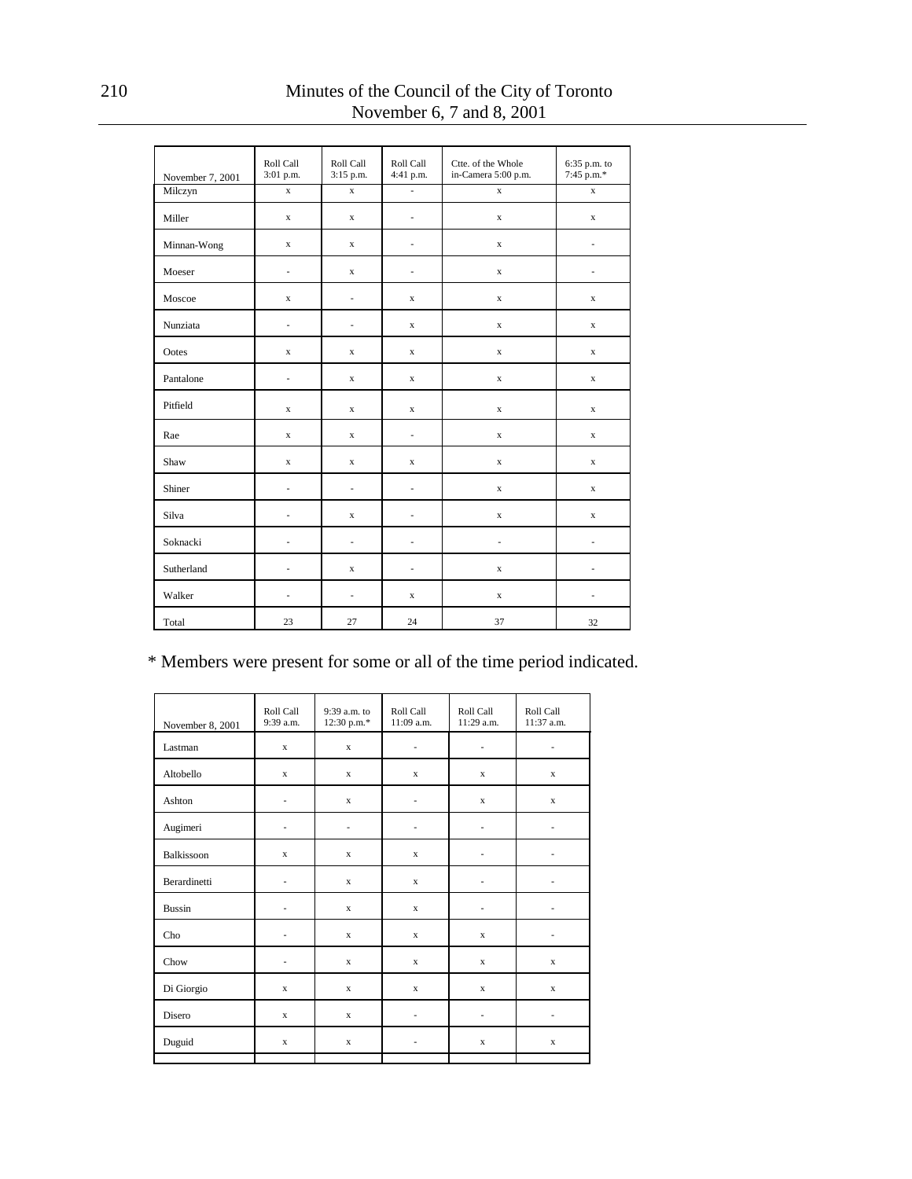| November 7, 2001 | Roll Call 3:01 p.m. | Roll Call 3:15 p.m. | Roll Call 4:41 p.m. | Ctte. of the Whole in-Camera 5:00 p.m. | 6:35 p.m. to 7:45 p.m.* |
|---|---|---|---|---|---|
| Milczyn | x | x | - | x | x |
| Miller | x | x | - | x | x |
| Minnan-Wong | x | x | - | x | - |
| Moeser | - | x | - | x | - |
| Moscoe | x | - | x | x | x |
| Nunziata | - | - | x | x | x |
| Ootes | x | x | x | x | x |
| Pantalone | - | x | x | x | x |
| Pitfield | x | x | x | x | x |
| Rae | x | x | - | x | x |
| Shaw | x | x | x | x | x |
| Shiner | - | - | - | x | x |
| Silva | - | x | - | x | x |
| Soknacki | - | - | - | - | - |
| Sutherland | - | x | - | x | - |
| Walker | - | - | x | x | - |
| Total | 23 | 27 | 24 | 37 | 32 |

\* Members were present for some or all of the time period indicated.

| November 8, 2001 | Roll Call 9:39 a.m. | 9:39 a.m. to 12:30 p.m.* | Roll Call 11:09 a.m. | Roll Call 11:29 a.m. | Roll Call 11:37 a.m. |
|---|---|---|---|---|---|
| Lastman | x | x | - | - | - |
| Altobello | x | x | x | x | x |
| Ashton | - | x | - | x | x |
| Augimeri | - | - | - | - | - |
| Balkissoon | x | x | x | - | - |
| Berardinetti | - | x | x | - | - |
| Bussin | - | x | x | - | - |
| Cho | - | x | x | x | - |
| Chow | - | x | x | x | x |
| Di Giorgio | x | x | x | x | x |
| Disero | x | x | - | - | - |
| Duguid | x | x | - | x | x |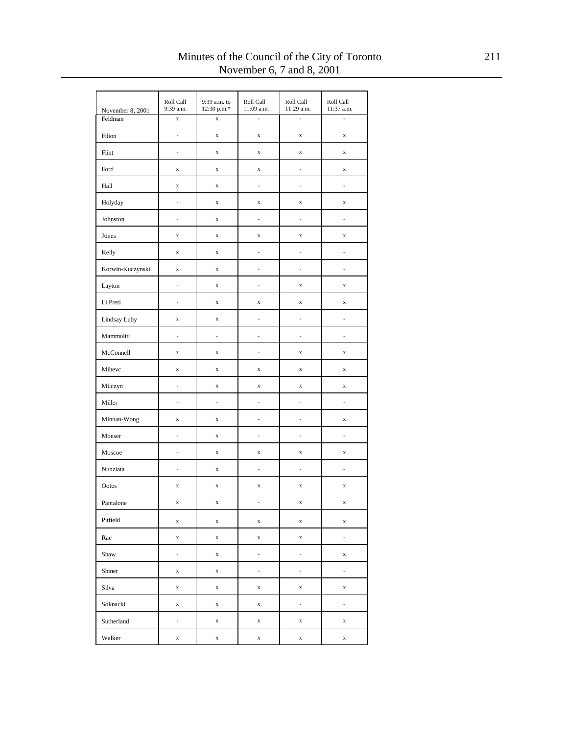| November 8, 2001 | Roll Call 9:39 a.m. | 9:39 a.m. to 12:30 p.m.* | Roll Call 11:09 a.m. | Roll Call 11:29 a.m. | Roll Call 11:37 a.m. |
|---|---|---|---|---|---|
| Feldman | x | x | - | - | - |
| Filion | - | x | x | x | x |
| Flint | - | x | x | x | x |
| Ford | x | x | x | - | x |
| Hall | x | x | - | - | - |
| Holyday | - | x | x | x | x |
| Johnston | - | x | - | - | - |
| Jones | x | x | x | x | x |
| Kelly | x | x | - | - | - |
| Korwin-Kuczynski | x | x | - | - | - |
| Layton | - | x | - | x | x |
| Li Preti | - | x | x | x | x |
| Lindsay Luby | x | x | - | - | - |
| Mammoliti | - | - | - | - | - |
| McConnell | x | x | - | x | x |
| Mihevc | x | x | x | x | x |
| Milczyn | - | x | x | x | x |
| Miller | - | - | - | - | - |
| Minnan-Wong | x | x | - | - | x |
| Moeser | - | x | - | - | - |
| Moscoe | - | x | x | x | x |
| Nunziata | - | x | - | - | - |
| Ootes | x | x | x | x | x |
| Pantalone | x | x | - | x | x |
| Pitfield | x | x | x | x | x |
| Rae | x | x | x | x | - |
| Shaw | - | x | - | - | x |
| Shiner | x | x | - | - | - |
| Silva | x | x | x | x | x |
| Soknacki | x | x | x | - | - |
| Sutherland | - | x | x | x | x |
| Walker | x | x | x | x | x |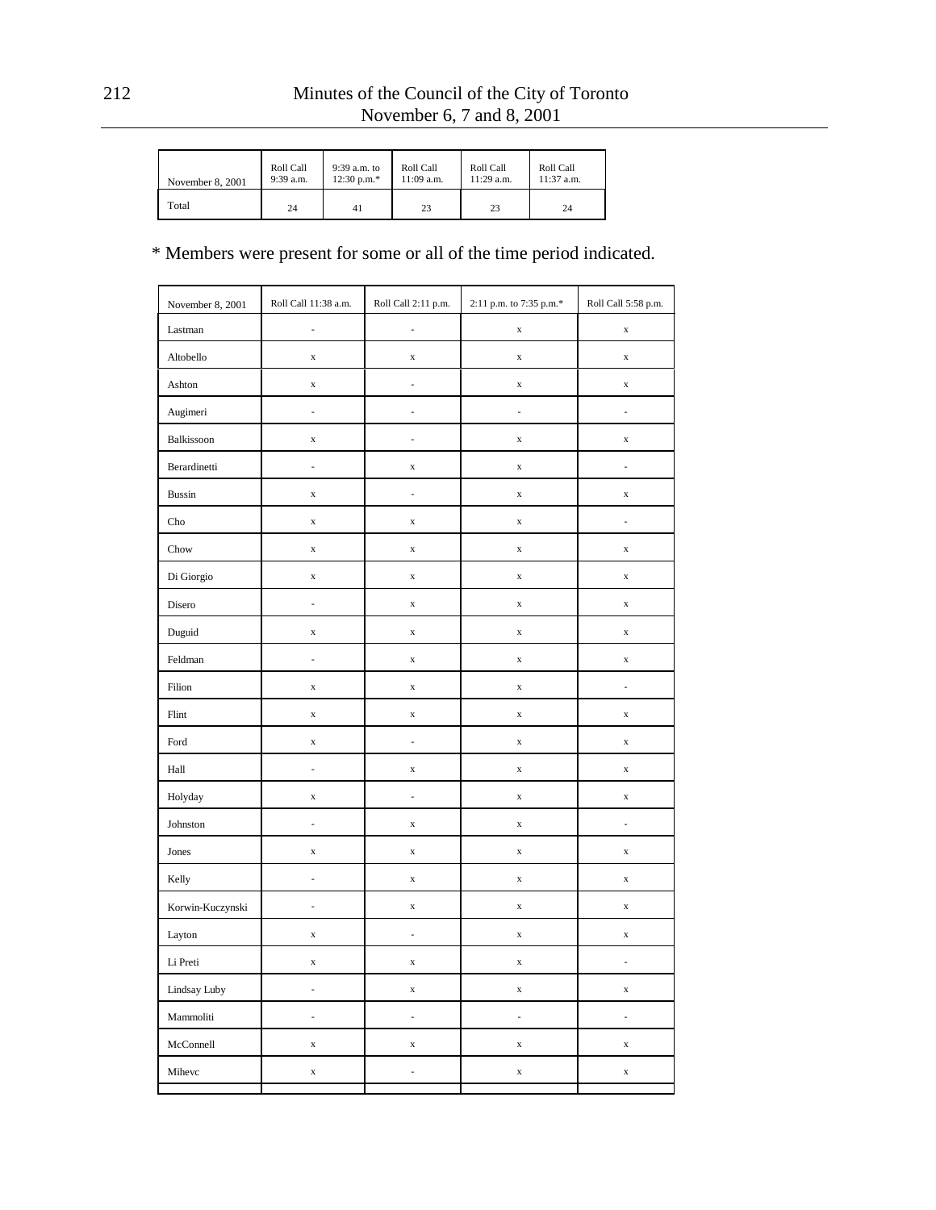| November 8, 2001 | Roll Call 9:39 a.m. | 9:39 a.m. to 12:30 p.m.* | Roll Call 11:09 a.m. | Roll Call 11:29 a.m. | Roll Call 11:37 a.m. |
|---|---|---|---|---|---|
| Total | 24 | 41 | 23 | 23 | 24 |

\* Members were present for some or all of the time period indicated.

| November 8, 2001 | Roll Call 11:38 a.m. | Roll Call 2:11 p.m. | 2:11 p.m. to 7:35 p.m.* | Roll Call 5:58 p.m. |
|---|---|---|---|---|
| Lastman | - | - | x | x |
| Altobello | x | x | x | x |
| Ashton | x | - | x | x |
| Augimeri | - | - | - | - |
| Balkissoon | x | - | x | x |
| Berardinetti | - | x | x | - |
| Bussin | x | - | x | x |
| Cho | x | x | x | - |
| Chow | x | x | x | x |
| Di Giorgio | x | x | x | x |
| Disero | - | x | x | x |
| Duguid | x | x | x | x |
| Feldman | - | x | x | x |
| Filion | x | x | x | - |
| Flint | x | x | x | x |
| Ford | x | - | x | x |
| Hall | - | x | x | x |
| Holyday | x | - | x | x |
| Johnston | - | x | x | - |
| Jones | x | x | x | x |
| Kelly | - | x | x | x |
| Korwin-Kuczynski | - | x | x | x |
| Layton | x | - | x | x |
| Li Preti | x | x | x | - |
| Lindsay Luby | - | x | x | x |
| Mammoliti | - | - | - | - |
| McConnell | x | x | x | x |
| Mihevc | x | - | x | x |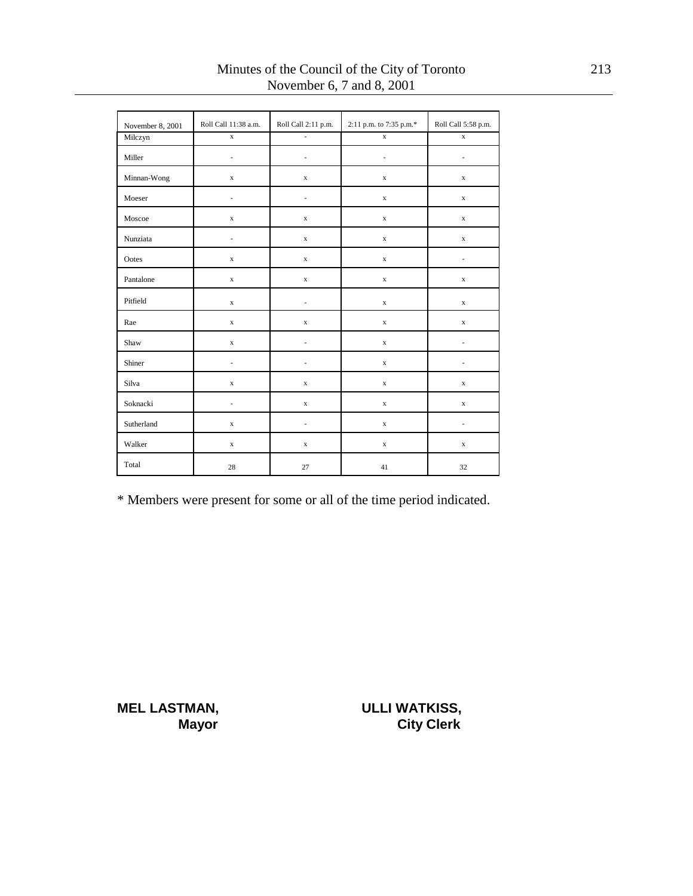| November 8, 2001 | Roll Call 11:38 a.m. | Roll Call 2:11 p.m. | 2:11 p.m. to 7:35 p.m.* | Roll Call 5:58 p.m. |
|---|---|---|---|---|
| Milczyn | x | - | x | x |
| Miller | - | - | - | - |
| Minnan-Wong | x | x | x | x |
| Moeser | - | - | x | x |
| Moscoe | x | x | x | x |
| Nunziata | - | x | x | x |
| Ootes | x | x | x | - |
| Pantalone | x | x | x | x |
| Pitfield | x | - | x | x |
| Rae | x | x | x | x |
| Shaw | x | - | x | - |
| Shiner | - | - | x | - |
| Silva | x | x | x | x |
| Soknacki | - | x | x | x |
| Sutherland | x | - | x | - |
| Walker | x | x | x | x |
| Total | 28 | 27 | 41 | 32 |

* Members were present for some or all of the time period indicated.

**MEL LASTMAN,**
**Mayor**

**ULLI WATKISS,**
**City Clerk**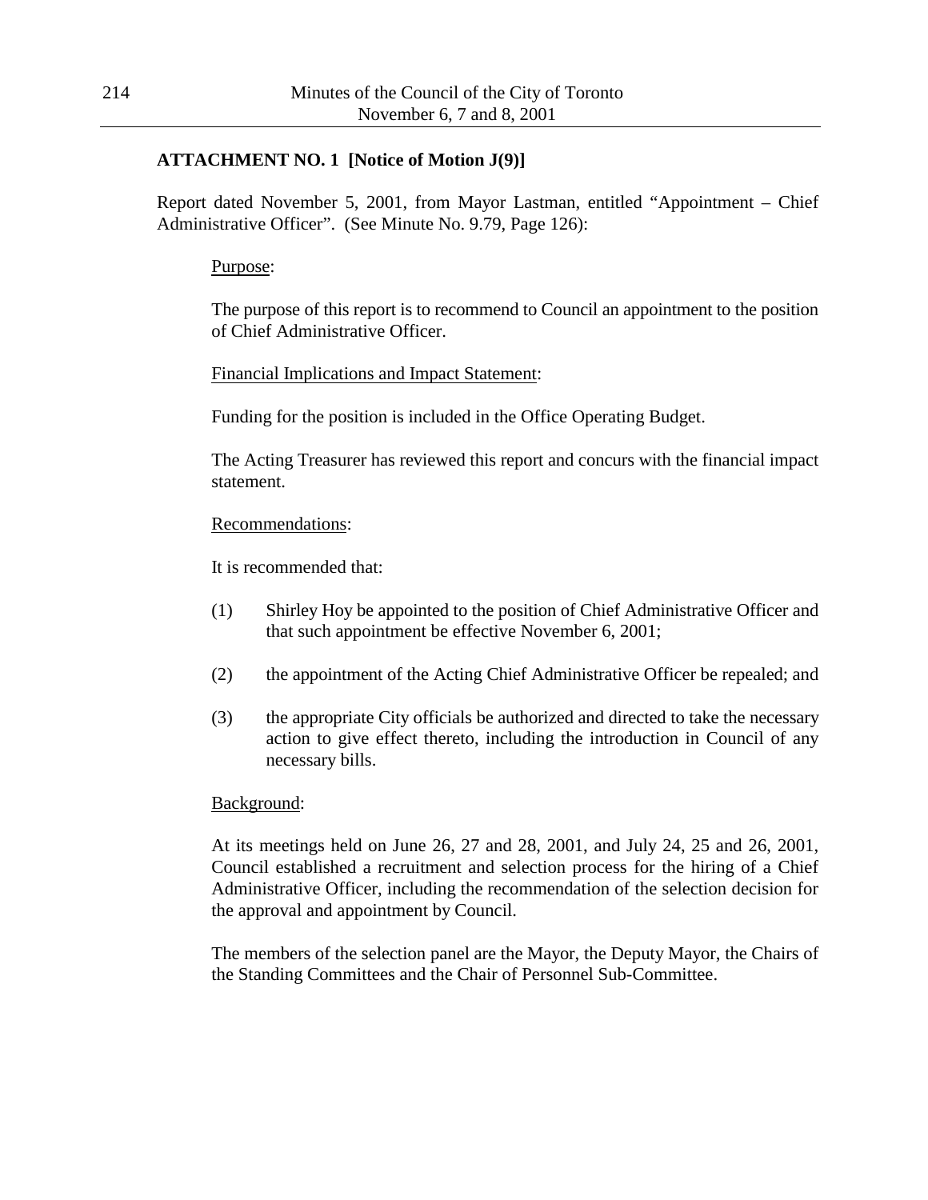**ATTACHMENT NO. 1 [Notice of Motion J(9)]**

Report dated November 5, 2001, from Mayor Lastman, entitled "Appointment – Chief Administrative Officer". (See Minute No. 9.79, Page 126):

Purpose:

The purpose of this report is to recommend to Council an appointment to the position of Chief Administrative Officer.

Financial Implications and Impact Statement:

Funding for the position is included in the Office Operating Budget.

The Acting Treasurer has reviewed this report and concurs with the financial impact statement.

Recommendations:

It is recommended that:

(1) Shirley Hoy be appointed to the position of Chief Administrative Officer and that such appointment be effective November 6, 2001;

(2) the appointment of the Acting Chief Administrative Officer be repealed; and

(3) the appropriate City officials be authorized and directed to take the necessary action to give effect thereto, including the introduction in Council of any necessary bills.

Background:

At its meetings held on June 26, 27 and 28, 2001, and July 24, 25 and 26, 2001, Council established a recruitment and selection process for the hiring of a Chief Administrative Officer, including the recommendation of the selection decision for the approval and appointment by Council.

The members of the selection panel are the Mayor, the Deputy Mayor, the Chairs of the Standing Committees and the Chair of Personnel Sub-Committee.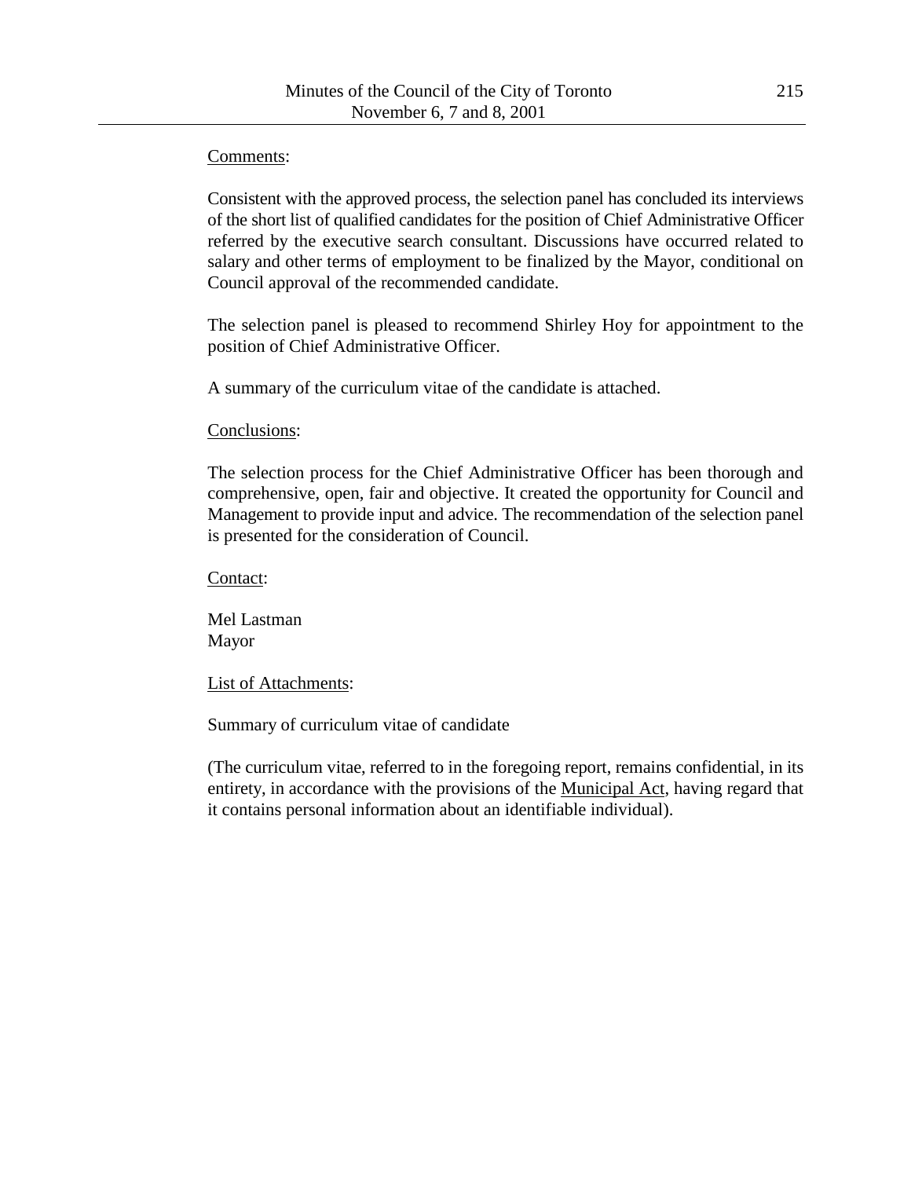Comments:

Consistent with the approved process, the selection panel has concluded its interviews of the short list of qualified candidates for the position of Chief Administrative Officer referred by the executive search consultant. Discussions have occurred related to salary and other terms of employment to be finalized by the Mayor, conditional on Council approval of the recommended candidate.

The selection panel is pleased to recommend Shirley Hoy for appointment to the position of Chief Administrative Officer.

A summary of the curriculum vitae of the candidate is attached.

Conclusions:

The selection process for the Chief Administrative Officer has been thorough and comprehensive, open, fair and objective. It created the opportunity for Council and Management to provide input and advice. The recommendation of the selection panel is presented for the consideration of Council.

Contact:

Mel Lastman
Mayor

List of Attachments:

Summary of curriculum vitae of candidate

(The curriculum vitae, referred to in the foregoing report, remains confidential, in its entirety, in accordance with the provisions of the Municipal Act, having regard that it contains personal information about an identifiable individual).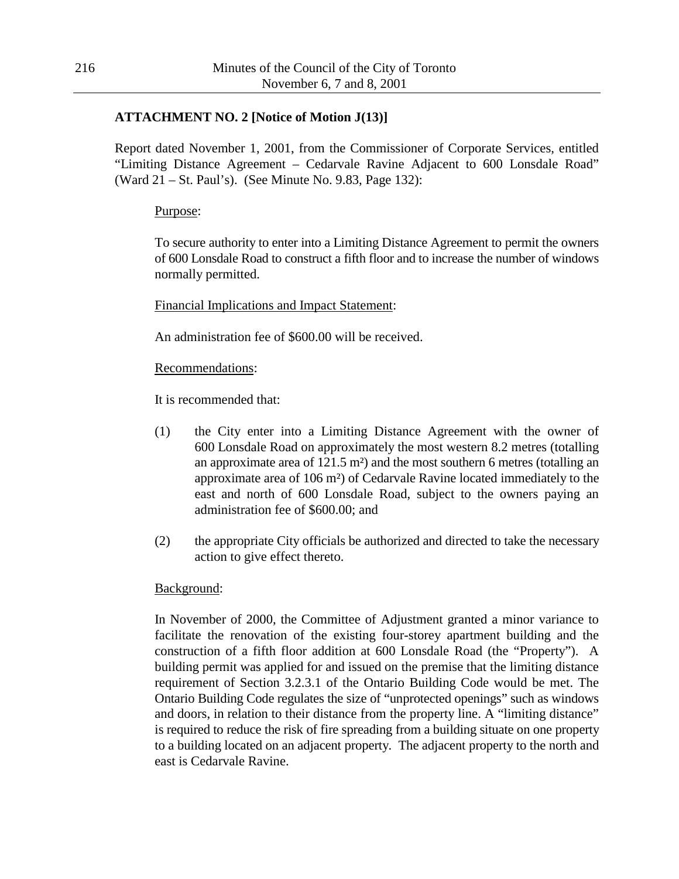**ATTACHMENT NO. 2 [Notice of Motion J(13)]**

Report dated November 1, 2001, from the Commissioner of Corporate Services, entitled "Limiting Distance Agreement – Cedarvale Ravine Adjacent to 600 Lonsdale Road" (Ward 21 – St. Paul's). (See Minute No. 9.83, Page 132):

<u>Purpose</u>:

To secure authority to enter into a Limiting Distance Agreement to permit the owners of 600 Lonsdale Road to construct a fifth floor and to increase the number of windows normally permitted.

<u>Financial Implications and Impact Statement</u>:

An administration fee of $600.00 will be received.

<u>Recommendations</u>:

It is recommended that:

(1) the City enter into a Limiting Distance Agreement with the owner of 600 Lonsdale Road on approximately the most western 8.2 metres (totalling an approximate area of 121.5 m²) and the most southern 6 metres (totalling an approximate area of 106 m²) of Cedarvale Ravine located immediately to the east and north of 600 Lonsdale Road, subject to the owners paying an administration fee of $600.00; and

(2) the appropriate City officials be authorized and directed to take the necessary action to give effect thereto.

<u>Background</u>:

In November of 2000, the Committee of Adjustment granted a minor variance to facilitate the renovation of the existing four-storey apartment building and the construction of a fifth floor addition at 600 Lonsdale Road (the "Property"). A building permit was applied for and issued on the premise that the limiting distance requirement of Section 3.2.3.1 of the Ontario Building Code would be met. The Ontario Building Code regulates the size of "unprotected openings" such as windows and doors, in relation to their distance from the property line. A "limiting distance" is required to reduce the risk of fire spreading from a building situate on one property to a building located on an adjacent property. The adjacent property to the north and east is Cedarvale Ravine.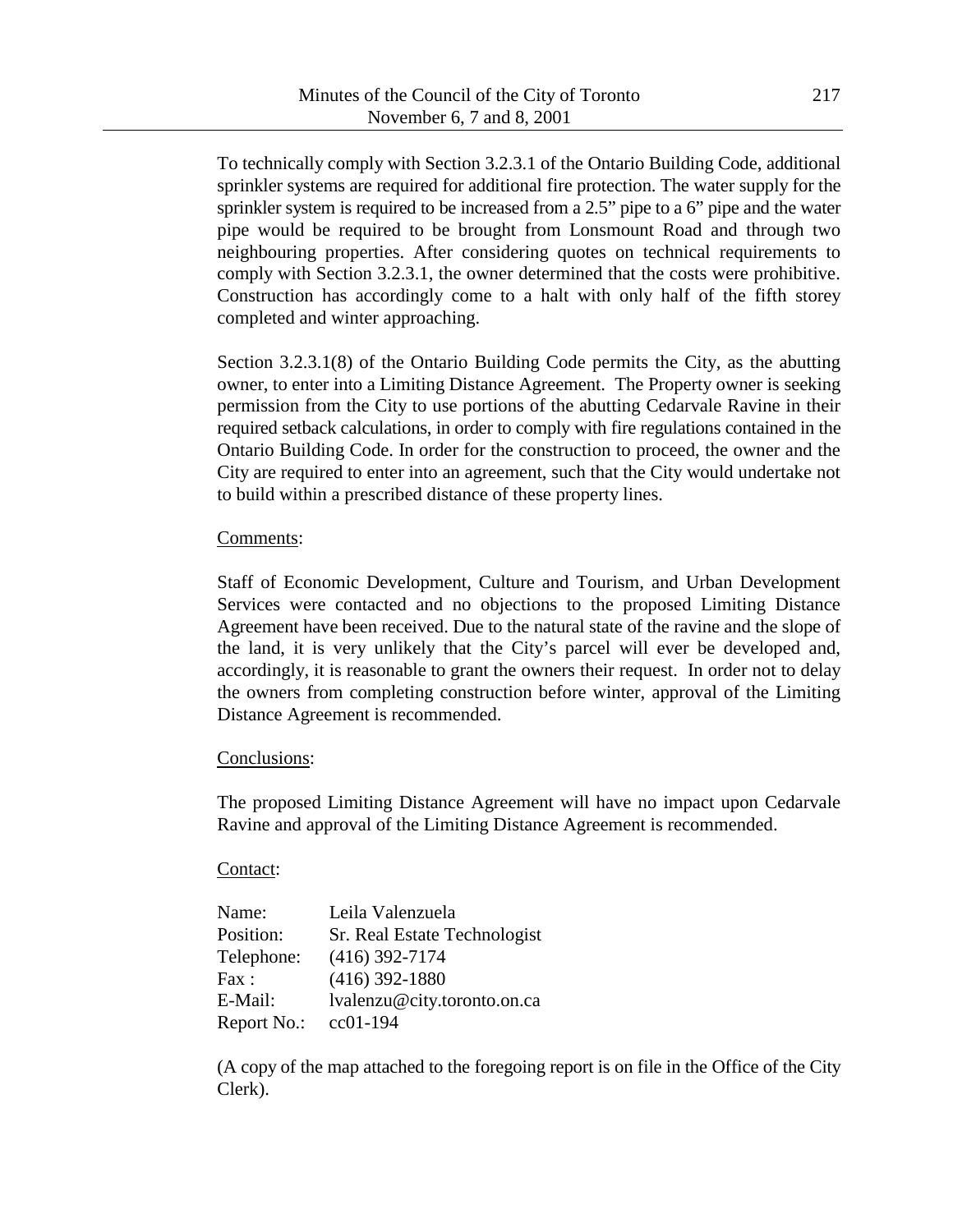To technically comply with Section 3.2.3.1 of the Ontario Building Code, additional sprinkler systems are required for additional fire protection. The water supply for the sprinkler system is required to be increased from a 2.5" pipe to a 6" pipe and the water pipe would be required to be brought from Lonsmount Road and through two neighbouring properties. After considering quotes on technical requirements to comply with Section 3.2.3.1, the owner determined that the costs were prohibitive. Construction has accordingly come to a halt with only half of the fifth storey completed and winter approaching.

Section 3.2.3.1(8) of the Ontario Building Code permits the City, as the abutting owner, to enter into a Limiting Distance Agreement. The Property owner is seeking permission from the City to use portions of the abutting Cedarvale Ravine in their required setback calculations, in order to comply with fire regulations contained in the Ontario Building Code. In order for the construction to proceed, the owner and the City are required to enter into an agreement, such that the City would undertake not to build within a prescribed distance of these property lines.

Comments:

Staff of Economic Development, Culture and Tourism, and Urban Development Services were contacted and no objections to the proposed Limiting Distance Agreement have been received. Due to the natural state of the ravine and the slope of the land, it is very unlikely that the City's parcel will ever be developed and, accordingly, it is reasonable to grant the owners their request. In order not to delay the owners from completing construction before winter, approval of the Limiting Distance Agreement is recommended.

Conclusions:

The proposed Limiting Distance Agreement will have no impact upon Cedarvale Ravine and approval of the Limiting Distance Agreement is recommended.

Contact:

Name: Leila Valenzuela
Position: Sr. Real Estate Technologist
Telephone: (416) 392-7174
Fax : (416) 392-1880
E-Mail: lvalenzu@city.toronto.on.ca
Report No.: cc01-194

(A copy of the map attached to the foregoing report is on file in the Office of the City Clerk).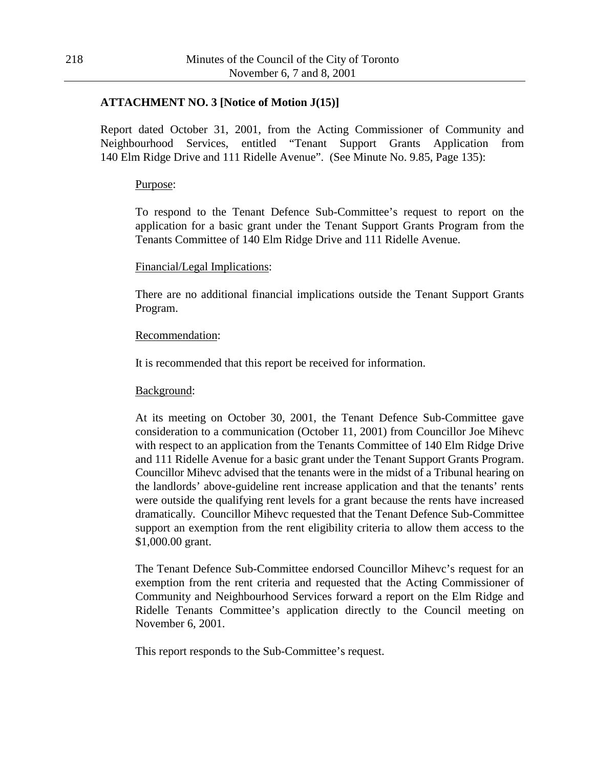**ATTACHMENT NO. 3 [Notice of Motion J(15)]**

Report dated October 31, 2001, from the Acting Commissioner of Community and Neighbourhood Services, entitled "Tenant Support Grants Application from 140 Elm Ridge Drive and 111 Ridelle Avenue". (See Minute No. 9.85, Page 135):

Purpose:

To respond to the Tenant Defence Sub-Committee's request to report on the application for a basic grant under the Tenant Support Grants Program from the Tenants Committee of 140 Elm Ridge Drive and 111 Ridelle Avenue.

Financial/Legal Implications:

There are no additional financial implications outside the Tenant Support Grants Program.

Recommendation:

It is recommended that this report be received for information.

Background:

At its meeting on October 30, 2001, the Tenant Defence Sub-Committee gave consideration to a communication (October 11, 2001) from Councillor Joe Mihevc with respect to an application from the Tenants Committee of 140 Elm Ridge Drive and 111 Ridelle Avenue for a basic grant under the Tenant Support Grants Program. Councillor Mihevc advised that the tenants were in the midst of a Tribunal hearing on the landlords' above-guideline rent increase application and that the tenants' rents were outside the qualifying rent levels for a grant because the rents have increased dramatically. Councillor Mihevc requested that the Tenant Defence Sub-Committee support an exemption from the rent eligibility criteria to allow them access to the $1,000.00 grant.

The Tenant Defence Sub-Committee endorsed Councillor Mihevc's request for an exemption from the rent criteria and requested that the Acting Commissioner of Community and Neighbourhood Services forward a report on the Elm Ridge and Ridelle Tenants Committee's application directly to the Council meeting on November 6, 2001.

This report responds to the Sub-Committee's request.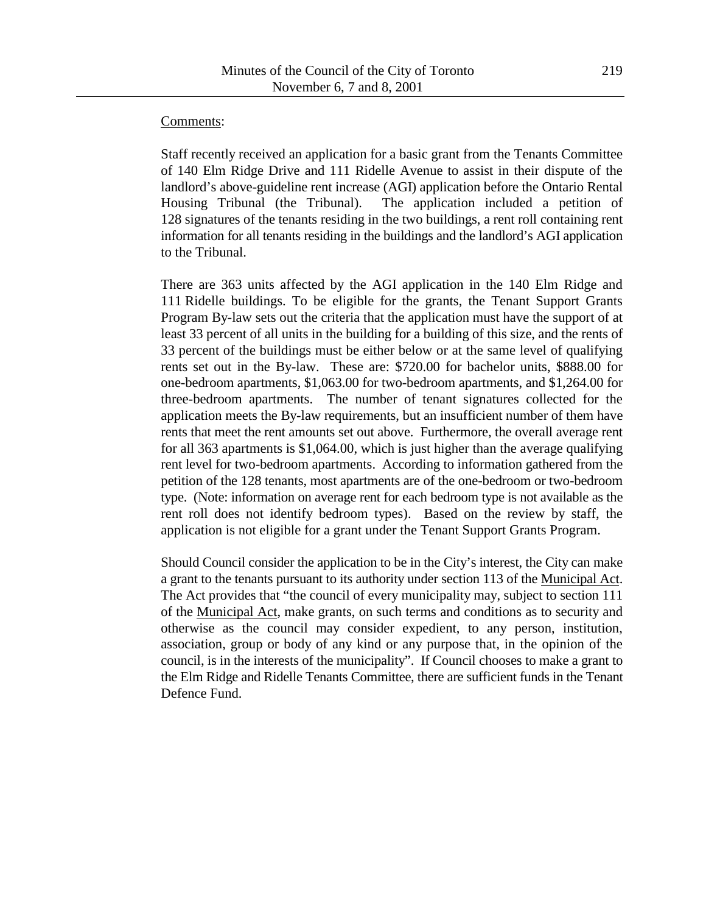Comments:

Staff recently received an application for a basic grant from the Tenants Committee of 140 Elm Ridge Drive and 111 Ridelle Avenue to assist in their dispute of the landlord's above-guideline rent increase (AGI) application before the Ontario Rental Housing Tribunal (the Tribunal). The application included a petition of 128 signatures of the tenants residing in the two buildings, a rent roll containing rent information for all tenants residing in the buildings and the landlord's AGI application to the Tribunal.

There are 363 units affected by the AGI application in the 140 Elm Ridge and 111 Ridelle buildings. To be eligible for the grants, the Tenant Support Grants Program By-law sets out the criteria that the application must have the support of at least 33 percent of all units in the building for a building of this size, and the rents of 33 percent of the buildings must be either below or at the same level of qualifying rents set out in the By-law. These are: $720.00 for bachelor units, $888.00 for one-bedroom apartments, $1,063.00 for two-bedroom apartments, and $1,264.00 for three-bedroom apartments. The number of tenant signatures collected for the application meets the By-law requirements, but an insufficient number of them have rents that meet the rent amounts set out above. Furthermore, the overall average rent for all 363 apartments is $1,064.00, which is just higher than the average qualifying rent level for two-bedroom apartments. According to information gathered from the petition of the 128 tenants, most apartments are of the one-bedroom or two-bedroom type. (Note: information on average rent for each bedroom type is not available as the rent roll does not identify bedroom types). Based on the review by staff, the application is not eligible for a grant under the Tenant Support Grants Program.

Should Council consider the application to be in the City's interest, the City can make a grant to the tenants pursuant to its authority under section 113 of the Municipal Act. The Act provides that "the council of every municipality may, subject to section 111 of the Municipal Act, make grants, on such terms and conditions as to security and otherwise as the council may consider expedient, to any person, institution, association, group or body of any kind or any purpose that, in the opinion of the council, is in the interests of the municipality". If Council chooses to make a grant to the Elm Ridge and Ridelle Tenants Committee, there are sufficient funds in the Tenant Defence Fund.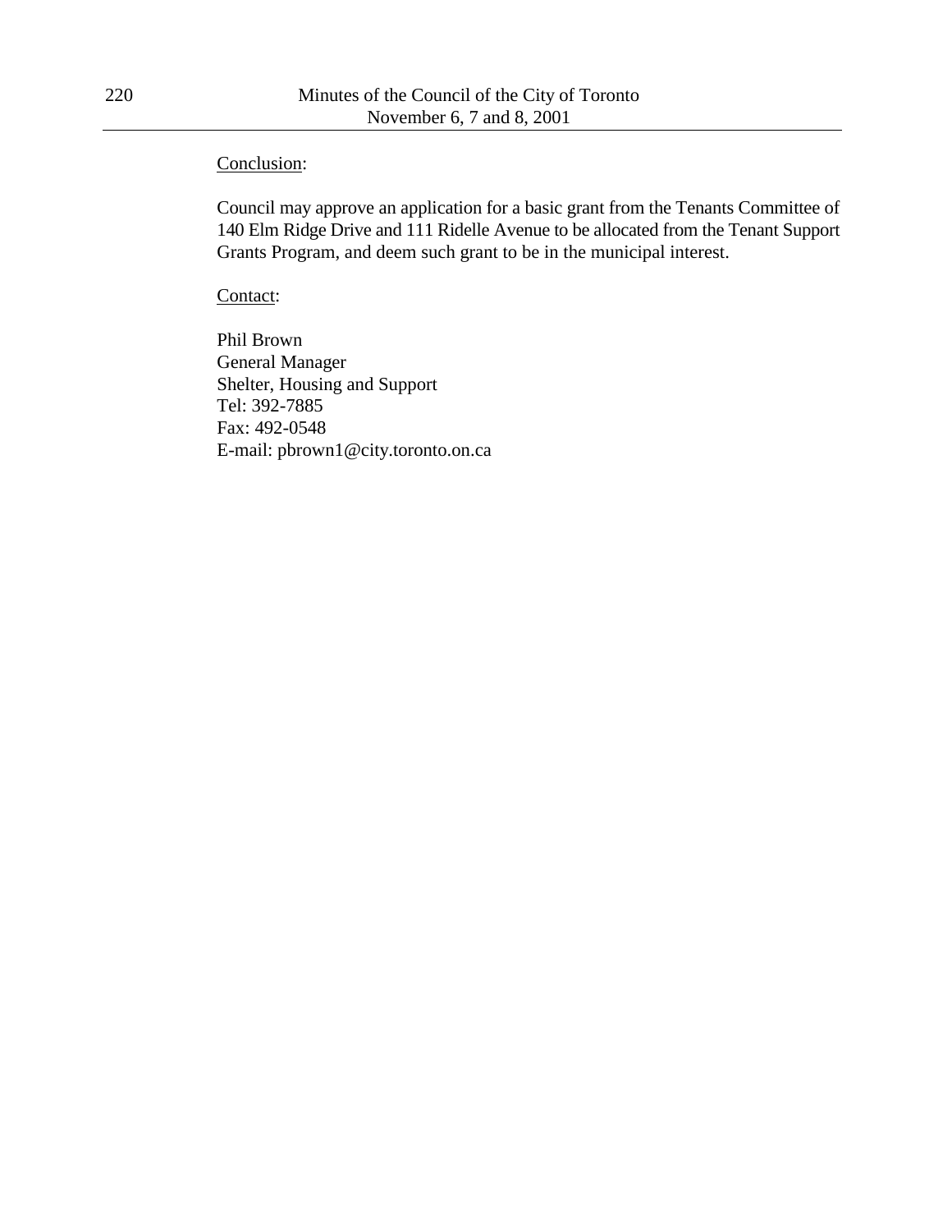Conclusion:

Council may approve an application for a basic grant from the Tenants Committee of 140 Elm Ridge Drive and 111 Ridelle Avenue to be allocated from the Tenant Support Grants Program, and deem such grant to be in the municipal interest.

Contact:

Phil Brown
General Manager
Shelter, Housing and Support
Tel: 392-7885
Fax: 492-0548
E-mail: pbrown1@city.toronto.on.ca